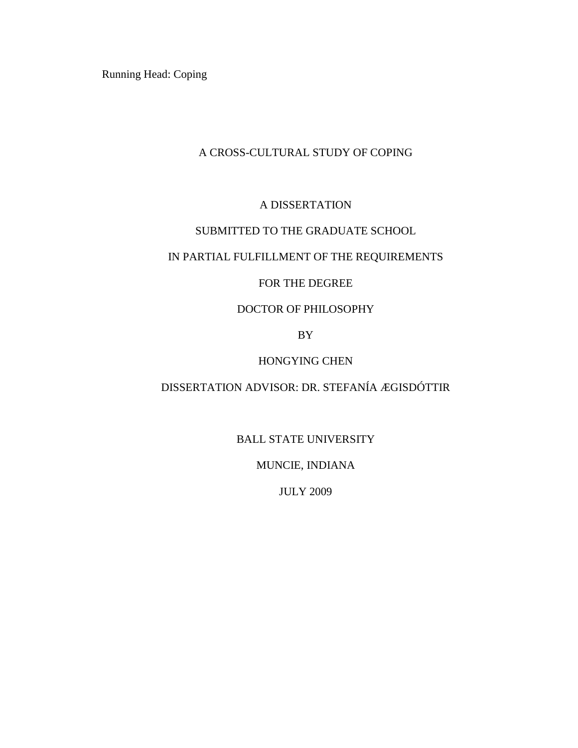# A CROSS-CULTURAL STUDY OF COPING

A DISSERTATION

SUBMITTED TO THE GRADUATE SCHOOL

IN PARTIAL FULFILLMENT OF THE REQUIREMENTS

FOR THE DEGREE

DOCTOR OF PHILOSOPHY

BY

HONGYING CHEN

DISSERTATION ADVISOR: DR. STEFANÍA ÆGISDÓTTIR

BALL STATE UNIVERSITY

MUNCIE, INDIANA

JULY 2009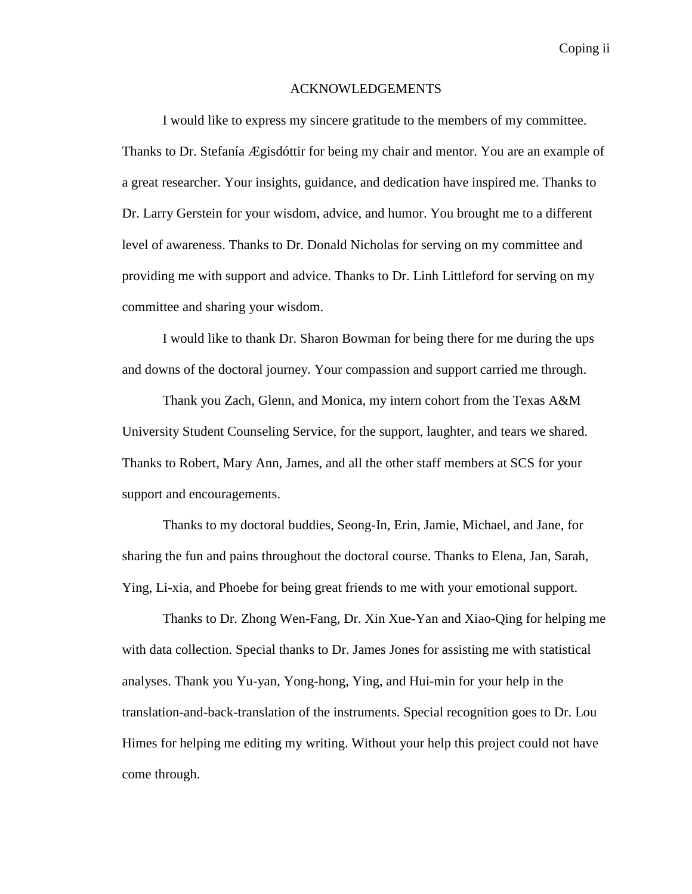# ACKNOWLEDGEMENTS

I would like to express my sincere gratitude to the members of my committee. Thanks to Dr. Stefanía Ægisdóttir for being my chair and mentor. You are an example of a great researcher. Your insights, guidance, and dedication have inspired me. Thanks to Dr. Larry Gerstein for your wisdom, advice, and humor. You brought me to a different level of awareness. Thanks to Dr. Donald Nicholas for serving on my committee and providing me with support and advice. Thanks to Dr. Linh Littleford for serving on my committee and sharing your wisdom.

I would like to thank Dr. Sharon Bowman for being there for me during the ups and downs of the doctoral journey. Your compassion and support carried me through.

Thank you Zach, Glenn, and Monica, my intern cohort from the Texas A&M University Student Counseling Service, for the support, laughter, and tears we shared. Thanks to Robert, Mary Ann, James, and all the other staff members at SCS for your support and encouragements.

Thanks to my doctoral buddies, Seong-In, Erin, Jamie, Michael, and Jane, for sharing the fun and pains throughout the doctoral course. Thanks to Elena, Jan, Sarah, Ying, Li-xia, and Phoebe for being great friends to me with your emotional support.

Thanks to Dr. Zhong Wen-Fang, Dr. Xin Xue-Yan and Xiao-Qing for helping me with data collection. Special thanks to Dr. James Jones for assisting me with statistical analyses. Thank you Yu-yan, Yong-hong, Ying, and Hui-min for your help in the translation-and-back-translation of the instruments. Special recognition goes to Dr. Lou Himes for helping me editing my writing. Without your help this project could not have come through.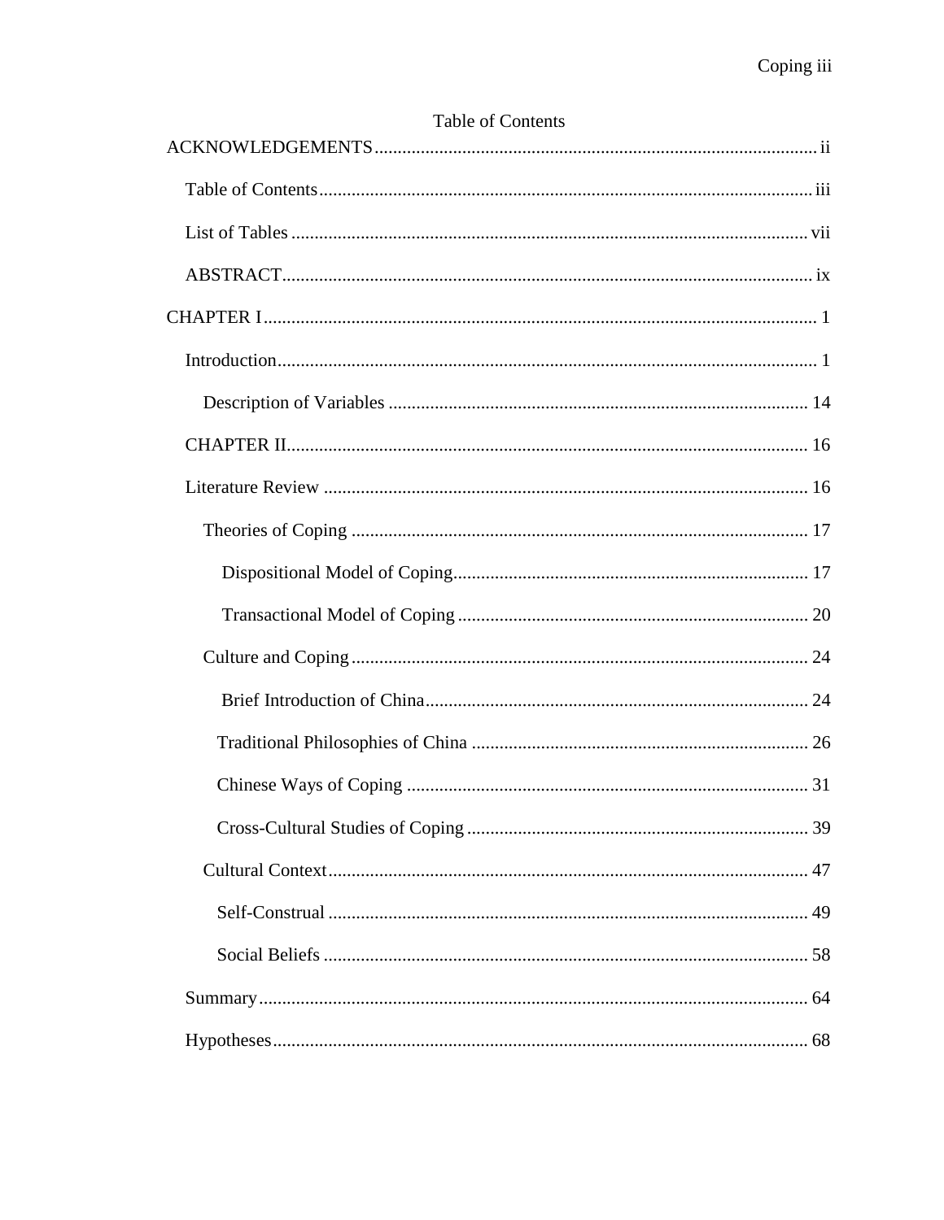Table of Contents

ACKNOWLEDGEMENTS ii

- Table of Contents iii
- List of Tables vii
- ABSTRACT ix

CHAPTER I 1

- Introduction 1
  - Description of Variables 14
- CHAPTER II 16
- Literature Review 16
  - Theories of Coping 17
    - Dispositional Model of Coping 17
    - Transactional Model of Coping 20
  - Culture and Coping 24
    - Brief Introduction of China 24
    - Traditional Philosophies of China 26
    - Chinese Ways of Coping 31
    - Cross-Cultural Studies of Coping 39
  - Cultural Context 47
    - Self-Construal 49
    - Social Beliefs 58
- Summary 64
- Hypotheses 68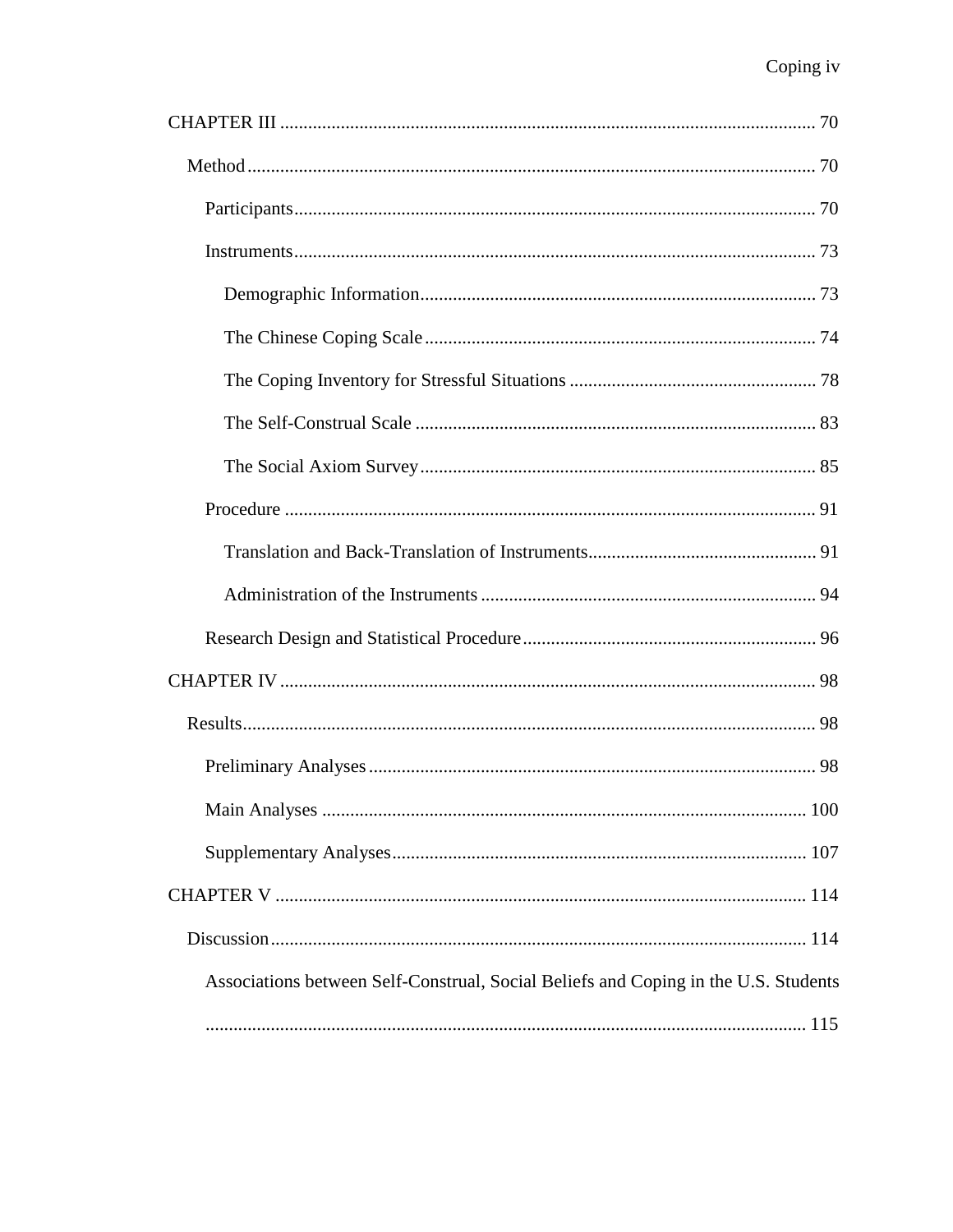CHAPTER III ........................................................................................................ 70

Method ............................................................................................................ 70

Participants ..................................................................................................... 70

Instruments ..................................................................................................... 73

Demographic Information ................................................................................ 73

The Chinese Coping Scale ............................................................................... 74

The Coping Inventory for Stressful Situations .................................................. 78

The Self-Construal Scale .................................................................................. 83

The Social Axiom Survey .................................................................................. 85

Procedure ......................................................................................................... 91

Translation and Back-Translation of Instruments .............................................. 91

Administration of the Instruments .................................................................... 94

Research Design and Statistical Procedure ....................................................... 96

CHAPTER IV ........................................................................................................ 98

Results .............................................................................................................. 98

Preliminary Analyses ........................................................................................ 98

Main Analyses ................................................................................................. 100

Supplementary Analyses ................................................................................. 107

CHAPTER V ....................................................................................................... 114

Discussion ........................................................................................................ 114

Associations between Self-Construal, Social Beliefs and Coping in the U.S. Students ........................................................................................................................ 115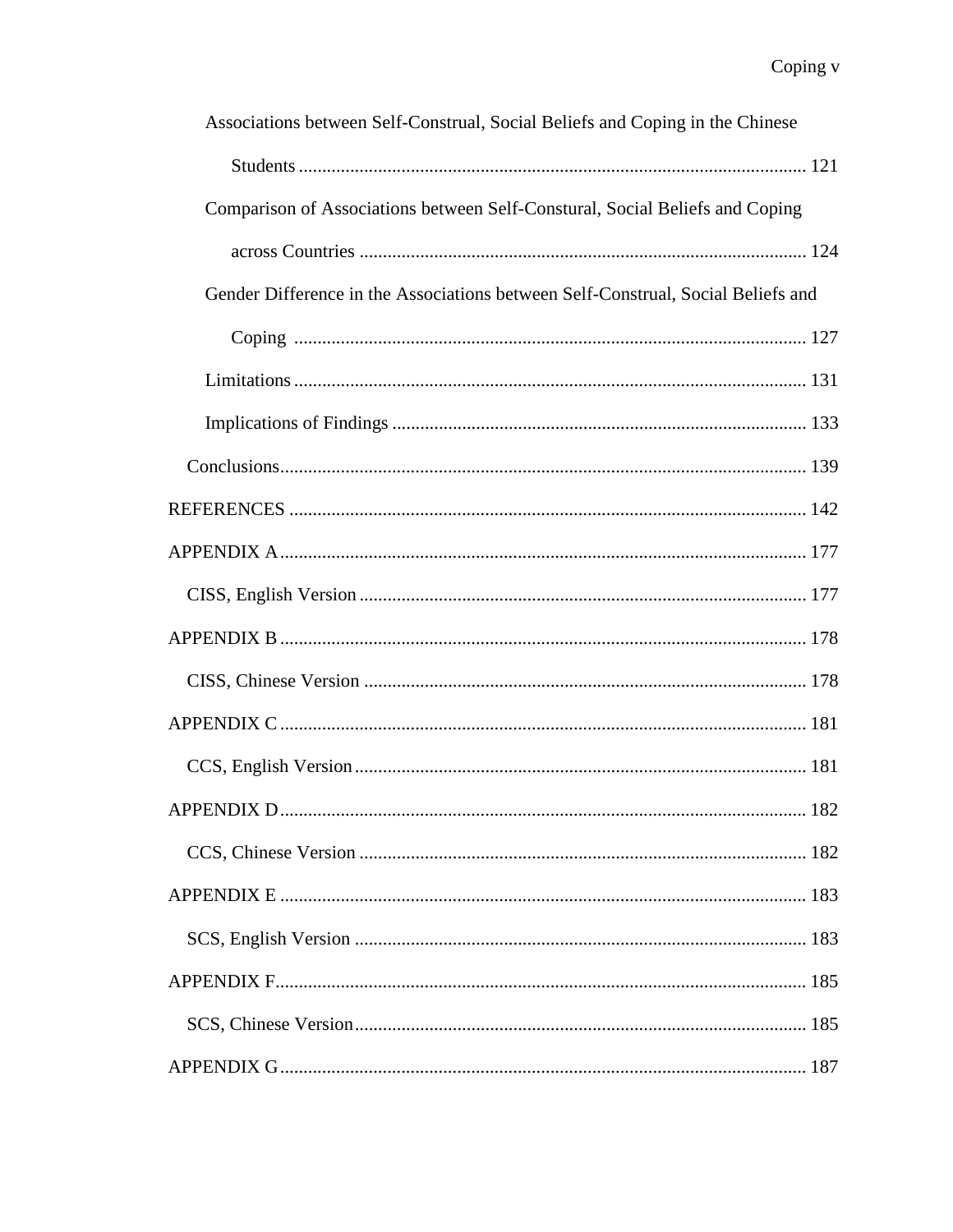Associations between Self-Construal, Social Beliefs and Coping in the Chinese Students ........................................................................................................ 121

Comparison of Associations between Self-Constural, Social Beliefs and Coping across Countries ............................................................................................... 124

Gender Difference in the Associations between Self-Construal, Social Beliefs and Coping ............................................................................................................ 127

Limitations ............................................................................................................ 131

Implications of Findings ....................................................................................... 133

Conclusions................................................................................................................ 139

REFERENCES ............................................................................................................ 142

APPENDIX A ............................................................................................................... 177

CISS, English Version ............................................................................................... 177

APPENDIX B ............................................................................................................... 178

CISS, Chinese Version .............................................................................................. 178

APPENDIX C ............................................................................................................... 181

CCS, English Version ................................................................................................ 181

APPENDIX D ............................................................................................................... 182

CCS, Chinese Version ............................................................................................... 182

APPENDIX E ............................................................................................................... 183

SCS, English Version ................................................................................................ 183

APPENDIX F................................................................................................................ 185

SCS, Chinese Version................................................................................................ 185

APPENDIX G ............................................................................................................... 187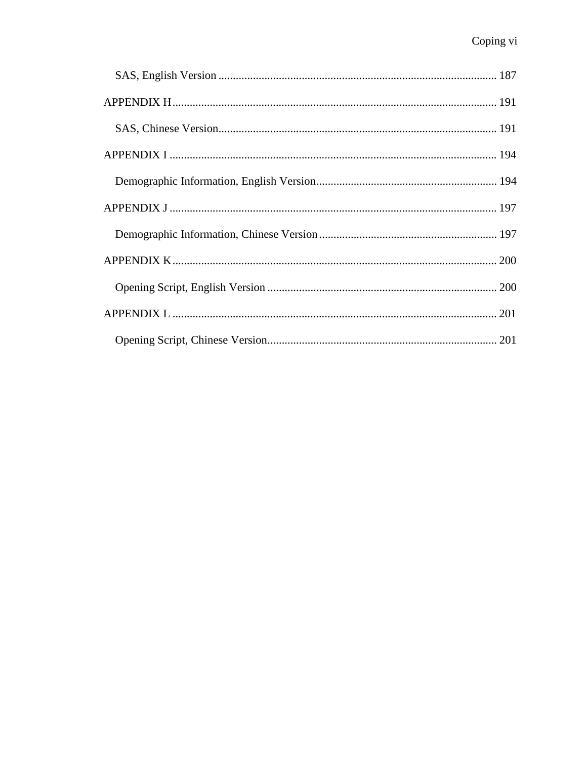SAS, English Version ................................................................................................ 187

APPENDIX H................................................................................................................ 191

SAS, Chinese Version................................................................................................ 191

APPENDIX I ................................................................................................................. 194

Demographic Information, English Version............................................................... 194

APPENDIX J ................................................................................................................. 197

Demographic Information, Chinese Version.............................................................. 197

APPENDIX K................................................................................................................ 200

Opening Script, English Version ................................................................................ 200

APPENDIX L ................................................................................................................ 201

Opening Script, Chinese Version................................................................................ 201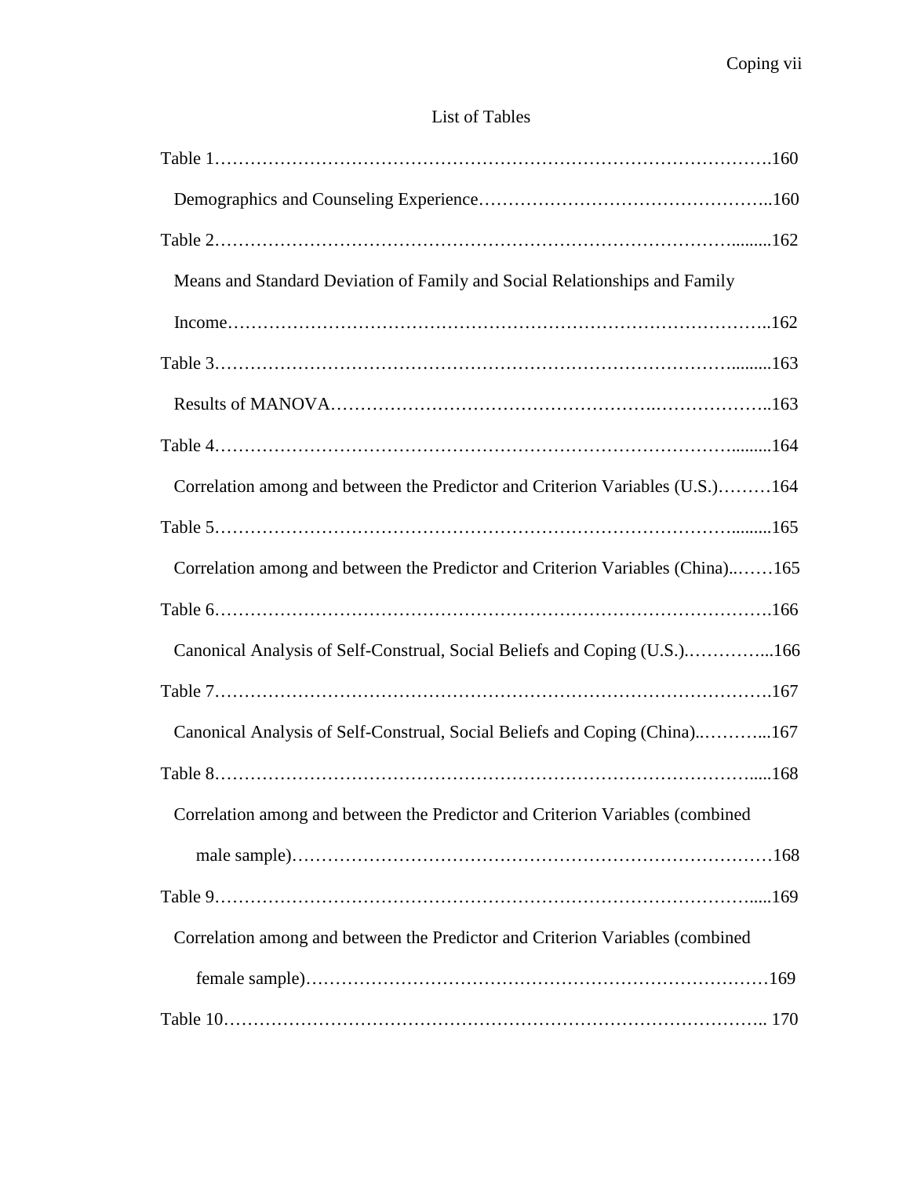# List of Tables

Table 1……………………………………………………………………………….160

Demographics and Counseling Experience………………………………………..160

Table 2…………………………………………………………………………..........162

Means and Standard Deviation of Family and Social Relationships and Family Income……………………………………………………………………………..162

Table 3…………………………………………………………………………..........163

Results of MANOVA……………………………………………….………………..163

Table 4…………………………………………………………………………..........164

Correlation among and between the Predictor and Criterion Variables (U.S.)………164

Table 5…………………………………………………………………………..........165

Correlation among and between the Predictor and Criterion Variables (China)..……165

Table 6……………………………………………………………………………….166

Canonical Analysis of Self-Construal, Social Beliefs and Coping (U.S.).…………...166

Table 7……………………………………………………………………………….167

Canonical Analysis of Self-Construal, Social Beliefs and Coping (China)..………...167

Table 8……………………………………………………………………………......168

Correlation among and between the Predictor and Criterion Variables (combined male sample)……………………………………………………………………168

Table 9…………………………………………………………………………….......169

Correlation among and between the Predictor and Criterion Variables (combined female sample)…………………………………………………………………169

Table 10…………………………………………………………………………….. 170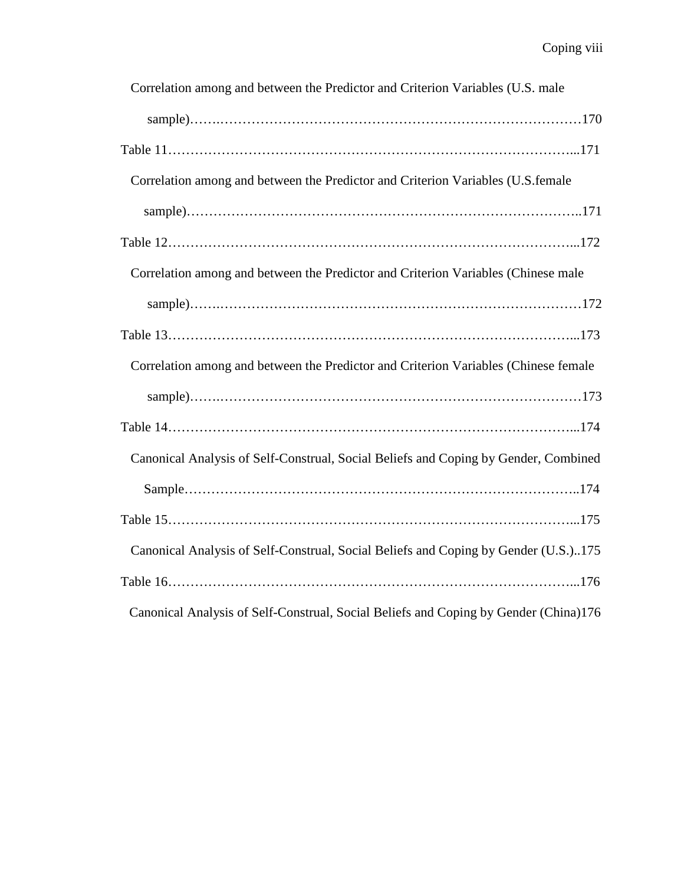Correlation among and between the Predictor and Criterion Variables (U.S. male sample)…….………………………………………………………………………170

Table 11……………………………………………………………………………...171

Correlation among and between the Predictor and Criterion Variables (U.S.female sample)…………………………………………………………………………..171

Table 12……………………………………………………………………………...172

Correlation among and between the Predictor and Criterion Variables (Chinese male sample)…….………………………………………………………………………172

Table 13……………………………………………………………………………...173

Correlation among and between the Predictor and Criterion Variables (Chinese female sample)…….………………………………………………………………………173

Table 14……………………………………………………………………………...174

Canonical Analysis of Self-Construal, Social Beliefs and Coping by Gender, Combined Sample…………………………………………………………………………..174

Table 15……………………………………………………………………………...175

Canonical Analysis of Self-Construal, Social Beliefs and Coping by Gender (U.S.)..175

Table 16……………………………………………………………………………...176

Canonical Analysis of Self-Construal, Social Beliefs and Coping by Gender (China)176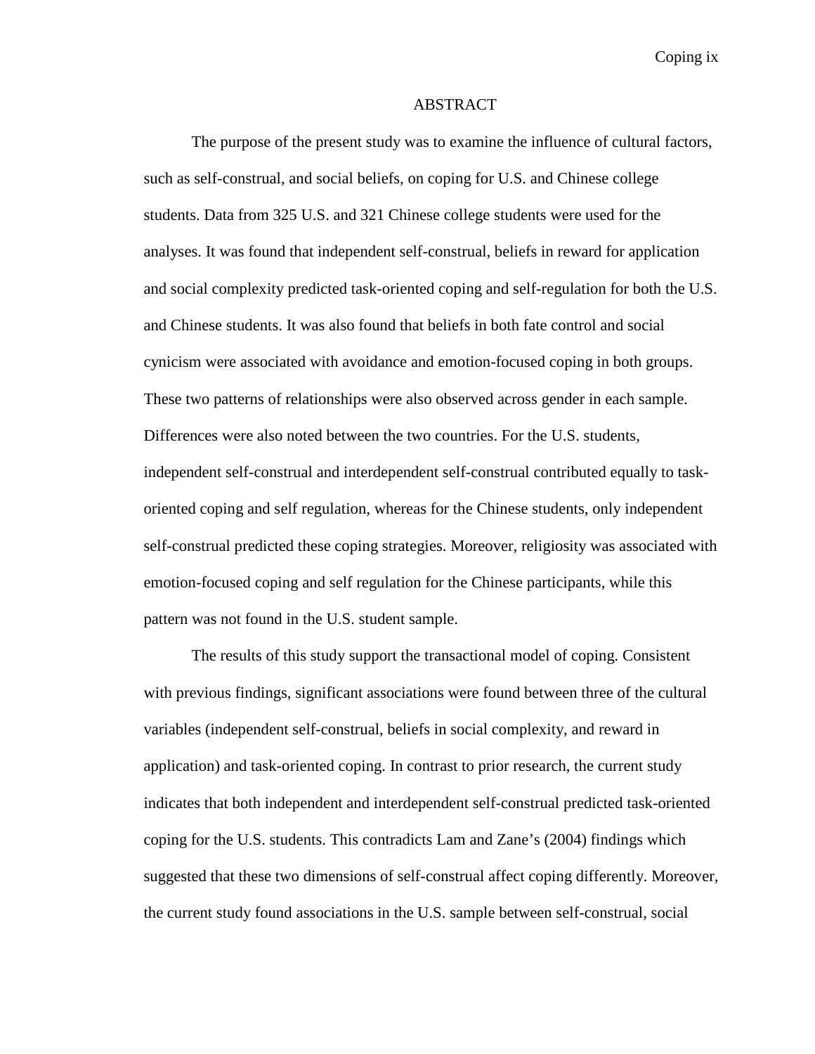# ABSTRACT

The purpose of the present study was to examine the influence of cultural factors, such as self-construal, and social beliefs, on coping for U.S. and Chinese college students. Data from 325 U.S. and 321 Chinese college students were used for the analyses. It was found that independent self-construal, beliefs in reward for application and social complexity predicted task-oriented coping and self-regulation for both the U.S. and Chinese students. It was also found that beliefs in both fate control and social cynicism were associated with avoidance and emotion-focused coping in both groups. These two patterns of relationships were also observed across gender in each sample. Differences were also noted between the two countries. For the U.S. students, independent self-construal and interdependent self-construal contributed equally to task-oriented coping and self regulation, whereas for the Chinese students, only independent self-construal predicted these coping strategies. Moreover, religiosity was associated with emotion-focused coping and self regulation for the Chinese participants, while this pattern was not found in the U.S. student sample.

The results of this study support the transactional model of coping. Consistent with previous findings, significant associations were found between three of the cultural variables (independent self-construal, beliefs in social complexity, and reward in application) and task-oriented coping. In contrast to prior research, the current study indicates that both independent and interdependent self-construal predicted task-oriented coping for the U.S. students. This contradicts Lam and Zane's (2004) findings which suggested that these two dimensions of self-construal affect coping differently. Moreover, the current study found associations in the U.S. sample between self-construal, social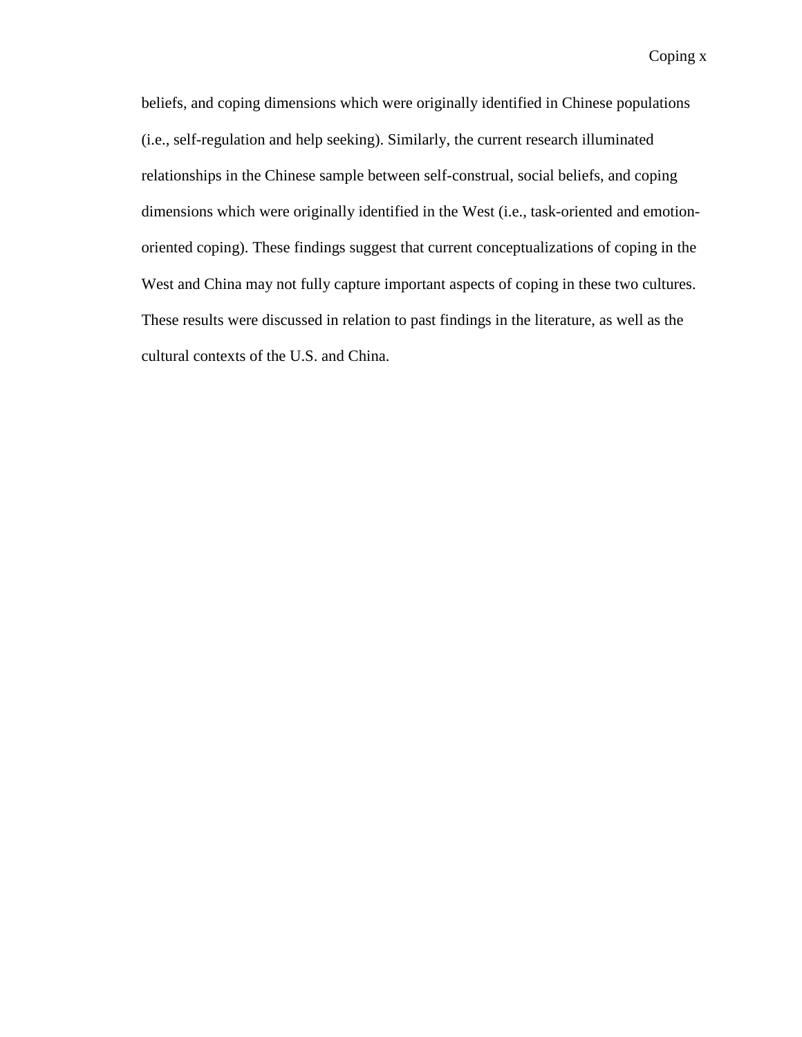beliefs, and coping dimensions which were originally identified in Chinese populations (i.e., self-regulation and help seeking). Similarly, the current research illuminated relationships in the Chinese sample between self-construal, social beliefs, and coping dimensions which were originally identified in the West (i.e., task-oriented and emotion-oriented coping). These findings suggest that current conceptualizations of coping in the West and China may not fully capture important aspects of coping in these two cultures. These results were discussed in relation to past findings in the literature, as well as the cultural contexts of the U.S. and China.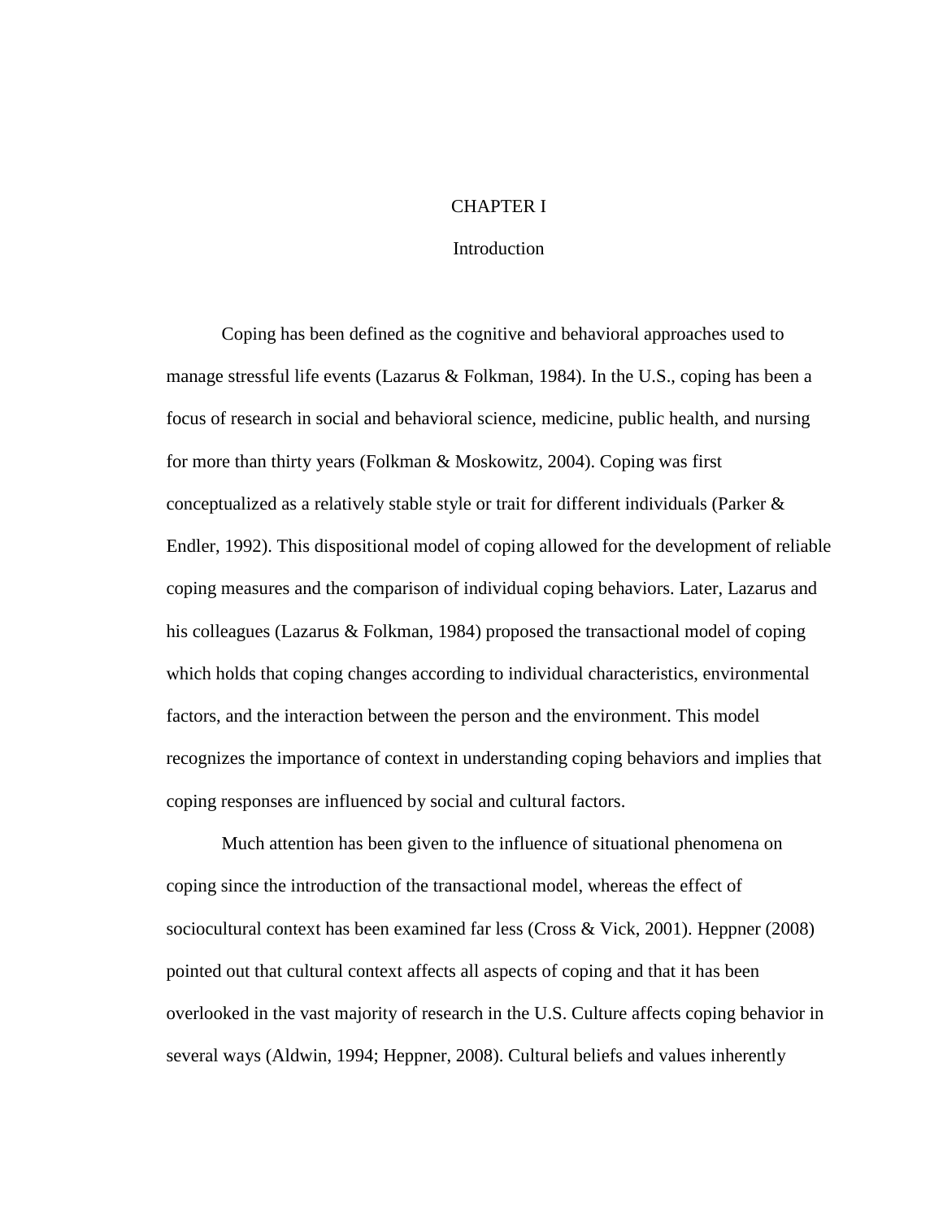# CHAPTER I

## Introduction

Coping has been defined as the cognitive and behavioral approaches used to manage stressful life events (Lazarus & Folkman, 1984). In the U.S., coping has been a focus of research in social and behavioral science, medicine, public health, and nursing for more than thirty years (Folkman & Moskowitz, 2004). Coping was first conceptualized as a relatively stable style or trait for different individuals (Parker & Endler, 1992). This dispositional model of coping allowed for the development of reliable coping measures and the comparison of individual coping behaviors. Later, Lazarus and his colleagues (Lazarus & Folkman, 1984) proposed the transactional model of coping which holds that coping changes according to individual characteristics, environmental factors, and the interaction between the person and the environment. This model recognizes the importance of context in understanding coping behaviors and implies that coping responses are influenced by social and cultural factors.

Much attention has been given to the influence of situational phenomena on coping since the introduction of the transactional model, whereas the effect of sociocultural context has been examined far less (Cross & Vick, 2001). Heppner (2008) pointed out that cultural context affects all aspects of coping and that it has been overlooked in the vast majority of research in the U.S. Culture affects coping behavior in several ways (Aldwin, 1994; Heppner, 2008). Cultural beliefs and values inherently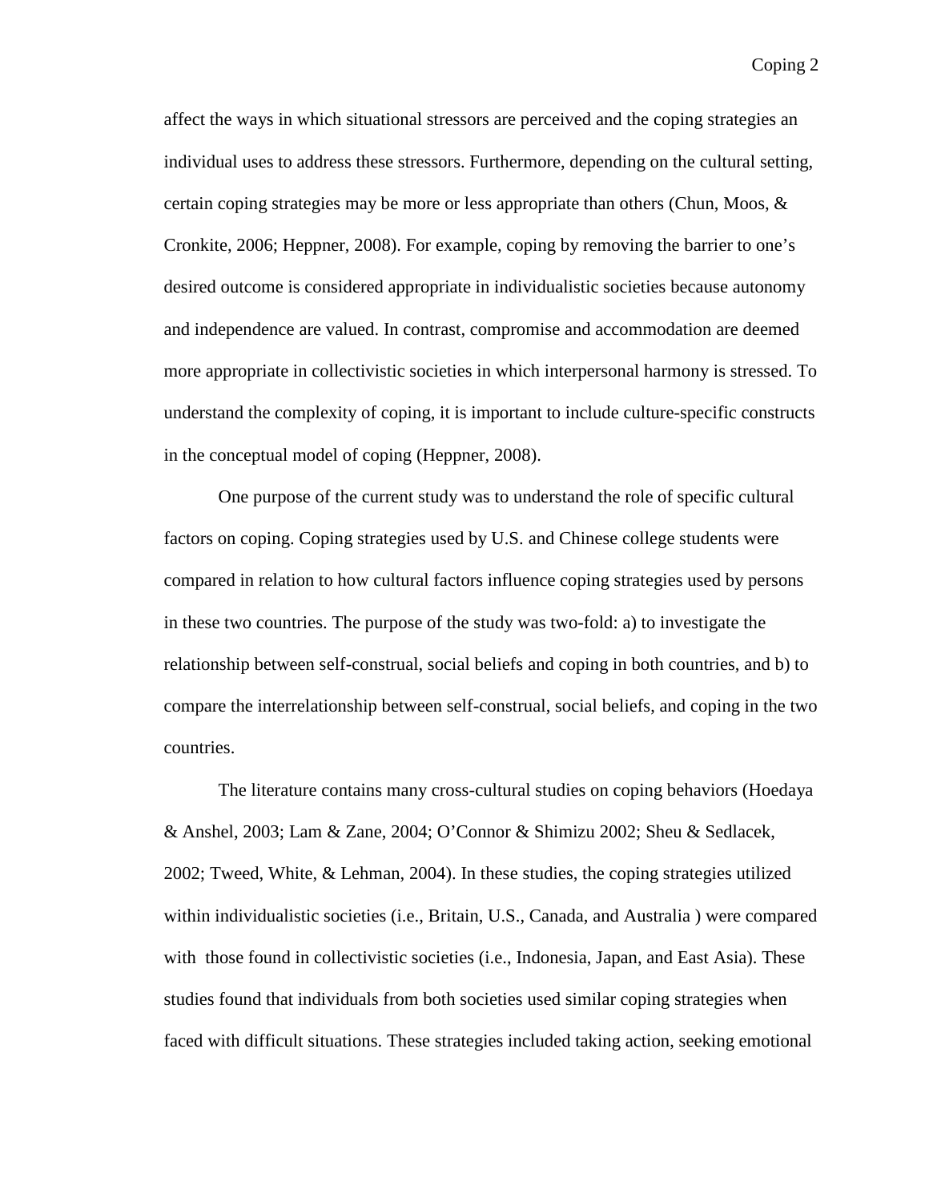affect the ways in which situational stressors are perceived and the coping strategies an individual uses to address these stressors. Furthermore, depending on the cultural setting, certain coping strategies may be more or less appropriate than others (Chun, Moos, & Cronkite, 2006; Heppner, 2008). For example, coping by removing the barrier to one's desired outcome is considered appropriate in individualistic societies because autonomy and independence are valued. In contrast, compromise and accommodation are deemed more appropriate in collectivistic societies in which interpersonal harmony is stressed. To understand the complexity of coping, it is important to include culture-specific constructs in the conceptual model of coping (Heppner, 2008).

One purpose of the current study was to understand the role of specific cultural factors on coping. Coping strategies used by U.S. and Chinese college students were compared in relation to how cultural factors influence coping strategies used by persons in these two countries. The purpose of the study was two-fold: a) to investigate the relationship between self-construal, social beliefs and coping in both countries, and b) to compare the interrelationship between self-construal, social beliefs, and coping in the two countries.

The literature contains many cross-cultural studies on coping behaviors (Hoedaya & Anshel, 2003; Lam & Zane, 2004; O'Connor & Shimizu 2002; Sheu & Sedlacek, 2002; Tweed, White, & Lehman, 2004). In these studies, the coping strategies utilized within individualistic societies (i.e., Britain, U.S., Canada, and Australia ) were compared with those found in collectivistic societies (i.e., Indonesia, Japan, and East Asia). These studies found that individuals from both societies used similar coping strategies when faced with difficult situations. These strategies included taking action, seeking emotional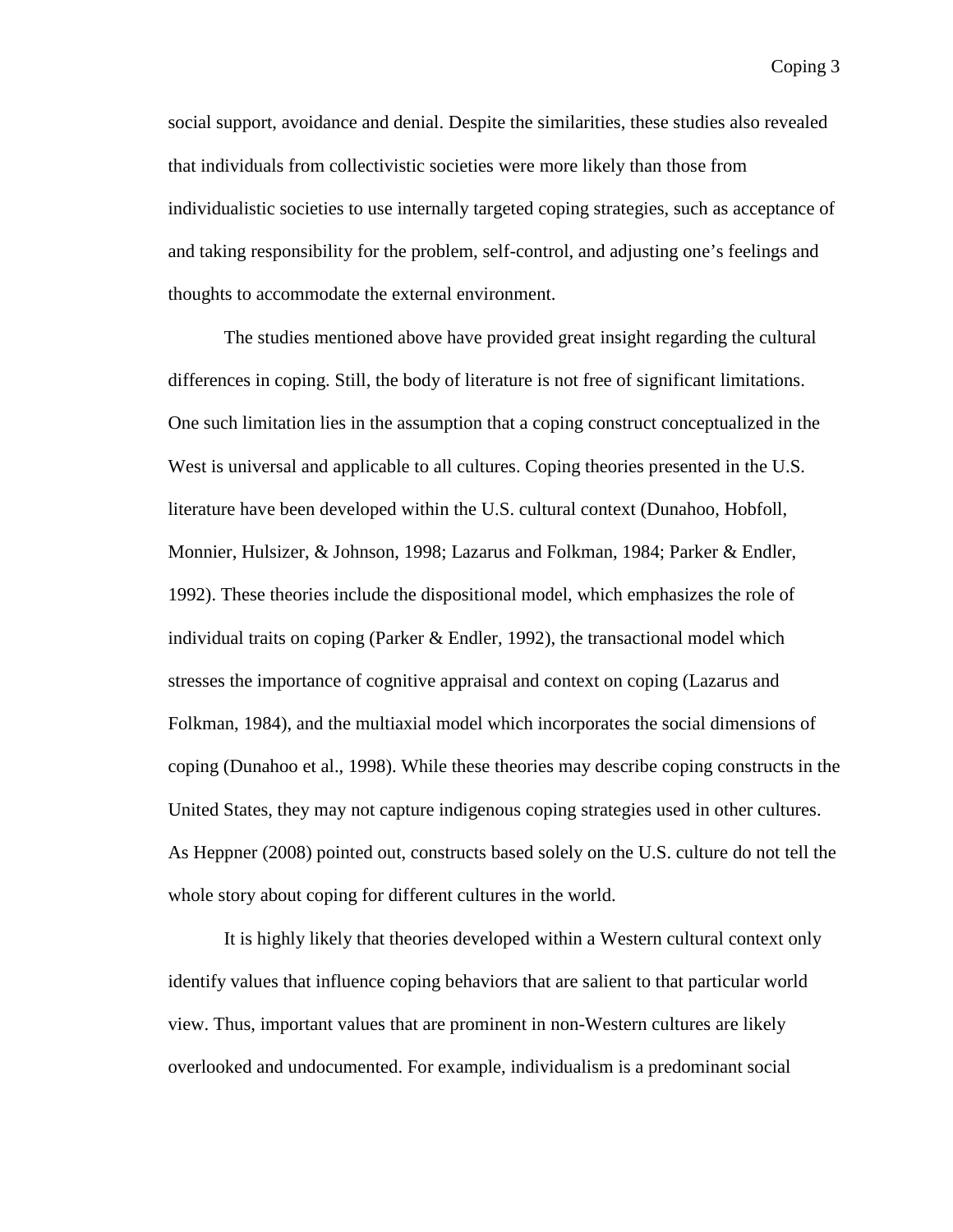social support, avoidance and denial. Despite the similarities, these studies also revealed that individuals from collectivistic societies were more likely than those from individualistic societies to use internally targeted coping strategies, such as acceptance of and taking responsibility for the problem, self-control, and adjusting one's feelings and thoughts to accommodate the external environment.

The studies mentioned above have provided great insight regarding the cultural differences in coping. Still, the body of literature is not free of significant limitations. One such limitation lies in the assumption that a coping construct conceptualized in the West is universal and applicable to all cultures. Coping theories presented in the U.S. literature have been developed within the U.S. cultural context (Dunahoo, Hobfoll, Monnier, Hulsizer, & Johnson, 1998; Lazarus and Folkman, 1984; Parker & Endler, 1992). These theories include the dispositional model, which emphasizes the role of individual traits on coping (Parker & Endler, 1992), the transactional model which stresses the importance of cognitive appraisal and context on coping (Lazarus and Folkman, 1984), and the multiaxial model which incorporates the social dimensions of coping (Dunahoo et al., 1998). While these theories may describe coping constructs in the United States, they may not capture indigenous coping strategies used in other cultures. As Heppner (2008) pointed out, constructs based solely on the U.S. culture do not tell the whole story about coping for different cultures in the world.

It is highly likely that theories developed within a Western cultural context only identify values that influence coping behaviors that are salient to that particular world view. Thus, important values that are prominent in non-Western cultures are likely overlooked and undocumented. For example, individualism is a predominant social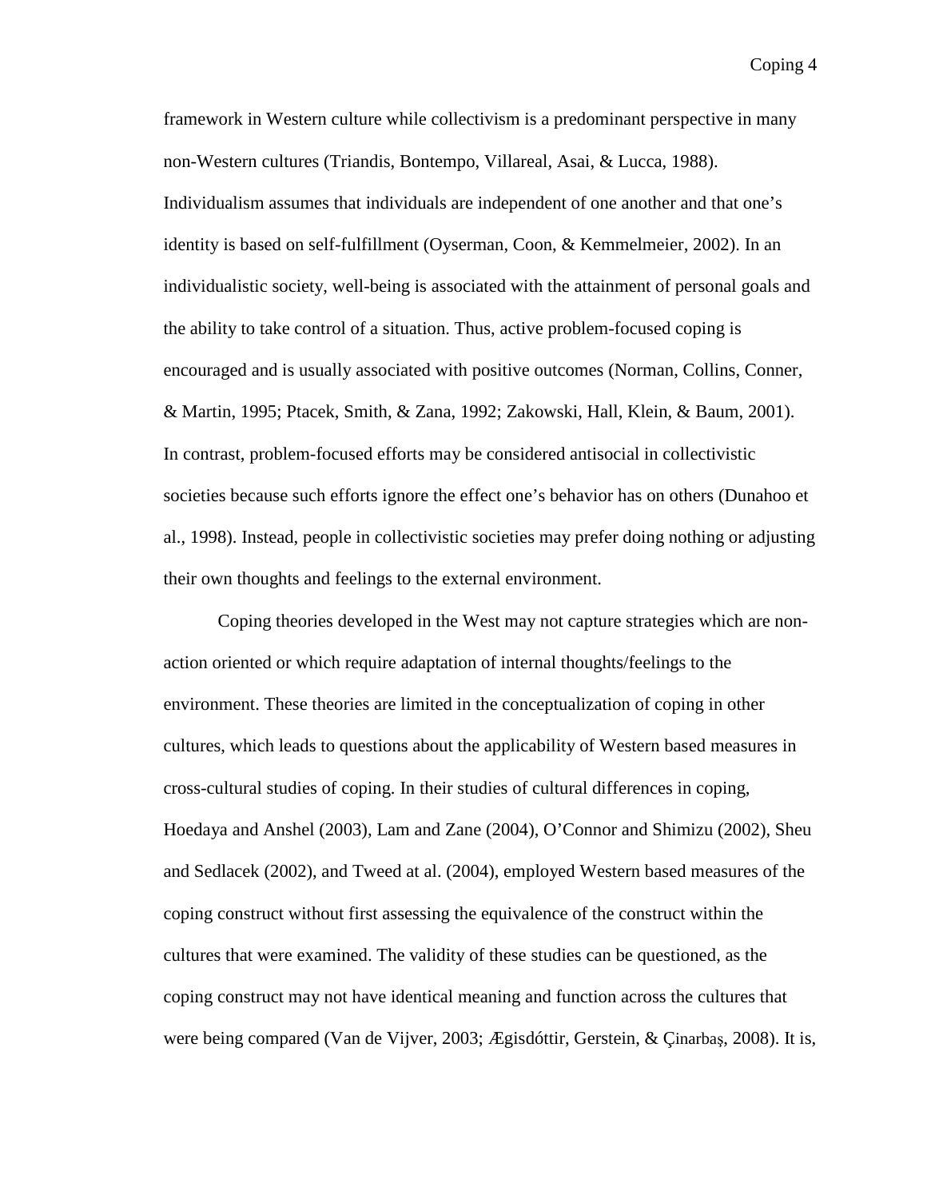framework in Western culture while collectivism is a predominant perspective in many non-Western cultures (Triandis, Bontempo, Villareal, Asai, & Lucca, 1988). Individualism assumes that individuals are independent of one another and that one's identity is based on self-fulfillment (Oyserman, Coon, & Kemmelmeier, 2002). In an individualistic society, well-being is associated with the attainment of personal goals and the ability to take control of a situation. Thus, active problem-focused coping is encouraged and is usually associated with positive outcomes (Norman, Collins, Conner, & Martin, 1995; Ptacek, Smith, & Zana, 1992; Zakowski, Hall, Klein, & Baum, 2001). In contrast, problem-focused efforts may be considered antisocial in collectivistic societies because such efforts ignore the effect one's behavior has on others (Dunahoo et al., 1998). Instead, people in collectivistic societies may prefer doing nothing or adjusting their own thoughts and feelings to the external environment.

Coping theories developed in the West may not capture strategies which are non-action oriented or which require adaptation of internal thoughts/feelings to the environment. These theories are limited in the conceptualization of coping in other cultures, which leads to questions about the applicability of Western based measures in cross-cultural studies of coping. In their studies of cultural differences in coping, Hoedaya and Anshel (2003), Lam and Zane (2004), O'Connor and Shimizu (2002), Sheu and Sedlacek (2002), and Tweed at al. (2004), employed Western based measures of the coping construct without first assessing the equivalence of the construct within the cultures that were examined. The validity of these studies can be questioned, as the coping construct may not have identical meaning and function across the cultures that were being compared (Van de Vijver, 2003; Ægisdóttir, Gerstein, & Çinarbaş, 2008). It is,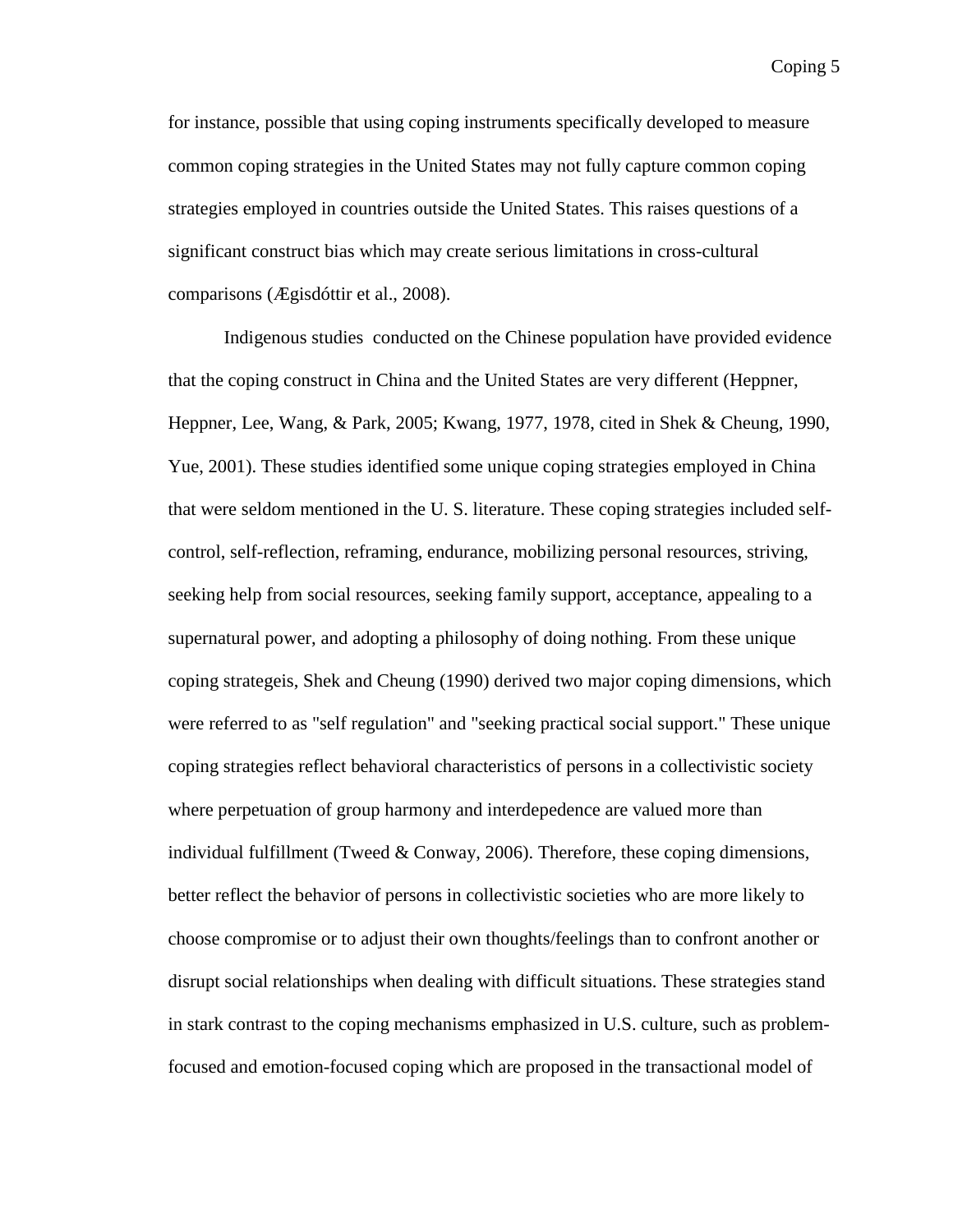for instance, possible that using coping instruments specifically developed to measure common coping strategies in the United States may not fully capture common coping strategies employed in countries outside the United States. This raises questions of a significant construct bias which may create serious limitations in cross-cultural comparisons (Ægisdóttir et al., 2008).

Indigenous studies conducted on the Chinese population have provided evidence that the coping construct in China and the United States are very different (Heppner, Heppner, Lee, Wang, & Park, 2005; Kwang, 1977, 1978, cited in Shek & Cheung, 1990, Yue, 2001). These studies identified some unique coping strategies employed in China that were seldom mentioned in the U. S. literature. These coping strategies included self-control, self-reflection, reframing, endurance, mobilizing personal resources, striving, seeking help from social resources, seeking family support, acceptance, appealing to a supernatural power, and adopting a philosophy of doing nothing. From these unique coping strategeis, Shek and Cheung (1990) derived two major coping dimensions, which were referred to as "self regulation" and "seeking practical social support." These unique coping strategies reflect behavioral characteristics of persons in a collectivistic society where perpetuation of group harmony and interdepedence are valued more than individual fulfillment (Tweed & Conway, 2006). Therefore, these coping dimensions, better reflect the behavior of persons in collectivistic societies who are more likely to choose compromise or to adjust their own thoughts/feelings than to confront another or disrupt social relationships when dealing with difficult situations. These strategies stand in stark contrast to the coping mechanisms emphasized in U.S. culture, such as problem-focused and emotion-focused coping which are proposed in the transactional model of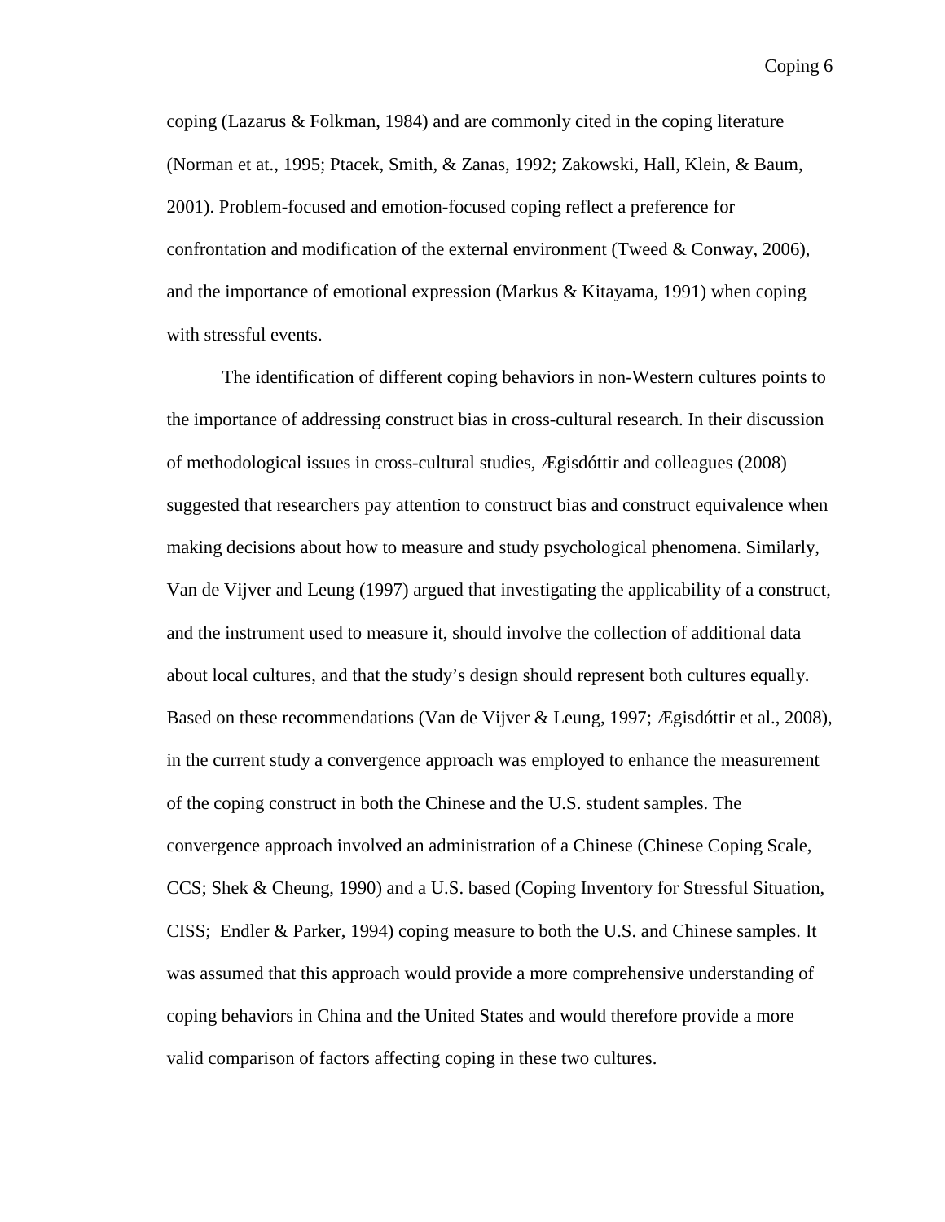coping (Lazarus & Folkman, 1984) and are commonly cited in the coping literature (Norman et at., 1995; Ptacek, Smith, & Zanas, 1992; Zakowski, Hall, Klein, & Baum, 2001). Problem-focused and emotion-focused coping reflect a preference for confrontation and modification of the external environment (Tweed & Conway, 2006), and the importance of emotional expression (Markus & Kitayama, 1991) when coping with stressful events.

The identification of different coping behaviors in non-Western cultures points to the importance of addressing construct bias in cross-cultural research. In their discussion of methodological issues in cross-cultural studies, Ægisdóttir and colleagues (2008) suggested that researchers pay attention to construct bias and construct equivalence when making decisions about how to measure and study psychological phenomena. Similarly, Van de Vijver and Leung (1997) argued that investigating the applicability of a construct, and the instrument used to measure it, should involve the collection of additional data about local cultures, and that the study's design should represent both cultures equally. Based on these recommendations (Van de Vijver & Leung, 1997; Ægisdóttir et al., 2008), in the current study a convergence approach was employed to enhance the measurement of the coping construct in both the Chinese and the U.S. student samples. The convergence approach involved an administration of a Chinese (Chinese Coping Scale, CCS; Shek & Cheung, 1990) and a U.S. based (Coping Inventory for Stressful Situation, CISS; Endler & Parker, 1994) coping measure to both the U.S. and Chinese samples. It was assumed that this approach would provide a more comprehensive understanding of coping behaviors in China and the United States and would therefore provide a more valid comparison of factors affecting coping in these two cultures.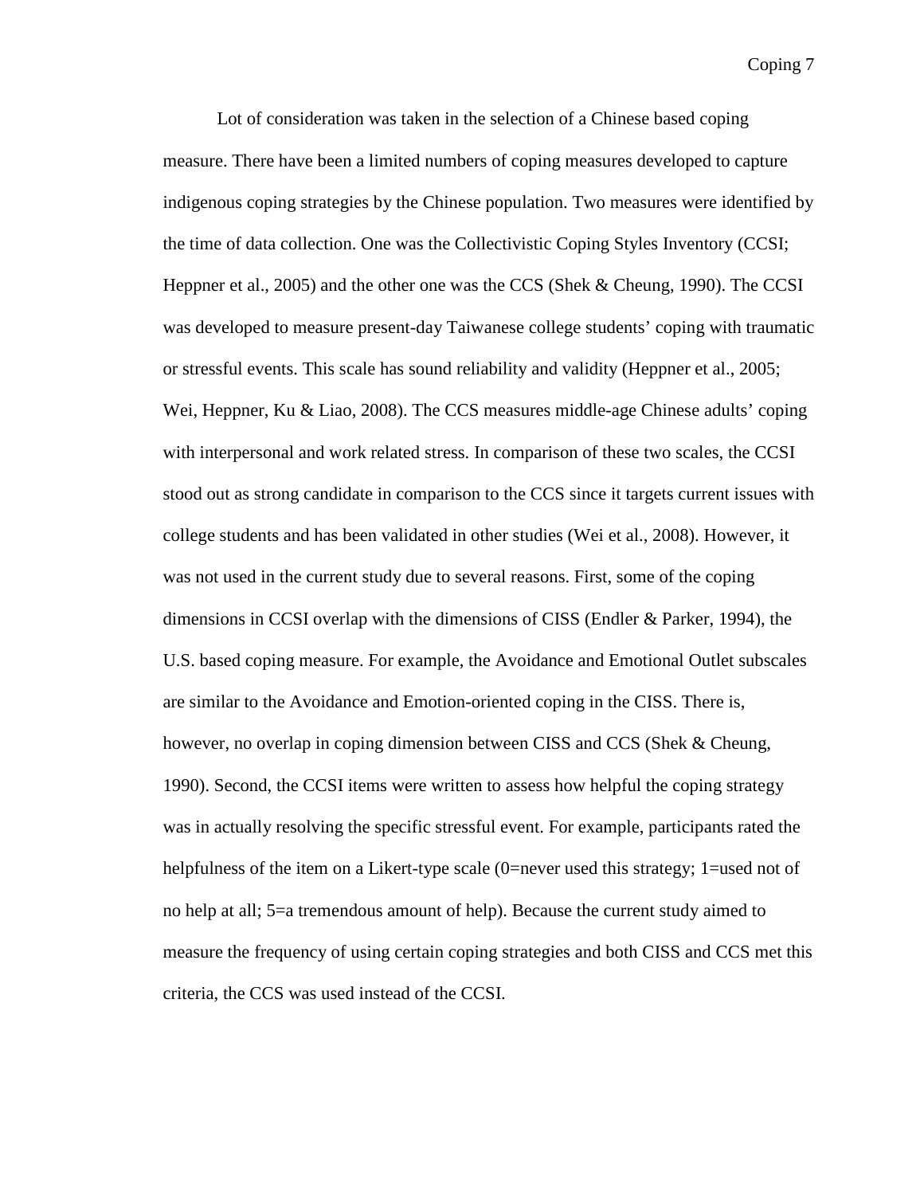Lot of consideration was taken in the selection of a Chinese based coping measure. There have been a limited numbers of coping measures developed to capture indigenous coping strategies by the Chinese population. Two measures were identified by the time of data collection. One was the Collectivistic Coping Styles Inventory (CCSI; Heppner et al., 2005) and the other one was the CCS (Shek & Cheung, 1990). The CCSI was developed to measure present-day Taiwanese college students' coping with traumatic or stressful events. This scale has sound reliability and validity (Heppner et al., 2005; Wei, Heppner, Ku & Liao, 2008). The CCS measures middle-age Chinese adults' coping with interpersonal and work related stress. In comparison of these two scales, the CCSI stood out as strong candidate in comparison to the CCS since it targets current issues with college students and has been validated in other studies (Wei et al., 2008). However, it was not used in the current study due to several reasons. First, some of the coping dimensions in CCSI overlap with the dimensions of CISS (Endler & Parker, 1994), the U.S. based coping measure. For example, the Avoidance and Emotional Outlet subscales are similar to the Avoidance and Emotion-oriented coping in the CISS. There is, however, no overlap in coping dimension between CISS and CCS (Shek & Cheung, 1990). Second, the CCSI items were written to assess how helpful the coping strategy was in actually resolving the specific stressful event. For example, participants rated the helpfulness of the item on a Likert-type scale (0=never used this strategy; 1=used not of no help at all; 5=a tremendous amount of help). Because the current study aimed to measure the frequency of using certain coping strategies and both CISS and CCS met this criteria, the CCS was used instead of the CCSI.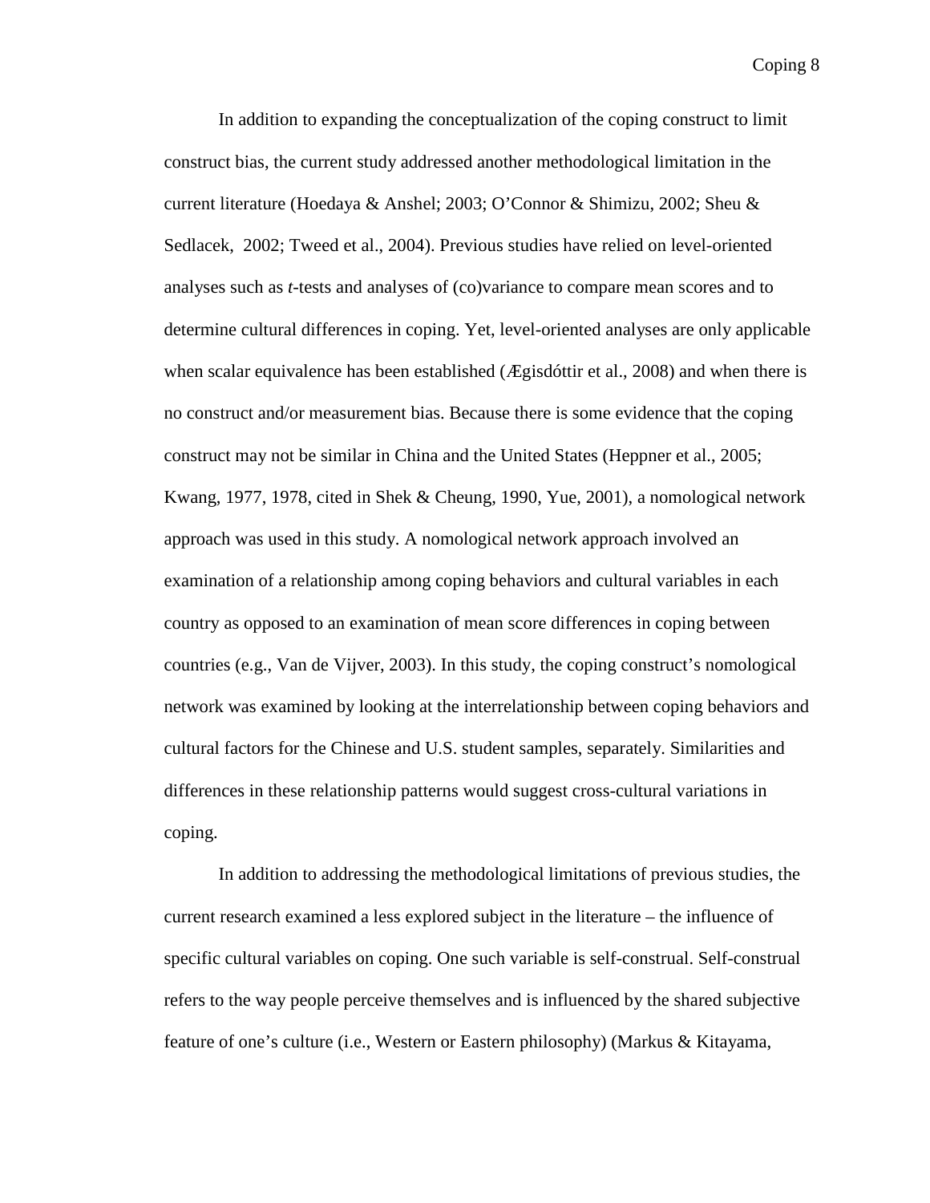In addition to expanding the conceptualization of the coping construct to limit construct bias, the current study addressed another methodological limitation in the current literature (Hoedaya & Anshel; 2003; O'Connor & Shimizu, 2002; Sheu & Sedlacek, 2002; Tweed et al., 2004). Previous studies have relied on level-oriented analyses such as *t*-tests and analyses of (co)variance to compare mean scores and to determine cultural differences in coping. Yet, level-oriented analyses are only applicable when scalar equivalence has been established (Ægisdóttir et al., 2008) and when there is no construct and/or measurement bias. Because there is some evidence that the coping construct may not be similar in China and the United States (Heppner et al., 2005; Kwang, 1977, 1978, cited in Shek & Cheung, 1990, Yue, 2001), a nomological network approach was used in this study. A nomological network approach involved an examination of a relationship among coping behaviors and cultural variables in each country as opposed to an examination of mean score differences in coping between countries (e.g., Van de Vijver, 2003). In this study, the coping construct's nomological network was examined by looking at the interrelationship between coping behaviors and cultural factors for the Chinese and U.S. student samples, separately. Similarities and differences in these relationship patterns would suggest cross-cultural variations in coping.

In addition to addressing the methodological limitations of previous studies, the current research examined a less explored subject in the literature – the influence of specific cultural variables on coping. One such variable is self-construal. Self-construal refers to the way people perceive themselves and is influenced by the shared subjective feature of one's culture (i.e., Western or Eastern philosophy) (Markus & Kitayama,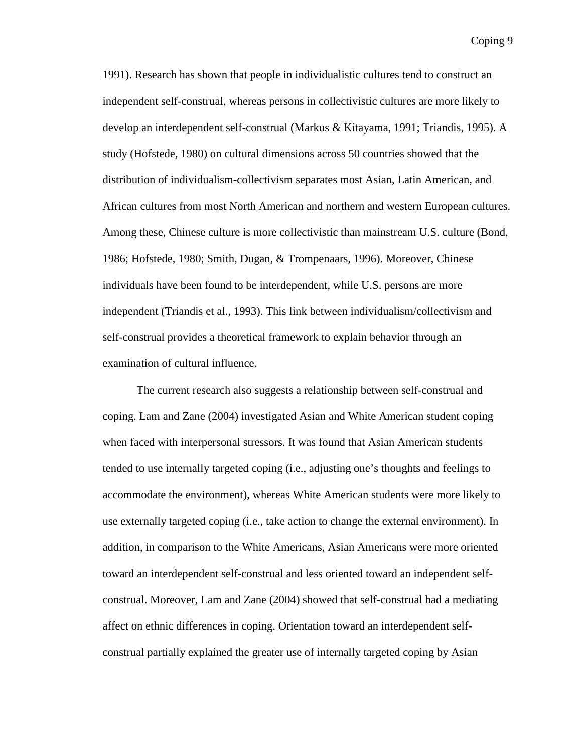1991). Research has shown that people in individualistic cultures tend to construct an independent self-construal, whereas persons in collectivistic cultures are more likely to develop an interdependent self-construal (Markus & Kitayama, 1991; Triandis, 1995). A study (Hofstede, 1980) on cultural dimensions across 50 countries showed that the distribution of individualism-collectivism separates most Asian, Latin American, and African cultures from most North American and northern and western European cultures. Among these, Chinese culture is more collectivistic than mainstream U.S. culture (Bond, 1986; Hofstede, 1980; Smith, Dugan, & Trompenaars, 1996). Moreover, Chinese individuals have been found to be interdependent, while U.S. persons are more independent (Triandis et al., 1993). This link between individualism/collectivism and self-construal provides a theoretical framework to explain behavior through an examination of cultural influence.

The current research also suggests a relationship between self-construal and coping. Lam and Zane (2004) investigated Asian and White American student coping when faced with interpersonal stressors. It was found that Asian American students tended to use internally targeted coping (i.e., adjusting one's thoughts and feelings to accommodate the environment), whereas White American students were more likely to use externally targeted coping (i.e., take action to change the external environment). In addition, in comparison to the White Americans, Asian Americans were more oriented toward an interdependent self-construal and less oriented toward an independent self-construal. Moreover, Lam and Zane (2004) showed that self-construal had a mediating affect on ethnic differences in coping. Orientation toward an interdependent self-construal partially explained the greater use of internally targeted coping by Asian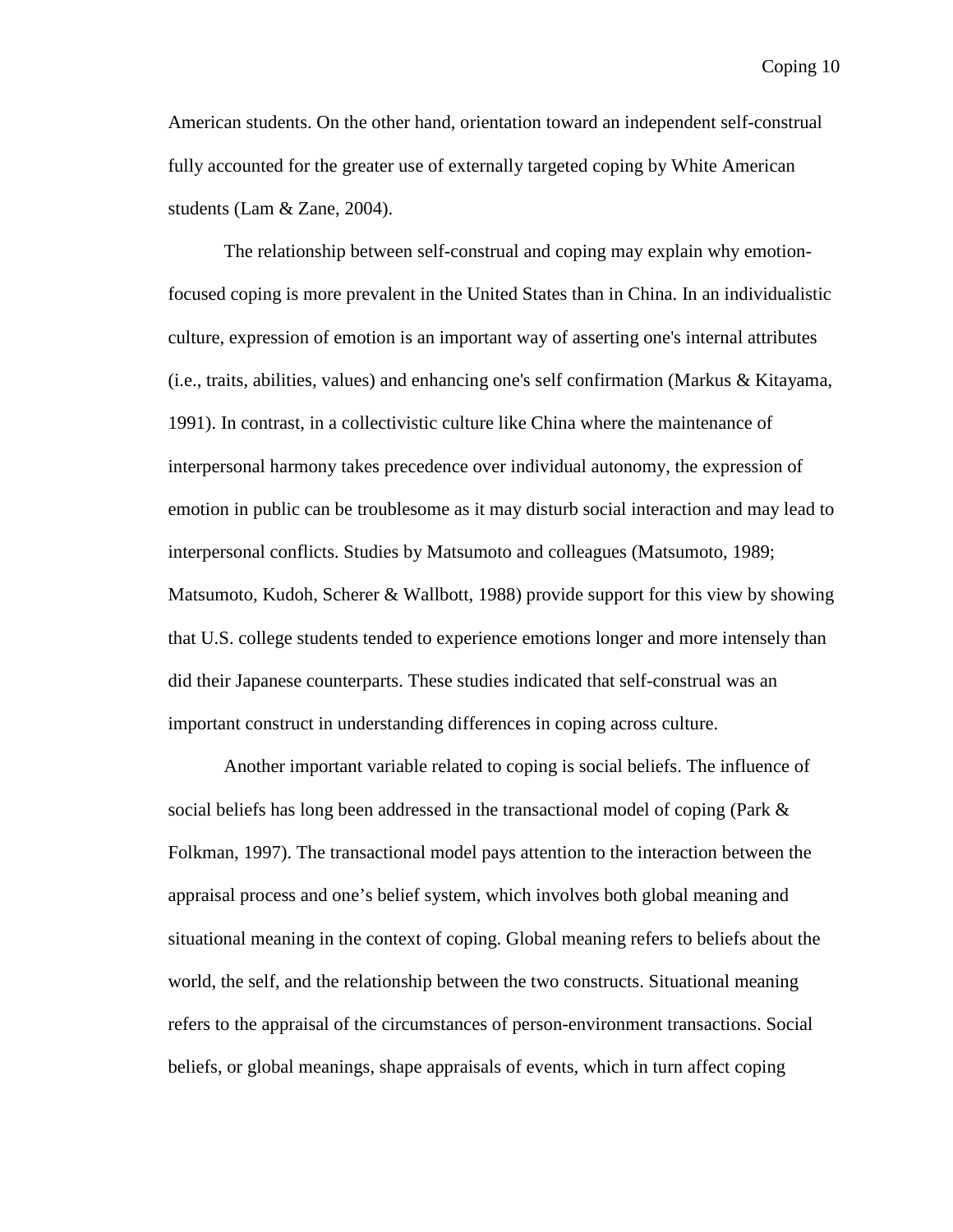American students. On the other hand, orientation toward an independent self-construal fully accounted for the greater use of externally targeted coping by White American students (Lam & Zane, 2004).

The relationship between self-construal and coping may explain why emotion-focused coping is more prevalent in the United States than in China. In an individualistic culture, expression of emotion is an important way of asserting one's internal attributes (i.e., traits, abilities, values) and enhancing one's self confirmation (Markus & Kitayama, 1991). In contrast, in a collectivistic culture like China where the maintenance of interpersonal harmony takes precedence over individual autonomy, the expression of emotion in public can be troublesome as it may disturb social interaction and may lead to interpersonal conflicts. Studies by Matsumoto and colleagues (Matsumoto, 1989; Matsumoto, Kudoh, Scherer & Wallbott, 1988) provide support for this view by showing that U.S. college students tended to experience emotions longer and more intensely than did their Japanese counterparts. These studies indicated that self-construal was an important construct in understanding differences in coping across culture.

Another important variable related to coping is social beliefs. The influence of social beliefs has long been addressed in the transactional model of coping (Park & Folkman, 1997). The transactional model pays attention to the interaction between the appraisal process and one's belief system, which involves both global meaning and situational meaning in the context of coping. Global meaning refers to beliefs about the world, the self, and the relationship between the two constructs. Situational meaning refers to the appraisal of the circumstances of person-environment transactions. Social beliefs, or global meanings, shape appraisals of events, which in turn affect coping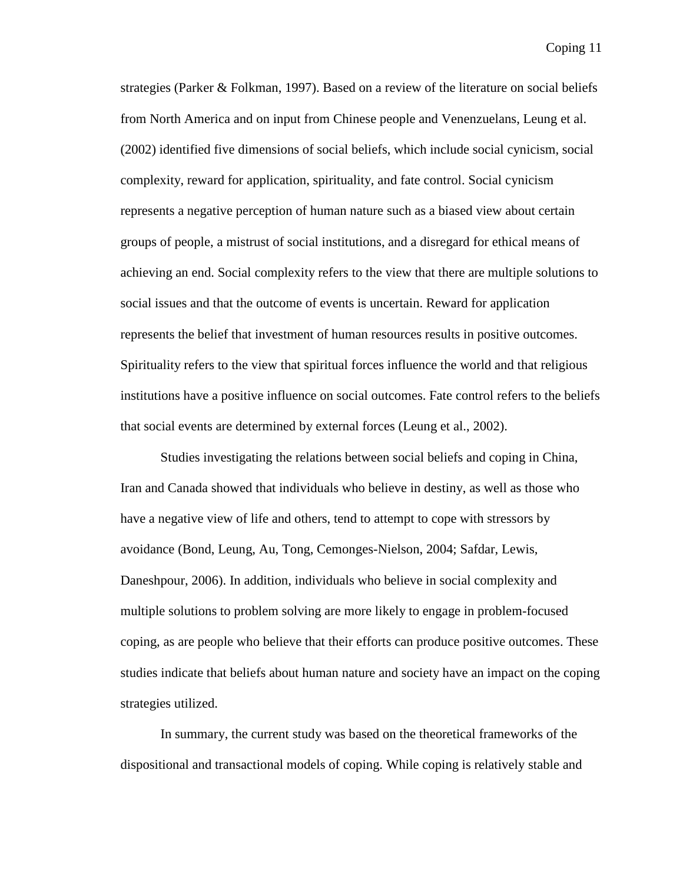strategies (Parker & Folkman, 1997). Based on a review of the literature on social beliefs from North America and on input from Chinese people and Venenzuelans, Leung et al. (2002) identified five dimensions of social beliefs, which include social cynicism, social complexity, reward for application, spirituality, and fate control. Social cynicism represents a negative perception of human nature such as a biased view about certain groups of people, a mistrust of social institutions, and a disregard for ethical means of achieving an end. Social complexity refers to the view that there are multiple solutions to social issues and that the outcome of events is uncertain. Reward for application represents the belief that investment of human resources results in positive outcomes. Spirituality refers to the view that spiritual forces influence the world and that religious institutions have a positive influence on social outcomes. Fate control refers to the beliefs that social events are determined by external forces (Leung et al., 2002).

Studies investigating the relations between social beliefs and coping in China, Iran and Canada showed that individuals who believe in destiny, as well as those who have a negative view of life and others, tend to attempt to cope with stressors by avoidance (Bond, Leung, Au, Tong, Cemonges-Nielson, 2004; Safdar, Lewis, Daneshpour, 2006). In addition, individuals who believe in social complexity and multiple solutions to problem solving are more likely to engage in problem-focused coping, as are people who believe that their efforts can produce positive outcomes. These studies indicate that beliefs about human nature and society have an impact on the coping strategies utilized.

In summary, the current study was based on the theoretical frameworks of the dispositional and transactional models of coping. While coping is relatively stable and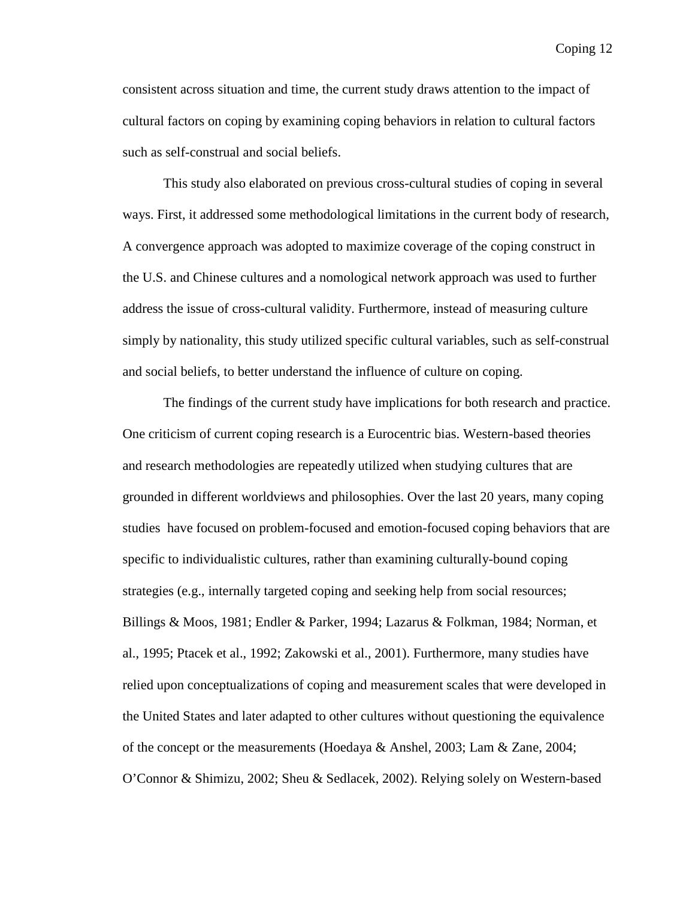consistent across situation and time, the current study draws attention to the impact of cultural factors on coping by examining coping behaviors in relation to cultural factors such as self-construal and social beliefs.

This study also elaborated on previous cross-cultural studies of coping in several ways. First, it addressed some methodological limitations in the current body of research, A convergence approach was adopted to maximize coverage of the coping construct in the U.S. and Chinese cultures and a nomological network approach was used to further address the issue of cross-cultural validity. Furthermore, instead of measuring culture simply by nationality, this study utilized specific cultural variables, such as self-construal and social beliefs, to better understand the influence of culture on coping.

The findings of the current study have implications for both research and practice. One criticism of current coping research is a Eurocentric bias. Western-based theories and research methodologies are repeatedly utilized when studying cultures that are grounded in different worldviews and philosophies. Over the last 20 years, many coping studies have focused on problem-focused and emotion-focused coping behaviors that are specific to individualistic cultures, rather than examining culturally-bound coping strategies (e.g., internally targeted coping and seeking help from social resources; Billings & Moos, 1981; Endler & Parker, 1994; Lazarus & Folkman, 1984; Norman, et al., 1995; Ptacek et al., 1992; Zakowski et al., 2001). Furthermore, many studies have relied upon conceptualizations of coping and measurement scales that were developed in the United States and later adapted to other cultures without questioning the equivalence of the concept or the measurements (Hoedaya & Anshel, 2003; Lam & Zane, 2004; O'Connor & Shimizu, 2002; Sheu & Sedlacek, 2002). Relying solely on Western-based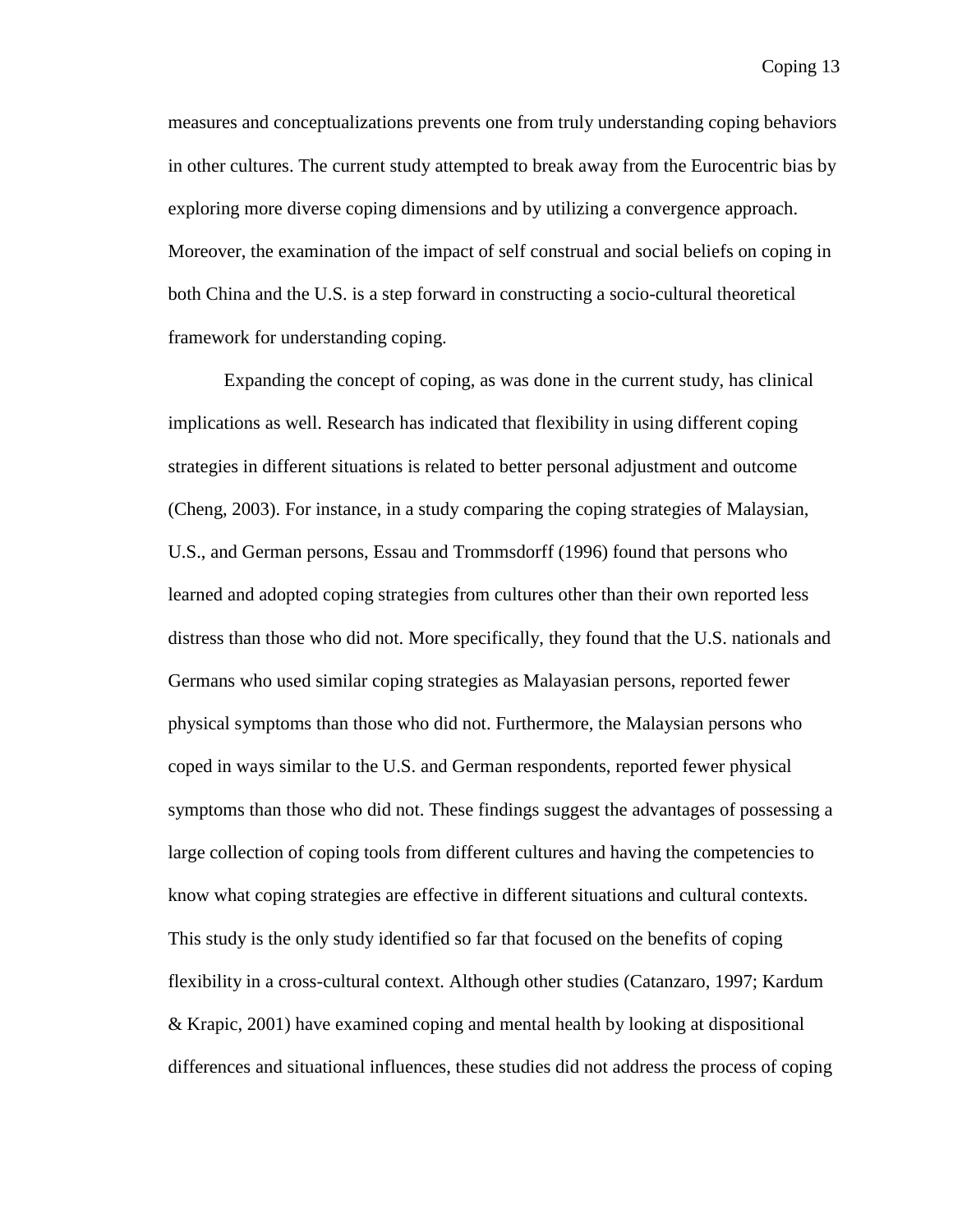measures and conceptualizations prevents one from truly understanding coping behaviors in other cultures. The current study attempted to break away from the Eurocentric bias by exploring more diverse coping dimensions and by utilizing a convergence approach. Moreover, the examination of the impact of self construal and social beliefs on coping in both China and the U.S. is a step forward in constructing a socio-cultural theoretical framework for understanding coping.

Expanding the concept of coping, as was done in the current study, has clinical implications as well. Research has indicated that flexibility in using different coping strategies in different situations is related to better personal adjustment and outcome (Cheng, 2003). For instance, in a study comparing the coping strategies of Malaysian, U.S., and German persons, Essau and Trommsdorff (1996) found that persons who learned and adopted coping strategies from cultures other than their own reported less distress than those who did not. More specifically, they found that the U.S. nationals and Germans who used similar coping strategies as Malayasian persons, reported fewer physical symptoms than those who did not. Furthermore, the Malaysian persons who coped in ways similar to the U.S. and German respondents, reported fewer physical symptoms than those who did not. These findings suggest the advantages of possessing a large collection of coping tools from different cultures and having the competencies to know what coping strategies are effective in different situations and cultural contexts. This study is the only study identified so far that focused on the benefits of coping flexibility in a cross-cultural context. Although other studies (Catanzaro, 1997; Kardum & Krapic, 2001) have examined coping and mental health by looking at dispositional differences and situational influences, these studies did not address the process of coping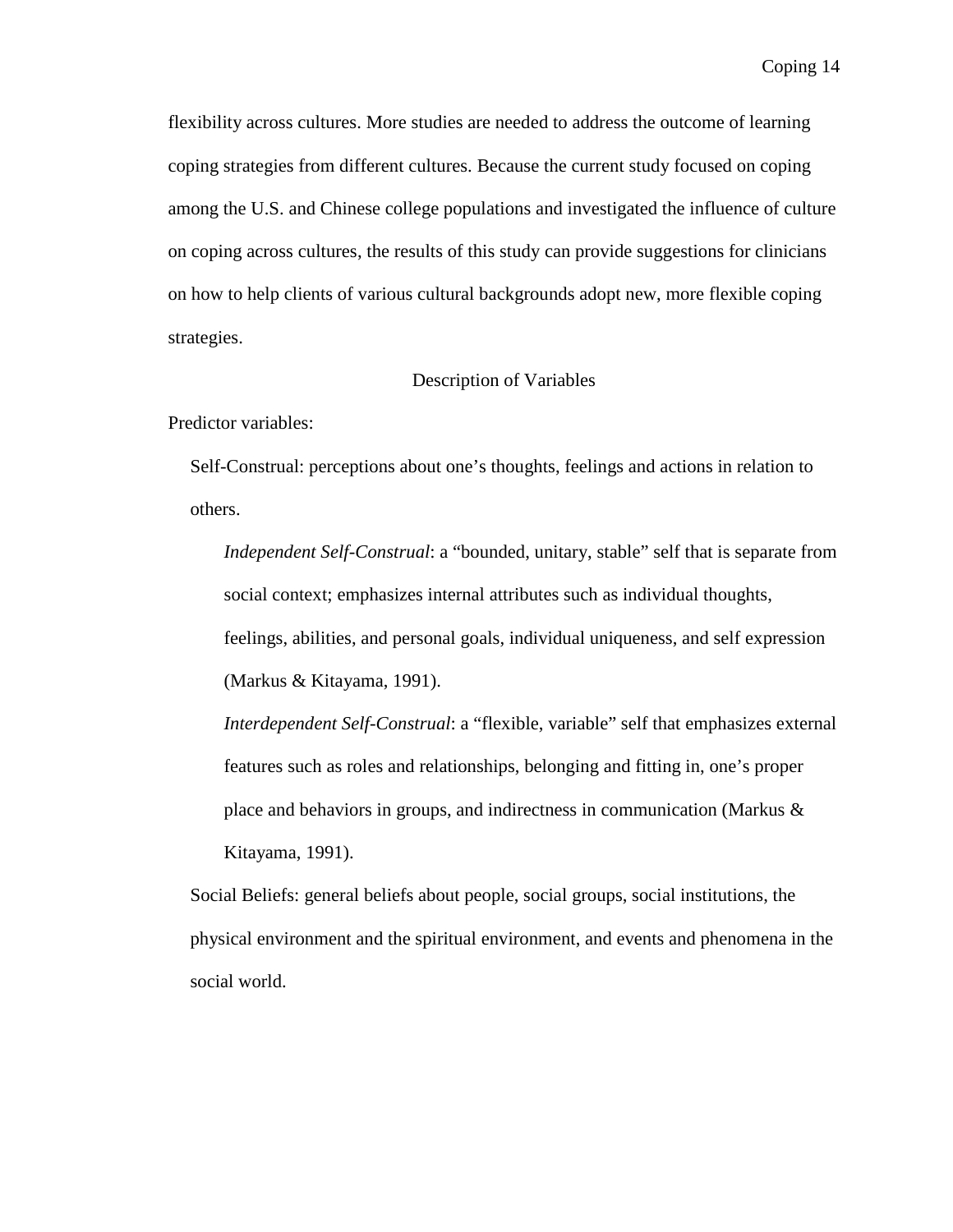flexibility across cultures. More studies are needed to address the outcome of learning coping strategies from different cultures. Because the current study focused on coping among the U.S. and Chinese college populations and investigated the influence of culture on coping across cultures, the results of this study can provide suggestions for clinicians on how to help clients of various cultural backgrounds adopt new, more flexible coping strategies.

## Description of Variables

Predictor variables:

Self-Construal: perceptions about one's thoughts, feelings and actions in relation to others.

*Independent Self-Construal*: a "bounded, unitary, stable" self that is separate from social context; emphasizes internal attributes such as individual thoughts, feelings, abilities, and personal goals, individual uniqueness, and self expression (Markus & Kitayama, 1991).

*Interdependent Self-Construal*: a "flexible, variable" self that emphasizes external features such as roles and relationships, belonging and fitting in, one's proper place and behaviors in groups, and indirectness in communication (Markus & Kitayama, 1991).

Social Beliefs: general beliefs about people, social groups, social institutions, the physical environment and the spiritual environment, and events and phenomena in the social world.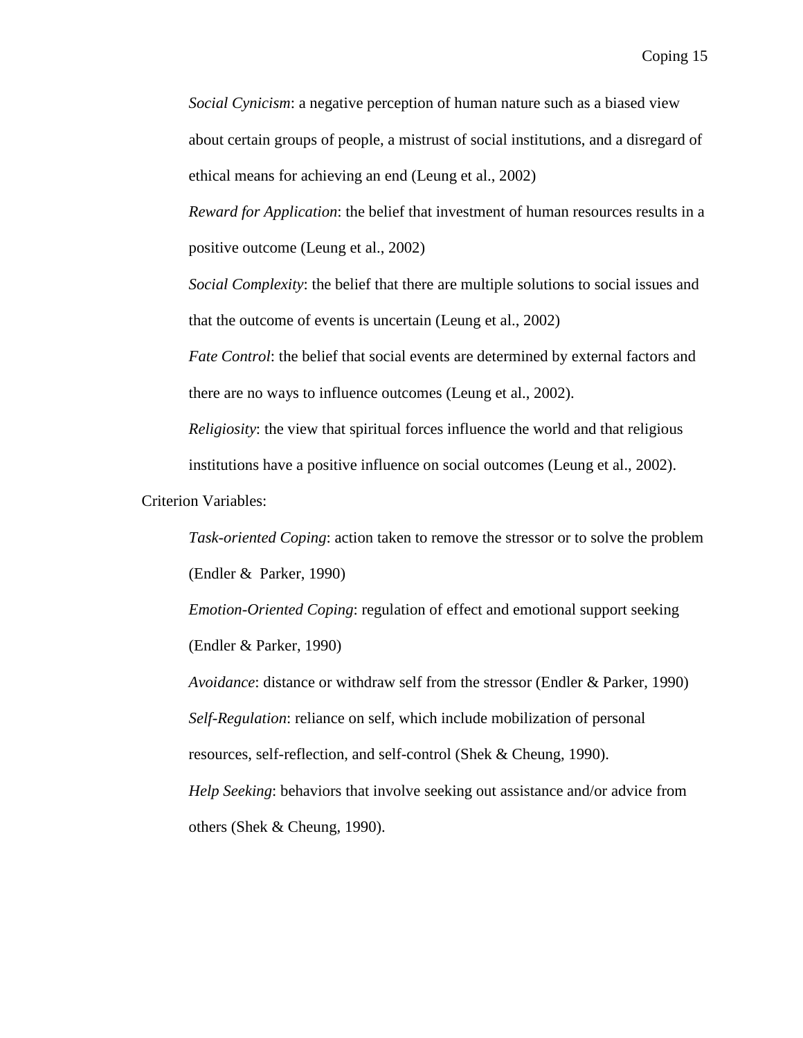*Social Cynicism*: a negative perception of human nature such as a biased view about certain groups of people, a mistrust of social institutions, and a disregard of ethical means for achieving an end (Leung et al., 2002)

*Reward for Application*: the belief that investment of human resources results in a positive outcome (Leung et al., 2002)

*Social Complexity*: the belief that there are multiple solutions to social issues and that the outcome of events is uncertain (Leung et al., 2002)

*Fate Control*: the belief that social events are determined by external factors and there are no ways to influence outcomes (Leung et al., 2002).

*Religiosity*: the view that spiritual forces influence the world and that religious institutions have a positive influence on social outcomes (Leung et al., 2002).

Criterion Variables:

*Task-oriented Coping*: action taken to remove the stressor or to solve the problem (Endler & Parker, 1990)

*Emotion-Oriented Coping*: regulation of effect and emotional support seeking (Endler & Parker, 1990)

*Avoidance*: distance or withdraw self from the stressor (Endler & Parker, 1990)

*Self-Regulation*: reliance on self, which include mobilization of personal resources, self-reflection, and self-control (Shek & Cheung, 1990).

*Help Seeking*: behaviors that involve seeking out assistance and/or advice from others (Shek & Cheung, 1990).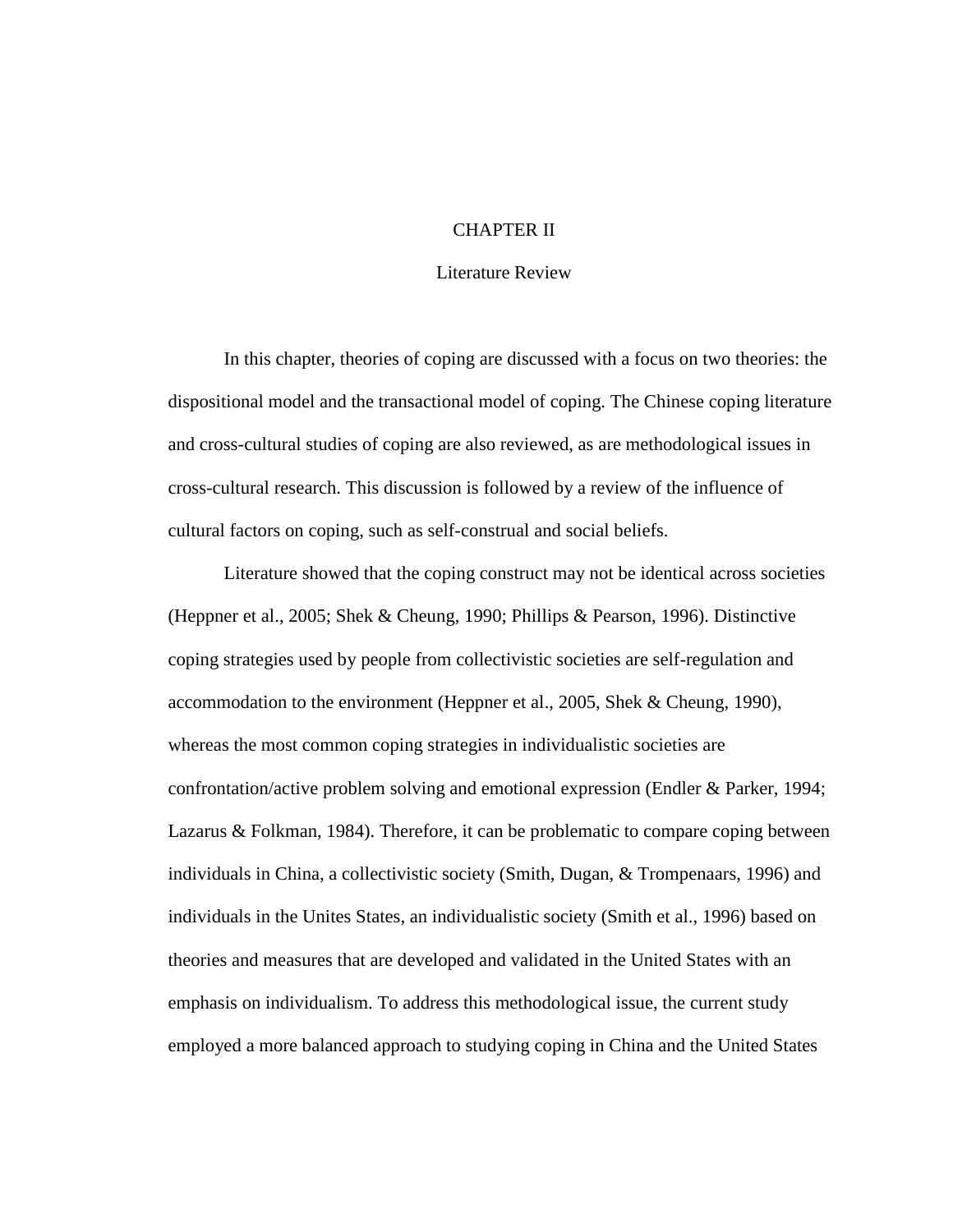# CHAPTER II

## Literature Review

In this chapter, theories of coping are discussed with a focus on two theories: the dispositional model and the transactional model of coping. The Chinese coping literature and cross-cultural studies of coping are also reviewed, as are methodological issues in cross-cultural research. This discussion is followed by a review of the influence of cultural factors on coping, such as self-construal and social beliefs.

Literature showed that the coping construct may not be identical across societies (Heppner et al., 2005; Shek & Cheung, 1990; Phillips & Pearson, 1996). Distinctive coping strategies used by people from collectivistic societies are self-regulation and accommodation to the environment (Heppner et al., 2005, Shek & Cheung, 1990), whereas the most common coping strategies in individualistic societies are confrontation/active problem solving and emotional expression (Endler & Parker, 1994; Lazarus & Folkman, 1984). Therefore, it can be problematic to compare coping between individuals in China, a collectivistic society (Smith, Dugan, & Trompenaars, 1996) and individuals in the Unites States, an individualistic society (Smith et al., 1996) based on theories and measures that are developed and validated in the United States with an emphasis on individualism. To address this methodological issue, the current study employed a more balanced approach to studying coping in China and the United States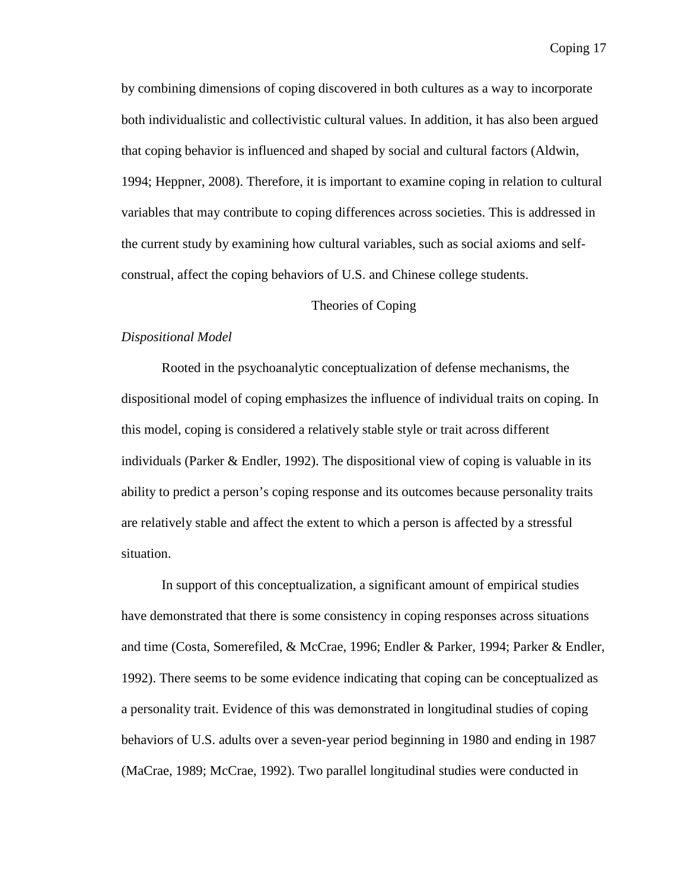by combining dimensions of coping discovered in both cultures as a way to incorporate both individualistic and collectivistic cultural values. In addition, it has also been argued that coping behavior is influenced and shaped by social and cultural factors (Aldwin, 1994; Heppner, 2008). Therefore, it is important to examine coping in relation to cultural variables that may contribute to coping differences across societies. This is addressed in the current study by examining how cultural variables, such as social axioms and self-construal, affect the coping behaviors of U.S. and Chinese college students.

## Theories of Coping

### *Dispositional Model*

Rooted in the psychoanalytic conceptualization of defense mechanisms, the dispositional model of coping emphasizes the influence of individual traits on coping. In this model, coping is considered a relatively stable style or trait across different individuals (Parker & Endler, 1992). The dispositional view of coping is valuable in its ability to predict a person's coping response and its outcomes because personality traits are relatively stable and affect the extent to which a person is affected by a stressful situation.

In support of this conceptualization, a significant amount of empirical studies have demonstrated that there is some consistency in coping responses across situations and time (Costa, Somerefiled, & McCrae, 1996; Endler & Parker, 1994; Parker & Endler, 1992). There seems to be some evidence indicating that coping can be conceptualized as a personality trait. Evidence of this was demonstrated in longitudinal studies of coping behaviors of U.S. adults over a seven-year period beginning in 1980 and ending in 1987 (MaCrae, 1989; McCrae, 1992). Two parallel longitudinal studies were conducted in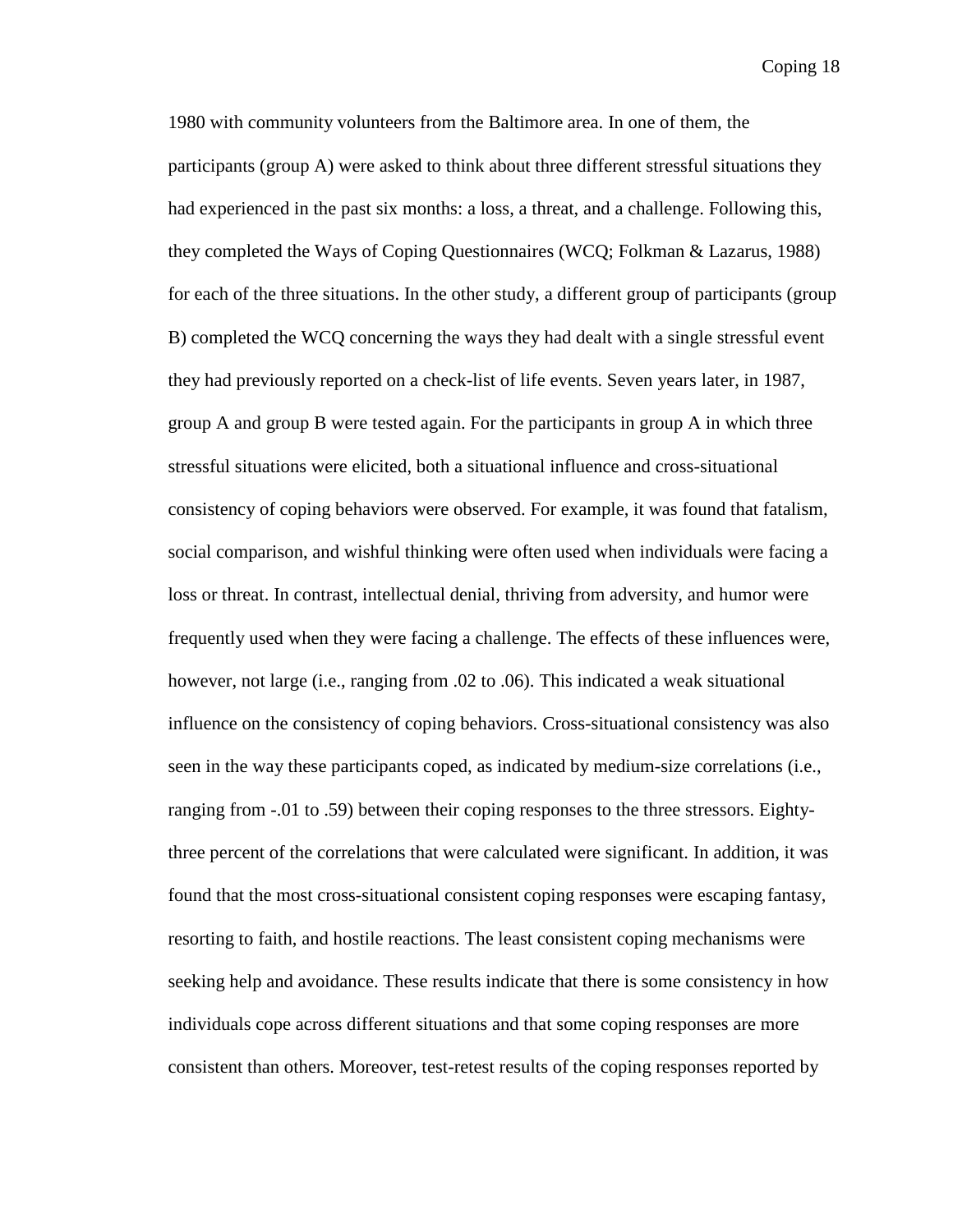1980 with community volunteers from the Baltimore area. In one of them, the participants (group A) were asked to think about three different stressful situations they had experienced in the past six months: a loss, a threat, and a challenge. Following this, they completed the Ways of Coping Questionnaires (WCQ; Folkman & Lazarus, 1988) for each of the three situations. In the other study, a different group of participants (group B) completed the WCQ concerning the ways they had dealt with a single stressful event they had previously reported on a check-list of life events. Seven years later, in 1987, group A and group B were tested again. For the participants in group A in which three stressful situations were elicited, both a situational influence and cross-situational consistency of coping behaviors were observed. For example, it was found that fatalism, social comparison, and wishful thinking were often used when individuals were facing a loss or threat. In contrast, intellectual denial, thriving from adversity, and humor were frequently used when they were facing a challenge. The effects of these influences were, however, not large (i.e., ranging from .02 to .06). This indicated a weak situational influence on the consistency of coping behaviors. Cross-situational consistency was also seen in the way these participants coped, as indicated by medium-size correlations (i.e., ranging from -.01 to .59) between their coping responses to the three stressors. Eighty-three percent of the correlations that were calculated were significant. In addition, it was found that the most cross-situational consistent coping responses were escaping fantasy, resorting to faith, and hostile reactions. The least consistent coping mechanisms were seeking help and avoidance. These results indicate that there is some consistency in how individuals cope across different situations and that some coping responses are more consistent than others. Moreover, test-retest results of the coping responses reported by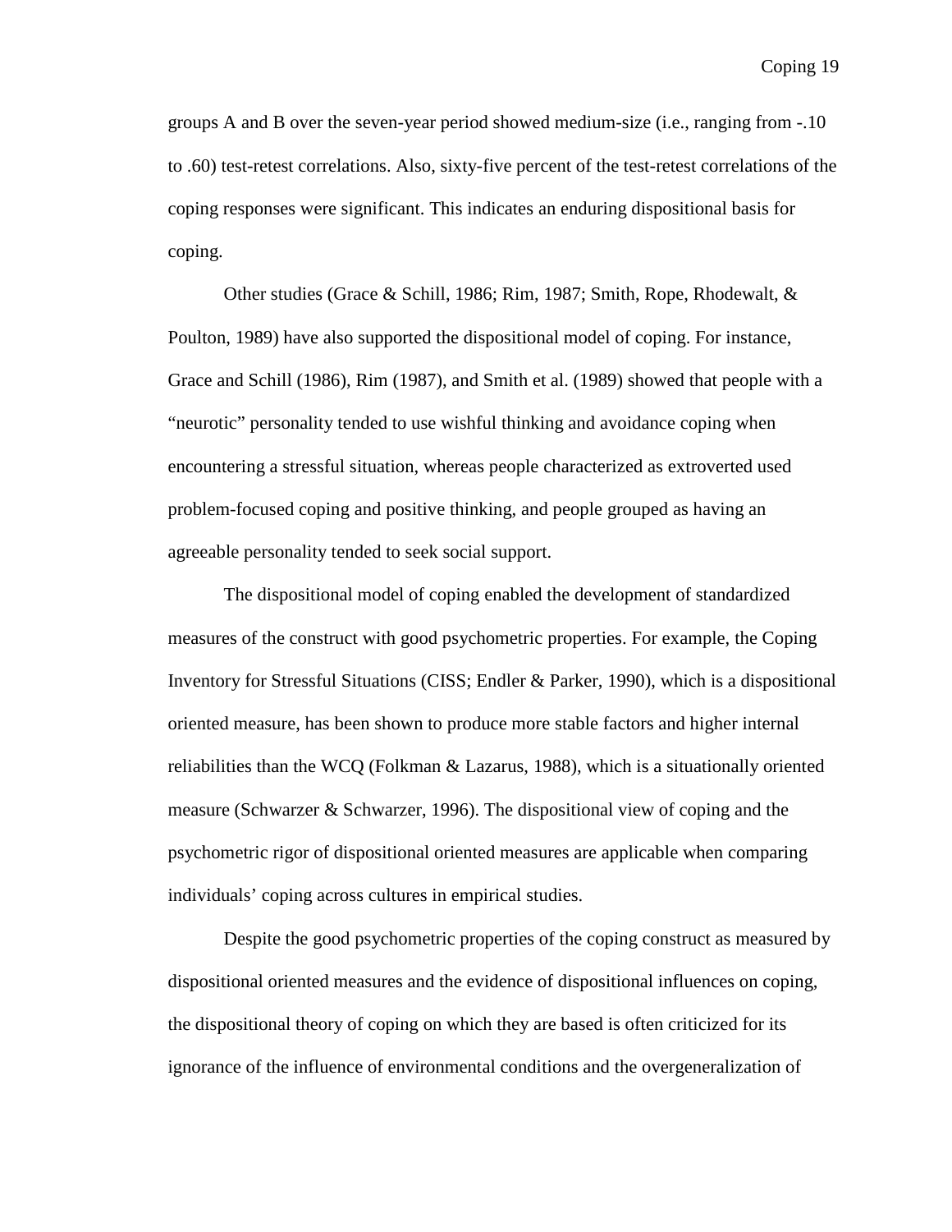groups A and B over the seven-year period showed medium-size (i.e., ranging from -.10 to .60) test-retest correlations. Also, sixty-five percent of the test-retest correlations of the coping responses were significant. This indicates an enduring dispositional basis for coping.

Other studies (Grace & Schill, 1986; Rim, 1987; Smith, Rope, Rhodewalt, & Poulton, 1989) have also supported the dispositional model of coping. For instance, Grace and Schill (1986), Rim (1987), and Smith et al. (1989) showed that people with a "neurotic" personality tended to use wishful thinking and avoidance coping when encountering a stressful situation, whereas people characterized as extroverted used problem-focused coping and positive thinking, and people grouped as having an agreeable personality tended to seek social support.

The dispositional model of coping enabled the development of standardized measures of the construct with good psychometric properties. For example, the Coping Inventory for Stressful Situations (CISS; Endler & Parker, 1990), which is a dispositional oriented measure, has been shown to produce more stable factors and higher internal reliabilities than the WCQ (Folkman & Lazarus, 1988), which is a situationally oriented measure (Schwarzer & Schwarzer, 1996). The dispositional view of coping and the psychometric rigor of dispositional oriented measures are applicable when comparing individuals' coping across cultures in empirical studies.

Despite the good psychometric properties of the coping construct as measured by dispositional oriented measures and the evidence of dispositional influences on coping, the dispositional theory of coping on which they are based is often criticized for its ignorance of the influence of environmental conditions and the overgeneralization of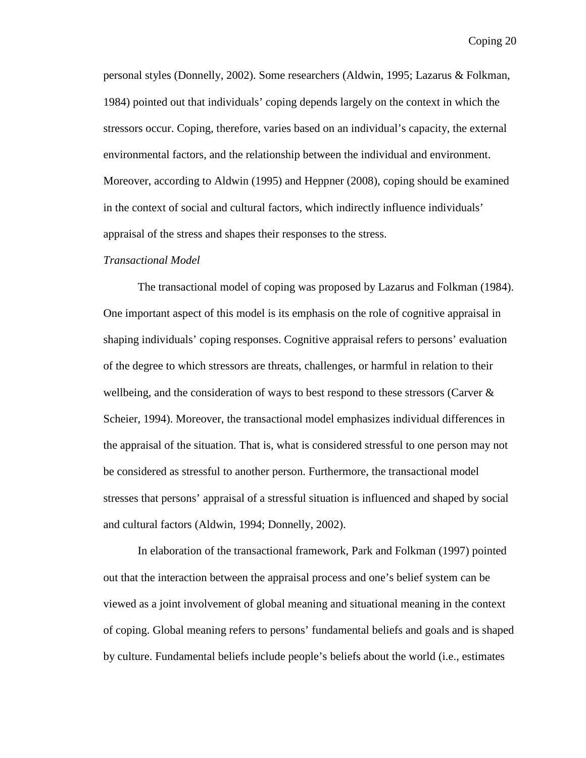personal styles (Donnelly, 2002). Some researchers (Aldwin, 1995; Lazarus & Folkman, 1984) pointed out that individuals' coping depends largely on the context in which the stressors occur. Coping, therefore, varies based on an individual's capacity, the external environmental factors, and the relationship between the individual and environment. Moreover, according to Aldwin (1995) and Heppner (2008), coping should be examined in the context of social and cultural factors, which indirectly influence individuals' appraisal of the stress and shapes their responses to the stress.

*Transactional Model*

The transactional model of coping was proposed by Lazarus and Folkman (1984). One important aspect of this model is its emphasis on the role of cognitive appraisal in shaping individuals' coping responses. Cognitive appraisal refers to persons' evaluation of the degree to which stressors are threats, challenges, or harmful in relation to their wellbeing, and the consideration of ways to best respond to these stressors (Carver & Scheier, 1994). Moreover, the transactional model emphasizes individual differences in the appraisal of the situation. That is, what is considered stressful to one person may not be considered as stressful to another person. Furthermore, the transactional model stresses that persons' appraisal of a stressful situation is influenced and shaped by social and cultural factors (Aldwin, 1994; Donnelly, 2002).

In elaboration of the transactional framework, Park and Folkman (1997) pointed out that the interaction between the appraisal process and one's belief system can be viewed as a joint involvement of global meaning and situational meaning in the context of coping. Global meaning refers to persons' fundamental beliefs and goals and is shaped by culture. Fundamental beliefs include people's beliefs about the world (i.e., estimates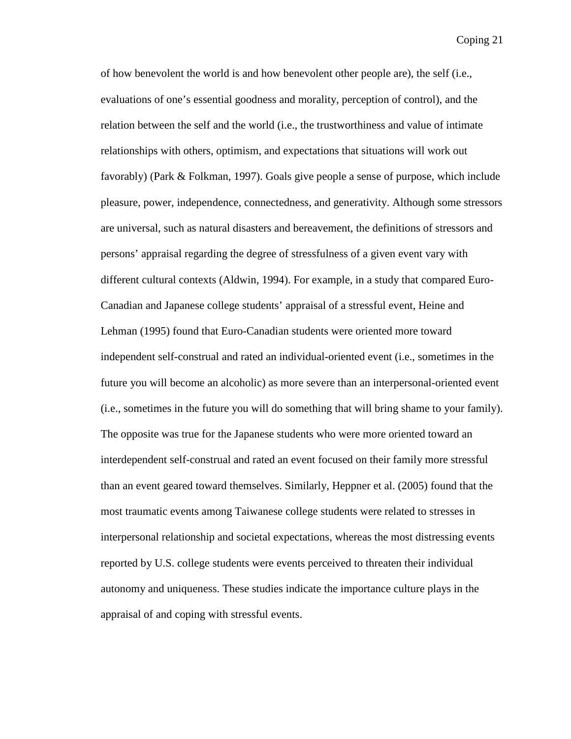of how benevolent the world is and how benevolent other people are), the self (i.e., evaluations of one's essential goodness and morality, perception of control), and the relation between the self and the world (i.e., the trustworthiness and value of intimate relationships with others, optimism, and expectations that situations will work out favorably) (Park & Folkman, 1997). Goals give people a sense of purpose, which include pleasure, power, independence, connectedness, and generativity. Although some stressors are universal, such as natural disasters and bereavement, the definitions of stressors and persons' appraisal regarding the degree of stressfulness of a given event vary with different cultural contexts (Aldwin, 1994). For example, in a study that compared Euro-Canadian and Japanese college students' appraisal of a stressful event, Heine and Lehman (1995) found that Euro-Canadian students were oriented more toward independent self-construal and rated an individual-oriented event (i.e., sometimes in the future you will become an alcoholic) as more severe than an interpersonal-oriented event (i.e., sometimes in the future you will do something that will bring shame to your family). The opposite was true for the Japanese students who were more oriented toward an interdependent self-construal and rated an event focused on their family more stressful than an event geared toward themselves. Similarly, Heppner et al. (2005) found that the most traumatic events among Taiwanese college students were related to stresses in interpersonal relationship and societal expectations, whereas the most distressing events reported by U.S. college students were events perceived to threaten their individual autonomy and uniqueness. These studies indicate the importance culture plays in the appraisal of and coping with stressful events.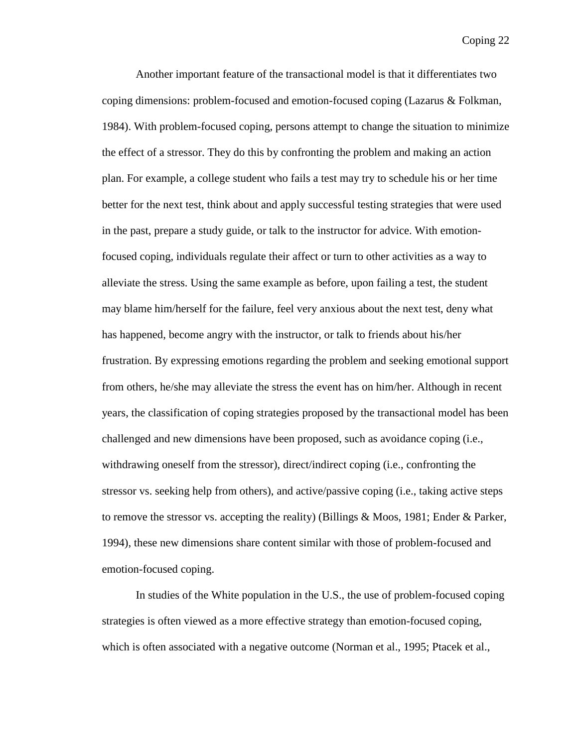Another important feature of the transactional model is that it differentiates two coping dimensions: problem-focused and emotion-focused coping (Lazarus & Folkman, 1984). With problem-focused coping, persons attempt to change the situation to minimize the effect of a stressor. They do this by confronting the problem and making an action plan. For example, a college student who fails a test may try to schedule his or her time better for the next test, think about and apply successful testing strategies that were used in the past, prepare a study guide, or talk to the instructor for advice. With emotion-focused coping, individuals regulate their affect or turn to other activities as a way to alleviate the stress. Using the same example as before, upon failing a test, the student may blame him/herself for the failure, feel very anxious about the next test, deny what has happened, become angry with the instructor, or talk to friends about his/her frustration. By expressing emotions regarding the problem and seeking emotional support from others, he/she may alleviate the stress the event has on him/her. Although in recent years, the classification of coping strategies proposed by the transactional model has been challenged and new dimensions have been proposed, such as avoidance coping (i.e., withdrawing oneself from the stressor), direct/indirect coping (i.e., confronting the stressor vs. seeking help from others), and active/passive coping (i.e., taking active steps to remove the stressor vs. accepting the reality) (Billings & Moos, 1981; Ender & Parker, 1994), these new dimensions share content similar with those of problem-focused and emotion-focused coping.

In studies of the White population in the U.S., the use of problem-focused coping strategies is often viewed as a more effective strategy than emotion-focused coping, which is often associated with a negative outcome (Norman et al., 1995; Ptacek et al.,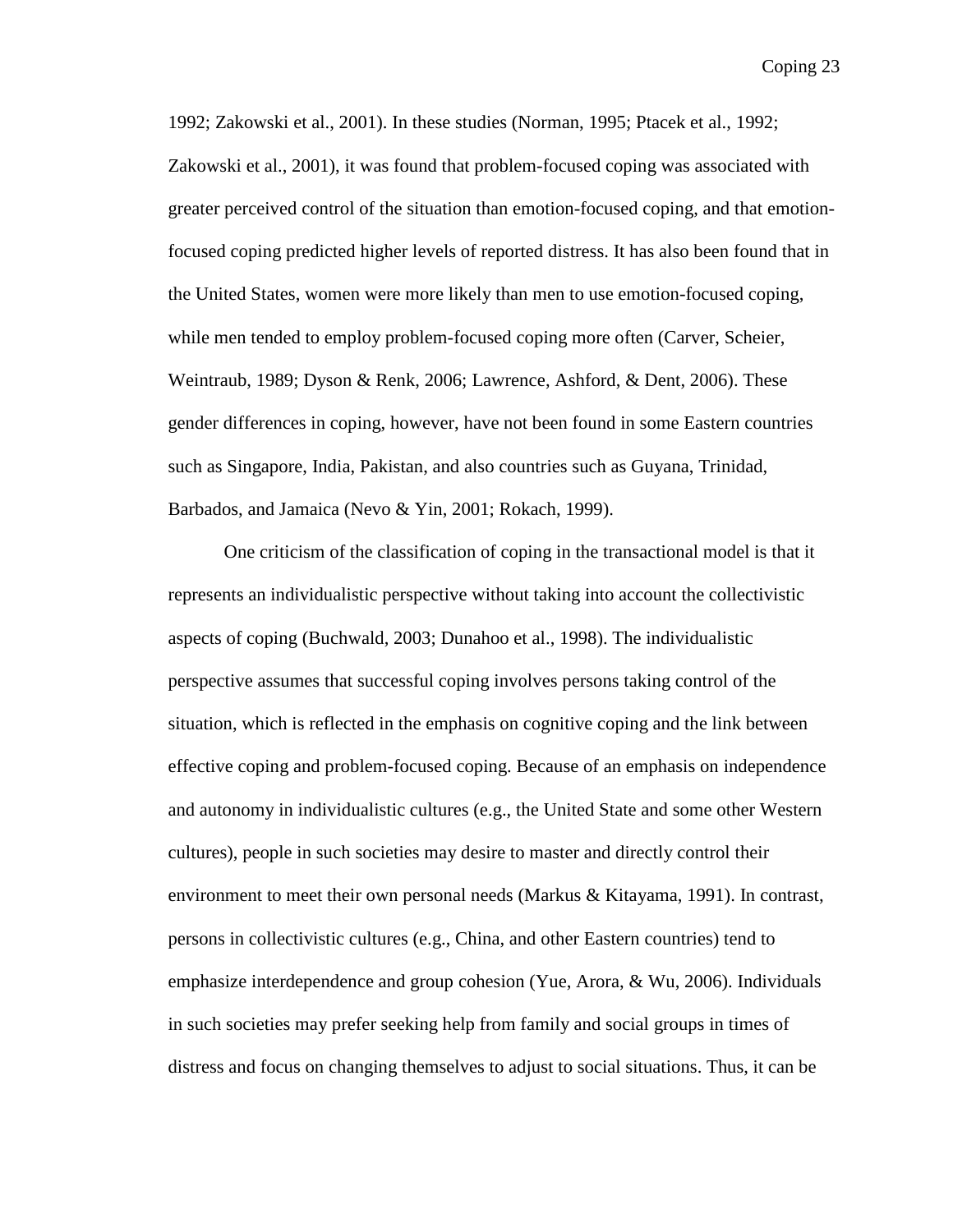1992; Zakowski et al., 2001). In these studies (Norman, 1995; Ptacek et al., 1992; Zakowski et al., 2001), it was found that problem-focused coping was associated with greater perceived control of the situation than emotion-focused coping, and that emotion-focused coping predicted higher levels of reported distress. It has also been found that in the United States, women were more likely than men to use emotion-focused coping, while men tended to employ problem-focused coping more often (Carver, Scheier, Weintraub, 1989; Dyson & Renk, 2006; Lawrence, Ashford, & Dent, 2006). These gender differences in coping, however, have not been found in some Eastern countries such as Singapore, India, Pakistan, and also countries such as Guyana, Trinidad, Barbados, and Jamaica (Nevo & Yin, 2001; Rokach, 1999).

One criticism of the classification of coping in the transactional model is that it represents an individualistic perspective without taking into account the collectivistic aspects of coping (Buchwald, 2003; Dunahoo et al., 1998). The individualistic perspective assumes that successful coping involves persons taking control of the situation, which is reflected in the emphasis on cognitive coping and the link between effective coping and problem-focused coping. Because of an emphasis on independence and autonomy in individualistic cultures (e.g., the United State and some other Western cultures), people in such societies may desire to master and directly control their environment to meet their own personal needs (Markus & Kitayama, 1991). In contrast, persons in collectivistic cultures (e.g., China, and other Eastern countries) tend to emphasize interdependence and group cohesion (Yue, Arora, & Wu, 2006). Individuals in such societies may prefer seeking help from family and social groups in times of distress and focus on changing themselves to adjust to social situations. Thus, it can be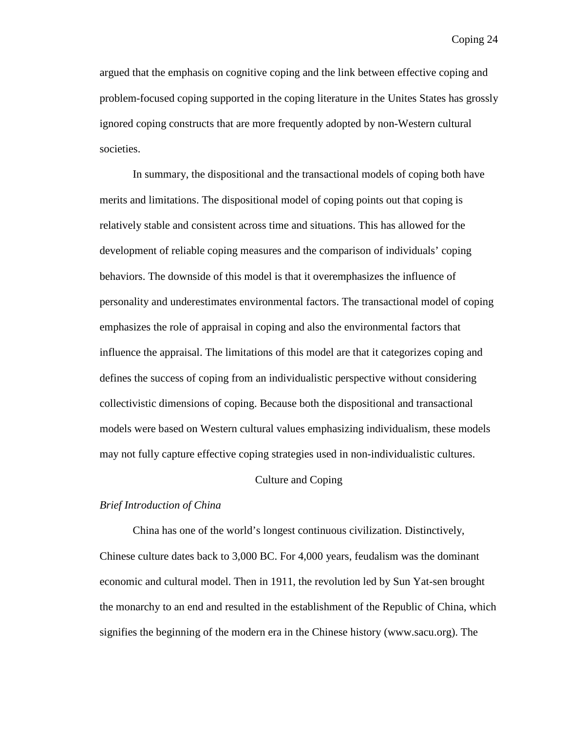argued that the emphasis on cognitive coping and the link between effective coping and problem-focused coping supported in the coping literature in the Unites States has grossly ignored coping constructs that are more frequently adopted by non-Western cultural societies.

In summary, the dispositional and the transactional models of coping both have merits and limitations. The dispositional model of coping points out that coping is relatively stable and consistent across time and situations. This has allowed for the development of reliable coping measures and the comparison of individuals' coping behaviors. The downside of this model is that it overemphasizes the influence of personality and underestimates environmental factors. The transactional model of coping emphasizes the role of appraisal in coping and also the environmental factors that influence the appraisal. The limitations of this model are that it categorizes coping and defines the success of coping from an individualistic perspective without considering collectivistic dimensions of coping. Because both the dispositional and transactional models were based on Western cultural values emphasizing individualism, these models may not fully capture effective coping strategies used in non-individualistic cultures.

## Culture and Coping

### *Brief Introduction of China*

China has one of the world's longest continuous civilization. Distinctively, Chinese culture dates back to 3,000 BC. For 4,000 years, feudalism was the dominant economic and cultural model. Then in 1911, the revolution led by Sun Yat-sen brought the monarchy to an end and resulted in the establishment of the Republic of China, which signifies the beginning of the modern era in the Chinese history (www.sacu.org). The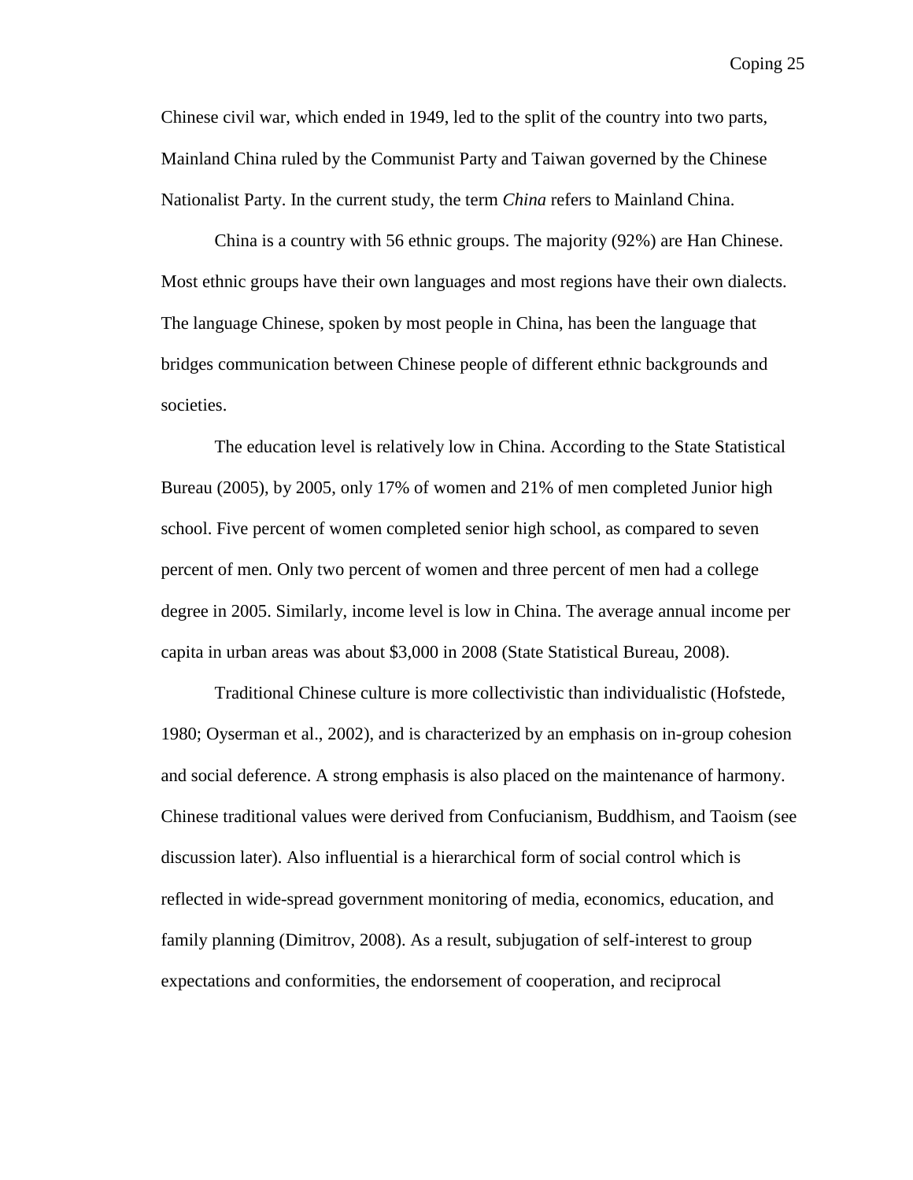Chinese civil war, which ended in 1949, led to the split of the country into two parts, Mainland China ruled by the Communist Party and Taiwan governed by the Chinese Nationalist Party. In the current study, the term *China* refers to Mainland China.

China is a country with 56 ethnic groups. The majority (92%) are Han Chinese. Most ethnic groups have their own languages and most regions have their own dialects. The language Chinese, spoken by most people in China, has been the language that bridges communication between Chinese people of different ethnic backgrounds and societies.

The education level is relatively low in China. According to the State Statistical Bureau (2005), by 2005, only 17% of women and 21% of men completed Junior high school. Five percent of women completed senior high school, as compared to seven percent of men. Only two percent of women and three percent of men had a college degree in 2005. Similarly, income level is low in China. The average annual income per capita in urban areas was about $3,000 in 2008 (State Statistical Bureau, 2008).

Traditional Chinese culture is more collectivistic than individualistic (Hofstede, 1980; Oyserman et al., 2002), and is characterized by an emphasis on in-group cohesion and social deference. A strong emphasis is also placed on the maintenance of harmony. Chinese traditional values were derived from Confucianism, Buddhism, and Taoism (see discussion later). Also influential is a hierarchical form of social control which is reflected in wide-spread government monitoring of media, economics, education, and family planning (Dimitrov, 2008). As a result, subjugation of self-interest to group expectations and conformities, the endorsement of cooperation, and reciprocal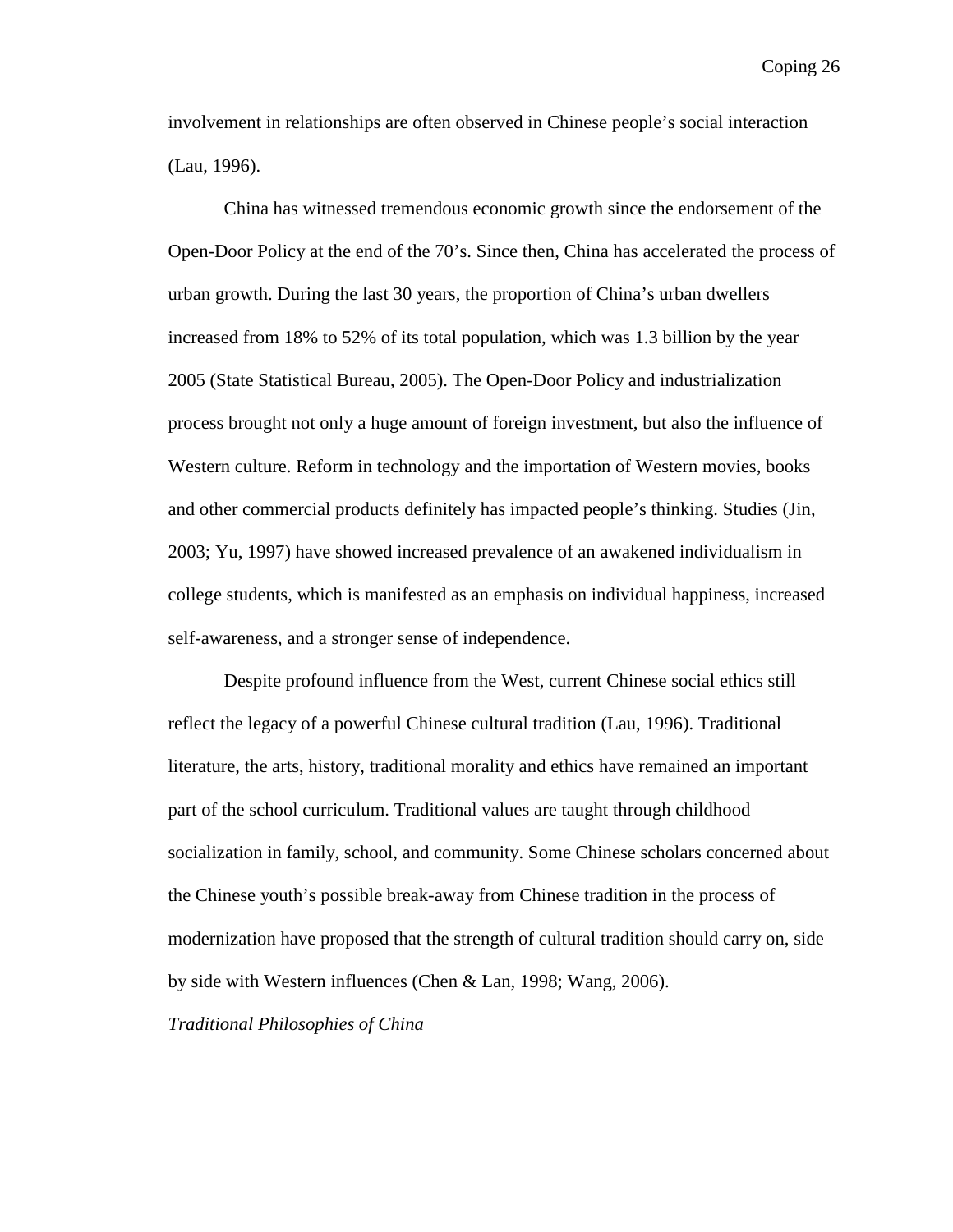involvement in relationships are often observed in Chinese people's social interaction (Lau, 1996).

China has witnessed tremendous economic growth since the endorsement of the Open-Door Policy at the end of the 70's. Since then, China has accelerated the process of urban growth. During the last 30 years, the proportion of China's urban dwellers increased from 18% to 52% of its total population, which was 1.3 billion by the year 2005 (State Statistical Bureau, 2005). The Open-Door Policy and industrialization process brought not only a huge amount of foreign investment, but also the influence of Western culture. Reform in technology and the importation of Western movies, books and other commercial products definitely has impacted people's thinking. Studies (Jin, 2003; Yu, 1997) have showed increased prevalence of an awakened individualism in college students, which is manifested as an emphasis on individual happiness, increased self-awareness, and a stronger sense of independence.

Despite profound influence from the West, current Chinese social ethics still reflect the legacy of a powerful Chinese cultural tradition (Lau, 1996). Traditional literature, the arts, history, traditional morality and ethics have remained an important part of the school curriculum. Traditional values are taught through childhood socialization in family, school, and community. Some Chinese scholars concerned about the Chinese youth's possible break-away from Chinese tradition in the process of modernization have proposed that the strength of cultural tradition should carry on, side by side with Western influences (Chen & Lan, 1998; Wang, 2006).

### *Traditional Philosophies of China*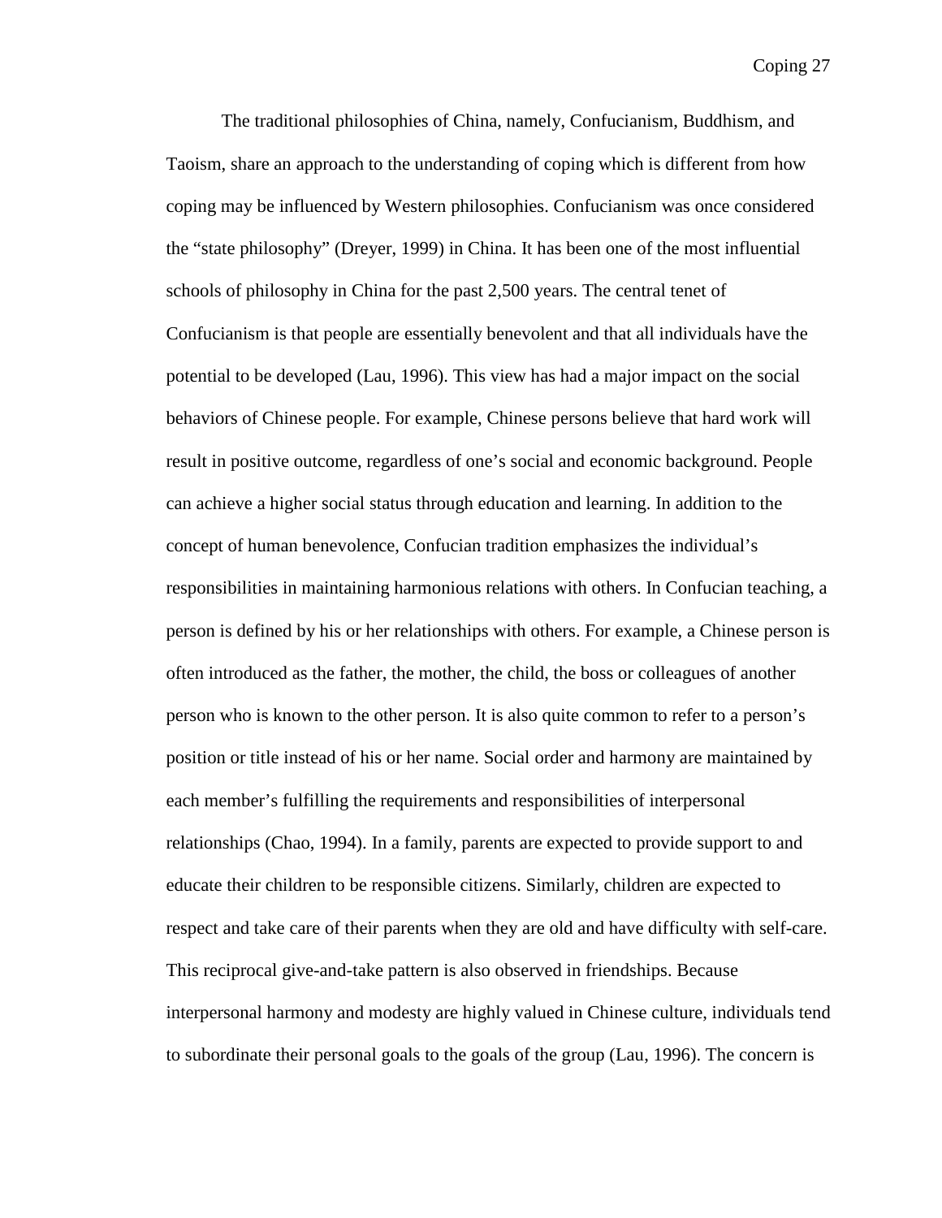The traditional philosophies of China, namely, Confucianism, Buddhism, and Taoism, share an approach to the understanding of coping which is different from how coping may be influenced by Western philosophies. Confucianism was once considered the "state philosophy" (Dreyer, 1999) in China. It has been one of the most influential schools of philosophy in China for the past 2,500 years. The central tenet of Confucianism is that people are essentially benevolent and that all individuals have the potential to be developed (Lau, 1996). This view has had a major impact on the social behaviors of Chinese people. For example, Chinese persons believe that hard work will result in positive outcome, regardless of one's social and economic background. People can achieve a higher social status through education and learning. In addition to the concept of human benevolence, Confucian tradition emphasizes the individual's responsibilities in maintaining harmonious relations with others. In Confucian teaching, a person is defined by his or her relationships with others. For example, a Chinese person is often introduced as the father, the mother, the child, the boss or colleagues of another person who is known to the other person. It is also quite common to refer to a person's position or title instead of his or her name. Social order and harmony are maintained by each member's fulfilling the requirements and responsibilities of interpersonal relationships (Chao, 1994). In a family, parents are expected to provide support to and educate their children to be responsible citizens. Similarly, children are expected to respect and take care of their parents when they are old and have difficulty with self-care. This reciprocal give-and-take pattern is also observed in friendships. Because interpersonal harmony and modesty are highly valued in Chinese culture, individuals tend to subordinate their personal goals to the goals of the group (Lau, 1996). The concern is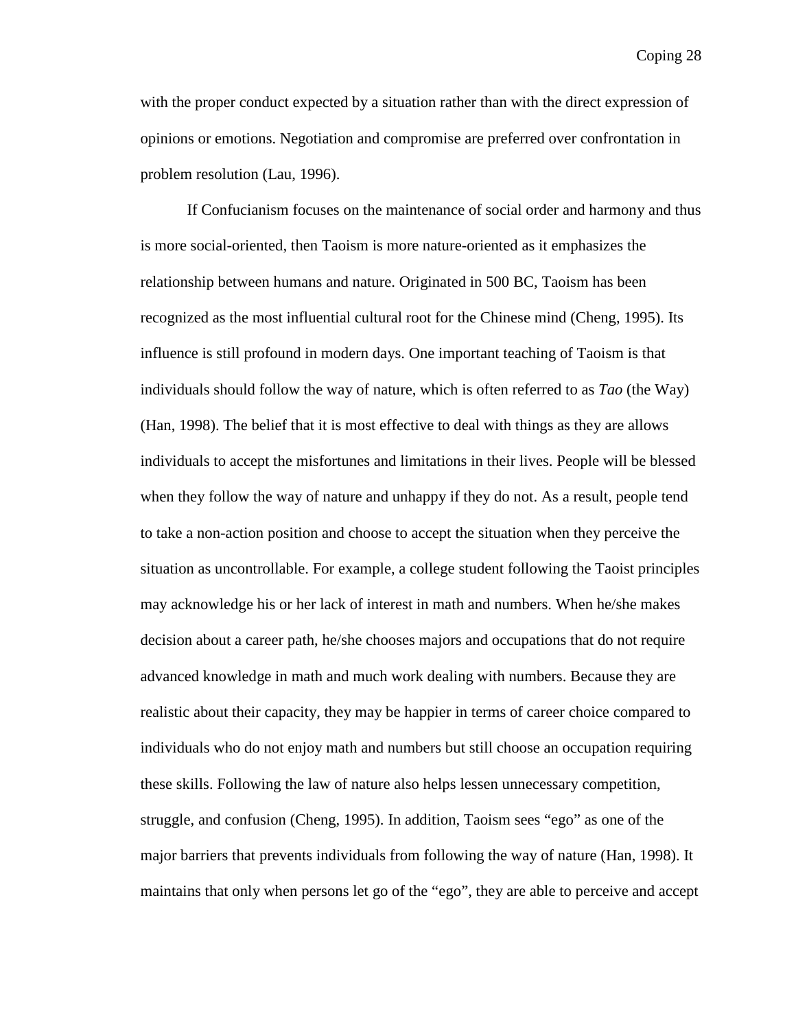with the proper conduct expected by a situation rather than with the direct expression of opinions or emotions. Negotiation and compromise are preferred over confrontation in problem resolution (Lau, 1996).

If Confucianism focuses on the maintenance of social order and harmony and thus is more social-oriented, then Taoism is more nature-oriented as it emphasizes the relationship between humans and nature. Originated in 500 BC, Taoism has been recognized as the most influential cultural root for the Chinese mind (Cheng, 1995). Its influence is still profound in modern days. One important teaching of Taoism is that individuals should follow the way of nature, which is often referred to as *Tao* (the Way) (Han, 1998). The belief that it is most effective to deal with things as they are allows individuals to accept the misfortunes and limitations in their lives. People will be blessed when they follow the way of nature and unhappy if they do not. As a result, people tend to take a non-action position and choose to accept the situation when they perceive the situation as uncontrollable. For example, a college student following the Taoist principles may acknowledge his or her lack of interest in math and numbers. When he/she makes decision about a career path, he/she chooses majors and occupations that do not require advanced knowledge in math and much work dealing with numbers. Because they are realistic about their capacity, they may be happier in terms of career choice compared to individuals who do not enjoy math and numbers but still choose an occupation requiring these skills. Following the law of nature also helps lessen unnecessary competition, struggle, and confusion (Cheng, 1995). In addition, Taoism sees "ego" as one of the major barriers that prevents individuals from following the way of nature (Han, 1998). It maintains that only when persons let go of the "ego", they are able to perceive and accept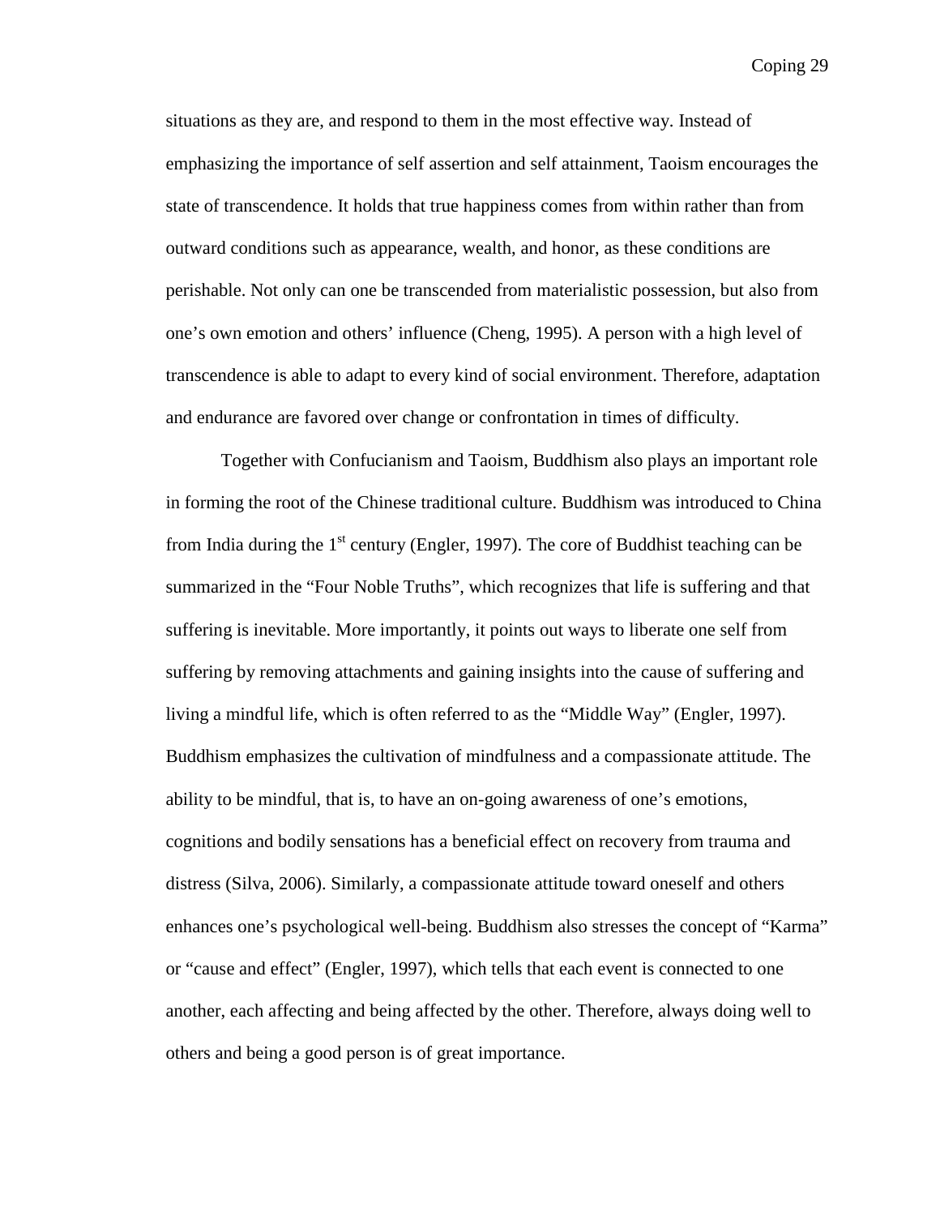situations as they are, and respond to them in the most effective way. Instead of emphasizing the importance of self assertion and self attainment, Taoism encourages the state of transcendence. It holds that true happiness comes from within rather than from outward conditions such as appearance, wealth, and honor, as these conditions are perishable. Not only can one be transcended from materialistic possession, but also from one's own emotion and others' influence (Cheng, 1995). A person with a high level of transcendence is able to adapt to every kind of social environment. Therefore, adaptation and endurance are favored over change or confrontation in times of difficulty.

Together with Confucianism and Taoism, Buddhism also plays an important role in forming the root of the Chinese traditional culture. Buddhism was introduced to China from India during the 1st century (Engler, 1997). The core of Buddhist teaching can be summarized in the "Four Noble Truths", which recognizes that life is suffering and that suffering is inevitable. More importantly, it points out ways to liberate one self from suffering by removing attachments and gaining insights into the cause of suffering and living a mindful life, which is often referred to as the "Middle Way" (Engler, 1997). Buddhism emphasizes the cultivation of mindfulness and a compassionate attitude. The ability to be mindful, that is, to have an on-going awareness of one's emotions, cognitions and bodily sensations has a beneficial effect on recovery from trauma and distress (Silva, 2006). Similarly, a compassionate attitude toward oneself and others enhances one's psychological well-being. Buddhism also stresses the concept of "Karma" or "cause and effect" (Engler, 1997), which tells that each event is connected to one another, each affecting and being affected by the other. Therefore, always doing well to others and being a good person is of great importance.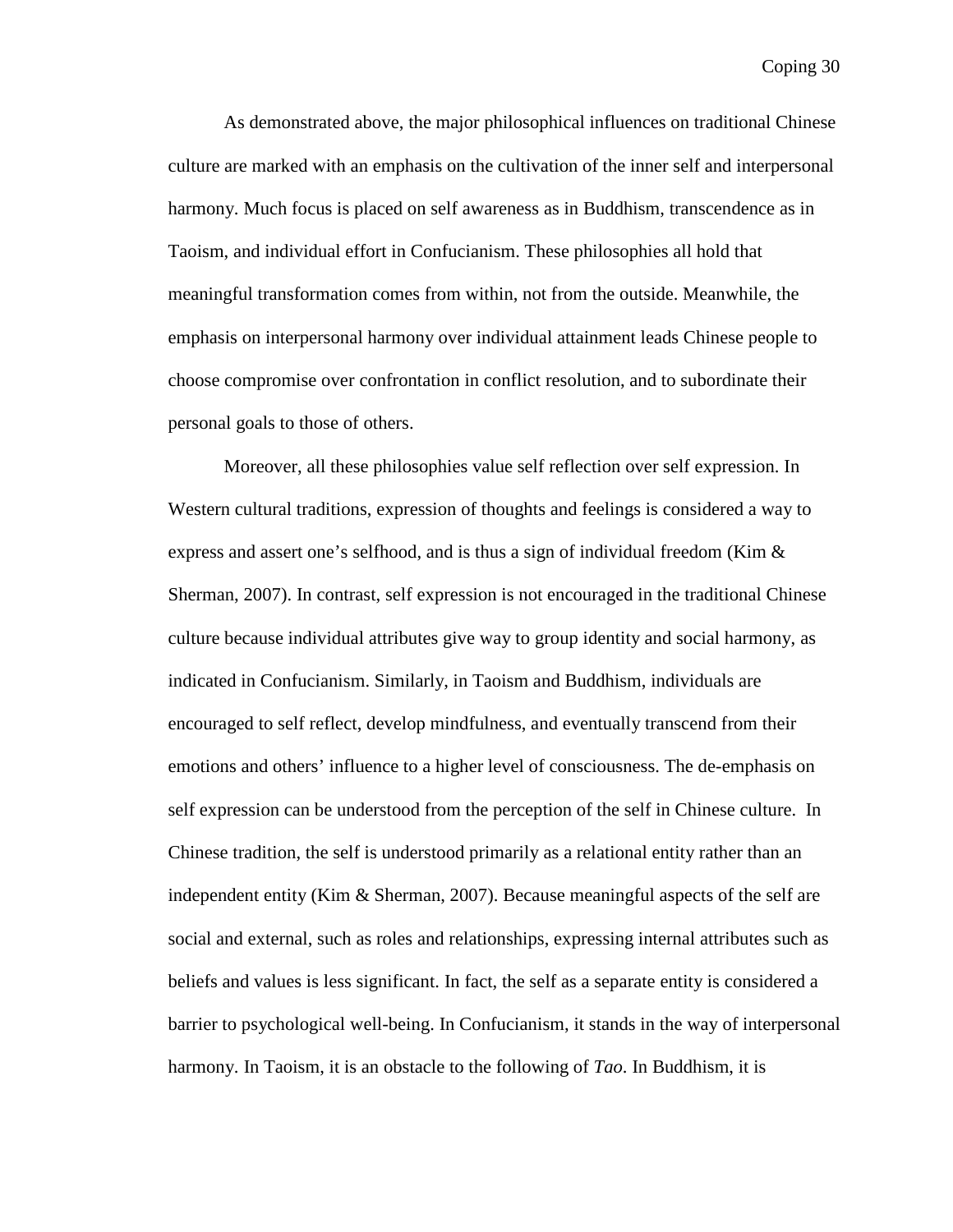As demonstrated above, the major philosophical influences on traditional Chinese culture are marked with an emphasis on the cultivation of the inner self and interpersonal harmony. Much focus is placed on self awareness as in Buddhism, transcendence as in Taoism, and individual effort in Confucianism. These philosophies all hold that meaningful transformation comes from within, not from the outside. Meanwhile, the emphasis on interpersonal harmony over individual attainment leads Chinese people to choose compromise over confrontation in conflict resolution, and to subordinate their personal goals to those of others.

Moreover, all these philosophies value self reflection over self expression. In Western cultural traditions, expression of thoughts and feelings is considered a way to express and assert one's selfhood, and is thus a sign of individual freedom (Kim & Sherman, 2007). In contrast, self expression is not encouraged in the traditional Chinese culture because individual attributes give way to group identity and social harmony, as indicated in Confucianism. Similarly, in Taoism and Buddhism, individuals are encouraged to self reflect, develop mindfulness, and eventually transcend from their emotions and others' influence to a higher level of consciousness. The de-emphasis on self expression can be understood from the perception of the self in Chinese culture. In Chinese tradition, the self is understood primarily as a relational entity rather than an independent entity (Kim & Sherman, 2007). Because meaningful aspects of the self are social and external, such as roles and relationships, expressing internal attributes such as beliefs and values is less significant. In fact, the self as a separate entity is considered a barrier to psychological well-being. In Confucianism, it stands in the way of interpersonal harmony. In Taoism, it is an obstacle to the following of *Tao*. In Buddhism, it is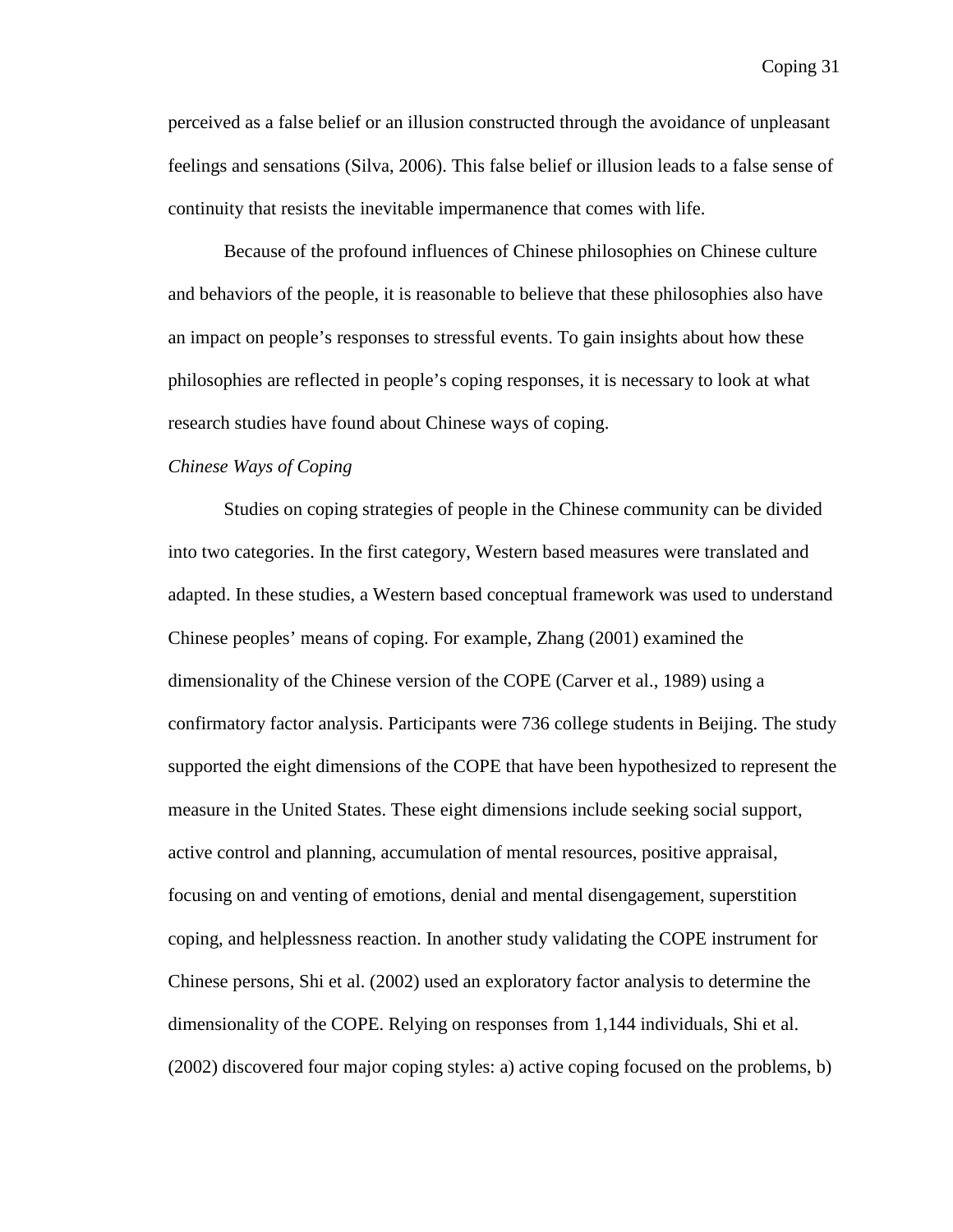perceived as a false belief or an illusion constructed through the avoidance of unpleasant feelings and sensations (Silva, 2006). This false belief or illusion leads to a false sense of continuity that resists the inevitable impermanence that comes with life.

Because of the profound influences of Chinese philosophies on Chinese culture and behaviors of the people, it is reasonable to believe that these philosophies also have an impact on people's responses to stressful events. To gain insights about how these philosophies are reflected in people's coping responses, it is necessary to look at what research studies have found about Chinese ways of coping.

*Chinese Ways of Coping*

Studies on coping strategies of people in the Chinese community can be divided into two categories. In the first category, Western based measures were translated and adapted. In these studies, a Western based conceptual framework was used to understand Chinese peoples' means of coping. For example, Zhang (2001) examined the dimensionality of the Chinese version of the COPE (Carver et al., 1989) using a confirmatory factor analysis. Participants were 736 college students in Beijing. The study supported the eight dimensions of the COPE that have been hypothesized to represent the measure in the United States. These eight dimensions include seeking social support, active control and planning, accumulation of mental resources, positive appraisal, focusing on and venting of emotions, denial and mental disengagement, superstition coping, and helplessness reaction. In another study validating the COPE instrument for Chinese persons, Shi et al. (2002) used an exploratory factor analysis to determine the dimensionality of the COPE. Relying on responses from 1,144 individuals, Shi et al. (2002) discovered four major coping styles: a) active coping focused on the problems, b)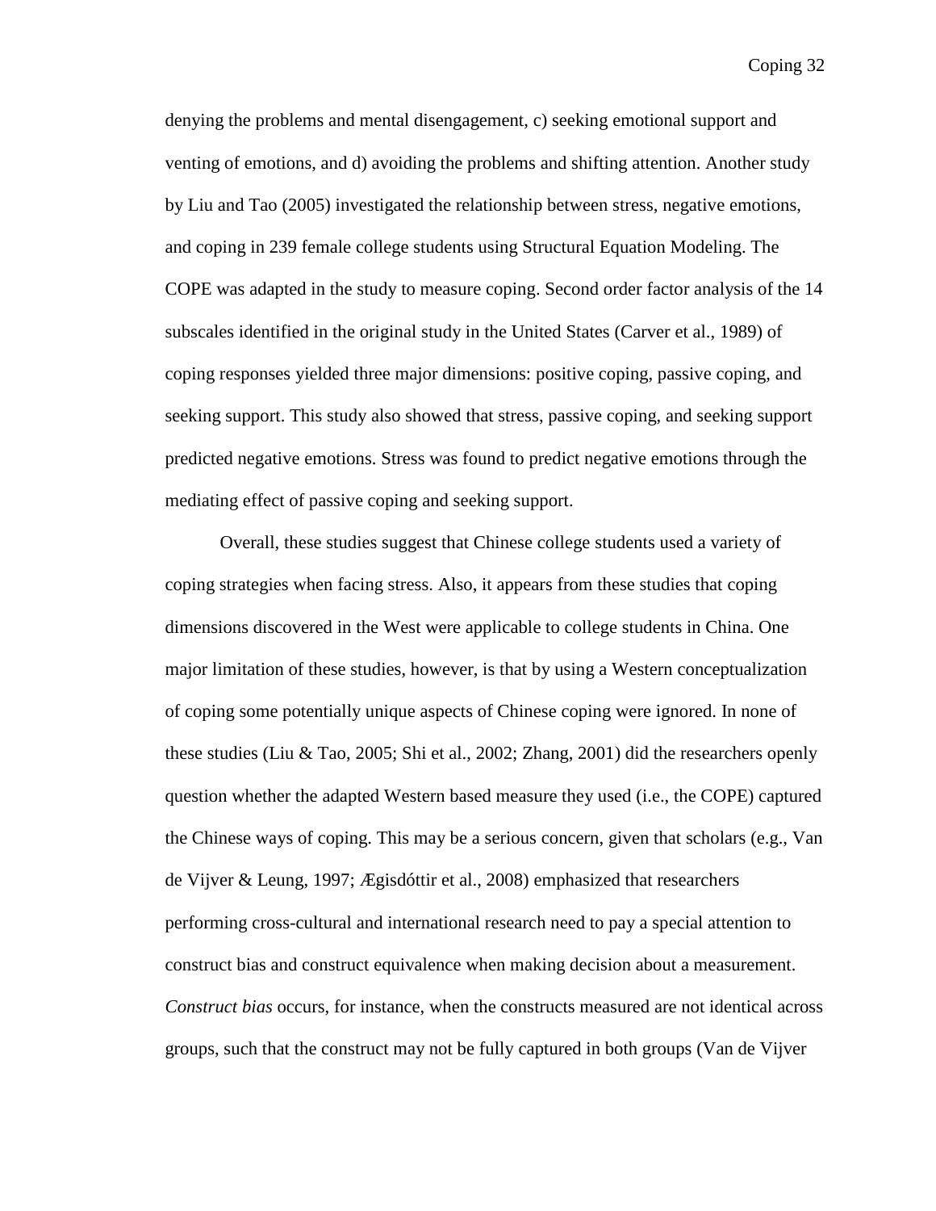denying the problems and mental disengagement, c) seeking emotional support and venting of emotions, and d) avoiding the problems and shifting attention. Another study by Liu and Tao (2005) investigated the relationship between stress, negative emotions, and coping in 239 female college students using Structural Equation Modeling. The COPE was adapted in the study to measure coping. Second order factor analysis of the 14 subscales identified in the original study in the United States (Carver et al., 1989) of coping responses yielded three major dimensions: positive coping, passive coping, and seeking support. This study also showed that stress, passive coping, and seeking support predicted negative emotions. Stress was found to predict negative emotions through the mediating effect of passive coping and seeking support.

Overall, these studies suggest that Chinese college students used a variety of coping strategies when facing stress. Also, it appears from these studies that coping dimensions discovered in the West were applicable to college students in China. One major limitation of these studies, however, is that by using a Western conceptualization of coping some potentially unique aspects of Chinese coping were ignored. In none of these studies (Liu & Tao, 2005; Shi et al., 2002; Zhang, 2001) did the researchers openly question whether the adapted Western based measure they used (i.e., the COPE) captured the Chinese ways of coping. This may be a serious concern, given that scholars (e.g., Van de Vijver & Leung, 1997; Ægisdóttir et al., 2008) emphasized that researchers performing cross-cultural and international research need to pay a special attention to construct bias and construct equivalence when making decision about a measurement. *Construct bias* occurs, for instance, when the constructs measured are not identical across groups, such that the construct may not be fully captured in both groups (Van de Vijver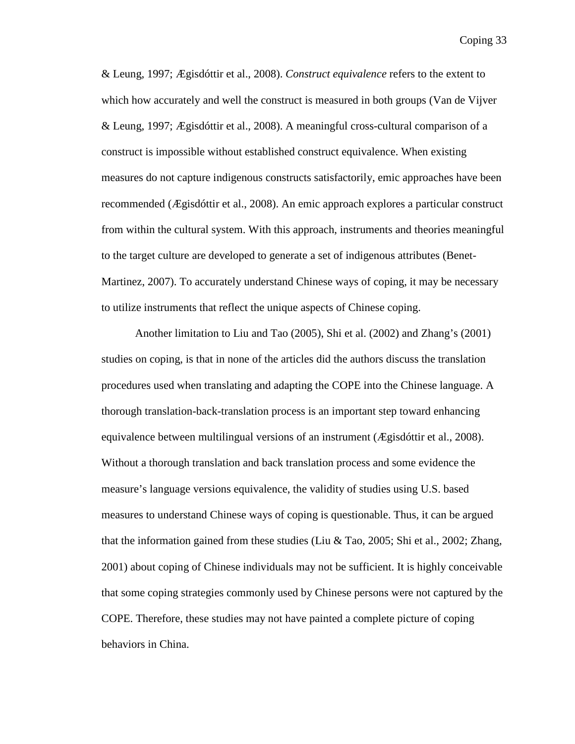& Leung, 1997; Ægisdóttir et al., 2008). *Construct equivalence* refers to the extent to which how accurately and well the construct is measured in both groups (Van de Vijver & Leung, 1997; Ægisdóttir et al., 2008). A meaningful cross-cultural comparison of a construct is impossible without established construct equivalence. When existing measures do not capture indigenous constructs satisfactorily, emic approaches have been recommended (Ægisdóttir et al., 2008). An emic approach explores a particular construct from within the cultural system. With this approach, instruments and theories meaningful to the target culture are developed to generate a set of indigenous attributes (Benet-Martinez, 2007). To accurately understand Chinese ways of coping, it may be necessary to utilize instruments that reflect the unique aspects of Chinese coping.

Another limitation to Liu and Tao (2005), Shi et al. (2002) and Zhang's (2001) studies on coping, is that in none of the articles did the authors discuss the translation procedures used when translating and adapting the COPE into the Chinese language. A thorough translation-back-translation process is an important step toward enhancing equivalence between multilingual versions of an instrument (Ægisdóttir et al., 2008). Without a thorough translation and back translation process and some evidence the measure's language versions equivalence, the validity of studies using U.S. based measures to understand Chinese ways of coping is questionable. Thus, it can be argued that the information gained from these studies (Liu & Tao, 2005; Shi et al., 2002; Zhang, 2001) about coping of Chinese individuals may not be sufficient. It is highly conceivable that some coping strategies commonly used by Chinese persons were not captured by the COPE. Therefore, these studies may not have painted a complete picture of coping behaviors in China.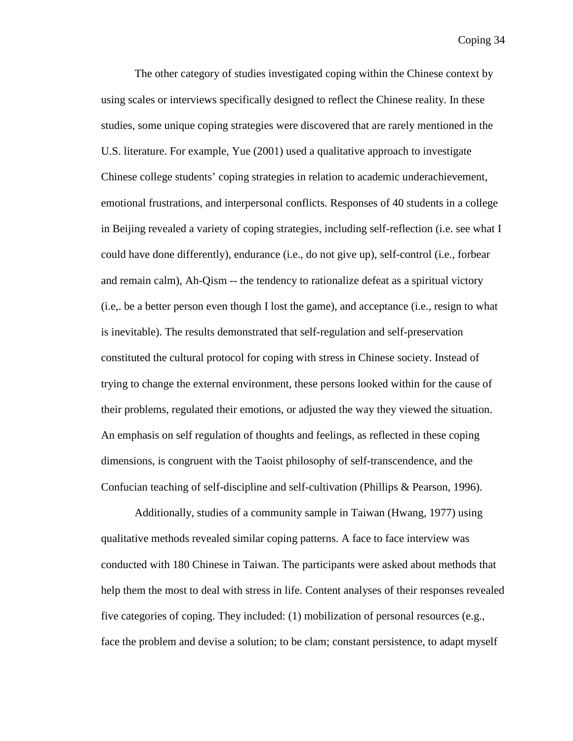The other category of studies investigated coping within the Chinese context by using scales or interviews specifically designed to reflect the Chinese reality. In these studies, some unique coping strategies were discovered that are rarely mentioned in the U.S. literature. For example, Yue (2001) used a qualitative approach to investigate Chinese college students' coping strategies in relation to academic underachievement, emotional frustrations, and interpersonal conflicts. Responses of 40 students in a college in Beijing revealed a variety of coping strategies, including self-reflection (i.e. see what I could have done differently), endurance (i.e., do not give up), self-control (i.e., forbear and remain calm), Ah-Qism -- the tendency to rationalize defeat as a spiritual victory (i.e,. be a better person even though I lost the game), and acceptance (i.e., resign to what is inevitable). The results demonstrated that self-regulation and self-preservation constituted the cultural protocol for coping with stress in Chinese society. Instead of trying to change the external environment, these persons looked within for the cause of their problems, regulated their emotions, or adjusted the way they viewed the situation. An emphasis on self regulation of thoughts and feelings, as reflected in these coping dimensions, is congruent with the Taoist philosophy of self-transcendence, and the Confucian teaching of self-discipline and self-cultivation (Phillips & Pearson, 1996).

Additionally, studies of a community sample in Taiwan (Hwang, 1977) using qualitative methods revealed similar coping patterns. A face to face interview was conducted with 180 Chinese in Taiwan. The participants were asked about methods that help them the most to deal with stress in life. Content analyses of their responses revealed five categories of coping. They included: (1) mobilization of personal resources (e.g., face the problem and devise a solution; to be clam; constant persistence, to adapt myself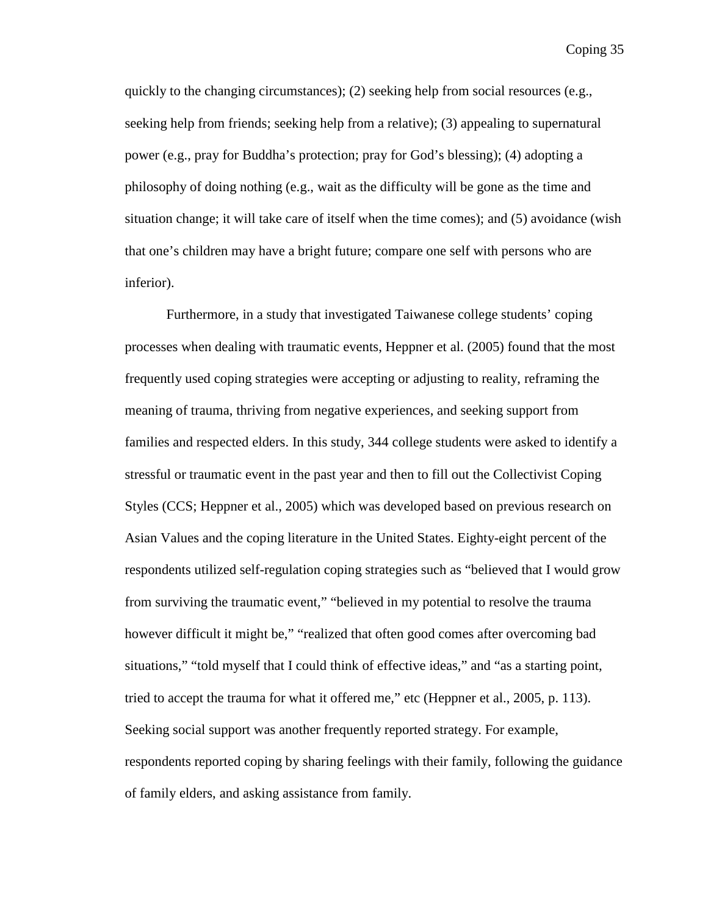quickly to the changing circumstances); (2) seeking help from social resources (e.g., seeking help from friends; seeking help from a relative); (3) appealing to supernatural power (e.g., pray for Buddha's protection; pray for God's blessing); (4) adopting a philosophy of doing nothing (e.g., wait as the difficulty will be gone as the time and situation change; it will take care of itself when the time comes); and (5) avoidance (wish that one's children may have a bright future; compare one self with persons who are inferior).

Furthermore, in a study that investigated Taiwanese college students' coping processes when dealing with traumatic events, Heppner et al. (2005) found that the most frequently used coping strategies were accepting or adjusting to reality, reframing the meaning of trauma, thriving from negative experiences, and seeking support from families and respected elders. In this study, 344 college students were asked to identify a stressful or traumatic event in the past year and then to fill out the Collectivist Coping Styles (CCS; Heppner et al., 2005) which was developed based on previous research on Asian Values and the coping literature in the United States. Eighty-eight percent of the respondents utilized self-regulation coping strategies such as "believed that I would grow from surviving the traumatic event," "believed in my potential to resolve the trauma however difficult it might be," "realized that often good comes after overcoming bad situations," "told myself that I could think of effective ideas," and "as a starting point, tried to accept the trauma for what it offered me," etc (Heppner et al., 2005, p. 113). Seeking social support was another frequently reported strategy. For example, respondents reported coping by sharing feelings with their family, following the guidance of family elders, and asking assistance from family.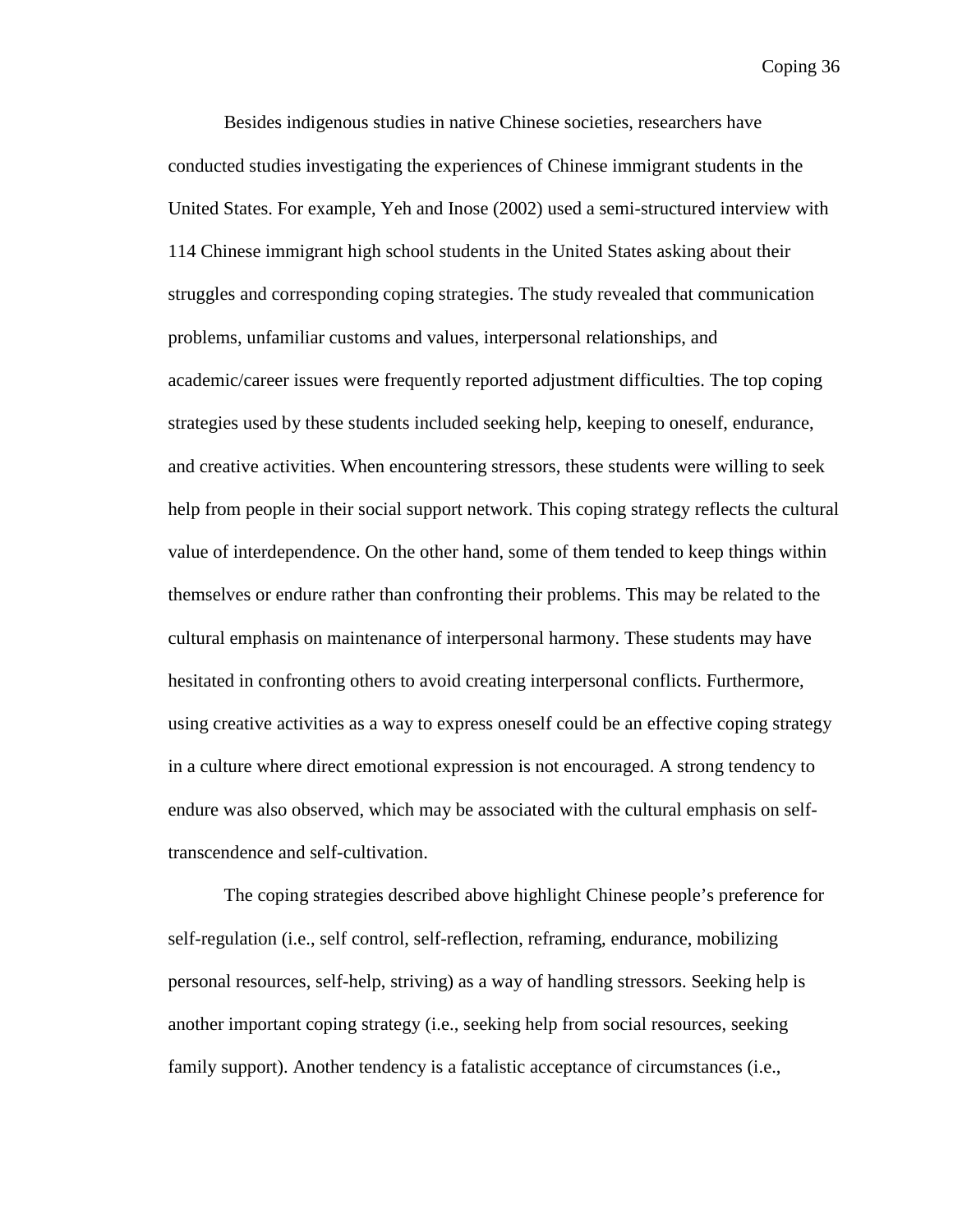Besides indigenous studies in native Chinese societies, researchers have conducted studies investigating the experiences of Chinese immigrant students in the United States. For example, Yeh and Inose (2002) used a semi-structured interview with 114 Chinese immigrant high school students in the United States asking about their struggles and corresponding coping strategies. The study revealed that communication problems, unfamiliar customs and values, interpersonal relationships, and academic/career issues were frequently reported adjustment difficulties. The top coping strategies used by these students included seeking help, keeping to oneself, endurance, and creative activities. When encountering stressors, these students were willing to seek help from people in their social support network. This coping strategy reflects the cultural value of interdependence. On the other hand, some of them tended to keep things within themselves or endure rather than confronting their problems. This may be related to the cultural emphasis on maintenance of interpersonal harmony. These students may have hesitated in confronting others to avoid creating interpersonal conflicts. Furthermore, using creative activities as a way to express oneself could be an effective coping strategy in a culture where direct emotional expression is not encouraged. A strong tendency to endure was also observed, which may be associated with the cultural emphasis on self-transcendence and self-cultivation.

The coping strategies described above highlight Chinese people's preference for self-regulation (i.e., self control, self-reflection, reframing, endurance, mobilizing personal resources, self-help, striving) as a way of handling stressors. Seeking help is another important coping strategy (i.e., seeking help from social resources, seeking family support). Another tendency is a fatalistic acceptance of circumstances (i.e.,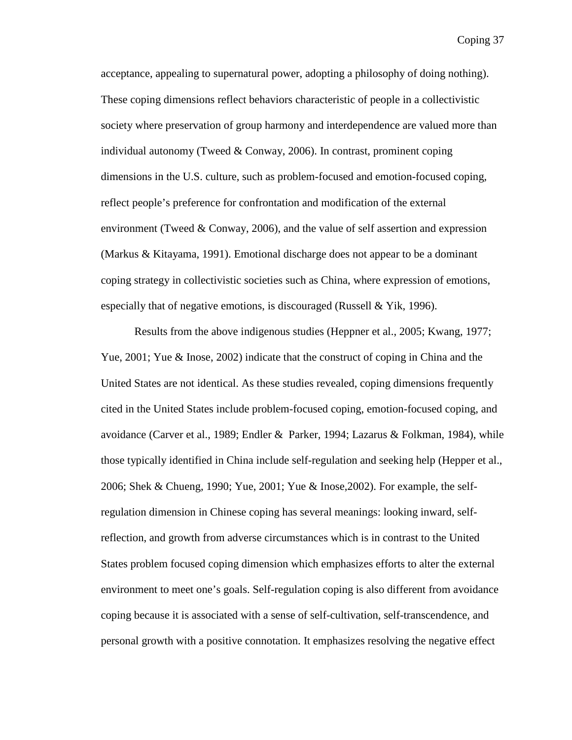acceptance, appealing to supernatural power, adopting a philosophy of doing nothing). These coping dimensions reflect behaviors characteristic of people in a collectivistic society where preservation of group harmony and interdependence are valued more than individual autonomy (Tweed & Conway, 2006). In contrast, prominent coping dimensions in the U.S. culture, such as problem-focused and emotion-focused coping, reflect people's preference for confrontation and modification of the external environment (Tweed & Conway, 2006), and the value of self assertion and expression (Markus & Kitayama, 1991). Emotional discharge does not appear to be a dominant coping strategy in collectivistic societies such as China, where expression of emotions, especially that of negative emotions, is discouraged (Russell & Yik, 1996).

Results from the above indigenous studies (Heppner et al., 2005; Kwang, 1977; Yue, 2001; Yue & Inose, 2002) indicate that the construct of coping in China and the United States are not identical. As these studies revealed, coping dimensions frequently cited in the United States include problem-focused coping, emotion-focused coping, and avoidance (Carver et al., 1989; Endler & Parker, 1994; Lazarus & Folkman, 1984), while those typically identified in China include self-regulation and seeking help (Hepper et al., 2006; Shek & Chueng, 1990; Yue, 2001; Yue & Inose,2002). For example, the self-regulation dimension in Chinese coping has several meanings: looking inward, self-reflection, and growth from adverse circumstances which is in contrast to the United States problem focused coping dimension which emphasizes efforts to alter the external environment to meet one's goals. Self-regulation coping is also different from avoidance coping because it is associated with a sense of self-cultivation, self-transcendence, and personal growth with a positive connotation. It emphasizes resolving the negative effect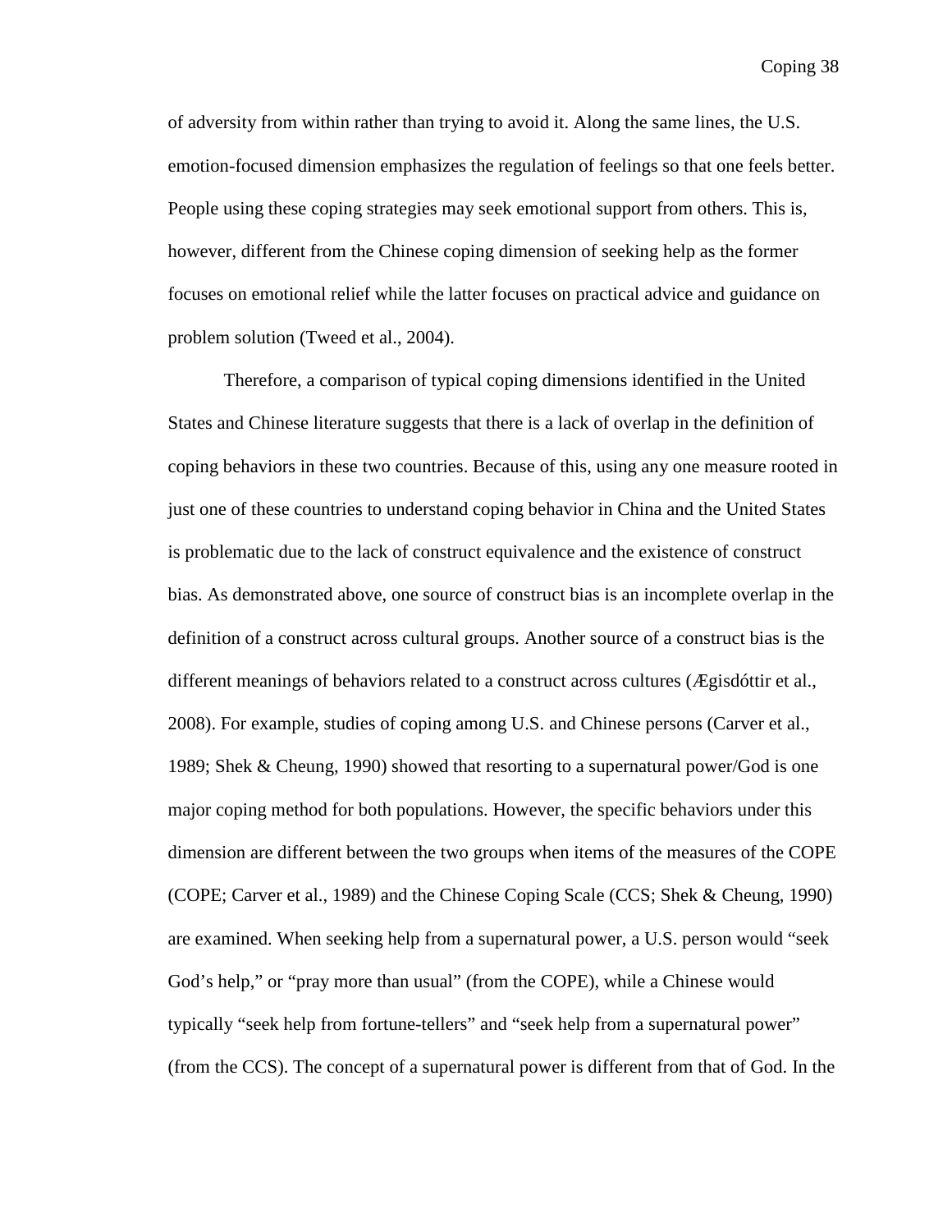of adversity from within rather than trying to avoid it. Along the same lines, the U.S. emotion-focused dimension emphasizes the regulation of feelings so that one feels better. People using these coping strategies may seek emotional support from others. This is, however, different from the Chinese coping dimension of seeking help as the former focuses on emotional relief while the latter focuses on practical advice and guidance on problem solution (Tweed et al., 2004).

Therefore, a comparison of typical coping dimensions identified in the United States and Chinese literature suggests that there is a lack of overlap in the definition of coping behaviors in these two countries. Because of this, using any one measure rooted in just one of these countries to understand coping behavior in China and the United States is problematic due to the lack of construct equivalence and the existence of construct bias. As demonstrated above, one source of construct bias is an incomplete overlap in the definition of a construct across cultural groups. Another source of a construct bias is the different meanings of behaviors related to a construct across cultures (Ægisdóttir et al., 2008). For example, studies of coping among U.S. and Chinese persons (Carver et al., 1989; Shek & Cheung, 1990) showed that resorting to a supernatural power/God is one major coping method for both populations. However, the specific behaviors under this dimension are different between the two groups when items of the measures of the COPE (COPE; Carver et al., 1989) and the Chinese Coping Scale (CCS; Shek & Cheung, 1990) are examined. When seeking help from a supernatural power, a U.S. person would "seek God's help," or "pray more than usual" (from the COPE), while a Chinese would typically "seek help from fortune-tellers" and "seek help from a supernatural power" (from the CCS). The concept of a supernatural power is different from that of God. In the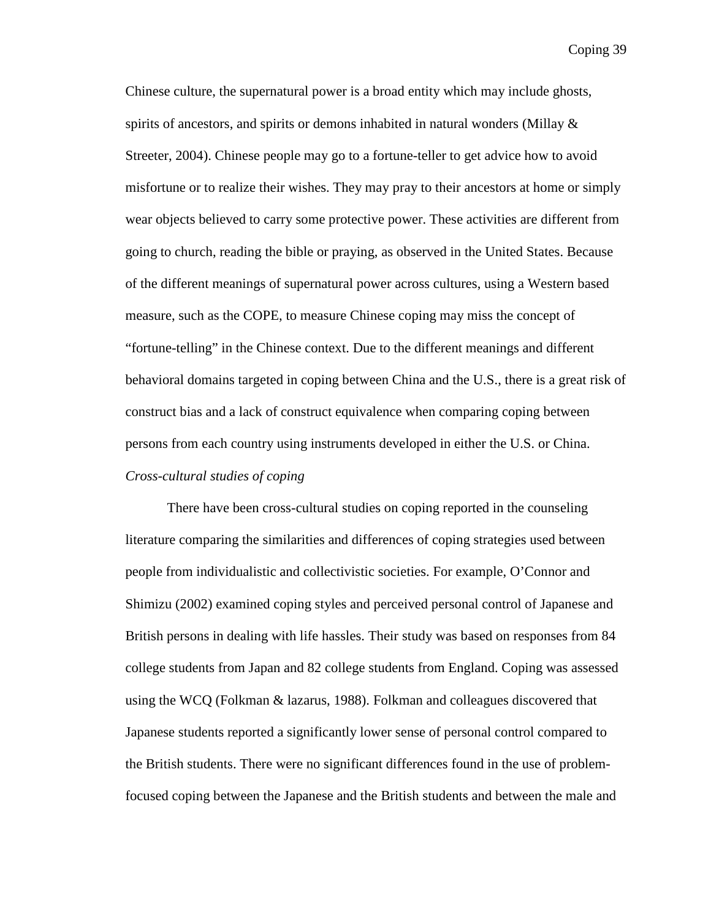Chinese culture, the supernatural power is a broad entity which may include ghosts, spirits of ancestors, and spirits or demons inhabited in natural wonders (Millay & Streeter, 2004). Chinese people may go to a fortune-teller to get advice how to avoid misfortune or to realize their wishes. They may pray to their ancestors at home or simply wear objects believed to carry some protective power. These activities are different from going to church, reading the bible or praying, as observed in the United States. Because of the different meanings of supernatural power across cultures, using a Western based measure, such as the COPE, to measure Chinese coping may miss the concept of "fortune-telling" in the Chinese context. Due to the different meanings and different behavioral domains targeted in coping between China and the U.S., there is a great risk of construct bias and a lack of construct equivalence when comparing coping between persons from each country using instruments developed in either the U.S. or China.

*Cross-cultural studies of coping*

There have been cross-cultural studies on coping reported in the counseling literature comparing the similarities and differences of coping strategies used between people from individualistic and collectivistic societies. For example, O'Connor and Shimizu (2002) examined coping styles and perceived personal control of Japanese and British persons in dealing with life hassles. Their study was based on responses from 84 college students from Japan and 82 college students from England. Coping was assessed using the WCQ (Folkman & lazarus, 1988). Folkman and colleagues discovered that Japanese students reported a significantly lower sense of personal control compared to the British students. There were no significant differences found in the use of problem-focused coping between the Japanese and the British students and between the male and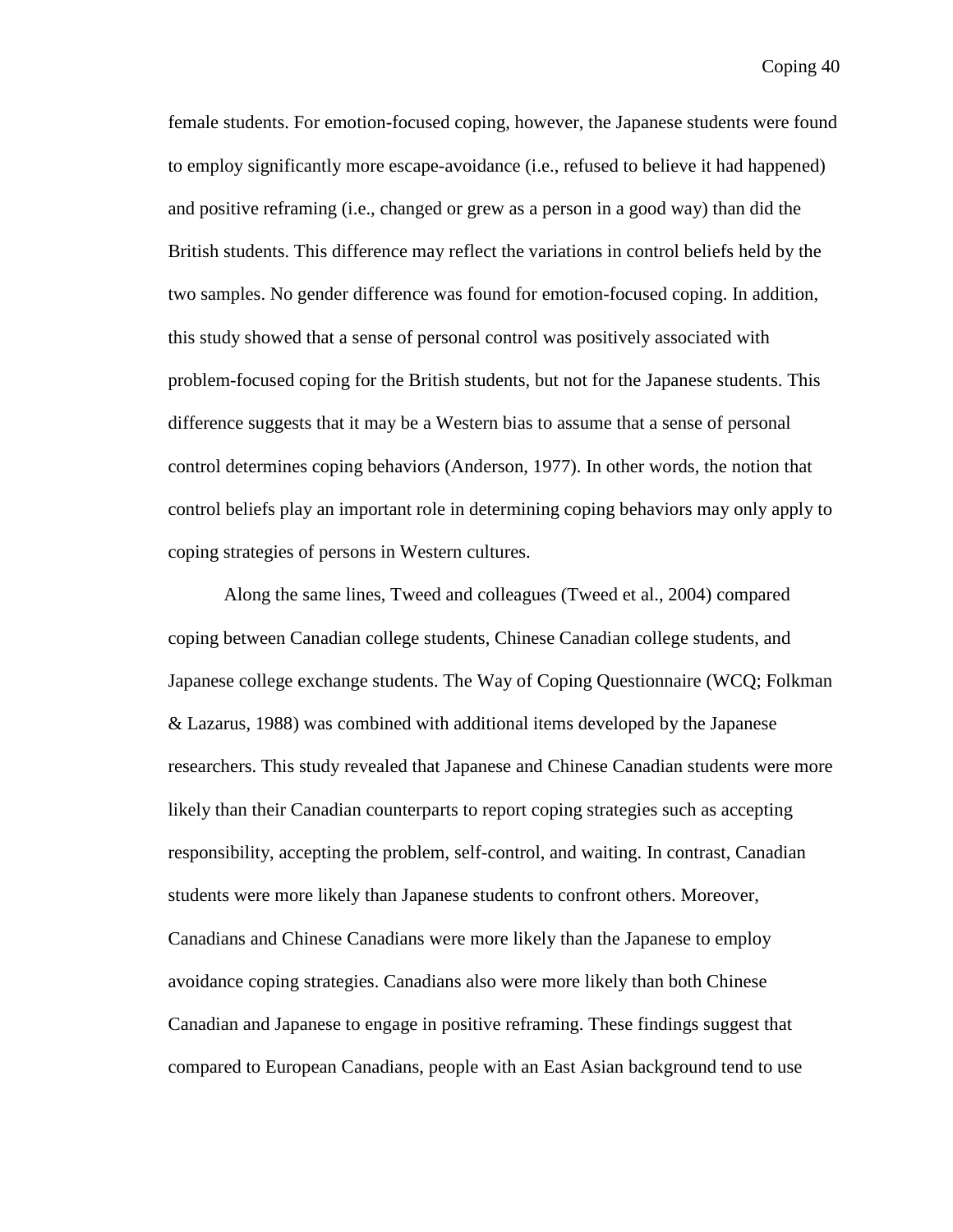female students. For emotion-focused coping, however, the Japanese students were found to employ significantly more escape-avoidance (i.e., refused to believe it had happened) and positive reframing (i.e., changed or grew as a person in a good way) than did the British students. This difference may reflect the variations in control beliefs held by the two samples. No gender difference was found for emotion-focused coping. In addition, this study showed that a sense of personal control was positively associated with problem-focused coping for the British students, but not for the Japanese students. This difference suggests that it may be a Western bias to assume that a sense of personal control determines coping behaviors (Anderson, 1977). In other words, the notion that control beliefs play an important role in determining coping behaviors may only apply to coping strategies of persons in Western cultures.

Along the same lines, Tweed and colleagues (Tweed et al., 2004) compared coping between Canadian college students, Chinese Canadian college students, and Japanese college exchange students. The Way of Coping Questionnaire (WCQ; Folkman & Lazarus, 1988) was combined with additional items developed by the Japanese researchers. This study revealed that Japanese and Chinese Canadian students were more likely than their Canadian counterparts to report coping strategies such as accepting responsibility, accepting the problem, self-control, and waiting. In contrast, Canadian students were more likely than Japanese students to confront others. Moreover, Canadians and Chinese Canadians were more likely than the Japanese to employ avoidance coping strategies. Canadians also were more likely than both Chinese Canadian and Japanese to engage in positive reframing. These findings suggest that compared to European Canadians, people with an East Asian background tend to use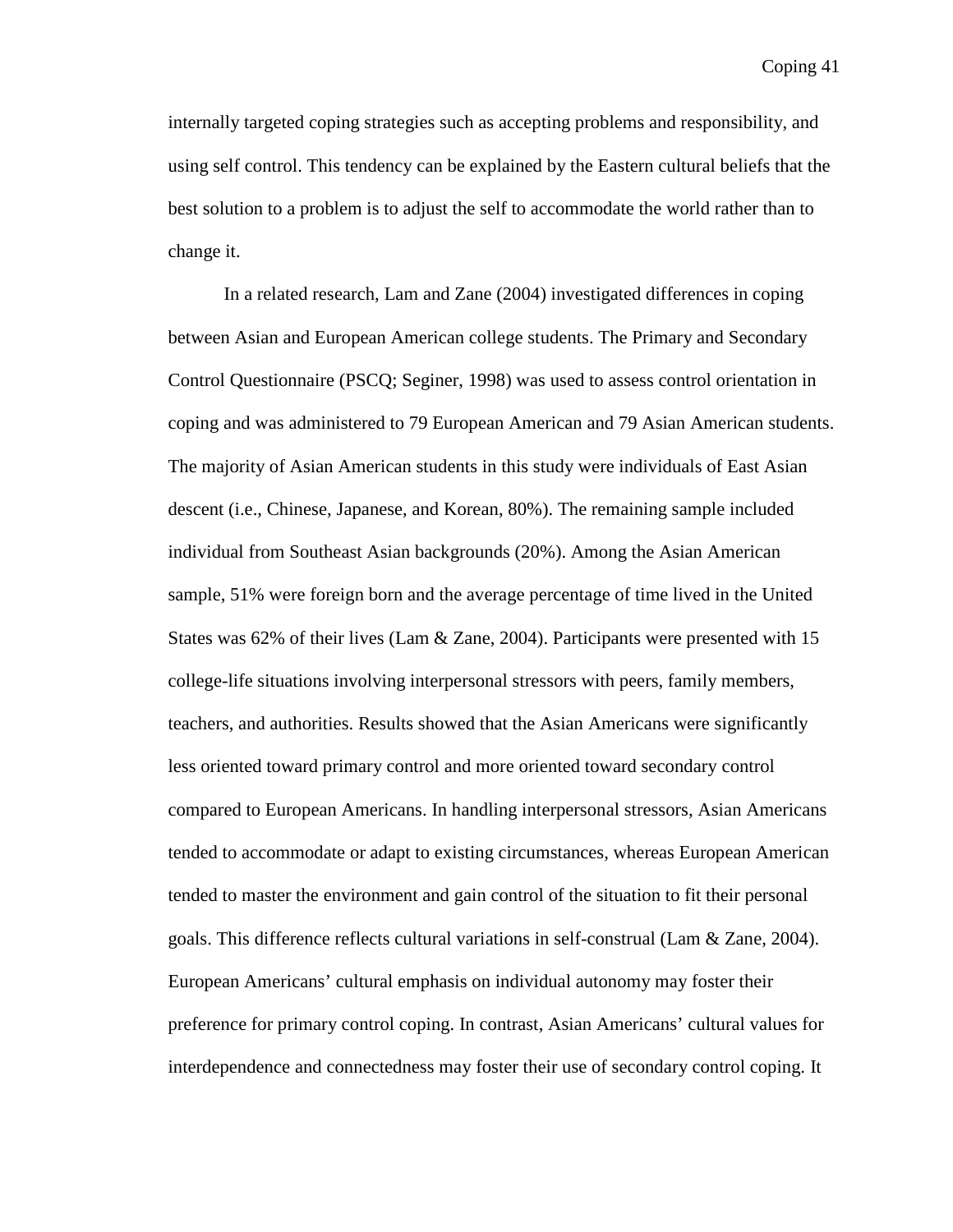internally targeted coping strategies such as accepting problems and responsibility, and using self control. This tendency can be explained by the Eastern cultural beliefs that the best solution to a problem is to adjust the self to accommodate the world rather than to change it.

In a related research, Lam and Zane (2004) investigated differences in coping between Asian and European American college students. The Primary and Secondary Control Questionnaire (PSCQ; Seginer, 1998) was used to assess control orientation in coping and was administered to 79 European American and 79 Asian American students. The majority of Asian American students in this study were individuals of East Asian descent (i.e., Chinese, Japanese, and Korean, 80%). The remaining sample included individual from Southeast Asian backgrounds (20%). Among the Asian American sample, 51% were foreign born and the average percentage of time lived in the United States was 62% of their lives (Lam & Zane, 2004). Participants were presented with 15 college-life situations involving interpersonal stressors with peers, family members, teachers, and authorities. Results showed that the Asian Americans were significantly less oriented toward primary control and more oriented toward secondary control compared to European Americans. In handling interpersonal stressors, Asian Americans tended to accommodate or adapt to existing circumstances, whereas European American tended to master the environment and gain control of the situation to fit their personal goals. This difference reflects cultural variations in self-construal (Lam & Zane, 2004). European Americans' cultural emphasis on individual autonomy may foster their preference for primary control coping. In contrast, Asian Americans' cultural values for interdependence and connectedness may foster their use of secondary control coping. It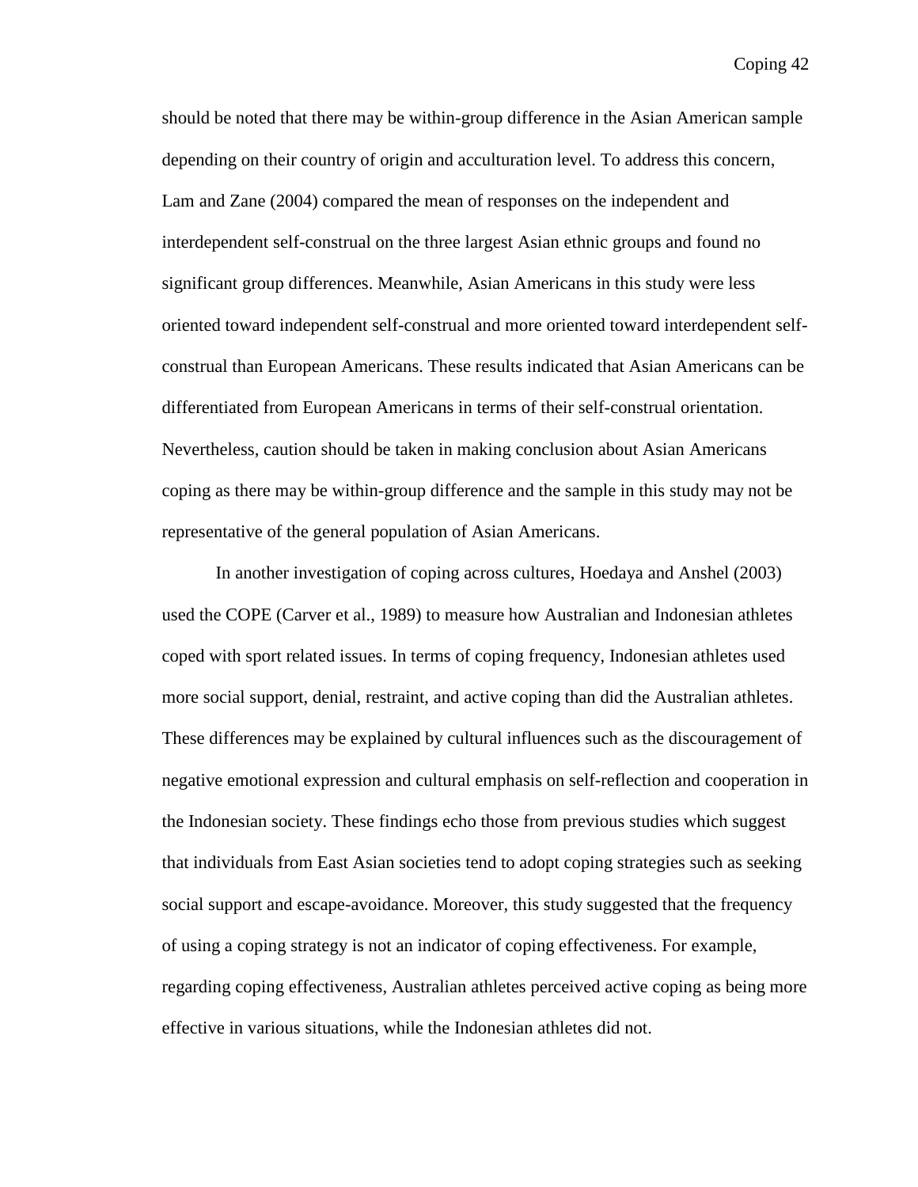should be noted that there may be within-group difference in the Asian American sample depending on their country of origin and acculturation level. To address this concern, Lam and Zane (2004) compared the mean of responses on the independent and interdependent self-construal on the three largest Asian ethnic groups and found no significant group differences. Meanwhile, Asian Americans in this study were less oriented toward independent self-construal and more oriented toward interdependent self-construal than European Americans. These results indicated that Asian Americans can be differentiated from European Americans in terms of their self-construal orientation. Nevertheless, caution should be taken in making conclusion about Asian Americans coping as there may be within-group difference and the sample in this study may not be representative of the general population of Asian Americans.

In another investigation of coping across cultures, Hoedaya and Anshel (2003) used the COPE (Carver et al., 1989) to measure how Australian and Indonesian athletes coped with sport related issues. In terms of coping frequency, Indonesian athletes used more social support, denial, restraint, and active coping than did the Australian athletes. These differences may be explained by cultural influences such as the discouragement of negative emotional expression and cultural emphasis on self-reflection and cooperation in the Indonesian society. These findings echo those from previous studies which suggest that individuals from East Asian societies tend to adopt coping strategies such as seeking social support and escape-avoidance. Moreover, this study suggested that the frequency of using a coping strategy is not an indicator of coping effectiveness. For example, regarding coping effectiveness, Australian athletes perceived active coping as being more effective in various situations, while the Indonesian athletes did not.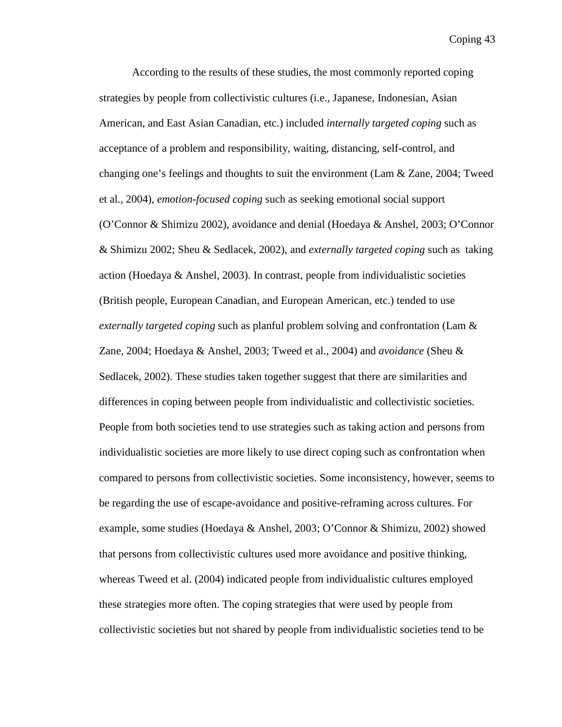According to the results of these studies, the most commonly reported coping strategies by people from collectivistic cultures (i.e., Japanese, Indonesian, Asian American, and East Asian Canadian, etc.) included *internally targeted coping* such as acceptance of a problem and responsibility, waiting, distancing, self-control, and changing one's feelings and thoughts to suit the environment (Lam & Zane, 2004; Tweed et al., 2004), *emotion-focused coping* such as seeking emotional social support (O'Connor & Shimizu 2002), avoidance and denial (Hoedaya & Anshel, 2003; O'Connor & Shimizu 2002; Sheu & Sedlacek, 2002), and *externally targeted coping* such as taking action (Hoedaya & Anshel, 2003). In contrast, people from individualistic societies (British people, European Canadian, and European American, etc.) tended to use *externally targeted coping* such as planful problem solving and confrontation (Lam & Zane, 2004; Hoedaya & Anshel, 2003; Tweed et al., 2004) and *avoidance* (Sheu & Sedlacek, 2002). These studies taken together suggest that there are similarities and differences in coping between people from individualistic and collectivistic societies. People from both societies tend to use strategies such as taking action and persons from individualistic societies are more likely to use direct coping such as confrontation when compared to persons from collectivistic societies. Some inconsistency, however, seems to be regarding the use of escape-avoidance and positive-reframing across cultures. For example, some studies (Hoedaya & Anshel, 2003; O'Connor & Shimizu, 2002) showed that persons from collectivistic cultures used more avoidance and positive thinking, whereas Tweed et al. (2004) indicated people from individualistic cultures employed these strategies more often. The coping strategies that were used by people from collectivistic societies but not shared by people from individualistic societies tend to be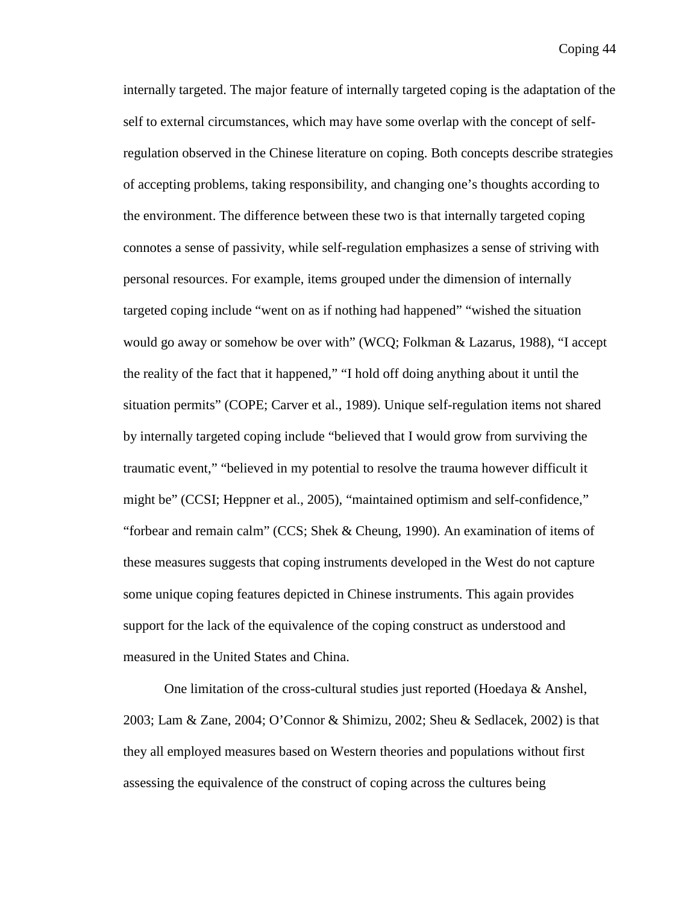internally targeted. The major feature of internally targeted coping is the adaptation of the self to external circumstances, which may have some overlap with the concept of self-regulation observed in the Chinese literature on coping. Both concepts describe strategies of accepting problems, taking responsibility, and changing one's thoughts according to the environment. The difference between these two is that internally targeted coping connotes a sense of passivity, while self-regulation emphasizes a sense of striving with personal resources. For example, items grouped under the dimension of internally targeted coping include "went on as if nothing had happened" "wished the situation would go away or somehow be over with" (WCQ; Folkman & Lazarus, 1988), "I accept the reality of the fact that it happened," "I hold off doing anything about it until the situation permits" (COPE; Carver et al., 1989). Unique self-regulation items not shared by internally targeted coping include "believed that I would grow from surviving the traumatic event," "believed in my potential to resolve the trauma however difficult it might be" (CCSI; Heppner et al., 2005), "maintained optimism and self-confidence," "forbear and remain calm" (CCS; Shek & Cheung, 1990). An examination of items of these measures suggests that coping instruments developed in the West do not capture some unique coping features depicted in Chinese instruments. This again provides support for the lack of the equivalence of the coping construct as understood and measured in the United States and China.

One limitation of the cross-cultural studies just reported (Hoedaya & Anshel, 2003; Lam & Zane, 2004; O'Connor & Shimizu, 2002; Sheu & Sedlacek, 2002) is that they all employed measures based on Western theories and populations without first assessing the equivalence of the construct of coping across the cultures being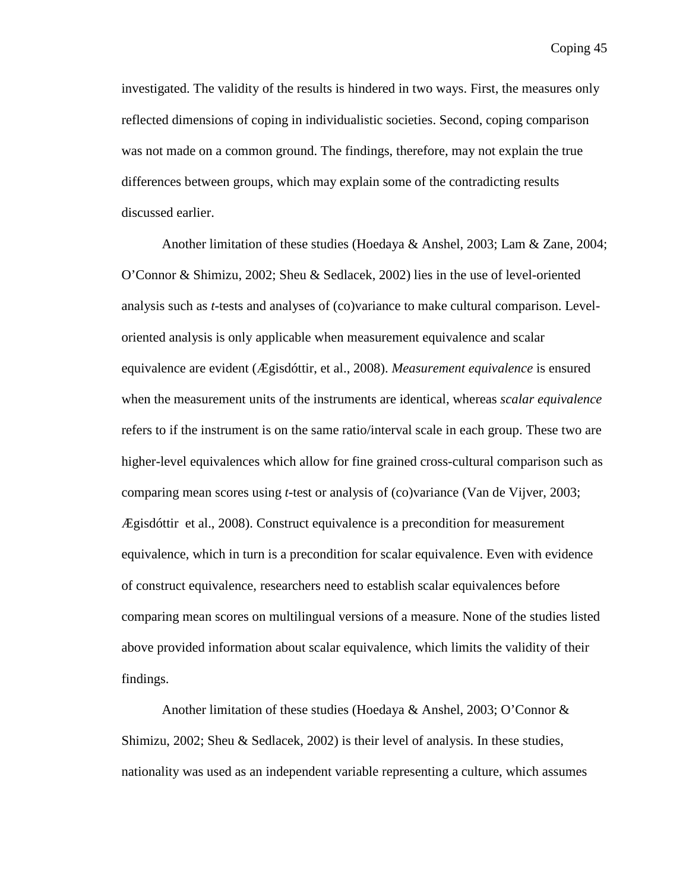investigated. The validity of the results is hindered in two ways. First, the measures only reflected dimensions of coping in individualistic societies. Second, coping comparison was not made on a common ground. The findings, therefore, may not explain the true differences between groups, which may explain some of the contradicting results discussed earlier.

Another limitation of these studies (Hoedaya & Anshel, 2003; Lam & Zane, 2004; O'Connor & Shimizu, 2002; Sheu & Sedlacek, 2002) lies in the use of level-oriented analysis such as *t*-tests and analyses of (co)variance to make cultural comparison. Level-oriented analysis is only applicable when measurement equivalence and scalar equivalence are evident (Ægisdóttir, et al., 2008). *Measurement equivalence* is ensured when the measurement units of the instruments are identical, whereas *scalar equivalence* refers to if the instrument is on the same ratio/interval scale in each group. These two are higher-level equivalences which allow for fine grained cross-cultural comparison such as comparing mean scores using *t*-test or analysis of (co)variance (Van de Vijver, 2003; Ægisdóttir et al., 2008). Construct equivalence is a precondition for measurement equivalence, which in turn is a precondition for scalar equivalence. Even with evidence of construct equivalence, researchers need to establish scalar equivalences before comparing mean scores on multilingual versions of a measure. None of the studies listed above provided information about scalar equivalence, which limits the validity of their findings.

Another limitation of these studies (Hoedaya & Anshel, 2003; O'Connor & Shimizu, 2002; Sheu & Sedlacek, 2002) is their level of analysis. In these studies, nationality was used as an independent variable representing a culture, which assumes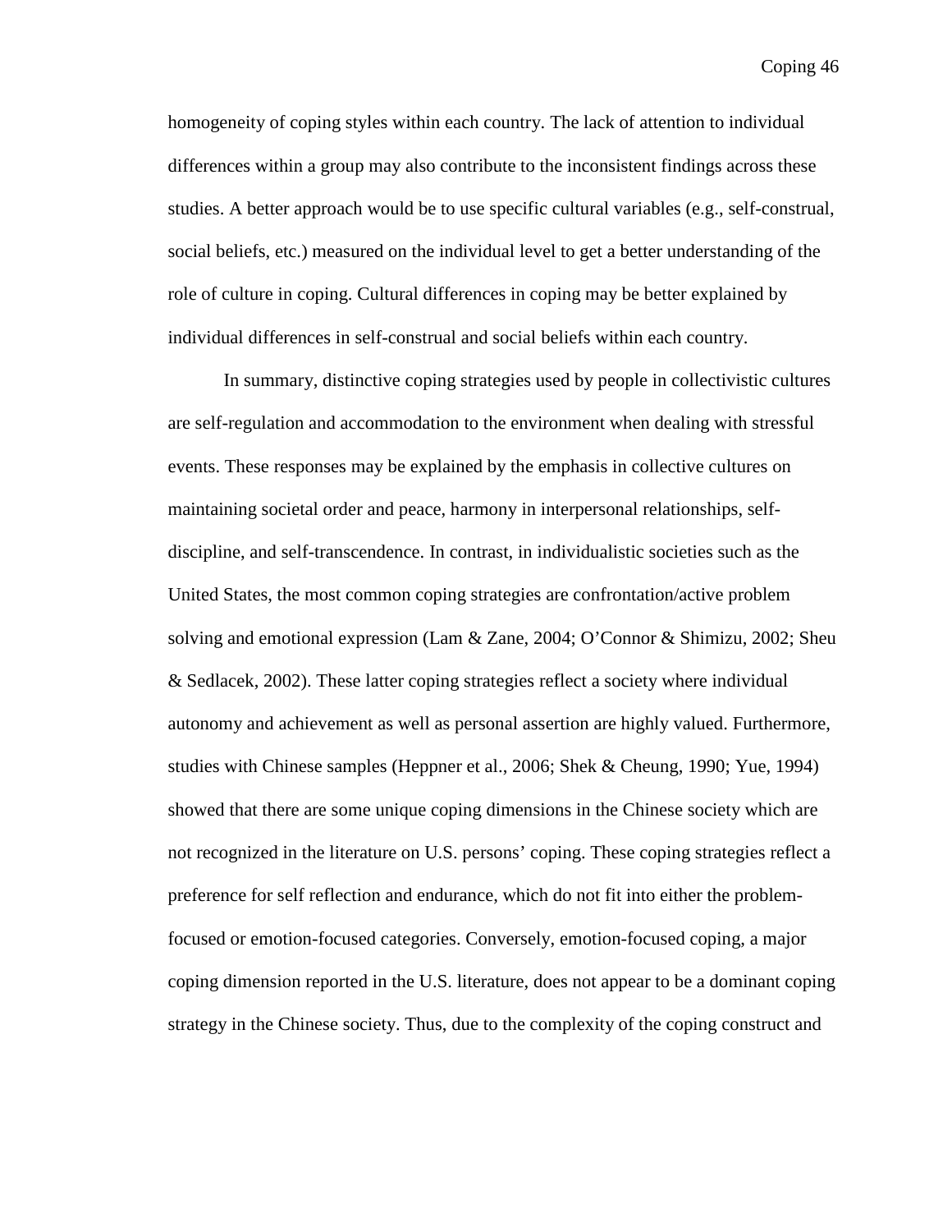homogeneity of coping styles within each country. The lack of attention to individual differences within a group may also contribute to the inconsistent findings across these studies. A better approach would be to use specific cultural variables (e.g., self-construal, social beliefs, etc.) measured on the individual level to get a better understanding of the role of culture in coping. Cultural differences in coping may be better explained by individual differences in self-construal and social beliefs within each country.

In summary, distinctive coping strategies used by people in collectivistic cultures are self-regulation and accommodation to the environment when dealing with stressful events. These responses may be explained by the emphasis in collective cultures on maintaining societal order and peace, harmony in interpersonal relationships, self-discipline, and self-transcendence. In contrast, in individualistic societies such as the United States, the most common coping strategies are confrontation/active problem solving and emotional expression (Lam & Zane, 2004; O'Connor & Shimizu, 2002; Sheu & Sedlacek, 2002). These latter coping strategies reflect a society where individual autonomy and achievement as well as personal assertion are highly valued. Furthermore, studies with Chinese samples (Heppner et al., 2006; Shek & Cheung, 1990; Yue, 1994) showed that there are some unique coping dimensions in the Chinese society which are not recognized in the literature on U.S. persons' coping. These coping strategies reflect a preference for self reflection and endurance, which do not fit into either the problem-focused or emotion-focused categories. Conversely, emotion-focused coping, a major coping dimension reported in the U.S. literature, does not appear to be a dominant coping strategy in the Chinese society. Thus, due to the complexity of the coping construct and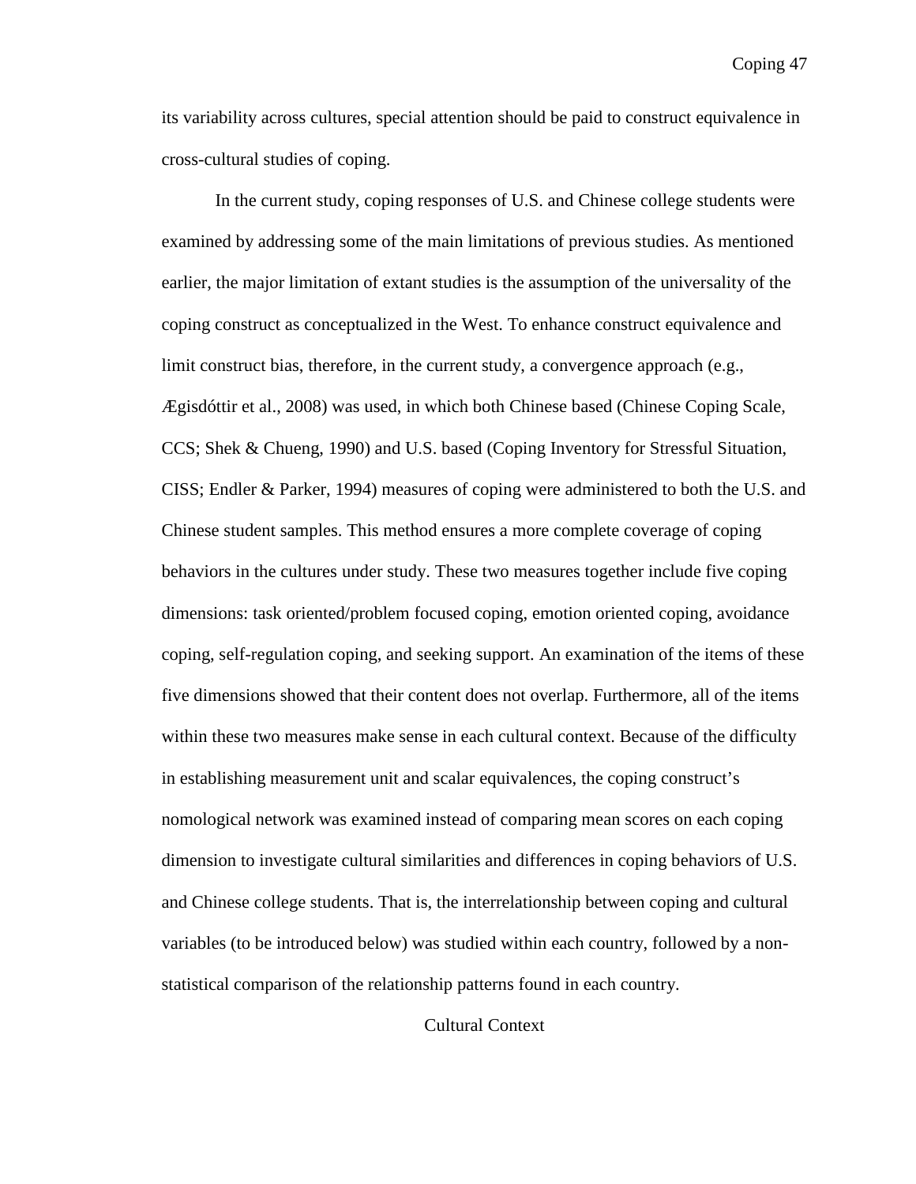its variability across cultures, special attention should be paid to construct equivalence in cross-cultural studies of coping.

In the current study, coping responses of U.S. and Chinese college students were examined by addressing some of the main limitations of previous studies. As mentioned earlier, the major limitation of extant studies is the assumption of the universality of the coping construct as conceptualized in the West. To enhance construct equivalence and limit construct bias, therefore, in the current study, a convergence approach (e.g., Ægisdóttir et al., 2008) was used, in which both Chinese based (Chinese Coping Scale, CCS; Shek & Chueng, 1990) and U.S. based (Coping Inventory for Stressful Situation, CISS; Endler & Parker, 1994) measures of coping were administered to both the U.S. and Chinese student samples. This method ensures a more complete coverage of coping behaviors in the cultures under study. These two measures together include five coping dimensions: task oriented/problem focused coping, emotion oriented coping, avoidance coping, self-regulation coping, and seeking support. An examination of the items of these five dimensions showed that their content does not overlap. Furthermore, all of the items within these two measures make sense in each cultural context. Because of the difficulty in establishing measurement unit and scalar equivalences, the coping construct's nomological network was examined instead of comparing mean scores on each coping dimension to investigate cultural similarities and differences in coping behaviors of U.S. and Chinese college students. That is, the interrelationship between coping and cultural variables (to be introduced below) was studied within each country, followed by a non-statistical comparison of the relationship patterns found in each country.

## Cultural Context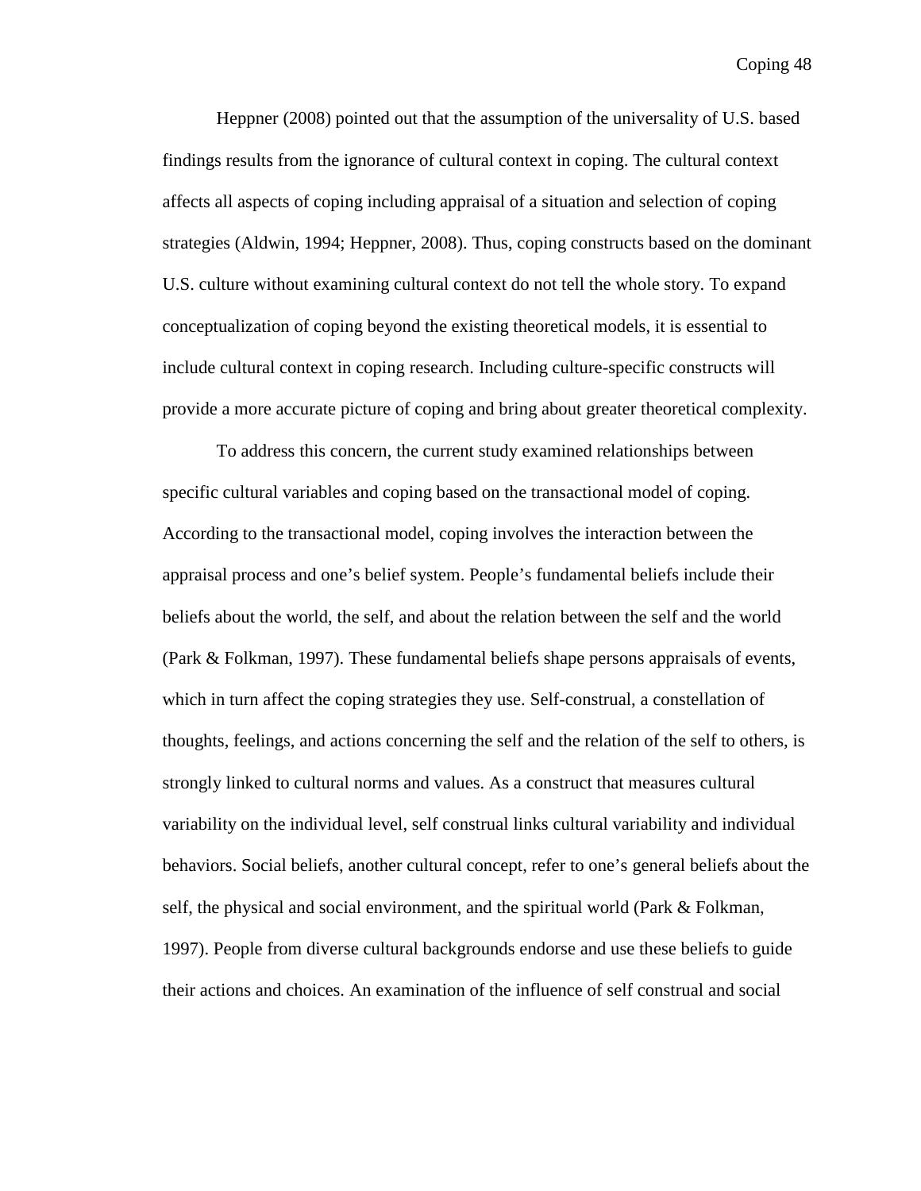Heppner (2008) pointed out that the assumption of the universality of U.S. based findings results from the ignorance of cultural context in coping. The cultural context affects all aspects of coping including appraisal of a situation and selection of coping strategies (Aldwin, 1994; Heppner, 2008). Thus, coping constructs based on the dominant U.S. culture without examining cultural context do not tell the whole story. To expand conceptualization of coping beyond the existing theoretical models, it is essential to include cultural context in coping research. Including culture-specific constructs will provide a more accurate picture of coping and bring about greater theoretical complexity.

To address this concern, the current study examined relationships between specific cultural variables and coping based on the transactional model of coping. According to the transactional model, coping involves the interaction between the appraisal process and one's belief system. People's fundamental beliefs include their beliefs about the world, the self, and about the relation between the self and the world (Park & Folkman, 1997). These fundamental beliefs shape persons appraisals of events, which in turn affect the coping strategies they use. Self-construal, a constellation of thoughts, feelings, and actions concerning the self and the relation of the self to others, is strongly linked to cultural norms and values. As a construct that measures cultural variability on the individual level, self construal links cultural variability and individual behaviors. Social beliefs, another cultural concept, refer to one's general beliefs about the self, the physical and social environment, and the spiritual world (Park & Folkman, 1997). People from diverse cultural backgrounds endorse and use these beliefs to guide their actions and choices. An examination of the influence of self construal and social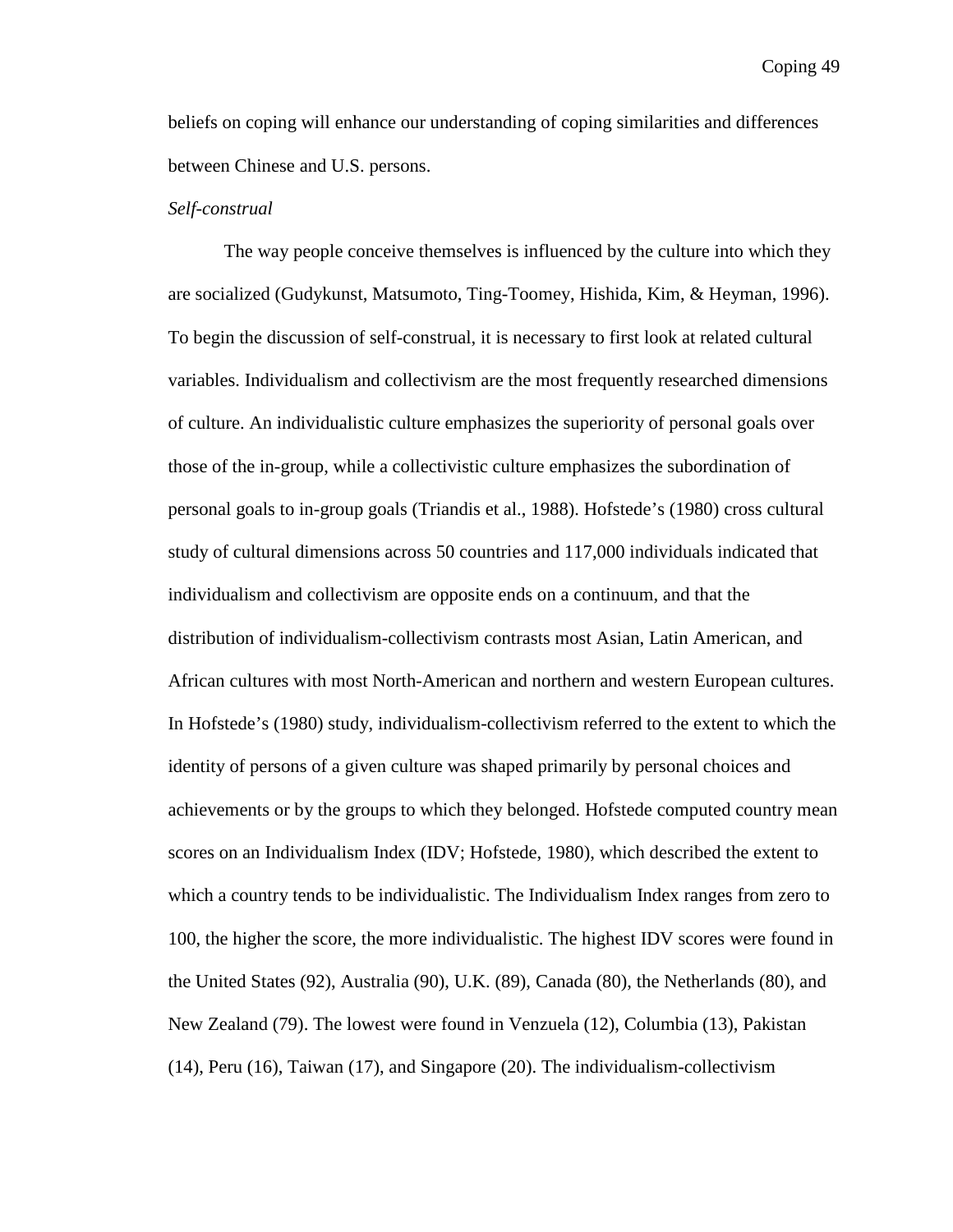beliefs on coping will enhance our understanding of coping similarities and differences between Chinese and U.S. persons.

*Self-construal*

The way people conceive themselves is influenced by the culture into which they are socialized (Gudykunst, Matsumoto, Ting-Toomey, Hishida, Kim, & Heyman, 1996). To begin the discussion of self-construal, it is necessary to first look at related cultural variables. Individualism and collectivism are the most frequently researched dimensions of culture. An individualistic culture emphasizes the superiority of personal goals over those of the in-group, while a collectivistic culture emphasizes the subordination of personal goals to in-group goals (Triandis et al., 1988). Hofstede's (1980) cross cultural study of cultural dimensions across 50 countries and 117,000 individuals indicated that individualism and collectivism are opposite ends on a continuum, and that the distribution of individualism-collectivism contrasts most Asian, Latin American, and African cultures with most North-American and northern and western European cultures. In Hofstede's (1980) study, individualism-collectivism referred to the extent to which the identity of persons of a given culture was shaped primarily by personal choices and achievements or by the groups to which they belonged. Hofstede computed country mean scores on an Individualism Index (IDV; Hofstede, 1980), which described the extent to which a country tends to be individualistic. The Individualism Index ranges from zero to 100, the higher the score, the more individualistic. The highest IDV scores were found in the United States (92), Australia (90), U.K. (89), Canada (80), the Netherlands (80), and New Zealand (79). The lowest were found in Venzuela (12), Columbia (13), Pakistan (14), Peru (16), Taiwan (17), and Singapore (20). The individualism-collectivism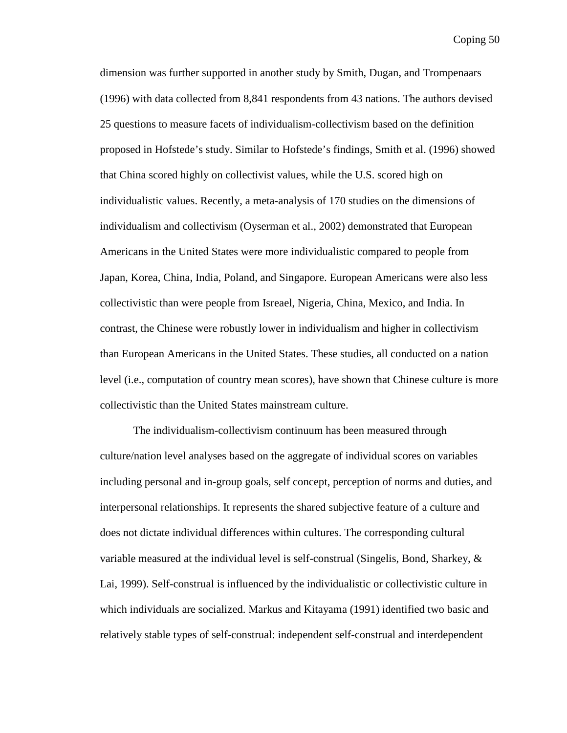dimension was further supported in another study by Smith, Dugan, and Trompenaars (1996) with data collected from 8,841 respondents from 43 nations. The authors devised 25 questions to measure facets of individualism-collectivism based on the definition proposed in Hofstede's study. Similar to Hofstede's findings, Smith et al. (1996) showed that China scored highly on collectivist values, while the U.S. scored high on individualistic values. Recently, a meta-analysis of 170 studies on the dimensions of individualism and collectivism (Oyserman et al., 2002) demonstrated that European Americans in the United States were more individualistic compared to people from Japan, Korea, China, India, Poland, and Singapore. European Americans were also less collectivistic than were people from Isreael, Nigeria, China, Mexico, and India. In contrast, the Chinese were robustly lower in individualism and higher in collectivism than European Americans in the United States. These studies, all conducted on a nation level (i.e., computation of country mean scores), have shown that Chinese culture is more collectivistic than the United States mainstream culture.

The individualism-collectivism continuum has been measured through culture/nation level analyses based on the aggregate of individual scores on variables including personal and in-group goals, self concept, perception of norms and duties, and interpersonal relationships. It represents the shared subjective feature of a culture and does not dictate individual differences within cultures. The corresponding cultural variable measured at the individual level is self-construal (Singelis, Bond, Sharkey, & Lai, 1999). Self-construal is influenced by the individualistic or collectivistic culture in which individuals are socialized. Markus and Kitayama (1991) identified two basic and relatively stable types of self-construal: independent self-construal and interdependent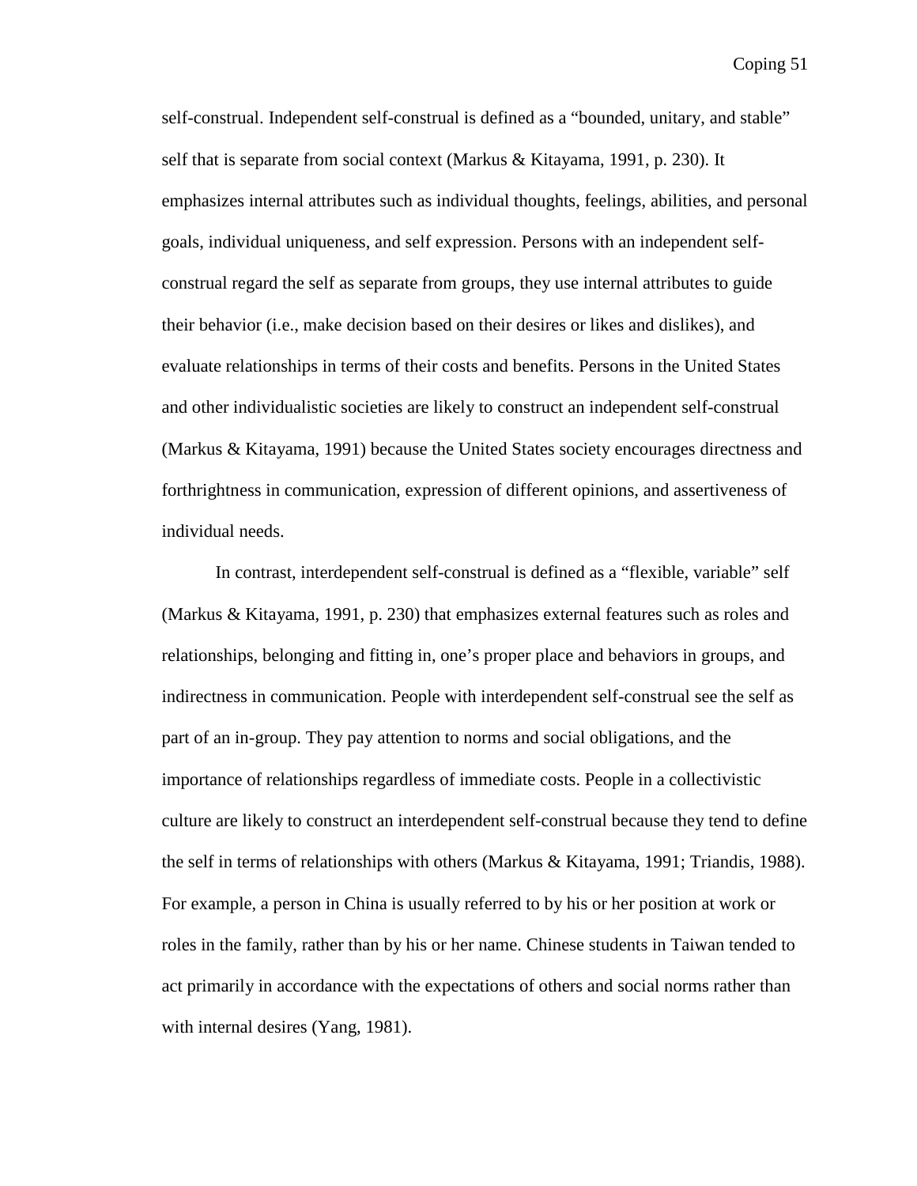self-construal. Independent self-construal is defined as a "bounded, unitary, and stable" self that is separate from social context (Markus & Kitayama, 1991, p. 230). It emphasizes internal attributes such as individual thoughts, feelings, abilities, and personal goals, individual uniqueness, and self expression. Persons with an independent self-construal regard the self as separate from groups, they use internal attributes to guide their behavior (i.e., make decision based on their desires or likes and dislikes), and evaluate relationships in terms of their costs and benefits. Persons in the United States and other individualistic societies are likely to construct an independent self-construal (Markus & Kitayama, 1991) because the United States society encourages directness and forthrightness in communication, expression of different opinions, and assertiveness of individual needs.

In contrast, interdependent self-construal is defined as a "flexible, variable" self (Markus & Kitayama, 1991, p. 230) that emphasizes external features such as roles and relationships, belonging and fitting in, one's proper place and behaviors in groups, and indirectness in communication. People with interdependent self-construal see the self as part of an in-group. They pay attention to norms and social obligations, and the importance of relationships regardless of immediate costs. People in a collectivistic culture are likely to construct an interdependent self-construal because they tend to define the self in terms of relationships with others (Markus & Kitayama, 1991; Triandis, 1988). For example, a person in China is usually referred to by his or her position at work or roles in the family, rather than by his or her name. Chinese students in Taiwan tended to act primarily in accordance with the expectations of others and social norms rather than with internal desires (Yang, 1981).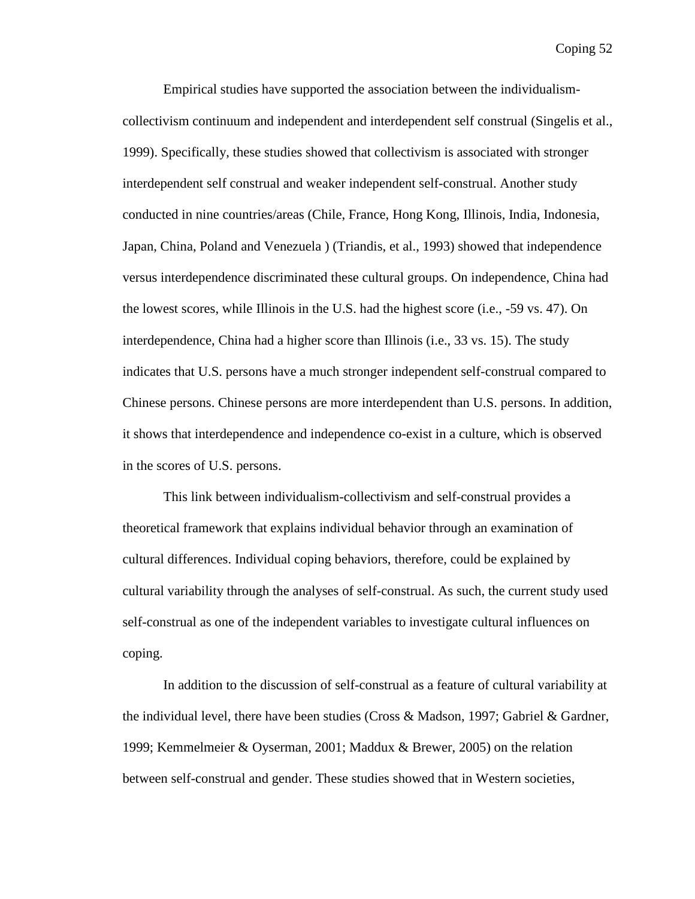Empirical studies have supported the association between the individualism-collectivism continuum and independent and interdependent self construal (Singelis et al., 1999). Specifically, these studies showed that collectivism is associated with stronger interdependent self construal and weaker independent self-construal. Another study conducted in nine countries/areas (Chile, France, Hong Kong, Illinois, India, Indonesia, Japan, China, Poland and Venezuela ) (Triandis, et al., 1993) showed that independence versus interdependence discriminated these cultural groups. On independence, China had the lowest scores, while Illinois in the U.S. had the highest score (i.e., -59 vs. 47). On interdependence, China had a higher score than Illinois (i.e., 33 vs. 15). The study indicates that U.S. persons have a much stronger independent self-construal compared to Chinese persons. Chinese persons are more interdependent than U.S. persons. In addition, it shows that interdependence and independence co-exist in a culture, which is observed in the scores of U.S. persons.

This link between individualism-collectivism and self-construal provides a theoretical framework that explains individual behavior through an examination of cultural differences. Individual coping behaviors, therefore, could be explained by cultural variability through the analyses of self-construal. As such, the current study used self-construal as one of the independent variables to investigate cultural influences on coping.

In addition to the discussion of self-construal as a feature of cultural variability at the individual level, there have been studies (Cross & Madson, 1997; Gabriel & Gardner, 1999; Kemmelmeier & Oyserman, 2001; Maddux & Brewer, 2005) on the relation between self-construal and gender. These studies showed that in Western societies,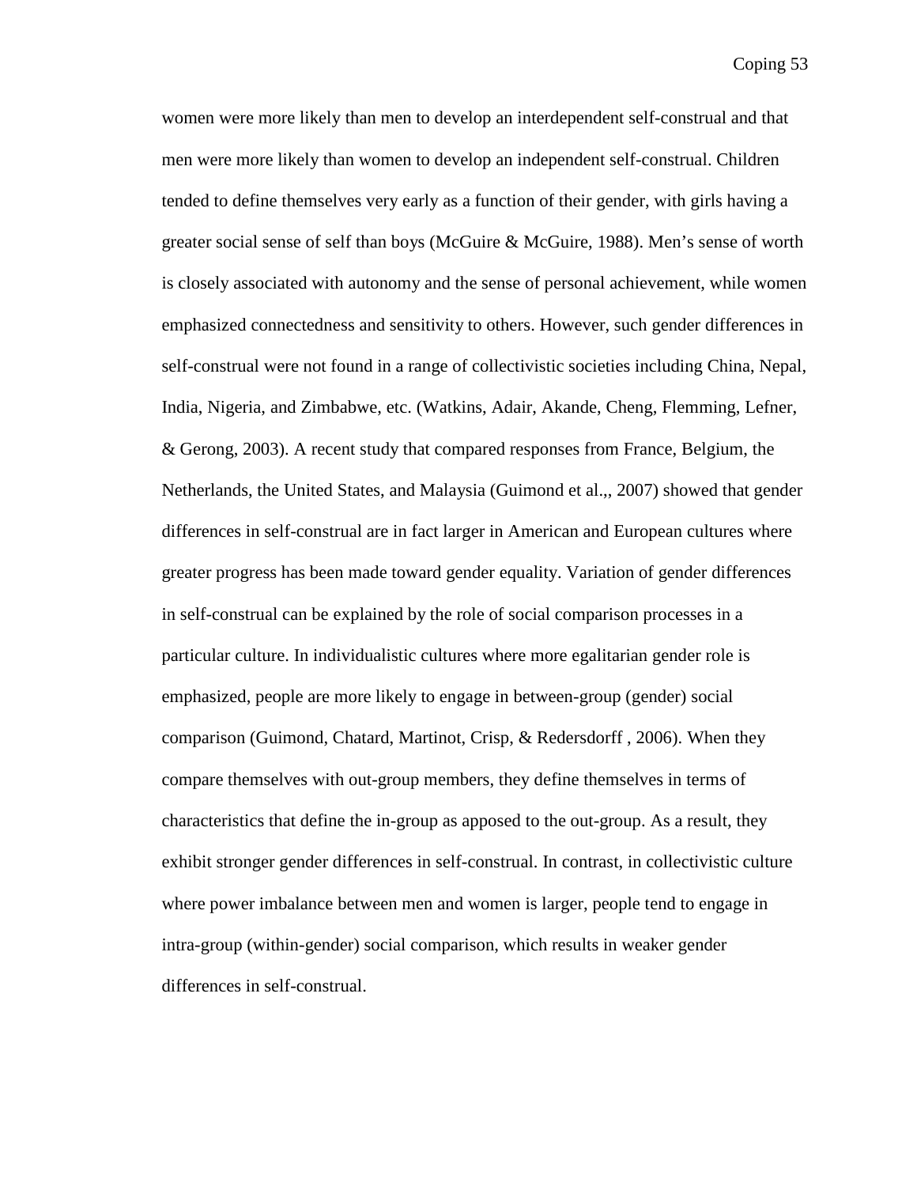women were more likely than men to develop an interdependent self-construal and that men were more likely than women to develop an independent self-construal. Children tended to define themselves very early as a function of their gender, with girls having a greater social sense of self than boys (McGuire & McGuire, 1988). Men's sense of worth is closely associated with autonomy and the sense of personal achievement, while women emphasized connectedness and sensitivity to others. However, such gender differences in self-construal were not found in a range of collectivistic societies including China, Nepal, India, Nigeria, and Zimbabwe, etc. (Watkins, Adair, Akande, Cheng, Flemming, Lefner, & Gerong, 2003). A recent study that compared responses from France, Belgium, the Netherlands, the United States, and Malaysia (Guimond et al.,, 2007) showed that gender differences in self-construal are in fact larger in American and European cultures where greater progress has been made toward gender equality. Variation of gender differences in self-construal can be explained by the role of social comparison processes in a particular culture. In individualistic cultures where more egalitarian gender role is emphasized, people are more likely to engage in between-group (gender) social comparison (Guimond, Chatard, Martinot, Crisp, & Redersdorff , 2006). When they compare themselves with out-group members, they define themselves in terms of characteristics that define the in-group as apposed to the out-group. As a result, they exhibit stronger gender differences in self-construal. In contrast, in collectivistic culture where power imbalance between men and women is larger, people tend to engage in intra-group (within-gender) social comparison, which results in weaker gender differences in self-construal.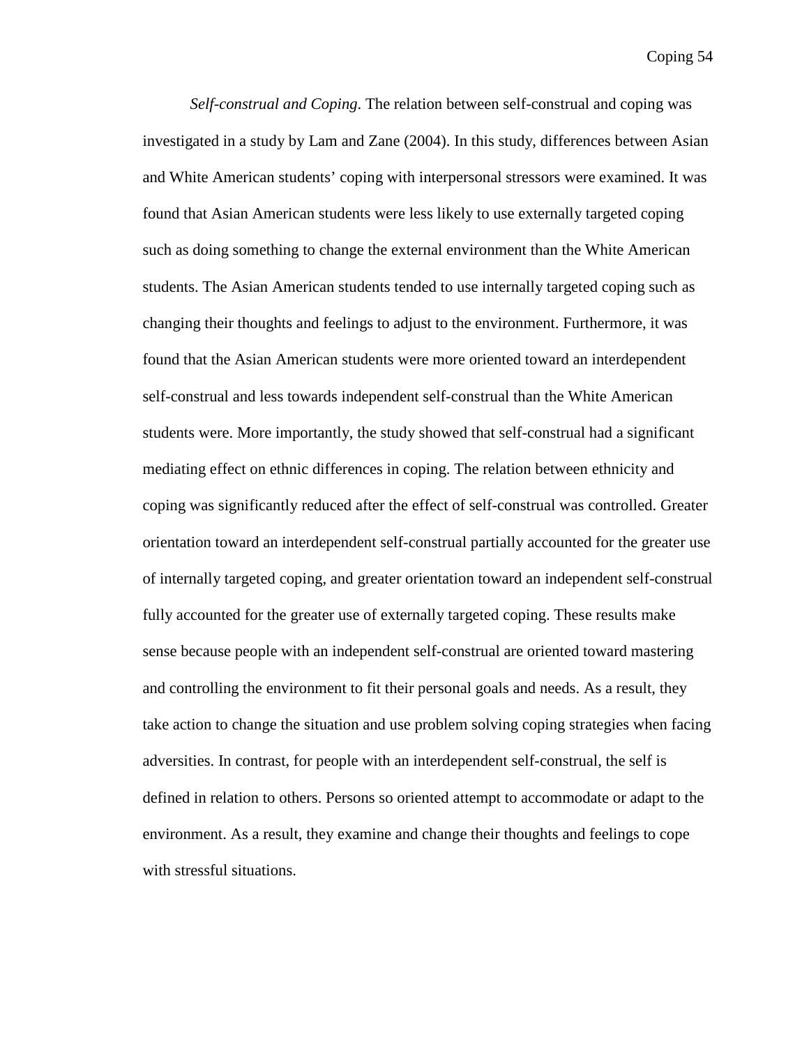*Self-construal and Coping*. The relation between self-construal and coping was investigated in a study by Lam and Zane (2004). In this study, differences between Asian and White American students' coping with interpersonal stressors were examined. It was found that Asian American students were less likely to use externally targeted coping such as doing something to change the external environment than the White American students. The Asian American students tended to use internally targeted coping such as changing their thoughts and feelings to adjust to the environment. Furthermore, it was found that the Asian American students were more oriented toward an interdependent self-construal and less towards independent self-construal than the White American students were. More importantly, the study showed that self-construal had a significant mediating effect on ethnic differences in coping. The relation between ethnicity and coping was significantly reduced after the effect of self-construal was controlled. Greater orientation toward an interdependent self-construal partially accounted for the greater use of internally targeted coping, and greater orientation toward an independent self-construal fully accounted for the greater use of externally targeted coping. These results make sense because people with an independent self-construal are oriented toward mastering and controlling the environment to fit their personal goals and needs. As a result, they take action to change the situation and use problem solving coping strategies when facing adversities. In contrast, for people with an interdependent self-construal, the self is defined in relation to others. Persons so oriented attempt to accommodate or adapt to the environment. As a result, they examine and change their thoughts and feelings to cope with stressful situations.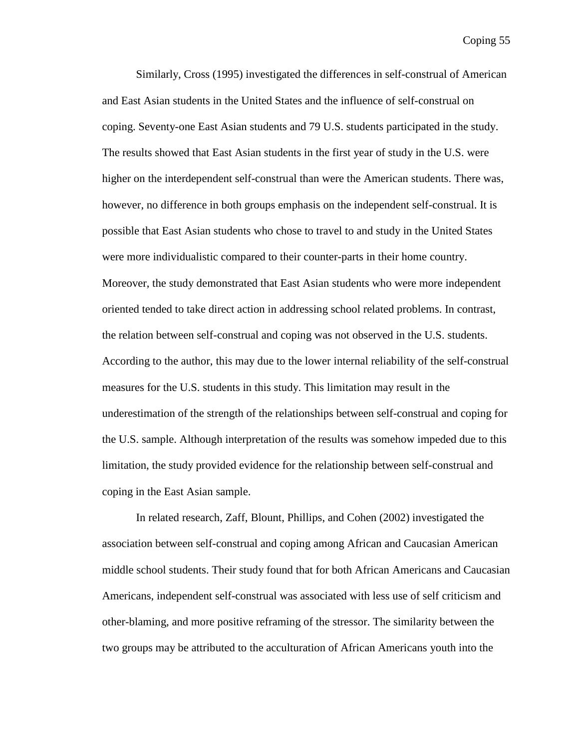Similarly, Cross (1995) investigated the differences in self-construal of American and East Asian students in the United States and the influence of self-construal on coping. Seventy-one East Asian students and 79 U.S. students participated in the study. The results showed that East Asian students in the first year of study in the U.S. were higher on the interdependent self-construal than were the American students. There was, however, no difference in both groups emphasis on the independent self-construal. It is possible that East Asian students who chose to travel to and study in the United States were more individualistic compared to their counter-parts in their home country. Moreover, the study demonstrated that East Asian students who were more independent oriented tended to take direct action in addressing school related problems. In contrast, the relation between self-construal and coping was not observed in the U.S. students. According to the author, this may due to the lower internal reliability of the self-construal measures for the U.S. students in this study. This limitation may result in the underestimation of the strength of the relationships between self-construal and coping for the U.S. sample. Although interpretation of the results was somehow impeded due to this limitation, the study provided evidence for the relationship between self-construal and coping in the East Asian sample.

In related research, Zaff, Blount, Phillips, and Cohen (2002) investigated the association between self-construal and coping among African and Caucasian American middle school students. Their study found that for both African Americans and Caucasian Americans, independent self-construal was associated with less use of self criticism and other-blaming, and more positive reframing of the stressor. The similarity between the two groups may be attributed to the acculturation of African Americans youth into the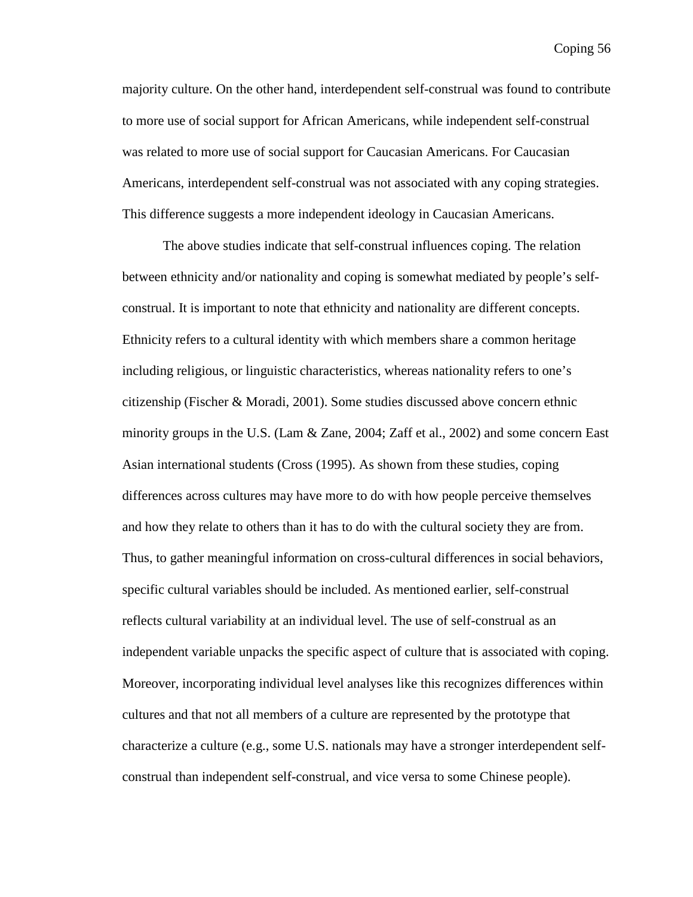majority culture. On the other hand, interdependent self-construal was found to contribute to more use of social support for African Americans, while independent self-construal was related to more use of social support for Caucasian Americans. For Caucasian Americans, interdependent self-construal was not associated with any coping strategies. This difference suggests a more independent ideology in Caucasian Americans.

The above studies indicate that self-construal influences coping. The relation between ethnicity and/or nationality and coping is somewhat mediated by people's self-construal. It is important to note that ethnicity and nationality are different concepts. Ethnicity refers to a cultural identity with which members share a common heritage including religious, or linguistic characteristics, whereas nationality refers to one's citizenship (Fischer & Moradi, 2001). Some studies discussed above concern ethnic minority groups in the U.S. (Lam & Zane, 2004; Zaff et al., 2002) and some concern East Asian international students (Cross (1995). As shown from these studies, coping differences across cultures may have more to do with how people perceive themselves and how they relate to others than it has to do with the cultural society they are from. Thus, to gather meaningful information on cross-cultural differences in social behaviors, specific cultural variables should be included. As mentioned earlier, self-construal reflects cultural variability at an individual level. The use of self-construal as an independent variable unpacks the specific aspect of culture that is associated with coping. Moreover, incorporating individual level analyses like this recognizes differences within cultures and that not all members of a culture are represented by the prototype that characterize a culture (e.g., some U.S. nationals may have a stronger interdependent self-construal than independent self-construal, and vice versa to some Chinese people).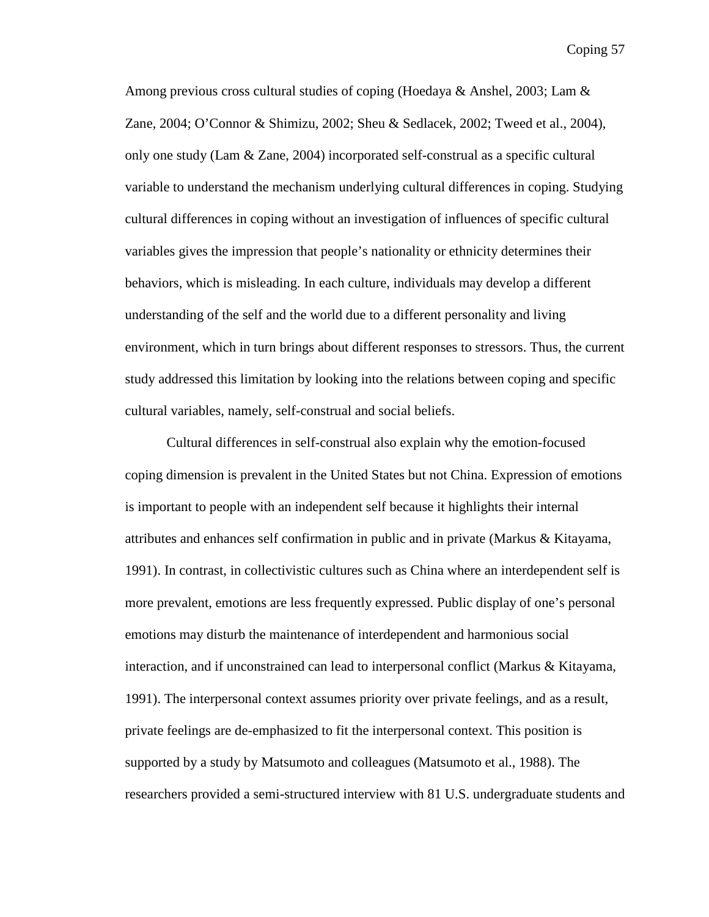Among previous cross cultural studies of coping (Hoedaya & Anshel, 2003; Lam & Zane, 2004; O'Connor & Shimizu, 2002; Sheu & Sedlacek, 2002; Tweed et al., 2004), only one study (Lam & Zane, 2004) incorporated self-construal as a specific cultural variable to understand the mechanism underlying cultural differences in coping. Studying cultural differences in coping without an investigation of influences of specific cultural variables gives the impression that people's nationality or ethnicity determines their behaviors, which is misleading. In each culture, individuals may develop a different understanding of the self and the world due to a different personality and living environment, which in turn brings about different responses to stressors. Thus, the current study addressed this limitation by looking into the relations between coping and specific cultural variables, namely, self-construal and social beliefs.

Cultural differences in self-construal also explain why the emotion-focused coping dimension is prevalent in the United States but not China. Expression of emotions is important to people with an independent self because it highlights their internal attributes and enhances self confirmation in public and in private (Markus & Kitayama, 1991). In contrast, in collectivistic cultures such as China where an interdependent self is more prevalent, emotions are less frequently expressed. Public display of one's personal emotions may disturb the maintenance of interdependent and harmonious social interaction, and if unconstrained can lead to interpersonal conflict (Markus & Kitayama, 1991). The interpersonal context assumes priority over private feelings, and as a result, private feelings are de-emphasized to fit the interpersonal context. This position is supported by a study by Matsumoto and colleagues (Matsumoto et al., 1988). The researchers provided a semi-structured interview with 81 U.S. undergraduate students and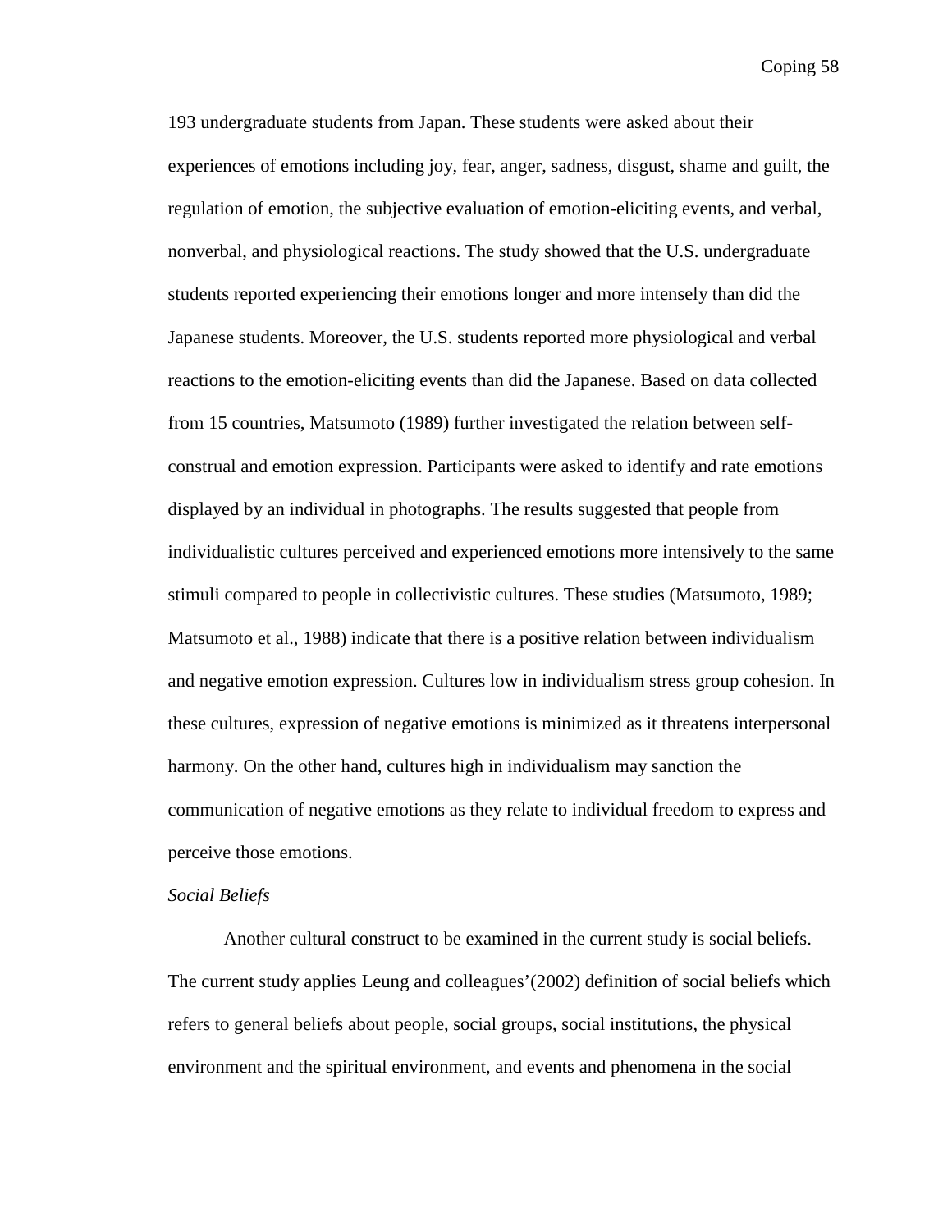193 undergraduate students from Japan. These students were asked about their experiences of emotions including joy, fear, anger, sadness, disgust, shame and guilt, the regulation of emotion, the subjective evaluation of emotion-eliciting events, and verbal, nonverbal, and physiological reactions. The study showed that the U.S. undergraduate students reported experiencing their emotions longer and more intensely than did the Japanese students. Moreover, the U.S. students reported more physiological and verbal reactions to the emotion-eliciting events than did the Japanese. Based on data collected from 15 countries, Matsumoto (1989) further investigated the relation between self-construal and emotion expression. Participants were asked to identify and rate emotions displayed by an individual in photographs. The results suggested that people from individualistic cultures perceived and experienced emotions more intensively to the same stimuli compared to people in collectivistic cultures. These studies (Matsumoto, 1989; Matsumoto et al., 1988) indicate that there is a positive relation between individualism and negative emotion expression. Cultures low in individualism stress group cohesion. In these cultures, expression of negative emotions is minimized as it threatens interpersonal harmony. On the other hand, cultures high in individualism may sanction the communication of negative emotions as they relate to individual freedom to express and perceive those emotions.

*Social Beliefs*

Another cultural construct to be examined in the current study is social beliefs. The current study applies Leung and colleagues'(2002) definition of social beliefs which refers to general beliefs about people, social groups, social institutions, the physical environment and the spiritual environment, and events and phenomena in the social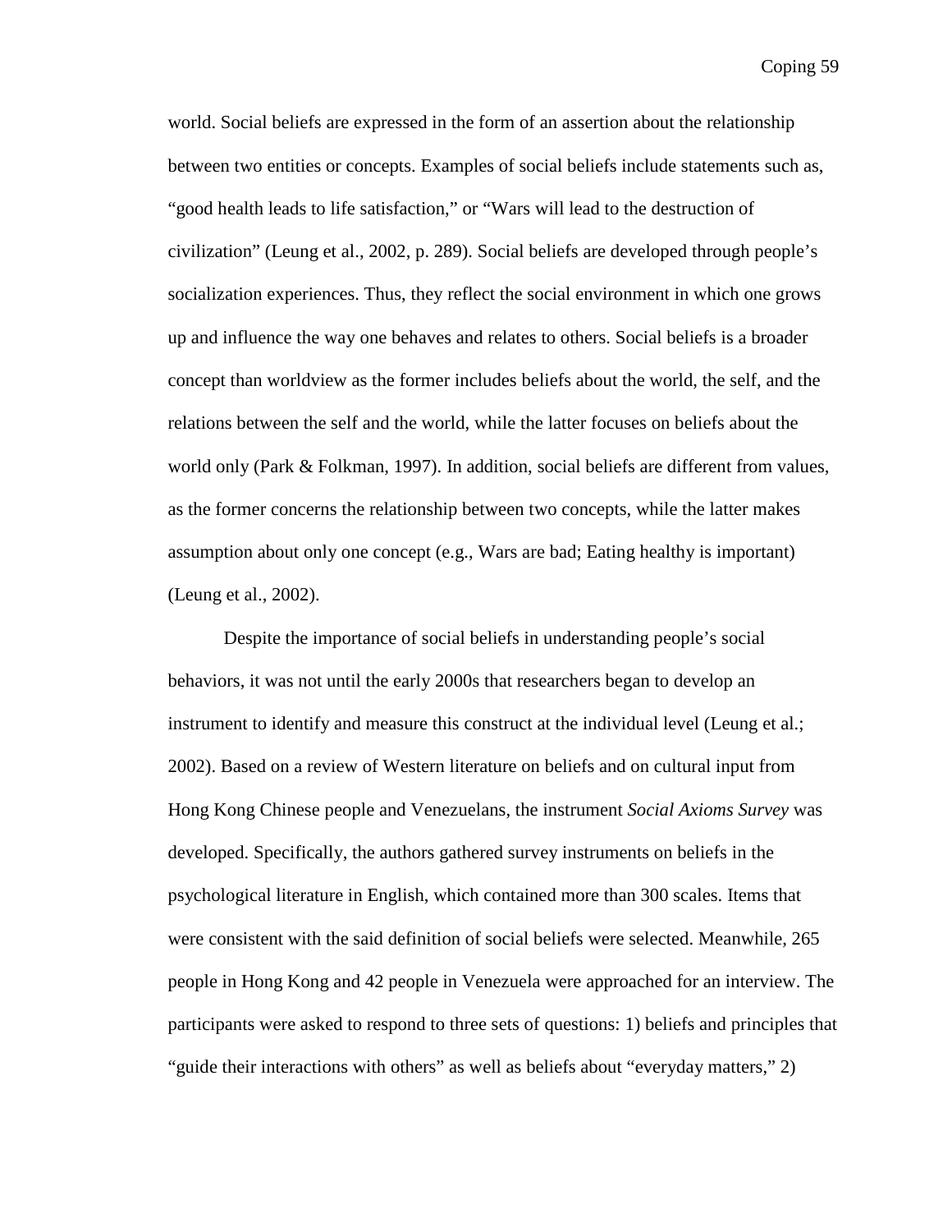world. Social beliefs are expressed in the form of an assertion about the relationship between two entities or concepts. Examples of social beliefs include statements such as, "good health leads to life satisfaction," or "Wars will lead to the destruction of civilization" (Leung et al., 2002, p. 289). Social beliefs are developed through people's socialization experiences. Thus, they reflect the social environment in which one grows up and influence the way one behaves and relates to others. Social beliefs is a broader concept than worldview as the former includes beliefs about the world, the self, and the relations between the self and the world, while the latter focuses on beliefs about the world only (Park & Folkman, 1997). In addition, social beliefs are different from values, as the former concerns the relationship between two concepts, while the latter makes assumption about only one concept (e.g., Wars are bad; Eating healthy is important) (Leung et al., 2002).

Despite the importance of social beliefs in understanding people's social behaviors, it was not until the early 2000s that researchers began to develop an instrument to identify and measure this construct at the individual level (Leung et al.; 2002). Based on a review of Western literature on beliefs and on cultural input from Hong Kong Chinese people and Venezuelans, the instrument *Social Axioms Survey* was developed. Specifically, the authors gathered survey instruments on beliefs in the psychological literature in English, which contained more than 300 scales. Items that were consistent with the said definition of social beliefs were selected. Meanwhile, 265 people in Hong Kong and 42 people in Venezuela were approached for an interview. The participants were asked to respond to three sets of questions: 1) beliefs and principles that "guide their interactions with others" as well as beliefs about "everyday matters," 2)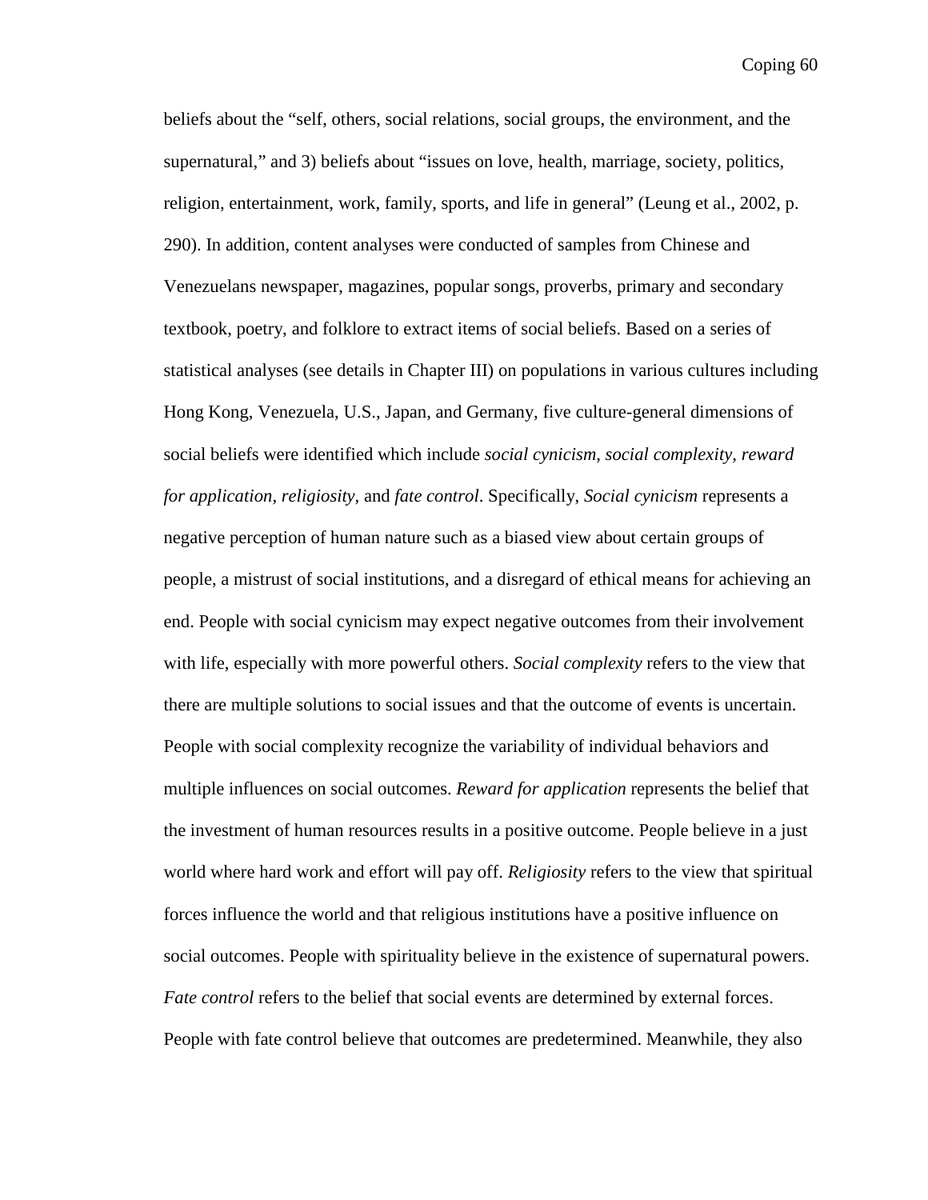beliefs about the "self, others, social relations, social groups, the environment, and the supernatural," and 3) beliefs about "issues on love, health, marriage, society, politics, religion, entertainment, work, family, sports, and life in general" (Leung et al., 2002, p. 290). In addition, content analyses were conducted of samples from Chinese and Venezuelans newspaper, magazines, popular songs, proverbs, primary and secondary textbook, poetry, and folklore to extract items of social beliefs. Based on a series of statistical analyses (see details in Chapter III) on populations in various cultures including Hong Kong, Venezuela, U.S., Japan, and Germany, five culture-general dimensions of social beliefs were identified which include *social cynicism, social complexity, reward for application, religiosity,* and *fate control*. Specifically, *Social cynicism* represents a negative perception of human nature such as a biased view about certain groups of people, a mistrust of social institutions, and a disregard of ethical means for achieving an end. People with social cynicism may expect negative outcomes from their involvement with life, especially with more powerful others. *Social complexity* refers to the view that there are multiple solutions to social issues and that the outcome of events is uncertain. People with social complexity recognize the variability of individual behaviors and multiple influences on social outcomes. *Reward for application* represents the belief that the investment of human resources results in a positive outcome. People believe in a just world where hard work and effort will pay off. *Religiosity* refers to the view that spiritual forces influence the world and that religious institutions have a positive influence on social outcomes. People with spirituality believe in the existence of supernatural powers. *Fate control* refers to the belief that social events are determined by external forces. People with fate control believe that outcomes are predetermined. Meanwhile, they also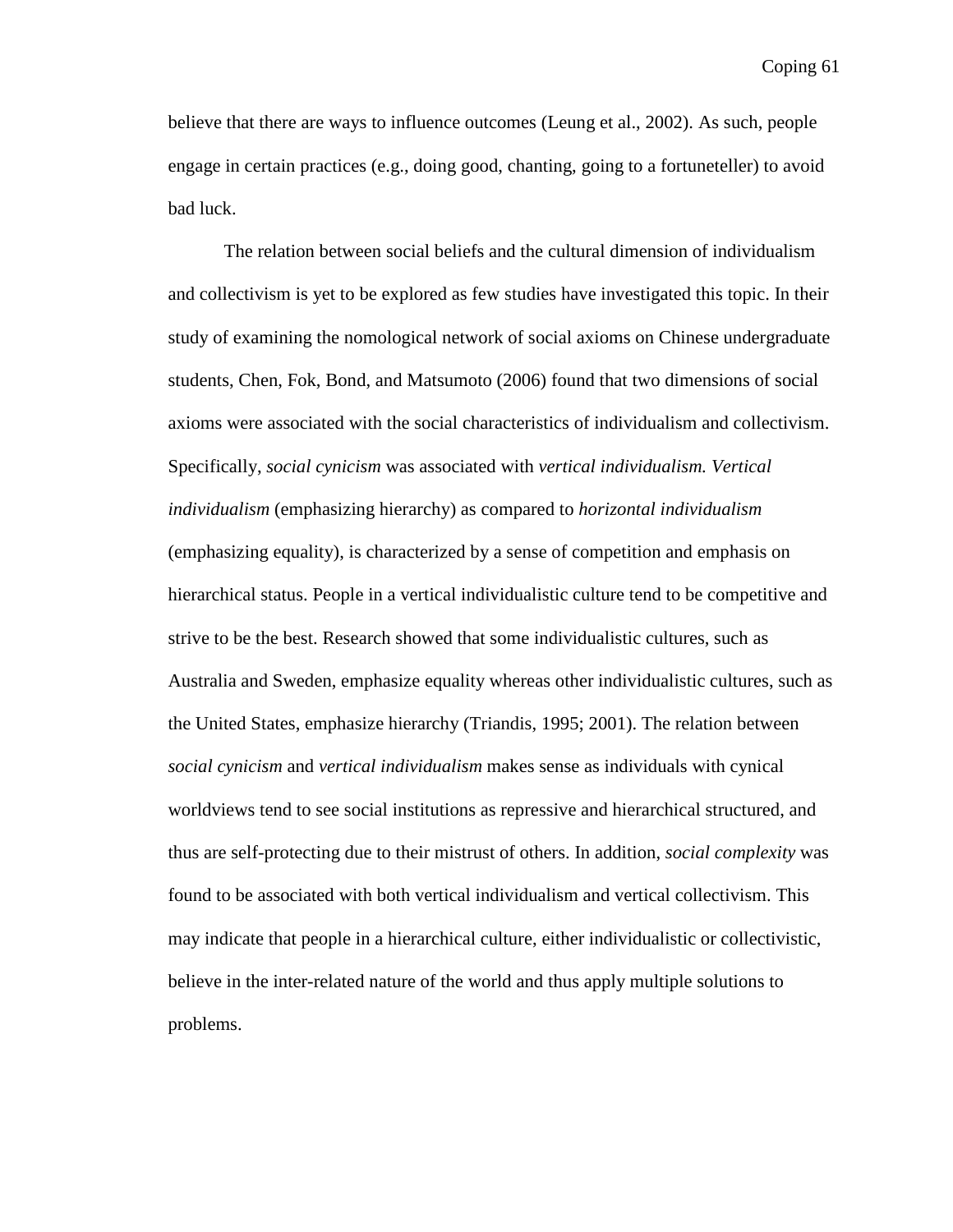believe that there are ways to influence outcomes (Leung et al., 2002). As such, people engage in certain practices (e.g., doing good, chanting, going to a fortuneteller) to avoid bad luck.

The relation between social beliefs and the cultural dimension of individualism and collectivism is yet to be explored as few studies have investigated this topic. In their study of examining the nomological network of social axioms on Chinese undergraduate students, Chen, Fok, Bond, and Matsumoto (2006) found that two dimensions of social axioms were associated with the social characteristics of individualism and collectivism. Specifically, *social cynicism* was associated with *vertical individualism. Vertical individualism* (emphasizing hierarchy) as compared to *horizontal individualism* (emphasizing equality), is characterized by a sense of competition and emphasis on hierarchical status. People in a vertical individualistic culture tend to be competitive and strive to be the best. Research showed that some individualistic cultures, such as Australia and Sweden, emphasize equality whereas other individualistic cultures, such as the United States, emphasize hierarchy (Triandis, 1995; 2001). The relation between *social cynicism* and *vertical individualism* makes sense as individuals with cynical worldviews tend to see social institutions as repressive and hierarchical structured, and thus are self-protecting due to their mistrust of others. In addition, *social complexity* was found to be associated with both vertical individualism and vertical collectivism. This may indicate that people in a hierarchical culture, either individualistic or collectivistic, believe in the inter-related nature of the world and thus apply multiple solutions to problems.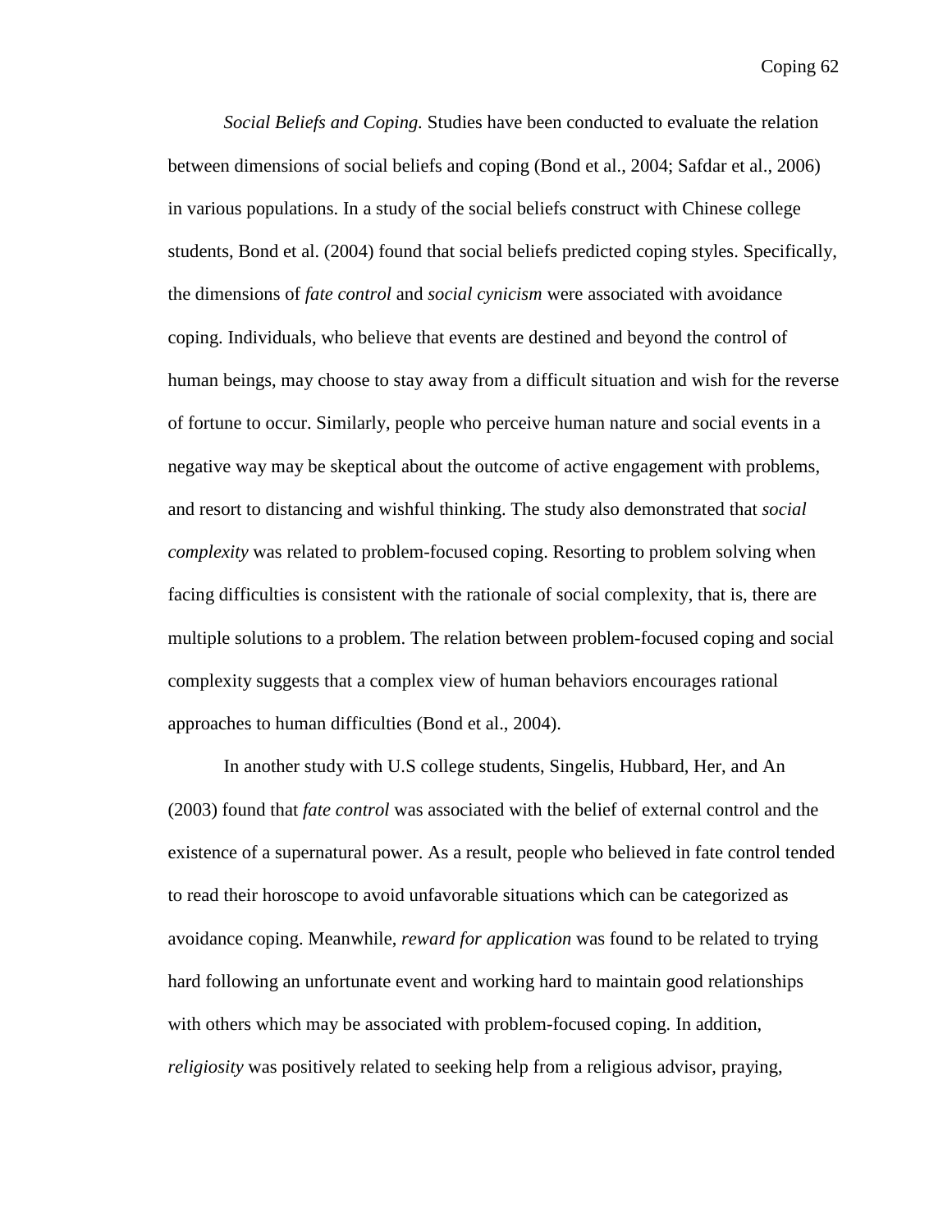*Social Beliefs and Coping.* Studies have been conducted to evaluate the relation between dimensions of social beliefs and coping (Bond et al., 2004; Safdar et al., 2006) in various populations. In a study of the social beliefs construct with Chinese college students, Bond et al. (2004) found that social beliefs predicted coping styles. Specifically, the dimensions of *fate control* and *social cynicism* were associated with avoidance coping. Individuals, who believe that events are destined and beyond the control of human beings, may choose to stay away from a difficult situation and wish for the reverse of fortune to occur. Similarly, people who perceive human nature and social events in a negative way may be skeptical about the outcome of active engagement with problems, and resort to distancing and wishful thinking. The study also demonstrated that *social complexity* was related to problem-focused coping. Resorting to problem solving when facing difficulties is consistent with the rationale of social complexity, that is, there are multiple solutions to a problem. The relation between problem-focused coping and social complexity suggests that a complex view of human behaviors encourages rational approaches to human difficulties (Bond et al., 2004).

In another study with U.S college students, Singelis, Hubbard, Her, and An (2003) found that *fate control* was associated with the belief of external control and the existence of a supernatural power. As a result, people who believed in fate control tended to read their horoscope to avoid unfavorable situations which can be categorized as avoidance coping. Meanwhile, *reward for application* was found to be related to trying hard following an unfortunate event and working hard to maintain good relationships with others which may be associated with problem-focused coping. In addition, *religiosity* was positively related to seeking help from a religious advisor, praying,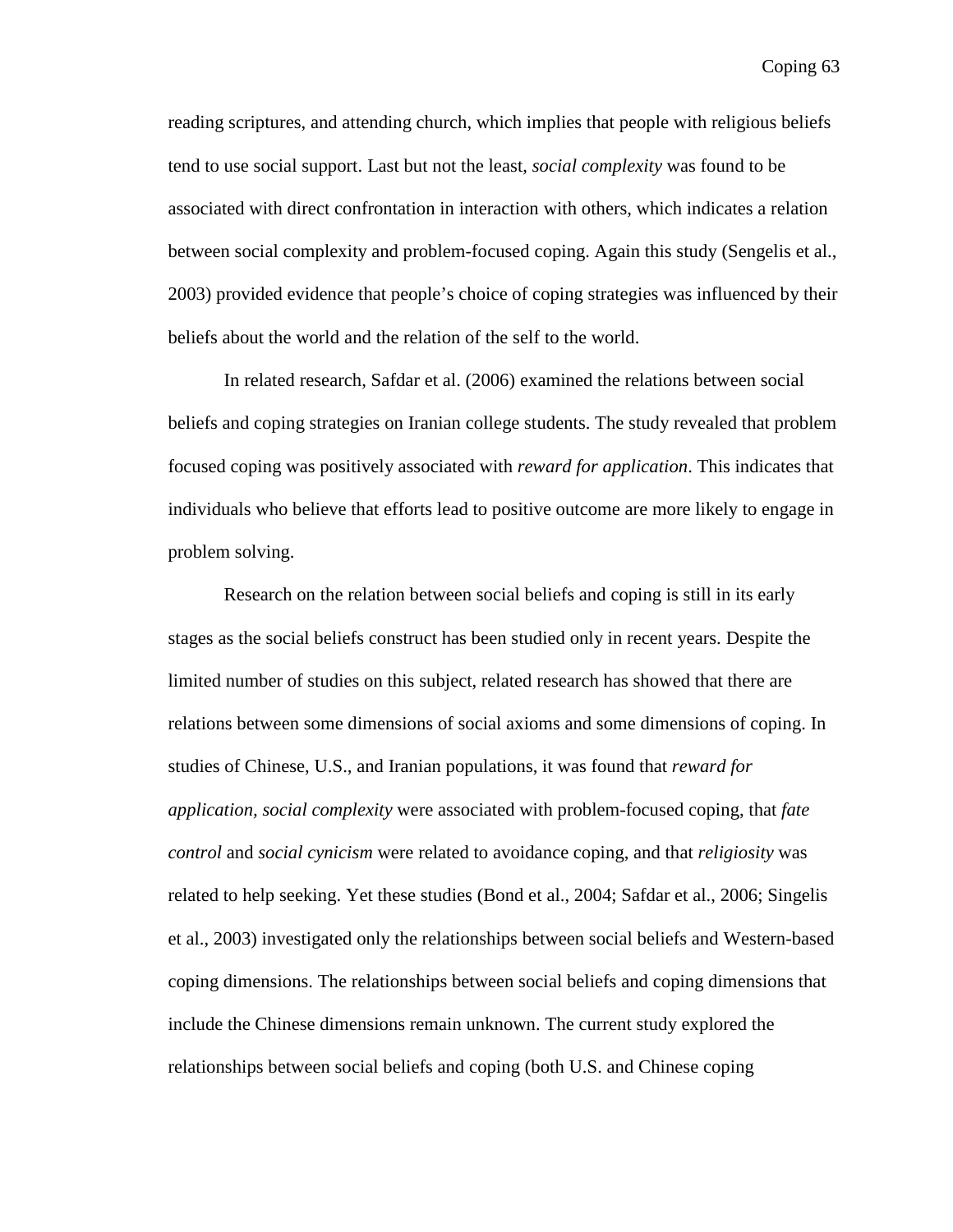reading scriptures, and attending church, which implies that people with religious beliefs tend to use social support. Last but not the least, *social complexity* was found to be associated with direct confrontation in interaction with others, which indicates a relation between social complexity and problem-focused coping. Again this study (Sengelis et al., 2003) provided evidence that people's choice of coping strategies was influenced by their beliefs about the world and the relation of the self to the world.

In related research, Safdar et al. (2006) examined the relations between social beliefs and coping strategies on Iranian college students. The study revealed that problem focused coping was positively associated with *reward for application*. This indicates that individuals who believe that efforts lead to positive outcome are more likely to engage in problem solving.

Research on the relation between social beliefs and coping is still in its early stages as the social beliefs construct has been studied only in recent years. Despite the limited number of studies on this subject, related research has showed that there are relations between some dimensions of social axioms and some dimensions of coping. In studies of Chinese, U.S., and Iranian populations, it was found that *reward for application*, *social complexity* were associated with problem-focused coping, that *fate control* and *social cynicism* were related to avoidance coping, and that *religiosity* was related to help seeking. Yet these studies (Bond et al., 2004; Safdar et al., 2006; Singelis et al., 2003) investigated only the relationships between social beliefs and Western-based coping dimensions. The relationships between social beliefs and coping dimensions that include the Chinese dimensions remain unknown. The current study explored the relationships between social beliefs and coping (both U.S. and Chinese coping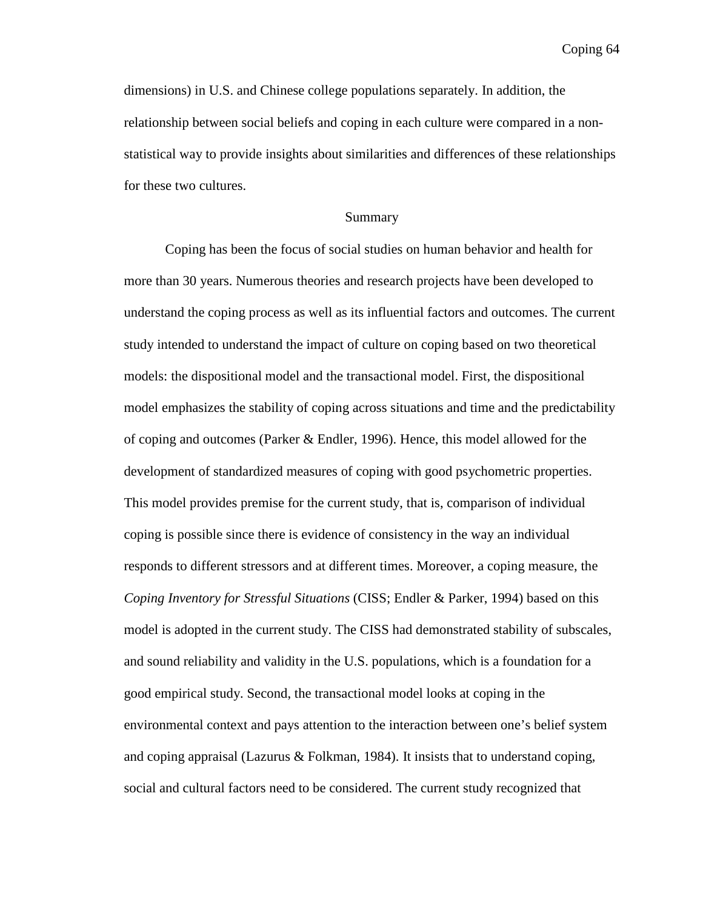dimensions) in U.S. and Chinese college populations separately. In addition, the relationship between social beliefs and coping in each culture were compared in a non-statistical way to provide insights about similarities and differences of these relationships for these two cultures.

## Summary

Coping has been the focus of social studies on human behavior and health for more than 30 years. Numerous theories and research projects have been developed to understand the coping process as well as its influential factors and outcomes. The current study intended to understand the impact of culture on coping based on two theoretical models: the dispositional model and the transactional model. First, the dispositional model emphasizes the stability of coping across situations and time and the predictability of coping and outcomes (Parker & Endler, 1996). Hence, this model allowed for the development of standardized measures of coping with good psychometric properties. This model provides premise for the current study, that is, comparison of individual coping is possible since there is evidence of consistency in the way an individual responds to different stressors and at different times. Moreover, a coping measure, the *Coping Inventory for Stressful Situations* (CISS; Endler & Parker, 1994) based on this model is adopted in the current study. The CISS had demonstrated stability of subscales, and sound reliability and validity in the U.S. populations, which is a foundation for a good empirical study. Second, the transactional model looks at coping in the environmental context and pays attention to the interaction between one's belief system and coping appraisal (Lazurus & Folkman, 1984). It insists that to understand coping, social and cultural factors need to be considered. The current study recognized that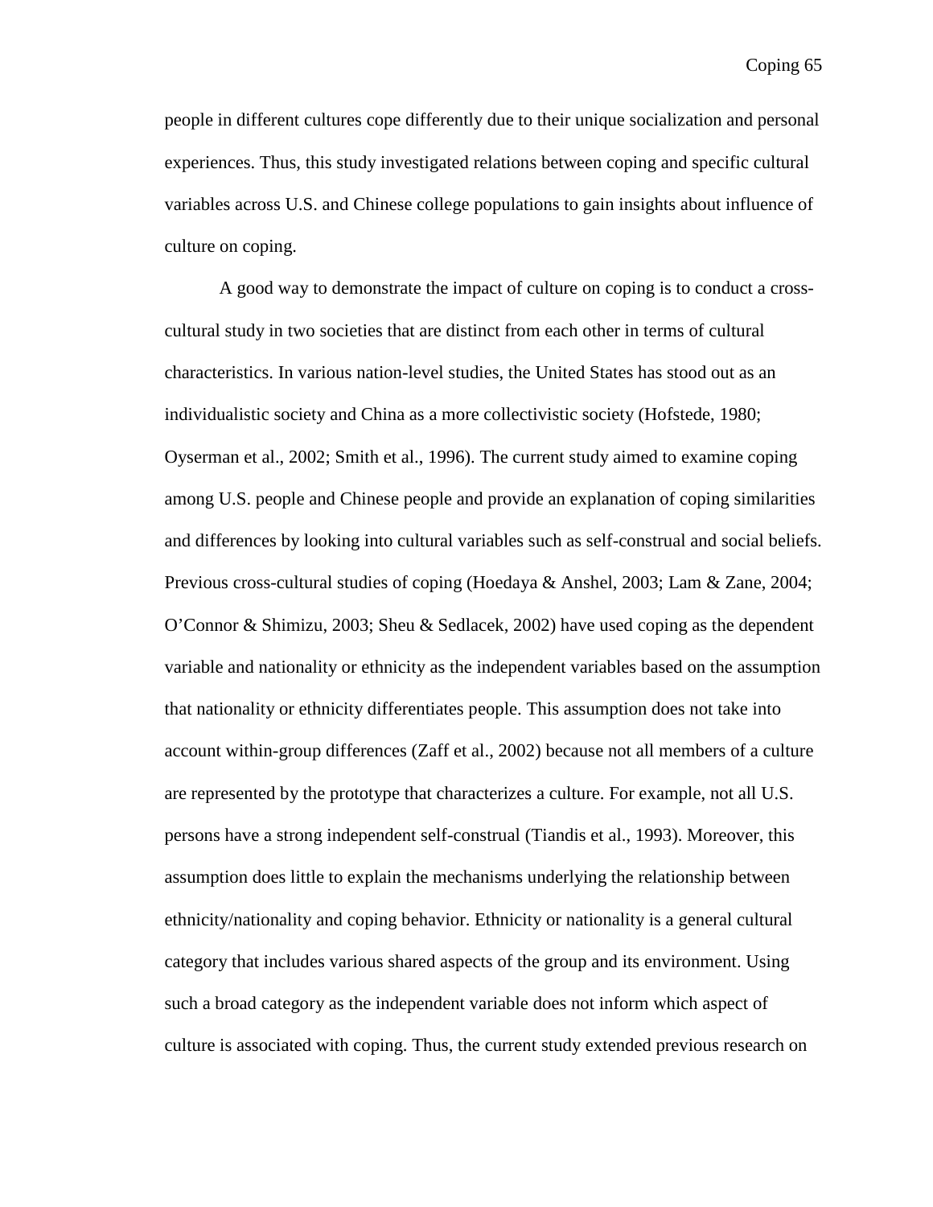people in different cultures cope differently due to their unique socialization and personal experiences. Thus, this study investigated relations between coping and specific cultural variables across U.S. and Chinese college populations to gain insights about influence of culture on coping.

A good way to demonstrate the impact of culture on coping is to conduct a cross-cultural study in two societies that are distinct from each other in terms of cultural characteristics. In various nation-level studies, the United States has stood out as an individualistic society and China as a more collectivistic society (Hofstede, 1980; Oyserman et al., 2002; Smith et al., 1996). The current study aimed to examine coping among U.S. people and Chinese people and provide an explanation of coping similarities and differences by looking into cultural variables such as self-construal and social beliefs. Previous cross-cultural studies of coping (Hoedaya & Anshel, 2003; Lam & Zane, 2004; O'Connor & Shimizu, 2003; Sheu & Sedlacek, 2002) have used coping as the dependent variable and nationality or ethnicity as the independent variables based on the assumption that nationality or ethnicity differentiates people. This assumption does not take into account within-group differences (Zaff et al., 2002) because not all members of a culture are represented by the prototype that characterizes a culture. For example, not all U.S. persons have a strong independent self-construal (Tiandis et al., 1993). Moreover, this assumption does little to explain the mechanisms underlying the relationship between ethnicity/nationality and coping behavior. Ethnicity or nationality is a general cultural category that includes various shared aspects of the group and its environment. Using such a broad category as the independent variable does not inform which aspect of culture is associated with coping. Thus, the current study extended previous research on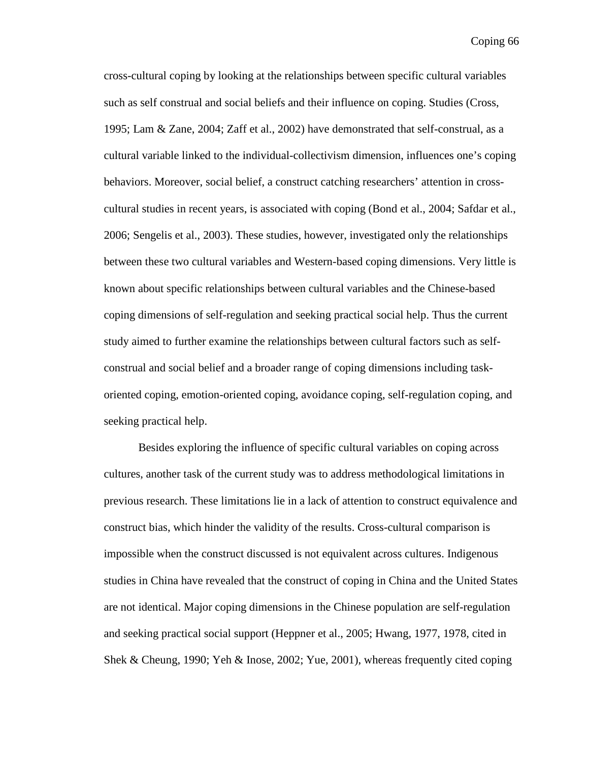cross-cultural coping by looking at the relationships between specific cultural variables such as self construal and social beliefs and their influence on coping. Studies (Cross, 1995; Lam & Zane, 2004; Zaff et al., 2002) have demonstrated that self-construal, as a cultural variable linked to the individual-collectivism dimension, influences one's coping behaviors. Moreover, social belief, a construct catching researchers' attention in cross-cultural studies in recent years, is associated with coping (Bond et al., 2004; Safdar et al., 2006; Sengelis et al., 2003). These studies, however, investigated only the relationships between these two cultural variables and Western-based coping dimensions. Very little is known about specific relationships between cultural variables and the Chinese-based coping dimensions of self-regulation and seeking practical social help. Thus the current study aimed to further examine the relationships between cultural factors such as self-construal and social belief and a broader range of coping dimensions including task-oriented coping, emotion-oriented coping, avoidance coping, self-regulation coping, and seeking practical help.

Besides exploring the influence of specific cultural variables on coping across cultures, another task of the current study was to address methodological limitations in previous research. These limitations lie in a lack of attention to construct equivalence and construct bias, which hinder the validity of the results. Cross-cultural comparison is impossible when the construct discussed is not equivalent across cultures. Indigenous studies in China have revealed that the construct of coping in China and the United States are not identical. Major coping dimensions in the Chinese population are self-regulation and seeking practical social support (Heppner et al., 2005; Hwang, 1977, 1978, cited in Shek & Cheung, 1990; Yeh & Inose, 2002; Yue, 2001), whereas frequently cited coping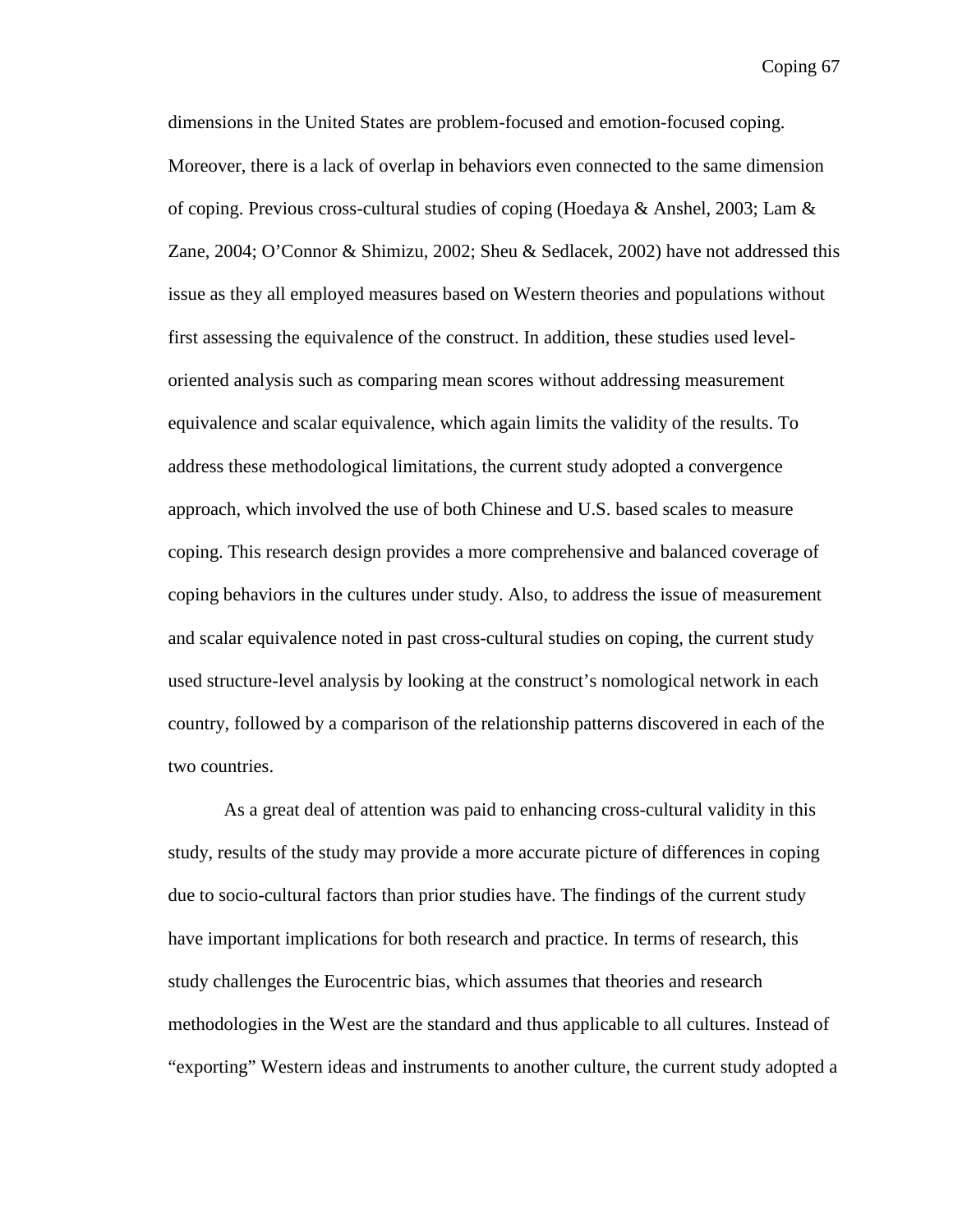dimensions in the United States are problem-focused and emotion-focused coping. Moreover, there is a lack of overlap in behaviors even connected to the same dimension of coping. Previous cross-cultural studies of coping (Hoedaya & Anshel, 2003; Lam & Zane, 2004; O'Connor & Shimizu, 2002; Sheu & Sedlacek, 2002) have not addressed this issue as they all employed measures based on Western theories and populations without first assessing the equivalence of the construct. In addition, these studies used level-oriented analysis such as comparing mean scores without addressing measurement equivalence and scalar equivalence, which again limits the validity of the results. To address these methodological limitations, the current study adopted a convergence approach, which involved the use of both Chinese and U.S. based scales to measure coping. This research design provides a more comprehensive and balanced coverage of coping behaviors in the cultures under study. Also, to address the issue of measurement and scalar equivalence noted in past cross-cultural studies on coping, the current study used structure-level analysis by looking at the construct's nomological network in each country, followed by a comparison of the relationship patterns discovered in each of the two countries.

As a great deal of attention was paid to enhancing cross-cultural validity in this study, results of the study may provide a more accurate picture of differences in coping due to socio-cultural factors than prior studies have. The findings of the current study have important implications for both research and practice. In terms of research, this study challenges the Eurocentric bias, which assumes that theories and research methodologies in the West are the standard and thus applicable to all cultures. Instead of "exporting" Western ideas and instruments to another culture, the current study adopted a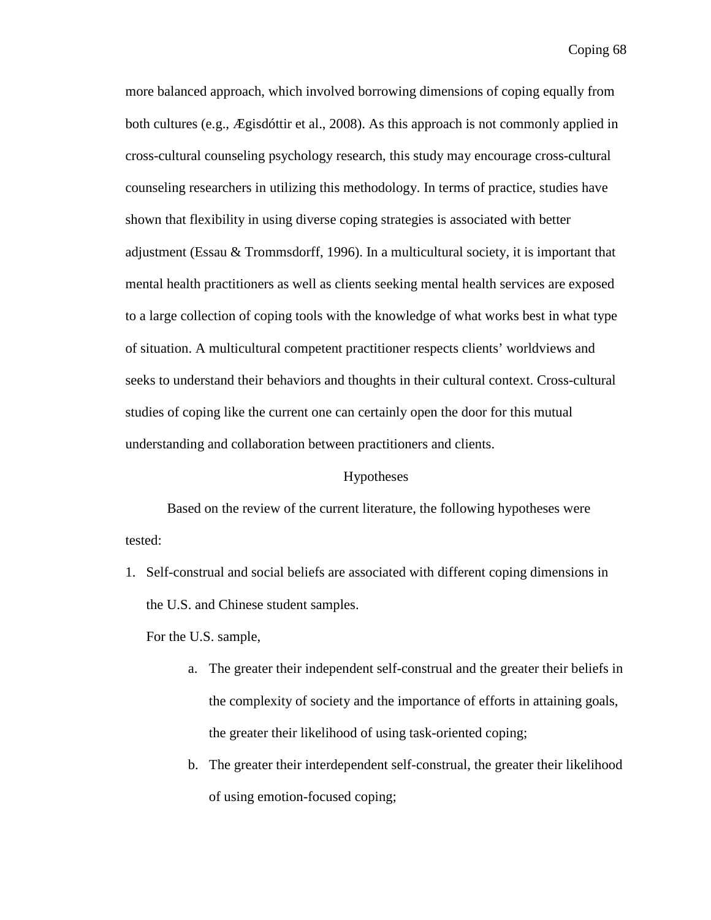more balanced approach, which involved borrowing dimensions of coping equally from both cultures (e.g., Ægisdóttir et al., 2008). As this approach is not commonly applied in cross-cultural counseling psychology research, this study may encourage cross-cultural counseling researchers in utilizing this methodology. In terms of practice, studies have shown that flexibility in using diverse coping strategies is associated with better adjustment (Essau & Trommsdorff, 1996). In a multicultural society, it is important that mental health practitioners as well as clients seeking mental health services are exposed to a large collection of coping tools with the knowledge of what works best in what type of situation. A multicultural competent practitioner respects clients' worldviews and seeks to understand their behaviors and thoughts in their cultural context. Cross-cultural studies of coping like the current one can certainly open the door for this mutual understanding and collaboration between practitioners and clients.

## Hypotheses

Based on the review of the current literature, the following hypotheses were tested:

1. Self-construal and social beliefs are associated with different coping dimensions in the U.S. and Chinese student samples.

   For the U.S. sample,

   a. The greater their independent self-construal and the greater their beliefs in the complexity of society and the importance of efforts in attaining goals, the greater their likelihood of using task-oriented coping;

   b. The greater their interdependent self-construal, the greater their likelihood of using emotion-focused coping;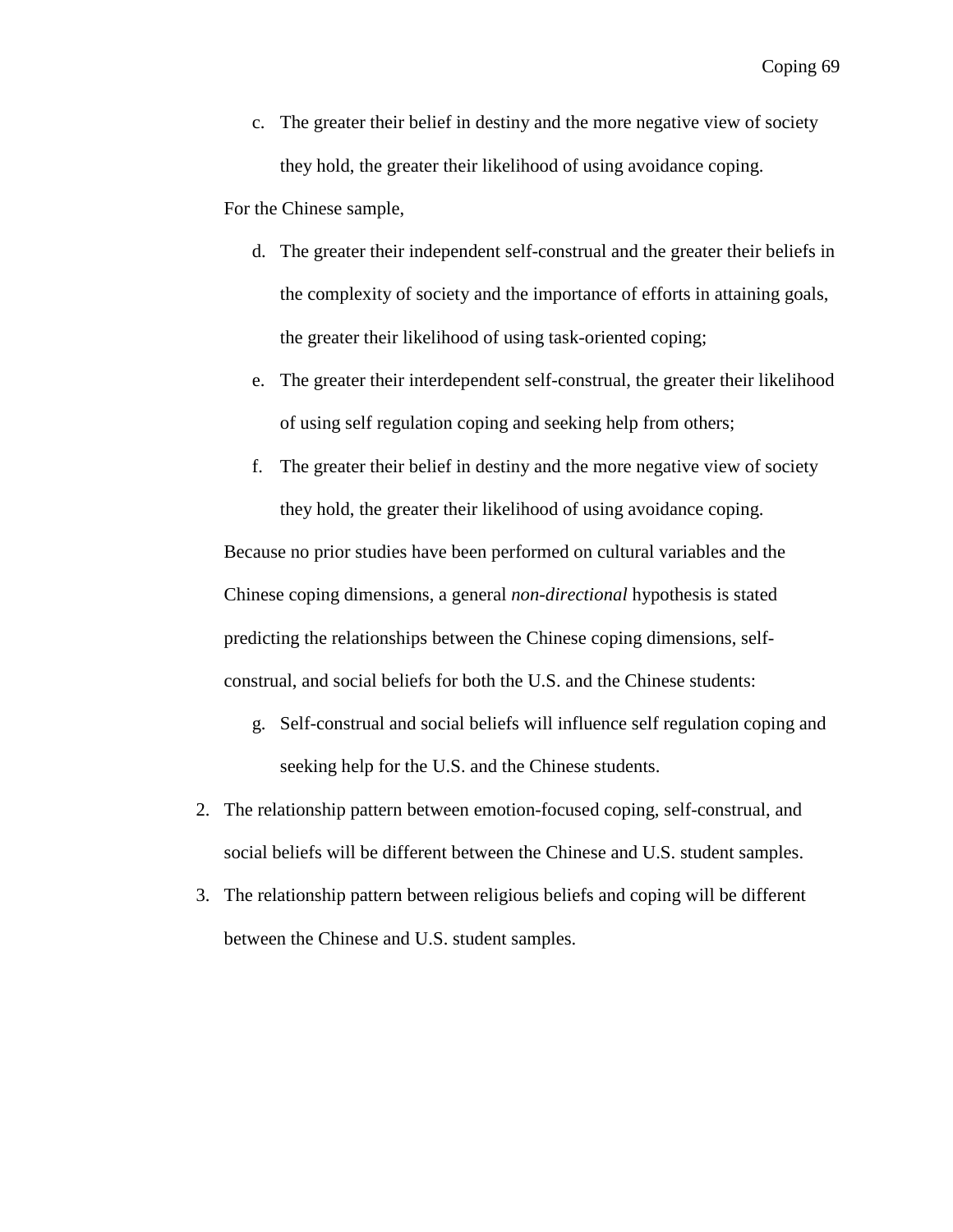c. The greater their belief in destiny and the more negative view of society they hold, the greater their likelihood of using avoidance coping.

For the Chinese sample,

d. The greater their independent self-construal and the greater their beliefs in the complexity of society and the importance of efforts in attaining goals, the greater their likelihood of using task-oriented coping;

e. The greater their interdependent self-construal, the greater their likelihood of using self regulation coping and seeking help from others;

f. The greater their belief in destiny and the more negative view of society they hold, the greater their likelihood of using avoidance coping.

Because no prior studies have been performed on cultural variables and the Chinese coping dimensions, a general *non-directional* hypothesis is stated predicting the relationships between the Chinese coping dimensions, self-construal, and social beliefs for both the U.S. and the Chinese students:

g. Self-construal and social beliefs will influence self regulation coping and seeking help for the U.S. and the Chinese students.

2. The relationship pattern between emotion-focused coping, self-construal, and social beliefs will be different between the Chinese and U.S. student samples.
3. The relationship pattern between religious beliefs and coping will be different between the Chinese and U.S. student samples.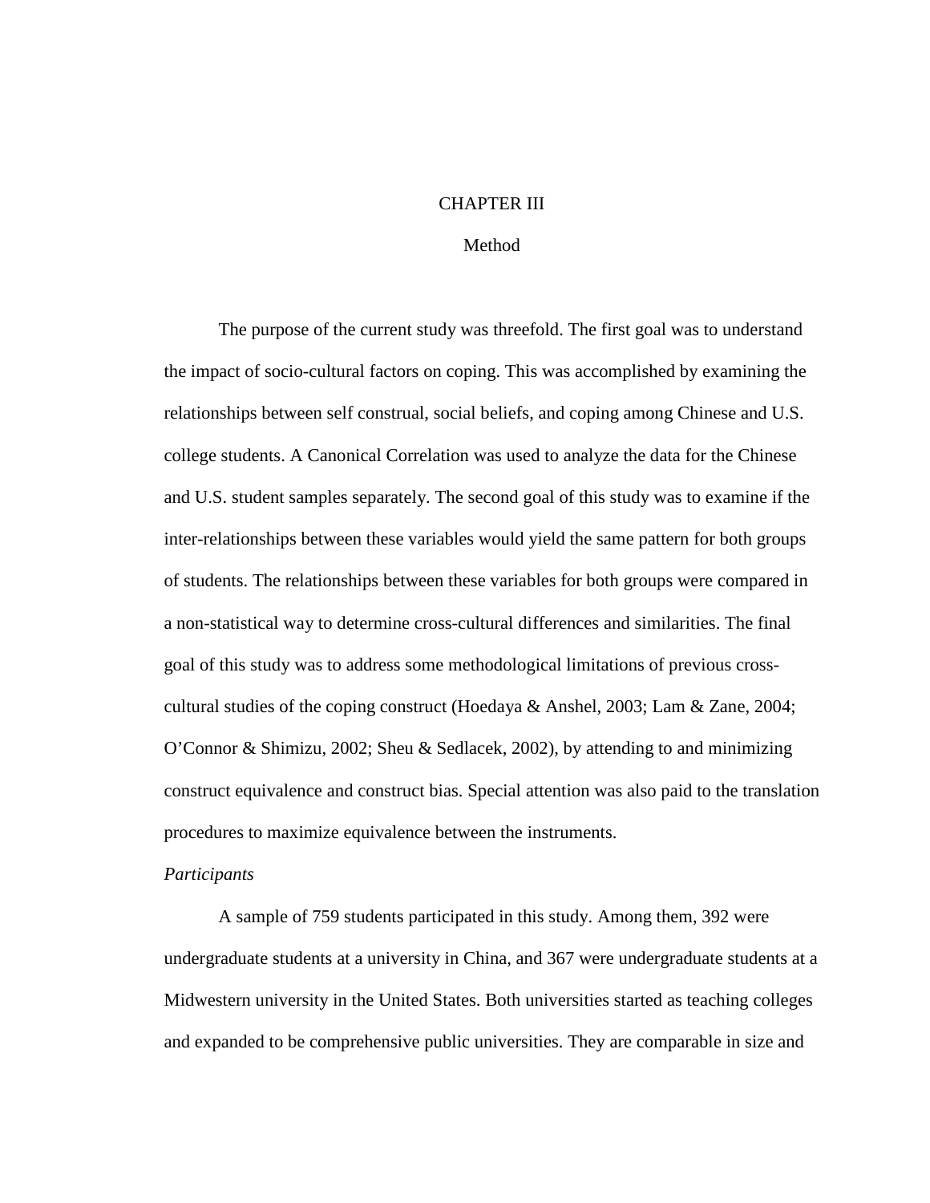# CHAPTER III

## Method

The purpose of the current study was threefold. The first goal was to understand the impact of socio-cultural factors on coping. This was accomplished by examining the relationships between self construal, social beliefs, and coping among Chinese and U.S. college students. A Canonical Correlation was used to analyze the data for the Chinese and U.S. student samples separately. The second goal of this study was to examine if the inter-relationships between these variables would yield the same pattern for both groups of students. The relationships between these variables for both groups were compared in a non-statistical way to determine cross-cultural differences and similarities. The final goal of this study was to address some methodological limitations of previous cross-cultural studies of the coping construct (Hoedaya & Anshel, 2003; Lam & Zane, 2004; O'Connor & Shimizu, 2002; Sheu & Sedlacek, 2002), by attending to and minimizing construct equivalence and construct bias. Special attention was also paid to the translation procedures to maximize equivalence between the instruments.

*Participants*

A sample of 759 students participated in this study. Among them, 392 were undergraduate students at a university in China, and 367 were undergraduate students at a Midwestern university in the United States. Both universities started as teaching colleges and expanded to be comprehensive public universities. They are comparable in size and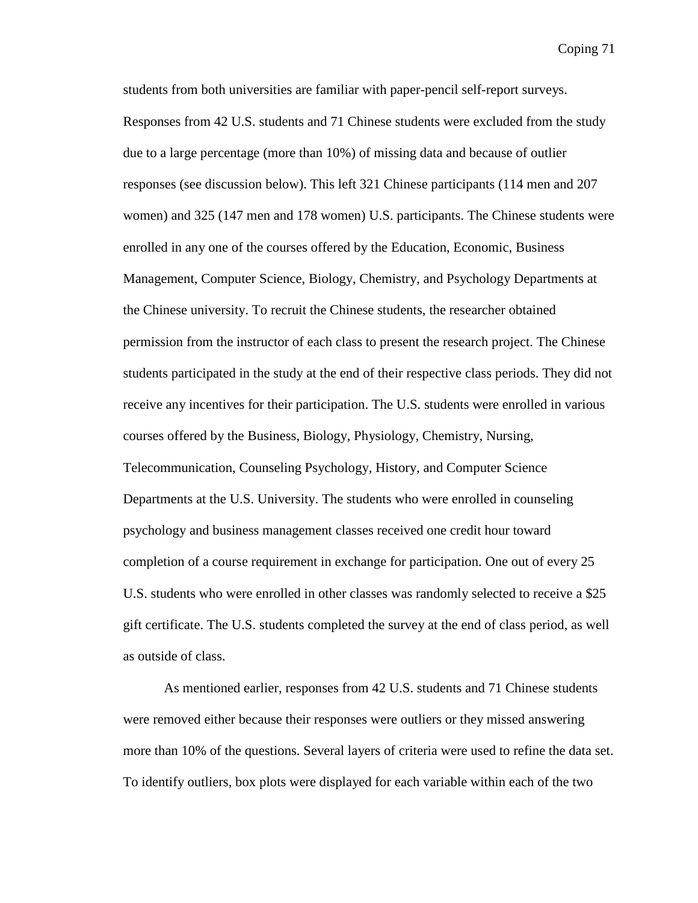students from both universities are familiar with paper-pencil self-report surveys. Responses from 42 U.S. students and 71 Chinese students were excluded from the study due to a large percentage (more than 10%) of missing data and because of outlier responses (see discussion below). This left 321 Chinese participants (114 men and 207 women) and 325 (147 men and 178 women) U.S. participants. The Chinese students were enrolled in any one of the courses offered by the Education, Economic, Business Management, Computer Science, Biology, Chemistry, and Psychology Departments at the Chinese university. To recruit the Chinese students, the researcher obtained permission from the instructor of each class to present the research project. The Chinese students participated in the study at the end of their respective class periods. They did not receive any incentives for their participation. The U.S. students were enrolled in various courses offered by the Business, Biology, Physiology, Chemistry, Nursing, Telecommunication, Counseling Psychology, History, and Computer Science Departments at the U.S. University. The students who were enrolled in counseling psychology and business management classes received one credit hour toward completion of a course requirement in exchange for participation. One out of every 25 U.S. students who were enrolled in other classes was randomly selected to receive a $25 gift certificate. The U.S. students completed the survey at the end of class period, as well as outside of class.

As mentioned earlier, responses from 42 U.S. students and 71 Chinese students were removed either because their responses were outliers or they missed answering more than 10% of the questions. Several layers of criteria were used to refine the data set. To identify outliers, box plots were displayed for each variable within each of the two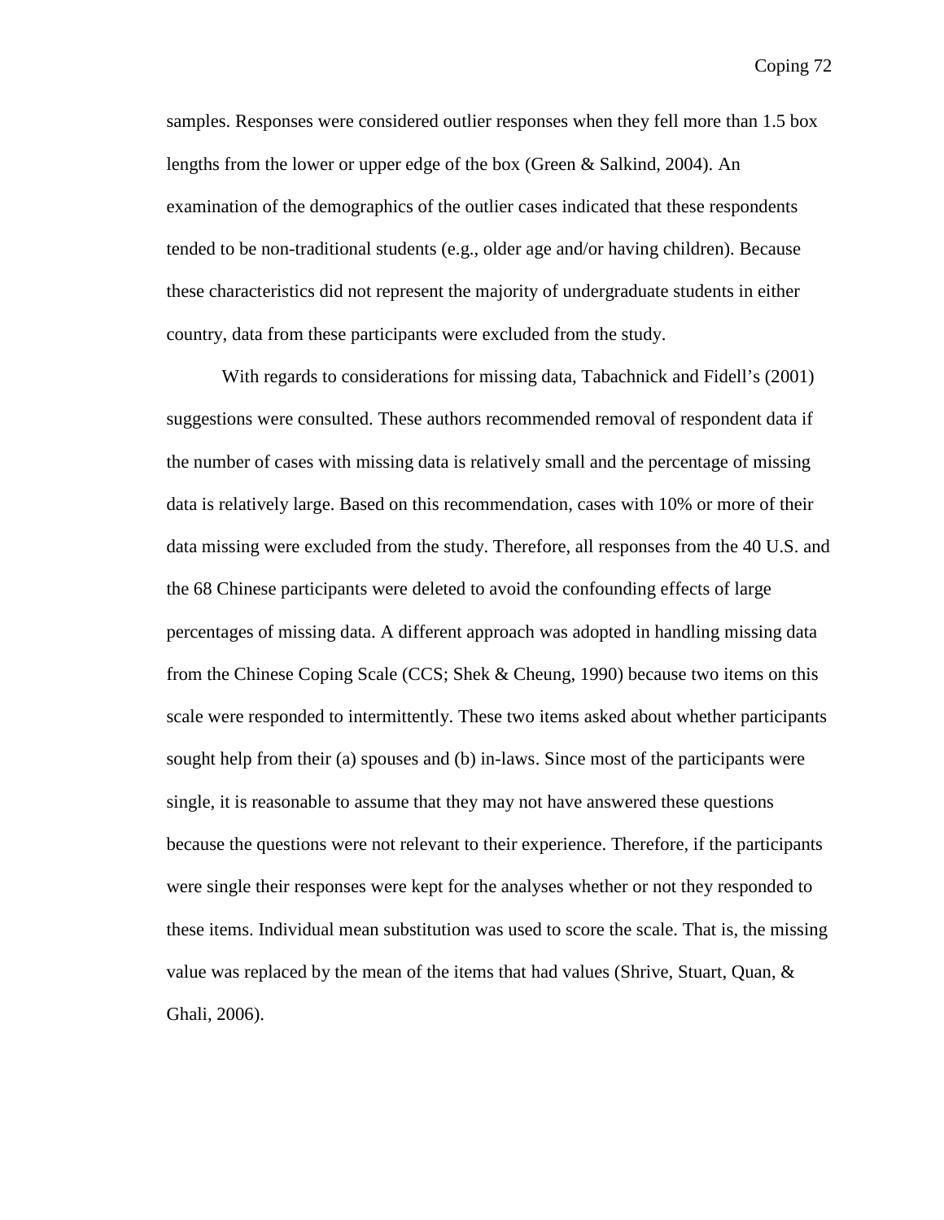samples. Responses were considered outlier responses when they fell more than 1.5 box lengths from the lower or upper edge of the box (Green & Salkind, 2004). An examination of the demographics of the outlier cases indicated that these respondents tended to be non-traditional students (e.g., older age and/or having children). Because these characteristics did not represent the majority of undergraduate students in either country, data from these participants were excluded from the study.

With regards to considerations for missing data, Tabachnick and Fidell's (2001) suggestions were consulted. These authors recommended removal of respondent data if the number of cases with missing data is relatively small and the percentage of missing data is relatively large. Based on this recommendation, cases with 10% or more of their data missing were excluded from the study. Therefore, all responses from the 40 U.S. and the 68 Chinese participants were deleted to avoid the confounding effects of large percentages of missing data. A different approach was adopted in handling missing data from the Chinese Coping Scale (CCS; Shek & Cheung, 1990) because two items on this scale were responded to intermittently. These two items asked about whether participants sought help from their (a) spouses and (b) in-laws. Since most of the participants were single, it is reasonable to assume that they may not have answered these questions because the questions were not relevant to their experience. Therefore, if the participants were single their responses were kept for the analyses whether or not they responded to these items. Individual mean substitution was used to score the scale. That is, the missing value was replaced by the mean of the items that had values (Shrive, Stuart, Quan, & Ghali, 2006).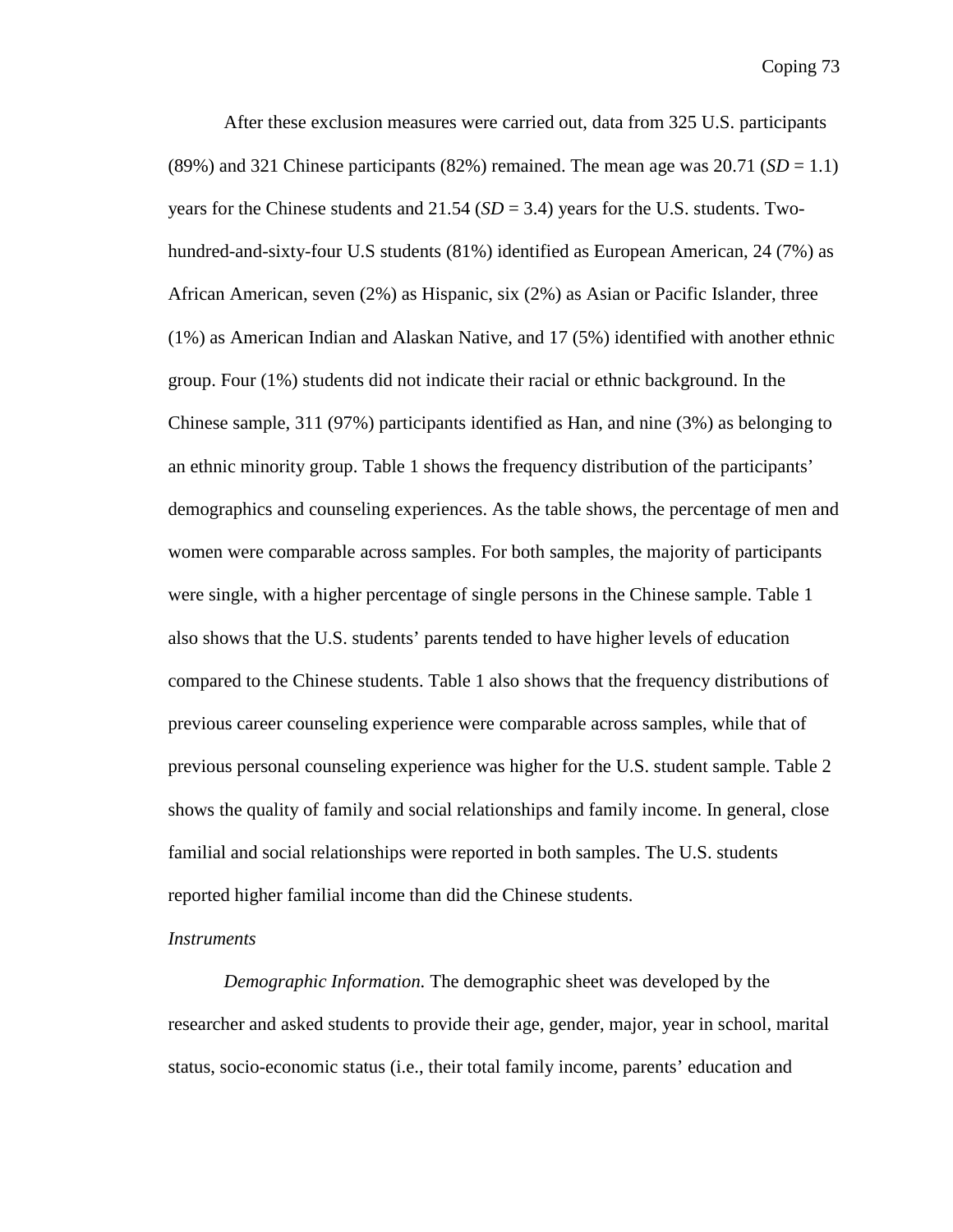After these exclusion measures were carried out, data from 325 U.S. participants (89%) and 321 Chinese participants (82%) remained. The mean age was 20.71 ($SD$ = 1.1) years for the Chinese students and 21.54 ($SD$ = 3.4) years for the U.S. students. Two-hundred-and-sixty-four U.S students (81%) identified as European American, 24 (7%) as African American, seven (2%) as Hispanic, six (2%) as Asian or Pacific Islander, three (1%) as American Indian and Alaskan Native, and 17 (5%) identified with another ethnic group. Four (1%) students did not indicate their racial or ethnic background. In the Chinese sample, 311 (97%) participants identified as Han, and nine (3%) as belonging to an ethnic minority group. Table 1 shows the frequency distribution of the participants' demographics and counseling experiences. As the table shows, the percentage of men and women were comparable across samples. For both samples, the majority of participants were single, with a higher percentage of single persons in the Chinese sample. Table 1 also shows that the U.S. students' parents tended to have higher levels of education compared to the Chinese students. Table 1 also shows that the frequency distributions of previous career counseling experience were comparable across samples, while that of previous personal counseling experience was higher for the U.S. student sample. Table 2 shows the quality of family and social relationships and family income. In general, close familial and social relationships were reported in both samples. The U.S. students reported higher familial income than did the Chinese students.

*Instruments*

*Demographic Information.* The demographic sheet was developed by the researcher and asked students to provide their age, gender, major, year in school, marital status, socio-economic status (i.e., their total family income, parents' education and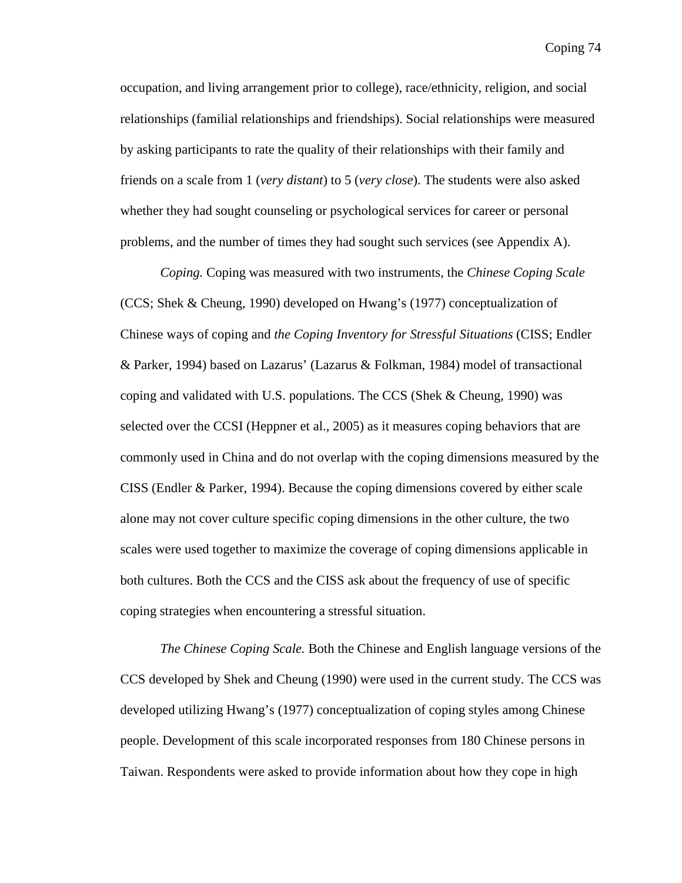occupation, and living arrangement prior to college), race/ethnicity, religion, and social relationships (familial relationships and friendships). Social relationships were measured by asking participants to rate the quality of their relationships with their family and friends on a scale from 1 (*very distant*) to 5 (*very close*). The students were also asked whether they had sought counseling or psychological services for career or personal problems, and the number of times they had sought such services (see Appendix A).

*Coping.* Coping was measured with two instruments, the *Chinese Coping Scale* (CCS; Shek & Cheung, 1990) developed on Hwang's (1977) conceptualization of Chinese ways of coping and *the Coping Inventory for Stressful Situations* (CISS; Endler & Parker, 1994) based on Lazarus' (Lazarus & Folkman, 1984) model of transactional coping and validated with U.S. populations. The CCS (Shek & Cheung, 1990) was selected over the CCSI (Heppner et al., 2005) as it measures coping behaviors that are commonly used in China and do not overlap with the coping dimensions measured by the CISS (Endler & Parker, 1994). Because the coping dimensions covered by either scale alone may not cover culture specific coping dimensions in the other culture, the two scales were used together to maximize the coverage of coping dimensions applicable in both cultures. Both the CCS and the CISS ask about the frequency of use of specific coping strategies when encountering a stressful situation.

*The Chinese Coping Scale.* Both the Chinese and English language versions of the CCS developed by Shek and Cheung (1990) were used in the current study. The CCS was developed utilizing Hwang's (1977) conceptualization of coping styles among Chinese people. Development of this scale incorporated responses from 180 Chinese persons in Taiwan. Respondents were asked to provide information about how they cope in high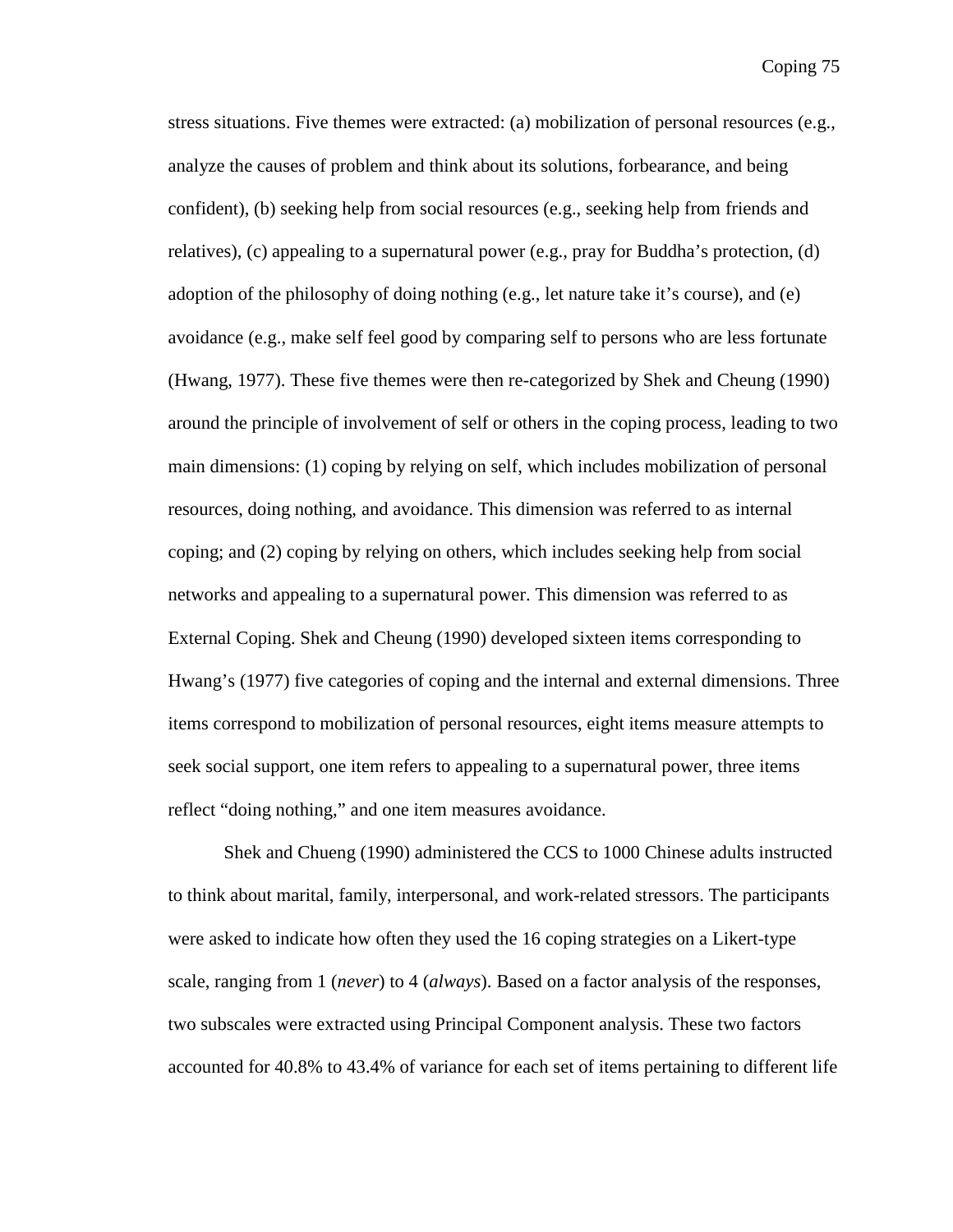stress situations. Five themes were extracted: (a) mobilization of personal resources (e.g., analyze the causes of problem and think about its solutions, forbearance, and being confident), (b) seeking help from social resources (e.g., seeking help from friends and relatives), (c) appealing to a supernatural power (e.g., pray for Buddha's protection, (d) adoption of the philosophy of doing nothing (e.g., let nature take it's course), and (e) avoidance (e.g., make self feel good by comparing self to persons who are less fortunate (Hwang, 1977). These five themes were then re-categorized by Shek and Cheung (1990) around the principle of involvement of self or others in the coping process, leading to two main dimensions: (1) coping by relying on self, which includes mobilization of personal resources, doing nothing, and avoidance. This dimension was referred to as internal coping; and (2) coping by relying on others, which includes seeking help from social networks and appealing to a supernatural power. This dimension was referred to as External Coping. Shek and Cheung (1990) developed sixteen items corresponding to Hwang's (1977) five categories of coping and the internal and external dimensions. Three items correspond to mobilization of personal resources, eight items measure attempts to seek social support, one item refers to appealing to a supernatural power, three items reflect "doing nothing," and one item measures avoidance.

Shek and Chueng (1990) administered the CCS to 1000 Chinese adults instructed to think about marital, family, interpersonal, and work-related stressors. The participants were asked to indicate how often they used the 16 coping strategies on a Likert-type scale, ranging from 1 (*never*) to 4 (*always*). Based on a factor analysis of the responses, two subscales were extracted using Principal Component analysis. These two factors accounted for 40.8% to 43.4% of variance for each set of items pertaining to different life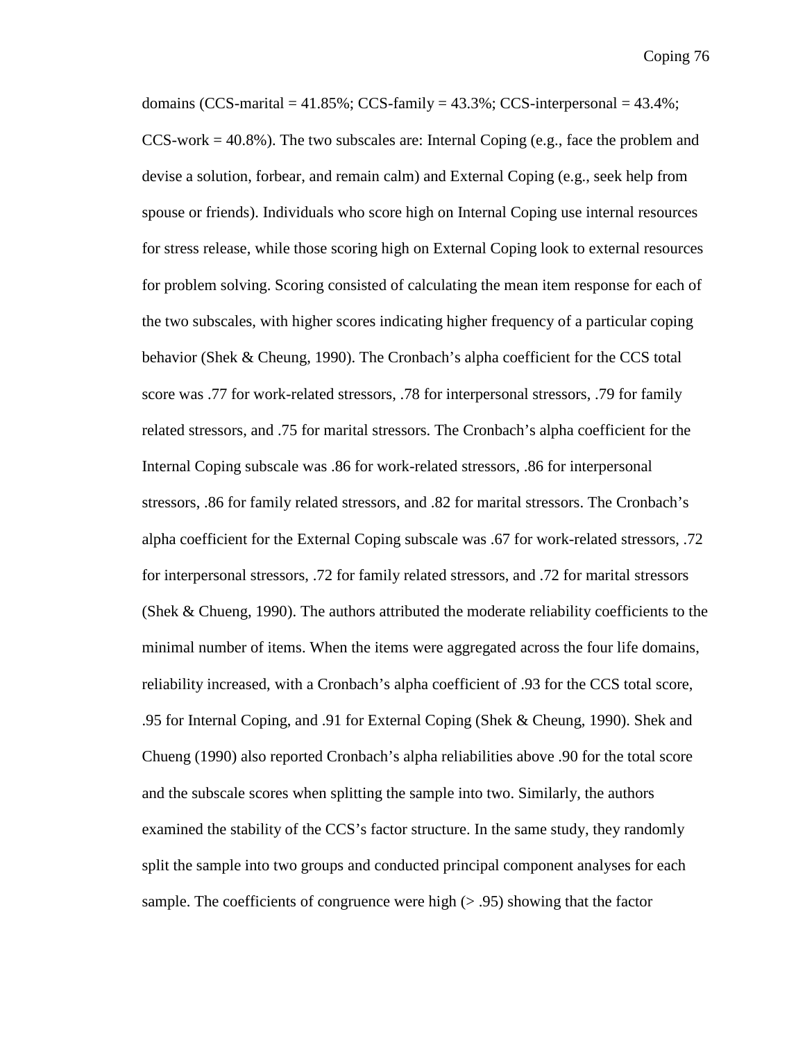domains (CCS-marital = 41.85%; CCS-family = 43.3%; CCS-interpersonal = 43.4%; CCS-work = 40.8%). The two subscales are: Internal Coping (e.g., face the problem and devise a solution, forbear, and remain calm) and External Coping (e.g., seek help from spouse or friends). Individuals who score high on Internal Coping use internal resources for stress release, while those scoring high on External Coping look to external resources for problem solving. Scoring consisted of calculating the mean item response for each of the two subscales, with higher scores indicating higher frequency of a particular coping behavior (Shek & Cheung, 1990). The Cronbach's alpha coefficient for the CCS total score was .77 for work-related stressors, .78 for interpersonal stressors, .79 for family related stressors, and .75 for marital stressors. The Cronbach's alpha coefficient for the Internal Coping subscale was .86 for work-related stressors, .86 for interpersonal stressors, .86 for family related stressors, and .82 for marital stressors. The Cronbach's alpha coefficient for the External Coping subscale was .67 for work-related stressors, .72 for interpersonal stressors, .72 for family related stressors, and .72 for marital stressors (Shek & Chueng, 1990). The authors attributed the moderate reliability coefficients to the minimal number of items. When the items were aggregated across the four life domains, reliability increased, with a Cronbach's alpha coefficient of .93 for the CCS total score, .95 for Internal Coping, and .91 for External Coping (Shek & Cheung, 1990). Shek and Chueng (1990) also reported Cronbach's alpha reliabilities above .90 for the total score and the subscale scores when splitting the sample into two. Similarly, the authors examined the stability of the CCS's factor structure. In the same study, they randomly split the sample into two groups and conducted principal component analyses for each sample. The coefficients of congruence were high (> .95) showing that the factor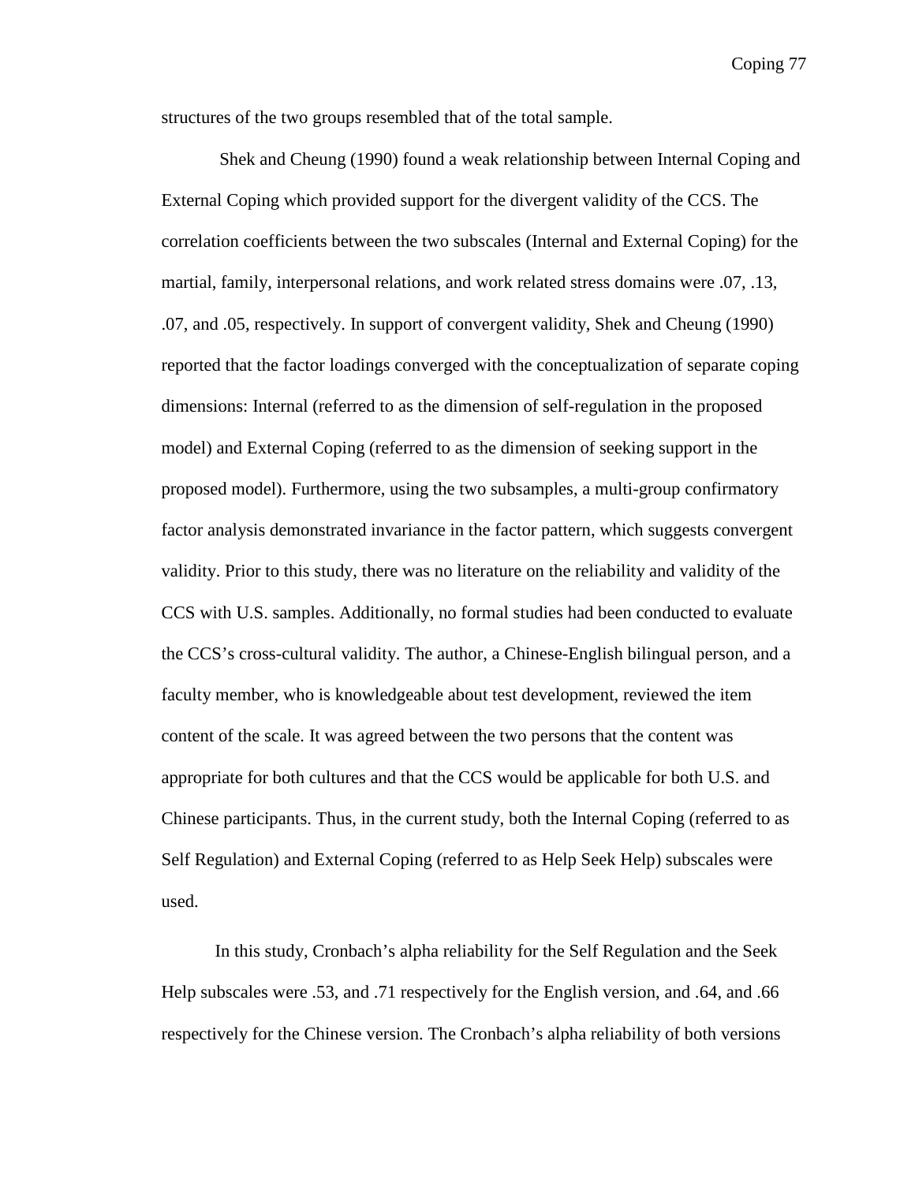structures of the two groups resembled that of the total sample.

Shek and Cheung (1990) found a weak relationship between Internal Coping and External Coping which provided support for the divergent validity of the CCS. The correlation coefficients between the two subscales (Internal and External Coping) for the martial, family, interpersonal relations, and work related stress domains were .07, .13, .07, and .05, respectively. In support of convergent validity, Shek and Cheung (1990) reported that the factor loadings converged with the conceptualization of separate coping dimensions: Internal (referred to as the dimension of self-regulation in the proposed model) and External Coping (referred to as the dimension of seeking support in the proposed model). Furthermore, using the two subsamples, a multi-group confirmatory factor analysis demonstrated invariance in the factor pattern, which suggests convergent validity. Prior to this study, there was no literature on the reliability and validity of the CCS with U.S. samples. Additionally, no formal studies had been conducted to evaluate the CCS's cross-cultural validity. The author, a Chinese-English bilingual person, and a faculty member, who is knowledgeable about test development, reviewed the item content of the scale. It was agreed between the two persons that the content was appropriate for both cultures and that the CCS would be applicable for both U.S. and Chinese participants. Thus, in the current study, both the Internal Coping (referred to as Self Regulation) and External Coping (referred to as Help Seek Help) subscales were used.

In this study, Cronbach's alpha reliability for the Self Regulation and the Seek Help subscales were .53, and .71 respectively for the English version, and .64, and .66 respectively for the Chinese version. The Cronbach's alpha reliability of both versions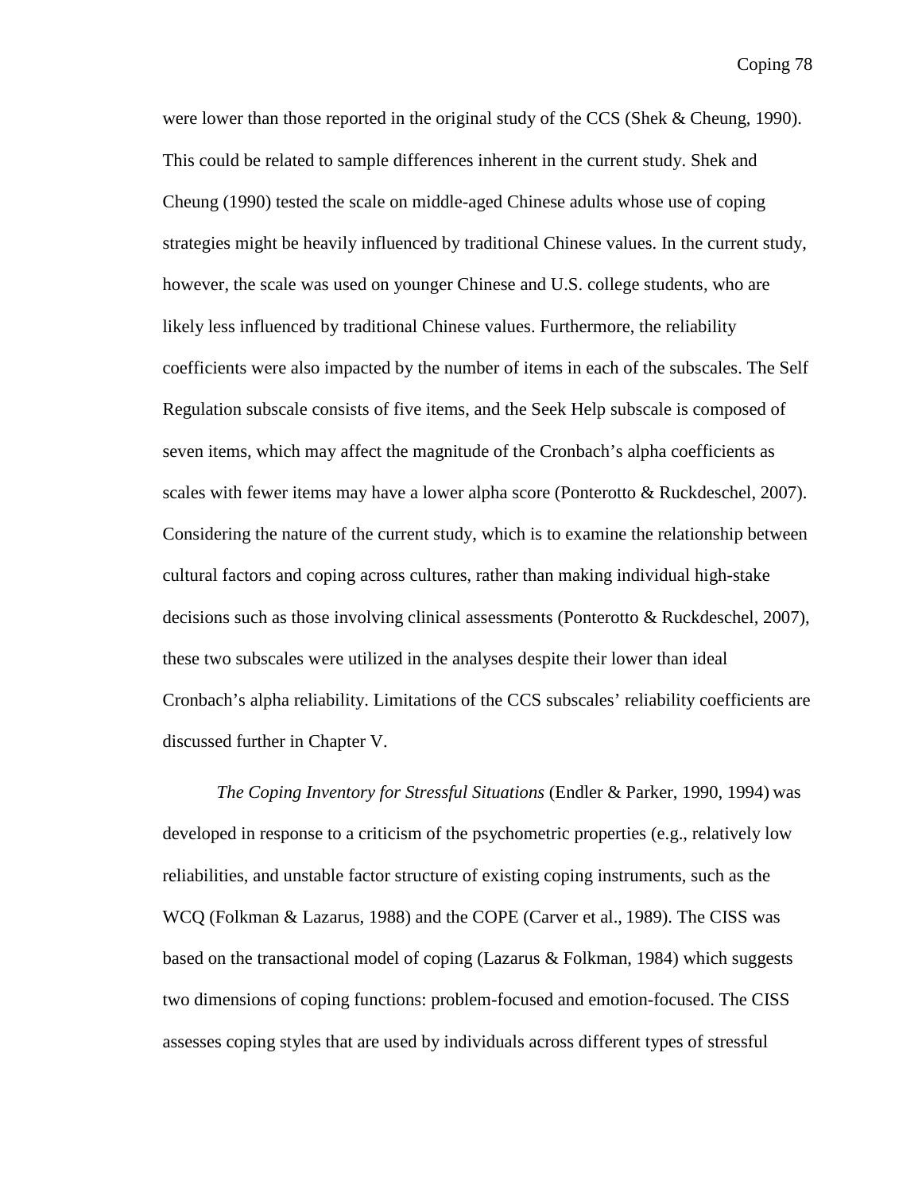were lower than those reported in the original study of the CCS (Shek & Cheung, 1990). This could be related to sample differences inherent in the current study. Shek and Cheung (1990) tested the scale on middle-aged Chinese adults whose use of coping strategies might be heavily influenced by traditional Chinese values. In the current study, however, the scale was used on younger Chinese and U.S. college students, who are likely less influenced by traditional Chinese values. Furthermore, the reliability coefficients were also impacted by the number of items in each of the subscales. The Self Regulation subscale consists of five items, and the Seek Help subscale is composed of seven items, which may affect the magnitude of the Cronbach's alpha coefficients as scales with fewer items may have a lower alpha score (Ponterotto & Ruckdeschel, 2007). Considering the nature of the current study, which is to examine the relationship between cultural factors and coping across cultures, rather than making individual high-stake decisions such as those involving clinical assessments (Ponterotto & Ruckdeschel, 2007), these two subscales were utilized in the analyses despite their lower than ideal Cronbach's alpha reliability. Limitations of the CCS subscales' reliability coefficients are discussed further in Chapter V.

*The Coping Inventory for Stressful Situations* (Endler & Parker, 1990, 1994) was developed in response to a criticism of the psychometric properties (e.g., relatively low reliabilities, and unstable factor structure of existing coping instruments, such as the WCQ (Folkman & Lazarus, 1988) and the COPE (Carver et al., 1989). The CISS was based on the transactional model of coping (Lazarus & Folkman, 1984) which suggests two dimensions of coping functions: problem-focused and emotion-focused. The CISS assesses coping styles that are used by individuals across different types of stressful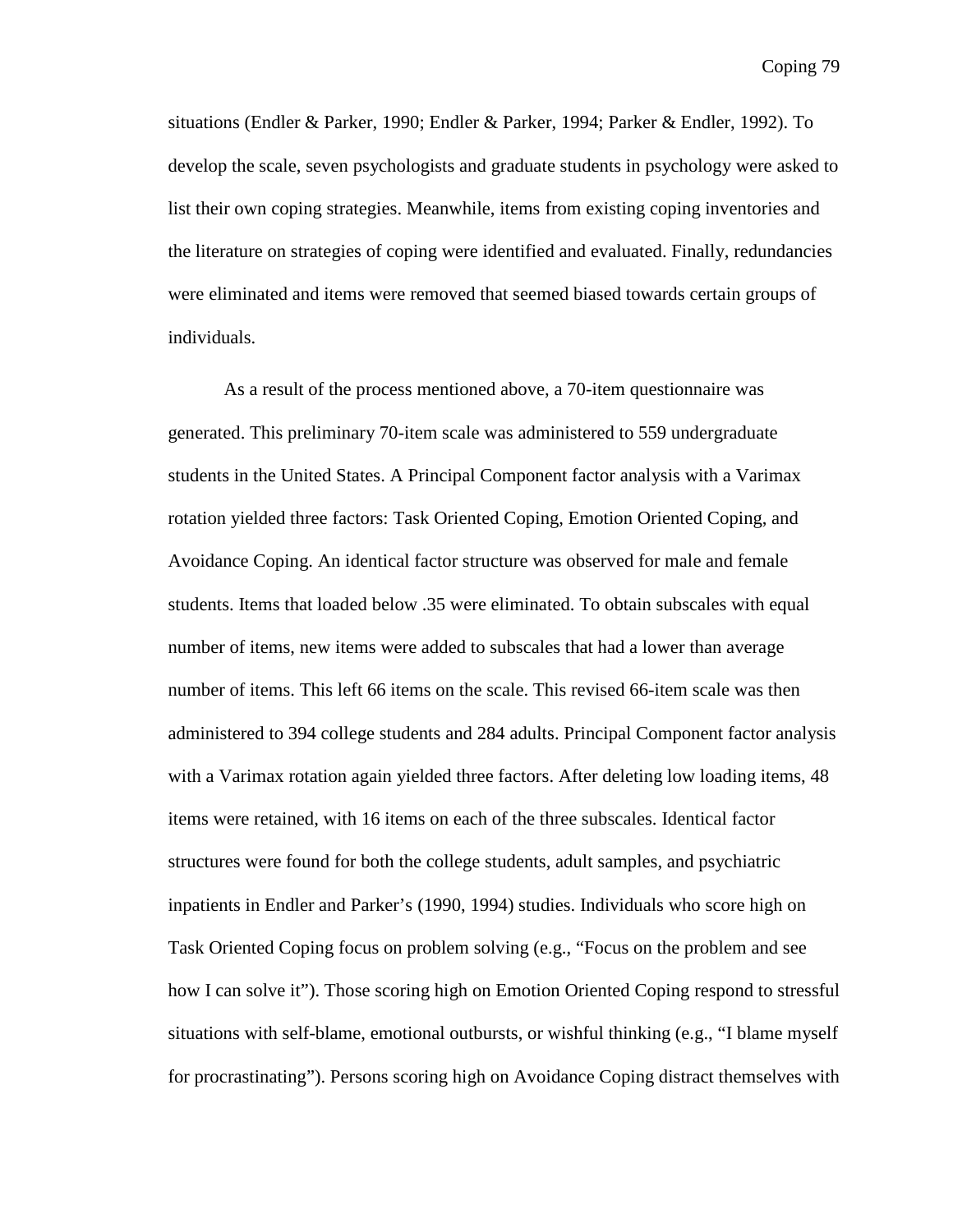situations (Endler & Parker, 1990; Endler & Parker, 1994; Parker & Endler, 1992). To develop the scale, seven psychologists and graduate students in psychology were asked to list their own coping strategies. Meanwhile, items from existing coping inventories and the literature on strategies of coping were identified and evaluated. Finally, redundancies were eliminated and items were removed that seemed biased towards certain groups of individuals.

As a result of the process mentioned above, a 70-item questionnaire was generated. This preliminary 70-item scale was administered to 559 undergraduate students in the United States. A Principal Component factor analysis with a Varimax rotation yielded three factors: Task Oriented Coping, Emotion Oriented Coping, and Avoidance Coping. An identical factor structure was observed for male and female students. Items that loaded below .35 were eliminated. To obtain subscales with equal number of items, new items were added to subscales that had a lower than average number of items. This left 66 items on the scale. This revised 66-item scale was then administered to 394 college students and 284 adults. Principal Component factor analysis with a Varimax rotation again yielded three factors. After deleting low loading items, 48 items were retained, with 16 items on each of the three subscales. Identical factor structures were found for both the college students, adult samples, and psychiatric inpatients in Endler and Parker's (1990, 1994) studies. Individuals who score high on Task Oriented Coping focus on problem solving (e.g., "Focus on the problem and see how I can solve it"). Those scoring high on Emotion Oriented Coping respond to stressful situations with self-blame, emotional outbursts, or wishful thinking (e.g., "I blame myself for procrastinating"). Persons scoring high on Avoidance Coping distract themselves with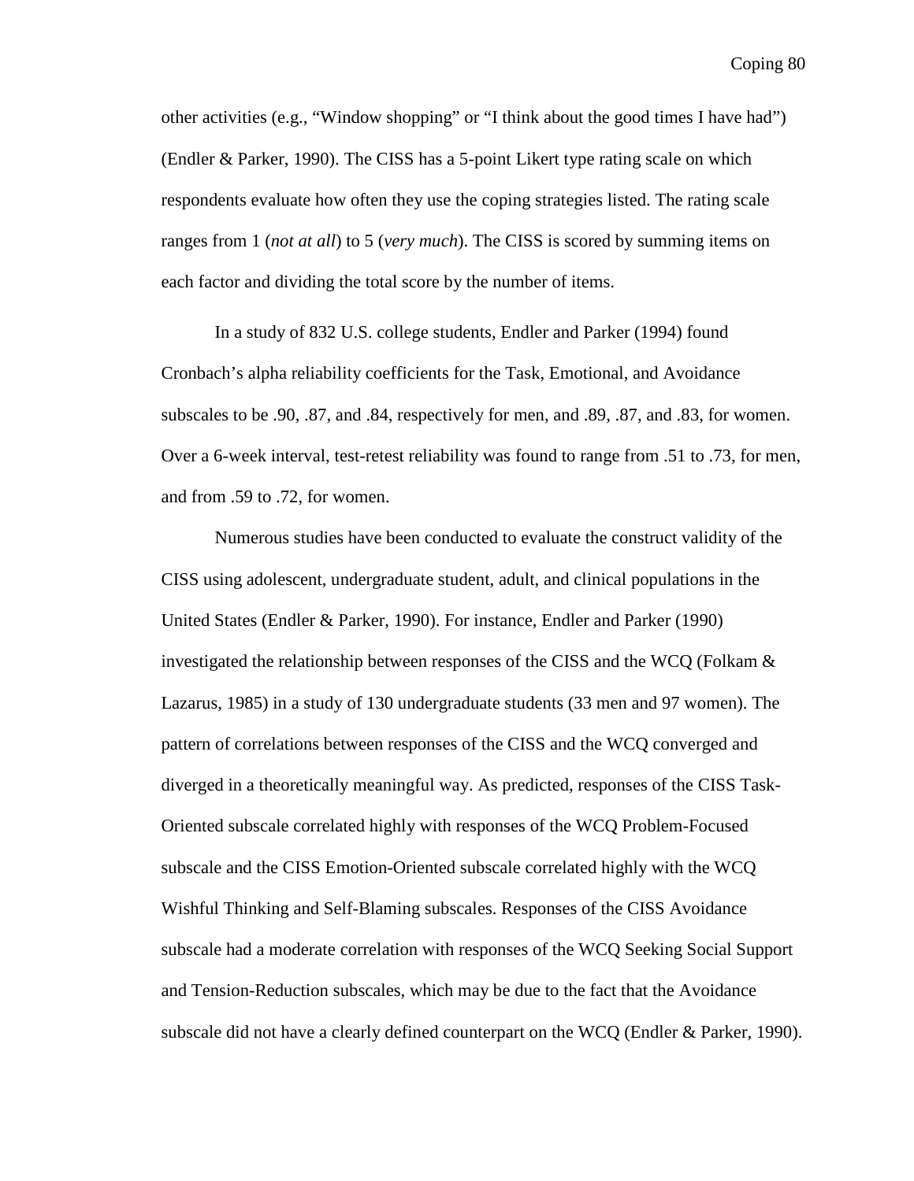other activities (e.g., “Window shopping” or “I think about the good times I have had”) (Endler & Parker, 1990). The CISS has a 5-point Likert type rating scale on which respondents evaluate how often they use the coping strategies listed. The rating scale ranges from 1 (*not at all*) to 5 (*very much*). The CISS is scored by summing items on each factor and dividing the total score by the number of items.

In a study of 832 U.S. college students, Endler and Parker (1994) found Cronbach’s alpha reliability coefficients for the Task, Emotional, and Avoidance subscales to be .90, .87, and .84, respectively for men, and .89, .87, and .83, for women. Over a 6-week interval, test-retest reliability was found to range from .51 to .73, for men, and from .59 to .72, for women.

Numerous studies have been conducted to evaluate the construct validity of the CISS using adolescent, undergraduate student, adult, and clinical populations in the United States (Endler & Parker, 1990). For instance, Endler and Parker (1990) investigated the relationship between responses of the CISS and the WCQ (Folkam & Lazarus, 1985) in a study of 130 undergraduate students (33 men and 97 women). The pattern of correlations between responses of the CISS and the WCQ converged and diverged in a theoretically meaningful way. As predicted, responses of the CISS Task-Oriented subscale correlated highly with responses of the WCQ Problem-Focused subscale and the CISS Emotion-Oriented subscale correlated highly with the WCQ Wishful Thinking and Self-Blaming subscales. Responses of the CISS Avoidance subscale had a moderate correlation with responses of the WCQ Seeking Social Support and Tension-Reduction subscales, which may be due to the fact that the Avoidance subscale did not have a clearly defined counterpart on the WCQ (Endler & Parker, 1990).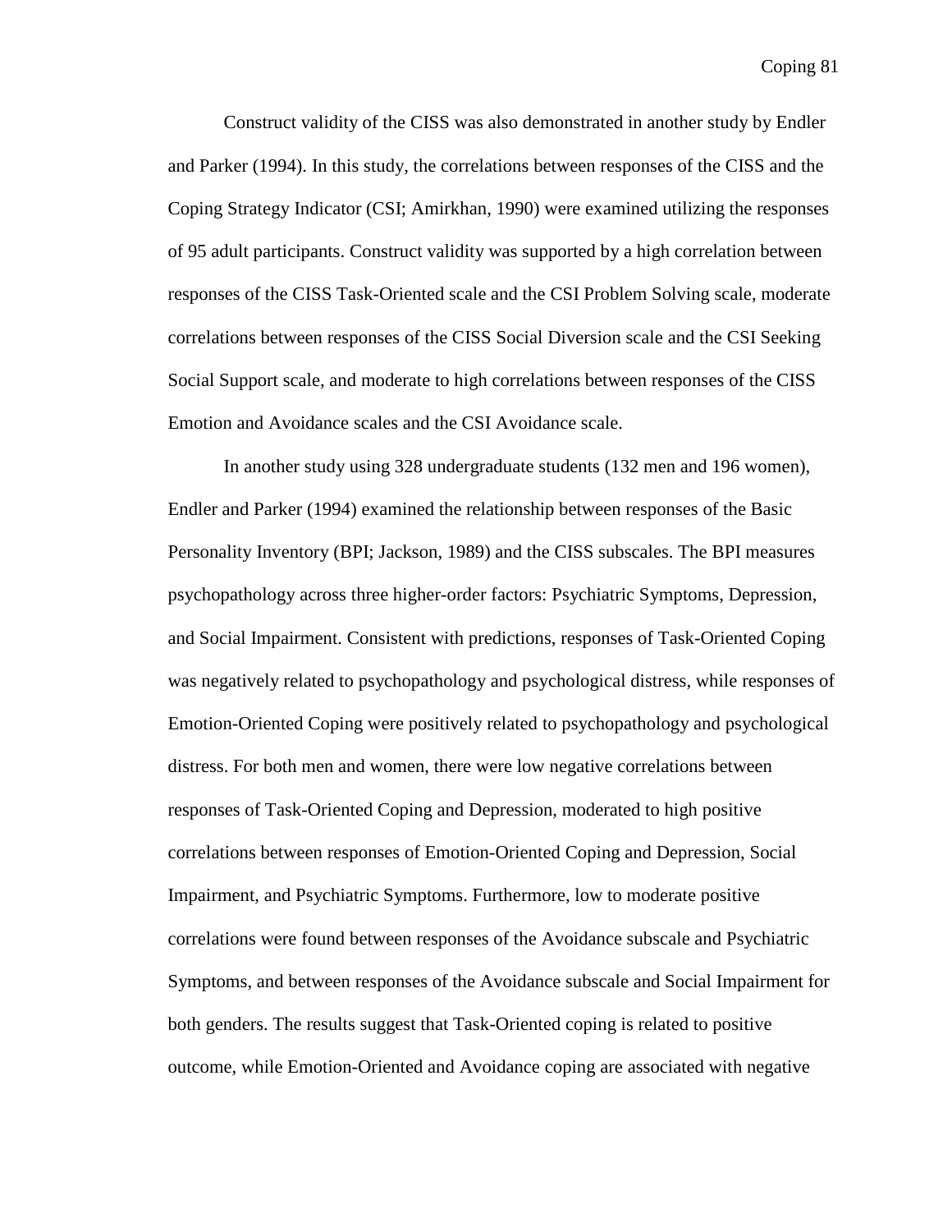Construct validity of the CISS was also demonstrated in another study by Endler and Parker (1994). In this study, the correlations between responses of the CISS and the Coping Strategy Indicator (CSI; Amirkhan, 1990) were examined utilizing the responses of 95 adult participants. Construct validity was supported by a high correlation between responses of the CISS Task-Oriented scale and the CSI Problem Solving scale, moderate correlations between responses of the CISS Social Diversion scale and the CSI Seeking Social Support scale, and moderate to high correlations between responses of the CISS Emotion and Avoidance scales and the CSI Avoidance scale.

In another study using 328 undergraduate students (132 men and 196 women), Endler and Parker (1994) examined the relationship between responses of the Basic Personality Inventory (BPI; Jackson, 1989) and the CISS subscales. The BPI measures psychopathology across three higher-order factors: Psychiatric Symptoms, Depression, and Social Impairment. Consistent with predictions, responses of Task-Oriented Coping was negatively related to psychopathology and psychological distress, while responses of Emotion-Oriented Coping were positively related to psychopathology and psychological distress. For both men and women, there were low negative correlations between responses of Task-Oriented Coping and Depression, moderated to high positive correlations between responses of Emotion-Oriented Coping and Depression, Social Impairment, and Psychiatric Symptoms. Furthermore, low to moderate positive correlations were found between responses of the Avoidance subscale and Psychiatric Symptoms, and between responses of the Avoidance subscale and Social Impairment for both genders. The results suggest that Task-Oriented coping is related to positive outcome, while Emotion-Oriented and Avoidance coping are associated with negative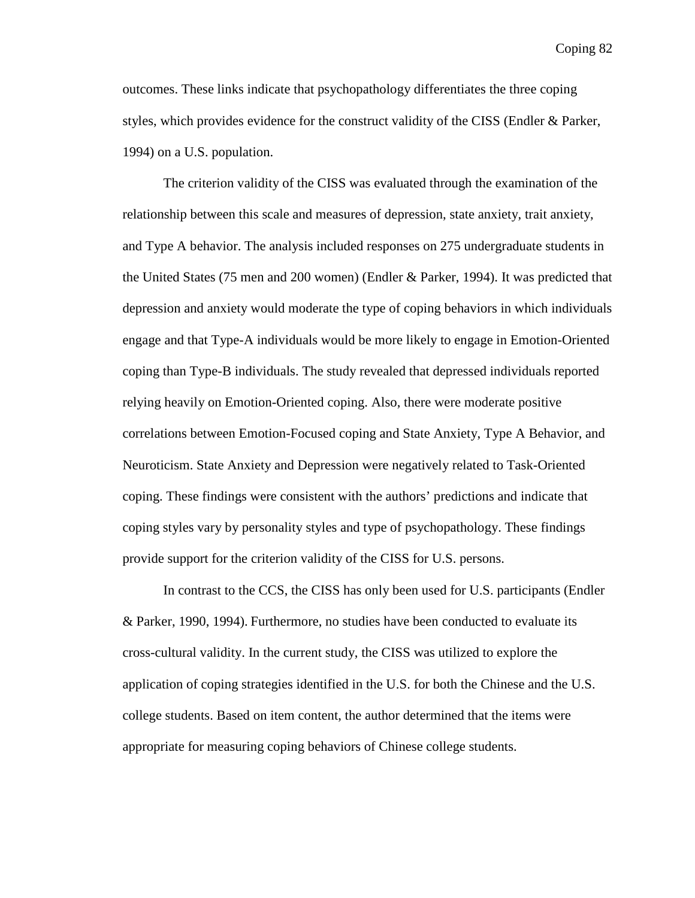outcomes. These links indicate that psychopathology differentiates the three coping styles, which provides evidence for the construct validity of the CISS (Endler & Parker, 1994) on a U.S. population.

The criterion validity of the CISS was evaluated through the examination of the relationship between this scale and measures of depression, state anxiety, trait anxiety, and Type A behavior. The analysis included responses on 275 undergraduate students in the United States (75 men and 200 women) (Endler & Parker, 1994). It was predicted that depression and anxiety would moderate the type of coping behaviors in which individuals engage and that Type-A individuals would be more likely to engage in Emotion-Oriented coping than Type-B individuals. The study revealed that depressed individuals reported relying heavily on Emotion-Oriented coping. Also, there were moderate positive correlations between Emotion-Focused coping and State Anxiety, Type A Behavior, and Neuroticism. State Anxiety and Depression were negatively related to Task-Oriented coping. These findings were consistent with the authors' predictions and indicate that coping styles vary by personality styles and type of psychopathology. These findings provide support for the criterion validity of the CISS for U.S. persons.

In contrast to the CCS, the CISS has only been used for U.S. participants (Endler & Parker, 1990, 1994). Furthermore, no studies have been conducted to evaluate its cross-cultural validity. In the current study, the CISS was utilized to explore the application of coping strategies identified in the U.S. for both the Chinese and the U.S. college students. Based on item content, the author determined that the items were appropriate for measuring coping behaviors of Chinese college students.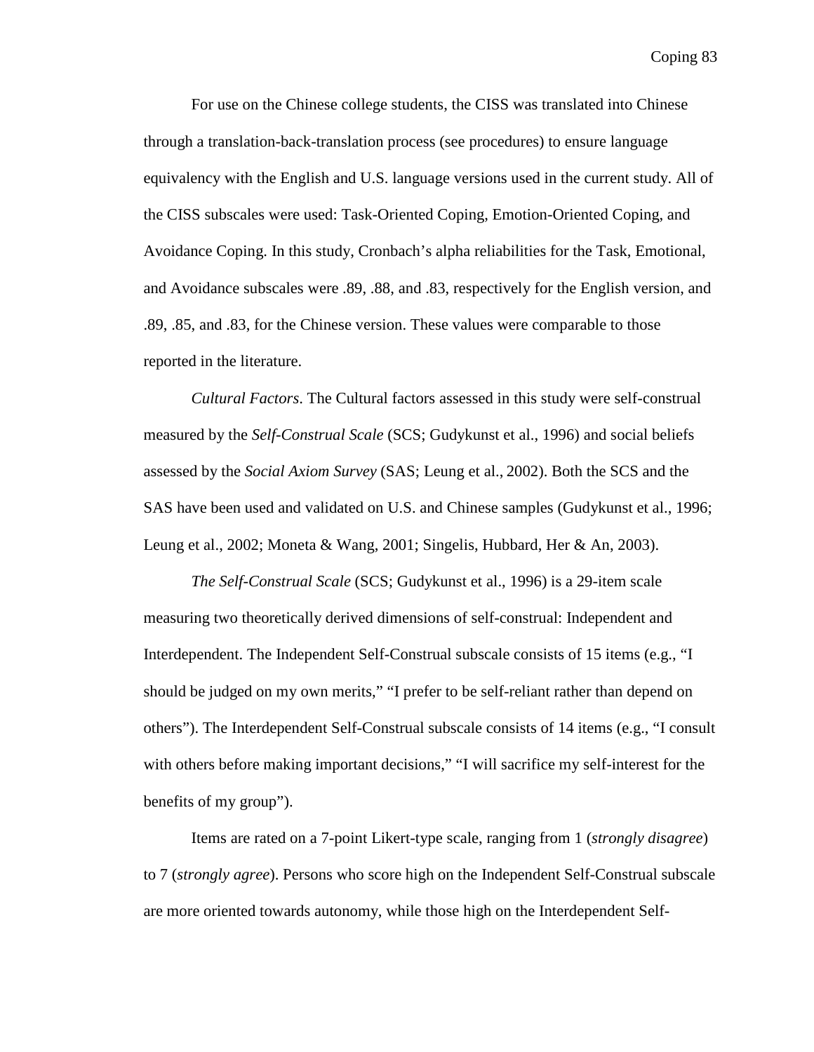For use on the Chinese college students, the CISS was translated into Chinese through a translation-back-translation process (see procedures) to ensure language equivalency with the English and U.S. language versions used in the current study. All of the CISS subscales were used: Task-Oriented Coping, Emotion-Oriented Coping, and Avoidance Coping. In this study, Cronbach's alpha reliabilities for the Task, Emotional, and Avoidance subscales were .89, .88, and .83, respectively for the English version, and .89, .85, and .83, for the Chinese version. These values were comparable to those reported in the literature.

*Cultural Factors*. The Cultural factors assessed in this study were self-construal measured by the *Self-Construal Scale* (SCS; Gudykunst et al., 1996) and social beliefs assessed by the *Social Axiom Survey* (SAS; Leung et al., 2002). Both the SCS and the SAS have been used and validated on U.S. and Chinese samples (Gudykunst et al., 1996; Leung et al., 2002; Moneta & Wang, 2001; Singelis, Hubbard, Her & An, 2003).

*The Self-Construal Scale* (SCS; Gudykunst et al., 1996) is a 29-item scale measuring two theoretically derived dimensions of self-construal: Independent and Interdependent. The Independent Self-Construal subscale consists of 15 items (e.g., "I should be judged on my own merits," "I prefer to be self-reliant rather than depend on others"). The Interdependent Self-Construal subscale consists of 14 items (e.g., "I consult with others before making important decisions," "I will sacrifice my self-interest for the benefits of my group").

Items are rated on a 7-point Likert-type scale, ranging from 1 (*strongly disagree*) to 7 (*strongly agree*). Persons who score high on the Independent Self-Construal subscale are more oriented towards autonomy, while those high on the Interdependent Self-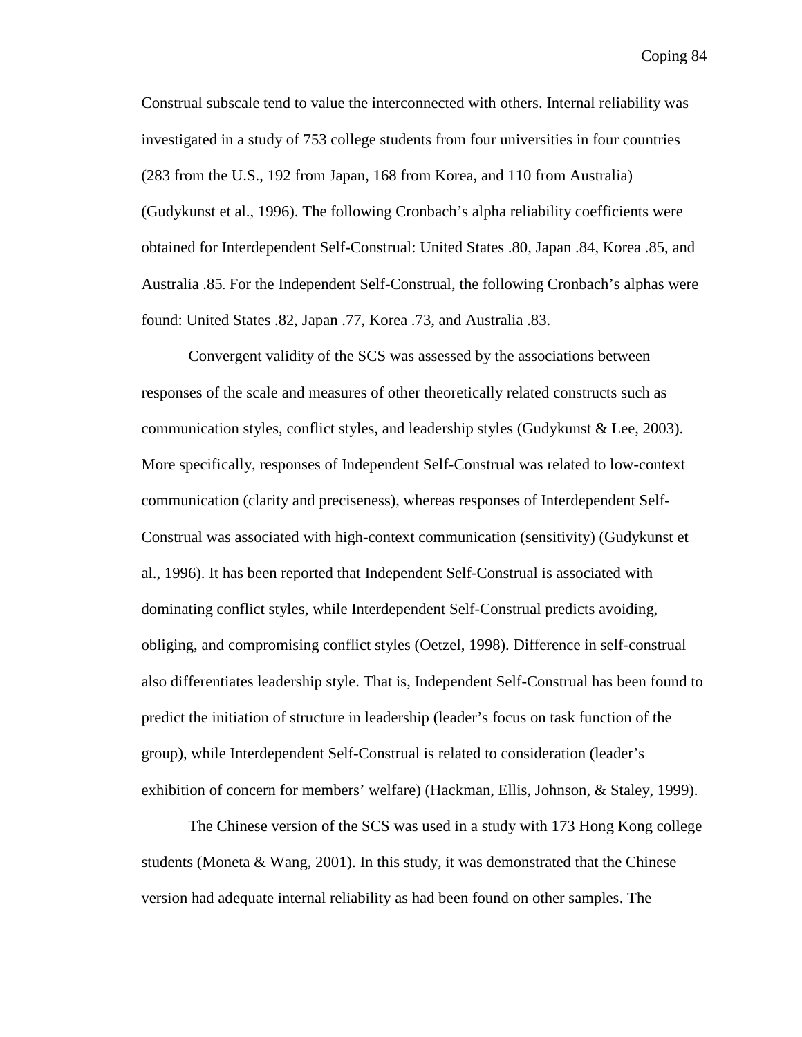Construal subscale tend to value the interconnected with others. Internal reliability was investigated in a study of 753 college students from four universities in four countries (283 from the U.S., 192 from Japan, 168 from Korea, and 110 from Australia) (Gudykunst et al., 1996). The following Cronbach's alpha reliability coefficients were obtained for Interdependent Self-Construal: United States .80, Japan .84, Korea .85, and Australia .85. For the Independent Self-Construal, the following Cronbach's alphas were found: United States .82, Japan .77, Korea .73, and Australia .83.

Convergent validity of the SCS was assessed by the associations between responses of the scale and measures of other theoretically related constructs such as communication styles, conflict styles, and leadership styles (Gudykunst & Lee, 2003). More specifically, responses of Independent Self-Construal was related to low-context communication (clarity and preciseness), whereas responses of Interdependent Self-Construal was associated with high-context communication (sensitivity) (Gudykunst et al., 1996). It has been reported that Independent Self-Construal is associated with dominating conflict styles, while Interdependent Self-Construal predicts avoiding, obliging, and compromising conflict styles (Oetzel, 1998). Difference in self-construal also differentiates leadership style. That is, Independent Self-Construal has been found to predict the initiation of structure in leadership (leader's focus on task function of the group), while Interdependent Self-Construal is related to consideration (leader's exhibition of concern for members' welfare) (Hackman, Ellis, Johnson, & Staley, 1999).

The Chinese version of the SCS was used in a study with 173 Hong Kong college students (Moneta & Wang, 2001). In this study, it was demonstrated that the Chinese version had adequate internal reliability as had been found on other samples. The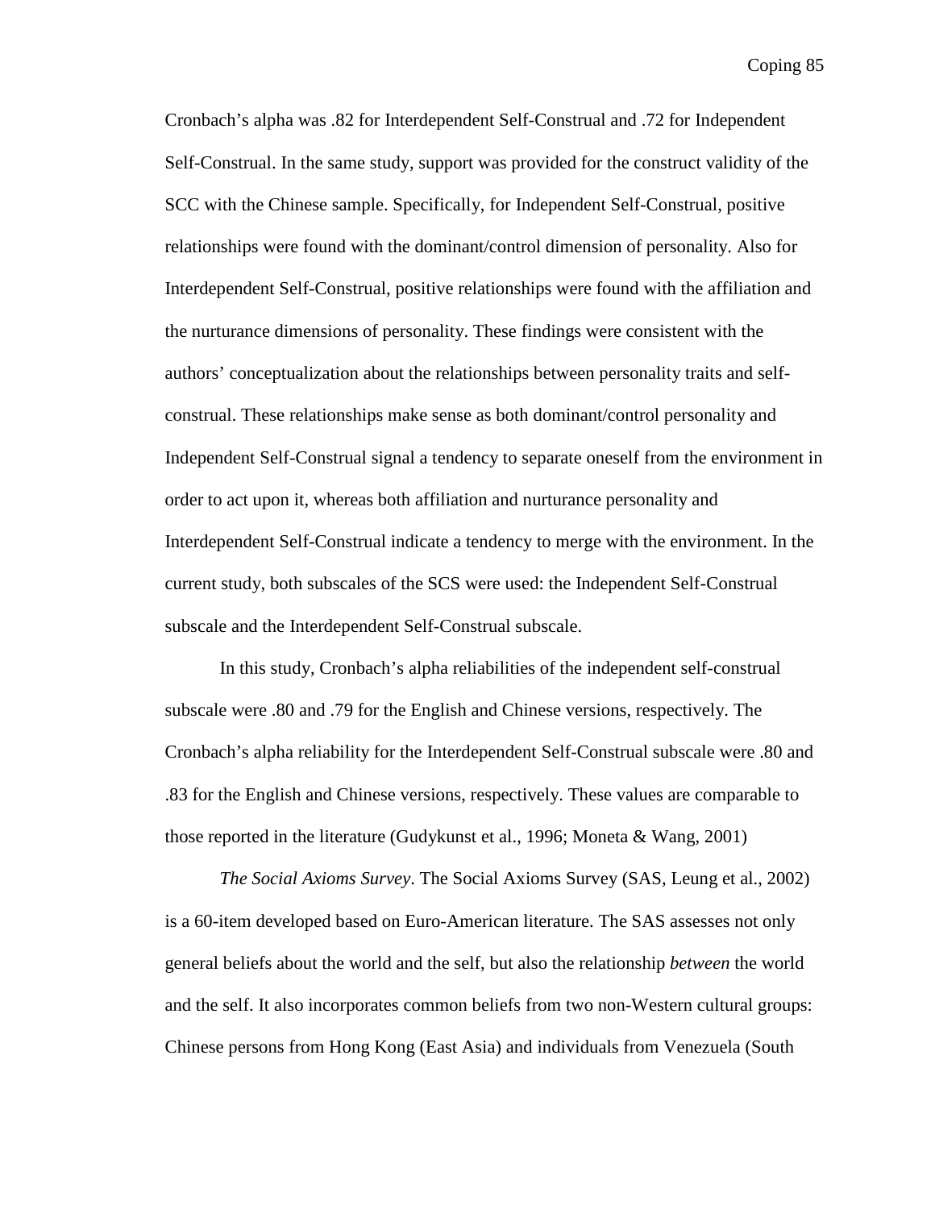Cronbach’s alpha was .82 for Interdependent Self-Construal and .72 for Independent Self-Construal. In the same study, support was provided for the construct validity of the SCC with the Chinese sample. Specifically, for Independent Self-Construal, positive relationships were found with the dominant/control dimension of personality. Also for Interdependent Self-Construal, positive relationships were found with the affiliation and the nurturance dimensions of personality. These findings were consistent with the authors’ conceptualization about the relationships between personality traits and self-construal. These relationships make sense as both dominant/control personality and Independent Self-Construal signal a tendency to separate oneself from the environment in order to act upon it, whereas both affiliation and nurturance personality and Interdependent Self-Construal indicate a tendency to merge with the environment. In the current study, both subscales of the SCS were used: the Independent Self-Construal subscale and the Interdependent Self-Construal subscale.

In this study, Cronbach’s alpha reliabilities of the independent self-construal subscale were .80 and .79 for the English and Chinese versions, respectively. The Cronbach’s alpha reliability for the Interdependent Self-Construal subscale were .80 and .83 for the English and Chinese versions, respectively. These values are comparable to those reported in the literature (Gudykunst et al., 1996; Moneta & Wang, 2001)

*The Social Axioms Survey*. The Social Axioms Survey (SAS, Leung et al., 2002) is a 60-item developed based on Euro-American literature. The SAS assesses not only general beliefs about the world and the self, but also the relationship *between* the world and the self. It also incorporates common beliefs from two non-Western cultural groups: Chinese persons from Hong Kong (East Asia) and individuals from Venezuela (South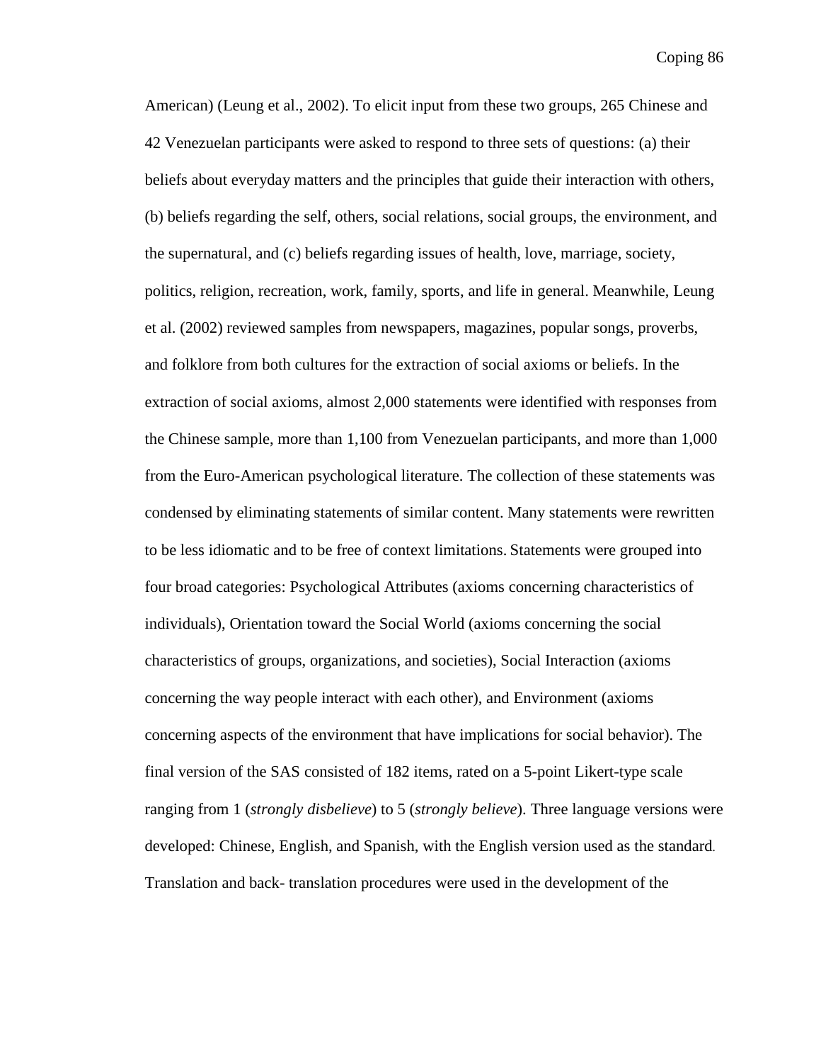American) (Leung et al., 2002). To elicit input from these two groups, 265 Chinese and 42 Venezuelan participants were asked to respond to three sets of questions: (a) their beliefs about everyday matters and the principles that guide their interaction with others, (b) beliefs regarding the self, others, social relations, social groups, the environment, and the supernatural, and (c) beliefs regarding issues of health, love, marriage, society, politics, religion, recreation, work, family, sports, and life in general. Meanwhile, Leung et al. (2002) reviewed samples from newspapers, magazines, popular songs, proverbs, and folklore from both cultures for the extraction of social axioms or beliefs. In the extraction of social axioms, almost 2,000 statements were identified with responses from the Chinese sample, more than 1,100 from Venezuelan participants, and more than 1,000 from the Euro-American psychological literature. The collection of these statements was condensed by eliminating statements of similar content. Many statements were rewritten to be less idiomatic and to be free of context limitations. Statements were grouped into four broad categories: Psychological Attributes (axioms concerning characteristics of individuals), Orientation toward the Social World (axioms concerning the social characteristics of groups, organizations, and societies), Social Interaction (axioms concerning the way people interact with each other), and Environment (axioms concerning aspects of the environment that have implications for social behavior). The final version of the SAS consisted of 182 items, rated on a 5-point Likert-type scale ranging from 1 (*strongly disbelieve*) to 5 (*strongly believe*). Three language versions were developed: Chinese, English, and Spanish, with the English version used as the standard. Translation and back- translation procedures were used in the development of the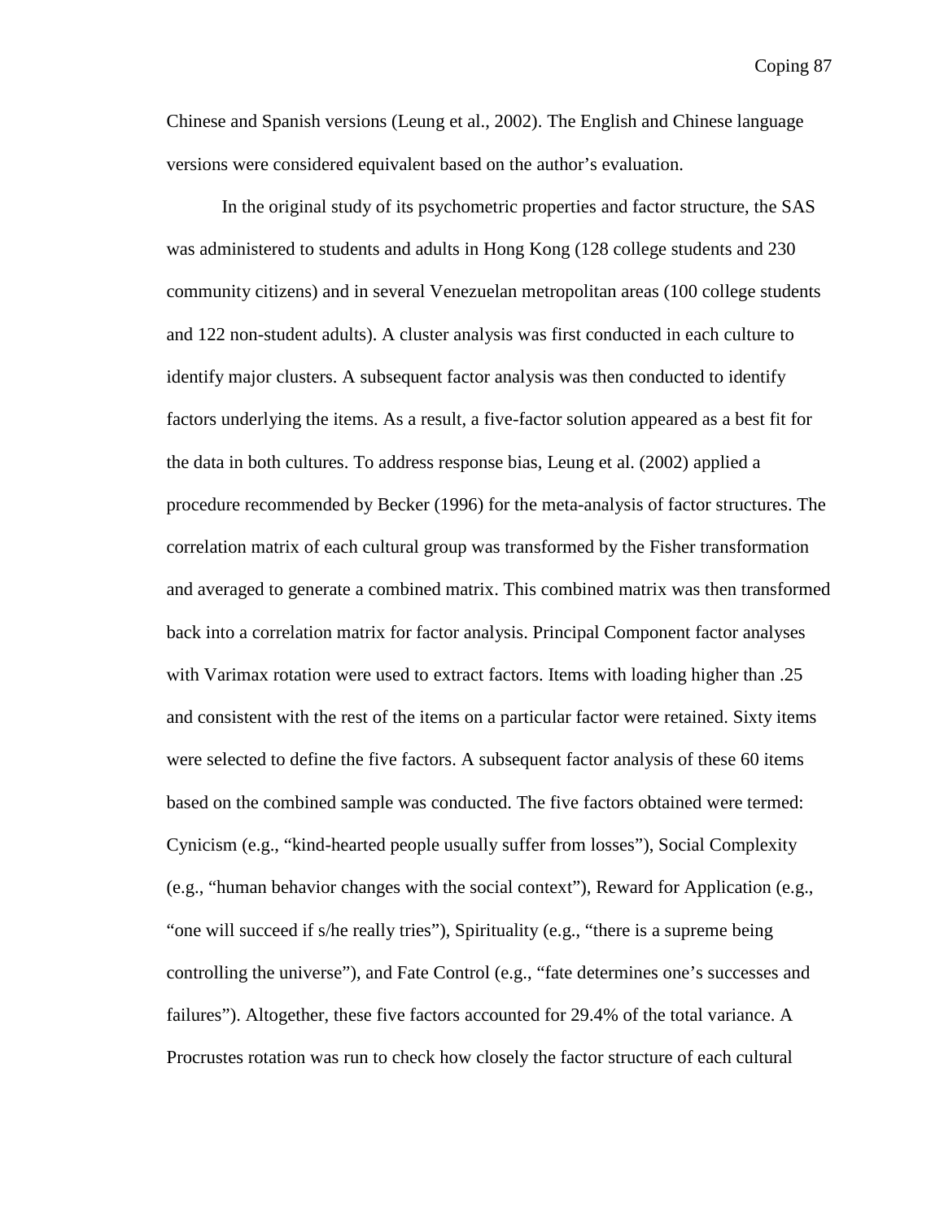Chinese and Spanish versions (Leung et al., 2002). The English and Chinese language versions were considered equivalent based on the author's evaluation.

In the original study of its psychometric properties and factor structure, the SAS was administered to students and adults in Hong Kong (128 college students and 230 community citizens) and in several Venezuelan metropolitan areas (100 college students and 122 non-student adults). A cluster analysis was first conducted in each culture to identify major clusters. A subsequent factor analysis was then conducted to identify factors underlying the items. As a result, a five-factor solution appeared as a best fit for the data in both cultures. To address response bias, Leung et al. (2002) applied a procedure recommended by Becker (1996) for the meta-analysis of factor structures. The correlation matrix of each cultural group was transformed by the Fisher transformation and averaged to generate a combined matrix. This combined matrix was then transformed back into a correlation matrix for factor analysis. Principal Component factor analyses with Varimax rotation were used to extract factors. Items with loading higher than .25 and consistent with the rest of the items on a particular factor were retained. Sixty items were selected to define the five factors. A subsequent factor analysis of these 60 items based on the combined sample was conducted. The five factors obtained were termed: Cynicism (e.g., "kind-hearted people usually suffer from losses"), Social Complexity (e.g., "human behavior changes with the social context"), Reward for Application (e.g., "one will succeed if s/he really tries"), Spirituality (e.g., "there is a supreme being controlling the universe"), and Fate Control (e.g., "fate determines one's successes and failures"). Altogether, these five factors accounted for 29.4% of the total variance. A Procrustes rotation was run to check how closely the factor structure of each cultural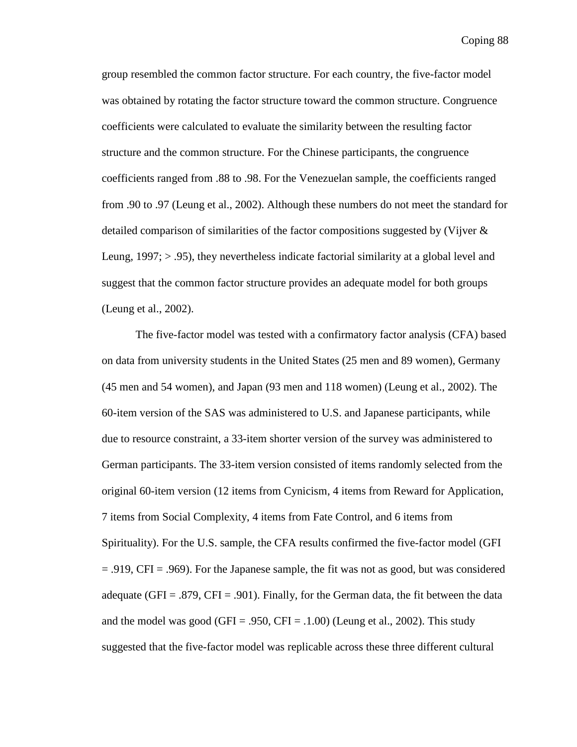group resembled the common factor structure. For each country, the five-factor model was obtained by rotating the factor structure toward the common structure. Congruence coefficients were calculated to evaluate the similarity between the resulting factor structure and the common structure. For the Chinese participants, the congruence coefficients ranged from .88 to .98. For the Venezuelan sample, the coefficients ranged from .90 to .97 (Leung et al., 2002). Although these numbers do not meet the standard for detailed comparison of similarities of the factor compositions suggested by (Vijver & Leung, 1997; > .95), they nevertheless indicate factorial similarity at a global level and suggest that the common factor structure provides an adequate model for both groups (Leung et al., 2002).

The five-factor model was tested with a confirmatory factor analysis (CFA) based on data from university students in the United States (25 men and 89 women), Germany (45 men and 54 women), and Japan (93 men and 118 women) (Leung et al., 2002). The 60-item version of the SAS was administered to U.S. and Japanese participants, while due to resource constraint, a 33-item shorter version of the survey was administered to German participants. The 33-item version consisted of items randomly selected from the original 60-item version (12 items from Cynicism, 4 items from Reward for Application, 7 items from Social Complexity, 4 items from Fate Control, and 6 items from Spirituality). For the U.S. sample, the CFA results confirmed the five-factor model (GFI = .919, CFI = .969). For the Japanese sample, the fit was not as good, but was considered adequate (GFI = .879, CFI = .901). Finally, for the German data, the fit between the data and the model was good (GFI = .950, CFI = .1.00) (Leung et al., 2002). This study suggested that the five-factor model was replicable across these three different cultural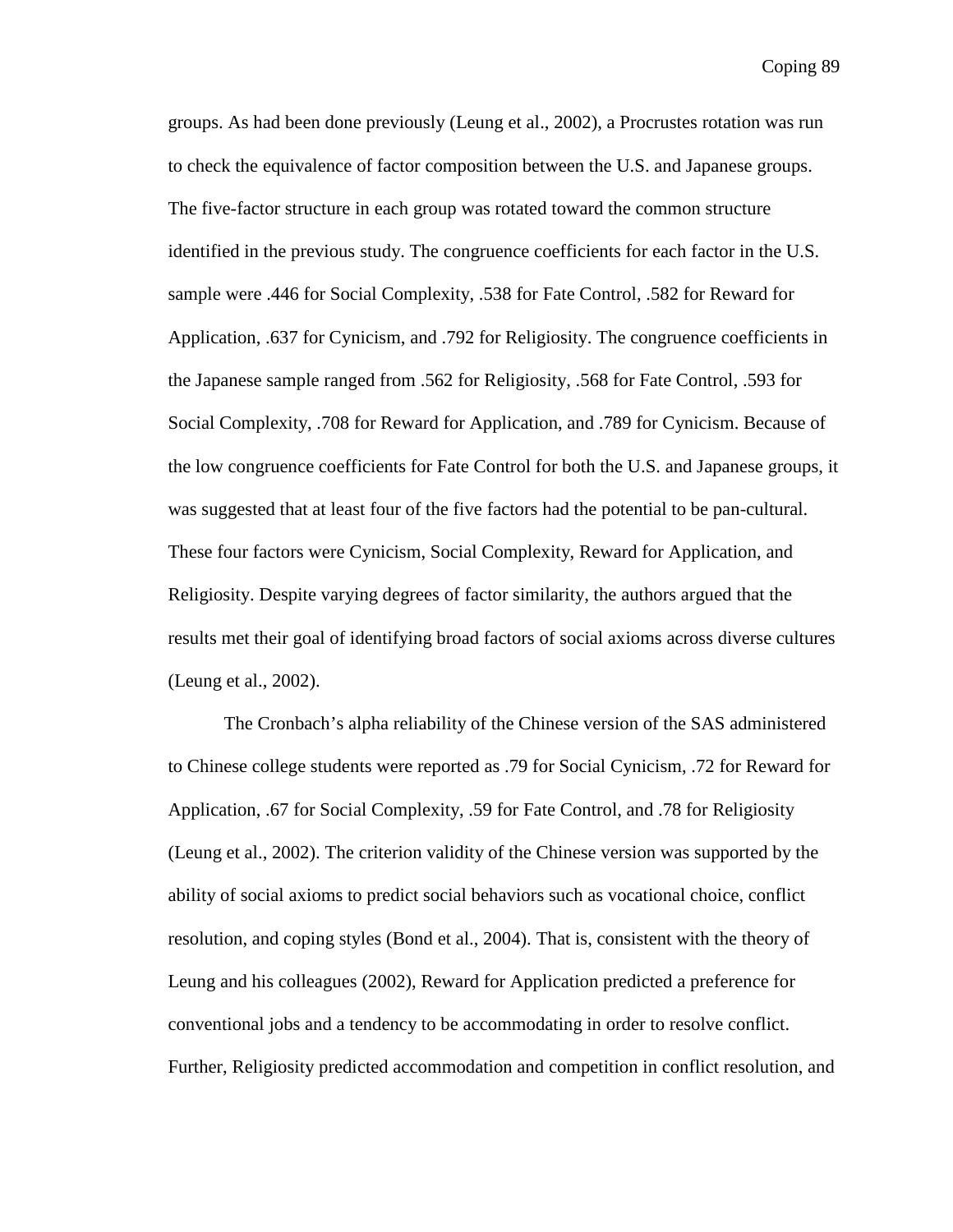groups. As had been done previously (Leung et al., 2002), a Procrustes rotation was run to check the equivalence of factor composition between the U.S. and Japanese groups. The five-factor structure in each group was rotated toward the common structure identified in the previous study. The congruence coefficients for each factor in the U.S. sample were .446 for Social Complexity, .538 for Fate Control, .582 for Reward for Application, .637 for Cynicism, and .792 for Religiosity. The congruence coefficients in the Japanese sample ranged from .562 for Religiosity, .568 for Fate Control, .593 for Social Complexity, .708 for Reward for Application, and .789 for Cynicism. Because of the low congruence coefficients for Fate Control for both the U.S. and Japanese groups, it was suggested that at least four of the five factors had the potential to be pan-cultural. These four factors were Cynicism, Social Complexity, Reward for Application, and Religiosity. Despite varying degrees of factor similarity, the authors argued that the results met their goal of identifying broad factors of social axioms across diverse cultures (Leung et al., 2002).

The Cronbach's alpha reliability of the Chinese version of the SAS administered to Chinese college students were reported as .79 for Social Cynicism, .72 for Reward for Application, .67 for Social Complexity, .59 for Fate Control, and .78 for Religiosity (Leung et al., 2002). The criterion validity of the Chinese version was supported by the ability of social axioms to predict social behaviors such as vocational choice, conflict resolution, and coping styles (Bond et al., 2004). That is, consistent with the theory of Leung and his colleagues (2002), Reward for Application predicted a preference for conventional jobs and a tendency to be accommodating in order to resolve conflict. Further, Religiosity predicted accommodation and competition in conflict resolution, and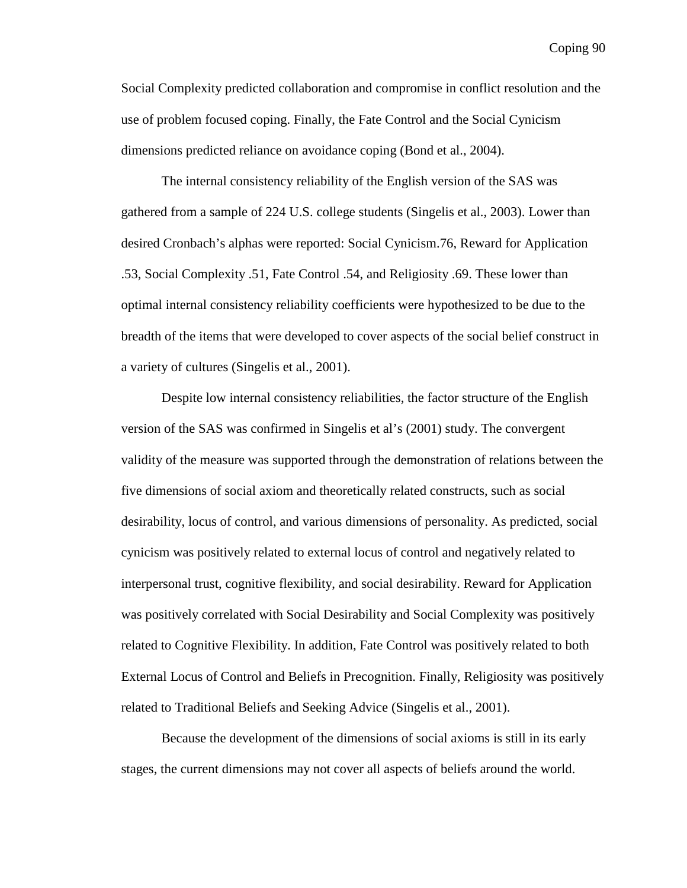Social Complexity predicted collaboration and compromise in conflict resolution and the use of problem focused coping. Finally, the Fate Control and the Social Cynicism dimensions predicted reliance on avoidance coping (Bond et al., 2004).

The internal consistency reliability of the English version of the SAS was gathered from a sample of 224 U.S. college students (Singelis et al., 2003). Lower than desired Cronbach's alphas were reported: Social Cynicism.76, Reward for Application .53, Social Complexity .51, Fate Control .54, and Religiosity .69. These lower than optimal internal consistency reliability coefficients were hypothesized to be due to the breadth of the items that were developed to cover aspects of the social belief construct in a variety of cultures (Singelis et al., 2001).

Despite low internal consistency reliabilities, the factor structure of the English version of the SAS was confirmed in Singelis et al's (2001) study. The convergent validity of the measure was supported through the demonstration of relations between the five dimensions of social axiom and theoretically related constructs, such as social desirability, locus of control, and various dimensions of personality. As predicted, social cynicism was positively related to external locus of control and negatively related to interpersonal trust, cognitive flexibility, and social desirability. Reward for Application was positively correlated with Social Desirability and Social Complexity was positively related to Cognitive Flexibility. In addition, Fate Control was positively related to both External Locus of Control and Beliefs in Precognition. Finally, Religiosity was positively related to Traditional Beliefs and Seeking Advice (Singelis et al., 2001).

Because the development of the dimensions of social axioms is still in its early stages, the current dimensions may not cover all aspects of beliefs around the world.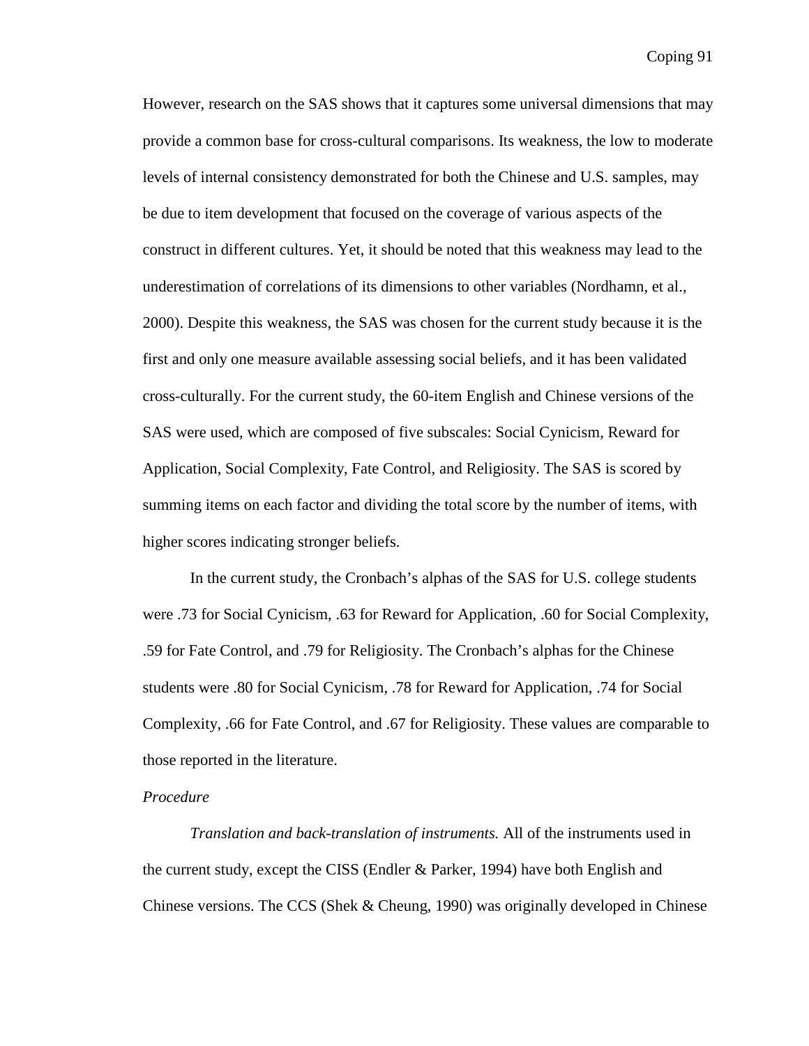However, research on the SAS shows that it captures some universal dimensions that may provide a common base for cross-cultural comparisons. Its weakness, the low to moderate levels of internal consistency demonstrated for both the Chinese and U.S. samples, may be due to item development that focused on the coverage of various aspects of the construct in different cultures. Yet, it should be noted that this weakness may lead to the underestimation of correlations of its dimensions to other variables (Nordhamn, et al., 2000). Despite this weakness, the SAS was chosen for the current study because it is the first and only one measure available assessing social beliefs, and it has been validated cross-culturally. For the current study, the 60-item English and Chinese versions of the SAS were used, which are composed of five subscales: Social Cynicism, Reward for Application, Social Complexity, Fate Control, and Religiosity. The SAS is scored by summing items on each factor and dividing the total score by the number of items, with higher scores indicating stronger beliefs.

In the current study, the Cronbach's alphas of the SAS for U.S. college students were .73 for Social Cynicism, .63 for Reward for Application, .60 for Social Complexity, .59 for Fate Control, and .79 for Religiosity. The Cronbach's alphas for the Chinese students were .80 for Social Cynicism, .78 for Reward for Application, .74 for Social Complexity, .66 for Fate Control, and .67 for Religiosity. These values are comparable to those reported in the literature.

*Procedure*

*Translation and back-translation of instruments.* All of the instruments used in the current study, except the CISS (Endler & Parker, 1994) have both English and Chinese versions. The CCS (Shek & Cheung, 1990) was originally developed in Chinese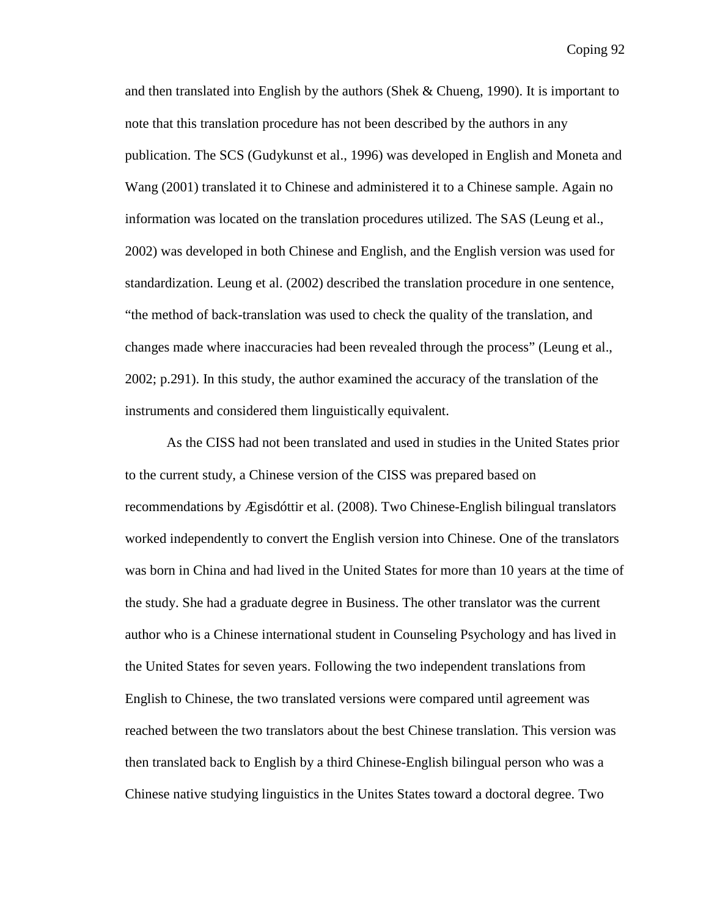and then translated into English by the authors (Shek & Chueng, 1990). It is important to note that this translation procedure has not been described by the authors in any publication. The SCS (Gudykunst et al., 1996) was developed in English and Moneta and Wang (2001) translated it to Chinese and administered it to a Chinese sample. Again no information was located on the translation procedures utilized. The SAS (Leung et al., 2002) was developed in both Chinese and English, and the English version was used for standardization. Leung et al. (2002) described the translation procedure in one sentence, "the method of back-translation was used to check the quality of the translation, and changes made where inaccuracies had been revealed through the process" (Leung et al., 2002; p.291). In this study, the author examined the accuracy of the translation of the instruments and considered them linguistically equivalent.

As the CISS had not been translated and used in studies in the United States prior to the current study, a Chinese version of the CISS was prepared based on recommendations by Ægisdóttir et al. (2008). Two Chinese-English bilingual translators worked independently to convert the English version into Chinese. One of the translators was born in China and had lived in the United States for more than 10 years at the time of the study. She had a graduate degree in Business. The other translator was the current author who is a Chinese international student in Counseling Psychology and has lived in the United States for seven years. Following the two independent translations from English to Chinese, the two translated versions were compared until agreement was reached between the two translators about the best Chinese translation. This version was then translated back to English by a third Chinese-English bilingual person who was a Chinese native studying linguistics in the Unites States toward a doctoral degree. Two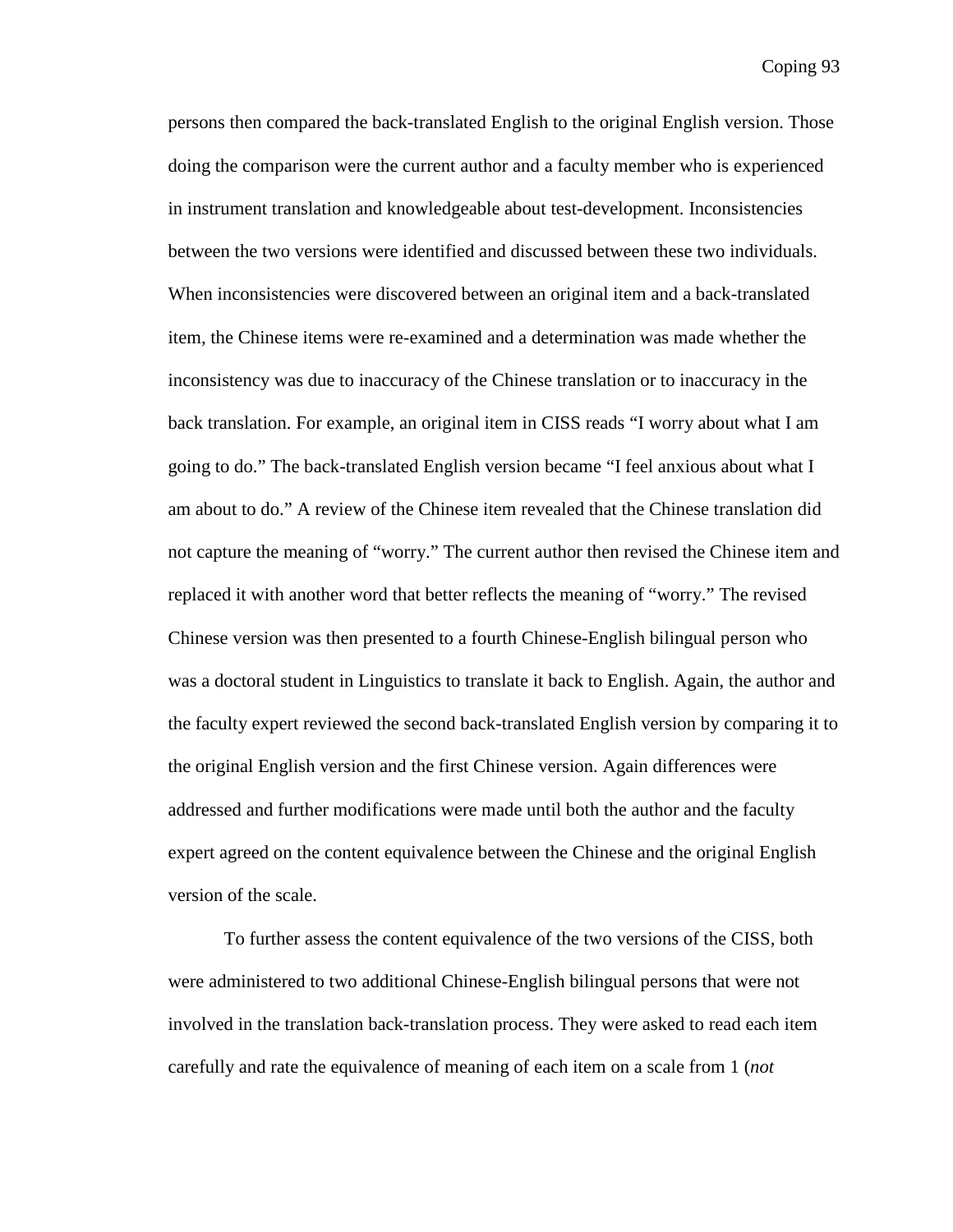persons then compared the back-translated English to the original English version. Those doing the comparison were the current author and a faculty member who is experienced in instrument translation and knowledgeable about test-development. Inconsistencies between the two versions were identified and discussed between these two individuals. When inconsistencies were discovered between an original item and a back-translated item, the Chinese items were re-examined and a determination was made whether the inconsistency was due to inaccuracy of the Chinese translation or to inaccuracy in the back translation. For example, an original item in CISS reads "I worry about what I am going to do." The back-translated English version became "I feel anxious about what I am about to do." A review of the Chinese item revealed that the Chinese translation did not capture the meaning of "worry." The current author then revised the Chinese item and replaced it with another word that better reflects the meaning of "worry." The revised Chinese version was then presented to a fourth Chinese-English bilingual person who was a doctoral student in Linguistics to translate it back to English. Again, the author and the faculty expert reviewed the second back-translated English version by comparing it to the original English version and the first Chinese version. Again differences were addressed and further modifications were made until both the author and the faculty expert agreed on the content equivalence between the Chinese and the original English version of the scale.

To further assess the content equivalence of the two versions of the CISS, both were administered to two additional Chinese-English bilingual persons that were not involved in the translation back-translation process. They were asked to read each item carefully and rate the equivalence of meaning of each item on a scale from 1 (*not*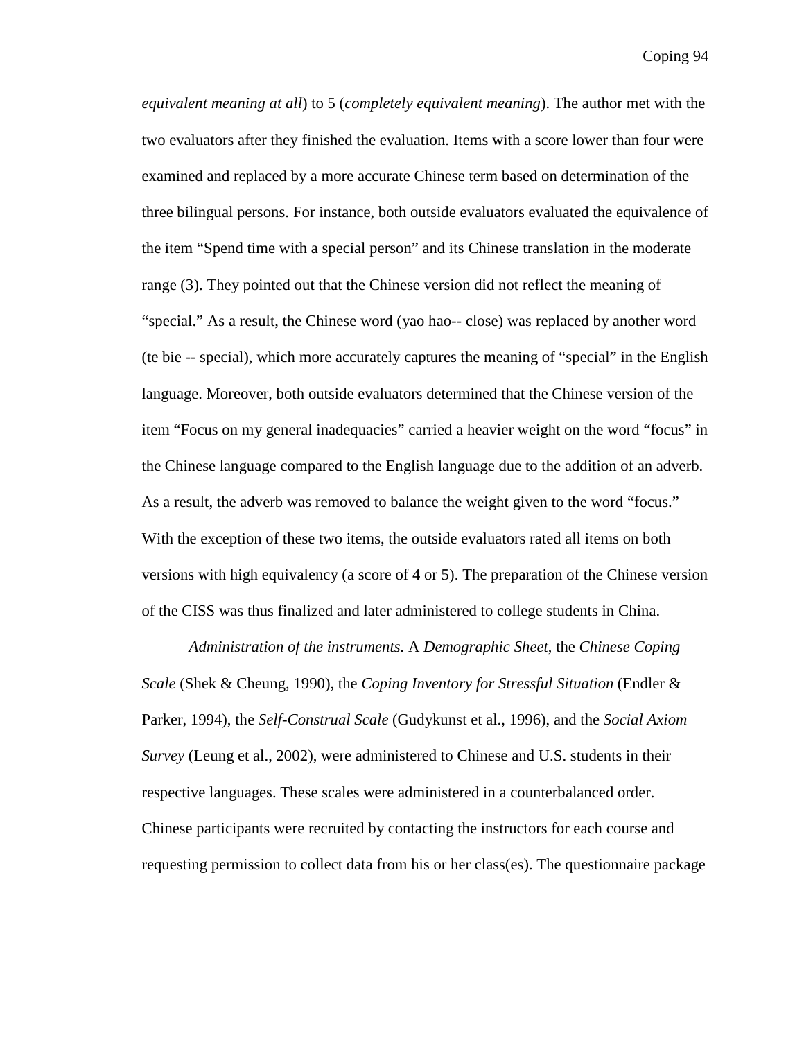*equivalent meaning at all*) to 5 (*completely equivalent meaning*). The author met with the two evaluators after they finished the evaluation. Items with a score lower than four were examined and replaced by a more accurate Chinese term based on determination of the three bilingual persons. For instance, both outside evaluators evaluated the equivalence of the item "Spend time with a special person" and its Chinese translation in the moderate range (3). They pointed out that the Chinese version did not reflect the meaning of "special." As a result, the Chinese word (yao hao-- close) was replaced by another word (te bie -- special), which more accurately captures the meaning of "special" in the English language. Moreover, both outside evaluators determined that the Chinese version of the item "Focus on my general inadequacies" carried a heavier weight on the word "focus" in the Chinese language compared to the English language due to the addition of an adverb. As a result, the adverb was removed to balance the weight given to the word "focus." With the exception of these two items, the outside evaluators rated all items on both versions with high equivalency (a score of 4 or 5). The preparation of the Chinese version of the CISS was thus finalized and later administered to college students in China.

*Administration of the instruments.* A *Demographic Sheet*, the *Chinese Coping Scale* (Shek & Cheung, 1990), the *Coping Inventory for Stressful Situation* (Endler & Parker, 1994), the *Self-Construal Scale* (Gudykunst et al., 1996), and the *Social Axiom Survey* (Leung et al., 2002), were administered to Chinese and U.S. students in their respective languages. These scales were administered in a counterbalanced order. Chinese participants were recruited by contacting the instructors for each course and requesting permission to collect data from his or her class(es). The questionnaire package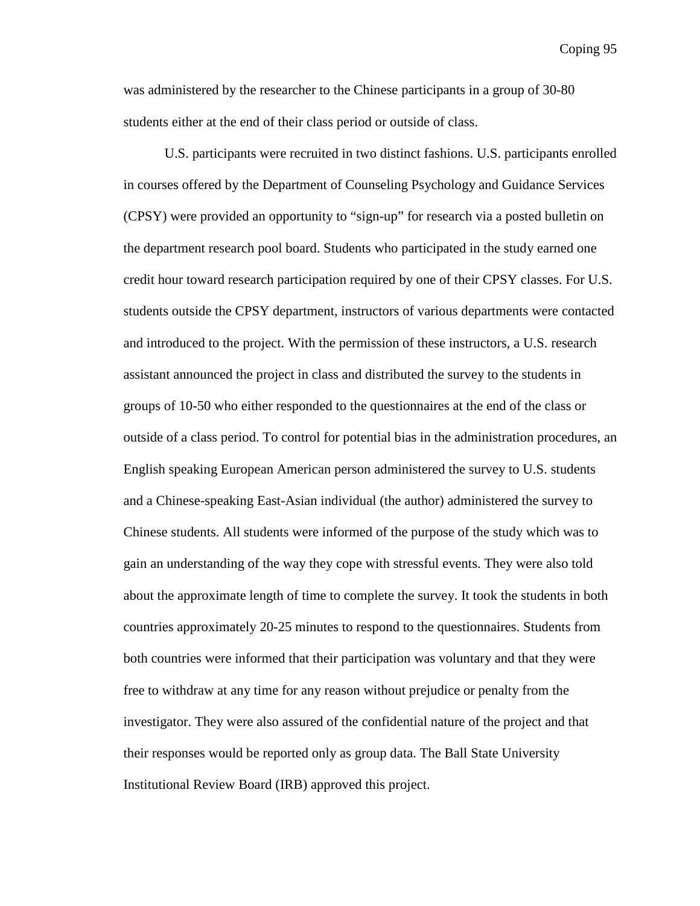was administered by the researcher to the Chinese participants in a group of 30-80 students either at the end of their class period or outside of class.

U.S. participants were recruited in two distinct fashions. U.S. participants enrolled in courses offered by the Department of Counseling Psychology and Guidance Services (CPSY) were provided an opportunity to "sign-up" for research via a posted bulletin on the department research pool board. Students who participated in the study earned one credit hour toward research participation required by one of their CPSY classes. For U.S. students outside the CPSY department, instructors of various departments were contacted and introduced to the project. With the permission of these instructors, a U.S. research assistant announced the project in class and distributed the survey to the students in groups of 10-50 who either responded to the questionnaires at the end of the class or outside of a class period. To control for potential bias in the administration procedures, an English speaking European American person administered the survey to U.S. students and a Chinese-speaking East-Asian individual (the author) administered the survey to Chinese students. All students were informed of the purpose of the study which was to gain an understanding of the way they cope with stressful events. They were also told about the approximate length of time to complete the survey. It took the students in both countries approximately 20-25 minutes to respond to the questionnaires. Students from both countries were informed that their participation was voluntary and that they were free to withdraw at any time for any reason without prejudice or penalty from the investigator. They were also assured of the confidential nature of the project and that their responses would be reported only as group data. The Ball State University Institutional Review Board (IRB) approved this project.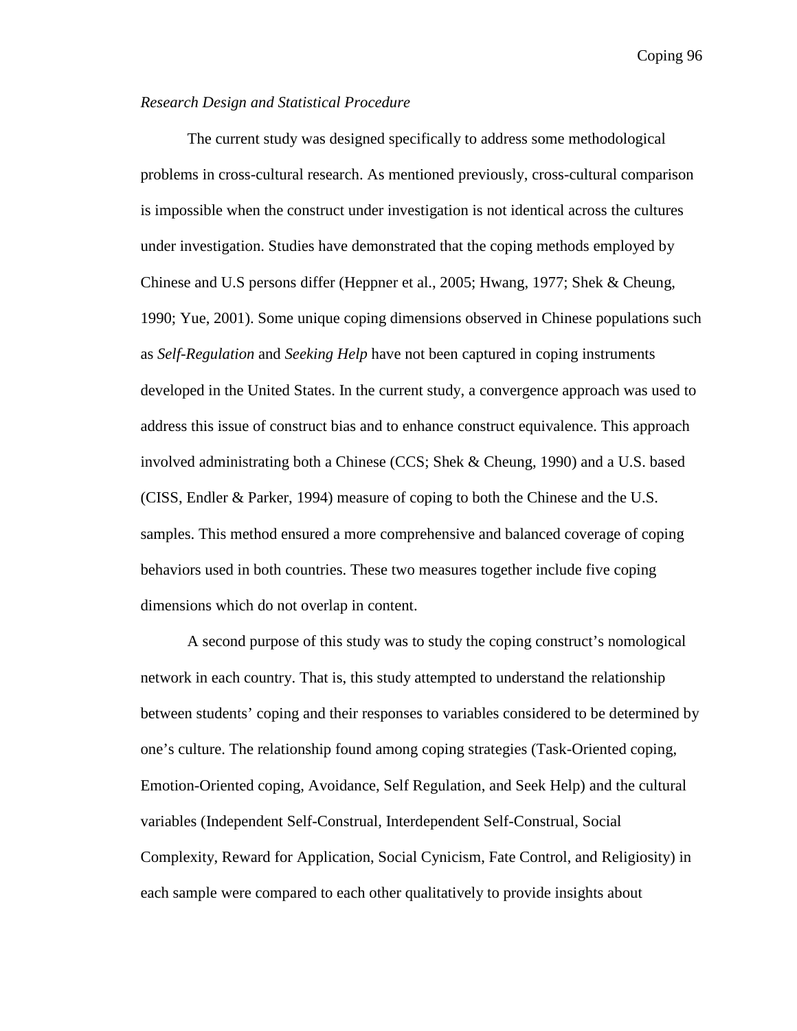*Research Design and Statistical Procedure*

The current study was designed specifically to address some methodological problems in cross-cultural research. As mentioned previously, cross-cultural comparison is impossible when the construct under investigation is not identical across the cultures under investigation. Studies have demonstrated that the coping methods employed by Chinese and U.S persons differ (Heppner et al., 2005; Hwang, 1977; Shek & Cheung, 1990; Yue, 2001). Some unique coping dimensions observed in Chinese populations such as *Self-Regulation* and *Seeking Help* have not been captured in coping instruments developed in the United States. In the current study, a convergence approach was used to address this issue of construct bias and to enhance construct equivalence. This approach involved administrating both a Chinese (CCS; Shek & Cheung, 1990) and a U.S. based (CISS, Endler & Parker, 1994) measure of coping to both the Chinese and the U.S. samples. This method ensured a more comprehensive and balanced coverage of coping behaviors used in both countries. These two measures together include five coping dimensions which do not overlap in content.

A second purpose of this study was to study the coping construct's nomological network in each country. That is, this study attempted to understand the relationship between students' coping and their responses to variables considered to be determined by one's culture. The relationship found among coping strategies (Task-Oriented coping, Emotion-Oriented coping, Avoidance, Self Regulation, and Seek Help) and the cultural variables (Independent Self-Construal, Interdependent Self-Construal, Social Complexity, Reward for Application, Social Cynicism, Fate Control, and Religiosity) in each sample were compared to each other qualitatively to provide insights about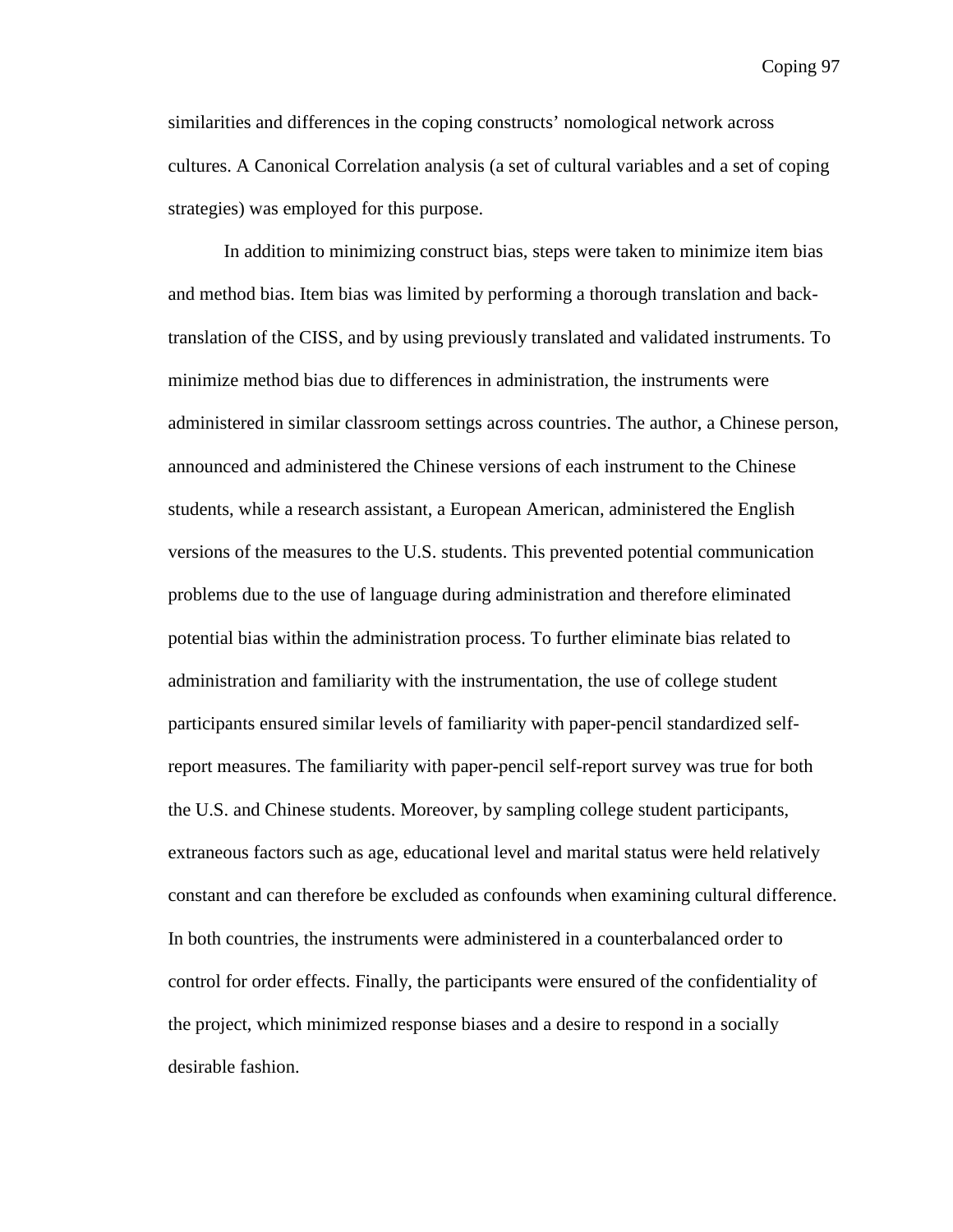similarities and differences in the coping constructs' nomological network across cultures. A Canonical Correlation analysis (a set of cultural variables and a set of coping strategies) was employed for this purpose.

In addition to minimizing construct bias, steps were taken to minimize item bias and method bias. Item bias was limited by performing a thorough translation and back-translation of the CISS, and by using previously translated and validated instruments. To minimize method bias due to differences in administration, the instruments were administered in similar classroom settings across countries. The author, a Chinese person, announced and administered the Chinese versions of each instrument to the Chinese students, while a research assistant, a European American, administered the English versions of the measures to the U.S. students. This prevented potential communication problems due to the use of language during administration and therefore eliminated potential bias within the administration process. To further eliminate bias related to administration and familiarity with the instrumentation, the use of college student participants ensured similar levels of familiarity with paper-pencil standardized self-report measures. The familiarity with paper-pencil self-report survey was true for both the U.S. and Chinese students. Moreover, by sampling college student participants, extraneous factors such as age, educational level and marital status were held relatively constant and can therefore be excluded as confounds when examining cultural difference. In both countries, the instruments were administered in a counterbalanced order to control for order effects. Finally, the participants were ensured of the confidentiality of the project, which minimized response biases and a desire to respond in a socially desirable fashion.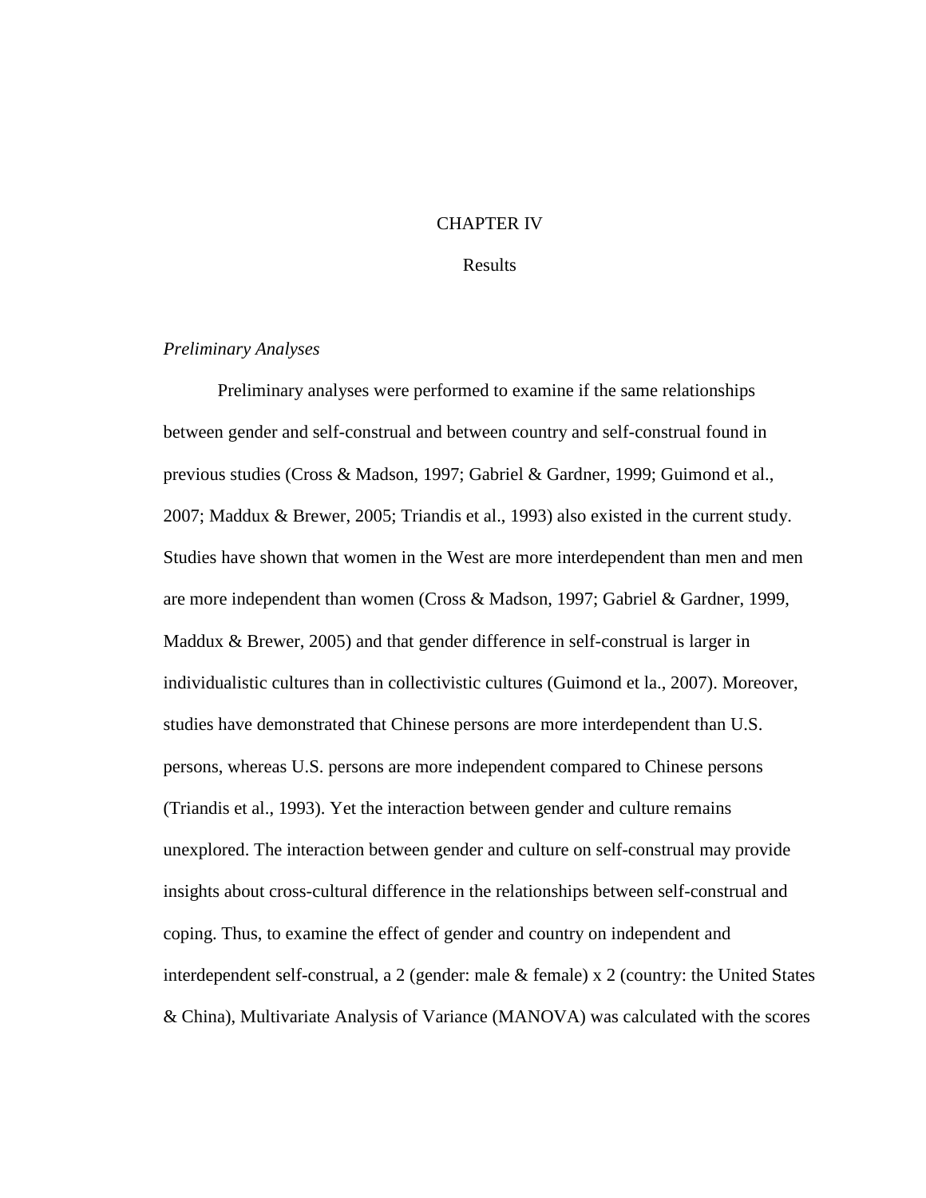# CHAPTER IV

## Results

*Preliminary Analyses*

Preliminary analyses were performed to examine if the same relationships between gender and self-construal and between country and self-construal found in previous studies (Cross & Madson, 1997; Gabriel & Gardner, 1999; Guimond et al., 2007; Maddux & Brewer, 2005; Triandis et al., 1993) also existed in the current study. Studies have shown that women in the West are more interdependent than men and men are more independent than women (Cross & Madson, 1997; Gabriel & Gardner, 1999, Maddux & Brewer, 2005) and that gender difference in self-construal is larger in individualistic cultures than in collectivistic cultures (Guimond et la., 2007). Moreover, studies have demonstrated that Chinese persons are more interdependent than U.S. persons, whereas U.S. persons are more independent compared to Chinese persons (Triandis et al., 1993). Yet the interaction between gender and culture remains unexplored. The interaction between gender and culture on self-construal may provide insights about cross-cultural difference in the relationships between self-construal and coping. Thus, to examine the effect of gender and country on independent and interdependent self-construal, a 2 (gender: male & female) x 2 (country: the United States & China), Multivariate Analysis of Variance (MANOVA) was calculated with the scores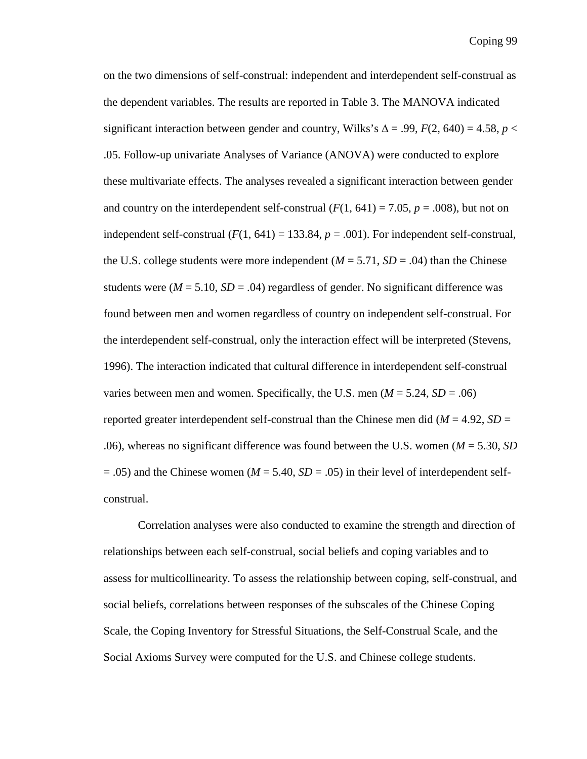on the two dimensions of self-construal: independent and interdependent self-construal as the dependent variables. The results are reported in Table 3. The MANOVA indicated significant interaction between gender and country, Wilks's $\Delta = .99$, $F(2, 640) = 4.58$, $p < .05$. Follow-up univariate Analyses of Variance (ANOVA) were conducted to explore these multivariate effects. The analyses revealed a significant interaction between gender and country on the interdependent self-construal ($F(1, 641) = 7.05$, $p = .008$), but not on independent self-construal ($F(1, 641) = 133.84$, $p = .001$). For independent self-construal, the U.S. college students were more independent ($M = 5.71$, $SD = .04$) than the Chinese students were ($M = 5.10$, $SD = .04$) regardless of gender. No significant difference was found between men and women regardless of country on independent self-construal. For the interdependent self-construal, only the interaction effect will be interpreted (Stevens, 1996). The interaction indicated that cultural difference in interdependent self-construal varies between men and women. Specifically, the U.S. men ($M = 5.24$, $SD = .06$) reported greater interdependent self-construal than the Chinese men did ($M = 4.92$, $SD = .06$), whereas no significant difference was found between the U.S. women ($M = 5.30$, $SD = .05$) and the Chinese women ($M = 5.40$, $SD = .05$) in their level of interdependent self-construal.

Correlation analyses were also conducted to examine the strength and direction of relationships between each self-construal, social beliefs and coping variables and to assess for multicollinearity. To assess the relationship between coping, self-construal, and social beliefs, correlations between responses of the subscales of the Chinese Coping Scale, the Coping Inventory for Stressful Situations, the Self-Construal Scale, and the Social Axioms Survey were computed for the U.S. and Chinese college students.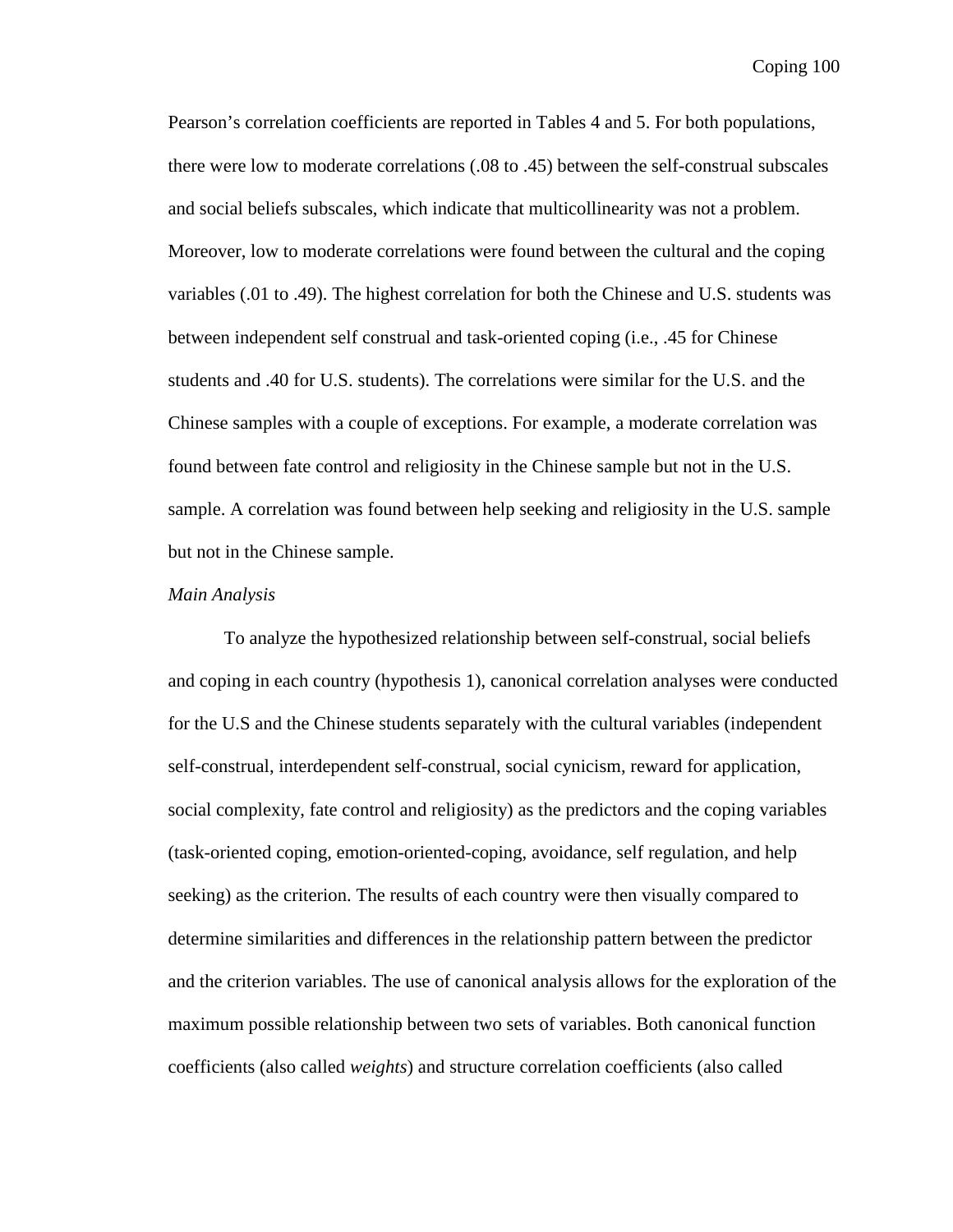Pearson's correlation coefficients are reported in Tables 4 and 5. For both populations, there were low to moderate correlations (.08 to .45) between the self-construal subscales and social beliefs subscales, which indicate that multicollinearity was not a problem. Moreover, low to moderate correlations were found between the cultural and the coping variables (.01 to .49). The highest correlation for both the Chinese and U.S. students was between independent self construal and task-oriented coping (i.e., .45 for Chinese students and .40 for U.S. students). The correlations were similar for the U.S. and the Chinese samples with a couple of exceptions. For example, a moderate correlation was found between fate control and religiosity in the Chinese sample but not in the U.S. sample. A correlation was found between help seeking and religiosity in the U.S. sample but not in the Chinese sample.

*Main Analysis*

To analyze the hypothesized relationship between self-construal, social beliefs and coping in each country (hypothesis 1), canonical correlation analyses were conducted for the U.S and the Chinese students separately with the cultural variables (independent self-construal, interdependent self-construal, social cynicism, reward for application, social complexity, fate control and religiosity) as the predictors and the coping variables (task-oriented coping, emotion-oriented-coping, avoidance, self regulation, and help seeking) as the criterion. The results of each country were then visually compared to determine similarities and differences in the relationship pattern between the predictor and the criterion variables. The use of canonical analysis allows for the exploration of the maximum possible relationship between two sets of variables. Both canonical function coefficients (also called *weights*) and structure correlation coefficients (also called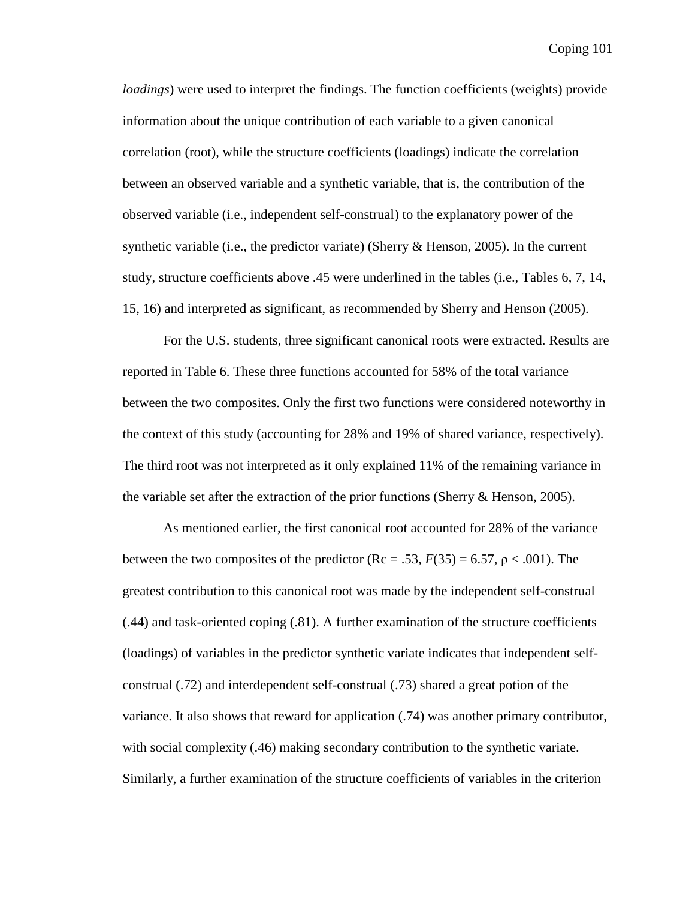*loadings*) were used to interpret the findings. The function coefficients (weights) provide information about the unique contribution of each variable to a given canonical correlation (root), while the structure coefficients (loadings) indicate the correlation between an observed variable and a synthetic variable, that is, the contribution of the observed variable (i.e., independent self-construal) to the explanatory power of the synthetic variable (i.e., the predictor variate) (Sherry & Henson, 2005). In the current study, structure coefficients above .45 were underlined in the tables (i.e., Tables 6, 7, 14, 15, 16) and interpreted as significant, as recommended by Sherry and Henson (2005).

For the U.S. students, three significant canonical roots were extracted. Results are reported in Table 6. These three functions accounted for 58% of the total variance between the two composites. Only the first two functions were considered noteworthy in the context of this study (accounting for 28% and 19% of shared variance, respectively). The third root was not interpreted as it only explained 11% of the remaining variance in the variable set after the extraction of the prior functions (Sherry & Henson, 2005).

As mentioned earlier, the first canonical root accounted for 28% of the variance between the two composites of the predictor ($Rc = .53$, $F(35) = 6.57$, $\rho < .001$). The greatest contribution to this canonical root was made by the independent self-construal (.44) and task-oriented coping (.81). A further examination of the structure coefficients (loadings) of variables in the predictor synthetic variate indicates that independent self-construal (.72) and interdependent self-construal (.73) shared a great potion of the variance. It also shows that reward for application (.74) was another primary contributor, with social complexity (.46) making secondary contribution to the synthetic variate. Similarly, a further examination of the structure coefficients of variables in the criterion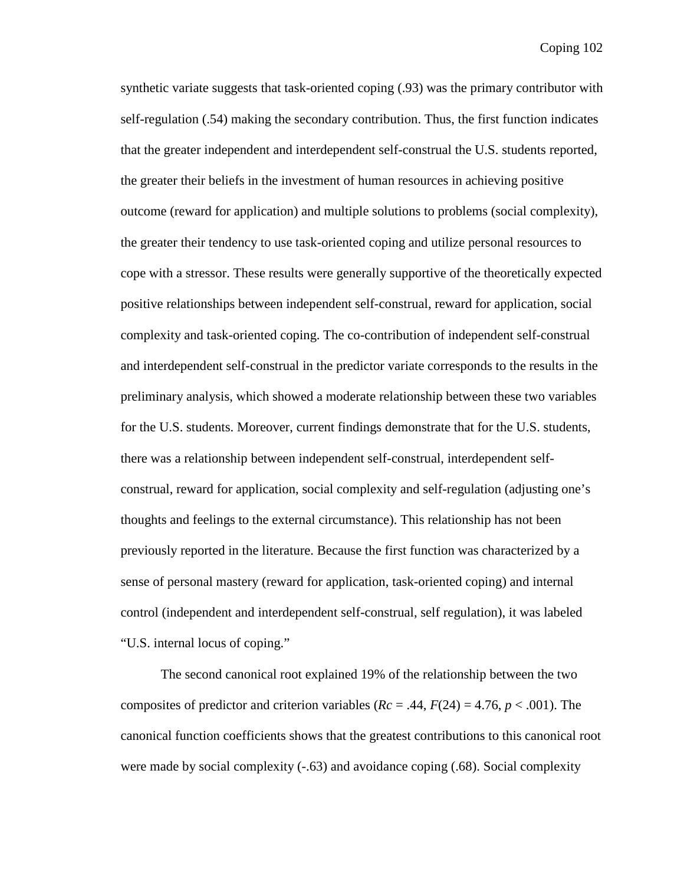synthetic variate suggests that task-oriented coping (.93) was the primary contributor with self-regulation (.54) making the secondary contribution. Thus, the first function indicates that the greater independent and interdependent self-construal the U.S. students reported, the greater their beliefs in the investment of human resources in achieving positive outcome (reward for application) and multiple solutions to problems (social complexity), the greater their tendency to use task-oriented coping and utilize personal resources to cope with a stressor. These results were generally supportive of the theoretically expected positive relationships between independent self-construal, reward for application, social complexity and task-oriented coping. The co-contribution of independent self-construal and interdependent self-construal in the predictor variate corresponds to the results in the preliminary analysis, which showed a moderate relationship between these two variables for the U.S. students. Moreover, current findings demonstrate that for the U.S. students, there was a relationship between independent self-construal, interdependent self-construal, reward for application, social complexity and self-regulation (adjusting one's thoughts and feelings to the external circumstance). This relationship has not been previously reported in the literature. Because the first function was characterized by a sense of personal mastery (reward for application, task-oriented coping) and internal control (independent and interdependent self-construal, self regulation), it was labeled "U.S. internal locus of coping."

The second canonical root explained 19% of the relationship between the two composites of predictor and criterion variables ($Rc$ = .44, $F(24) = 4.76$, $p < .001$). The canonical function coefficients shows that the greatest contributions to this canonical root were made by social complexity (-.63) and avoidance coping (.68). Social complexity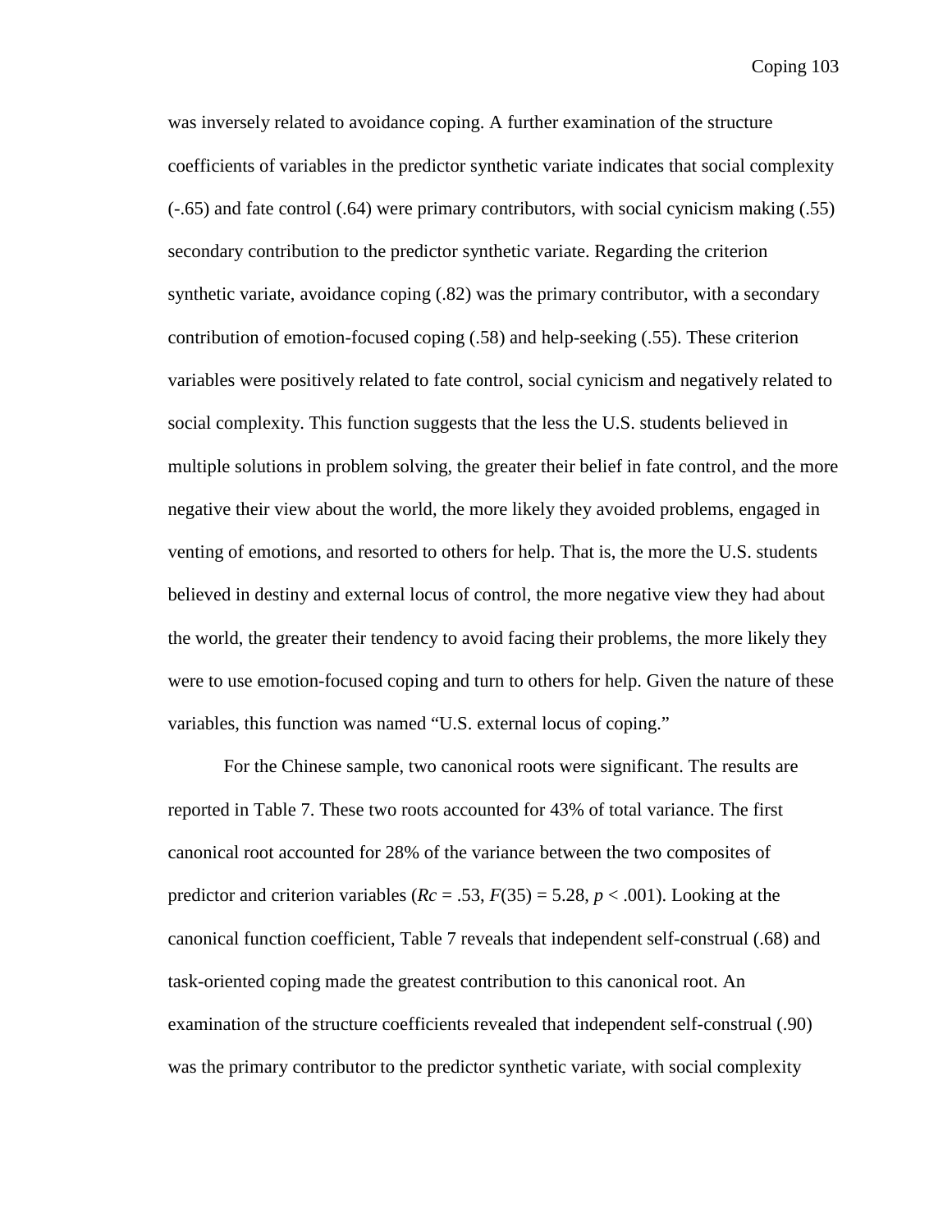was inversely related to avoidance coping. A further examination of the structure coefficients of variables in the predictor synthetic variate indicates that social complexity (-.65) and fate control (.64) were primary contributors, with social cynicism making (.55) secondary contribution to the predictor synthetic variate. Regarding the criterion synthetic variate, avoidance coping (.82) was the primary contributor, with a secondary contribution of emotion-focused coping (.58) and help-seeking (.55). These criterion variables were positively related to fate control, social cynicism and negatively related to social complexity. This function suggests that the less the U.S. students believed in multiple solutions in problem solving, the greater their belief in fate control, and the more negative their view about the world, the more likely they avoided problems, engaged in venting of emotions, and resorted to others for help. That is, the more the U.S. students believed in destiny and external locus of control, the more negative view they had about the world, the greater their tendency to avoid facing their problems, the more likely they were to use emotion-focused coping and turn to others for help. Given the nature of these variables, this function was named "U.S. external locus of coping."

For the Chinese sample, two canonical roots were significant. The results are reported in Table 7. These two roots accounted for 43% of total variance. The first canonical root accounted for 28% of the variance between the two composites of predictor and criterion variables ($Rc$ = .53, $F(35) = 5.28$, $p < .001$). Looking at the canonical function coefficient, Table 7 reveals that independent self-construal (.68) and task-oriented coping made the greatest contribution to this canonical root. An examination of the structure coefficients revealed that independent self-construal (.90) was the primary contributor to the predictor synthetic variate, with social complexity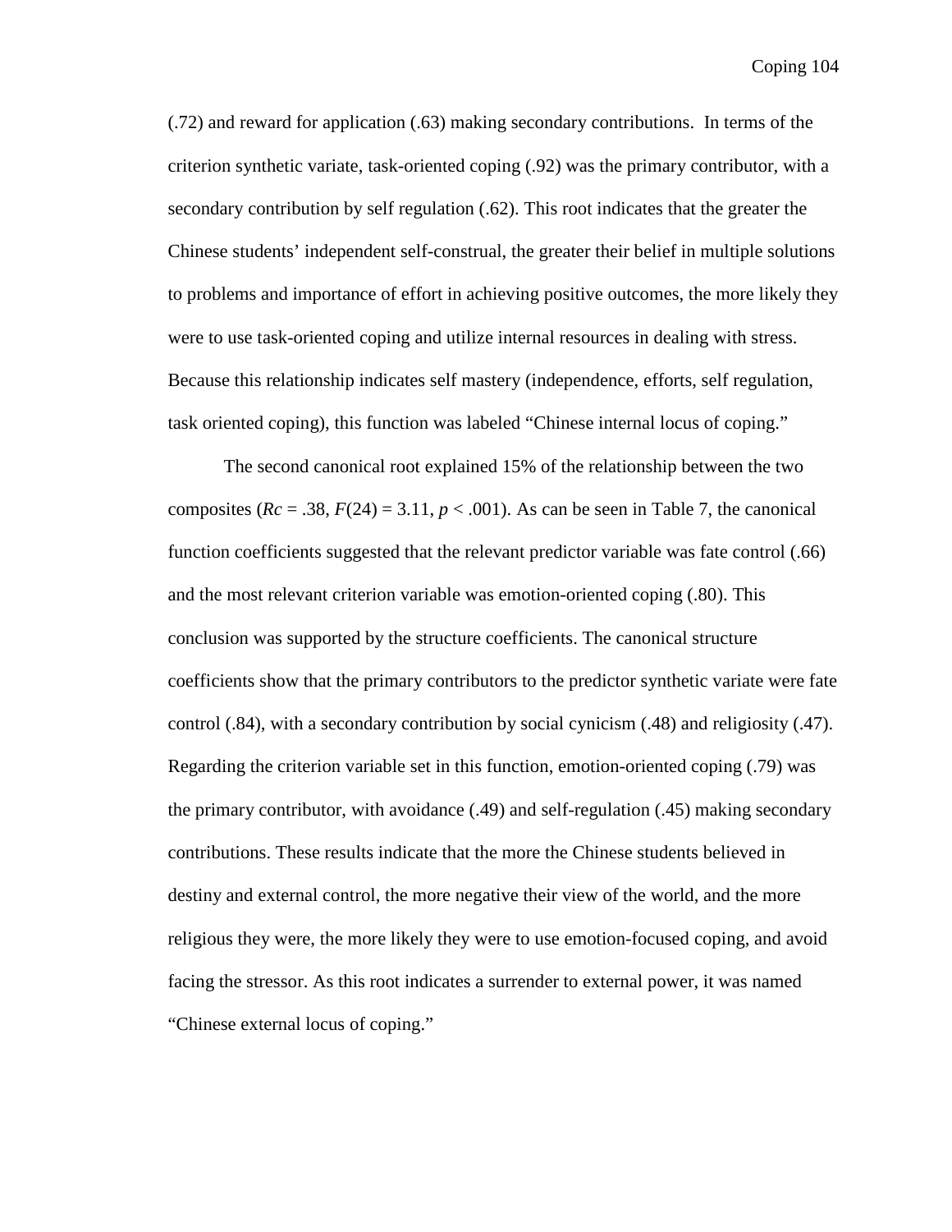(.72) and reward for application (.63) making secondary contributions. In terms of the criterion synthetic variate, task-oriented coping (.92) was the primary contributor, with a secondary contribution by self regulation (.62). This root indicates that the greater the Chinese students' independent self-construal, the greater their belief in multiple solutions to problems and importance of effort in achieving positive outcomes, the more likely they were to use task-oriented coping and utilize internal resources in dealing with stress. Because this relationship indicates self mastery (independence, efforts, self regulation, task oriented coping), this function was labeled "Chinese internal locus of coping."

The second canonical root explained 15% of the relationship between the two composites ($Rc$ = .38, $F(24)$ = 3.11, $p$ < .001). As can be seen in Table 7, the canonical function coefficients suggested that the relevant predictor variable was fate control (.66) and the most relevant criterion variable was emotion-oriented coping (.80). This conclusion was supported by the structure coefficients. The canonical structure coefficients show that the primary contributors to the predictor synthetic variate were fate control (.84), with a secondary contribution by social cynicism (.48) and religiosity (.47). Regarding the criterion variable set in this function, emotion-oriented coping (.79) was the primary contributor, with avoidance (.49) and self-regulation (.45) making secondary contributions. These results indicate that the more the Chinese students believed in destiny and external control, the more negative their view of the world, and the more religious they were, the more likely they were to use emotion-focused coping, and avoid facing the stressor. As this root indicates a surrender to external power, it was named "Chinese external locus of coping."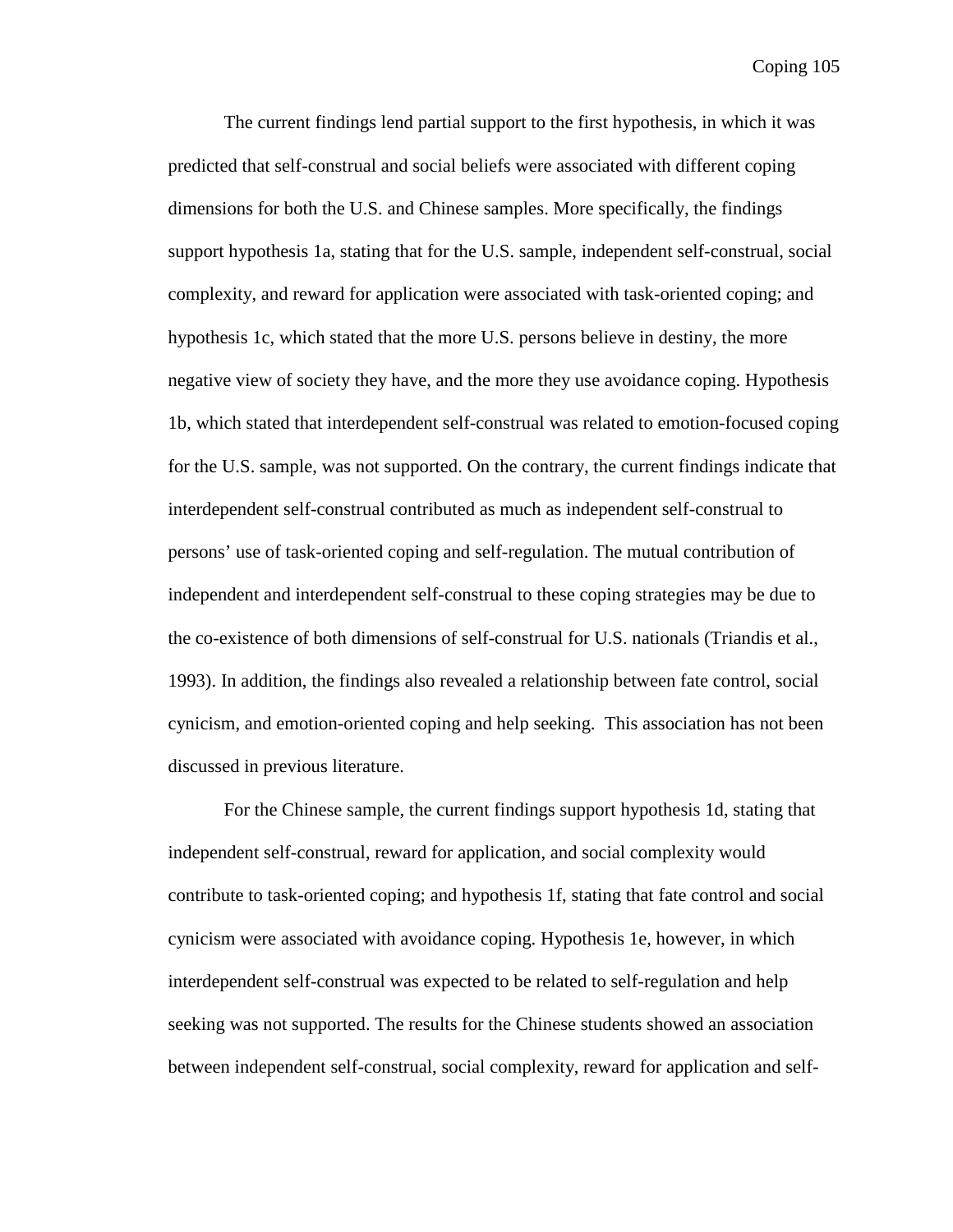The current findings lend partial support to the first hypothesis, in which it was predicted that self-construal and social beliefs were associated with different coping dimensions for both the U.S. and Chinese samples. More specifically, the findings support hypothesis 1a, stating that for the U.S. sample, independent self-construal, social complexity, and reward for application were associated with task-oriented coping; and hypothesis 1c, which stated that the more U.S. persons believe in destiny, the more negative view of society they have, and the more they use avoidance coping. Hypothesis 1b, which stated that interdependent self-construal was related to emotion-focused coping for the U.S. sample, was not supported. On the contrary, the current findings indicate that interdependent self-construal contributed as much as independent self-construal to persons' use of task-oriented coping and self-regulation. The mutual contribution of independent and interdependent self-construal to these coping strategies may be due to the co-existence of both dimensions of self-construal for U.S. nationals (Triandis et al., 1993). In addition, the findings also revealed a relationship between fate control, social cynicism, and emotion-oriented coping and help seeking. This association has not been discussed in previous literature.

For the Chinese sample, the current findings support hypothesis 1d, stating that independent self-construal, reward for application, and social complexity would contribute to task-oriented coping; and hypothesis 1f, stating that fate control and social cynicism were associated with avoidance coping. Hypothesis 1e, however, in which interdependent self-construal was expected to be related to self-regulation and help seeking was not supported. The results for the Chinese students showed an association between independent self-construal, social complexity, reward for application and self-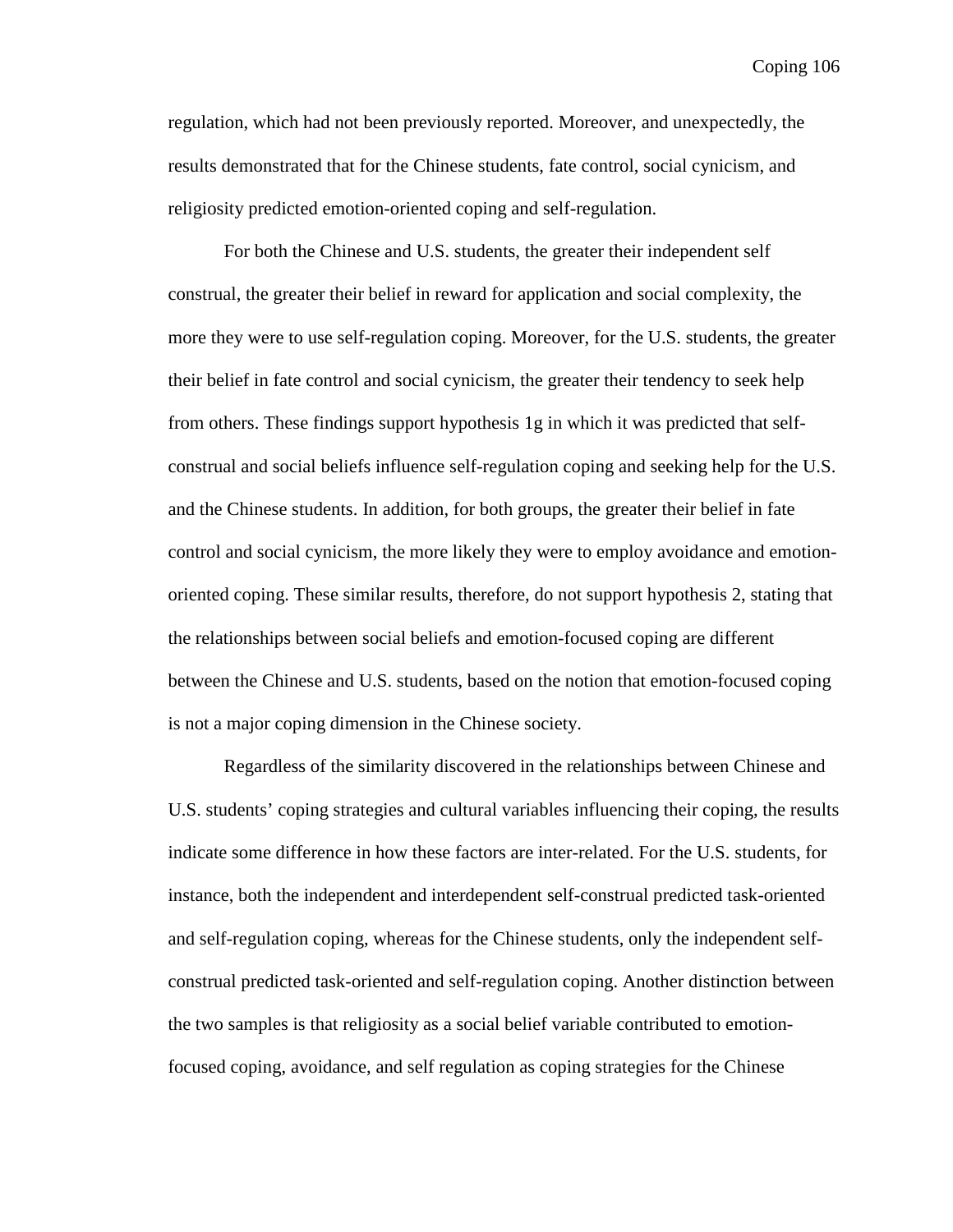regulation, which had not been previously reported. Moreover, and unexpectedly, the results demonstrated that for the Chinese students, fate control, social cynicism, and religiosity predicted emotion-oriented coping and self-regulation.

For both the Chinese and U.S. students, the greater their independent self construal, the greater their belief in reward for application and social complexity, the more they were to use self-regulation coping. Moreover, for the U.S. students, the greater their belief in fate control and social cynicism, the greater their tendency to seek help from others. These findings support hypothesis 1g in which it was predicted that self-construal and social beliefs influence self-regulation coping and seeking help for the U.S. and the Chinese students. In addition, for both groups, the greater their belief in fate control and social cynicism, the more likely they were to employ avoidance and emotion-oriented coping. These similar results, therefore, do not support hypothesis 2, stating that the relationships between social beliefs and emotion-focused coping are different between the Chinese and U.S. students, based on the notion that emotion-focused coping is not a major coping dimension in the Chinese society.

Regardless of the similarity discovered in the relationships between Chinese and U.S. students' coping strategies and cultural variables influencing their coping, the results indicate some difference in how these factors are inter-related. For the U.S. students, for instance, both the independent and interdependent self-construal predicted task-oriented and self-regulation coping, whereas for the Chinese students, only the independent self-construal predicted task-oriented and self-regulation coping. Another distinction between the two samples is that religiosity as a social belief variable contributed to emotion-focused coping, avoidance, and self regulation as coping strategies for the Chinese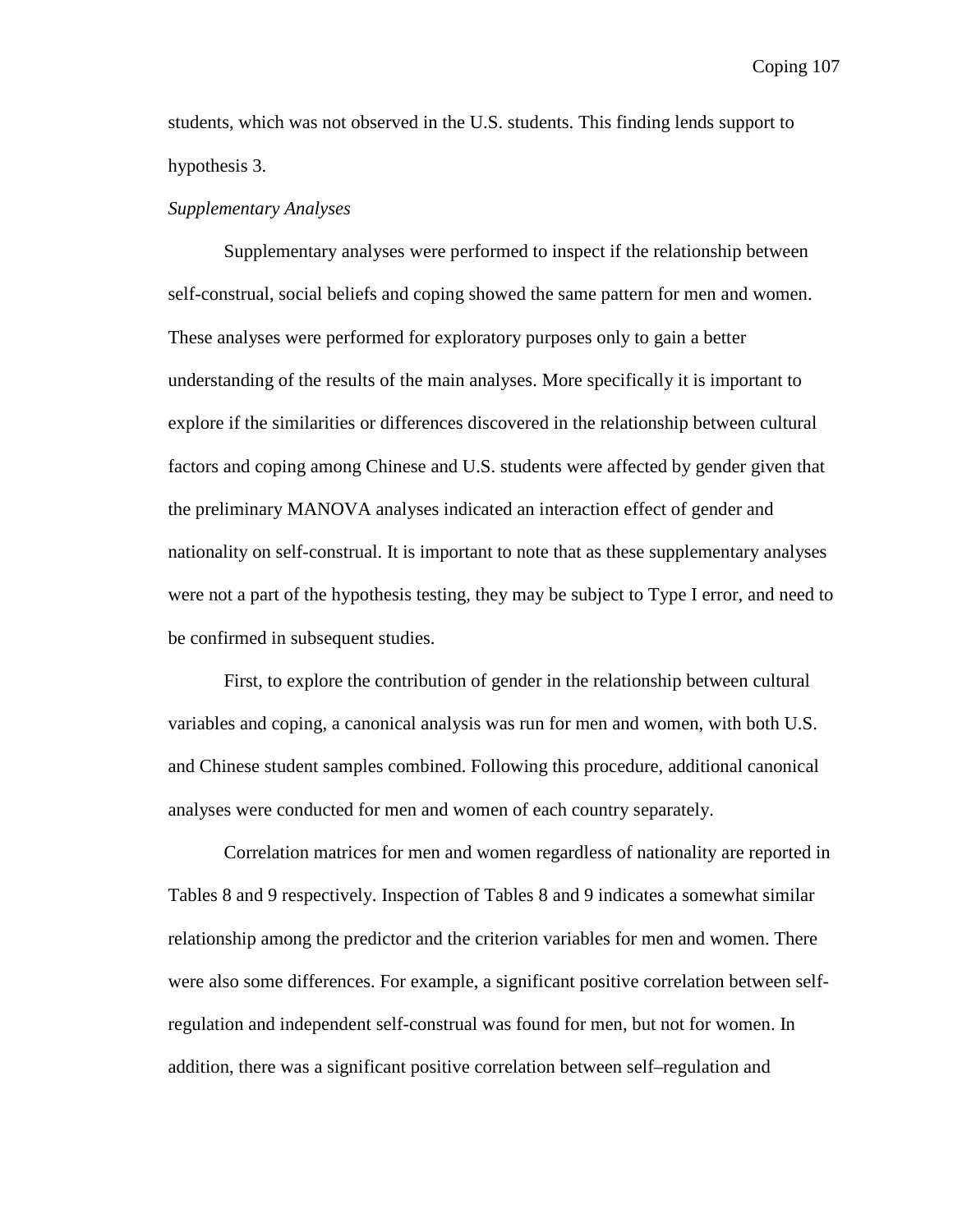students, which was not observed in the U.S. students. This finding lends support to hypothesis 3.

*Supplementary Analyses*

Supplementary analyses were performed to inspect if the relationship between self-construal, social beliefs and coping showed the same pattern for men and women. These analyses were performed for exploratory purposes only to gain a better understanding of the results of the main analyses. More specifically it is important to explore if the similarities or differences discovered in the relationship between cultural factors and coping among Chinese and U.S. students were affected by gender given that the preliminary MANOVA analyses indicated an interaction effect of gender and nationality on self-construal. It is important to note that as these supplementary analyses were not a part of the hypothesis testing, they may be subject to Type I error, and need to be confirmed in subsequent studies.

First, to explore the contribution of gender in the relationship between cultural variables and coping, a canonical analysis was run for men and women, with both U.S. and Chinese student samples combined. Following this procedure, additional canonical analyses were conducted for men and women of each country separately.

Correlation matrices for men and women regardless of nationality are reported in Tables 8 and 9 respectively. Inspection of Tables 8 and 9 indicates a somewhat similar relationship among the predictor and the criterion variables for men and women. There were also some differences. For example, a significant positive correlation between self-regulation and independent self-construal was found for men, but not for women. In addition, there was a significant positive correlation between self–regulation and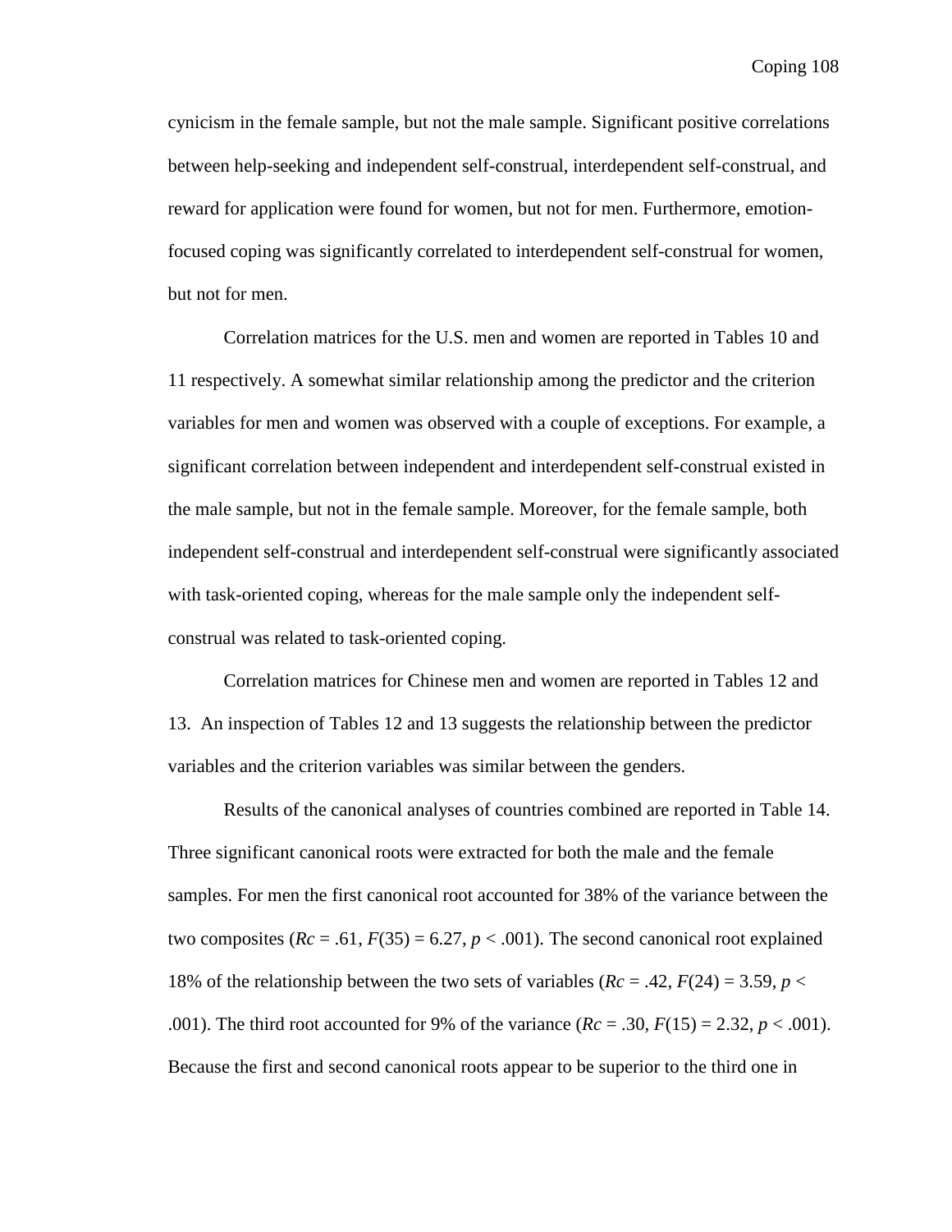cynicism in the female sample, but not the male sample. Significant positive correlations between help-seeking and independent self-construal, interdependent self-construal, and reward for application were found for women, but not for men. Furthermore, emotion-focused coping was significantly correlated to interdependent self-construal for women, but not for men.

Correlation matrices for the U.S. men and women are reported in Tables 10 and 11 respectively. A somewhat similar relationship among the predictor and the criterion variables for men and women was observed with a couple of exceptions. For example, a significant correlation between independent and interdependent self-construal existed in the male sample, but not in the female sample. Moreover, for the female sample, both independent self-construal and interdependent self-construal were significantly associated with task-oriented coping, whereas for the male sample only the independent self-construal was related to task-oriented coping.

Correlation matrices for Chinese men and women are reported in Tables 12 and 13. An inspection of Tables 12 and 13 suggests the relationship between the predictor variables and the criterion variables was similar between the genders.

Results of the canonical analyses of countries combined are reported in Table 14. Three significant canonical roots were extracted for both the male and the female samples. For men the first canonical root accounted for 38% of the variance between the two composites ($Rc = .61$, $F(35) = 6.27$, $p < .001$). The second canonical root explained 18% of the relationship between the two sets of variables ($Rc = .42$, $F(24) = 3.59$, $p < .001$). The third root accounted for 9% of the variance ($Rc = .30$, $F(15) = 2.32$, $p < .001$). Because the first and second canonical roots appear to be superior to the third one in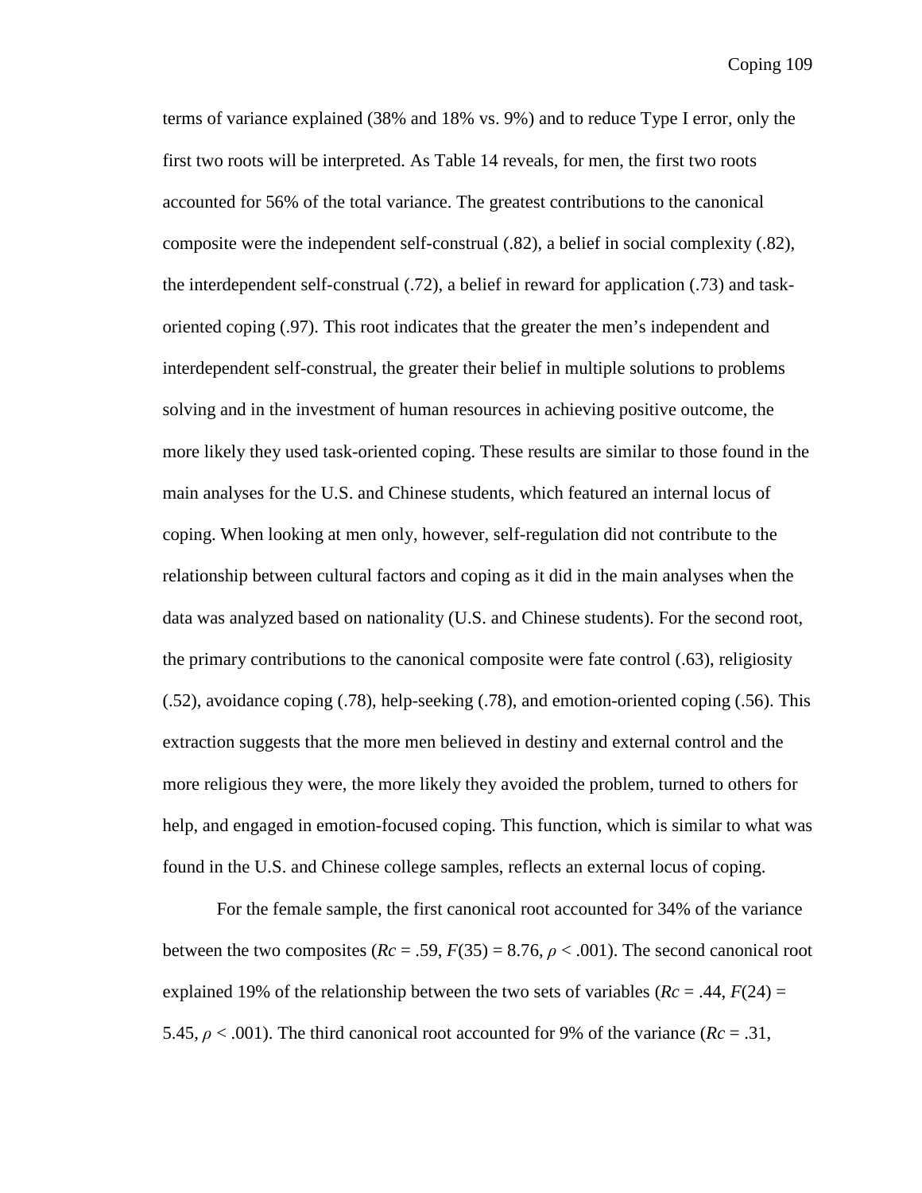terms of variance explained (38% and 18% vs. 9%) and to reduce Type I error, only the first two roots will be interpreted. As Table 14 reveals, for men, the first two roots accounted for 56% of the total variance. The greatest contributions to the canonical composite were the independent self-construal (.82), a belief in social complexity (.82), the interdependent self-construal (.72), a belief in reward for application (.73) and task-oriented coping (.97). This root indicates that the greater the men's independent and interdependent self-construal, the greater their belief in multiple solutions to problems solving and in the investment of human resources in achieving positive outcome, the more likely they used task-oriented coping. These results are similar to those found in the main analyses for the U.S. and Chinese students, which featured an internal locus of coping. When looking at men only, however, self-regulation did not contribute to the relationship between cultural factors and coping as it did in the main analyses when the data was analyzed based on nationality (U.S. and Chinese students). For the second root, the primary contributions to the canonical composite were fate control (.63), religiosity (.52), avoidance coping (.78), help-seeking (.78), and emotion-oriented coping (.56). This extraction suggests that the more men believed in destiny and external control and the more religious they were, the more likely they avoided the problem, turned to others for help, and engaged in emotion-focused coping. This function, which is similar to what was found in the U.S. and Chinese college samples, reflects an external locus of coping.

For the female sample, the first canonical root accounted for 34% of the variance between the two composites ($Rc$ = .59, $F(35) = 8.76$, $\rho < .001$). The second canonical root explained 19% of the relationship between the two sets of variables ($Rc$ = .44, $F(24) = 5.45$, $\rho < .001$). The third canonical root accounted for 9% of the variance ($Rc$ = .31,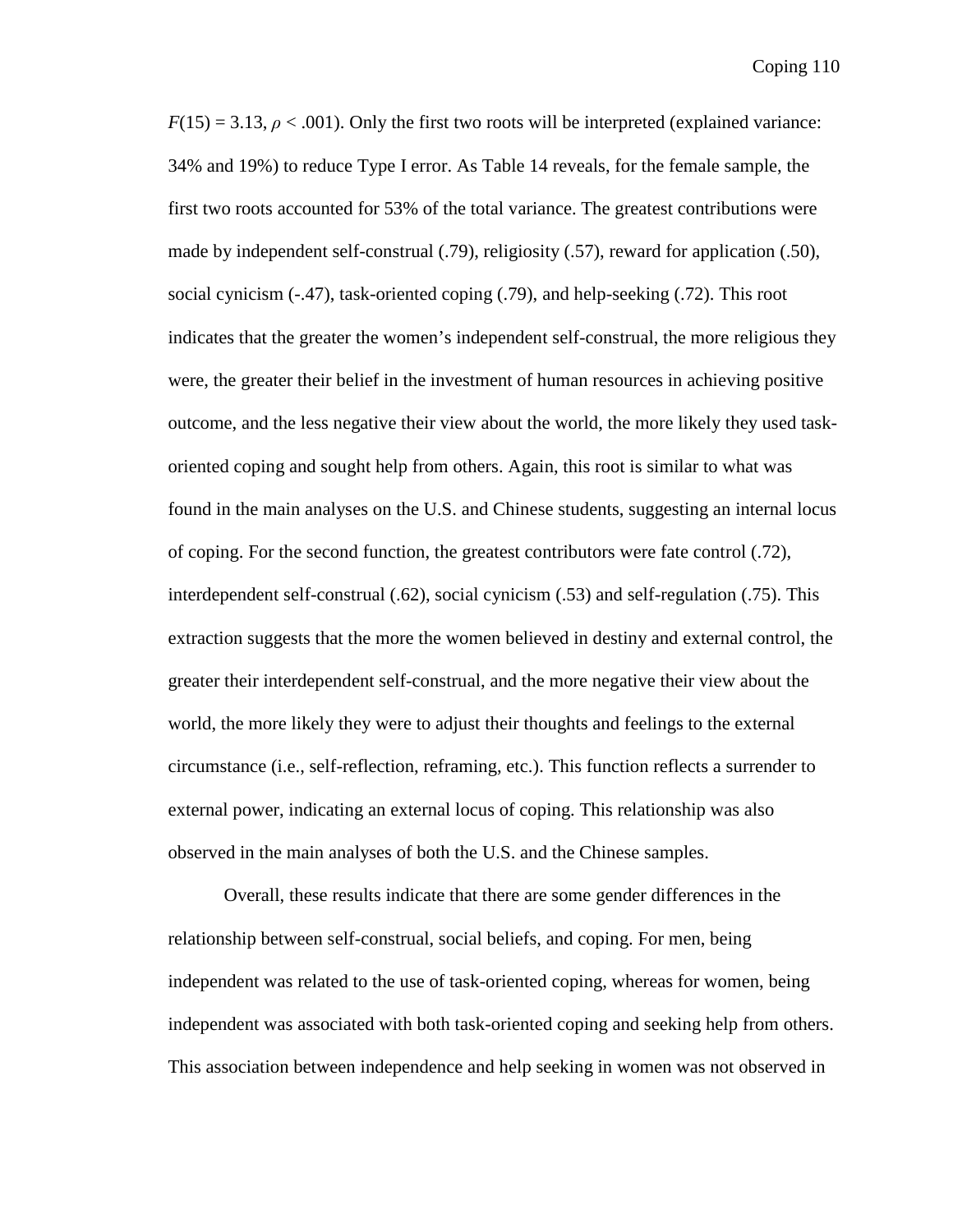$F(15) = 3.13$, $\rho < .001$). Only the first two roots will be interpreted (explained variance: 34% and 19%) to reduce Type I error. As Table 14 reveals, for the female sample, the first two roots accounted for 53% of the total variance. The greatest contributions were made by independent self-construal (.79), religiosity (.57), reward for application (.50), social cynicism (-.47), task-oriented coping (.79), and help-seeking (.72). This root indicates that the greater the women's independent self-construal, the more religious they were, the greater their belief in the investment of human resources in achieving positive outcome, and the less negative their view about the world, the more likely they used task-oriented coping and sought help from others. Again, this root is similar to what was found in the main analyses on the U.S. and Chinese students, suggesting an internal locus of coping. For the second function, the greatest contributors were fate control (.72), interdependent self-construal (.62), social cynicism (.53) and self-regulation (.75). This extraction suggests that the more the women believed in destiny and external control, the greater their interdependent self-construal, and the more negative their view about the world, the more likely they were to adjust their thoughts and feelings to the external circumstance (i.e., self-reflection, reframing, etc.). This function reflects a surrender to external power, indicating an external locus of coping. This relationship was also observed in the main analyses of both the U.S. and the Chinese samples.

Overall, these results indicate that there are some gender differences in the relationship between self-construal, social beliefs, and coping. For men, being independent was related to the use of task-oriented coping, whereas for women, being independent was associated with both task-oriented coping and seeking help from others. This association between independence and help seeking in women was not observed in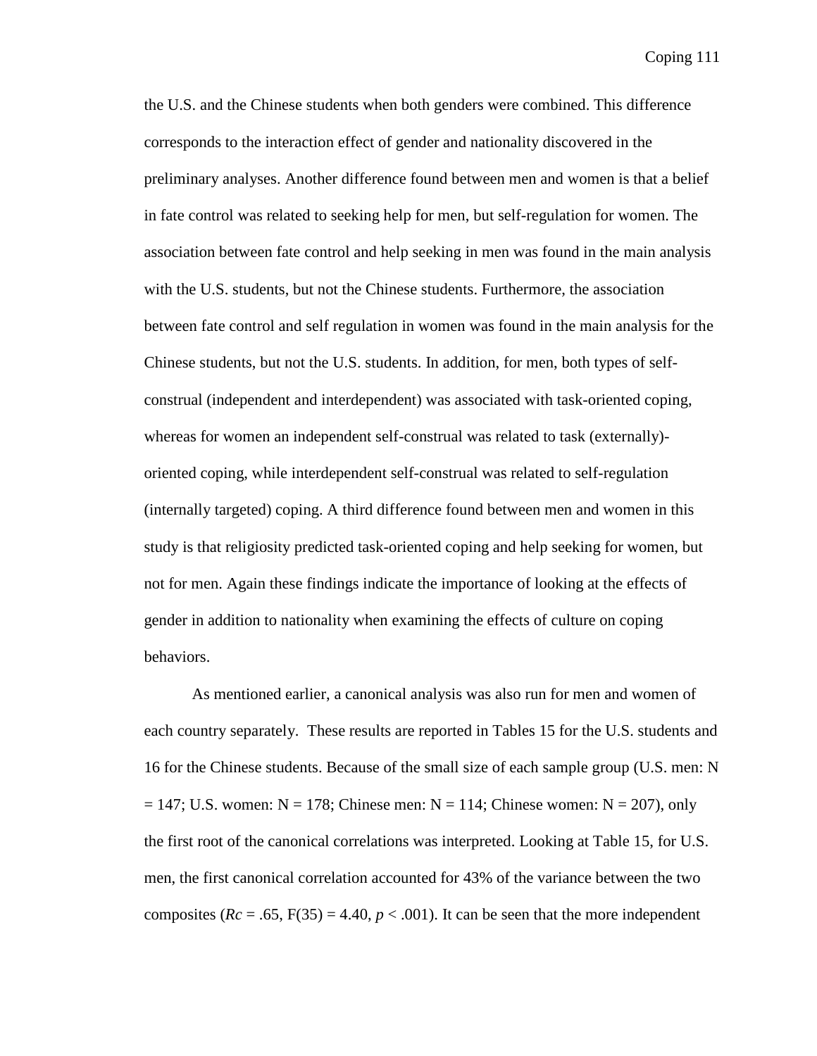the U.S. and the Chinese students when both genders were combined. This difference corresponds to the interaction effect of gender and nationality discovered in the preliminary analyses. Another difference found between men and women is that a belief in fate control was related to seeking help for men, but self-regulation for women. The association between fate control and help seeking in men was found in the main analysis with the U.S. students, but not the Chinese students. Furthermore, the association between fate control and self regulation in women was found in the main analysis for the Chinese students, but not the U.S. students. In addition, for men, both types of self-construal (independent and interdependent) was associated with task-oriented coping, whereas for women an independent self-construal was related to task (externally)-oriented coping, while interdependent self-construal was related to self-regulation (internally targeted) coping. A third difference found between men and women in this study is that religiosity predicted task-oriented coping and help seeking for women, but not for men. Again these findings indicate the importance of looking at the effects of gender in addition to nationality when examining the effects of culture on coping behaviors.

As mentioned earlier, a canonical analysis was also run for men and women of each country separately. These results are reported in Tables 15 for the U.S. students and 16 for the Chinese students. Because of the small size of each sample group (U.S. men: N = 147; U.S. women: N = 178; Chinese men: N = 114; Chinese women: N = 207), only the first root of the canonical correlations was interpreted. Looking at Table 15, for U.S. men, the first canonical correlation accounted for 43% of the variance between the two composites ($Rc$ = .65, F(35) = 4.40, $p < .001$). It can be seen that the more independent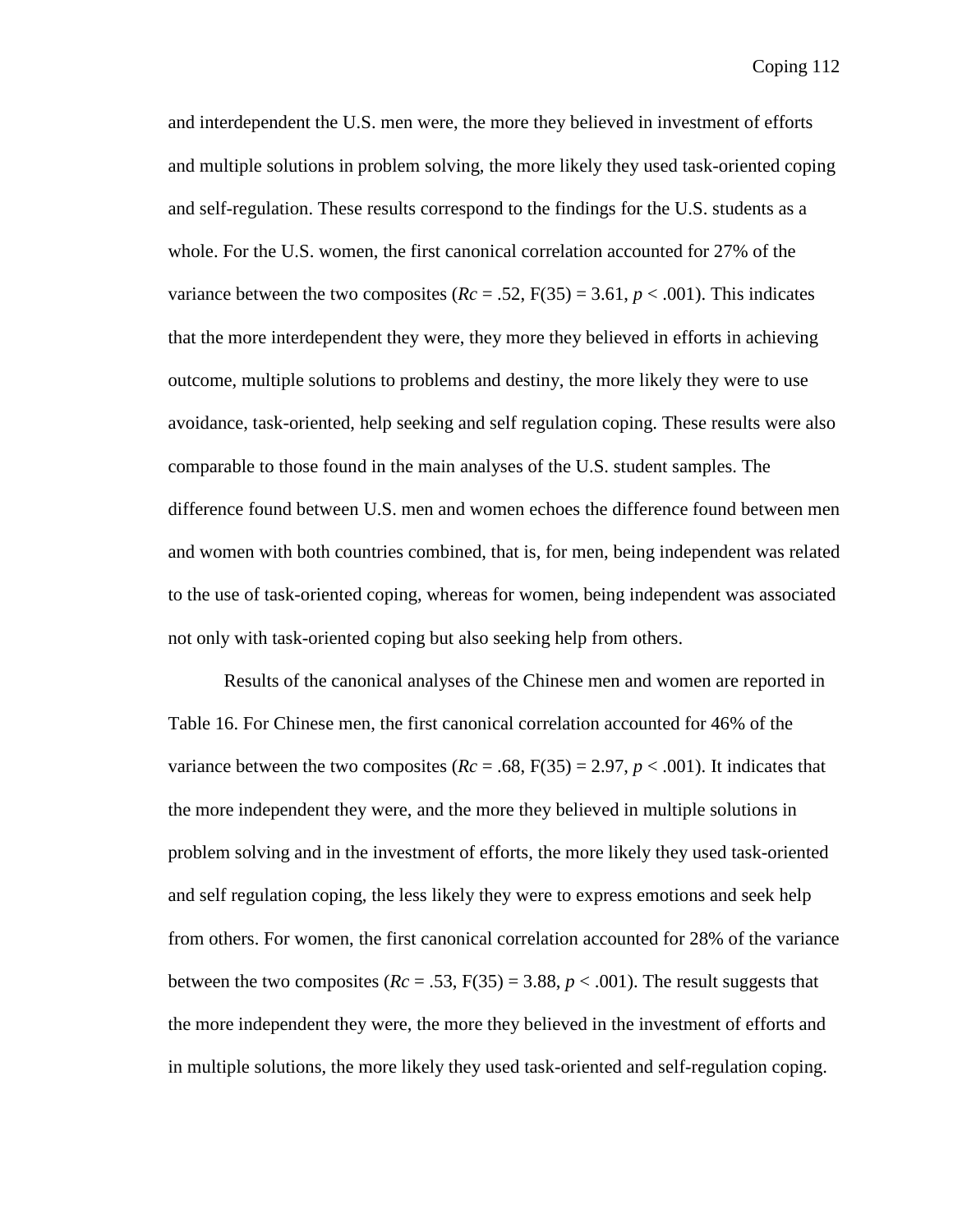and interdependent the U.S. men were, the more they believed in investment of efforts and multiple solutions in problem solving, the more likely they used task-oriented coping and self-regulation. These results correspond to the findings for the U.S. students as a whole. For the U.S. women, the first canonical correlation accounted for 27% of the variance between the two composites (*Rc* = .52, F(35) = 3.61, $p < .001$). This indicates that the more interdependent they were, they more they believed in efforts in achieving outcome, multiple solutions to problems and destiny, the more likely they were to use avoidance, task-oriented, help seeking and self regulation coping. These results were also comparable to those found in the main analyses of the U.S. student samples. The difference found between U.S. men and women echoes the difference found between men and women with both countries combined, that is, for men, being independent was related to the use of task-oriented coping, whereas for women, being independent was associated not only with task-oriented coping but also seeking help from others.

Results of the canonical analyses of the Chinese men and women are reported in Table 16. For Chinese men, the first canonical correlation accounted for 46% of the variance between the two composites (*Rc* = .68, F(35) = 2.97, $p < .001$). It indicates that the more independent they were, and the more they believed in multiple solutions in problem solving and in the investment of efforts, the more likely they used task-oriented and self regulation coping, the less likely they were to express emotions and seek help from others. For women, the first canonical correlation accounted for 28% of the variance between the two composites (*Rc* = .53, F(35) = 3.88, $p < .001$). The result suggests that the more independent they were, the more they believed in the investment of efforts and in multiple solutions, the more likely they used task-oriented and self-regulation coping.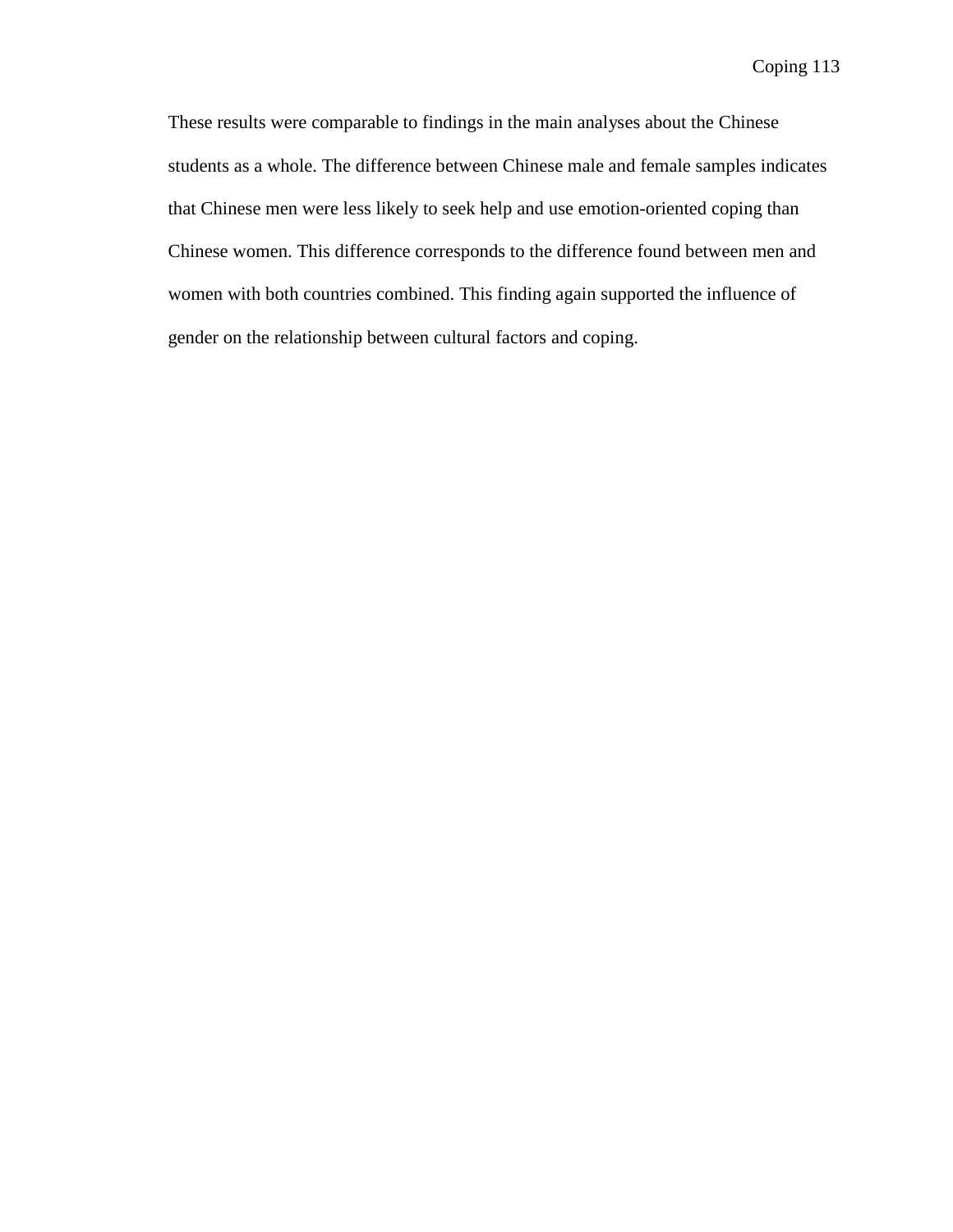These results were comparable to findings in the main analyses about the Chinese students as a whole. The difference between Chinese male and female samples indicates that Chinese men were less likely to seek help and use emotion-oriented coping than Chinese women. This difference corresponds to the difference found between men and women with both countries combined. This finding again supported the influence of gender on the relationship between cultural factors and coping.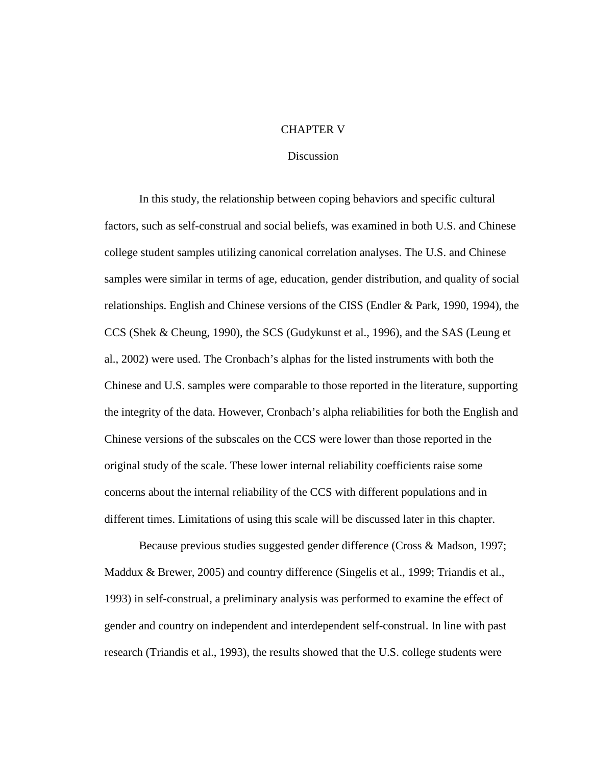# CHAPTER V

## Discussion

In this study, the relationship between coping behaviors and specific cultural factors, such as self-construal and social beliefs, was examined in both U.S. and Chinese college student samples utilizing canonical correlation analyses. The U.S. and Chinese samples were similar in terms of age, education, gender distribution, and quality of social relationships. English and Chinese versions of the CISS (Endler & Park, 1990, 1994), the CCS (Shek & Cheung, 1990), the SCS (Gudykunst et al., 1996), and the SAS (Leung et al., 2002) were used. The Cronbach's alphas for the listed instruments with both the Chinese and U.S. samples were comparable to those reported in the literature, supporting the integrity of the data. However, Cronbach's alpha reliabilities for both the English and Chinese versions of the subscales on the CCS were lower than those reported in the original study of the scale. These lower internal reliability coefficients raise some concerns about the internal reliability of the CCS with different populations and in different times. Limitations of using this scale will be discussed later in this chapter.

Because previous studies suggested gender difference (Cross & Madson, 1997; Maddux & Brewer, 2005) and country difference (Singelis et al., 1999; Triandis et al., 1993) in self-construal, a preliminary analysis was performed to examine the effect of gender and country on independent and interdependent self-construal. In line with past research (Triandis et al., 1993), the results showed that the U.S. college students were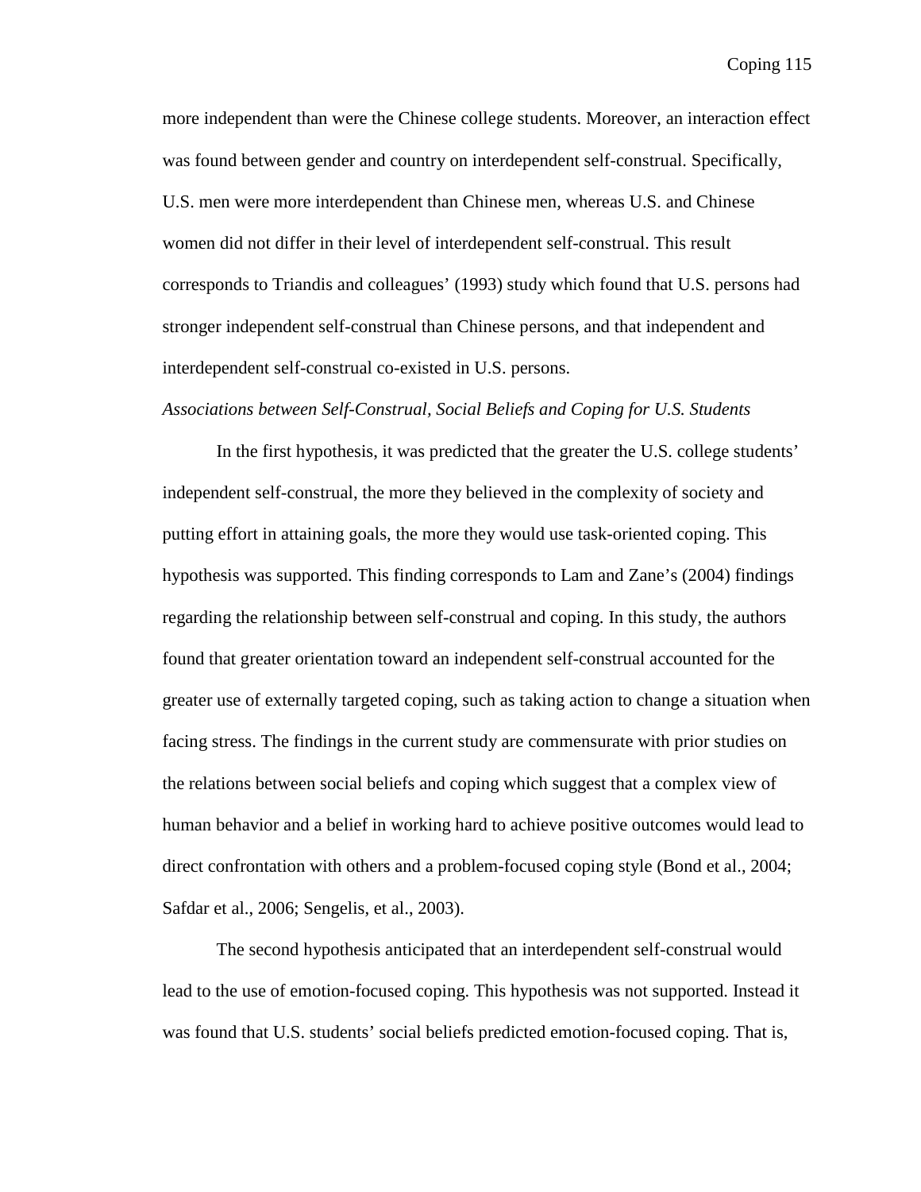more independent than were the Chinese college students. Moreover, an interaction effect was found between gender and country on interdependent self-construal. Specifically, U.S. men were more interdependent than Chinese men, whereas U.S. and Chinese women did not differ in their level of interdependent self-construal. This result corresponds to Triandis and colleagues' (1993) study which found that U.S. persons had stronger independent self-construal than Chinese persons, and that independent and interdependent self-construal co-existed in U.S. persons.

*Associations between Self-Construal, Social Beliefs and Coping for U.S. Students*

In the first hypothesis, it was predicted that the greater the U.S. college students' independent self-construal, the more they believed in the complexity of society and putting effort in attaining goals, the more they would use task-oriented coping. This hypothesis was supported. This finding corresponds to Lam and Zane's (2004) findings regarding the relationship between self-construal and coping. In this study, the authors found that greater orientation toward an independent self-construal accounted for the greater use of externally targeted coping, such as taking action to change a situation when facing stress. The findings in the current study are commensurate with prior studies on the relations between social beliefs and coping which suggest that a complex view of human behavior and a belief in working hard to achieve positive outcomes would lead to direct confrontation with others and a problem-focused coping style (Bond et al., 2004; Safdar et al., 2006; Sengelis, et al., 2003).

The second hypothesis anticipated that an interdependent self-construal would lead to the use of emotion-focused coping. This hypothesis was not supported. Instead it was found that U.S. students' social beliefs predicted emotion-focused coping. That is,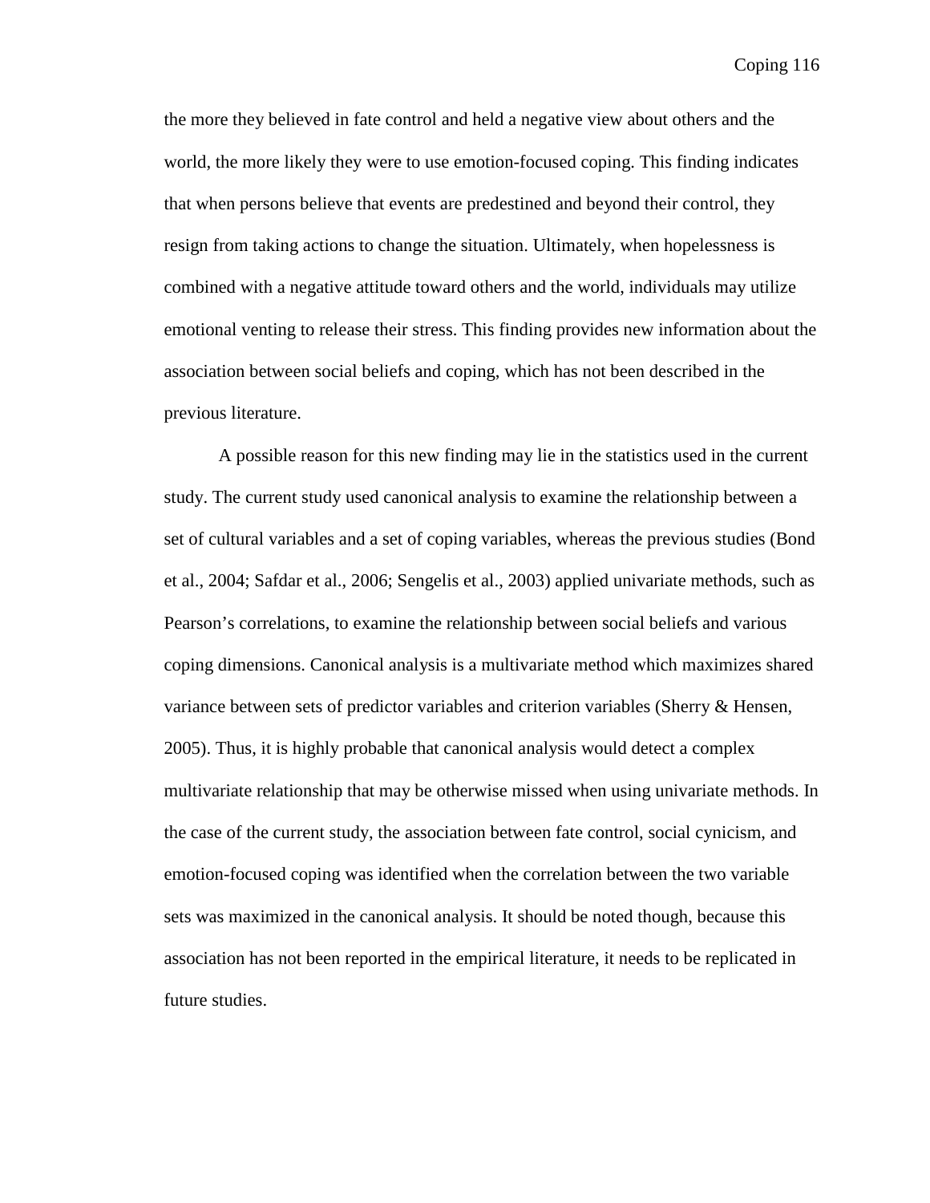the more they believed in fate control and held a negative view about others and the world, the more likely they were to use emotion-focused coping. This finding indicates that when persons believe that events are predestined and beyond their control, they resign from taking actions to change the situation. Ultimately, when hopelessness is combined with a negative attitude toward others and the world, individuals may utilize emotional venting to release their stress. This finding provides new information about the association between social beliefs and coping, which has not been described in the previous literature.

A possible reason for this new finding may lie in the statistics used in the current study. The current study used canonical analysis to examine the relationship between a set of cultural variables and a set of coping variables, whereas the previous studies (Bond et al., 2004; Safdar et al., 2006; Sengelis et al., 2003) applied univariate methods, such as Pearson's correlations, to examine the relationship between social beliefs and various coping dimensions. Canonical analysis is a multivariate method which maximizes shared variance between sets of predictor variables and criterion variables (Sherry & Hensen, 2005). Thus, it is highly probable that canonical analysis would detect a complex multivariate relationship that may be otherwise missed when using univariate methods. In the case of the current study, the association between fate control, social cynicism, and emotion-focused coping was identified when the correlation between the two variable sets was maximized in the canonical analysis. It should be noted though, because this association has not been reported in the empirical literature, it needs to be replicated in future studies.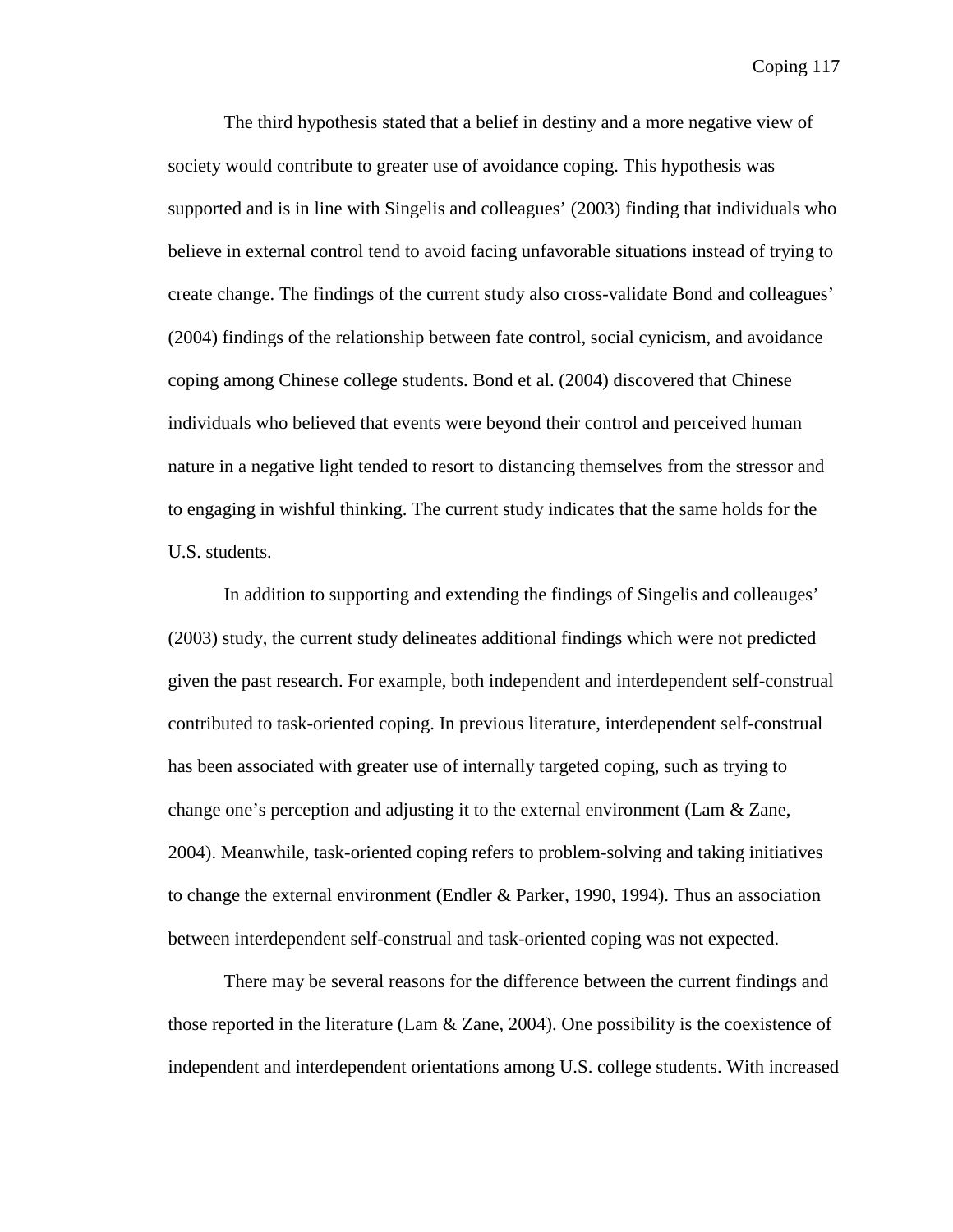The third hypothesis stated that a belief in destiny and a more negative view of society would contribute to greater use of avoidance coping. This hypothesis was supported and is in line with Singelis and colleagues' (2003) finding that individuals who believe in external control tend to avoid facing unfavorable situations instead of trying to create change. The findings of the current study also cross-validate Bond and colleagues' (2004) findings of the relationship between fate control, social cynicism, and avoidance coping among Chinese college students. Bond et al. (2004) discovered that Chinese individuals who believed that events were beyond their control and perceived human nature in a negative light tended to resort to distancing themselves from the stressor and to engaging in wishful thinking. The current study indicates that the same holds for the U.S. students.

In addition to supporting and extending the findings of Singelis and colleauges' (2003) study, the current study delineates additional findings which were not predicted given the past research. For example, both independent and interdependent self-construal contributed to task-oriented coping. In previous literature, interdependent self-construal has been associated with greater use of internally targeted coping, such as trying to change one's perception and adjusting it to the external environment (Lam & Zane, 2004). Meanwhile, task-oriented coping refers to problem-solving and taking initiatives to change the external environment (Endler & Parker, 1990, 1994). Thus an association between interdependent self-construal and task-oriented coping was not expected.

There may be several reasons for the difference between the current findings and those reported in the literature (Lam & Zane, 2004). One possibility is the coexistence of independent and interdependent orientations among U.S. college students. With increased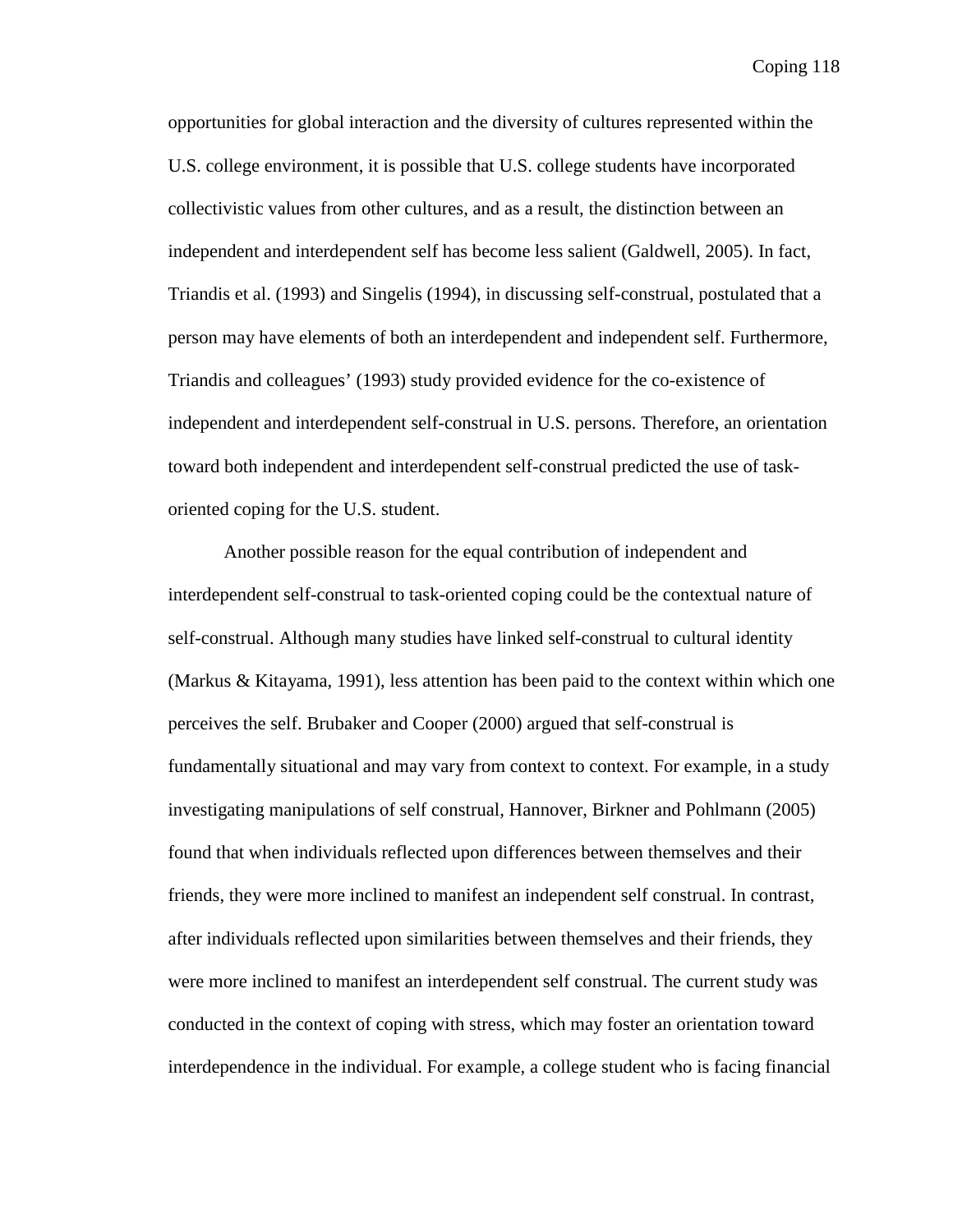opportunities for global interaction and the diversity of cultures represented within the U.S. college environment, it is possible that U.S. college students have incorporated collectivistic values from other cultures, and as a result, the distinction between an independent and interdependent self has become less salient (Galdwell, 2005). In fact, Triandis et al. (1993) and Singelis (1994), in discussing self-construal, postulated that a person may have elements of both an interdependent and independent self. Furthermore, Triandis and colleagues' (1993) study provided evidence for the co-existence of independent and interdependent self-construal in U.S. persons. Therefore, an orientation toward both independent and interdependent self-construal predicted the use of task-oriented coping for the U.S. student.

Another possible reason for the equal contribution of independent and interdependent self-construal to task-oriented coping could be the contextual nature of self-construal. Although many studies have linked self-construal to cultural identity (Markus & Kitayama, 1991), less attention has been paid to the context within which one perceives the self. Brubaker and Cooper (2000) argued that self-construal is fundamentally situational and may vary from context to context. For example, in a study investigating manipulations of self construal, Hannover, Birkner and Pohlmann (2005) found that when individuals reflected upon differences between themselves and their friends, they were more inclined to manifest an independent self construal. In contrast, after individuals reflected upon similarities between themselves and their friends, they were more inclined to manifest an interdependent self construal. The current study was conducted in the context of coping with stress, which may foster an orientation toward interdependence in the individual. For example, a college student who is facing financial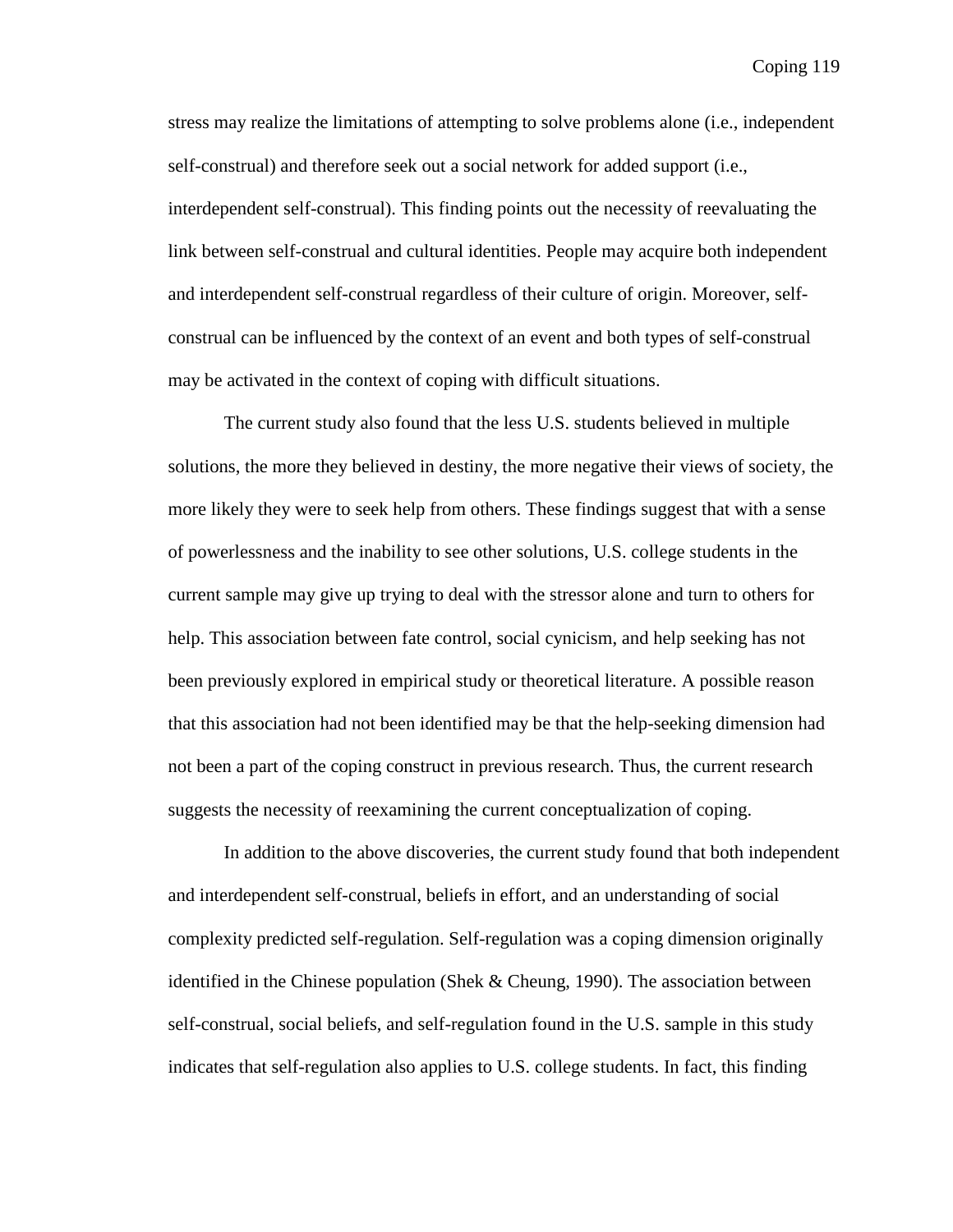stress may realize the limitations of attempting to solve problems alone (i.e., independent self-construal) and therefore seek out a social network for added support (i.e., interdependent self-construal). This finding points out the necessity of reevaluating the link between self-construal and cultural identities. People may acquire both independent and interdependent self-construal regardless of their culture of origin. Moreover, self-construal can be influenced by the context of an event and both types of self-construal may be activated in the context of coping with difficult situations.

The current study also found that the less U.S. students believed in multiple solutions, the more they believed in destiny, the more negative their views of society, the more likely they were to seek help from others. These findings suggest that with a sense of powerlessness and the inability to see other solutions, U.S. college students in the current sample may give up trying to deal with the stressor alone and turn to others for help. This association between fate control, social cynicism, and help seeking has not been previously explored in empirical study or theoretical literature. A possible reason that this association had not been identified may be that the help-seeking dimension had not been a part of the coping construct in previous research. Thus, the current research suggests the necessity of reexamining the current conceptualization of coping.

In addition to the above discoveries, the current study found that both independent and interdependent self-construal, beliefs in effort, and an understanding of social complexity predicted self-regulation. Self-regulation was a coping dimension originally identified in the Chinese population (Shek & Cheung, 1990). The association between self-construal, social beliefs, and self-regulation found in the U.S. sample in this study indicates that self-regulation also applies to U.S. college students. In fact, this finding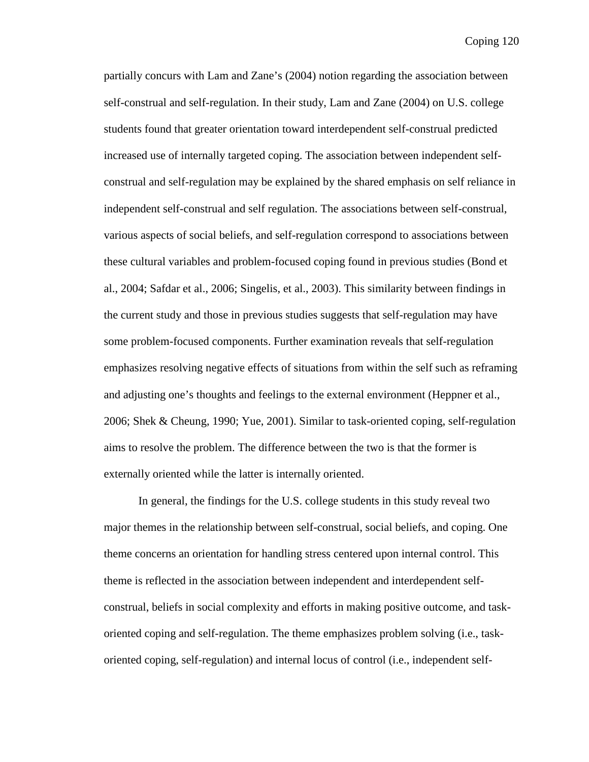partially concurs with Lam and Zane's (2004) notion regarding the association between self-construal and self-regulation. In their study, Lam and Zane (2004) on U.S. college students found that greater orientation toward interdependent self-construal predicted increased use of internally targeted coping. The association between independent self-construal and self-regulation may be explained by the shared emphasis on self reliance in independent self-construal and self regulation. The associations between self-construal, various aspects of social beliefs, and self-regulation correspond to associations between these cultural variables and problem-focused coping found in previous studies (Bond et al., 2004; Safdar et al., 2006; Singelis, et al., 2003). This similarity between findings in the current study and those in previous studies suggests that self-regulation may have some problem-focused components. Further examination reveals that self-regulation emphasizes resolving negative effects of situations from within the self such as reframing and adjusting one's thoughts and feelings to the external environment (Heppner et al., 2006; Shek & Cheung, 1990; Yue, 2001). Similar to task-oriented coping, self-regulation aims to resolve the problem. The difference between the two is that the former is externally oriented while the latter is internally oriented.

In general, the findings for the U.S. college students in this study reveal two major themes in the relationship between self-construal, social beliefs, and coping. One theme concerns an orientation for handling stress centered upon internal control. This theme is reflected in the association between independent and interdependent self-construal, beliefs in social complexity and efforts in making positive outcome, and task-oriented coping and self-regulation. The theme emphasizes problem solving (i.e., task-oriented coping, self-regulation) and internal locus of control (i.e., independent self-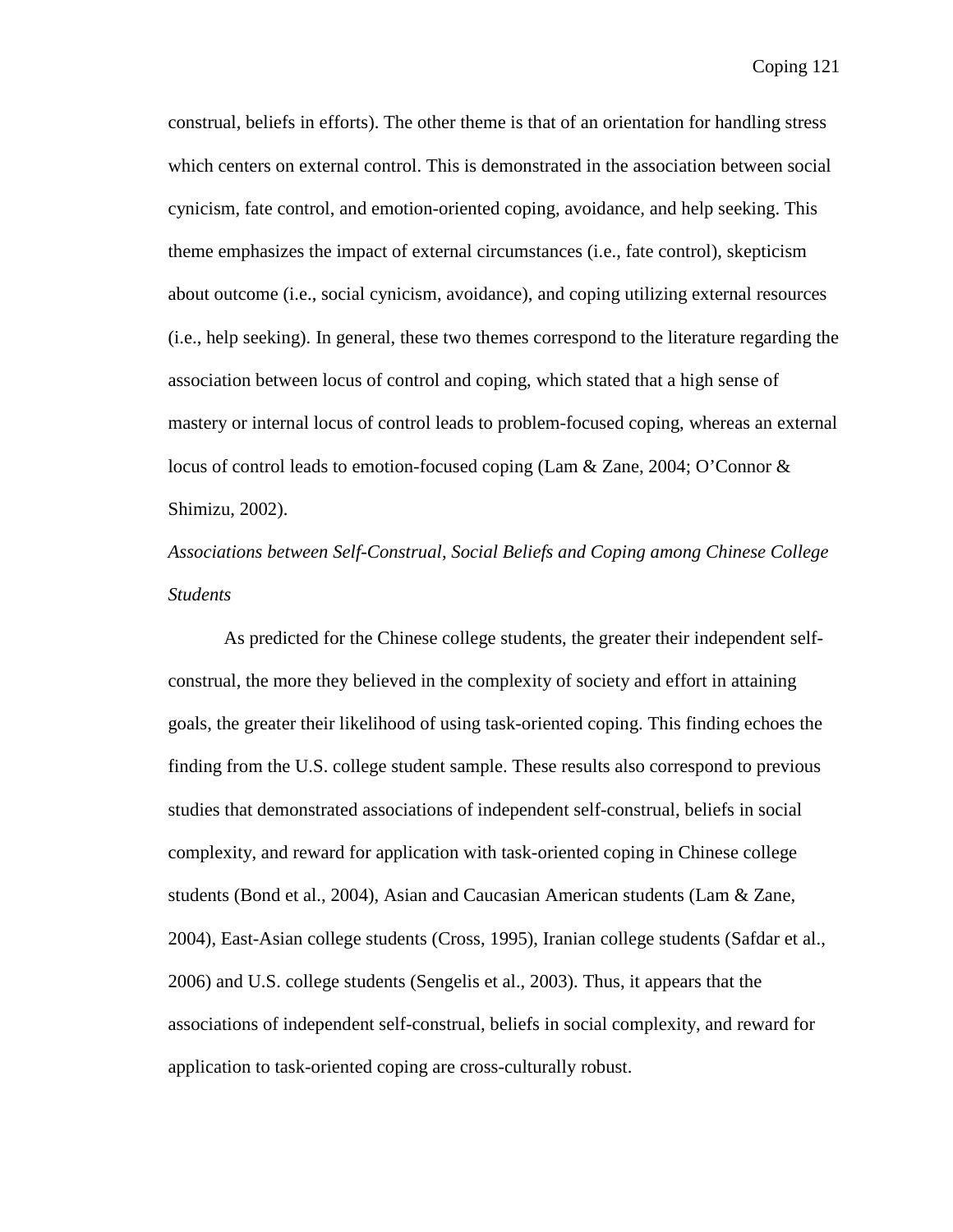construal, beliefs in efforts). The other theme is that of an orientation for handling stress which centers on external control. This is demonstrated in the association between social cynicism, fate control, and emotion-oriented coping, avoidance, and help seeking. This theme emphasizes the impact of external circumstances (i.e., fate control), skepticism about outcome (i.e., social cynicism, avoidance), and coping utilizing external resources (i.e., help seeking). In general, these two themes correspond to the literature regarding the association between locus of control and coping, which stated that a high sense of mastery or internal locus of control leads to problem-focused coping, whereas an external locus of control leads to emotion-focused coping (Lam & Zane, 2004; O'Connor & Shimizu, 2002).

*Associations between Self-Construal, Social Beliefs and Coping among Chinese College Students*

As predicted for the Chinese college students, the greater their independent self-construal, the more they believed in the complexity of society and effort in attaining goals, the greater their likelihood of using task-oriented coping. This finding echoes the finding from the U.S. college student sample. These results also correspond to previous studies that demonstrated associations of independent self-construal, beliefs in social complexity, and reward for application with task-oriented coping in Chinese college students (Bond et al., 2004), Asian and Caucasian American students (Lam & Zane, 2004), East-Asian college students (Cross, 1995), Iranian college students (Safdar et al., 2006) and U.S. college students (Sengelis et al., 2003). Thus, it appears that the associations of independent self-construal, beliefs in social complexity, and reward for application to task-oriented coping are cross-culturally robust.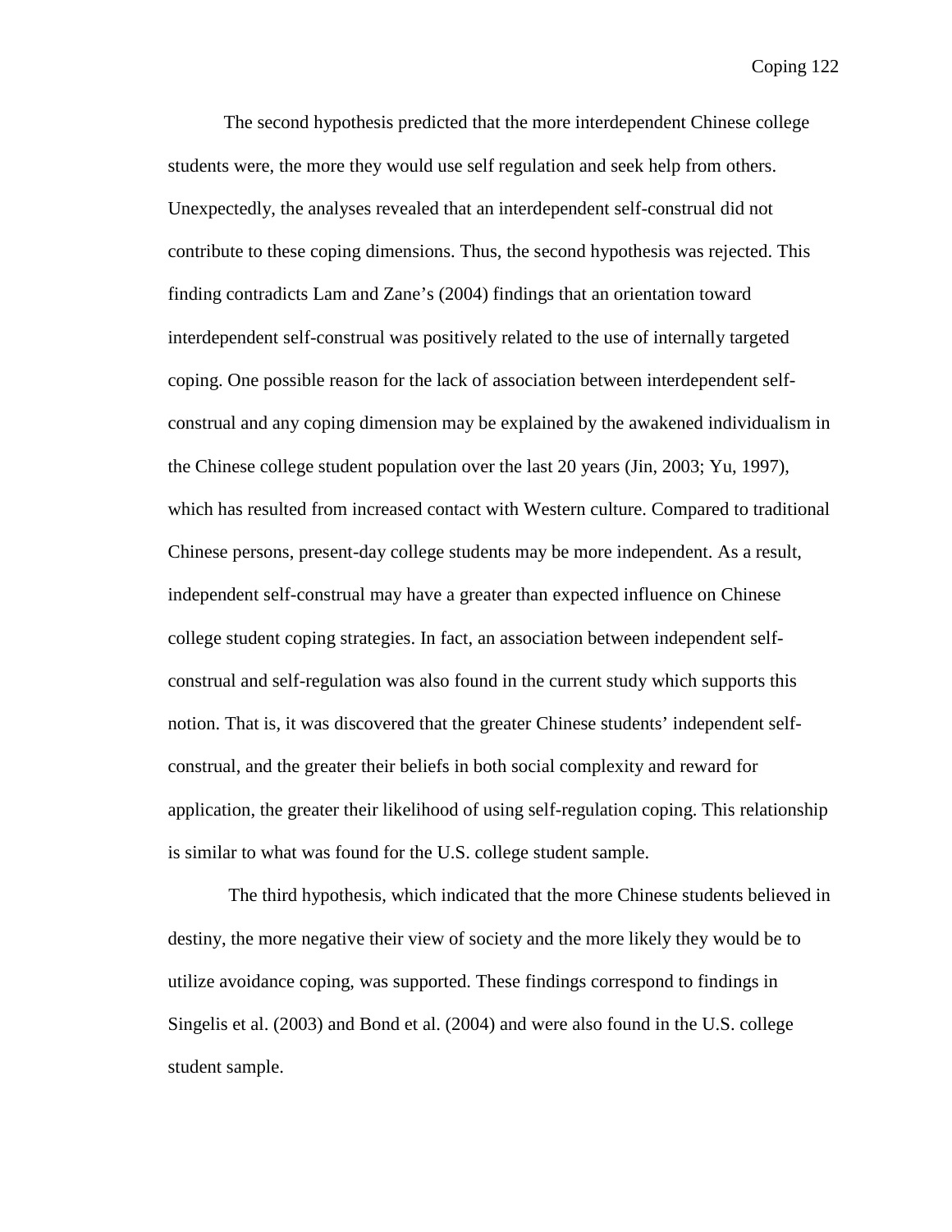The second hypothesis predicted that the more interdependent Chinese college students were, the more they would use self regulation and seek help from others. Unexpectedly, the analyses revealed that an interdependent self-construal did not contribute to these coping dimensions. Thus, the second hypothesis was rejected. This finding contradicts Lam and Zane's (2004) findings that an orientation toward interdependent self-construal was positively related to the use of internally targeted coping. One possible reason for the lack of association between interdependent self-construal and any coping dimension may be explained by the awakened individualism in the Chinese college student population over the last 20 years (Jin, 2003; Yu, 1997), which has resulted from increased contact with Western culture. Compared to traditional Chinese persons, present-day college students may be more independent. As a result, independent self-construal may have a greater than expected influence on Chinese college student coping strategies. In fact, an association between independent self-construal and self-regulation was also found in the current study which supports this notion. That is, it was discovered that the greater Chinese students' independent self-construal, and the greater their beliefs in both social complexity and reward for application, the greater their likelihood of using self-regulation coping. This relationship is similar to what was found for the U.S. college student sample.

The third hypothesis, which indicated that the more Chinese students believed in destiny, the more negative their view of society and the more likely they would be to utilize avoidance coping, was supported. These findings correspond to findings in Singelis et al. (2003) and Bond et al. (2004) and were also found in the U.S. college student sample.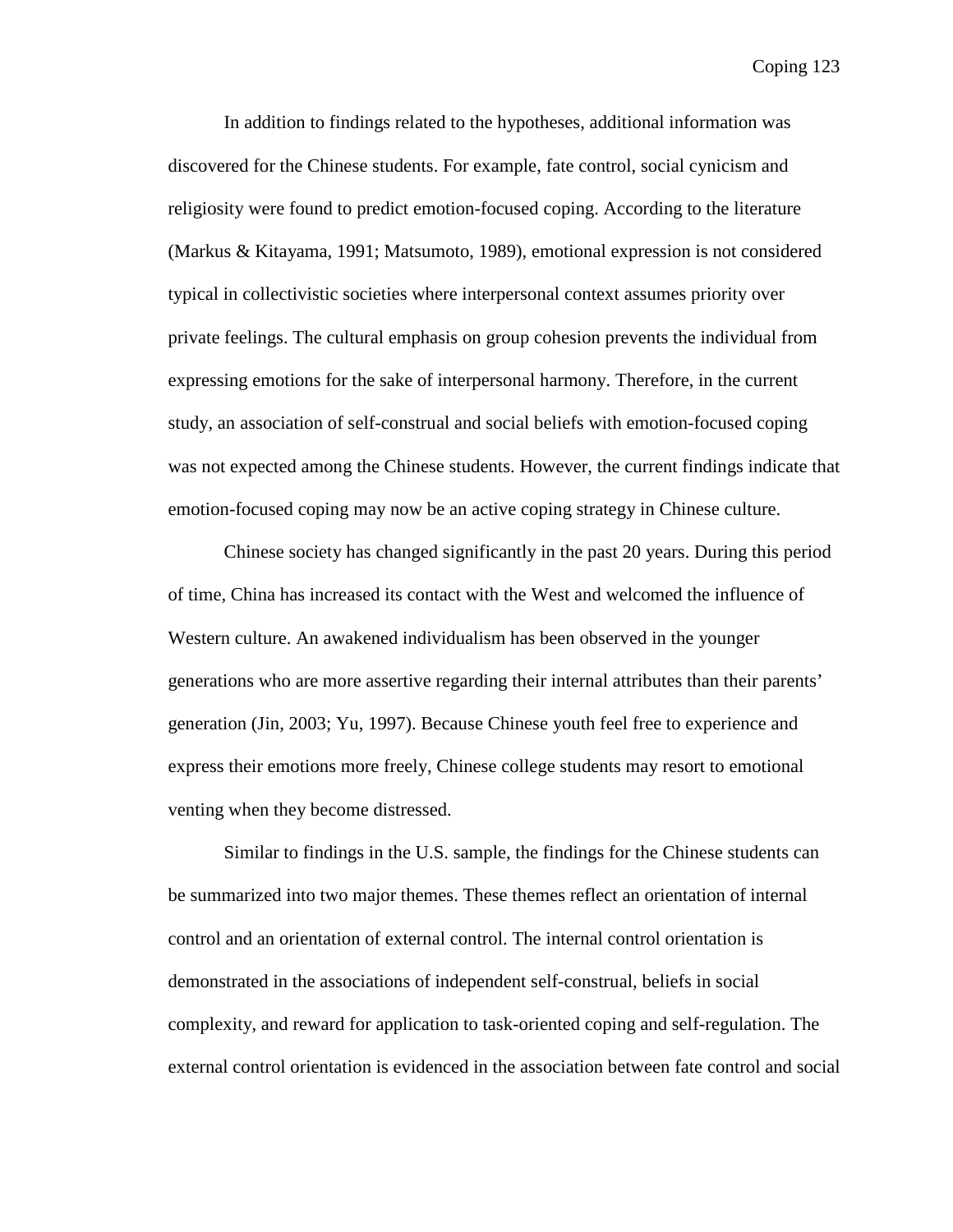In addition to findings related to the hypotheses, additional information was discovered for the Chinese students. For example, fate control, social cynicism and religiosity were found to predict emotion-focused coping. According to the literature (Markus & Kitayama, 1991; Matsumoto, 1989), emotional expression is not considered typical in collectivistic societies where interpersonal context assumes priority over private feelings. The cultural emphasis on group cohesion prevents the individual from expressing emotions for the sake of interpersonal harmony. Therefore, in the current study, an association of self-construal and social beliefs with emotion-focused coping was not expected among the Chinese students. However, the current findings indicate that emotion-focused coping may now be an active coping strategy in Chinese culture.

Chinese society has changed significantly in the past 20 years. During this period of time, China has increased its contact with the West and welcomed the influence of Western culture. An awakened individualism has been observed in the younger generations who are more assertive regarding their internal attributes than their parents' generation (Jin, 2003; Yu, 1997). Because Chinese youth feel free to experience and express their emotions more freely, Chinese college students may resort to emotional venting when they become distressed.

Similar to findings in the U.S. sample, the findings for the Chinese students can be summarized into two major themes. These themes reflect an orientation of internal control and an orientation of external control. The internal control orientation is demonstrated in the associations of independent self-construal, beliefs in social complexity, and reward for application to task-oriented coping and self-regulation. The external control orientation is evidenced in the association between fate control and social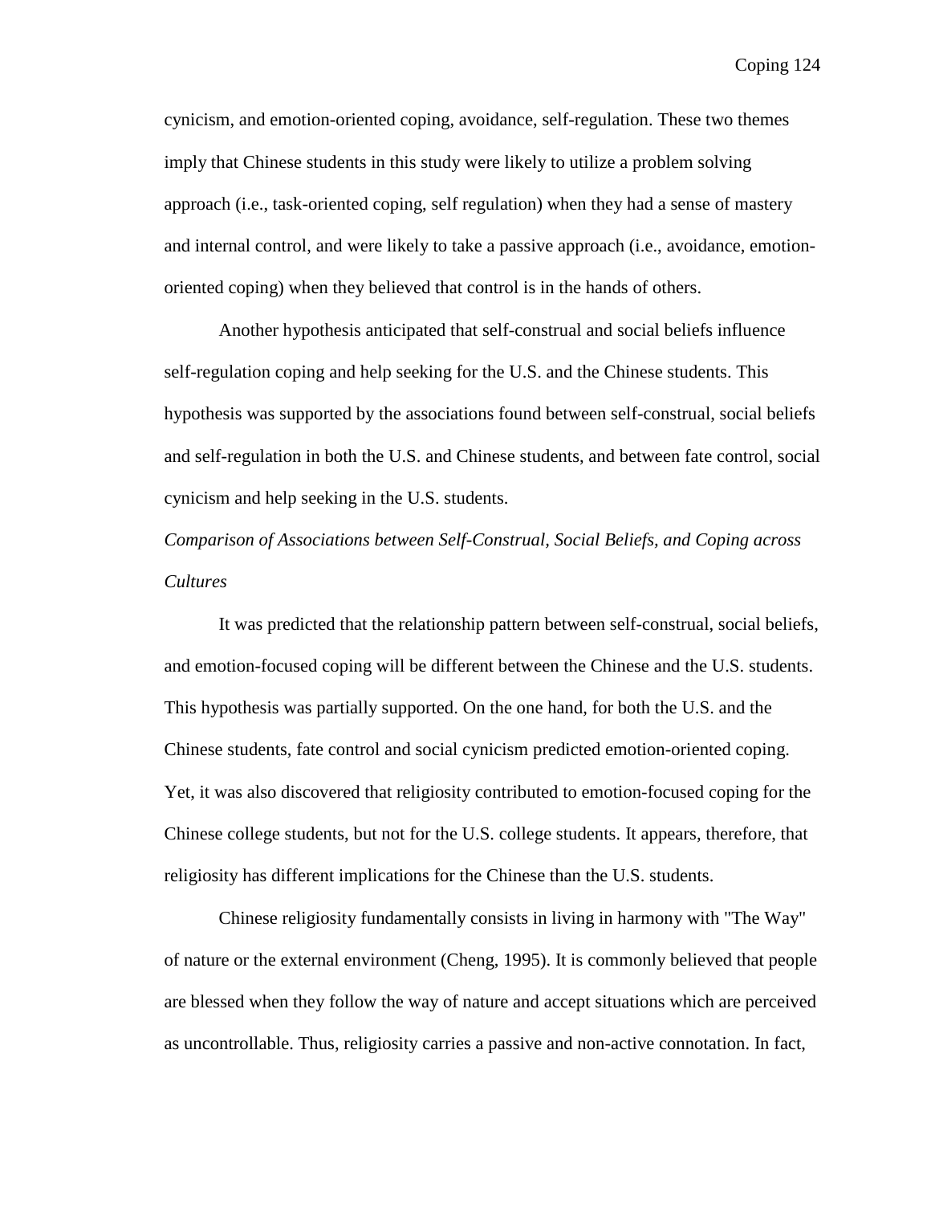cynicism, and emotion-oriented coping, avoidance, self-regulation. These two themes imply that Chinese students in this study were likely to utilize a problem solving approach (i.e., task-oriented coping, self regulation) when they had a sense of mastery and internal control, and were likely to take a passive approach (i.e., avoidance, emotion-oriented coping) when they believed that control is in the hands of others.

Another hypothesis anticipated that self-construal and social beliefs influence self-regulation coping and help seeking for the U.S. and the Chinese students. This hypothesis was supported by the associations found between self-construal, social beliefs and self-regulation in both the U.S. and Chinese students, and between fate control, social cynicism and help seeking in the U.S. students.

*Comparison of Associations between Self-Construal, Social Beliefs, and Coping across Cultures*

It was predicted that the relationship pattern between self-construal, social beliefs, and emotion-focused coping will be different between the Chinese and the U.S. students. This hypothesis was partially supported. On the one hand, for both the U.S. and the Chinese students, fate control and social cynicism predicted emotion-oriented coping. Yet, it was also discovered that religiosity contributed to emotion-focused coping for the Chinese college students, but not for the U.S. college students. It appears, therefore, that religiosity has different implications for the Chinese than the U.S. students.

Chinese religiosity fundamentally consists in living in harmony with "The Way" of nature or the external environment (Cheng, 1995). It is commonly believed that people are blessed when they follow the way of nature and accept situations which are perceived as uncontrollable. Thus, religiosity carries a passive and non-active connotation. In fact,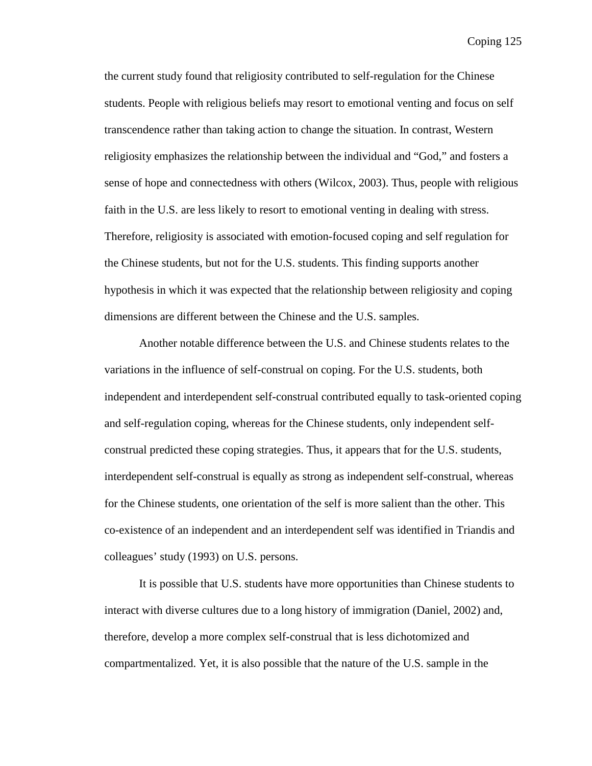the current study found that religiosity contributed to self-regulation for the Chinese students. People with religious beliefs may resort to emotional venting and focus on self transcendence rather than taking action to change the situation. In contrast, Western religiosity emphasizes the relationship between the individual and "God," and fosters a sense of hope and connectedness with others (Wilcox, 2003). Thus, people with religious faith in the U.S. are less likely to resort to emotional venting in dealing with stress. Therefore, religiosity is associated with emotion-focused coping and self regulation for the Chinese students, but not for the U.S. students. This finding supports another hypothesis in which it was expected that the relationship between religiosity and coping dimensions are different between the Chinese and the U.S. samples.

Another notable difference between the U.S. and Chinese students relates to the variations in the influence of self-construal on coping. For the U.S. students, both independent and interdependent self-construal contributed equally to task-oriented coping and self-regulation coping, whereas for the Chinese students, only independent self-construal predicted these coping strategies. Thus, it appears that for the U.S. students, interdependent self-construal is equally as strong as independent self-construal, whereas for the Chinese students, one orientation of the self is more salient than the other. This co-existence of an independent and an interdependent self was identified in Triandis and colleagues' study (1993) on U.S. persons.

It is possible that U.S. students have more opportunities than Chinese students to interact with diverse cultures due to a long history of immigration (Daniel, 2002) and, therefore, develop a more complex self-construal that is less dichotomized and compartmentalized. Yet, it is also possible that the nature of the U.S. sample in the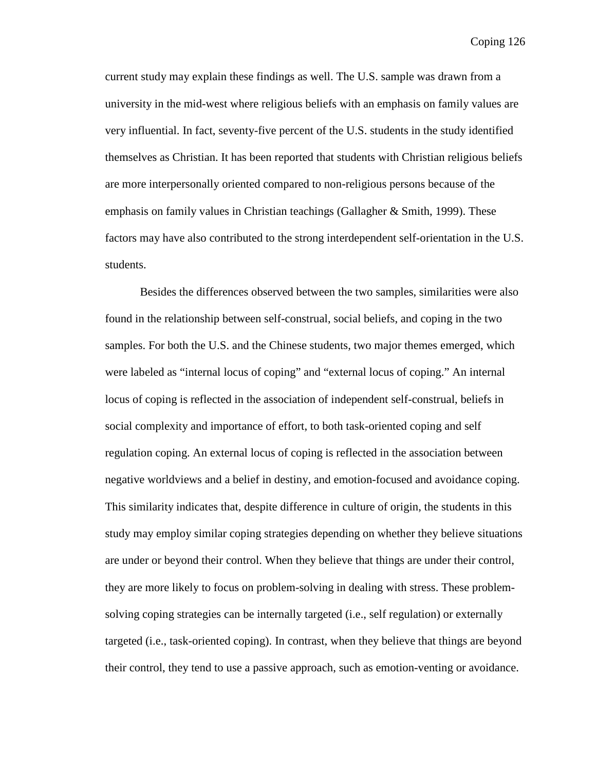current study may explain these findings as well. The U.S. sample was drawn from a university in the mid-west where religious beliefs with an emphasis on family values are very influential. In fact, seventy-five percent of the U.S. students in the study identified themselves as Christian. It has been reported that students with Christian religious beliefs are more interpersonally oriented compared to non-religious persons because of the emphasis on family values in Christian teachings (Gallagher & Smith, 1999). These factors may have also contributed to the strong interdependent self-orientation in the U.S. students.

Besides the differences observed between the two samples, similarities were also found in the relationship between self-construal, social beliefs, and coping in the two samples. For both the U.S. and the Chinese students, two major themes emerged, which were labeled as "internal locus of coping" and "external locus of coping." An internal locus of coping is reflected in the association of independent self-construal, beliefs in social complexity and importance of effort, to both task-oriented coping and self regulation coping. An external locus of coping is reflected in the association between negative worldviews and a belief in destiny, and emotion-focused and avoidance coping. This similarity indicates that, despite difference in culture of origin, the students in this study may employ similar coping strategies depending on whether they believe situations are under or beyond their control. When they believe that things are under their control, they are more likely to focus on problem-solving in dealing with stress. These problem-solving coping strategies can be internally targeted (i.e., self regulation) or externally targeted (i.e., task-oriented coping). In contrast, when they believe that things are beyond their control, they tend to use a passive approach, such as emotion-venting or avoidance.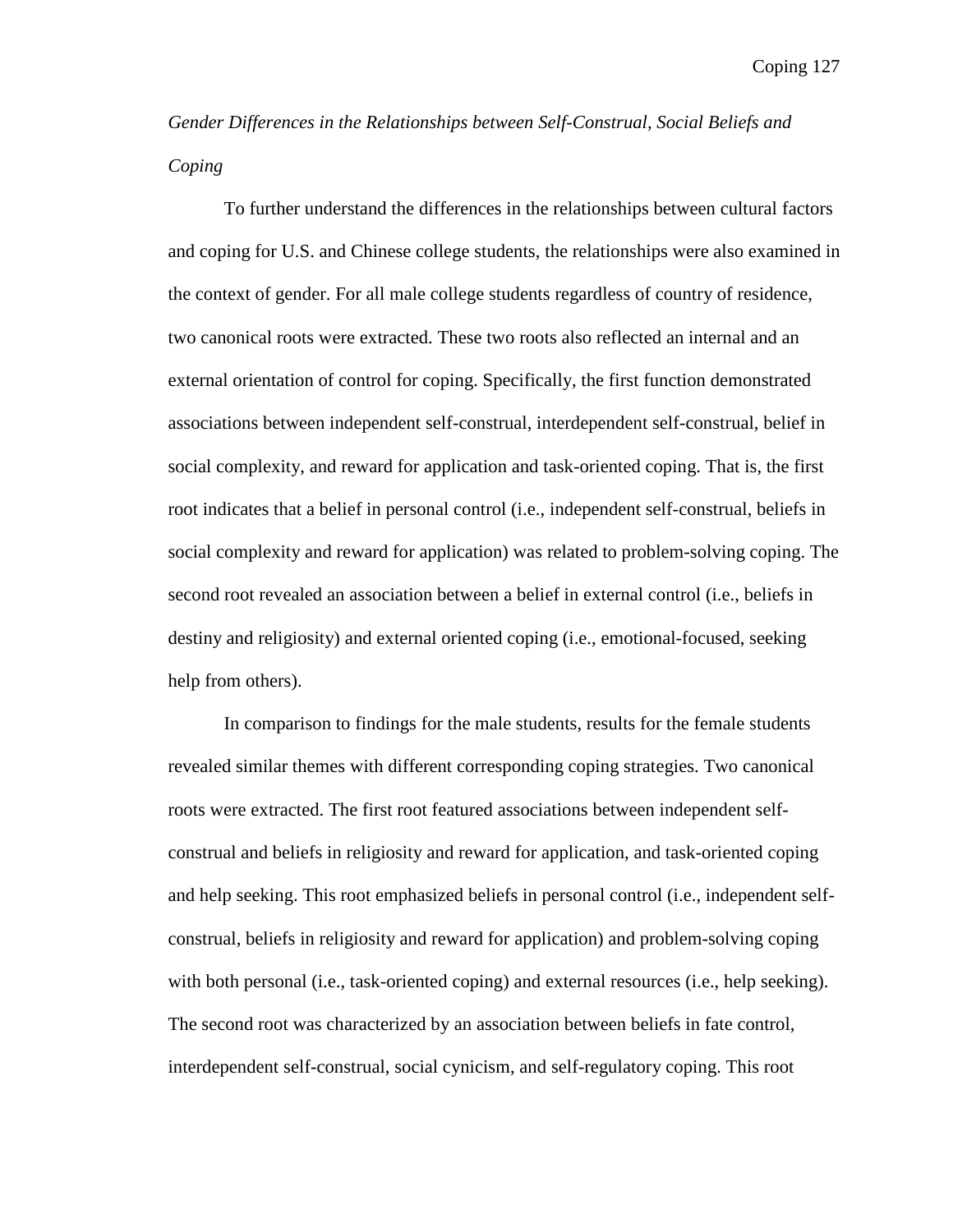*Gender Differences in the Relationships between Self-Construal, Social Beliefs and Coping*

To further understand the differences in the relationships between cultural factors and coping for U.S. and Chinese college students, the relationships were also examined in the context of gender. For all male college students regardless of country of residence, two canonical roots were extracted. These two roots also reflected an internal and an external orientation of control for coping. Specifically, the first function demonstrated associations between independent self-construal, interdependent self-construal, belief in social complexity, and reward for application and task-oriented coping. That is, the first root indicates that a belief in personal control (i.e., independent self-construal, beliefs in social complexity and reward for application) was related to problem-solving coping. The second root revealed an association between a belief in external control (i.e., beliefs in destiny and religiosity) and external oriented coping (i.e., emotional-focused, seeking help from others).

In comparison to findings for the male students, results for the female students revealed similar themes with different corresponding coping strategies. Two canonical roots were extracted. The first root featured associations between independent self-construal and beliefs in religiosity and reward for application, and task-oriented coping and help seeking. This root emphasized beliefs in personal control (i.e., independent self-construal, beliefs in religiosity and reward for application) and problem-solving coping with both personal (i.e., task-oriented coping) and external resources (i.e., help seeking). The second root was characterized by an association between beliefs in fate control, interdependent self-construal, social cynicism, and self-regulatory coping. This root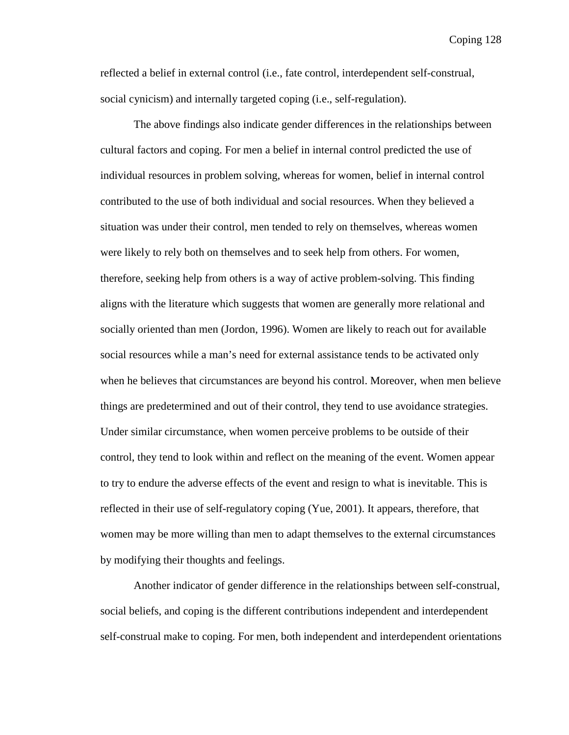reflected a belief in external control (i.e., fate control, interdependent self-construal, social cynicism) and internally targeted coping (i.e., self-regulation).

The above findings also indicate gender differences in the relationships between cultural factors and coping. For men a belief in internal control predicted the use of individual resources in problem solving, whereas for women, belief in internal control contributed to the use of both individual and social resources. When they believed a situation was under their control, men tended to rely on themselves, whereas women were likely to rely both on themselves and to seek help from others. For women, therefore, seeking help from others is a way of active problem-solving. This finding aligns with the literature which suggests that women are generally more relational and socially oriented than men (Jordon, 1996). Women are likely to reach out for available social resources while a man's need for external assistance tends to be activated only when he believes that circumstances are beyond his control. Moreover, when men believe things are predetermined and out of their control, they tend to use avoidance strategies. Under similar circumstance, when women perceive problems to be outside of their control, they tend to look within and reflect on the meaning of the event. Women appear to try to endure the adverse effects of the event and resign to what is inevitable. This is reflected in their use of self-regulatory coping (Yue, 2001). It appears, therefore, that women may be more willing than men to adapt themselves to the external circumstances by modifying their thoughts and feelings.

Another indicator of gender difference in the relationships between self-construal, social beliefs, and coping is the different contributions independent and interdependent self-construal make to coping. For men, both independent and interdependent orientations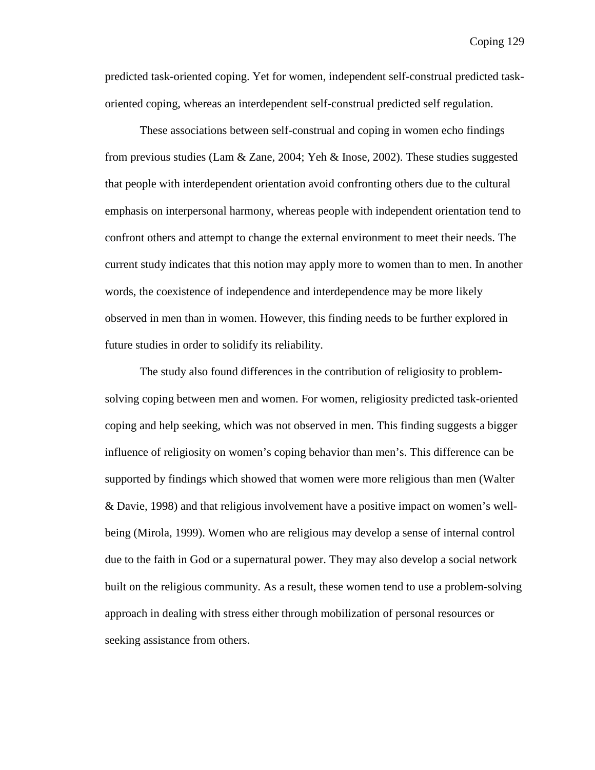predicted task-oriented coping. Yet for women, independent self-construal predicted task-oriented coping, whereas an interdependent self-construal predicted self regulation.

These associations between self-construal and coping in women echo findings from previous studies (Lam & Zane, 2004; Yeh & Inose, 2002). These studies suggested that people with interdependent orientation avoid confronting others due to the cultural emphasis on interpersonal harmony, whereas people with independent orientation tend to confront others and attempt to change the external environment to meet their needs. The current study indicates that this notion may apply more to women than to men. In another words, the coexistence of independence and interdependence may be more likely observed in men than in women. However, this finding needs to be further explored in future studies in order to solidify its reliability.

The study also found differences in the contribution of religiosity to problem-solving coping between men and women. For women, religiosity predicted task-oriented coping and help seeking, which was not observed in men. This finding suggests a bigger influence of religiosity on women's coping behavior than men's. This difference can be supported by findings which showed that women were more religious than men (Walter & Davie, 1998) and that religious involvement have a positive impact on women's well-being (Mirola, 1999). Women who are religious may develop a sense of internal control due to the faith in God or a supernatural power. They may also develop a social network built on the religious community. As a result, these women tend to use a problem-solving approach in dealing with stress either through mobilization of personal resources or seeking assistance from others.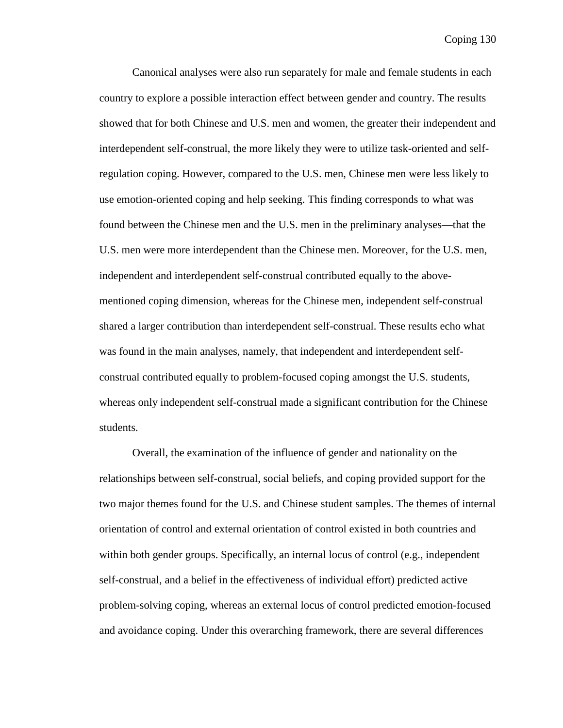Canonical analyses were also run separately for male and female students in each country to explore a possible interaction effect between gender and country. The results showed that for both Chinese and U.S. men and women, the greater their independent and interdependent self-construal, the more likely they were to utilize task-oriented and self-regulation coping. However, compared to the U.S. men, Chinese men were less likely to use emotion-oriented coping and help seeking. This finding corresponds to what was found between the Chinese men and the U.S. men in the preliminary analyses—that the U.S. men were more interdependent than the Chinese men. Moreover, for the U.S. men, independent and interdependent self-construal contributed equally to the above-mentioned coping dimension, whereas for the Chinese men, independent self-construal shared a larger contribution than interdependent self-construal. These results echo what was found in the main analyses, namely, that independent and interdependent self-construal contributed equally to problem-focused coping amongst the U.S. students, whereas only independent self-construal made a significant contribution for the Chinese students.

Overall, the examination of the influence of gender and nationality on the relationships between self-construal, social beliefs, and coping provided support for the two major themes found for the U.S. and Chinese student samples. The themes of internal orientation of control and external orientation of control existed in both countries and within both gender groups. Specifically, an internal locus of control (e.g., independent self-construal, and a belief in the effectiveness of individual effort) predicted active problem-solving coping, whereas an external locus of control predicted emotion-focused and avoidance coping. Under this overarching framework, there are several differences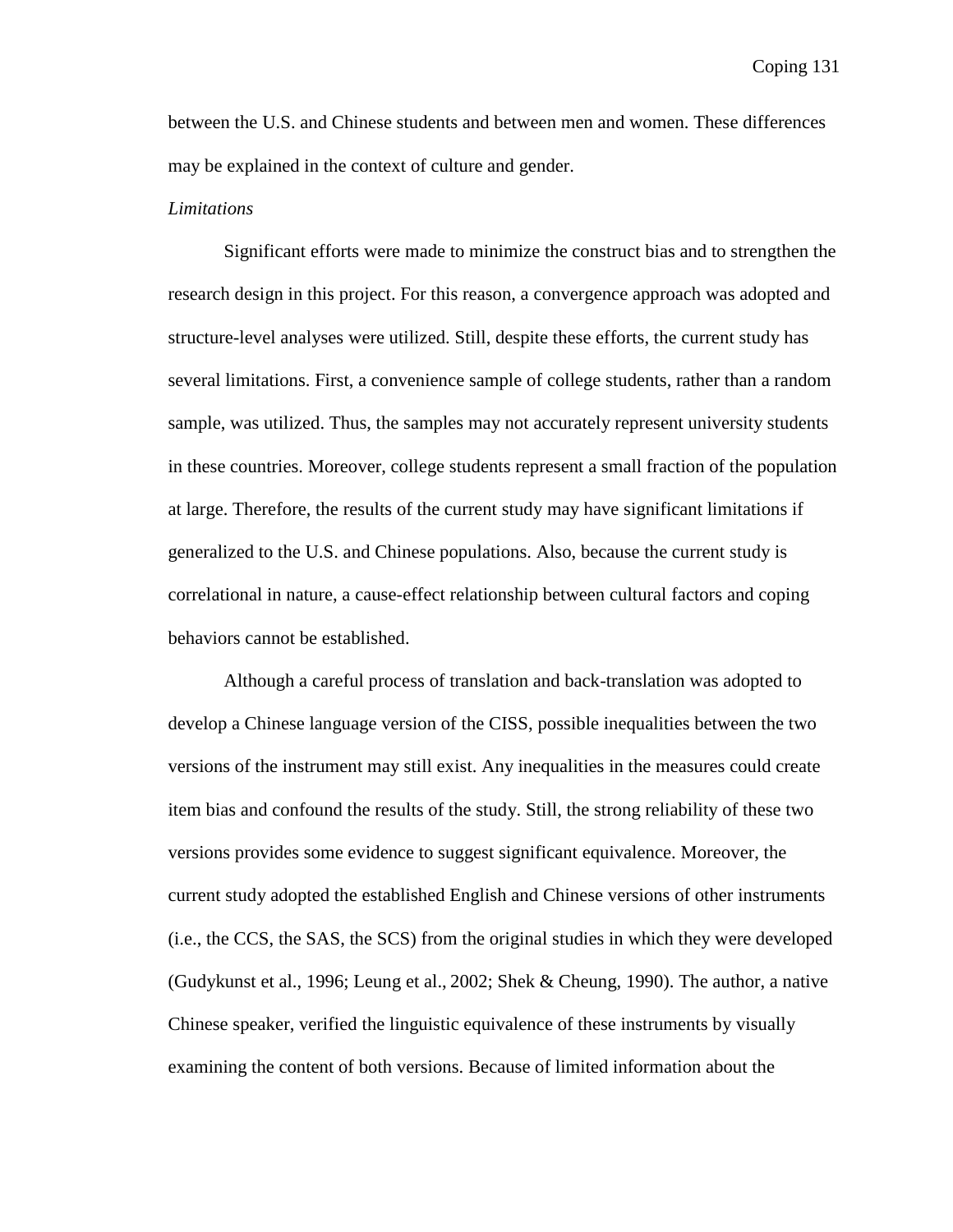between the U.S. and Chinese students and between men and women. These differences may be explained in the context of culture and gender.

*Limitations*

Significant efforts were made to minimize the construct bias and to strengthen the research design in this project. For this reason, a convergence approach was adopted and structure-level analyses were utilized. Still, despite these efforts, the current study has several limitations. First, a convenience sample of college students, rather than a random sample, was utilized. Thus, the samples may not accurately represent university students in these countries. Moreover, college students represent a small fraction of the population at large. Therefore, the results of the current study may have significant limitations if generalized to the U.S. and Chinese populations. Also, because the current study is correlational in nature, a cause-effect relationship between cultural factors and coping behaviors cannot be established.

Although a careful process of translation and back-translation was adopted to develop a Chinese language version of the CISS, possible inequalities between the two versions of the instrument may still exist. Any inequalities in the measures could create item bias and confound the results of the study. Still, the strong reliability of these two versions provides some evidence to suggest significant equivalence. Moreover, the current study adopted the established English and Chinese versions of other instruments (i.e., the CCS, the SAS, the SCS) from the original studies in which they were developed (Gudykunst et al., 1996; Leung et al., 2002; Shek & Cheung, 1990). The author, a native Chinese speaker, verified the linguistic equivalence of these instruments by visually examining the content of both versions. Because of limited information about the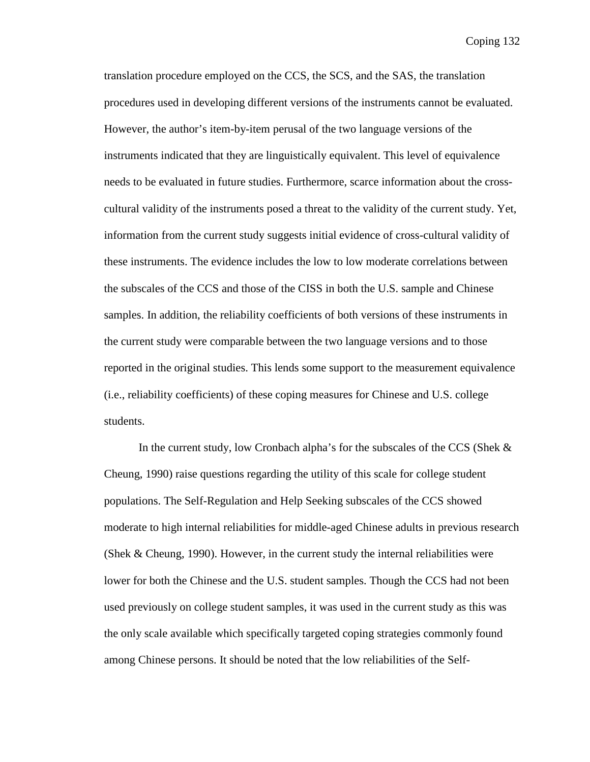translation procedure employed on the CCS, the SCS, and the SAS, the translation procedures used in developing different versions of the instruments cannot be evaluated. However, the author's item-by-item perusal of the two language versions of the instruments indicated that they are linguistically equivalent. This level of equivalence needs to be evaluated in future studies. Furthermore, scarce information about the cross-cultural validity of the instruments posed a threat to the validity of the current study. Yet, information from the current study suggests initial evidence of cross-cultural validity of these instruments. The evidence includes the low to low moderate correlations between the subscales of the CCS and those of the CISS in both the U.S. sample and Chinese samples. In addition, the reliability coefficients of both versions of these instruments in the current study were comparable between the two language versions and to those reported in the original studies. This lends some support to the measurement equivalence (i.e., reliability coefficients) of these coping measures for Chinese and U.S. college students.

In the current study, low Cronbach alpha's for the subscales of the CCS (Shek & Cheung, 1990) raise questions regarding the utility of this scale for college student populations. The Self-Regulation and Help Seeking subscales of the CCS showed moderate to high internal reliabilities for middle-aged Chinese adults in previous research (Shek & Cheung, 1990). However, in the current study the internal reliabilities were lower for both the Chinese and the U.S. student samples. Though the CCS had not been used previously on college student samples, it was used in the current study as this was the only scale available which specifically targeted coping strategies commonly found among Chinese persons. It should be noted that the low reliabilities of the Self-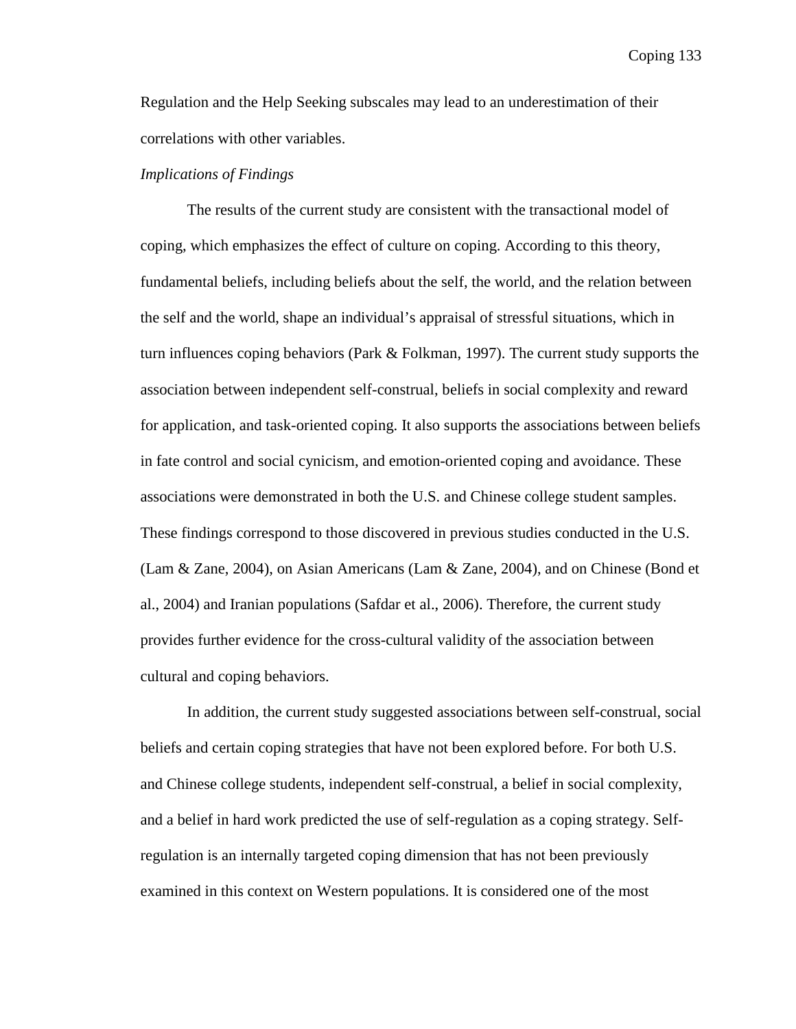Regulation and the Help Seeking subscales may lead to an underestimation of their correlations with other variables.

*Implications of Findings*

The results of the current study are consistent with the transactional model of coping, which emphasizes the effect of culture on coping. According to this theory, fundamental beliefs, including beliefs about the self, the world, and the relation between the self and the world, shape an individual's appraisal of stressful situations, which in turn influences coping behaviors (Park & Folkman, 1997). The current study supports the association between independent self-construal, beliefs in social complexity and reward for application, and task-oriented coping. It also supports the associations between beliefs in fate control and social cynicism, and emotion-oriented coping and avoidance. These associations were demonstrated in both the U.S. and Chinese college student samples. These findings correspond to those discovered in previous studies conducted in the U.S. (Lam & Zane, 2004), on Asian Americans (Lam & Zane, 2004), and on Chinese (Bond et al., 2004) and Iranian populations (Safdar et al., 2006). Therefore, the current study provides further evidence for the cross-cultural validity of the association between cultural and coping behaviors.

In addition, the current study suggested associations between self-construal, social beliefs and certain coping strategies that have not been explored before. For both U.S. and Chinese college students, independent self-construal, a belief in social complexity, and a belief in hard work predicted the use of self-regulation as a coping strategy. Self-regulation is an internally targeted coping dimension that has not been previously examined in this context on Western populations. It is considered one of the most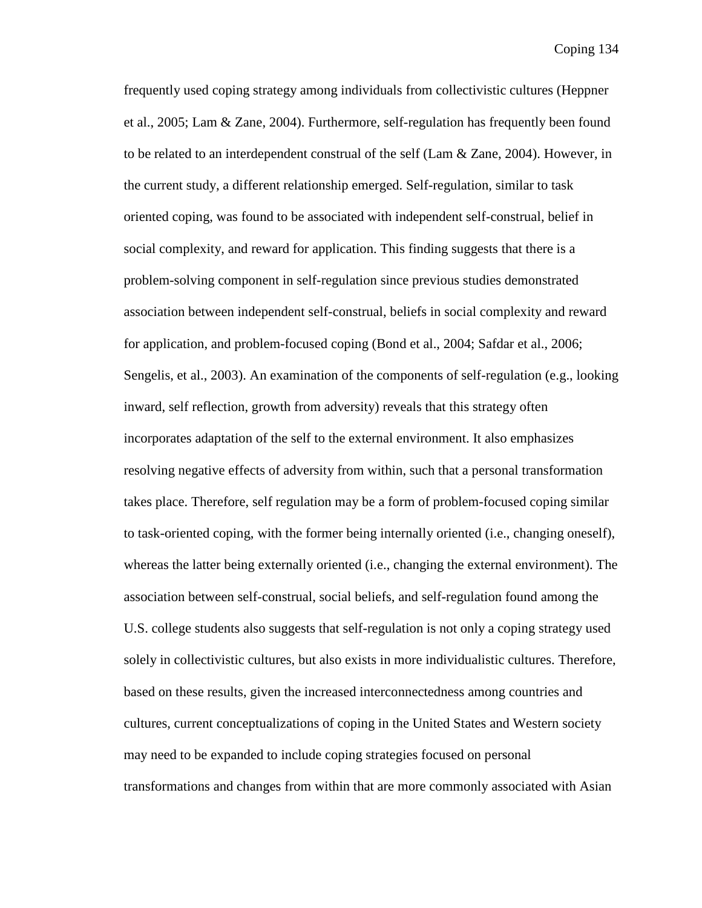frequently used coping strategy among individuals from collectivistic cultures (Heppner et al., 2005; Lam & Zane, 2004). Furthermore, self-regulation has frequently been found to be related to an interdependent construal of the self (Lam & Zane, 2004). However, in the current study, a different relationship emerged. Self-regulation, similar to task oriented coping, was found to be associated with independent self-construal, belief in social complexity, and reward for application. This finding suggests that there is a problem-solving component in self-regulation since previous studies demonstrated association between independent self-construal, beliefs in social complexity and reward for application, and problem-focused coping (Bond et al., 2004; Safdar et al., 2006; Sengelis, et al., 2003). An examination of the components of self-regulation (e.g., looking inward, self reflection, growth from adversity) reveals that this strategy often incorporates adaptation of the self to the external environment. It also emphasizes resolving negative effects of adversity from within, such that a personal transformation takes place. Therefore, self regulation may be a form of problem-focused coping similar to task-oriented coping, with the former being internally oriented (i.e., changing oneself), whereas the latter being externally oriented (i.e., changing the external environment). The association between self-construal, social beliefs, and self-regulation found among the U.S. college students also suggests that self-regulation is not only a coping strategy used solely in collectivistic cultures, but also exists in more individualistic cultures. Therefore, based on these results, given the increased interconnectedness among countries and cultures, current conceptualizations of coping in the United States and Western society may need to be expanded to include coping strategies focused on personal transformations and changes from within that are more commonly associated with Asian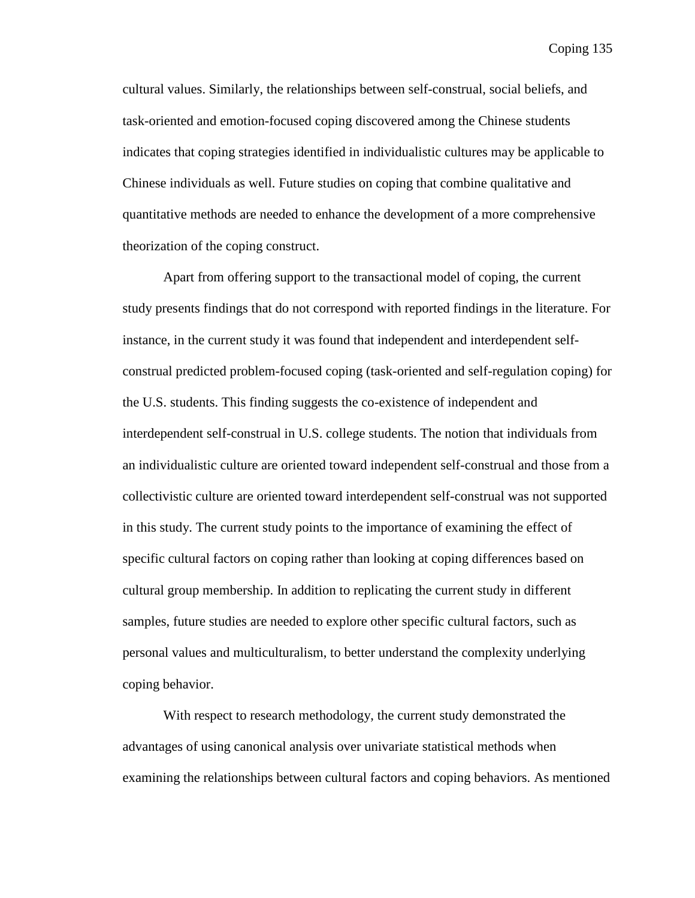cultural values. Similarly, the relationships between self-construal, social beliefs, and task-oriented and emotion-focused coping discovered among the Chinese students indicates that coping strategies identified in individualistic cultures may be applicable to Chinese individuals as well. Future studies on coping that combine qualitative and quantitative methods are needed to enhance the development of a more comprehensive theorization of the coping construct.

Apart from offering support to the transactional model of coping, the current study presents findings that do not correspond with reported findings in the literature. For instance, in the current study it was found that independent and interdependent self-construal predicted problem-focused coping (task-oriented and self-regulation coping) for the U.S. students. This finding suggests the co-existence of independent and interdependent self-construal in U.S. college students. The notion that individuals from an individualistic culture are oriented toward independent self-construal and those from a collectivistic culture are oriented toward interdependent self-construal was not supported in this study. The current study points to the importance of examining the effect of specific cultural factors on coping rather than looking at coping differences based on cultural group membership. In addition to replicating the current study in different samples, future studies are needed to explore other specific cultural factors, such as personal values and multiculturalism, to better understand the complexity underlying coping behavior.

With respect to research methodology, the current study demonstrated the advantages of using canonical analysis over univariate statistical methods when examining the relationships between cultural factors and coping behaviors. As mentioned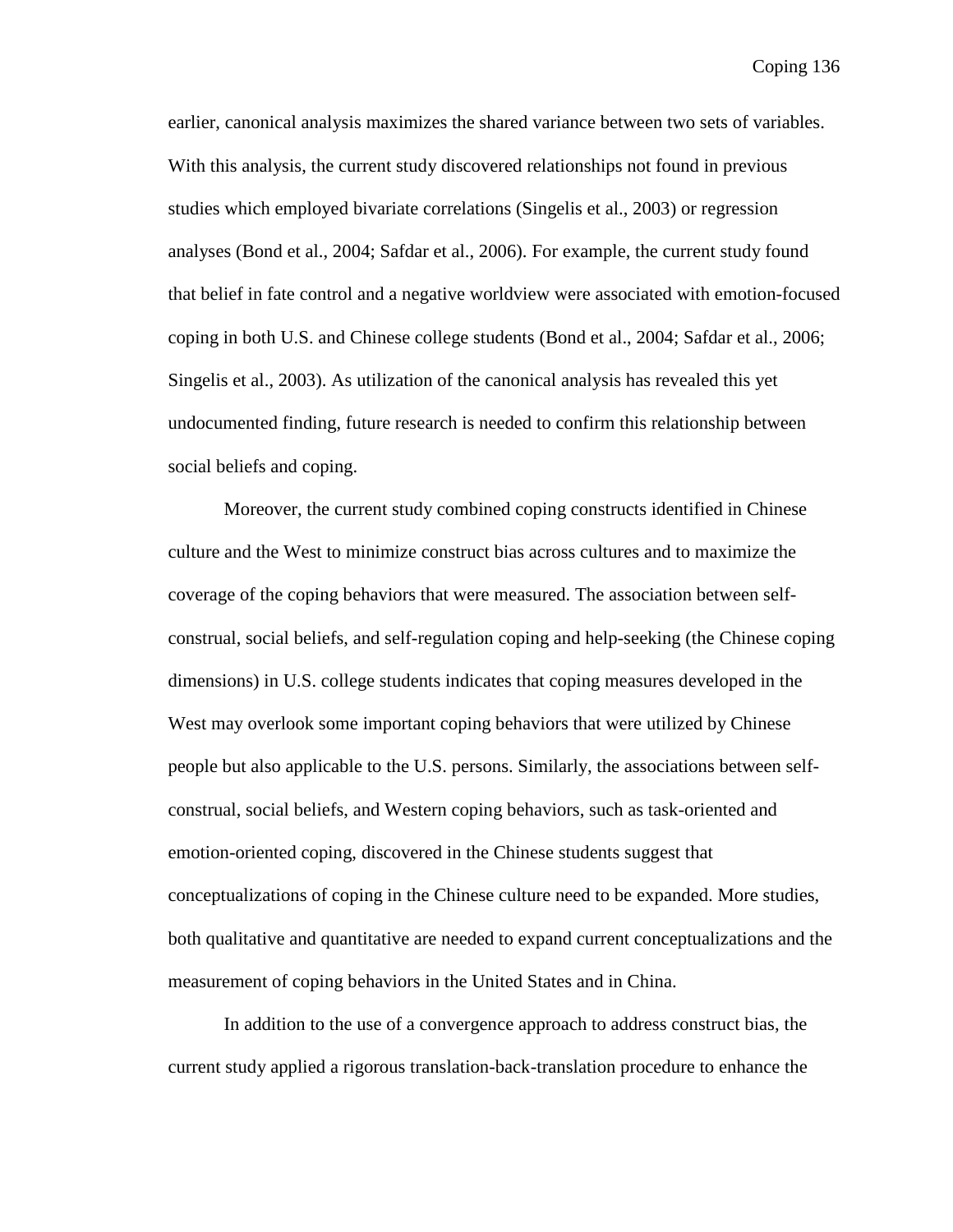earlier, canonical analysis maximizes the shared variance between two sets of variables. With this analysis, the current study discovered relationships not found in previous studies which employed bivariate correlations (Singelis et al., 2003) or regression analyses (Bond et al., 2004; Safdar et al., 2006). For example, the current study found that belief in fate control and a negative worldview were associated with emotion-focused coping in both U.S. and Chinese college students (Bond et al., 2004; Safdar et al., 2006; Singelis et al., 2003). As utilization of the canonical analysis has revealed this yet undocumented finding, future research is needed to confirm this relationship between social beliefs and coping.

Moreover, the current study combined coping constructs identified in Chinese culture and the West to minimize construct bias across cultures and to maximize the coverage of the coping behaviors that were measured. The association between self-construal, social beliefs, and self-regulation coping and help-seeking (the Chinese coping dimensions) in U.S. college students indicates that coping measures developed in the West may overlook some important coping behaviors that were utilized by Chinese people but also applicable to the U.S. persons. Similarly, the associations between self-construal, social beliefs, and Western coping behaviors, such as task-oriented and emotion-oriented coping, discovered in the Chinese students suggest that conceptualizations of coping in the Chinese culture need to be expanded. More studies, both qualitative and quantitative are needed to expand current conceptualizations and the measurement of coping behaviors in the United States and in China.

In addition to the use of a convergence approach to address construct bias, the current study applied a rigorous translation-back-translation procedure to enhance the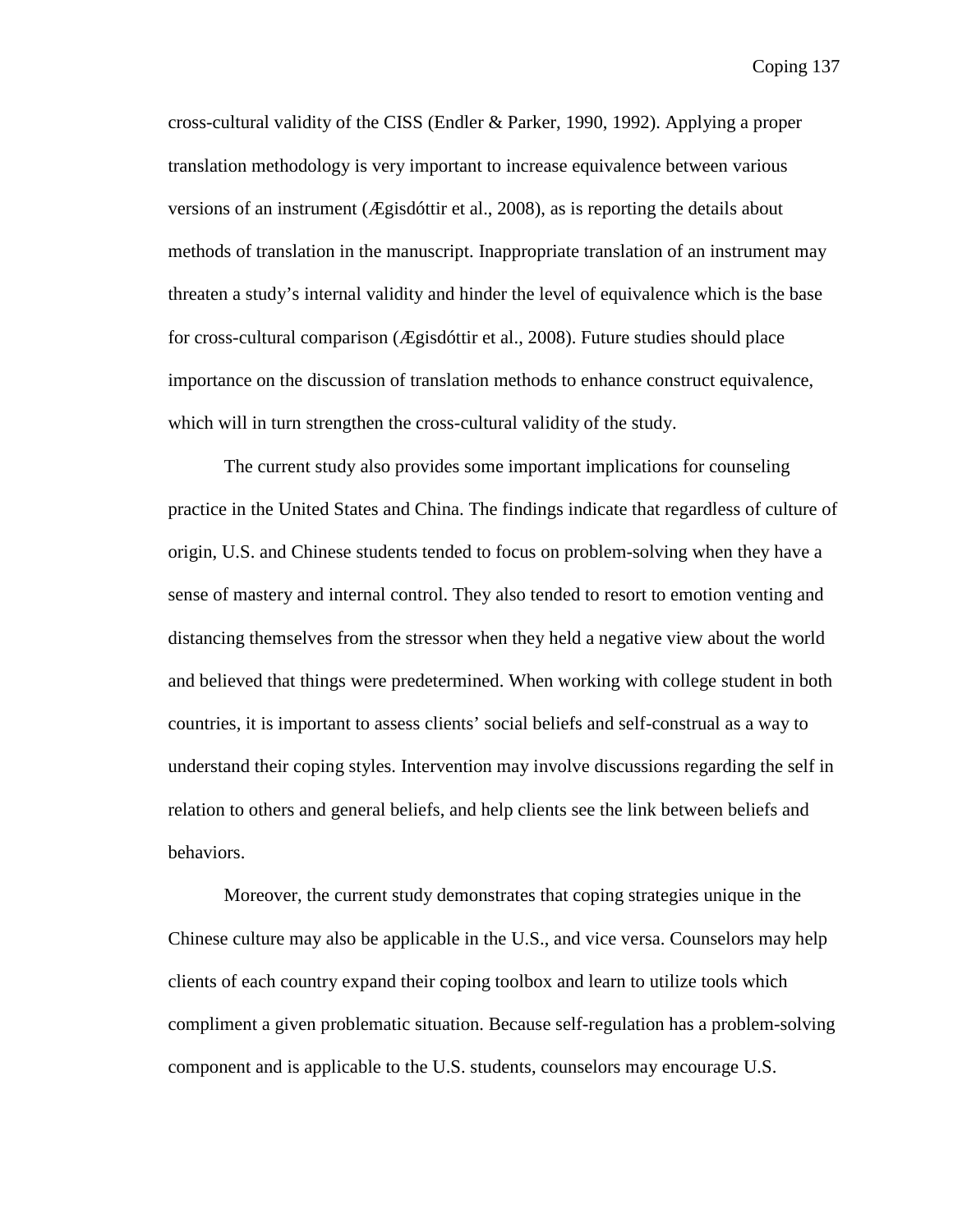cross-cultural validity of the CISS (Endler & Parker, 1990, 1992). Applying a proper translation methodology is very important to increase equivalence between various versions of an instrument (Ægisdóttir et al., 2008), as is reporting the details about methods of translation in the manuscript. Inappropriate translation of an instrument may threaten a study's internal validity and hinder the level of equivalence which is the base for cross-cultural comparison (Ægisdóttir et al., 2008). Future studies should place importance on the discussion of translation methods to enhance construct equivalence, which will in turn strengthen the cross-cultural validity of the study.

The current study also provides some important implications for counseling practice in the United States and China. The findings indicate that regardless of culture of origin, U.S. and Chinese students tended to focus on problem-solving when they have a sense of mastery and internal control. They also tended to resort to emotion venting and distancing themselves from the stressor when they held a negative view about the world and believed that things were predetermined. When working with college student in both countries, it is important to assess clients' social beliefs and self-construal as a way to understand their coping styles. Intervention may involve discussions regarding the self in relation to others and general beliefs, and help clients see the link between beliefs and behaviors.

Moreover, the current study demonstrates that coping strategies unique in the Chinese culture may also be applicable in the U.S., and vice versa. Counselors may help clients of each country expand their coping toolbox and learn to utilize tools which compliment a given problematic situation. Because self-regulation has a problem-solving component and is applicable to the U.S. students, counselors may encourage U.S.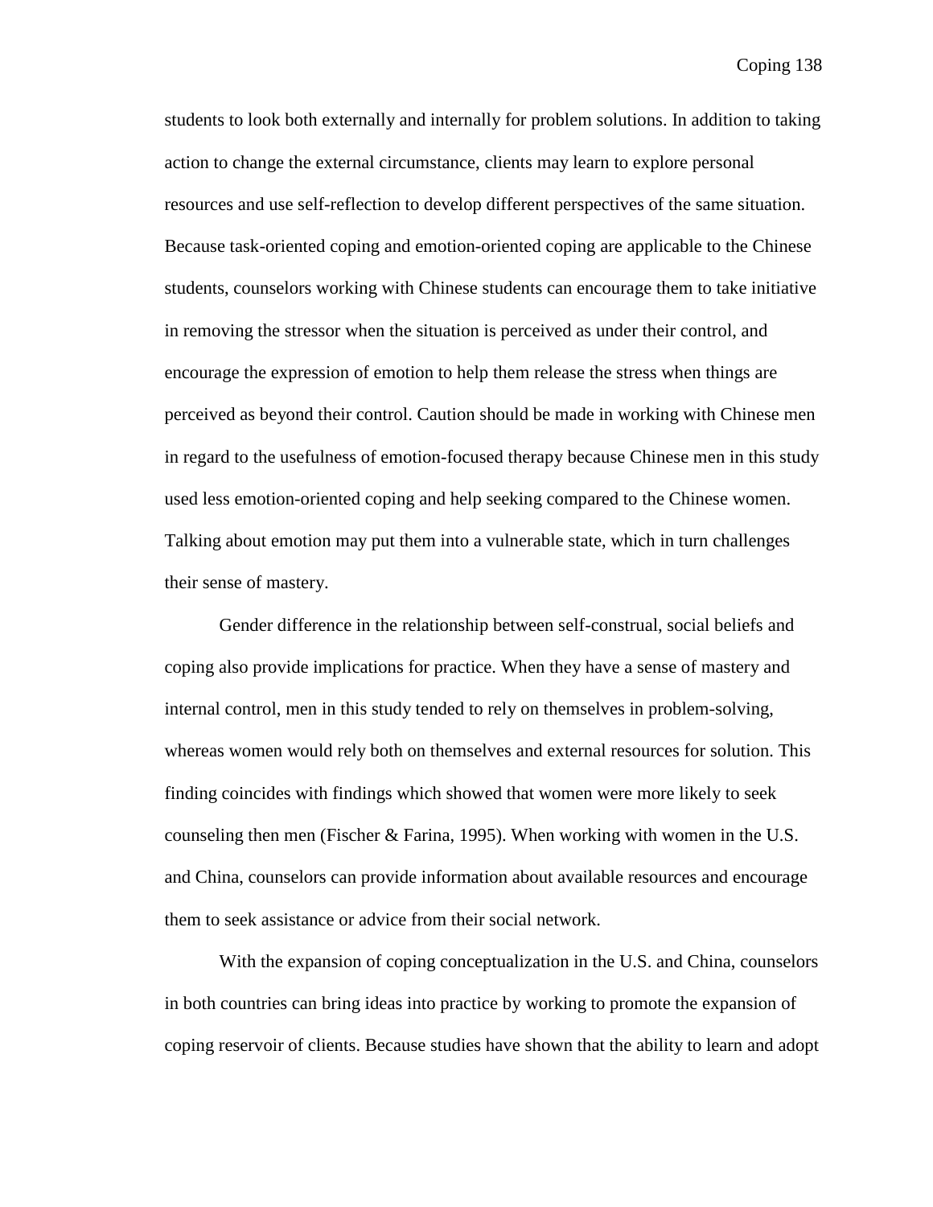students to look both externally and internally for problem solutions. In addition to taking action to change the external circumstance, clients may learn to explore personal resources and use self-reflection to develop different perspectives of the same situation. Because task-oriented coping and emotion-oriented coping are applicable to the Chinese students, counselors working with Chinese students can encourage them to take initiative in removing the stressor when the situation is perceived as under their control, and encourage the expression of emotion to help them release the stress when things are perceived as beyond their control. Caution should be made in working with Chinese men in regard to the usefulness of emotion-focused therapy because Chinese men in this study used less emotion-oriented coping and help seeking compared to the Chinese women. Talking about emotion may put them into a vulnerable state, which in turn challenges their sense of mastery.

Gender difference in the relationship between self-construal, social beliefs and coping also provide implications for practice. When they have a sense of mastery and internal control, men in this study tended to rely on themselves in problem-solving, whereas women would rely both on themselves and external resources for solution. This finding coincides with findings which showed that women were more likely to seek counseling then men (Fischer & Farina, 1995). When working with women in the U.S. and China, counselors can provide information about available resources and encourage them to seek assistance or advice from their social network.

With the expansion of coping conceptualization in the U.S. and China, counselors in both countries can bring ideas into practice by working to promote the expansion of coping reservoir of clients. Because studies have shown that the ability to learn and adopt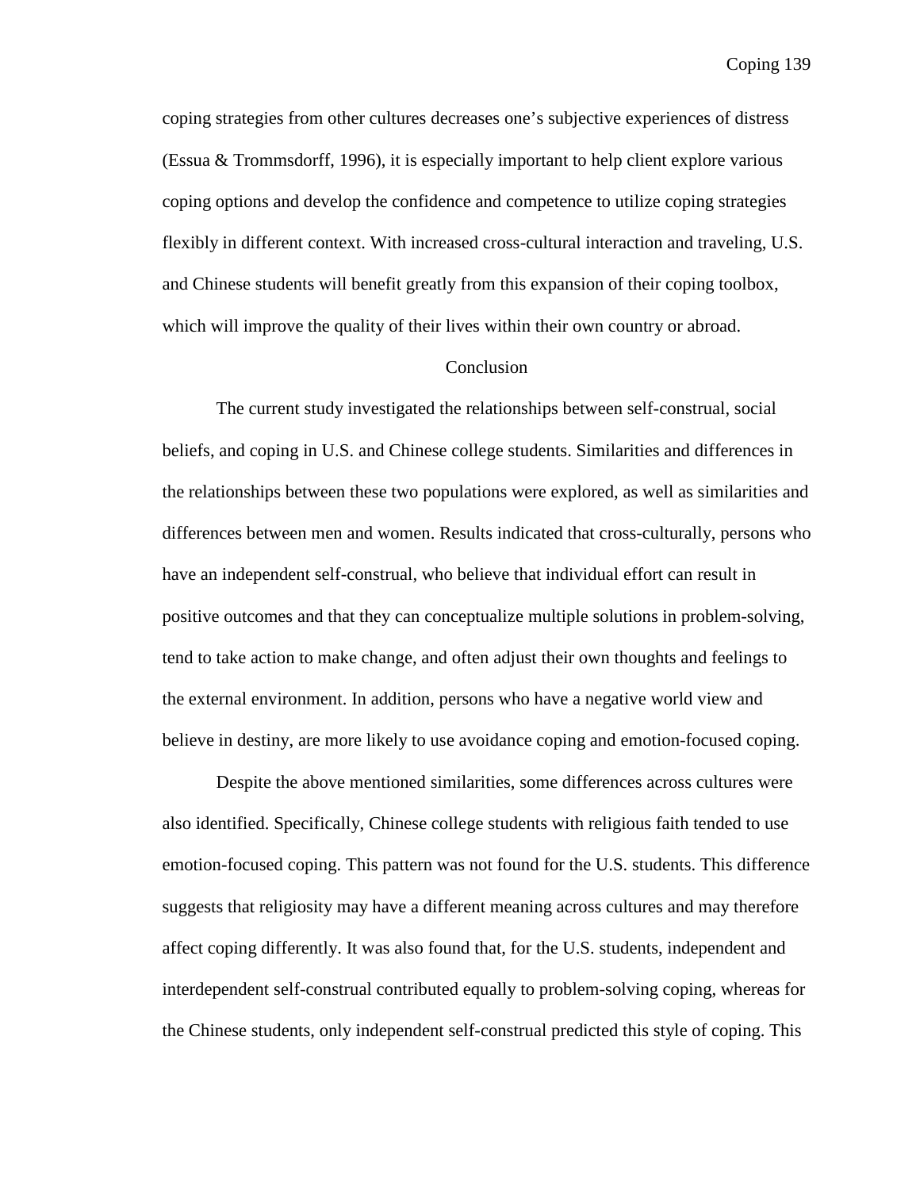coping strategies from other cultures decreases one's subjective experiences of distress (Essua & Trommsdorff, 1996), it is especially important to help client explore various coping options and develop the confidence and competence to utilize coping strategies flexibly in different context. With increased cross-cultural interaction and traveling, U.S. and Chinese students will benefit greatly from this expansion of their coping toolbox, which will improve the quality of their lives within their own country or abroad.

## Conclusion

The current study investigated the relationships between self-construal, social beliefs, and coping in U.S. and Chinese college students. Similarities and differences in the relationships between these two populations were explored, as well as similarities and differences between men and women. Results indicated that cross-culturally, persons who have an independent self-construal, who believe that individual effort can result in positive outcomes and that they can conceptualize multiple solutions in problem-solving, tend to take action to make change, and often adjust their own thoughts and feelings to the external environment. In addition, persons who have a negative world view and believe in destiny, are more likely to use avoidance coping and emotion-focused coping.

Despite the above mentioned similarities, some differences across cultures were also identified. Specifically, Chinese college students with religious faith tended to use emotion-focused coping. This pattern was not found for the U.S. students. This difference suggests that religiosity may have a different meaning across cultures and may therefore affect coping differently. It was also found that, for the U.S. students, independent and interdependent self-construal contributed equally to problem-solving coping, whereas for the Chinese students, only independent self-construal predicted this style of coping. This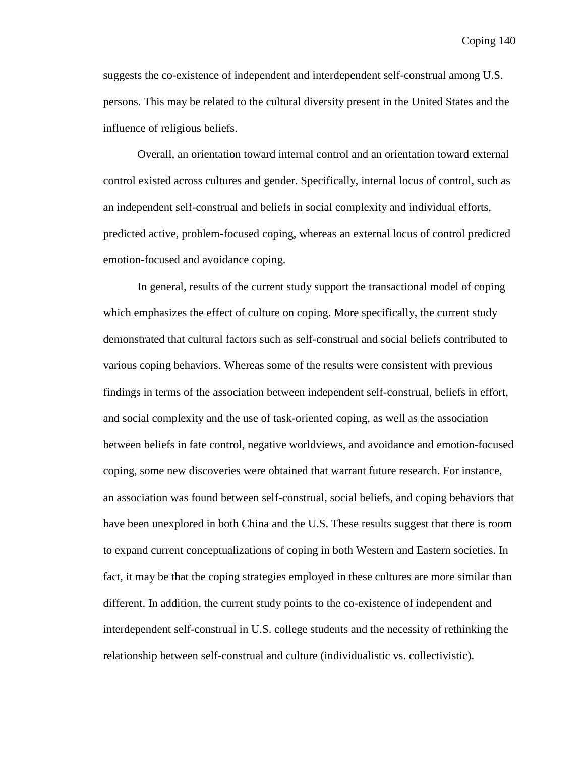suggests the co-existence of independent and interdependent self-construal among U.S. persons. This may be related to the cultural diversity present in the United States and the influence of religious beliefs.

Overall, an orientation toward internal control and an orientation toward external control existed across cultures and gender. Specifically, internal locus of control, such as an independent self-construal and beliefs in social complexity and individual efforts, predicted active, problem-focused coping, whereas an external locus of control predicted emotion-focused and avoidance coping.

In general, results of the current study support the transactional model of coping which emphasizes the effect of culture on coping. More specifically, the current study demonstrated that cultural factors such as self-construal and social beliefs contributed to various coping behaviors. Whereas some of the results were consistent with previous findings in terms of the association between independent self-construal, beliefs in effort, and social complexity and the use of task-oriented coping, as well as the association between beliefs in fate control, negative worldviews, and avoidance and emotion-focused coping, some new discoveries were obtained that warrant future research. For instance, an association was found between self-construal, social beliefs, and coping behaviors that have been unexplored in both China and the U.S. These results suggest that there is room to expand current conceptualizations of coping in both Western and Eastern societies. In fact, it may be that the coping strategies employed in these cultures are more similar than different. In addition, the current study points to the co-existence of independent and interdependent self-construal in U.S. college students and the necessity of rethinking the relationship between self-construal and culture (individualistic vs. collectivistic).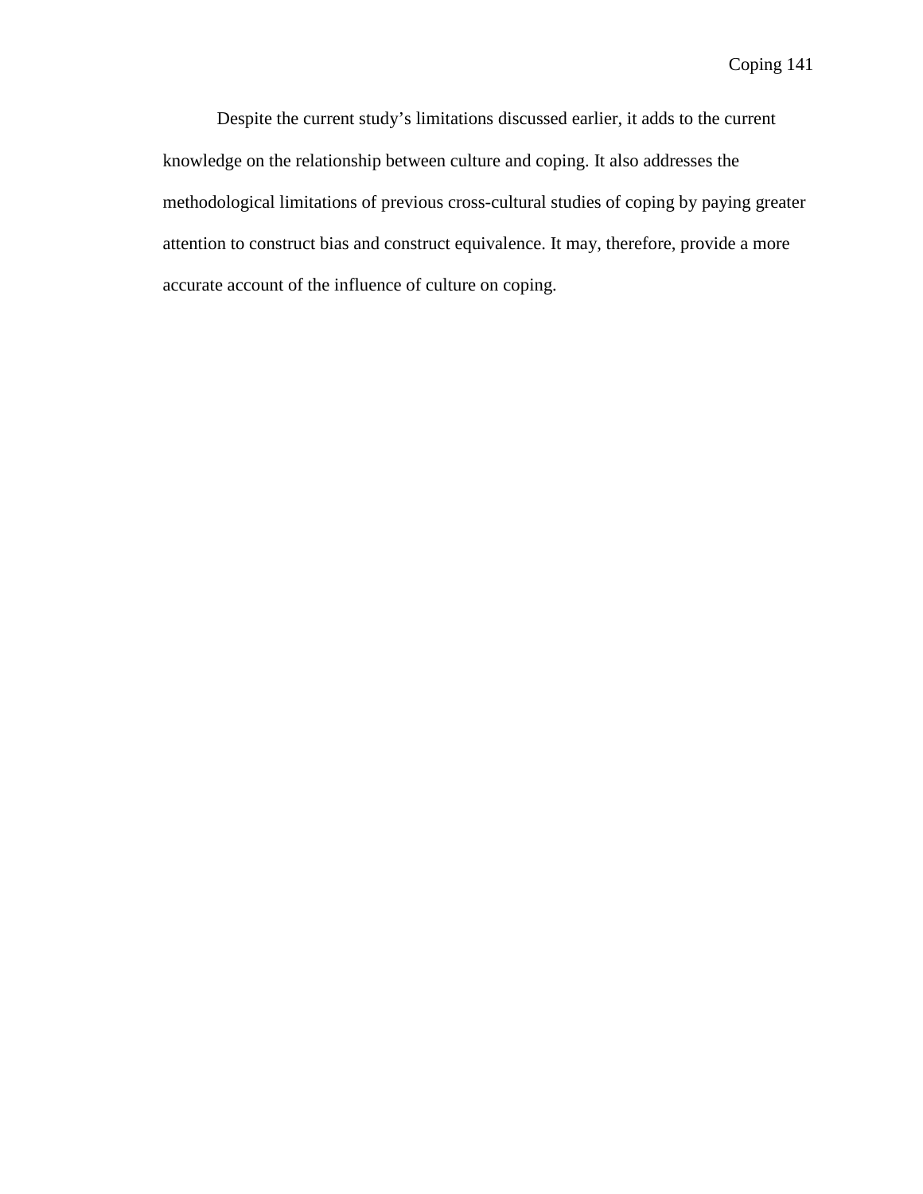Despite the current study’s limitations discussed earlier, it adds to the current knowledge on the relationship between culture and coping. It also addresses the methodological limitations of previous cross-cultural studies of coping by paying greater attention to construct bias and construct equivalence. It may, therefore, provide a more accurate account of the influence of culture on coping.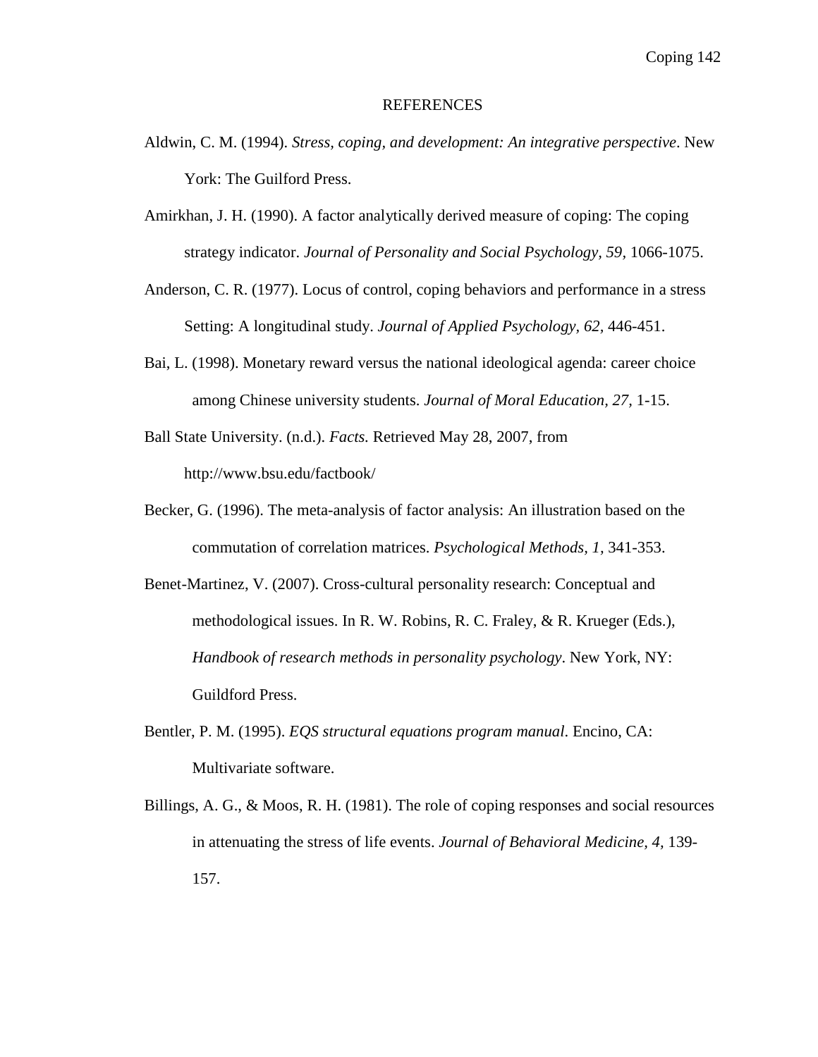# REFERENCES

Aldwin, C. M. (1994). *Stress, coping, and development: An integrative perspective*. New York: The Guilford Press.

Amirkhan, J. H. (1990). A factor analytically derived measure of coping: The coping strategy indicator. *Journal of Personality and Social Psychology*, *59*, 1066-1075.

Anderson, C. R. (1977). Locus of control, coping behaviors and performance in a stress Setting: A longitudinal study. *Journal of Applied Psychology*, *62*, 446-451.

Bai, L. (1998). Monetary reward versus the national ideological agenda: career choice among Chinese university students. *Journal of Moral Education, 27*, 1-15.

Ball State University. (n.d.). *Facts.* Retrieved May 28, 2007, from http://www.bsu.edu/factbook/

Becker, G. (1996). The meta-analysis of factor analysis: An illustration based on the commutation of correlation matrices. *Psychological Methods, 1*, 341-353.

Benet-Martinez, V. (2007). Cross-cultural personality research: Conceptual and methodological issues. In R. W. Robins, R. C. Fraley, & R. Krueger (Eds.), *Handbook of research methods in personality psychology*. New York, NY: Guildford Press.

Bentler, P. M. (1995). *EQS structural equations program manual.* Encino, CA: Multivariate software.

Billings, A. G., & Moos, R. H. (1981). The role of coping responses and social resources in attenuating the stress of life events. *Journal of Behavioral Medicine*, *4*, 139-157.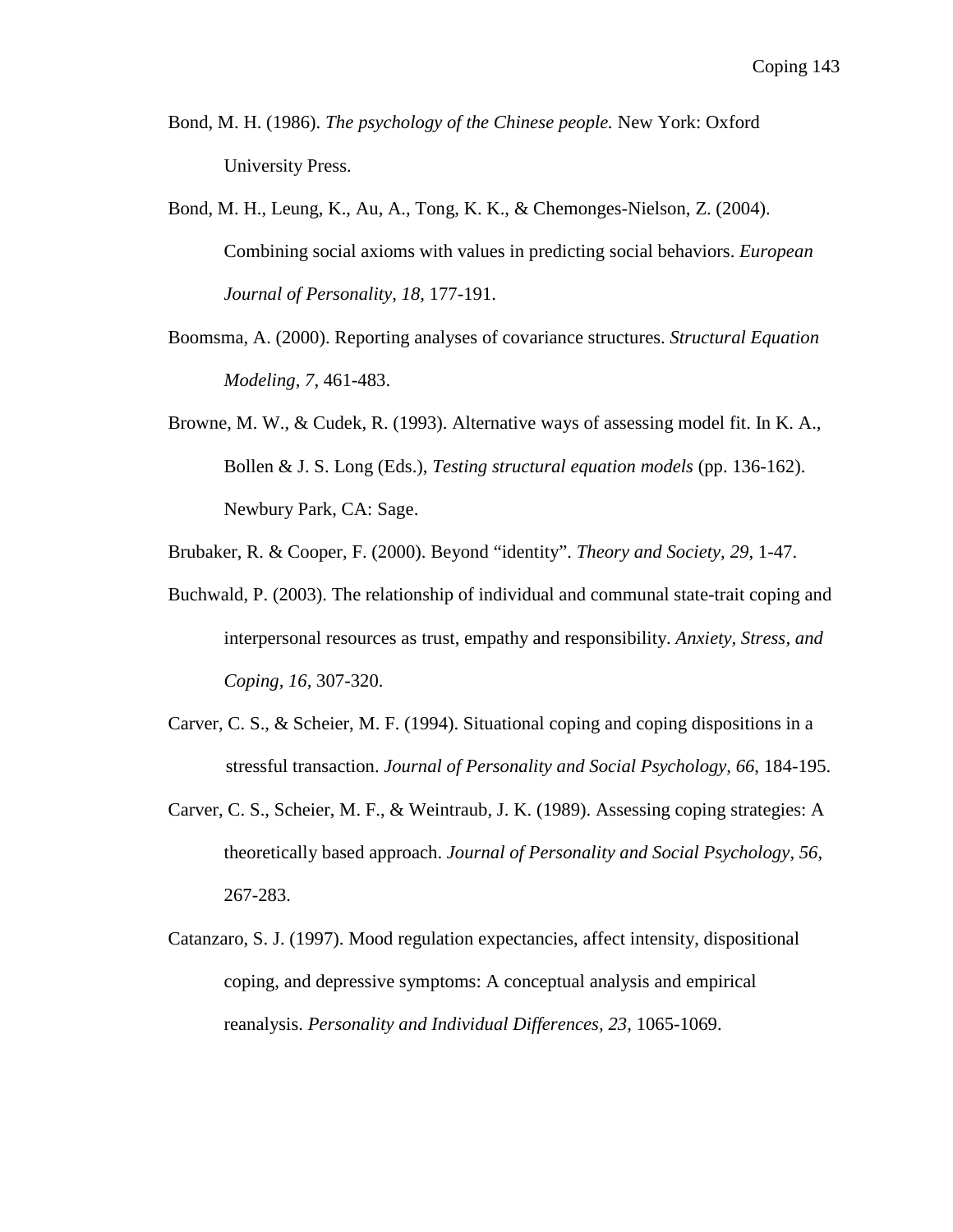Bond, M. H. (1986). *The psychology of the Chinese people.* New York: Oxford University Press.

Bond, M. H., Leung, K., Au, A., Tong, K. K., & Chemonges-Nielson, Z. (2004). Combining social axioms with values in predicting social behaviors. *European Journal of Personality, 18*, 177-191.

Boomsma, A. (2000). Reporting analyses of covariance structures. *Structural Equation Modeling, 7,* 461-483.

Browne, M. W., & Cudek, R. (1993). Alternative ways of assessing model fit. In K. A., Bollen & J. S. Long (Eds.), *Testing structural equation models* (pp. 136-162). Newbury Park, CA: Sage.

Brubaker, R. & Cooper, F. (2000). Beyond "identity". *Theory and Society, 29*, 1-47.

Buchwald, P. (2003). The relationship of individual and communal state-trait coping and interpersonal resources as trust, empathy and responsibility. *Anxiety, Stress, and Coping, 16,* 307-320.

Carver, C. S., & Scheier, M. F. (1994). Situational coping and coping dispositions in a stressful transaction. *Journal of Personality and Social Psychology, 66*, 184-195.

Carver, C. S., Scheier, M. F., & Weintraub, J. K. (1989). Assessing coping strategies: A theoretically based approach. *Journal of Personality and Social Psychology, 56*, 267-283.

Catanzaro, S. J. (1997). Mood regulation expectancies, affect intensity, dispositional coping, and depressive symptoms: A conceptual analysis and empirical reanalysis. *Personality and Individual Differences, 23,* 1065-1069.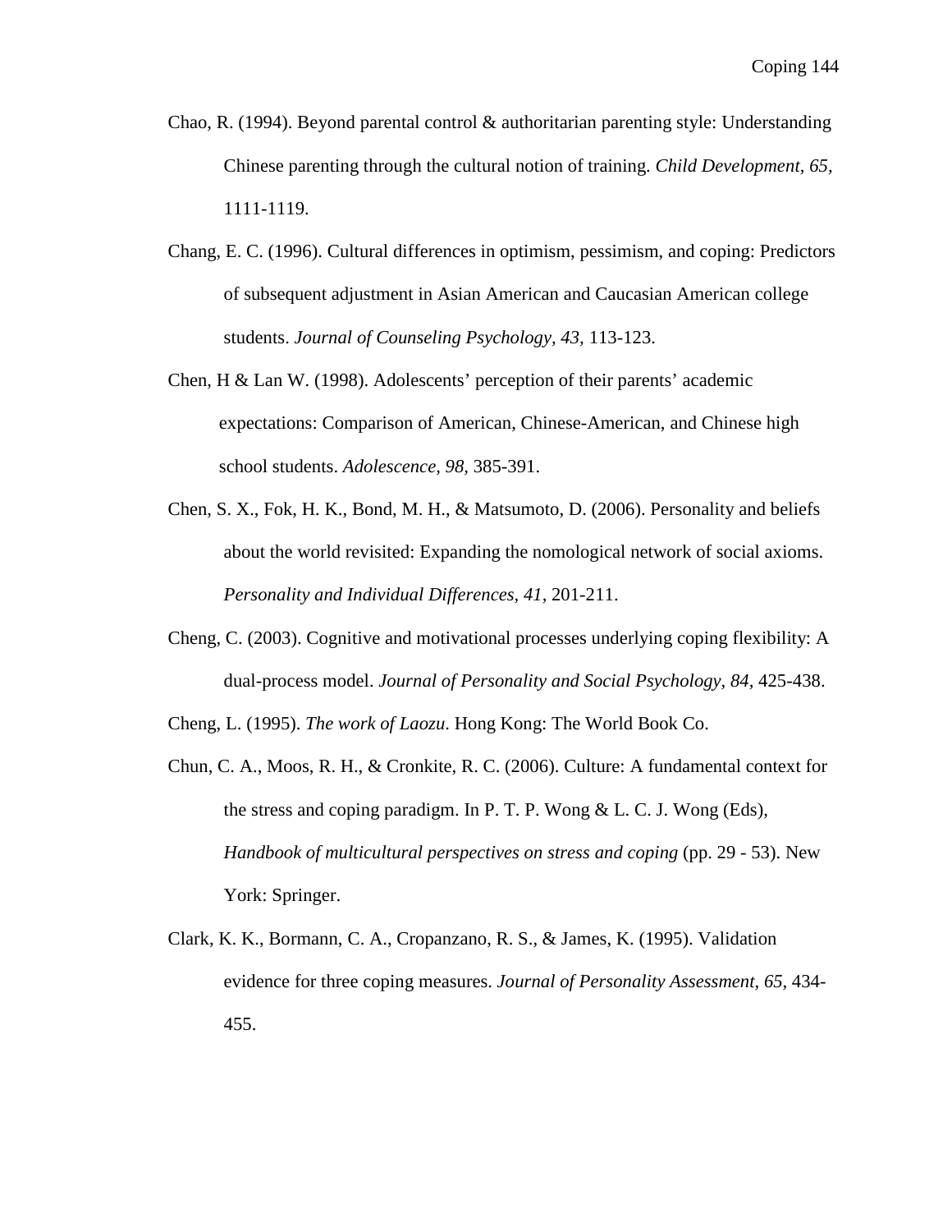Chao, R. (1994). Beyond parental control & authoritarian parenting style: Understanding Chinese parenting through the cultural notion of training. *Child Development*, *65*, 1111-1119.

Chang, E. C. (1996). Cultural differences in optimism, pessimism, and coping: Predictors of subsequent adjustment in Asian American and Caucasian American college students. *Journal of Counseling Psychology*, *43*, 113-123.

Chen, H & Lan W. (1998). Adolescents' perception of their parents' academic expectations: Comparison of American, Chinese-American, and Chinese high school students. *Adolescence, 98,* 385-391.

Chen, S. X., Fok, H. K., Bond, M. H., & Matsumoto, D. (2006). Personality and beliefs about the world revisited: Expanding the nomological network of social axioms. *Personality and Individual Differences*, *41*, 201-211.

Cheng, C. (2003). Cognitive and motivational processes underlying coping flexibility: A dual-process model. *Journal of Personality and Social Psychology, 84*, 425-438.

Cheng, L. (1995). *The work of Laozu*. Hong Kong: The World Book Co.

Chun, C. A., Moos, R. H., & Cronkite, R. C. (2006). Culture: A fundamental context for the stress and coping paradigm. In P. T. P. Wong & L. C. J. Wong (Eds), *Handbook of multicultural perspectives on stress and coping* (pp. 29 - 53). New York: Springer.

Clark, K. K., Bormann, C. A., Cropanzano, R. S., & James, K. (1995). Validation evidence for three coping measures. *Journal of Personality Assessment*, *65*, 434-455.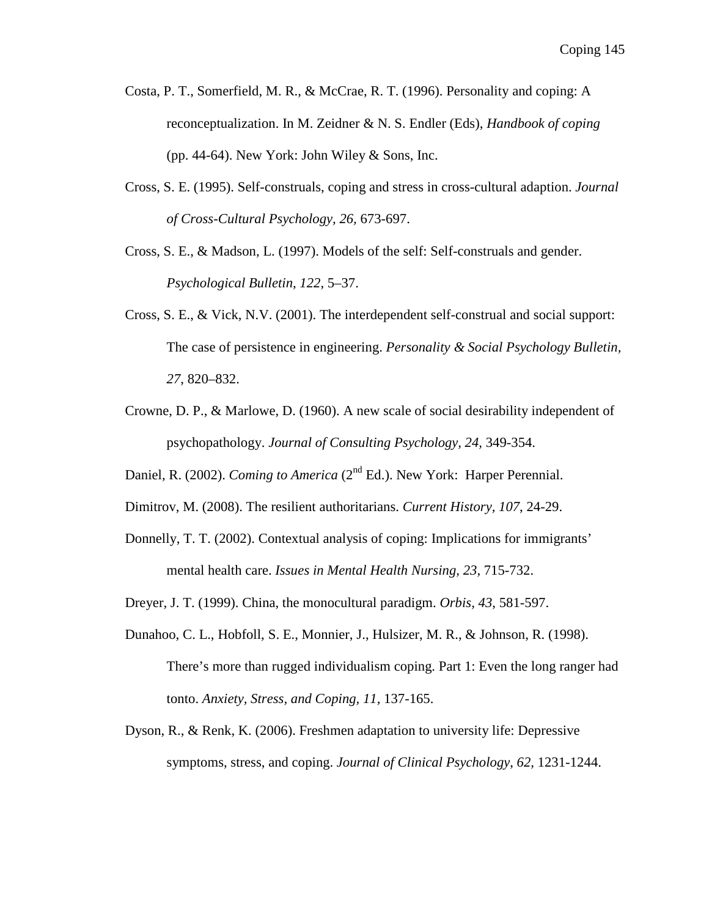Costa, P. T., Somerfield, M. R., & McCrae, R. T. (1996). Personality and coping: A reconceptualization. In M. Zeidner & N. S. Endler (Eds), *Handbook of coping* (pp. 44-64). New York: John Wiley & Sons, Inc.

Cross, S. E. (1995). Self-construals, coping and stress in cross-cultural adaption. *Journal of Cross-Cultural Psychology, 26,* 673-697.

Cross, S. E., & Madson, L. (1997). Models of the self: Self-construals and gender. *Psychological Bulletin*, *122*, 5–37.

Cross, S. E., & Vick, N.V. (2001). The interdependent self-construal and social support: The case of persistence in engineering. *Personality & Social Psychology Bulletin, 27*, 820–832.

Crowne, D. P., & Marlowe, D. (1960). A new scale of social desirability independent of psychopathology. *Journal of Consulting Psychology, 24,* 349-354.

Daniel, R. (2002). *Coming to America* (2nd Ed.). New York: Harper Perennial.

Dimitrov, M. (2008). The resilient authoritarians. *Current History, 107*, 24-29.

Donnelly, T. T. (2002). Contextual analysis of coping: Implications for immigrants' mental health care. *Issues in Mental Health Nursing, 23,* 715-732.

Dreyer, J. T. (1999). China, the monocultural paradigm. *Orbis, 43*, 581-597.

Dunahoo, C. L., Hobfoll, S. E., Monnier, J., Hulsizer, M. R., & Johnson, R. (1998). There's more than rugged individualism coping. Part 1: Even the long ranger had tonto. *Anxiety, Stress, and Coping, 11,* 137-165.

Dyson, R., & Renk, K. (2006). Freshmen adaptation to university life: Depressive symptoms, stress, and coping. *Journal of Clinical Psychology, 62,* 1231-1244.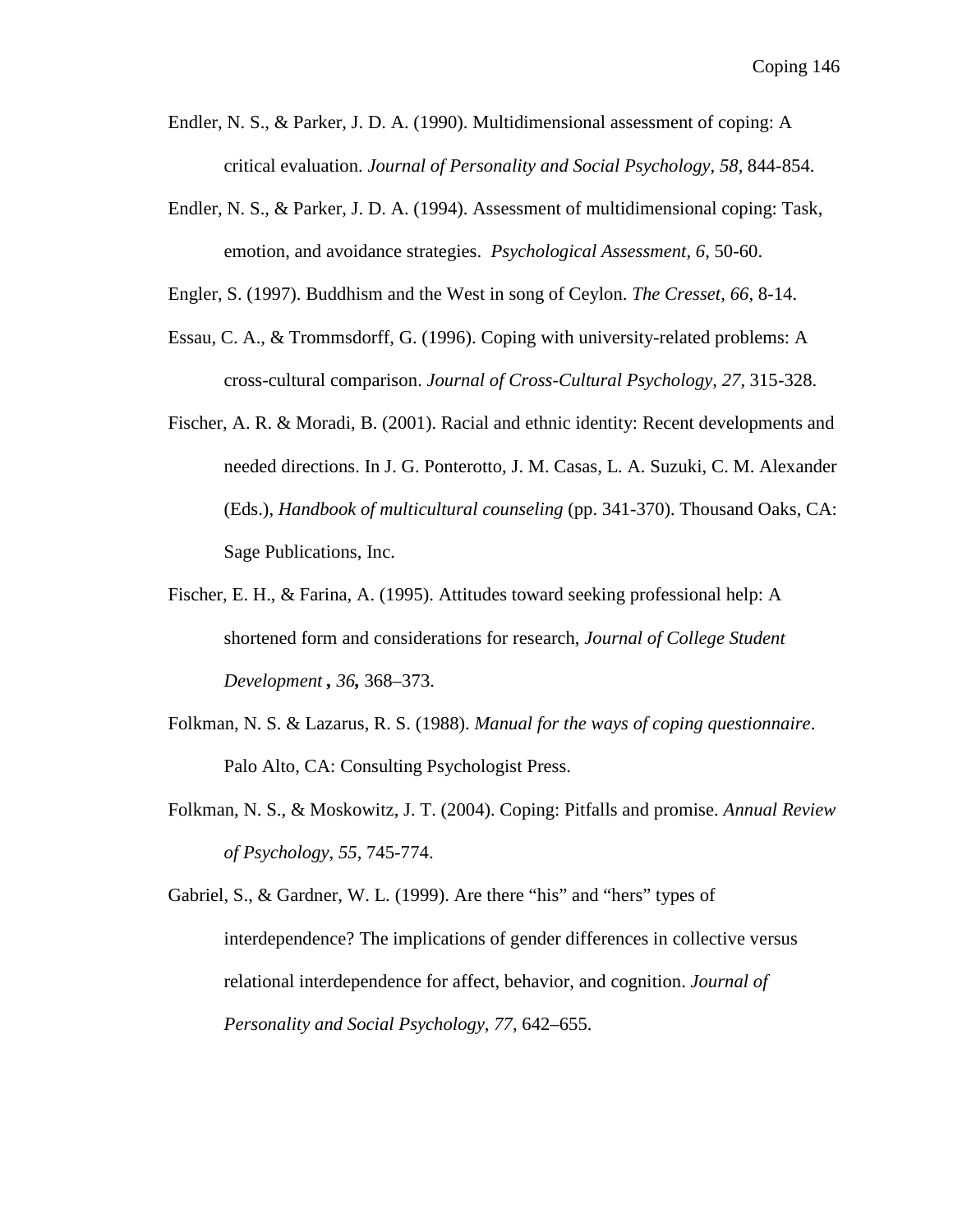Endler, N. S., & Parker, J. D. A. (1990). Multidimensional assessment of coping: A critical evaluation. *Journal of Personality and Social Psychology, 58,* 844-854.

Endler, N. S., & Parker, J. D. A. (1994). Assessment of multidimensional coping: Task, emotion, and avoidance strategies. *Psychological Assessment, 6,* 50-60.

Engler, S. (1997). Buddhism and the West in song of Ceylon. *The Cresset, 66,* 8-14.

Essau, C. A., & Trommsdorff, G. (1996). Coping with university-related problems: A cross-cultural comparison. *Journal of Cross-Cultural Psychology, 27,* 315-328.

Fischer, A. R. & Moradi, B. (2001). Racial and ethnic identity: Recent developments and needed directions. In J. G. Ponterotto, J. M. Casas, L. A. Suzuki, C. M. Alexander (Eds.), *Handbook of multicultural counseling* (pp. 341-370). Thousand Oaks, CA: Sage Publications, Inc.

Fischer, E. H., & Farina, A. (1995). Attitudes toward seeking professional help: A shortened form and considerations for research, *Journal of College Student Development **,** 36**,*** 368–373.

Folkman, N. S. & Lazarus, R. S. (1988). *Manual for the ways of coping questionnaire*. Palo Alto, CA: Consulting Psychologist Press.

Folkman, N. S., & Moskowitz, J. T. (2004). Coping: Pitfalls and promise. *Annual Review of Psychology, 55*, 745-774.

Gabriel, S., & Gardner, W. L. (1999). Are there "his" and "hers" types of interdependence? The implications of gender differences in collective versus relational interdependence for affect, behavior, and cognition. *Journal of Personality and Social Psychology*, *77*, 642–655.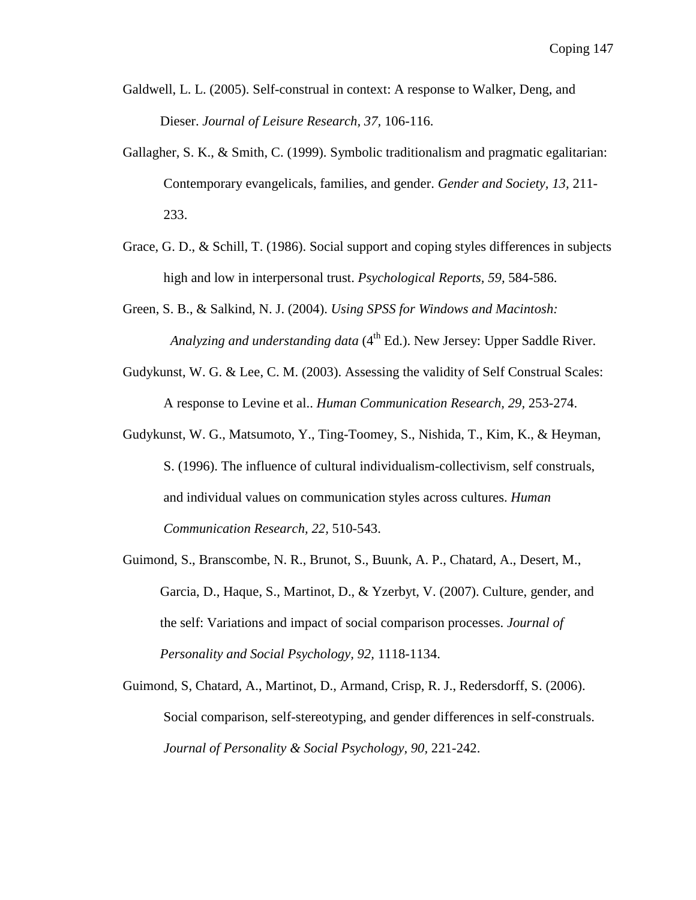Galdwell, L. L. (2005). Self-construal in context: A response to Walker, Deng, and Dieser. *Journal of Leisure Research, 37,* 106-116.

Gallagher, S. K., & Smith, C. (1999). Symbolic traditionalism and pragmatic egalitarian: Contemporary evangelicals, families, and gender. *Gender and Society, 13,* 211-233.

Grace, G. D., & Schill, T. (1986). Social support and coping styles differences in subjects high and low in interpersonal trust. *Psychological Reports, 59,* 584-586.

Green, S. B., & Salkind, N. J. (2004). *Using SPSS for Windows and Macintosh: Analyzing and understanding data* (4th Ed.). New Jersey: Upper Saddle River.

Gudykunst, W. G. & Lee, C. M. (2003). Assessing the validity of Self Construal Scales: A response to Levine et al.. *Human Communication Research, 29,* 253-274.

Gudykunst, W. G., Matsumoto, Y., Ting-Toomey, S., Nishida, T., Kim, K., & Heyman, S. (1996). The influence of cultural individualism-collectivism, self construals, and individual values on communication styles across cultures. *Human Communication Research, 22,* 510-543.

Guimond, S., Branscombe, N. R., Brunot, S., Buunk, A. P., Chatard, A., Desert, M., Garcia, D., Haque, S., Martinot, D., & Yzerbyt, V. (2007). Culture, gender, and the self: Variations and impact of social comparison processes. *Journal of Personality and Social Psychology, 92,* 1118-1134.

Guimond, S, Chatard, A., Martinot, D., Armand, Crisp, R. J., Redersdorff, S. (2006). Social comparison, self-stereotyping, and gender differences in self-construals. *Journal of Personality & Social Psychology, 90,* 221-242.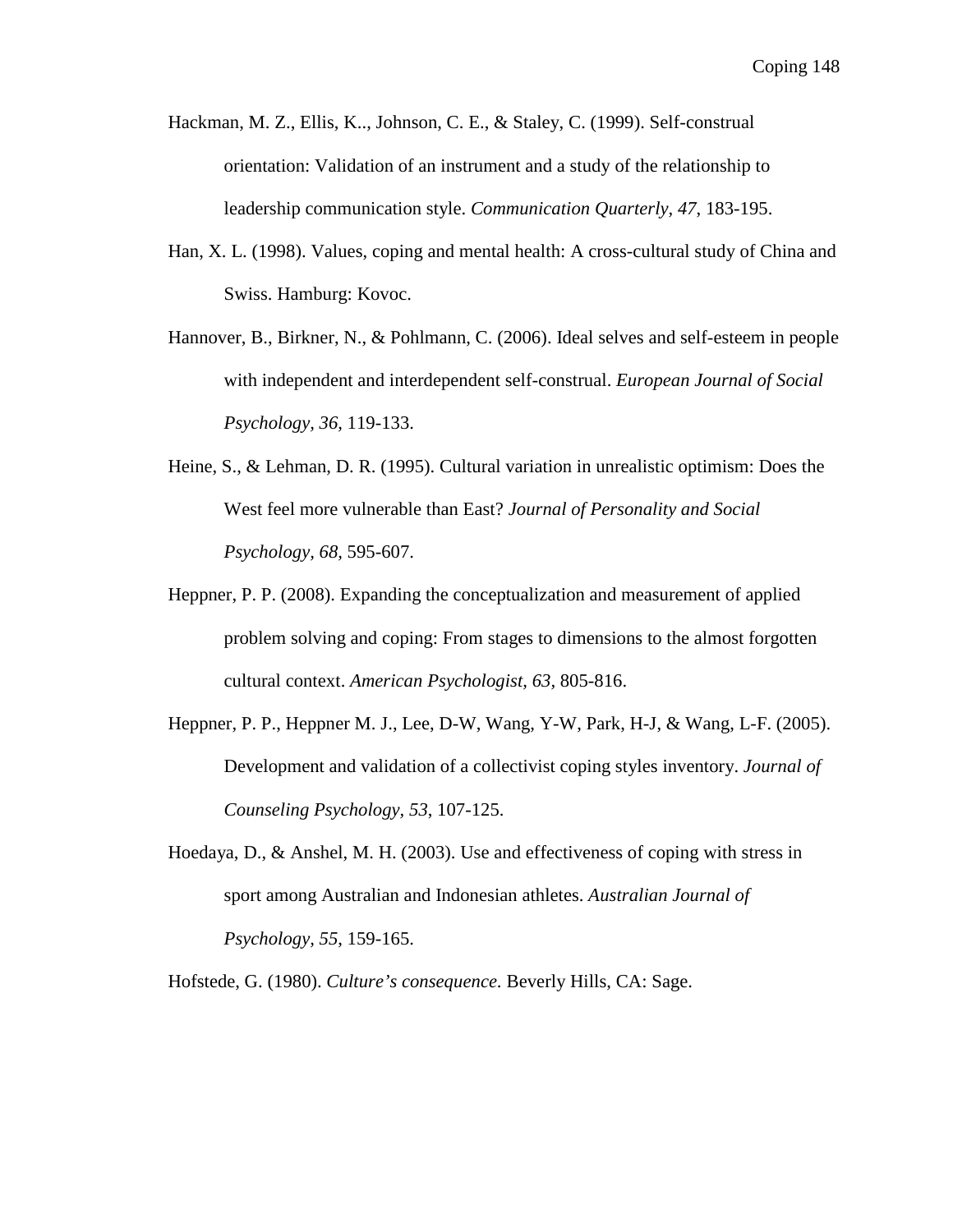Hackman, M. Z., Ellis, K.., Johnson, C. E., & Staley, C. (1999). Self-construal orientation: Validation of an instrument and a study of the relationship to leadership communication style. *Communication Quarterly, 47*, 183-195.

Han, X. L. (1998). Values, coping and mental health: A cross-cultural study of China and Swiss. Hamburg: Kovoc.

Hannover, B., Birkner, N., & Pohlmann, C. (2006). Ideal selves and self-esteem in people with independent and interdependent self-construal. *European Journal of Social Psychology, 36,* 119-133.

Heine, S., & Lehman, D. R. (1995). Cultural variation in unrealistic optimism: Does the West feel more vulnerable than East? *Journal of Personality and Social Psychology, 68*, 595-607.

Heppner, P. P. (2008). Expanding the conceptualization and measurement of applied problem solving and coping: From stages to dimensions to the almost forgotten cultural context. *American Psychologist, 63,* 805-816.

Heppner, P. P., Heppner M. J., Lee, D-W, Wang, Y-W, Park, H-J, & Wang, L-F. (2005). Development and validation of a collectivist coping styles inventory. *Journal of Counseling Psychology, 53*, 107-125.

Hoedaya, D., & Anshel, M. H. (2003). Use and effectiveness of coping with stress in sport among Australian and Indonesian athletes. *Australian Journal of Psychology, 55*, 159-165.

Hofstede, G. (1980). *Culture's consequence*. Beverly Hills, CA: Sage.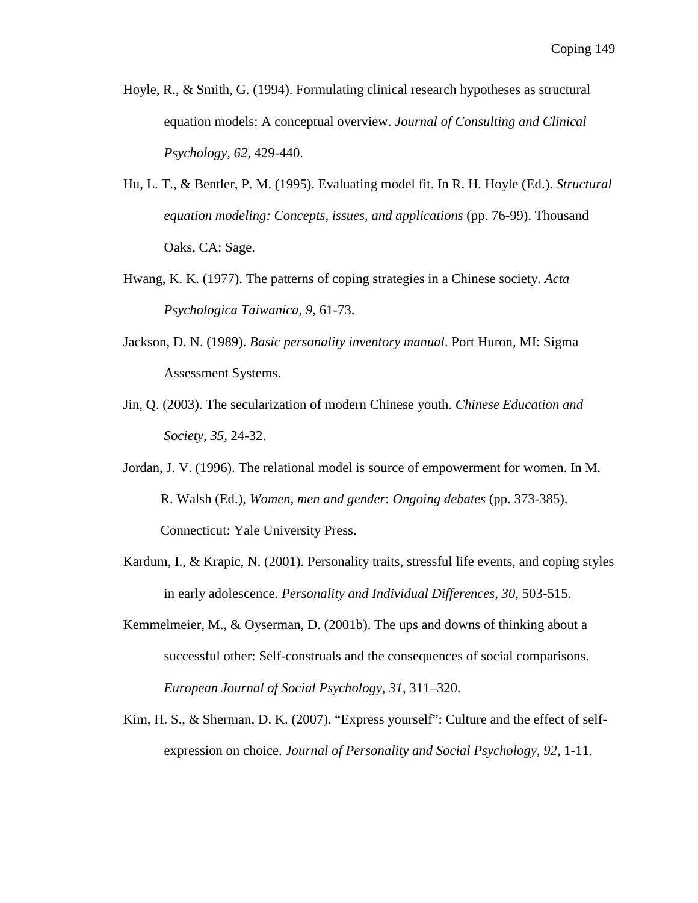Hoyle, R., & Smith, G. (1994). Formulating clinical research hypotheses as structural equation models: A conceptual overview. *Journal of Consulting and Clinical Psychology, 62,* 429-440.

Hu, L. T., & Bentler, P. M. (1995). Evaluating model fit. In R. H. Hoyle (Ed.). *Structural equation modeling: Concepts, issues, and applications* (pp. 76-99). Thousand Oaks, CA: Sage.

Hwang, K. K. (1977). The patterns of coping strategies in a Chinese society. *Acta Psychologica Taiwanica, 9,* 61-73.

Jackson, D. N. (1989). *Basic personality inventory manual*. Port Huron, MI: Sigma Assessment Systems.

Jin, Q. (2003). The secularization of modern Chinese youth. *Chinese Education and Society, 35,* 24-32.

Jordan, J. V. (1996). The relational model is source of empowerment for women. In M. R. Walsh (Ed.), *Women, men and gender*: *Ongoing debates* (pp. 373-385). Connecticut: Yale University Press.

Kardum, I., & Krapic, N. (2001). Personality traits, stressful life events, and coping styles in early adolescence. *Personality and Individual Differences, 30*, 503-515.

Kemmelmeier, M., & Oyserman, D. (2001b). The ups and downs of thinking about a successful other: Self-construals and the consequences of social comparisons. *European Journal of Social Psychology*, *31*, 311–320.

Kim, H. S., & Sherman, D. K. (2007). "Express yourself": Culture and the effect of self-expression on choice. *Journal of Personality and Social Psychology, 92,* 1-11.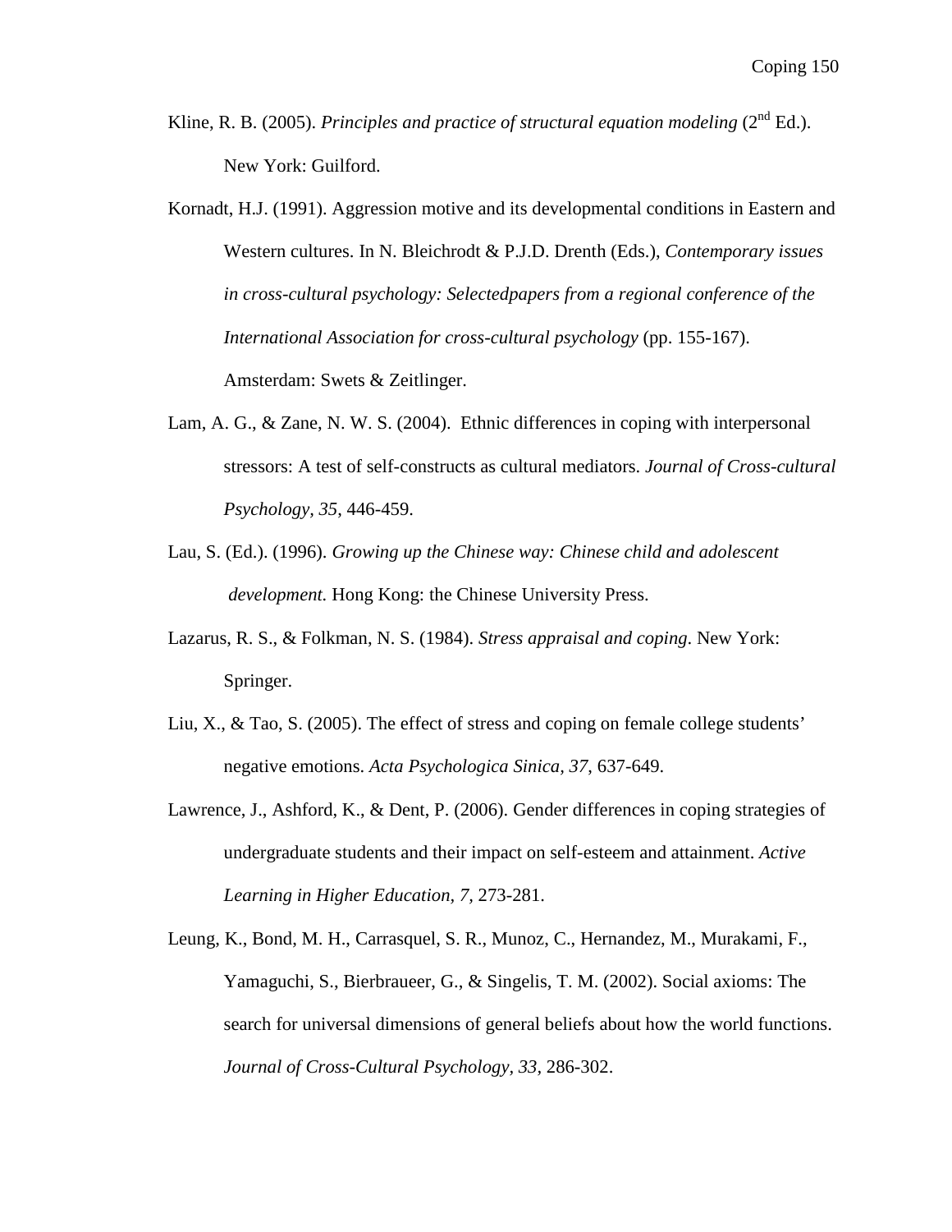Kline, R. B. (2005). *Principles and practice of structural equation modeling* (2nd Ed.). New York: Guilford.

Kornadt, H.J. (1991). Aggression motive and its developmental conditions in Eastern and Western cultures. In N. Bleichrodt & P.J.D. Drenth (Eds.), *Contemporary issues in cross-cultural psychology: Selectedpapers from a regional conference of the International Association for cross-cultural psychology* (pp. 155-167). Amsterdam: Swets & Zeitlinger.

Lam, A. G., & Zane, N. W. S. (2004). Ethnic differences in coping with interpersonal stressors: A test of self-constructs as cultural mediators. *Journal of Cross-cultural Psychology*, *35*, 446-459.

Lau, S. (Ed.). (1996). *Growing up the Chinese way: Chinese child and adolescent development.* Hong Kong: the Chinese University Press.

Lazarus, R. S., & Folkman, N. S. (1984). *Stress appraisal and coping*. New York: Springer.

Liu, X., & Tao, S. (2005). The effect of stress and coping on female college students' negative emotions. *Acta Psychologica Sinica, 37*, 637-649.

Lawrence, J., Ashford, K., & Dent, P. (2006). Gender differences in coping strategies of undergraduate students and their impact on self-esteem and attainment. *Active Learning in Higher Education, 7,* 273-281.

Leung, K., Bond, M. H., Carrasquel, S. R., Munoz, C., Hernandez, M., Murakami, F., Yamaguchi, S., Bierbraueer, G., & Singelis, T. M. (2002). Social axioms: The search for universal dimensions of general beliefs about how the world functions. *Journal of Cross-Cultural Psychology, 33,* 286-302.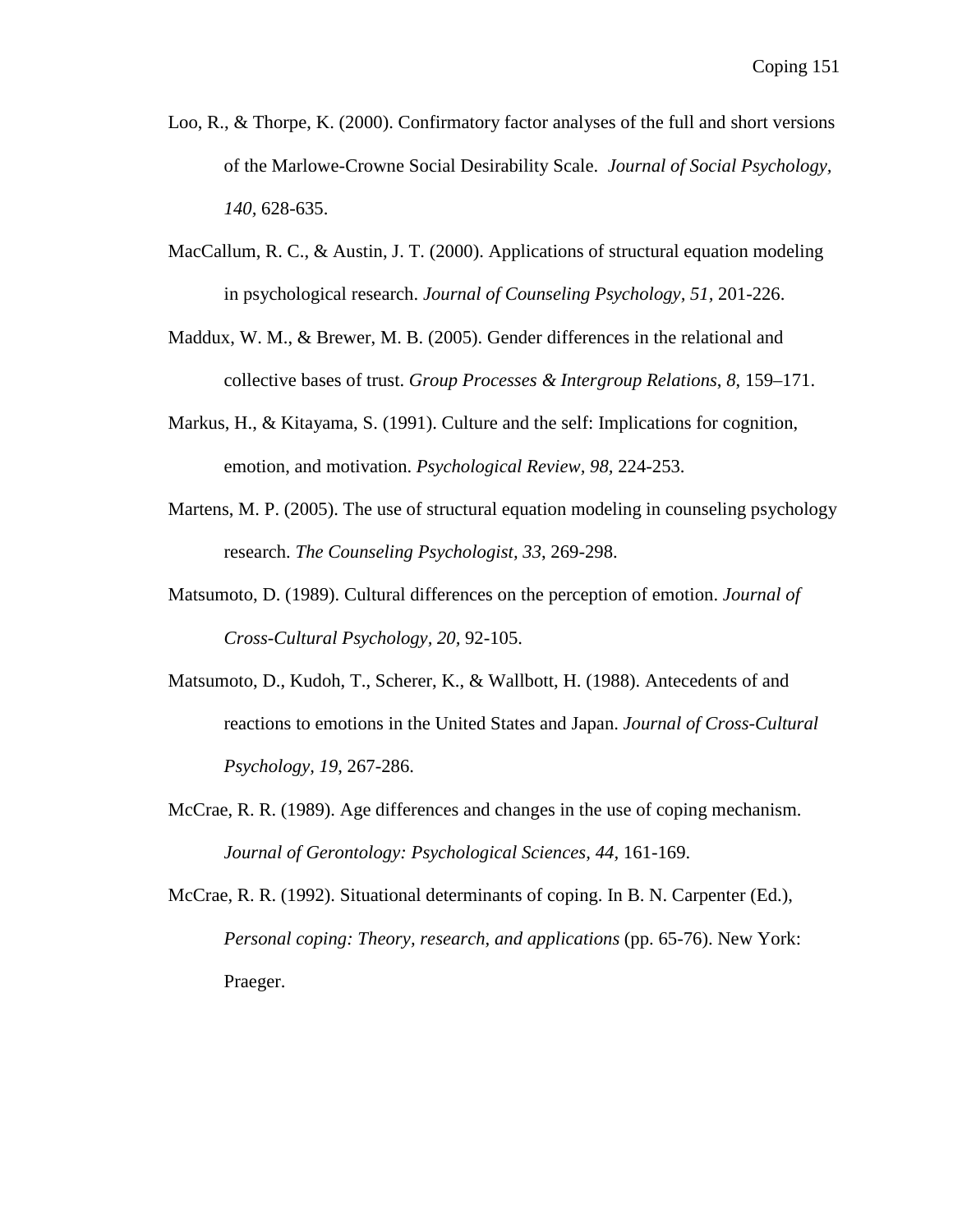Loo, R., & Thorpe, K. (2000). Confirmatory factor analyses of the full and short versions of the Marlowe-Crowne Social Desirability Scale. *Journal of Social Psychology, 140*, 628-635.

MacCallum, R. C., & Austin, J. T. (2000). Applications of structural equation modeling in psychological research. *Journal of Counseling Psychology, 51*, 201-226.

Maddux, W. M., & Brewer, M. B. (2005). Gender differences in the relational and collective bases of trust. *Group Processes & Intergroup Relations*, *8*, 159–171.

Markus, H., & Kitayama, S. (1991). Culture and the self: Implications for cognition, emotion, and motivation. *Psychological Review, 98,* 224-253.

Martens, M. P. (2005). The use of structural equation modeling in counseling psychology research. *The Counseling Psychologist, 33*, 269-298.

Matsumoto, D. (1989). Cultural differences on the perception of emotion. *Journal of Cross-Cultural Psychology, 20,* 92-105.

Matsumoto, D., Kudoh, T., Scherer, K., & Wallbott, H. (1988). Antecedents of and reactions to emotions in the United States and Japan. *Journal of Cross-Cultural Psychology, 19*, 267-286.

McCrae, R. R. (1989). Age differences and changes in the use of coping mechanism. *Journal of Gerontology: Psychological Sciences, 44*, 161-169.

McCrae, R. R. (1992). Situational determinants of coping. In B. N. Carpenter (Ed.), *Personal coping: Theory, research, and applications* (pp. 65-76). New York: Praeger.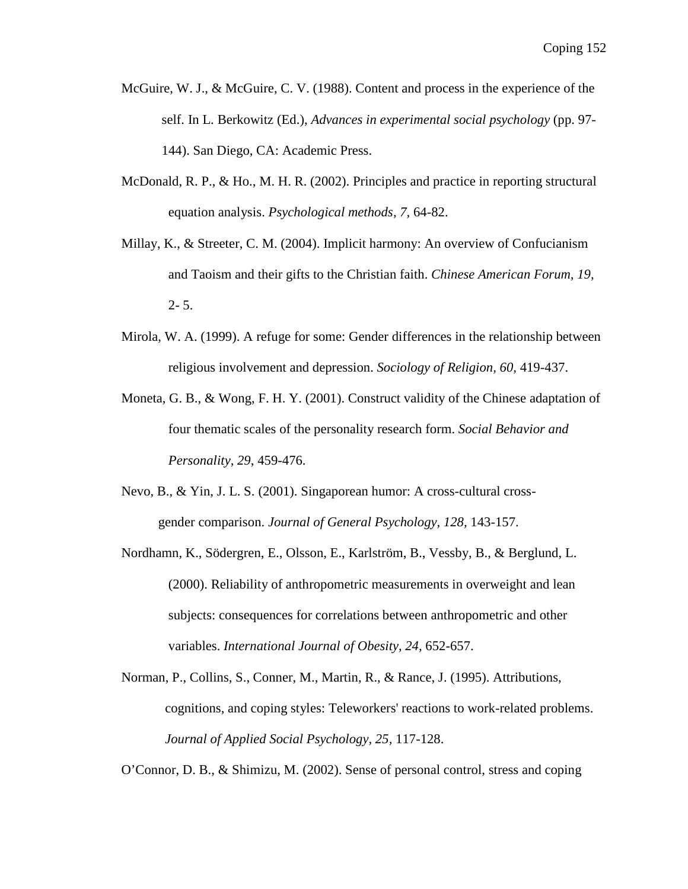McGuire, W. J., & McGuire, C. V. (1988). Content and process in the experience of the self. In L. Berkowitz (Ed.), *Advances in experimental social psychology* (pp. 97-144). San Diego, CA: Academic Press.

McDonald, R. P., & Ho., M. H. R. (2002). Principles and practice in reporting structural equation analysis. *Psychological methods, 7,* 64-82.

Millay, K., & Streeter, C. M. (2004). Implicit harmony: An overview of Confucianism and Taoism and their gifts to the Christian faith. *Chinese American Forum, 19*, 2- 5.

Mirola, W. A. (1999). A refuge for some: Gender differences in the relationship between religious involvement and depression. *Sociology of Religion, 60,* 419-437.

Moneta, G. B., & Wong, F. H. Y. (2001). Construct validity of the Chinese adaptation of four thematic scales of the personality research form. *Social Behavior and Personality, 29*, 459-476.

Nevo, B., & Yin, J. L. S. (2001). Singaporean humor: A cross-cultural cross-gender comparison. *Journal of General Psychology, 128,* 143-157.

Nordhamn, K., Södergren, E., Olsson, E., Karlström, B., Vessby, B., & Berglund, L. (2000). Reliability of anthropometric measurements in overweight and lean subjects: consequences for correlations between anthropometric and other variables. *International Journal of Obesity, 24,* 652-657.

Norman, P., Collins, S., Conner, M., Martin, R., & Rance, J. (1995). Attributions, cognitions, and coping styles: Teleworkers' reactions to work-related problems. *Journal of Applied Social Psychology, 25,* 117-128.

O'Connor, D. B., & Shimizu, M. (2002). Sense of personal control, stress and coping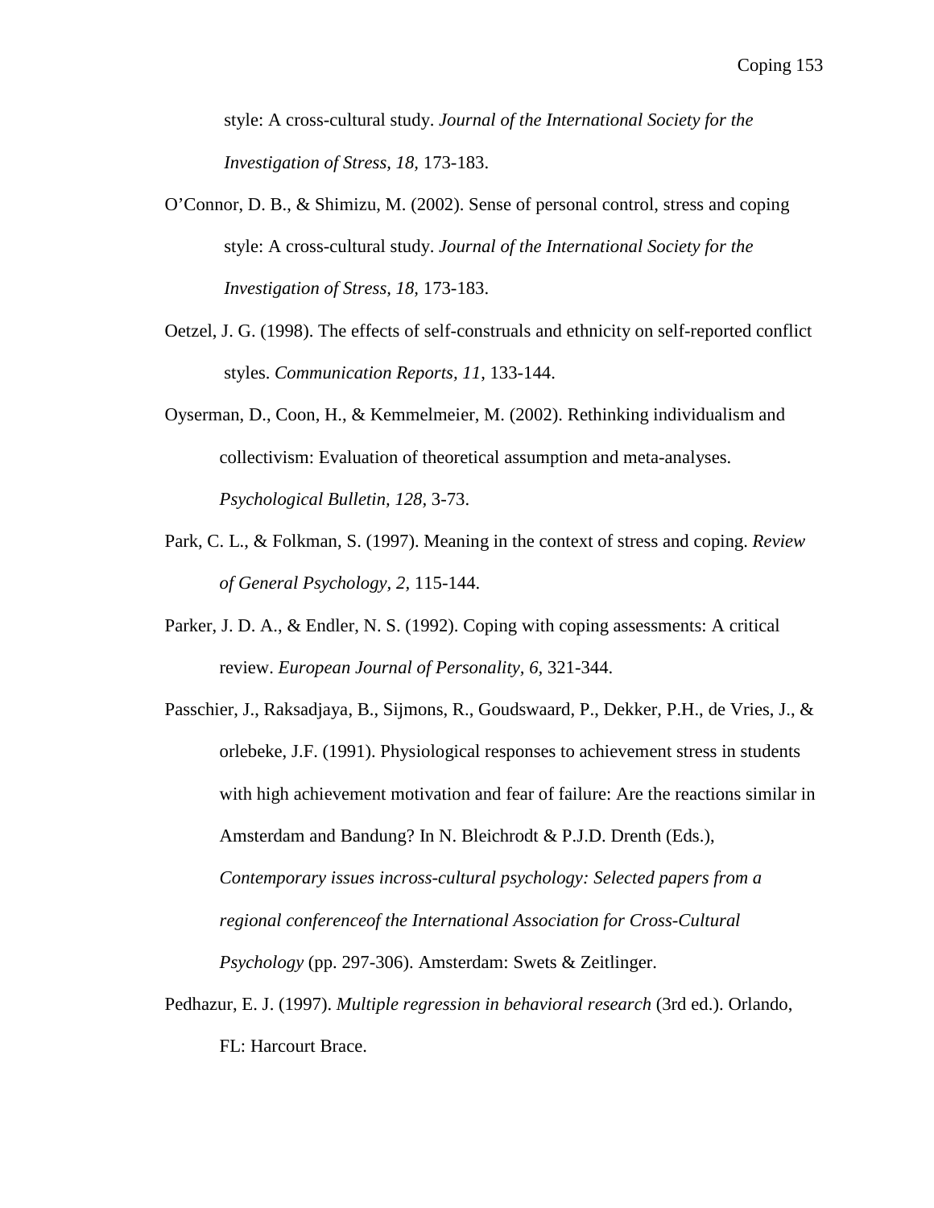style: A cross-cultural study. *Journal of the International Society for the Investigation of Stress, 18*, 173-183.

O'Connor, D. B., & Shimizu, M. (2002). Sense of personal control, stress and coping style: A cross-cultural study. *Journal of the International Society for the Investigation of Stress, 18*, 173-183.

Oetzel, J. G. (1998). The effects of self-construals and ethnicity on self-reported conflict styles. *Communication Reports, 11*, 133-144.

Oyserman, D., Coon, H., & Kemmelmeier, M. (2002). Rethinking individualism and collectivism: Evaluation of theoretical assumption and meta-analyses. *Psychological Bulletin, 128*, 3-73.

Park, C. L., & Folkman, S. (1997). Meaning in the context of stress and coping. *Review of General Psychology, 2*, 115-144.

Parker, J. D. A., & Endler, N. S. (1992). Coping with coping assessments: A critical review. *European Journal of Personality, 6*, 321-344.

Passchier, J., Raksadjaya, B., Sijmons, R., Goudswaard, P., Dekker, P.H., de Vries, J., & orlebeke, J.F. (1991). Physiological responses to achievement stress in students with high achievement motivation and fear of failure: Are the reactions similar in Amsterdam and Bandung? In N. Bleichrodt & P.J.D. Drenth (Eds.), *Contemporary issues incross-cultural psychology: Selected papers from a regional conferenceof the International Association for Cross-Cultural Psychology* (pp. 297-306). Amsterdam: Swets & Zeitlinger.

Pedhazur, E. J. (1997). *Multiple regression in behavioral research* (3rd ed.). Orlando, FL: Harcourt Brace.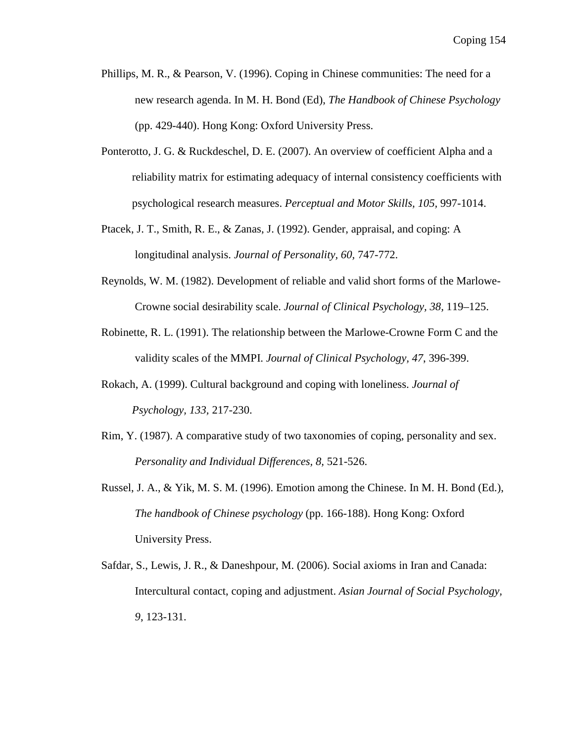Phillips, M. R., & Pearson, V. (1996). Coping in Chinese communities: The need for a new research agenda. In M. H. Bond (Ed), *The Handbook of Chinese Psychology* (pp. 429-440). Hong Kong: Oxford University Press.

Ponterotto, J. G. & Ruckdeschel, D. E. (2007). An overview of coefficient Alpha and a reliability matrix for estimating adequacy of internal consistency coefficients with psychological research measures. *Perceptual and Motor Skills, 105,* 997-1014.

Ptacek, J. T., Smith, R. E., & Zanas, J. (1992). Gender, appraisal, and coping: A longitudinal analysis. *Journal of Personality, 60,* 747-772.

Reynolds, W. M. (1982). Development of reliable and valid short forms of the Marlowe-Crowne social desirability scale. *Journal of Clinical Psychology, 38,* 119–125.

Robinette, R. L. (1991). The relationship between the Marlowe-Crowne Form C and the validity scales of the MMPI. *Journal of Clinical Psychology, 47*, 396-399.

Rokach, A. (1999). Cultural background and coping with loneliness. *Journal of Psychology, 133,* 217-230.

Rim, Y. (1987). A comparative study of two taxonomies of coping, personality and sex. *Personality and Individual Differences, 8,* 521-526.

Russel, J. A., & Yik, M. S. M. (1996). Emotion among the Chinese. In M. H. Bond (Ed.), *The handbook of Chinese psychology* (pp. 166-188). Hong Kong: Oxford University Press.

Safdar, S., Lewis, J. R., & Daneshpour, M. (2006). Social axioms in Iran and Canada: Intercultural contact, coping and adjustment. *Asian Journal of Social Psychology, 9*, 123-131.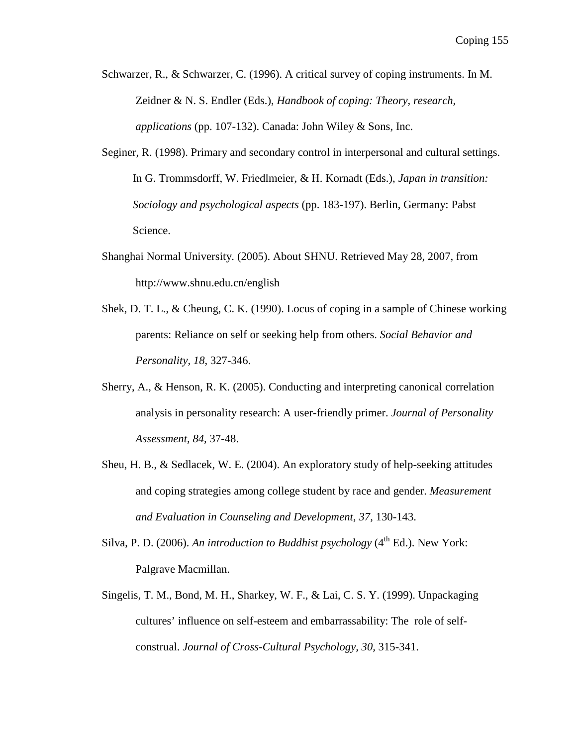Schwarzer, R., & Schwarzer, C. (1996). A critical survey of coping instruments. In M. Zeidner & N. S. Endler (Eds.), *Handbook of coping: Theory, research, applications* (pp. 107-132). Canada: John Wiley & Sons, Inc.

Seginer, R. (1998). Primary and secondary control in interpersonal and cultural settings. In G. Trommsdorff, W. Friedlmeier, & H. Kornadt (Eds.), *Japan in transition: Sociology and psychological aspects* (pp. 183-197). Berlin, Germany: Pabst Science.

Shanghai Normal University. (2005). About SHNU. Retrieved May 28, 2007, from http://www.shnu.edu.cn/english

Shek, D. T. L., & Cheung, C. K. (1990). Locus of coping in a sample of Chinese working parents: Reliance on self or seeking help from others. *Social Behavior and Personality, 18*, 327-346.

Sherry, A., & Henson, R. K. (2005). Conducting and interpreting canonical correlation analysis in personality research: A user-friendly primer. *Journal of Personality Assessment, 84,* 37-48.

Sheu, H. B., & Sedlacek, W. E. (2004). An exploratory study of help-seeking attitudes and coping strategies among college student by race and gender. *Measurement and Evaluation in Counseling and Development, 37*, 130-143.

Silva, P. D. (2006). *An introduction to Buddhist psychology* (4th Ed.). New York: Palgrave Macmillan.

Singelis, T. M., Bond, M. H., Sharkey, W. F., & Lai, C. S. Y. (1999). Unpackaging cultures' influence on self-esteem and embarrassability: The role of self-construal. *Journal of Cross-Cultural Psychology, 30*, 315-341.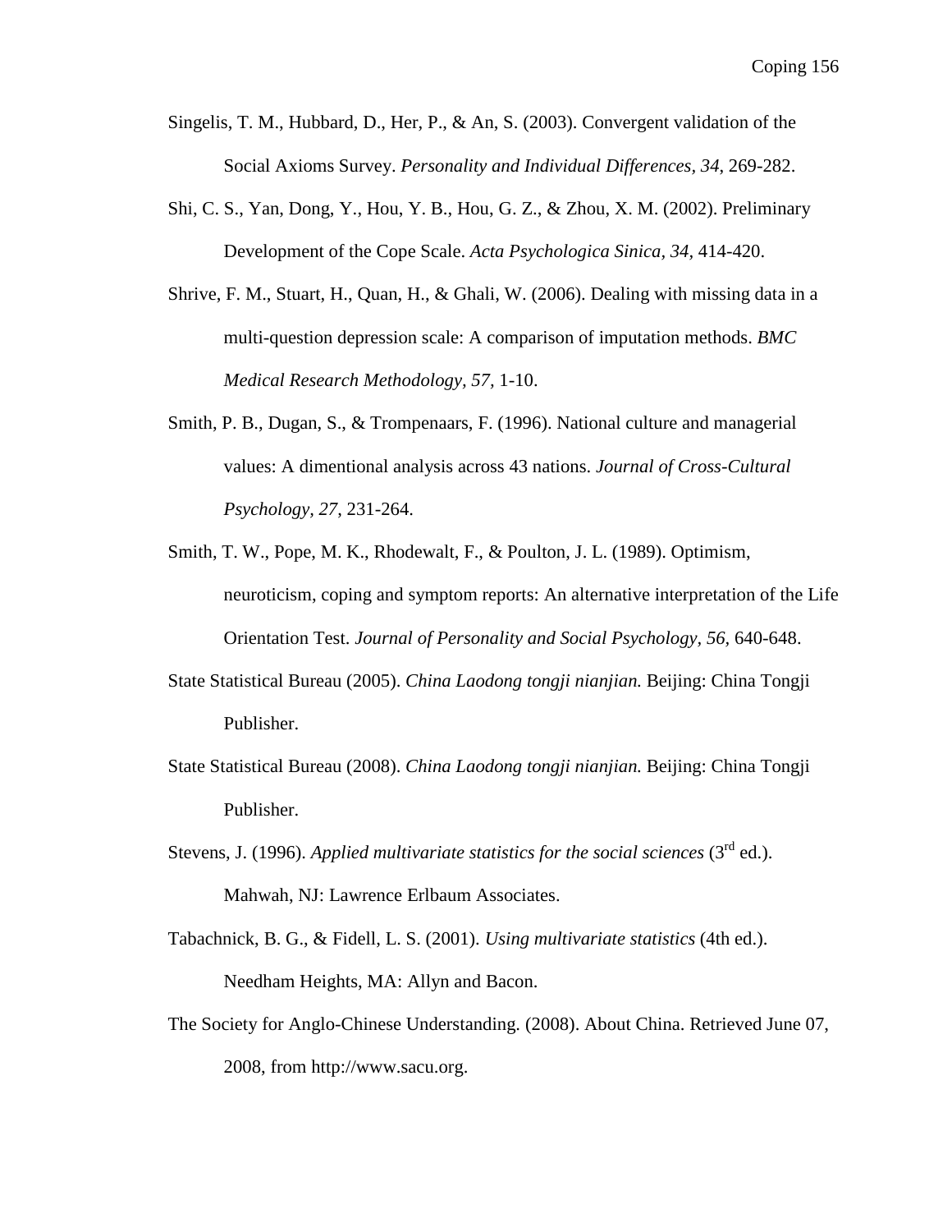Singelis, T. M., Hubbard, D., Her, P., & An, S. (2003). Convergent validation of the Social Axioms Survey. *Personality and Individual Differences, 34*, 269-282.

Shi, C. S., Yan, Dong, Y., Hou, Y. B., Hou, G. Z., & Zhou, X. M. (2002). Preliminary Development of the Cope Scale. *Acta Psychologica Sinica, 34*, 414-420.

Shrive, F. M., Stuart, H., Quan, H., & Ghali, W. (2006). Dealing with missing data in a multi-question depression scale: A comparison of imputation methods. *BMC Medical Research Methodology, 57*, 1-10.

Smith, P. B., Dugan, S., & Trompenaars, F. (1996). National culture and managerial values: A dimentional analysis across 43 nations. *Journal of Cross-Cultural Psychology, 27*, 231-264.

Smith, T. W., Pope, M. K., Rhodewalt, F., & Poulton, J. L. (1989). Optimism, neuroticism, coping and symptom reports: An alternative interpretation of the Life Orientation Test. *Journal of Personality and Social Psychology, 56*, 640-648.

State Statistical Bureau (2005). *China Laodong tongji nianjian.* Beijing: China Tongji Publisher.

State Statistical Bureau (2008). *China Laodong tongji nianjian.* Beijing: China Tongji Publisher.

Stevens, J. (1996). *Applied multivariate statistics for the social sciences* (3rd ed.). Mahwah, NJ: Lawrence Erlbaum Associates.

Tabachnick, B. G., & Fidell, L. S. (2001). *Using multivariate statistics* (4th ed.). Needham Heights, MA: Allyn and Bacon.

The Society for Anglo-Chinese Understanding. (2008). About China. Retrieved June 07, 2008, from http://www.sacu.org.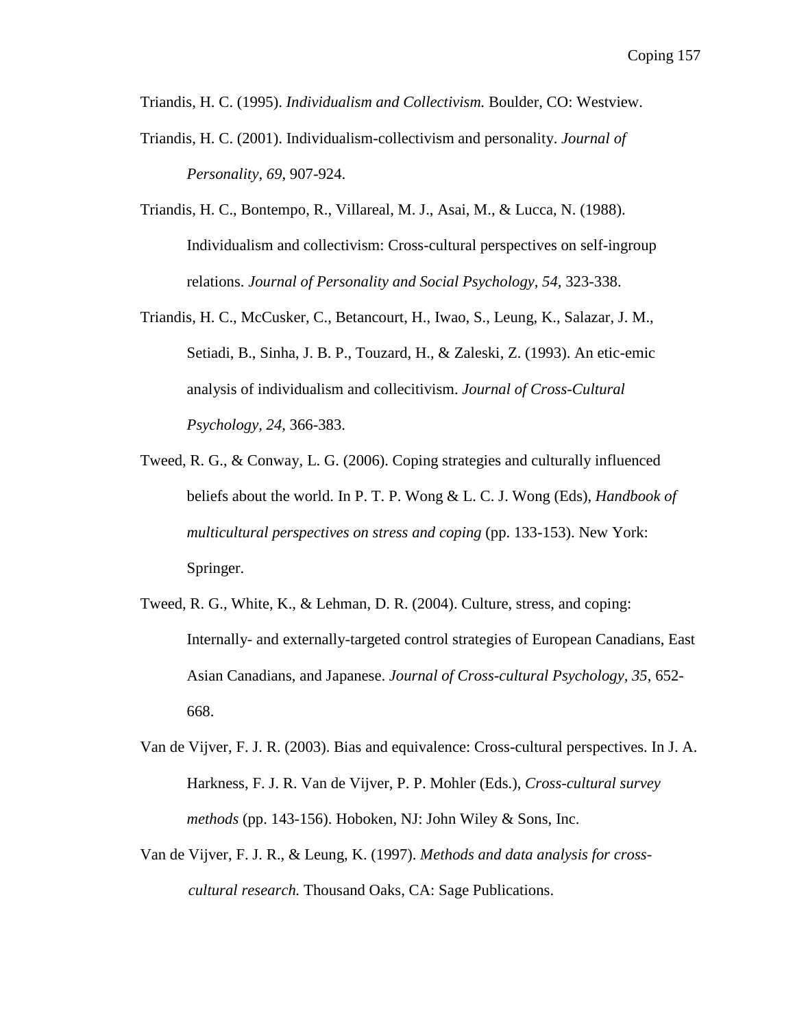Triandis, H. C. (1995). *Individualism and Collectivism.* Boulder, CO: Westview.

Triandis, H. C. (2001). Individualism-collectivism and personality. *Journal of Personality*, *69*, 907-924.

Triandis, H. C., Bontempo, R., Villareal, M. J., Asai, M., & Lucca, N. (1988). Individualism and collectivism: Cross-cultural perspectives on self-ingroup relations. *Journal of Personality and Social Psychology, 54,* 323-338.

Triandis, H. C., McCusker, C., Betancourt, H., Iwao, S., Leung, K., Salazar, J. M., Setiadi, B., Sinha, J. B. P., Touzard, H., & Zaleski, Z. (1993). An etic-emic analysis of individualism and collecitivism. *Journal of Cross-Cultural Psychology*, *24,* 366-383.

Tweed, R. G., & Conway, L. G. (2006). Coping strategies and culturally influenced beliefs about the world. In P. T. P. Wong & L. C. J. Wong (Eds), *Handbook of multicultural perspectives on stress and coping* (pp. 133-153). New York: Springer.

Tweed, R. G., White, K., & Lehman, D. R. (2004). Culture, stress, and coping: Internally- and externally-targeted control strategies of European Canadians, East Asian Canadians, and Japanese. *Journal of Cross-cultural Psychology*, *35*, 652-668.

Van de Vijver, F. J. R. (2003). Bias and equivalence: Cross-cultural perspectives. In J. A. Harkness, F. J. R. Van de Vijver, P. P. Mohler (Eds.), *Cross-cultural survey methods* (pp. 143-156). Hoboken, NJ: John Wiley & Sons, Inc.

Van de Vijver, F. J. R., & Leung, K. (1997). *Methods and data analysis for cross-cultural research.* Thousand Oaks, CA: Sage Publications.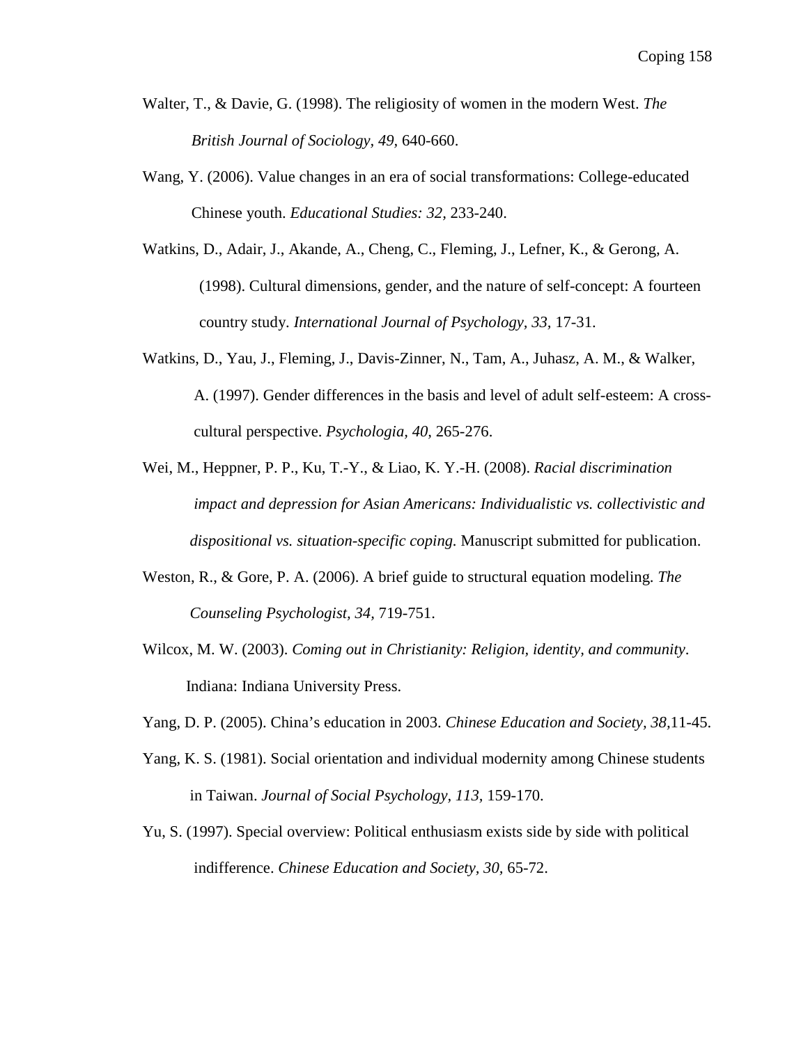Walter, T., & Davie, G. (1998). The religiosity of women in the modern West. *The British Journal of Sociology, 49,* 640-660.

Wang, Y. (2006). Value changes in an era of social transformations: College-educated Chinese youth. *Educational Studies: 32,* 233-240.

Watkins, D., Adair, J., Akande, A., Cheng, C., Fleming, J., Lefner, K., & Gerong, A. (1998). Cultural dimensions, gender, and the nature of self-concept: A fourteen country study. *International Journal of Psychology, 33,* 17-31.

Watkins, D., Yau, J., Fleming, J., Davis-Zinner, N., Tam, A., Juhasz, A. M., & Walker, A. (1997). Gender differences in the basis and level of adult self-esteem: A cross-cultural perspective. *Psychologia, 40,* 265-276.

Wei, M., Heppner, P. P., Ku, T.-Y., & Liao, K. Y.-H. (2008). *Racial discrimination impact and depression for Asian Americans: Individualistic vs. collectivistic and dispositional vs. situation-specific coping.* Manuscript submitted for publication.

Weston, R., & Gore, P. A. (2006). A brief guide to structural equation modeling. *The Counseling Psychologist, 34,* 719-751.

Wilcox, M. W. (2003). *Coming out in Christianity: Religion, identity, and community*. Indiana: Indiana University Press.

Yang, D. P. (2005). China's education in 2003. *Chinese Education and Society, 38,*11-45.

Yang, K. S. (1981). Social orientation and individual modernity among Chinese students in Taiwan. *Journal of Social Psychology, 113,* 159-170.

Yu, S. (1997). Special overview: Political enthusiasm exists side by side with political indifference. *Chinese Education and Society, 30,* 65-72.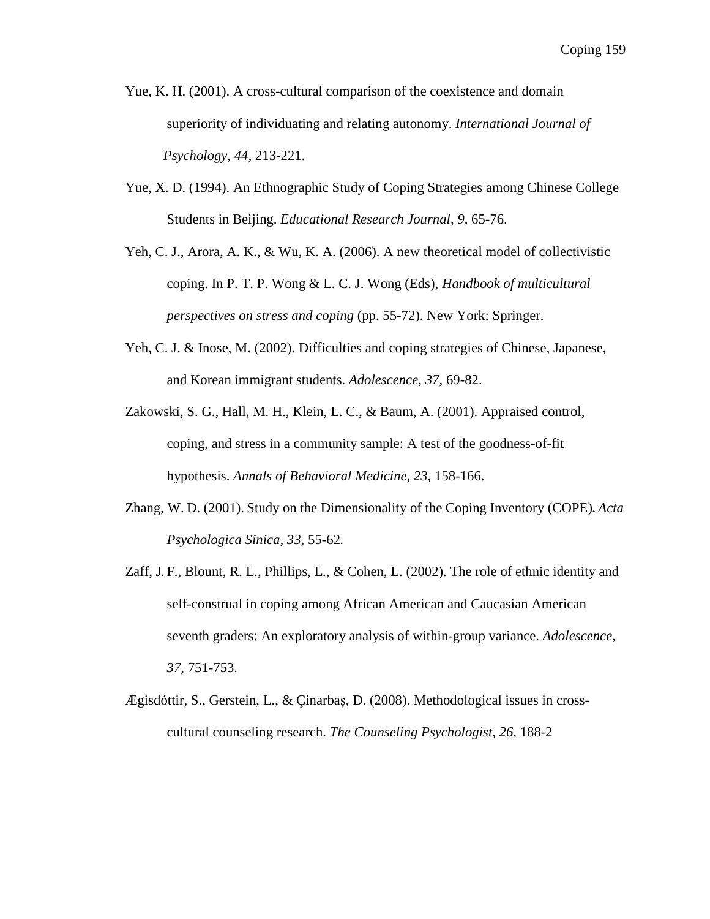Yue, K. H. (2001). A cross-cultural comparison of the coexistence and domain superiority of individuating and relating autonomy. *International Journal of Psychology, 44*, 213-221.

Yue, X. D. (1994). An Ethnographic Study of Coping Strategies among Chinese College Students in Beijing. *Educational Research Journal, 9,* 65-76.

Yeh, C. J., Arora, A. K., & Wu, K. A. (2006). A new theoretical model of collectivistic coping. In P. T. P. Wong & L. C. J. Wong (Eds), *Handbook of multicultural perspectives on stress and coping* (pp. 55-72). New York: Springer.

Yeh, C. J. & Inose, M. (2002). Difficulties and coping strategies of Chinese, Japanese, and Korean immigrant students. *Adolescence, 37,* 69-82.

Zakowski, S. G., Hall, M. H., Klein, L. C., & Baum, A. (2001). Appraised control, coping, and stress in a community sample: A test of the goodness-of-fit hypothesis. *Annals of Behavioral Medicine, 23,* 158-166.

Zhang, W. D. (2001). Study on the Dimensionality of the Coping Inventory (COPE)**.** *Acta Psychologica Sinica, 33,* 55-62*.*

Zaff, J. F., Blount, R. L., Phillips, L., & Cohen, L. (2002). The role of ethnic identity and self-construal in coping among African American and Caucasian American seventh graders: An exploratory analysis of within-group variance. *Adolescence, 37*, 751-753.

Ægisdóttir, S., Gerstein, L., & Çinarbaş, D. (2008). Methodological issues in cross-cultural counseling research. *The Counseling Psychologist, 26,* 188-2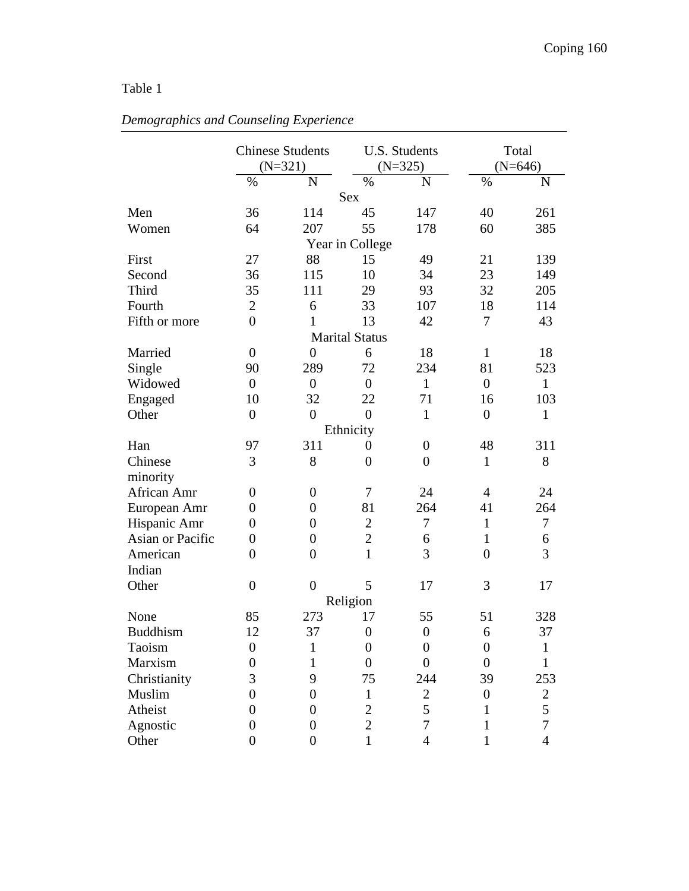Table 1

*Demographics and Counseling Experience*

| | Chinese Students (N=321) | | U.S. Students (N=325) | | Total (N=646) | |
|---|---|---|---|---|---|---|
| | % | N | % | N | % | N |
| **Sex** | | | | | | |
| Men | 36 | 114 | 45 | 147 | 40 | 261 |
| Women | 64 | 207 | 55 | 178 | 60 | 385 |
| **Year in College** | | | | | | |
| First | 27 | 88 | 15 | 49 | 21 | 139 |
| Second | 36 | 115 | 10 | 34 | 23 | 149 |
| Third | 35 | 111 | 29 | 93 | 32 | 205 |
| Fourth | 2 | 6 | 33 | 107 | 18 | 114 |
| Fifth or more | 0 | 1 | 13 | 42 | 7 | 43 |
| **Marital Status** | | | | | | |
| Married | 0 | 0 | 6 | 18 | 1 | 18 |
| Single | 90 | 289 | 72 | 234 | 81 | 523 |
| Widowed | 0 | 0 | 0 | 1 | 0 | 1 |
| Engaged | 10 | 32 | 22 | 71 | 16 | 103 |
| Other | 0 | 0 | 0 | 1 | 0 | 1 |
| **Ethnicity** | | | | | | |
| Han | 97 | 311 | 0 | 0 | 48 | 311 |
| Chinese minority | 3 | 8 | 0 | 0 | 1 | 8 |
| African Amr | 0 | 0 | 7 | 24 | 4 | 24 |
| European Amr | 0 | 0 | 81 | 264 | 41 | 264 |
| Hispanic Amr | 0 | 0 | 2 | 7 | 1 | 7 |
| Asian or Pacific | 0 | 0 | 2 | 6 | 1 | 6 |
| American Indian | 0 | 0 | 1 | 3 | 0 | 3 |
| Other | 0 | 0 | 5 | 17 | 3 | 17 |
| **Religion** | | | | | | |
| None | 85 | 273 | 17 | 55 | 51 | 328 |
| Buddhism | 12 | 37 | 0 | 0 | 6 | 37 |
| Taoism | 0 | 1 | 0 | 0 | 0 | 1 |
| Marxism | 0 | 1 | 0 | 0 | 0 | 1 |
| Christianity | 3 | 9 | 75 | 244 | 39 | 253 |
| Muslim | 0 | 0 | 1 | 2 | 0 | 2 |
| Atheist | 0 | 0 | 2 | 5 | 1 | 5 |
| Agnostic | 0 | 0 | 2 | 7 | 1 | 7 |
| Other | 0 | 0 | 1 | 4 | 1 | 4 |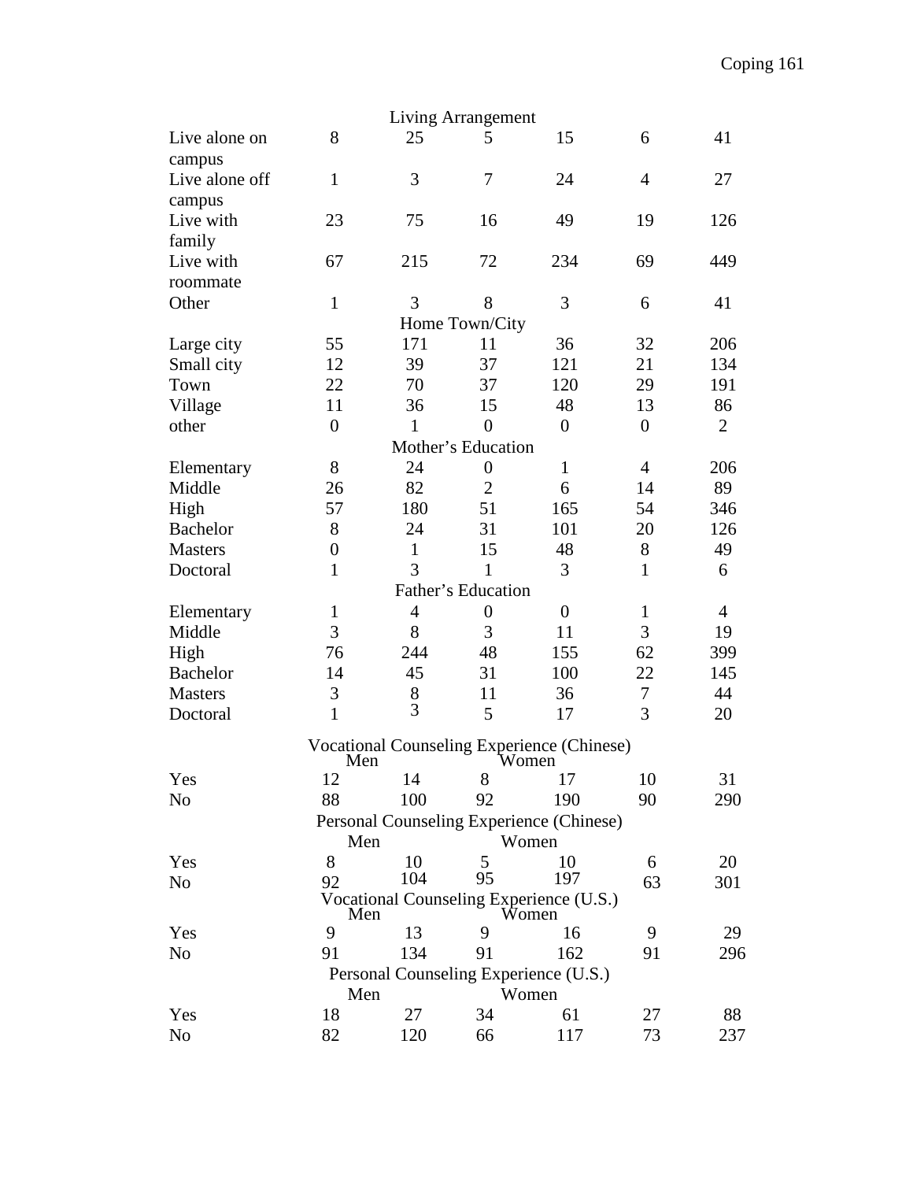| | | | | | | |
|---|---|---|---|---|---|---|
| | | | Living Arrangement | | | |
| Live alone on campus | 8 | 25 | 5 | 15 | 6 | 41 |
| Live alone off campus | 1 | 3 | 7 | 24 | 4 | 27 |
| Live with family | 23 | 75 | 16 | 49 | 19 | 126 |
| Live with roommate | 67 | 215 | 72 | 234 | 69 | 449 |
| Other | 1 | 3 | 8 | 3 | 6 | 41 |
| | | | Home Town/City | | | |
| Large city | 55 | 171 | 11 | 36 | 32 | 206 |
| Small city | 12 | 39 | 37 | 121 | 21 | 134 |
| Town | 22 | 70 | 37 | 120 | 29 | 191 |
| Village | 11 | 36 | 15 | 48 | 13 | 86 |
| other | 0 | 1 | 0 | 0 | 0 | 2 |
| | | | Mother's Education | | | |
| Elementary | 8 | 24 | 0 | 1 | 4 | 206 |
| Middle | 26 | 82 | 2 | 6 | 14 | 89 |
| High | 57 | 180 | 51 | 165 | 54 | 346 |
| Bachelor | 8 | 24 | 31 | 101 | 20 | 126 |
| Masters | 0 | 1 | 15 | 48 | 8 | 49 |
| Doctoral | 1 | 3 | 1 | 3 | 1 | 6 |
| | | | Father's Education | | | |
| Elementary | 1 | 4 | 0 | 0 | 1 | 4 |
| Middle | 3 | 8 | 3 | 11 | 3 | 19 |
| High | 76 | 244 | 48 | 155 | 62 | 399 |
| Bachelor | 14 | 45 | 31 | 100 | 22 | 145 |
| Masters | 3 | 8 | 11 | 36 | 7 | 44 |
| Doctoral | 1 | 3 | 5 | 17 | 3 | 20 |
| | | | Vocational Counseling Experience (Chinese) | | | |
| | Men | | Women | | | |
| Yes | 12 | 14 | 8 | 17 | 10 | 31 |
| No | 88 | 100 | 92 | 190 | 90 | 290 |
| | | | Personal Counseling Experience (Chinese) | | | |
| | Men | | Women | | | |
| Yes | 8 | 10 | 5 | 10 | 6 | 20 |
| No | 92 | 104 | 95 | 197 | 63 | 301 |
| | | | Vocational Counseling Experience (U.S.) | | | |
| | Men | | Women | | | |
| Yes | 9 | 13 | 9 | 16 | 9 | 29 |
| No | 91 | 134 | 91 | 162 | 91 | 296 |
| | | | Personal Counseling Experience (U.S.) | | | |
| | Men | | Women | | | |
| Yes | 18 | 27 | 34 | 61 | 27 | 88 |
| No | 82 | 120 | 66 | 117 | 73 | 237 |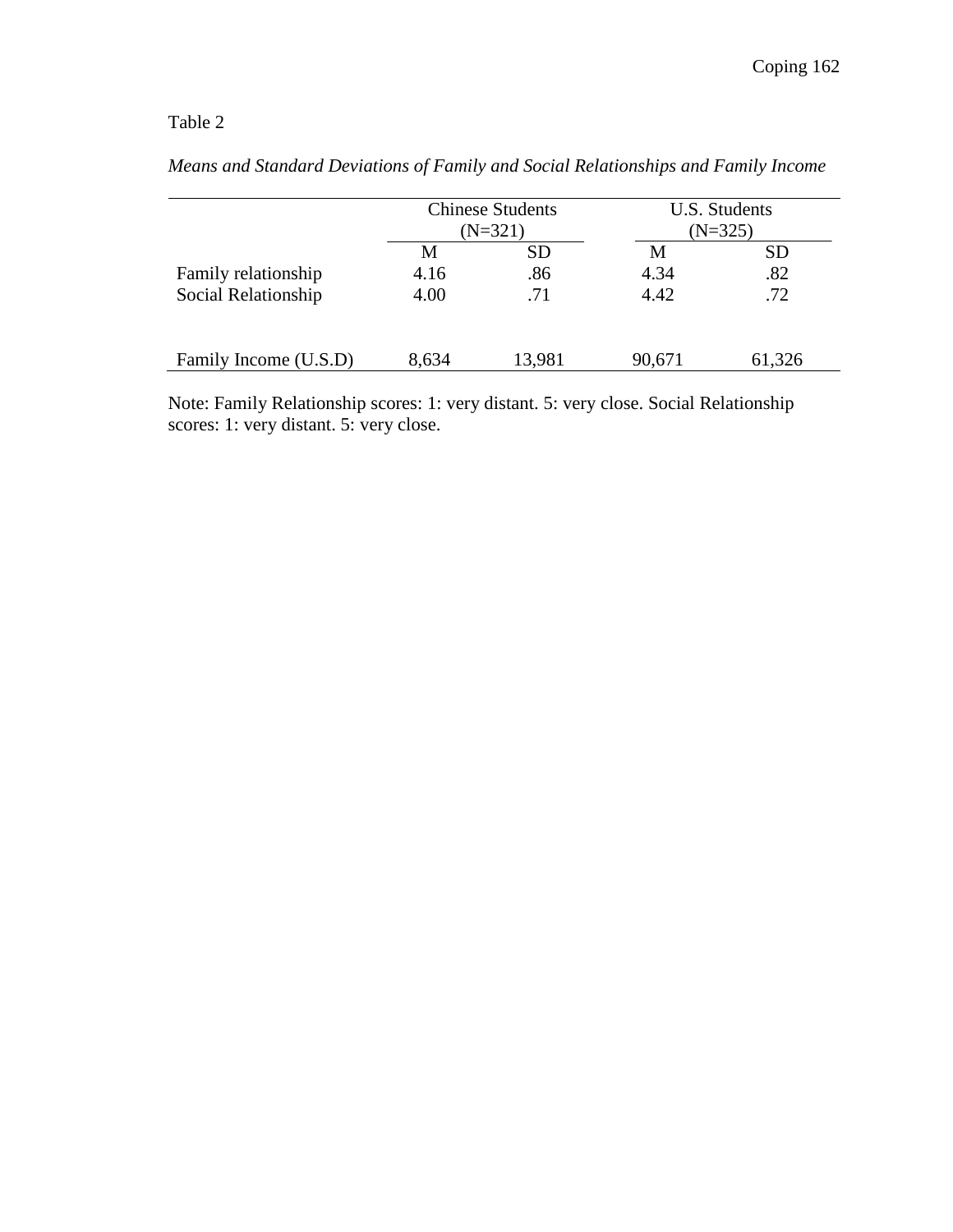Table 2

*Means and Standard Deviations of Family and Social Relationships and Family Income*

| | Chinese Students (N=321) | | U.S. Students (N=325) | |
|---|---|---|---|---|
| | M | SD | M | SD |
| Family relationship | 4.16 | .86 | 4.34 | .82 |
| Social Relationship | 4.00 | .71 | 4.42 | .72 |
| Family Income (U.S.D) | 8,634 | 13,981 | 90,671 | 61,326 |

Note: Family Relationship scores: 1: very distant. 5: very close. Social Relationship scores: 1: very distant. 5: very close.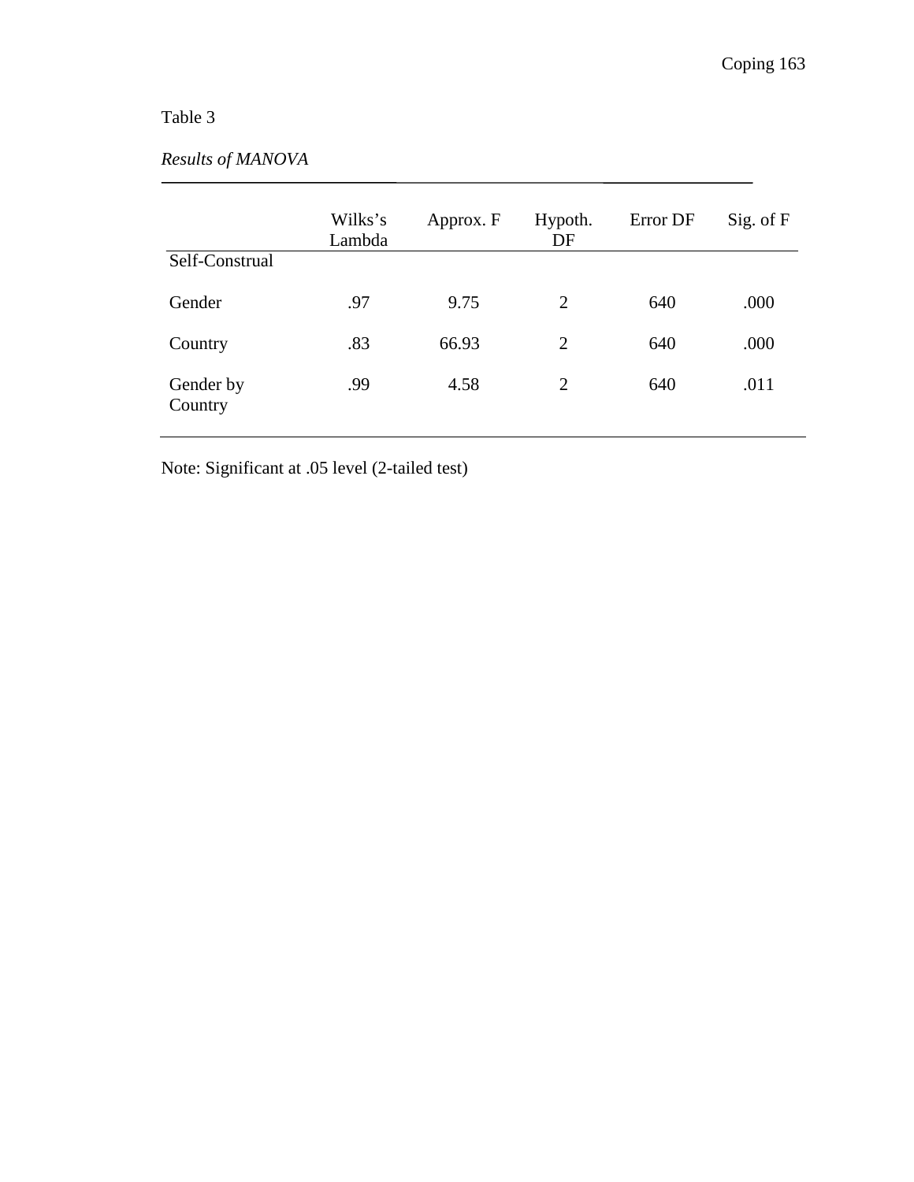Table 3

*Results of MANOVA*

| | Wilks's Lambda | Approx. F | Hypoth. DF | Error DF | Sig. of F |
|---|---|---|---|---|---|
| Self-Construal | | | | | |
| Gender | .97 | 9.75 | 2 | 640 | .000 |
| Country | .83 | 66.93 | 2 | 640 | .000 |
| Gender by Country | .99 | 4.58 | 2 | 640 | .011 |

Note: Significant at .05 level (2-tailed test)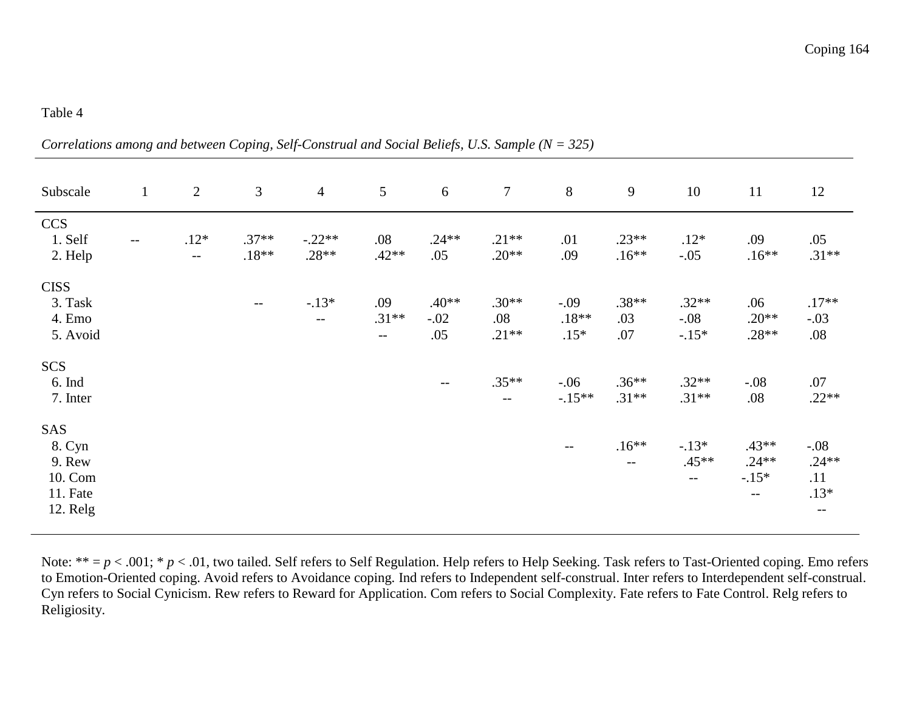Table 4

*Correlations among and between Coping, Self-Construal and Social Beliefs, U.S. Sample (N = 325)*

| Subscale | 1 | 2 | 3 | 4 | 5 | 6 | 7 | 8 | 9 | 10 | 11 | 12 |
|---|---|---|---|---|---|---|---|---|---|---|---|---|
| CCS | | | | | | | | | | | | |
| 1. Self | -- | .12* | .37** | -.22** | .08 | .24** | .21** | .01 | .23** | .12* | .09 | .05 |
| 2. Help | | -- | .18** | .28** | .42** | .05 | .20** | .09 | .16** | -.05 | .16** | .31** |
| CISS | | | | | | | | | | | | |
| 3. Task | | | -- | -.13* | .09 | .40** | .30** | -.09 | .38** | .32** | .06 | .17** |
| 4. Emo | | | | -- | .31** | -.02 | .08 | .18** | .03 | -.08 | .20** | -.03 |
| 5. Avoid | | | | | -- | .05 | .21** | .15* | .07 | -.15* | .28** | .08 |
| SCS | | | | | | | | | | | | |
| 6. Ind | | | | | | -- | .35** | -.06 | .36** | .32** | -.08 | .07 |
| 7. Inter | | | | | | | -- | -.15** | .31** | .31** | .08 | .22** |
| SAS | | | | | | | | | | | | |
| 8. Cyn | | | | | | | | -- | .16** | -.13* | .43** | -.08 |
| 9. Rew | | | | | | | | | -- | .45** | .24** | .24** |
| 10. Com | | | | | | | | | | -- | -.15* | .11 |
| 11. Fate | | | | | | | | | | | -- | .13* |
| 12. Relg | | | | | | | | | | | | -- |

Note: ** = $p < .001$; * $p < .01$, two tailed. Self refers to Self Regulation. Help refers to Help Seeking. Task refers to Tast-Oriented coping. Emo refers to Emotion-Oriented coping. Avoid refers to Avoidance coping. Ind refers to Independent self-construal. Inter refers to Interdependent self-construal. Cyn refers to Social Cynicism. Rew refers to Reward for Application. Com refers to Social Complexity. Fate refers to Fate Control. Relg refers to Religiosity.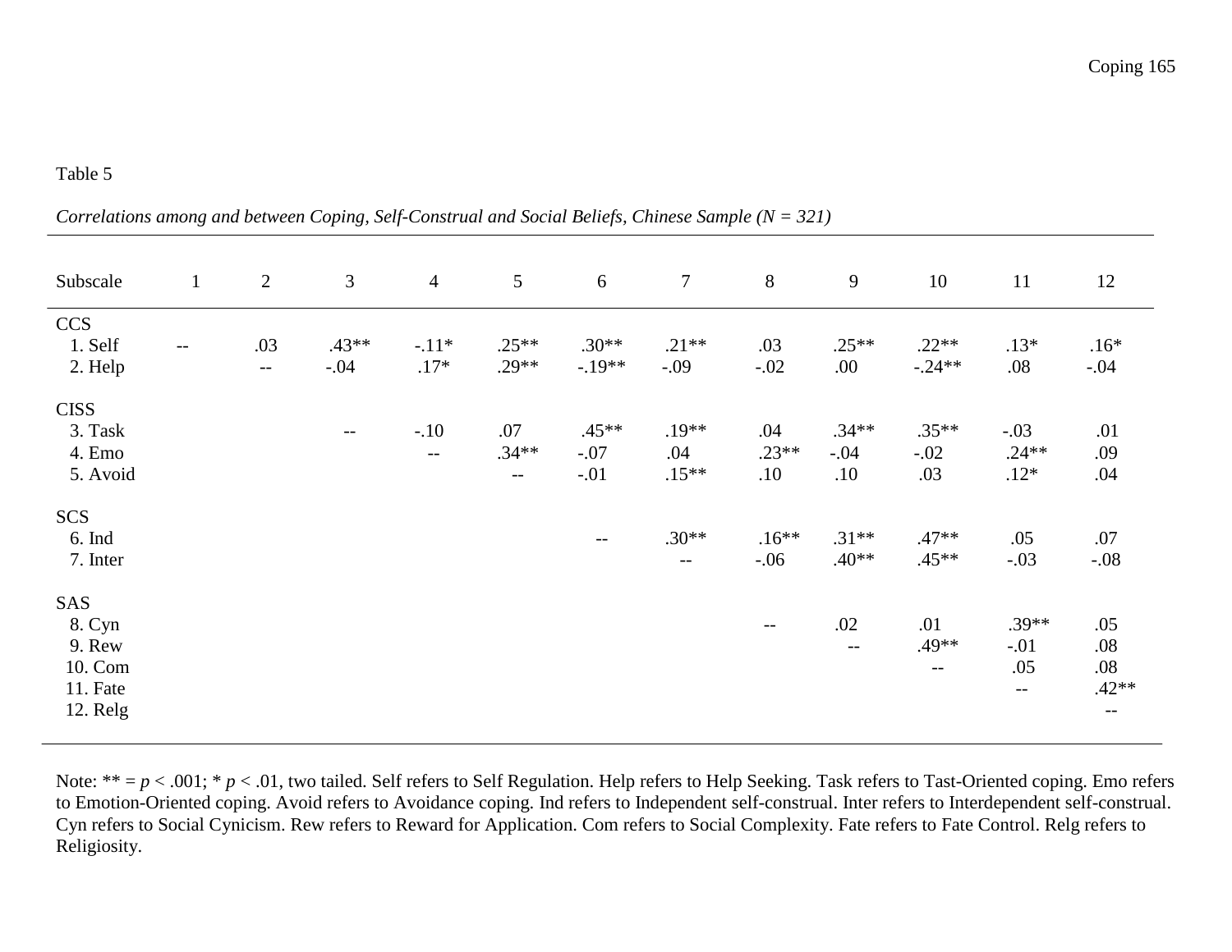Table 5

*Correlations among and between Coping, Self-Construal and Social Beliefs, Chinese Sample (N = 321)*

| Subscale | 1 | 2 | 3 | 4 | 5 | 6 | 7 | 8 | 9 | 10 | 11 | 12 |
|---|---|---|---|---|---|---|---|---|---|---|---|---|
| CCS | | | | | | | | | | | | |
| 1. Self | -- | .03 | .43** | -.11* | .25** | .30** | .21** | .03 | .25** | .22** | .13* | .16* |
| 2. Help | | -- | -.04 | .17* | .29** | -.19** | -.09 | -.02 | .00 | -.24** | .08 | -.04 |
| CISS | | | | | | | | | | | | |
| 3. Task | | | -- | -.10 | .07 | .45** | .19** | .04 | .34** | .35** | -.03 | .01 |
| 4. Emo | | | | -- | .34** | -.07 | .04 | .23** | -.04 | -.02 | .24** | .09 |
| 5. Avoid | | | | | -- | -.01 | .15** | .10 | .10 | .03 | .12* | .04 |
| SCS | | | | | | | | | | | | |
| 6. Ind | | | | | | -- | .30** | .16** | .31** | .47** | .05 | .07 |
| 7. Inter | | | | | | | -- | -.06 | .40** | .45** | -.03 | -.08 |
| SAS | | | | | | | | | | | | |
| 8. Cyn | | | | | | | | -- | .02 | .01 | .39** | .05 |
| 9. Rew | | | | | | | | | -- | .49** | -.01 | .08 |
| 10. Com | | | | | | | | | | -- | .05 | .08 |
| 11. Fate | | | | | | | | | | | -- | .42** |
| 12. Relg | | | | | | | | | | | | -- |

Note: ** = $p < .001$; * $p < .01$, two tailed. Self refers to Self Regulation. Help refers to Help Seeking. Task refers to Tast-Oriented coping. Emo refers to Emotion-Oriented coping. Avoid refers to Avoidance coping. Ind refers to Independent self-construal. Inter refers to Interdependent self-construal. Cyn refers to Social Cynicism. Rew refers to Reward for Application. Com refers to Social Complexity. Fate refers to Fate Control. Relg refers to Religiosity.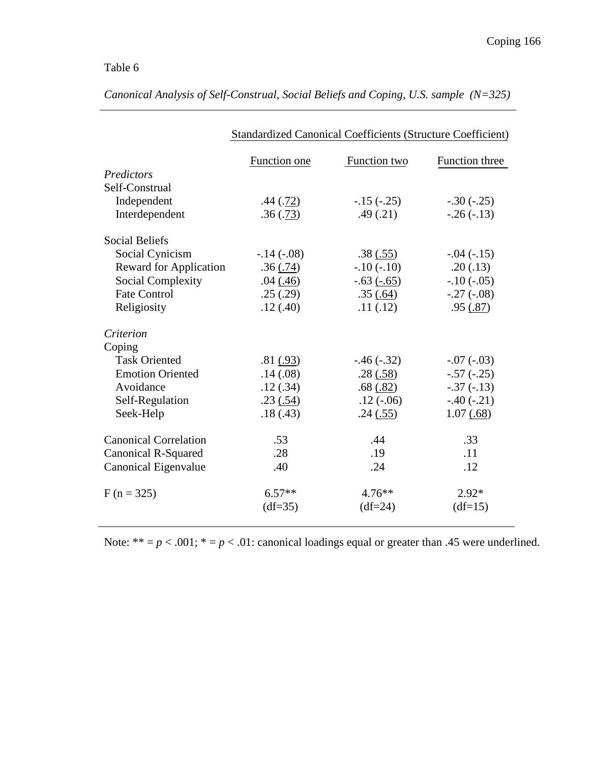Table 6

*Canonical Analysis of Self-Construal, Social Beliefs and Coping, U.S. sample (N=325)*

| | Standardized Canonical Coefficients (Structure Coefficient) | | |
|---|---|---|---|
| | Function one | Function two | Function three |
| *Predictors* | | | |
| Self-Construal | | | |
| Independent | .44 (.72) | -.15 (-.25) | -.30 (-.25) |
| Interdependent | .36 (.73) | .49 (.21) | -.26 (-.13) |
| Social Beliefs | | | |
| Social Cynicism | -.14 (-.08) | .38 (.55) | -.04 (-.15) |
| Reward for Application | .36 (.74) | -.10 (-.10) | .20 (.13) |
| Social Complexity | .04 (.46) | -.63 (-.65) | -.10 (-.05) |
| Fate Control | .25 (.29) | .35 (.64) | -.27 (-.08) |
| Religiosity | .12 (.40) | .11 (.12) | .95 (.87) |
| *Criterion* | | | |
| Coping | | | |
| Task Oriented | .81 (.93) | -.46 (-.32) | -.07 (-.03) |
| Emotion Oriented | .14 (.08) | .28 (.58) | -.57 (-.25) |
| Avoidance | .12 (.34) | .68 (.82) | -.37 (-.13) |
| Self-Regulation | .23 (.54) | .12 (-.06) | -.40 (-.21) |
| Seek-Help | .18 (.43) | .24 (.55) | 1.07 (.68) |
| Canonical Correlation | .53 | .44 | .33 |
| Canonical R-Squared | .28 | .19 | .11 |
| Canonical Eigenvalue | .40 | .24 | .12 |
| F (n = 325) | 6.57** (df=35) | 4.76** (df=24) | 2.92* (df=15) |

Note: ** = $p < .001$; * = $p < .01$: canonical loadings equal or greater than .45 were underlined.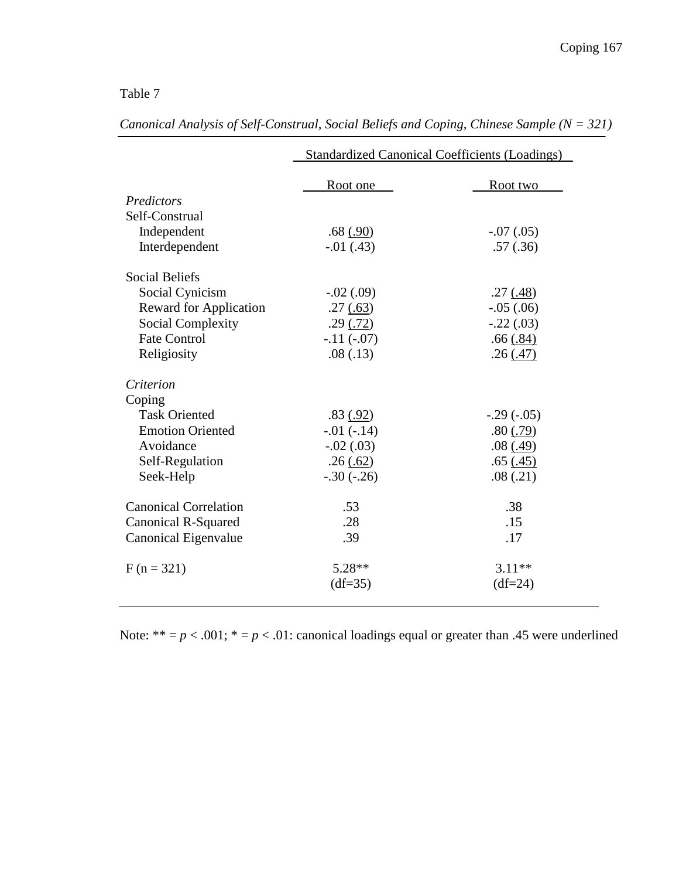Table 7

*Canonical Analysis of Self-Construal, Social Beliefs and Coping, Chinese Sample (N = 321)*

| | Standardized Canonical Coefficients (Loadings) | |
|---|---|---|
| | Root one | Root two |
| *Predictors* | | |
| Self-Construal | | |
| Independent | .68 (.90) | -.07 (.05) |
| Interdependent | -.01 (.43) | .57 (.36) |
| Social Beliefs | | |
| Social Cynicism | -.02 (.09) | .27 (.48) |
| Reward for Application | .27 (.63) | -.05 (.06) |
| Social Complexity | .29 (.72) | -.22 (.03) |
| Fate Control | -.11 (-.07) | .66 (.84) |
| Religiosity | .08 (.13) | .26 (.47) |
| *Criterion* | | |
| Coping | | |
| Task Oriented | .83 (.92) | -.29 (-.05) |
| Emotion Oriented | -.01 (-.14) | .80 (.79) |
| Avoidance | -.02 (.03) | .08 (.49) |
| Self-Regulation | .26 (.62) | .65 (.45) |
| Seek-Help | -.30 (-.26) | .08 (.21) |
| Canonical Correlation | .53 | .38 |
| Canonical R-Squared | .28 | .15 |
| Canonical Eigenvalue | .39 | .17 |
| F (n = 321) | 5.28** (df=35) | 3.11** (df=24) |

Note: ** = $p < .001$; * = $p < .01$: canonical loadings equal or greater than .45 were underlined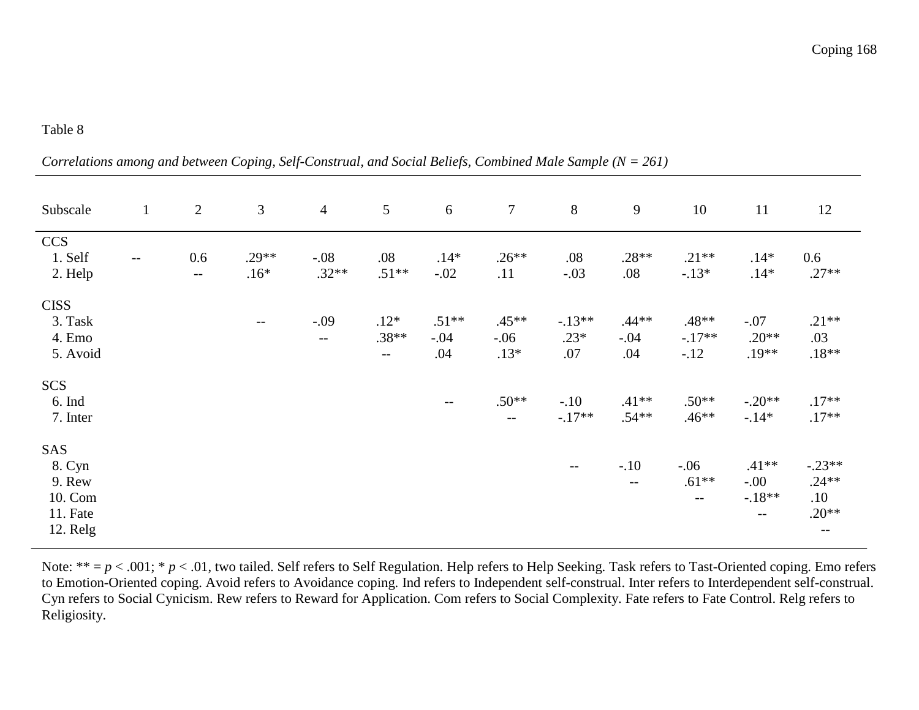Table 8

*Correlations among and between Coping, Self-Construal, and Social Beliefs, Combined Male Sample (N = 261)*

| Subscale | 1 | 2 | 3 | 4 | 5 | 6 | 7 | 8 | 9 | 10 | 11 | 12 |
|---|---|---|---|---|---|---|---|---|---|---|---|---|
| CCS | | | | | | | | | | | | |
| 1. Self | -- | 0.6 | .29** | -.08 | .08 | .14* | .26** | .08 | .28** | .21** | .14* | 0.6 |
| 2. Help | | -- | .16* | .32** | .51** | -.02 | .11 | -.03 | .08 | -.13* | .14* | .27** |
| CISS | | | | | | | | | | | | |
| 3. Task | | | -- | -.09 | .12* | .51** | .45** | -.13** | .44** | .48** | -.07 | .21** |
| 4. Emo | | | | -- | .38** | -.04 | -.06 | .23* | -.04 | -.17** | .20** | .03 |
| 5. Avoid | | | | | -- | .04 | .13* | .07 | .04 | -.12 | .19** | .18** |
| SCS | | | | | | | | | | | | |
| 6. Ind | | | | | | -- | .50** | -.10 | .41** | .50** | -.20** | .17** |
| 7. Inter | | | | | | | -- | -.17** | .54** | .46** | -.14* | .17** |
| SAS | | | | | | | | | | | | |
| 8. Cyn | | | | | | | | -- | -.10 | -.06 | .41** | -.23** |
| 9. Rew | | | | | | | | | -- | .61** | -.00 | .24** |
| 10. Com | | | | | | | | | | -- | -.18** | .10 |
| 11. Fate | | | | | | | | | | | -- | .20** |
| 12. Relg | | | | | | | | | | | | -- |

Note: ** = *p* < .001; * *p* < .01, two tailed. Self refers to Self Regulation. Help refers to Help Seeking. Task refers to Tast-Oriented coping. Emo refers to Emotion-Oriented coping. Avoid refers to Avoidance coping. Ind refers to Independent self-construal. Inter refers to Interdependent self-construal. Cyn refers to Social Cynicism. Rew refers to Reward for Application. Com refers to Social Complexity. Fate refers to Fate Control. Relg refers to Religiosity.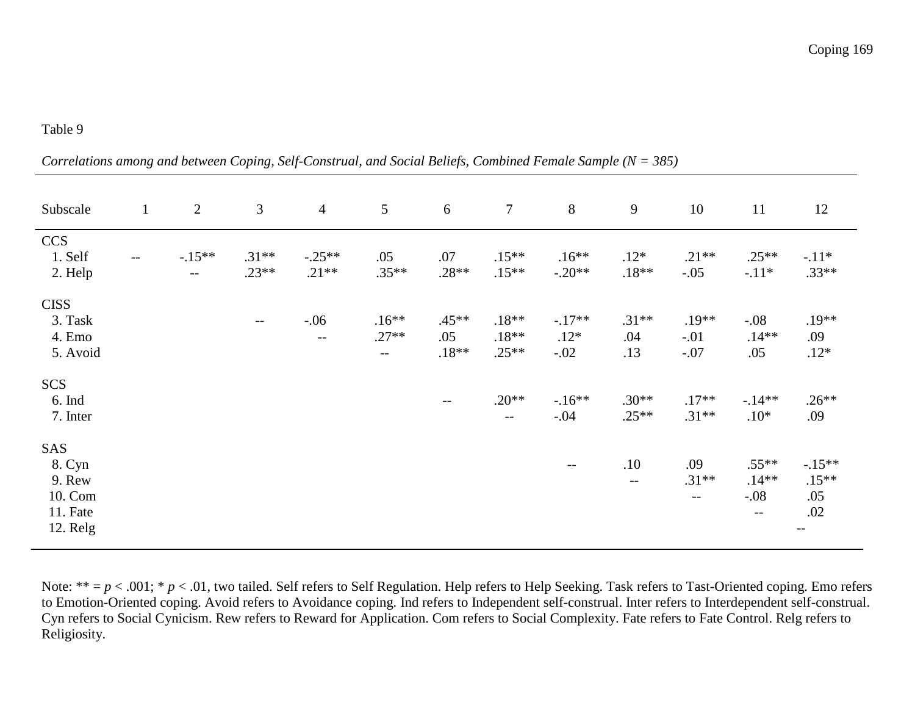Table 9

*Correlations among and between Coping, Self-Construal, and Social Beliefs, Combined Female Sample (N = 385)*

| Subscale | 1 | 2 | 3 | 4 | 5 | 6 | 7 | 8 | 9 | 10 | 11 | 12 |
|---|---|---|---|---|---|---|---|---|---|---|---|---|
| CCS | | | | | | | | | | | | |
| 1. Self | -- | -.15** | .31** | -.25** | .05 | .07 | .15** | .16** | .12* | .21** | .25** | -.11* |
| 2. Help | | -- | .23** | .21** | .35** | .28** | .15** | -.20** | .18** | -.05 | -.11* | .33** |
| CISS | | | | | | | | | | | | |
| 3. Task | | | -- | -.06 | .16** | .45** | .18** | -.17** | .31** | .19** | -.08 | .19** |
| 4. Emo | | | | -- | .27** | .05 | .18** | .12* | .04 | -.01 | .14** | .09 |
| 5. Avoid | | | | | -- | .18** | .25** | -.02 | .13 | -.07 | .05 | .12* |
| SCS | | | | | | | | | | | | |
| 6. Ind | | | | | | -- | .20** | -.16** | .30** | .17** | -.14** | .26** |
| 7. Inter | | | | | | | -- | -.04 | .25** | .31** | .10* | .09 |
| SAS | | | | | | | | | | | | |
| 8. Cyn | | | | | | | | -- | .10 | .09 | .55** | -.15** |
| 9. Rew | | | | | | | | | -- | .31** | .14** | .15** |
| 10. Com | | | | | | | | | | -- | -.08 | .05 |
| 11. Fate | | | | | | | | | | | -- | .02 |
| 12. Relg | | | | | | | | | | | | -- |

Note: ** = $p < .001$; * $p < .01$, two tailed. Self refers to Self Regulation. Help refers to Help Seeking. Task refers to Tast-Oriented coping. Emo refers to Emotion-Oriented coping. Avoid refers to Avoidance coping. Ind refers to Independent self-construal. Inter refers to Interdependent self-construal. Cyn refers to Social Cynicism. Rew refers to Reward for Application. Com refers to Social Complexity. Fate refers to Fate Control. Relg refers to Religiosity.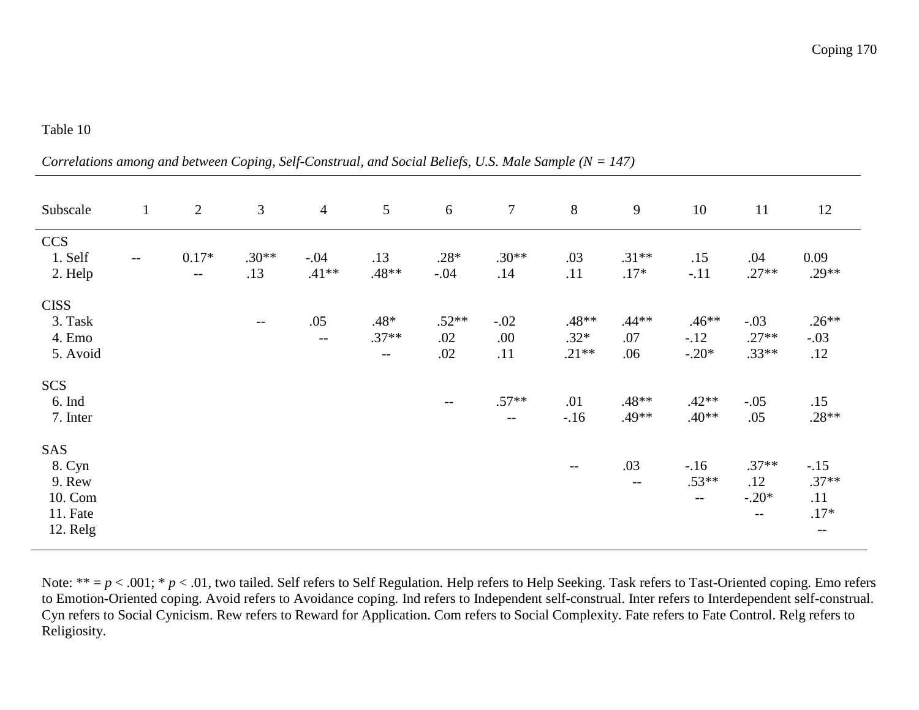Table 10

*Correlations among and between Coping, Self-Construal, and Social Beliefs, U.S. Male Sample (N = 147)*

| Subscale | 1 | 2 | 3 | 4 | 5 | 6 | 7 | 8 | 9 | 10 | 11 | 12 |
|---|---|---|---|---|---|---|---|---|---|---|---|---|
| CCS | | | | | | | | | | | | |
| 1. Self | -- | 0.17* | .30** | -.04 | .13 | .28* | .30** | .03 | .31** | .15 | .04 | 0.09 |
| 2. Help | | -- | .13 | .41** | .48** | -.04 | .14 | .11 | .17* | -.11 | .27** | .29** |
| CISS | | | | | | | | | | | | |
| 3. Task | | | -- | .05 | .48* | .52** | -.02 | .48** | .44** | .46** | -.03 | .26** |
| 4. Emo | | | | -- | .37** | .02 | .00 | .32* | .07 | -.12 | .27** | -.03 |
| 5. Avoid | | | | | -- | .02 | .11 | .21** | .06 | -.20* | .33** | .12 |
| SCS | | | | | | | | | | | | |
| 6. Ind | | | | | | -- | .57** | .01 | .48** | .42** | -.05 | .15 |
| 7. Inter | | | | | | | -- | -.16 | .49** | .40** | .05 | .28** |
| SAS | | | | | | | | | | | | |
| 8. Cyn | | | | | | | | -- | .03 | -.16 | .37** | -.15 |
| 9. Rew | | | | | | | | | -- | .53** | .12 | .37** |
| 10. Com | | | | | | | | | | -- | -.20* | .11 |
| 11. Fate | | | | | | | | | | | -- | .17* |
| 12. Relg | | | | | | | | | | | | -- |

Note: ** = $p < .001$; * $p < .01$, two tailed. Self refers to Self Regulation. Help refers to Help Seeking. Task refers to Tast-Oriented coping. Emo refers to Emotion-Oriented coping. Avoid refers to Avoidance coping. Ind refers to Independent self-construal. Inter refers to Interdependent self-construal. Cyn refers to Social Cynicism. Rew refers to Reward for Application. Com refers to Social Complexity. Fate refers to Fate Control. Relg refers to Religiosity.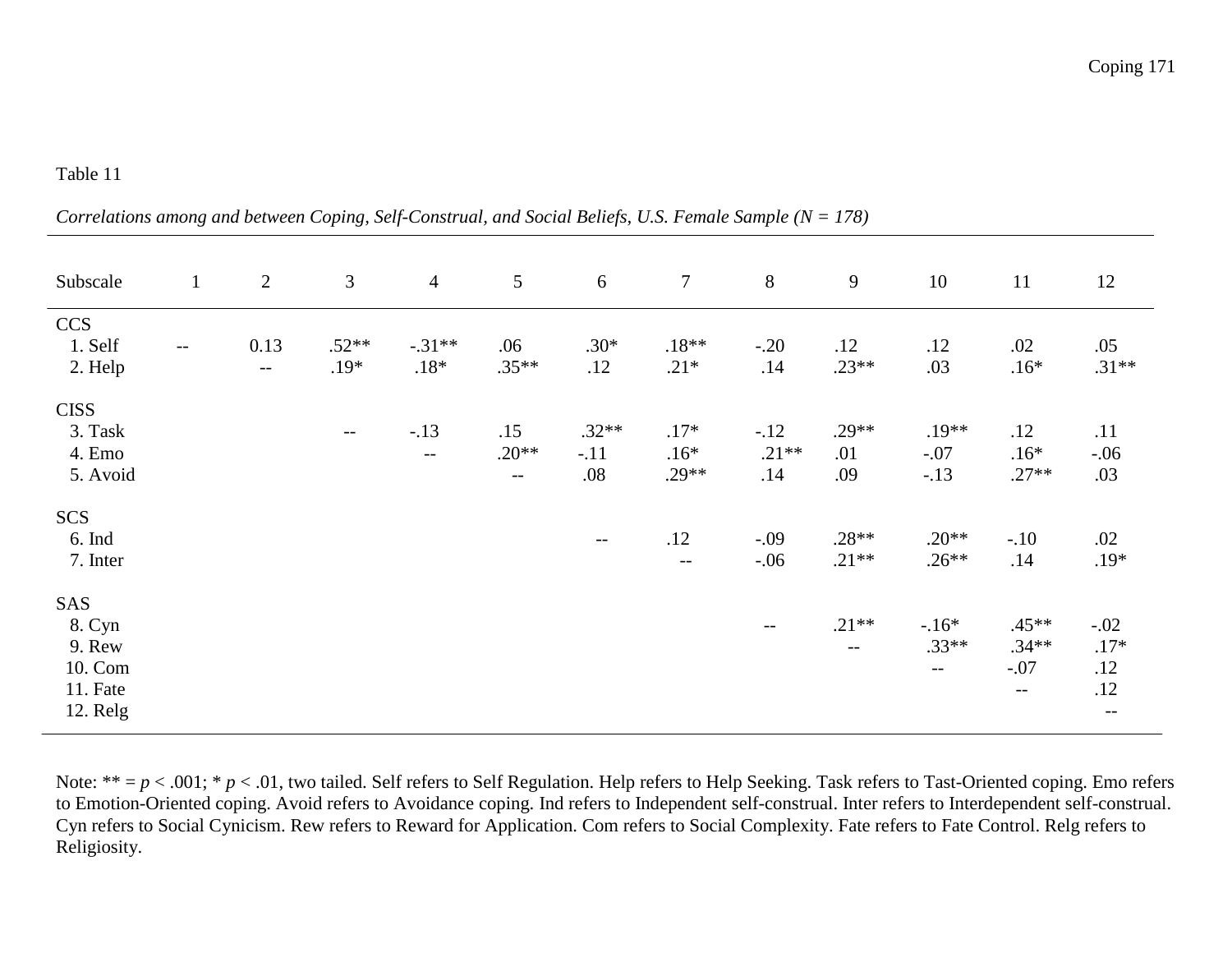Table 11

*Correlations among and between Coping, Self-Construal, and Social Beliefs, U.S. Female Sample (N = 178)*

| Subscale | 1 | 2 | 3 | 4 | 5 | 6 | 7 | 8 | 9 | 10 | 11 | 12 |
|---|---|---|---|---|---|---|---|---|---|---|---|---|
| CCS | | | | | | | | | | | | |
| 1. Self | -- | 0.13 | .52** | -.31** | .06 | .30* | .18** | -.20 | .12 | .12 | .02 | .05 |
| 2. Help | | -- | .19* | .18* | .35** | .12 | .21* | .14 | .23** | .03 | .16* | .31** |
| CISS | | | | | | | | | | | | |
| 3. Task | | | -- | -.13 | .15 | .32** | .17* | -.12 | .29** | .19** | .12 | .11 |
| 4. Emo | | | | -- | .20** | -.11 | .16* | .21** | .01 | -.07 | .16* | -.06 |
| 5. Avoid | | | | | -- | .08 | .29** | .14 | .09 | -.13 | .27** | .03 |
| SCS | | | | | | | | | | | | |
| 6. Ind | | | | | | -- | .12 | -.09 | .28** | .20** | -.10 | .02 |
| 7. Inter | | | | | | | -- | -.06 | .21** | .26** | .14 | .19* |
| SAS | | | | | | | | | | | | |
| 8. Cyn | | | | | | | | -- | .21** | -.16* | .45** | -.02 |
| 9. Rew | | | | | | | | | -- | .33** | .34** | .17* |
| 10. Com | | | | | | | | | | -- | -.07 | .12 |
| 11. Fate | | | | | | | | | | | -- | .12 |
| 12. Relg | | | | | | | | | | | | -- |

Note: ** = $p < .001$; * $p < .01$, two tailed. Self refers to Self Regulation. Help refers to Help Seeking. Task refers to Tast-Oriented coping. Emo refers to Emotion-Oriented coping. Avoid refers to Avoidance coping. Ind refers to Independent self-construal. Inter refers to Interdependent self-construal. Cyn refers to Social Cynicism. Rew refers to Reward for Application. Com refers to Social Complexity. Fate refers to Fate Control. Relg refers to Religiosity.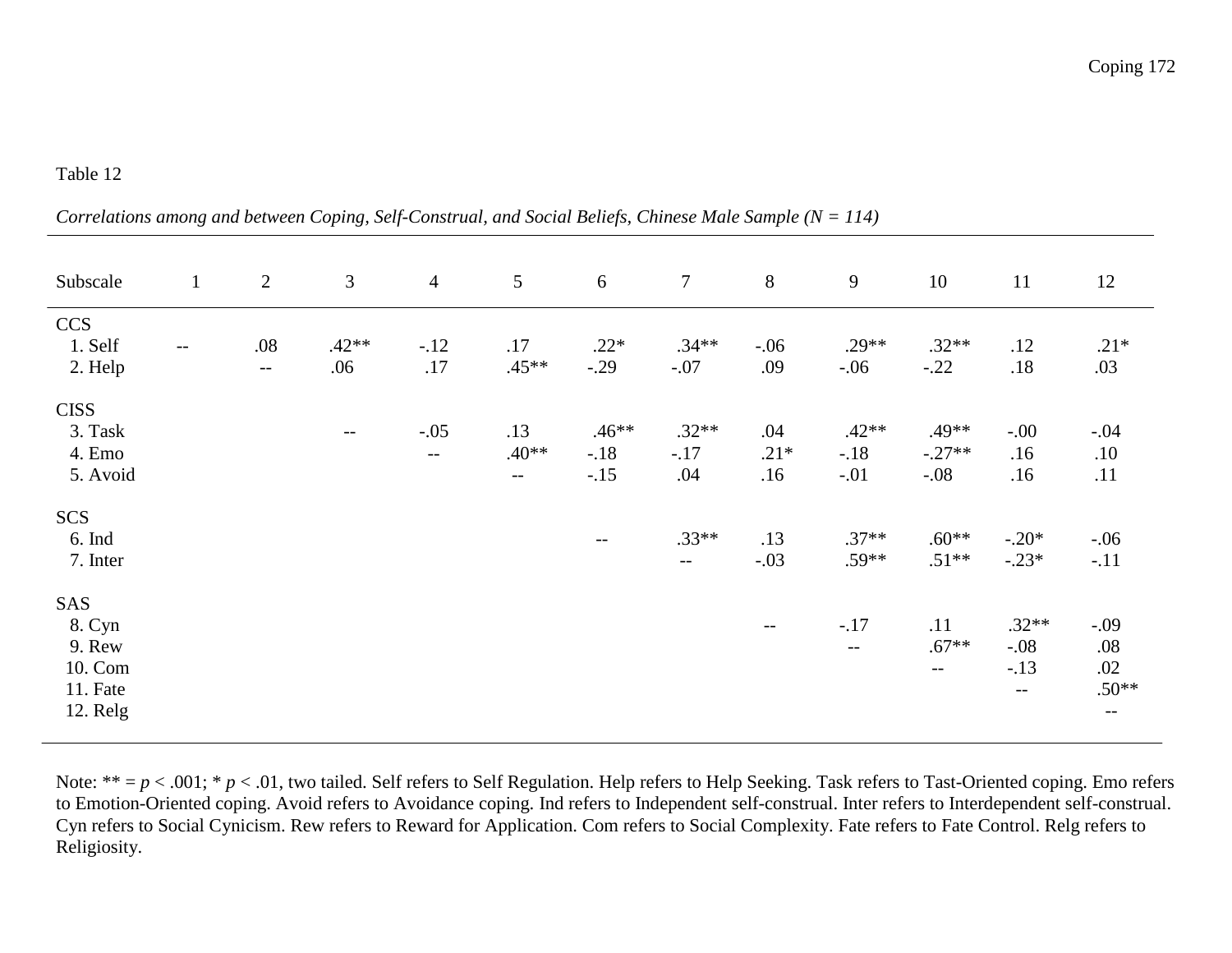Table 12

*Correlations among and between Coping, Self-Construal, and Social Beliefs, Chinese Male Sample (N = 114)*

| Subscale | 1 | 2 | 3 | 4 | 5 | 6 | 7 | 8 | 9 | 10 | 11 | 12 |
|---|---|---|---|---|---|---|---|---|---|---|---|---|
| CCS | | | | | | | | | | | | |
| 1. Self | -- | .08 | .42** | -.12 | .17 | .22* | .34** | -.06 | .29** | .32** | .12 | .21* |
| 2. Help | | -- | .06 | .17 | .45** | -.29 | -.07 | .09 | -.06 | -.22 | .18 | .03 |
| CISS | | | | | | | | | | | | |
| 3. Task | | | -- | -.05 | .13 | .46** | .32** | .04 | .42** | .49** | -.00 | -.04 |
| 4. Emo | | | | -- | .40** | -.18 | -.17 | .21* | -.18 | -.27** | .16 | .10 |
| 5. Avoid | | | | | -- | -.15 | .04 | .16 | -.01 | -.08 | .16 | .11 |
| SCS | | | | | | | | | | | | |
| 6. Ind | | | | | | -- | .33** | .13 | .37** | .60** | -.20* | -.06 |
| 7. Inter | | | | | | | -- | -.03 | .59** | .51** | -.23* | -.11 |
| SAS | | | | | | | | | | | | |
| 8. Cyn | | | | | | | | -- | -.17 | .11 | .32** | -.09 |
| 9. Rew | | | | | | | | | -- | .67** | -.08 | .08 |
| 10. Com | | | | | | | | | | -- | -.13 | .02 |
| 11. Fate | | | | | | | | | | | -- | .50** |
| 12. Relg | | | | | | | | | | | | -- |

Note: ** = $p < .001$; * $p < .01$, two tailed. Self refers to Self Regulation. Help refers to Help Seeking. Task refers to Tast-Oriented coping. Emo refers to Emotion-Oriented coping. Avoid refers to Avoidance coping. Ind refers to Independent self-construal. Inter refers to Interdependent self-construal. Cyn refers to Social Cynicism. Rew refers to Reward for Application. Com refers to Social Complexity. Fate refers to Fate Control. Relg refers to Religiosity.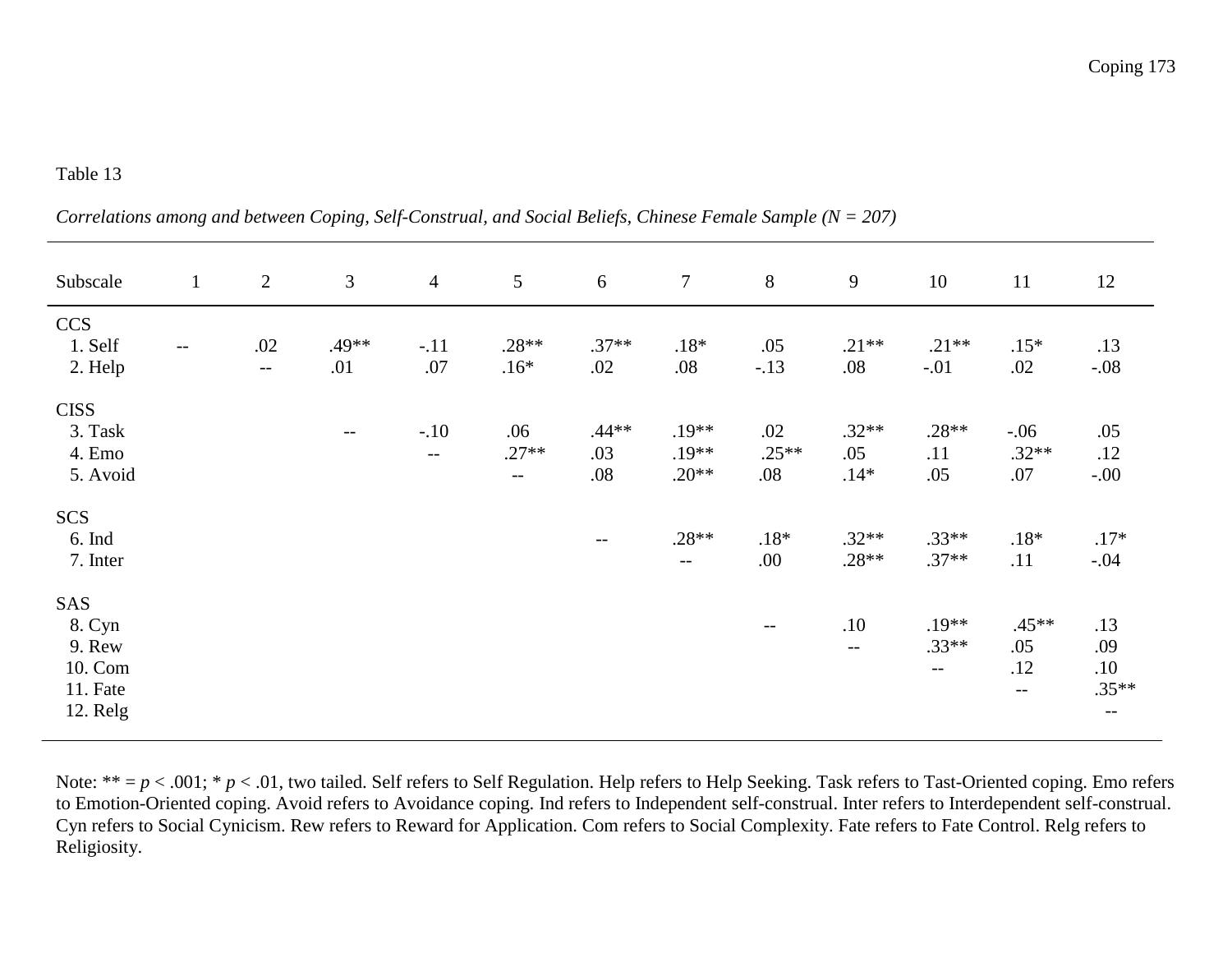Table 13

*Correlations among and between Coping, Self-Construal, and Social Beliefs, Chinese Female Sample (N = 207)*

| Subscale | 1 | 2 | 3 | 4 | 5 | 6 | 7 | 8 | 9 | 10 | 11 | 12 |
|---|---|---|---|---|---|---|---|---|---|---|---|---|
| CCS | | | | | | | | | | | | |
| 1. Self | -- | .02 | .49** | -.11 | .28** | .37** | .18* | .05 | .21** | .21** | .15* | .13 |
| 2. Help | | -- | .01 | .07 | .16* | .02 | .08 | -.13 | .08 | -.01 | .02 | -.08 |
| CISS | | | | | | | | | | | | |
| 3. Task | | | -- | -.10 | .06 | .44** | .19** | .02 | .32** | .28** | -.06 | .05 |
| 4. Emo | | | | -- | .27** | .03 | .19** | .25** | .05 | .11 | .32** | .12 |
| 5. Avoid | | | | | -- | .08 | .20** | .08 | .14* | .05 | .07 | -.00 |
| SCS | | | | | | | | | | | | |
| 6. Ind | | | | | | -- | .28** | .18* | .32** | .33** | .18* | .17* |
| 7. Inter | | | | | | | -- | .00 | .28** | .37** | .11 | -.04 |
| SAS | | | | | | | | | | | | |
| 8. Cyn | | | | | | | | -- | .10 | .19** | .45** | .13 |
| 9. Rew | | | | | | | | | -- | .33** | .05 | .09 |
| 10. Com | | | | | | | | | | -- | .12 | .10 |
| 11. Fate | | | | | | | | | | | -- | .35** |
| 12. Relg | | | | | | | | | | | | -- |

Note: ** = $p < .001$; * $p < .01$, two tailed. Self refers to Self Regulation. Help refers to Help Seeking. Task refers to Tast-Oriented coping. Emo refers to Emotion-Oriented coping. Avoid refers to Avoidance coping. Ind refers to Independent self-construal. Inter refers to Interdependent self-construal. Cyn refers to Social Cynicism. Rew refers to Reward for Application. Com refers to Social Complexity. Fate refers to Fate Control. Relg refers to Religiosity.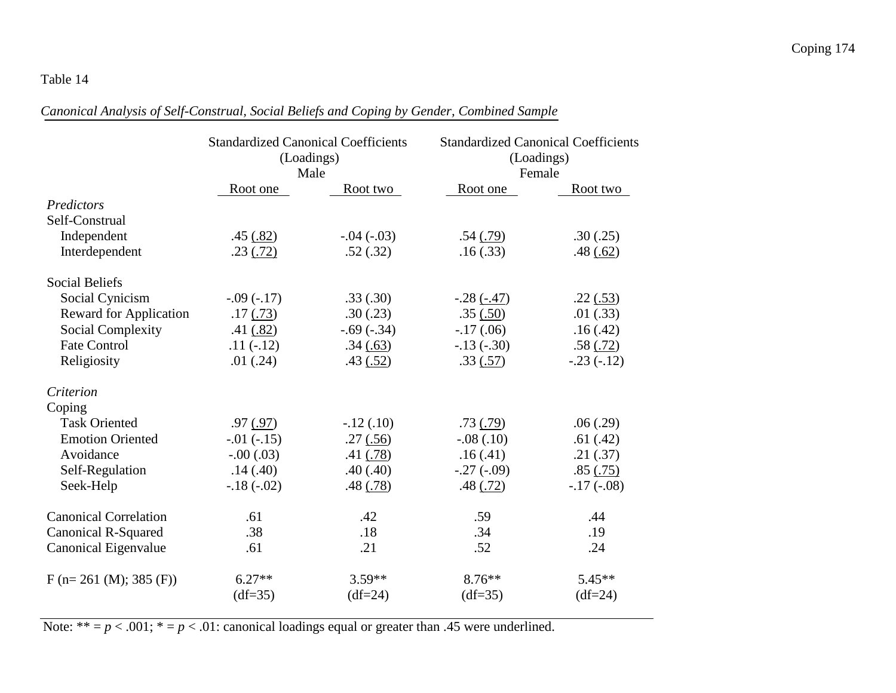Table 14

*Canonical Analysis of Self-Construal, Social Beliefs and Coping by Gender, Combined Sample*

| | Standardized Canonical Coefficients (Loadings) Male | | Standardized Canonical Coefficients (Loadings) Female | |
|---|---|---|---|---|
| | Root one | Root two | Root one | Root two |
| *Predictors* | | | | |
| Self-Construal | | | | |
| Independent | .45 (.82) | -.04 (-.03) | .54 (.79) | .30 (.25) |
| Interdependent | .23 (.72) | .52 (.32) | .16 (.33) | .48 (.62) |
| Social Beliefs | | | | |
| Social Cynicism | -.09 (-.17) | .33 (.30) | -.28 (-.47) | .22 (.53) |
| Reward for Application | .17 (.73) | .30 (.23) | .35 (.50) | .01 (.33) |
| Social Complexity | .41 (.82) | -.69 (-.34) | -.17 (.06) | .16 (.42) |
| Fate Control | .11 (-.12) | .34 (.63) | -.13 (-.30) | .58 (.72) |
| Religiosity | .01 (.24) | .43 (.52) | .33 (.57) | -.23 (-.12) |
| *Criterion* | | | | |
| Coping | | | | |
| Task Oriented | .97 (.97) | -.12 (.10) | .73 (.79) | .06 (.29) |
| Emotion Oriented | -.01 (-.15) | .27 (.56) | -.08 (.10) | .61 (.42) |
| Avoidance | -.00 (.03) | .41 (.78) | .16 (.41) | .21 (.37) |
| Self-Regulation | .14 (.40) | .40 (.40) | -.27 (-.09) | .85 (.75) |
| Seek-Help | -.18 (-.02) | .48 (.78) | .48 (.72) | -.17 (-.08) |
| Canonical Correlation | .61 | .42 | .59 | .44 |
| Canonical R-Squared | .38 | .18 | .34 | .19 |
| Canonical Eigenvalue | .61 | .21 | .52 | .24 |
| F (n= 261 (M); 385 (F)) | 6.27** (df=35) | 3.59** (df=24) | 8.76** (df=35) | 5.45** (df=24) |

Note: ** = $p < .001$; * = $p < .01$: canonical loadings equal or greater than .45 were underlined.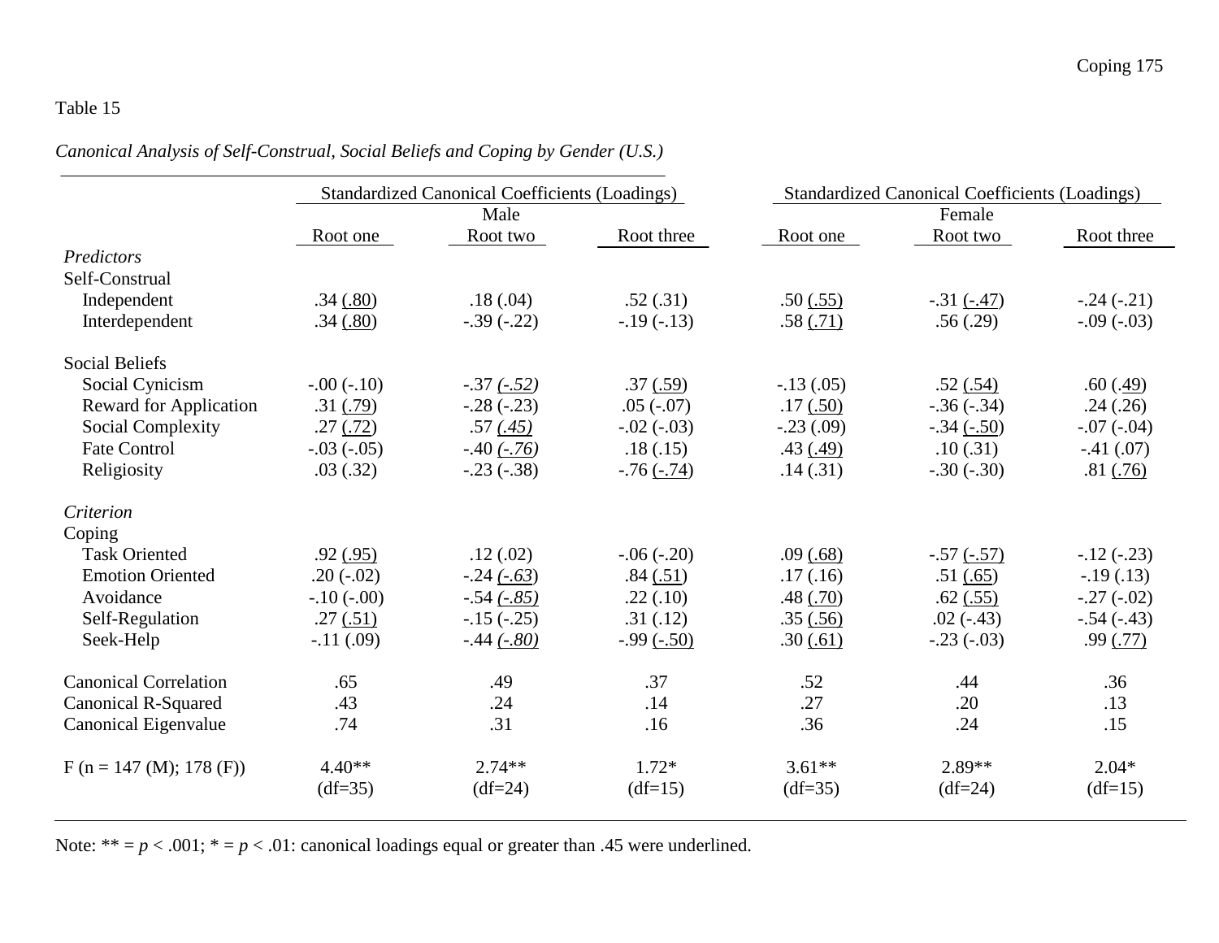Table 15

*Canonical Analysis of Self-Construal, Social Beliefs and Coping by Gender (U.S.)*

| | Standardized Canonical Coefficients (Loadings) | | | Standardized Canonical Coefficients (Loadings) | | |
|---|---|---|---|---|---|---|
| | Male | | | Female | | |
| | Root one | Root two | Root three | Root one | Root two | Root three |
| *Predictors* | | | | | | |
| Self-Construal | | | | | | |
| Independent | .34 (.80) | .18 (.04) | .52 (.31) | .50 (.55) | -.31 (-.47) | -.24 (-.21) |
| Interdependent | .34 (.80) | -.39 (-.22) | -.19 (-.13) | .58 (.71) | .56 (.29) | -.09 (-.03) |
| Social Beliefs | | | | | | |
| Social Cynicism | -.00 (-.10) | -.37 (*-.52*) | .37 (.59) | -.13 (.05) | .52 (.54) | .60 (.49) |
| Reward for Application | .31 (.79) | -.28 (-.23) | .05 (-.07) | .17 (.50) | -.36 (-.34) | .24 (.26) |
| Social Complexity | .27 (.72) | .57 (*.45*) | -.02 (-.03) | -.23 (.09) | -.34 (-.50) | -.07 (-.04) |
| Fate Control | -.03 (-.05) | -.40 (*-.76*) | .18 (.15) | .43 (.49) | .10 (.31) | -.41 (.07) |
| Religiosity | .03 (.32) | -.23 (-.38) | -.76 (-.74) | .14 (.31) | -.30 (-.30) | .81 (.76) |
| *Criterion* | | | | | | |
| Coping | | | | | | |
| Task Oriented | .92 (.95) | .12 (.02) | -.06 (-.20) | .09 (.68) | -.57 (-.57) | -.12 (-.23) |
| Emotion Oriented | .20 (-.02) | -.24 (*-.63*) | .84 (.51) | .17 (.16) | .51 (.65) | -.19 (.13) |
| Avoidance | -.10 (-.00) | -.54 (*-.85*) | .22 (.10) | .48 (.70) | .62 (.55) | -.27 (-.02) |
| Self-Regulation | .27 (.51) | -.15 (-.25) | .31 (.12) | .35 (.56) | .02 (-.43) | -.54 (-.43) |
| Seek-Help | -.11 (.09) | -.44 (*-.80*) | -.99 (-.50) | .30 (.61) | -.23 (-.03) | .99 (.77) |
| Canonical Correlation | .65 | .49 | .37 | .52 | .44 | .36 |
| Canonical R-Squared | .43 | .24 | .14 | .27 | .20 | .13 |
| Canonical Eigenvalue | .74 | .31 | .16 | .36 | .24 | .15 |
| F (n = 147 (M); 178 (F)) | 4.40** (df=35) | 2.74** (df=24) | 1.72* (df=15) | 3.61** (df=35) | 2.89** (df=24) | 2.04* (df=15) |

Note: ** = $p < .001$; * = $p < .01$: canonical loadings equal or greater than .45 were underlined.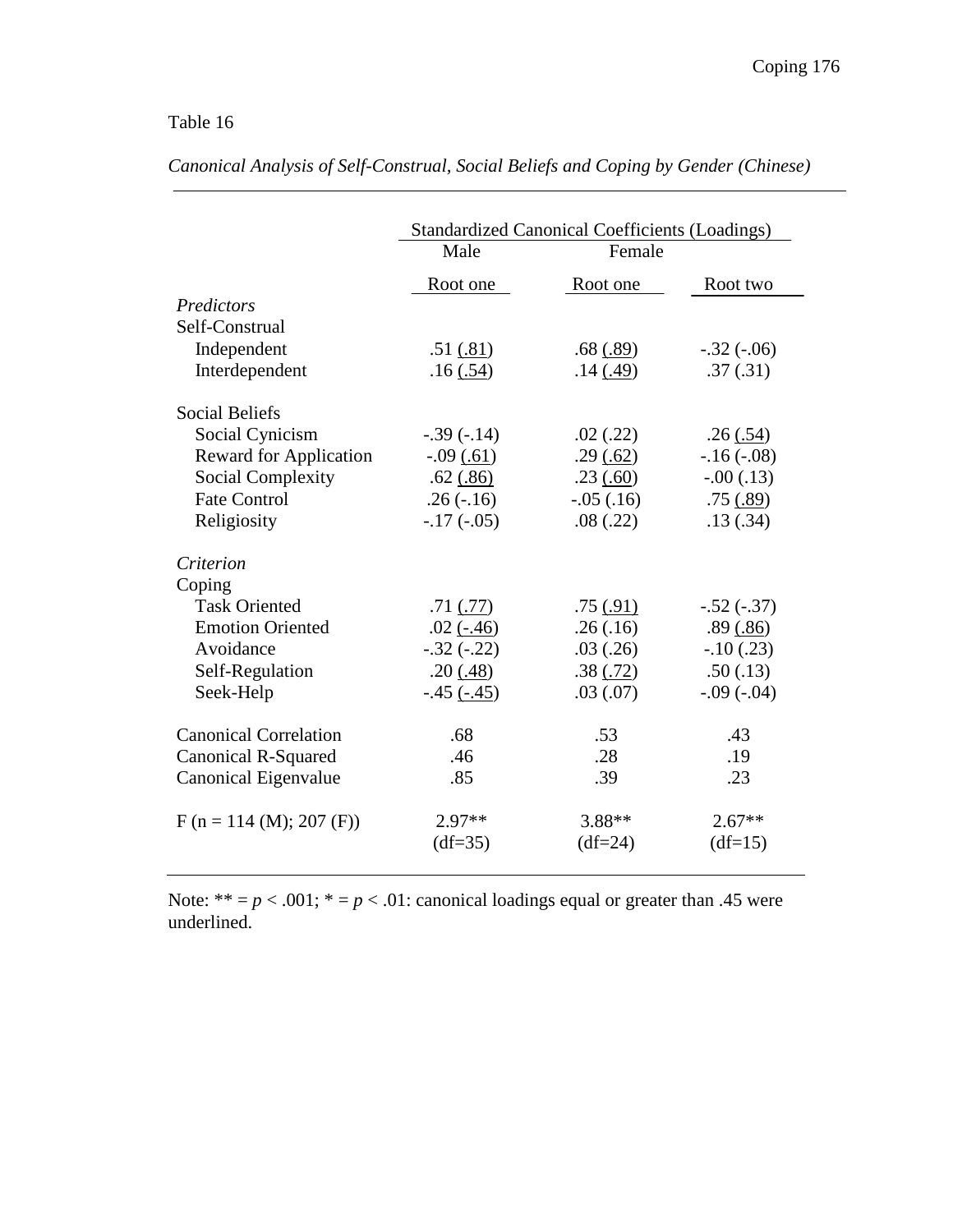Table 16

*Canonical Analysis of Self-Construal, Social Beliefs and Coping by Gender (Chinese)*

| | Standardized Canonical Coefficients (Loadings) | | |
|---|---|---|---|
| | Male | Female | |
| | Root one | Root one | Root two |
| *Predictors* | | | |
| Self-Construal | | | |
| Independent | .51 (.81) | .68 (.89) | -.32 (-.06) |
| Interdependent | .16 (.54) | .14 (.49) | .37 (.31) |
| Social Beliefs | | | |
| Social Cynicism | -.39 (-.14) | .02 (.22) | .26 (.54) |
| Reward for Application | -.09 (.61) | .29 (.62) | -.16 (-.08) |
| Social Complexity | .62 (.86) | .23 (.60) | -.00 (.13) |
| Fate Control | .26 (-.16) | -.05 (.16) | .75 (.89) |
| Religiosity | -.17 (-.05) | .08 (.22) | .13 (.34) |
| *Criterion* | | | |
| Coping | | | |
| Task Oriented | .71 (.77) | .75 (.91) | -.52 (-.37) |
| Emotion Oriented | .02 (-.46) | .26 (.16) | .89 (.86) |
| Avoidance | -.32 (-.22) | .03 (.26) | -.10 (.23) |
| Self-Regulation | .20 (.48) | .38 (.72) | .50 (.13) |
| Seek-Help | -.45 (-.45) | .03 (.07) | -.09 (-.04) |
| Canonical Correlation | .68 | .53 | .43 |
| Canonical R-Squared | .46 | .28 | .19 |
| Canonical Eigenvalue | .85 | .39 | .23 |
| F (n = 114 (M); 207 (F)) | 2.97** (df=35) | 3.88** (df=24) | 2.67** (df=15) |

Note: ** = $p < .001$; * = $p < .01$: canonical loadings equal or greater than .45 were underlined.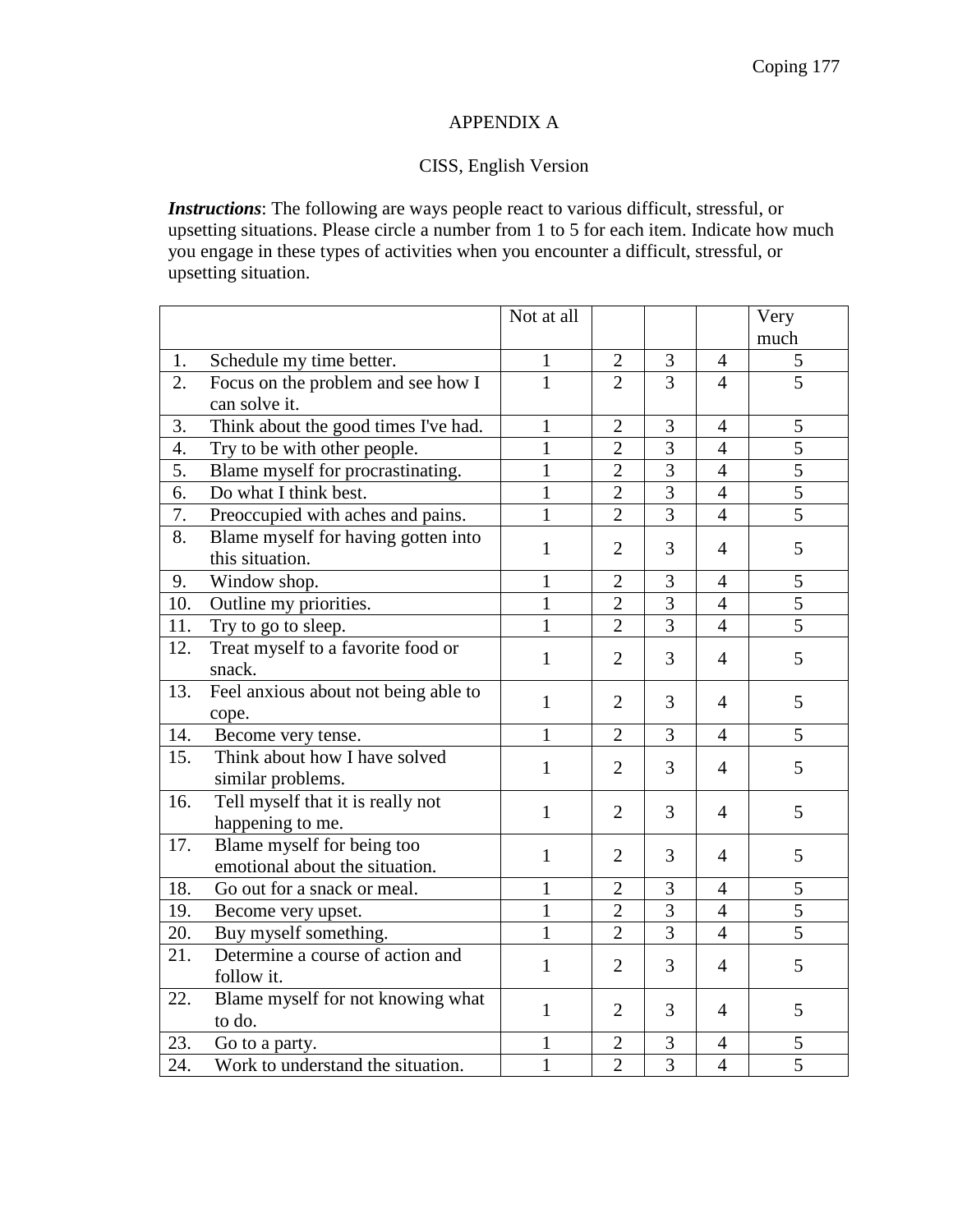# APPENDIX A

## CISS, English Version

***Instructions***: The following are ways people react to various difficult, stressful, or upsetting situations. Please circle a number from 1 to 5 for each item. Indicate how much you engage in these types of activities when you encounter a difficult, stressful, or upsetting situation.

| | Not at all | | | | Very much |
|---|---|---|---|---|---|
| 1. Schedule my time better. | 1 | 2 | 3 | 4 | 5 |
| 2. Focus on the problem and see how I can solve it. | 1 | 2 | 3 | 4 | 5 |
| 3. Think about the good times I've had. | 1 | 2 | 3 | 4 | 5 |
| 4. Try to be with other people. | 1 | 2 | 3 | 4 | 5 |
| 5. Blame myself for procrastinating. | 1 | 2 | 3 | 4 | 5 |
| 6. Do what I think best. | 1 | 2 | 3 | 4 | 5 |
| 7. Preoccupied with aches and pains. | 1 | 2 | 3 | 4 | 5 |
| 8. Blame myself for having gotten into this situation. | 1 | 2 | 3 | 4 | 5 |
| 9. Window shop. | 1 | 2 | 3 | 4 | 5 |
| 10. Outline my priorities. | 1 | 2 | 3 | 4 | 5 |
| 11. Try to go to sleep. | 1 | 2 | 3 | 4 | 5 |
| 12. Treat myself to a favorite food or snack. | 1 | 2 | 3 | 4 | 5 |
| 13. Feel anxious about not being able to cope. | 1 | 2 | 3 | 4 | 5 |
| 14. Become very tense. | 1 | 2 | 3 | 4 | 5 |
| 15. Think about how I have solved similar problems. | 1 | 2 | 3 | 4 | 5 |
| 16. Tell myself that it is really not happening to me. | 1 | 2 | 3 | 4 | 5 |
| 17. Blame myself for being too emotional about the situation. | 1 | 2 | 3 | 4 | 5 |
| 18. Go out for a snack or meal. | 1 | 2 | 3 | 4 | 5 |
| 19. Become very upset. | 1 | 2 | 3 | 4 | 5 |
| 20. Buy myself something. | 1 | 2 | 3 | 4 | 5 |
| 21. Determine a course of action and follow it. | 1 | 2 | 3 | 4 | 5 |
| 22. Blame myself for not knowing what to do. | 1 | 2 | 3 | 4 | 5 |
| 23. Go to a party. | 1 | 2 | 3 | 4 | 5 |
| 24. Work to understand the situation. | 1 | 2 | 3 | 4 | 5 |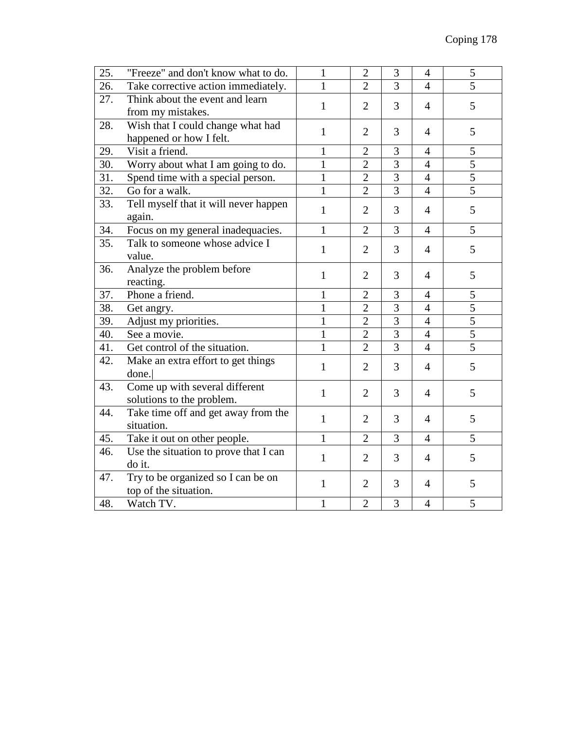| | | | | | | |
|---|---|---|---|---|---|---|
| 25. | "Freeze" and don't know what to do. | 1 | 2 | 3 | 4 | 5 |
| 26. | Take corrective action immediately. | 1 | 2 | 3 | 4 | 5 |
| 27. | Think about the event and learn from my mistakes. | 1 | 2 | 3 | 4 | 5 |
| 28. | Wish that I could change what had happened or how I felt. | 1 | 2 | 3 | 4 | 5 |
| 29. | Visit a friend. | 1 | 2 | 3 | 4 | 5 |
| 30. | Worry about what I am going to do. | 1 | 2 | 3 | 4 | 5 |
| 31. | Spend time with a special person. | 1 | 2 | 3 | 4 | 5 |
| 32. | Go for a walk. | 1 | 2 | 3 | 4 | 5 |
| 33. | Tell myself that it will never happen again. | 1 | 2 | 3 | 4 | 5 |
| 34. | Focus on my general inadequacies. | 1 | 2 | 3 | 4 | 5 |
| 35. | Talk to someone whose advice I value. | 1 | 2 | 3 | 4 | 5 |
| 36. | Analyze the problem before reacting. | 1 | 2 | 3 | 4 | 5 |
| 37. | Phone a friend. | 1 | 2 | 3 | 4 | 5 |
| 38. | Get angry. | 1 | 2 | 3 | 4 | 5 |
| 39. | Adjust my priorities. | 1 | 2 | 3 | 4 | 5 |
| 40. | See a movie. | 1 | 2 | 3 | 4 | 5 |
| 41. | Get control of the situation. | 1 | 2 | 3 | 4 | 5 |
| 42. | Make an extra effort to get things done. | 1 | 2 | 3 | 4 | 5 |
| 43. | Come up with several different solutions to the problem. | 1 | 2 | 3 | 4 | 5 |
| 44. | Take time off and get away from the situation. | 1 | 2 | 3 | 4 | 5 |
| 45. | Take it out on other people. | 1 | 2 | 3 | 4 | 5 |
| 46. | Use the situation to prove that I can do it. | 1 | 2 | 3 | 4 | 5 |
| 47. | Try to be organized so I can be on top of the situation. | 1 | 2 | 3 | 4 | 5 |
| 48. | Watch TV. | 1 | 2 | 3 | 4 | 5 |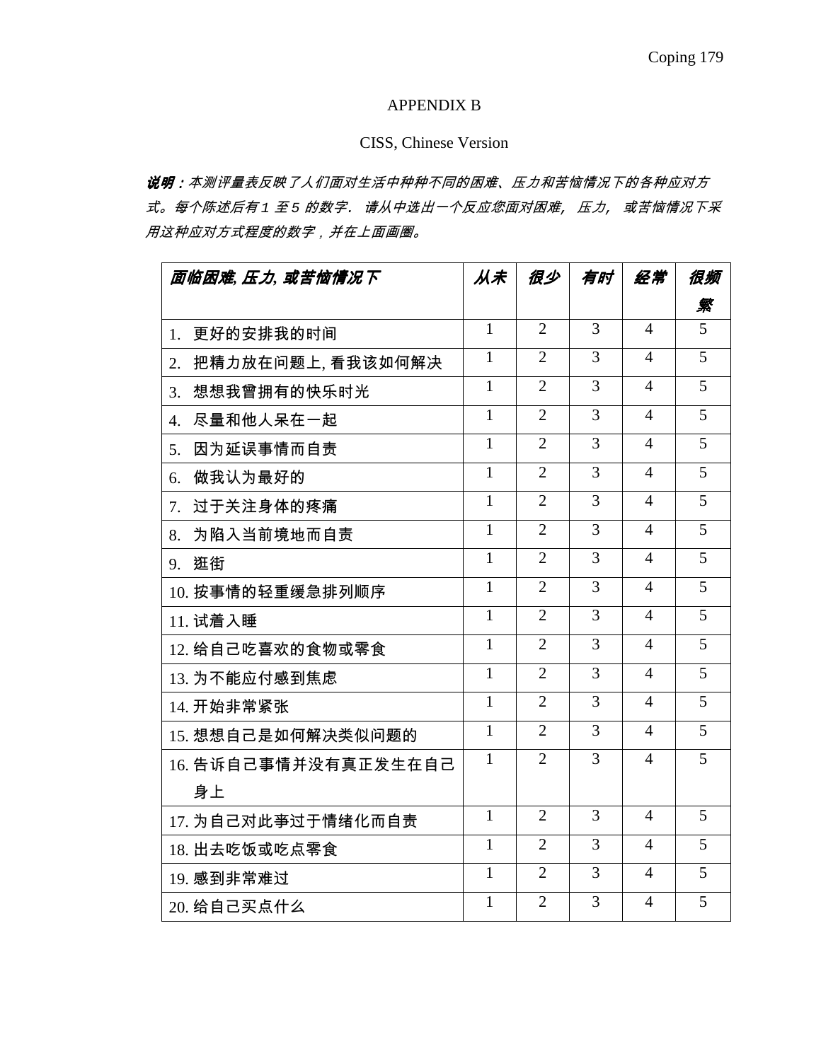APPENDIX B

CISS, Chinese Version

***说明：****本测评量表反映了人们面对生活中种种不同的困难、压力和苦恼情况下的各种应对方式。每个陈述后有１至５的数字． 请从中选出一个反应您面对困难，压力，或苦恼情况下采用这种应对方式程度的数字，并在上面画圈。*

| ***面临困难, 压力, 或苦恼情况下*** | ***从未*** | ***很少*** | ***有时*** | ***经常*** | ***很频繁*** |
|---|---|---|---|---|---|
| 1. 更好的安排我的时间 | 1 | 2 | 3 | 4 | 5 |
| 2. 把精力放在问题上, 看我该如何解决 | 1 | 2 | 3 | 4 | 5 |
| 3. 想想我曾拥有的快乐时光 | 1 | 2 | 3 | 4 | 5 |
| 4. 尽量和他人呆在一起 | 1 | 2 | 3 | 4 | 5 |
| 5. 因为延误事情而自责 | 1 | 2 | 3 | 4 | 5 |
| 6. 做我认为最好的 | 1 | 2 | 3 | 4 | 5 |
| 7. 过于关注身体的疼痛 | 1 | 2 | 3 | 4 | 5 |
| 8. 为陷入当前境地而自责 | 1 | 2 | 3 | 4 | 5 |
| 9. 逛街 | 1 | 2 | 3 | 4 | 5 |
| 10. 按事情的轻重缓急排列顺序 | 1 | 2 | 3 | 4 | 5 |
| 11. 试着入睡 | 1 | 2 | 3 | 4 | 5 |
| 12. 给自己吃喜欢的食物或零食 | 1 | 2 | 3 | 4 | 5 |
| 13. 为不能应付感到焦虑 | 1 | 2 | 3 | 4 | 5 |
| 14. 开始非常紧张 | 1 | 2 | 3 | 4 | 5 |
| 15. 想想自己是如何解决类似问题的 | 1 | 2 | 3 | 4 | 5 |
| 16. 告诉自己事情并没有真正发生在自己身上 | 1 | 2 | 3 | 4 | 5 |
| 17. 为自己对此事过于情绪化而自责 | 1 | 2 | 3 | 4 | 5 |
| 18. 出去吃饭或吃点零食 | 1 | 2 | 3 | 4 | 5 |
| 19. 感到非常难过 | 1 | 2 | 3 | 4 | 5 |
| 20. 给自己买点什么 | 1 | 2 | 3 | 4 | 5 |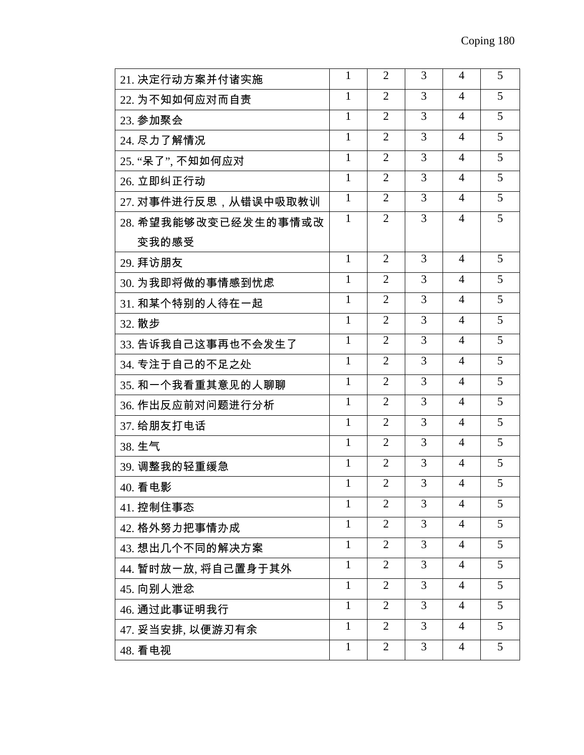| | | | | | |
|---|---|---|---|---|---|
| 21. 决定行动方案并付诸实施 | 1 | 2 | 3 | 4 | 5 |
| 22. 为不知如何应对而自责 | 1 | 2 | 3 | 4 | 5 |
| 23. 参加聚会 | 1 | 2 | 3 | 4 | 5 |
| 24. 尽力了解情况 | 1 | 2 | 3 | 4 | 5 |
| 25. “呆了”, 不知如何应对 | 1 | 2 | 3 | 4 | 5 |
| 26. 立即纠正行动 | 1 | 2 | 3 | 4 | 5 |
| 27. 对事件进行反思，从错误中吸取教训 | 1 | 2 | 3 | 4 | 5 |
| 28. 希望我能够改变已经发生的事情或改变我的感受 | 1 | 2 | 3 | 4 | 5 |
| 29. 拜访朋友 | 1 | 2 | 3 | 4 | 5 |
| 30. 为我即将做的事情感到忧虑 | 1 | 2 | 3 | 4 | 5 |
| 31. 和某个特别的人待在一起 | 1 | 2 | 3 | 4 | 5 |
| 32. 散步 | 1 | 2 | 3 | 4 | 5 |
| 33. 告诉我自己这事再也不会发生了 | 1 | 2 | 3 | 4 | 5 |
| 34. 专注于自己的不足之处 | 1 | 2 | 3 | 4 | 5 |
| 35. 和一个我看重其意见的人聊聊 | 1 | 2 | 3 | 4 | 5 |
| 36. 作出反应前对问题进行分析 | 1 | 2 | 3 | 4 | 5 |
| 37. 给朋友打电话 | 1 | 2 | 3 | 4 | 5 |
| 38. 生气 | 1 | 2 | 3 | 4 | 5 |
| 39. 调整我的轻重缓急 | 1 | 2 | 3 | 4 | 5 |
| 40. 看电影 | 1 | 2 | 3 | 4 | 5 |
| 41. 控制住事态 | 1 | 2 | 3 | 4 | 5 |
| 42. 格外努力把事情办成 | 1 | 2 | 3 | 4 | 5 |
| 43. 想出几个不同的解决方案 | 1 | 2 | 3 | 4 | 5 |
| 44. 暂时放一放, 将自己置身于其外 | 1 | 2 | 3 | 4 | 5 |
| 45. 向别人泄忿 | 1 | 2 | 3 | 4 | 5 |
| 46. 通过此事证明我行 | 1 | 2 | 3 | 4 | 5 |
| 47. 妥当安排, 以便游刃有余 | 1 | 2 | 3 | 4 | 5 |
| 48. 看电视 | 1 | 2 | 3 | 4 | 5 |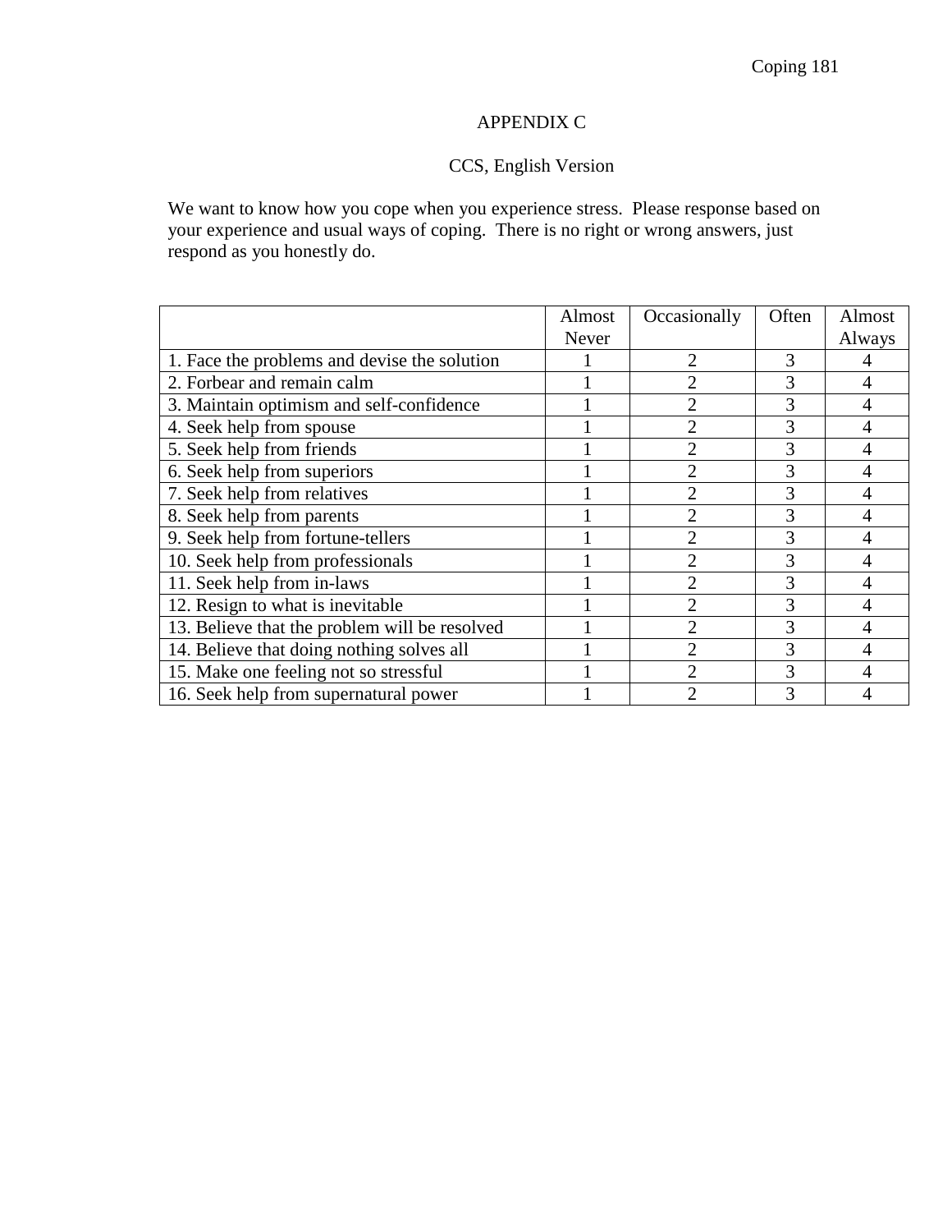# APPENDIX C

## CCS, English Version

We want to know how you cope when you experience stress.  Please response based on your experience and usual ways of coping.  There is no right or wrong answers, just respond as you honestly do.

| | Almost Never | Occasionally | Often | Almost Always |
|---|---|---|---|---|
| 1. Face the problems and devise the solution | 1 | 2 | 3 | 4 |
| 2. Forbear and remain calm | 1 | 2 | 3 | 4 |
| 3. Maintain optimism and self-confidence | 1 | 2 | 3 | 4 |
| 4. Seek help from spouse | 1 | 2 | 3 | 4 |
| 5. Seek help from friends | 1 | 2 | 3 | 4 |
| 6. Seek help from superiors | 1 | 2 | 3 | 4 |
| 7. Seek help from relatives | 1 | 2 | 3 | 4 |
| 8. Seek help from parents | 1 | 2 | 3 | 4 |
| 9. Seek help from fortune-tellers | 1 | 2 | 3 | 4 |
| 10. Seek help from professionals | 1 | 2 | 3 | 4 |
| 11. Seek help from in-laws | 1 | 2 | 3 | 4 |
| 12. Resign to what is inevitable | 1 | 2 | 3 | 4 |
| 13. Believe that the problem will be resolved | 1 | 2 | 3 | 4 |
| 14. Believe that doing nothing solves all | 1 | 2 | 3 | 4 |
| 15. Make one feeling not so stressful | 1 | 2 | 3 | 4 |
| 16. Seek help from supernatural power | 1 | 2 | 3 | 4 |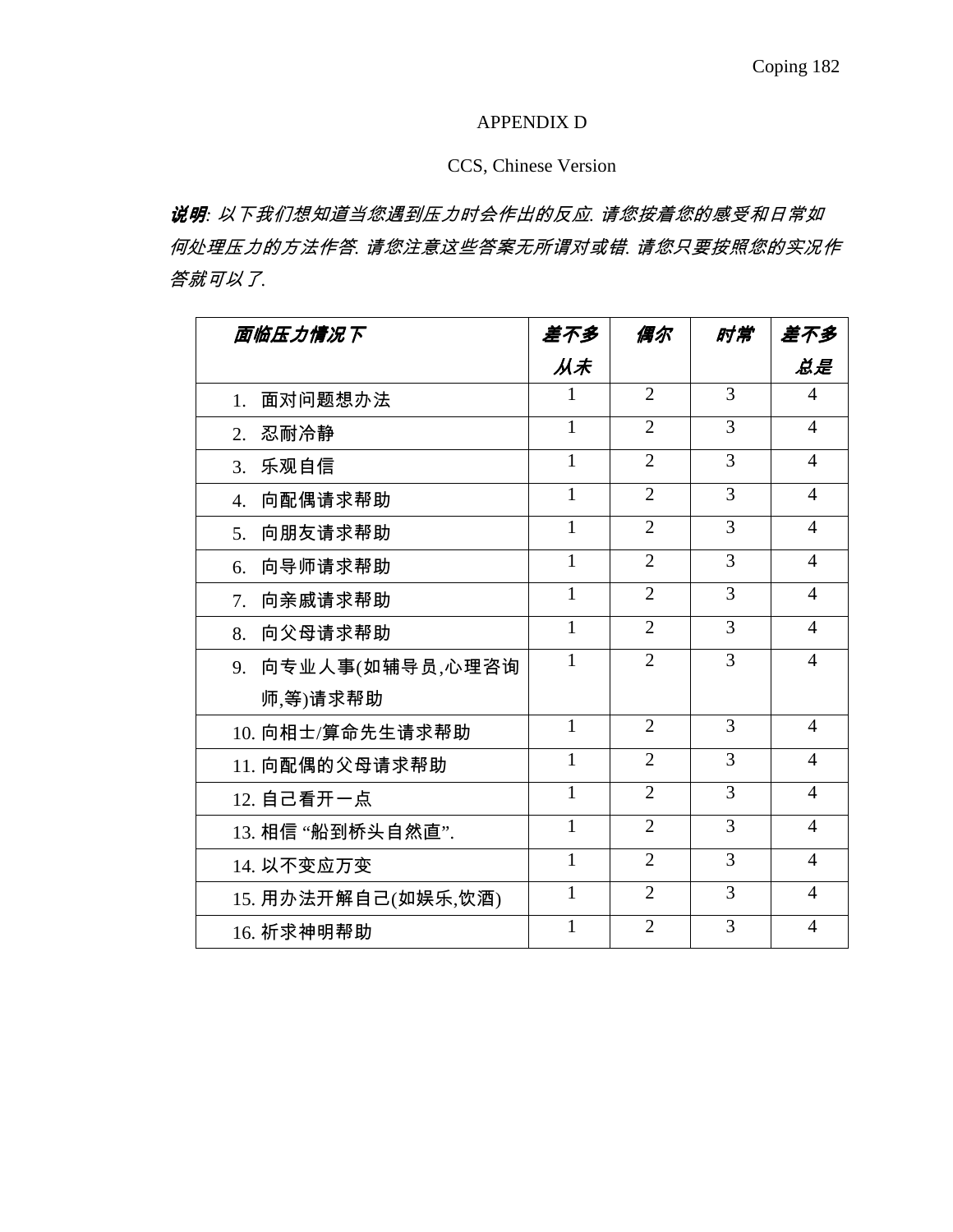APPENDIX D

CCS, Chinese Version

***说明**: 以下我们想知道当您遇到压力时会作出的反应. 请您按着您的感受和日常如何处理压力的方法作答. 请您注意这些答案无所谓对或错. 请您只要按照您的实况作答就可以了.*

| ***面临压力情况下*** | ***差不多从未*** | ***偶尔*** | ***时常*** | ***差不多总是*** |
|---|---|---|---|---|
| 1. 面对问题想办法 | 1 | 2 | 3 | 4 |
| 2. 忍耐冷静 | 1 | 2 | 3 | 4 |
| 3. 乐观自信 | 1 | 2 | 3 | 4 |
| 4. 向配偶请求帮助 | 1 | 2 | 3 | 4 |
| 5. 向朋友请求帮助 | 1 | 2 | 3 | 4 |
| 6. 向导师请求帮助 | 1 | 2 | 3 | 4 |
| 7. 向亲戚请求帮助 | 1 | 2 | 3 | 4 |
| 8. 向父母请求帮助 | 1 | 2 | 3 | 4 |
| 9. 向专业人事(如辅导员,心理咨询师,等)请求帮助 | 1 | 2 | 3 | 4 |
| 10. 向相士/算命先生请求帮助 | 1 | 2 | 3 | 4 |
| 11. 向配偶的父母请求帮助 | 1 | 2 | 3 | 4 |
| 12. 自己看开一点 | 1 | 2 | 3 | 4 |
| 13. 相信 “船到桥头自然直”. | 1 | 2 | 3 | 4 |
| 14. 以不变应万变 | 1 | 2 | 3 | 4 |
| 15. 用办法开解自己(如娱乐,饮酒) | 1 | 2 | 3 | 4 |
| 16. 祈求神明帮助 | 1 | 2 | 3 | 4 |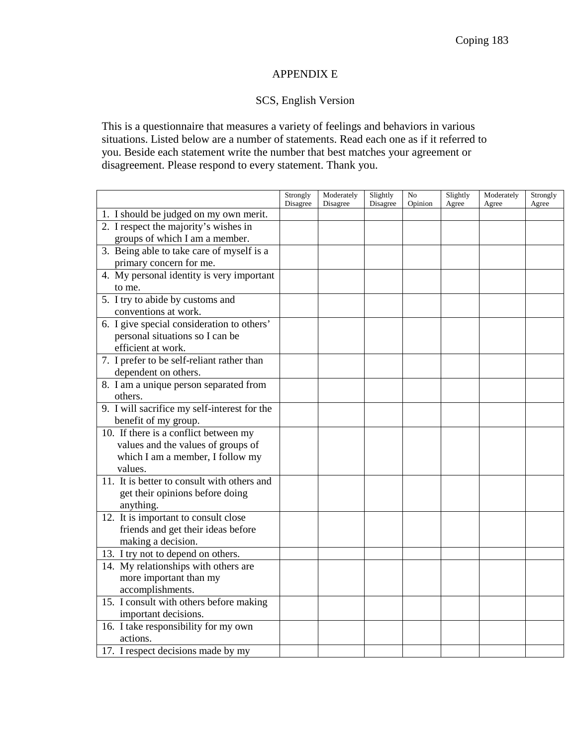# APPENDIX E

## SCS, English Version

This is a questionnaire that measures a variety of feelings and behaviors in various situations. Listed below are a number of statements. Read each one as if it referred to you. Beside each statement write the number that best matches your agreement or disagreement. Please respond to every statement. Thank you.

| | Strongly Disagree | Moderately Disagree | Slightly Disagree | No Opinion | Slightly Agree | Moderately Agree | Strongly Agree |
|---|---|---|---|---|---|---|---|
| 1. I should be judged on my own merit. | | | | | | | |
| 2. I respect the majority's wishes in groups of which I am a member. | | | | | | | |
| 3. Being able to take care of myself is a primary concern for me. | | | | | | | |
| 4. My personal identity is very important to me. | | | | | | | |
| 5. I try to abide by customs and conventions at work. | | | | | | | |
| 6. I give special consideration to others' personal situations so I can be efficient at work. | | | | | | | |
| 7. I prefer to be self-reliant rather than dependent on others. | | | | | | | |
| 8. I am a unique person separated from others. | | | | | | | |
| 9. I will sacrifice my self-interest for the benefit of my group. | | | | | | | |
| 10. If there is a conflict between my values and the values of groups of which I am a member, I follow my values. | | | | | | | |
| 11. It is better to consult with others and get their opinions before doing anything. | | | | | | | |
| 12. It is important to consult close friends and get their ideas before making a decision. | | | | | | | |
| 13. I try not to depend on others. | | | | | | | |
| 14. My relationships with others are more important than my accomplishments. | | | | | | | |
| 15. I consult with others before making important decisions. | | | | | | | |
| 16. I take responsibility for my own actions. | | | | | | | |
| 17. I respect decisions made by my | | | | | | | |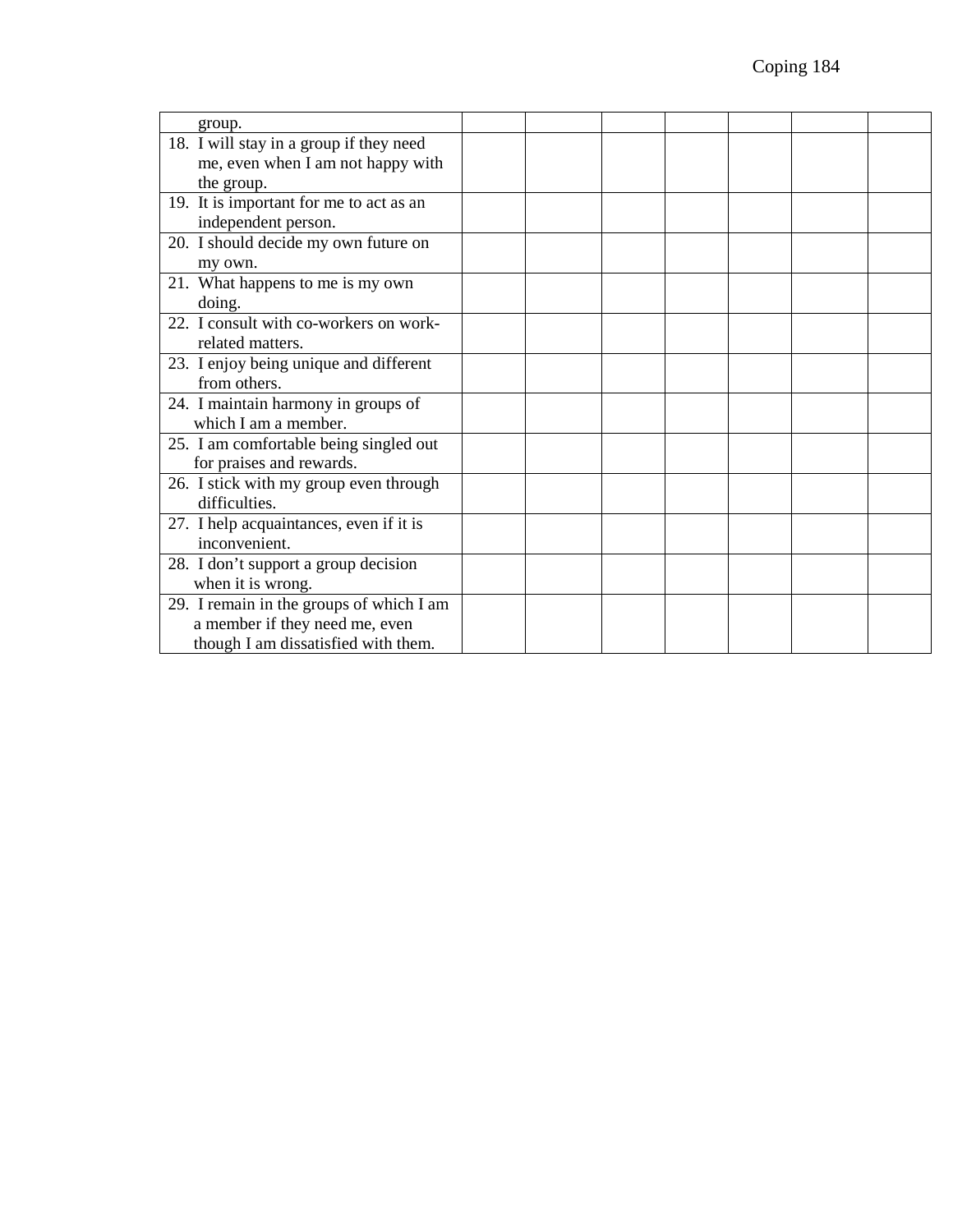| | | | | | | | |
|---|---|---|---|---|---|---|---|
| group. | | | | | | | |
| 18. I will stay in a group if they need me, even when I am not happy with the group. | | | | | | | |
| 19. It is important for me to act as an independent person. | | | | | | | |
| 20. I should decide my own future on my own. | | | | | | | |
| 21. What happens to me is my own doing. | | | | | | | |
| 22. I consult with co-workers on work-related matters. | | | | | | | |
| 23. I enjoy being unique and different from others. | | | | | | | |
| 24. I maintain harmony in groups of which I am a member. | | | | | | | |
| 25. I am comfortable being singled out for praises and rewards. | | | | | | | |
| 26. I stick with my group even through difficulties. | | | | | | | |
| 27. I help acquaintances, even if it is inconvenient. | | | | | | | |
| 28. I don’t support a group decision when it is wrong. | | | | | | | |
| 29. I remain in the groups of which I am a member if they need me, even though I am dissatisfied with them. | | | | | | | |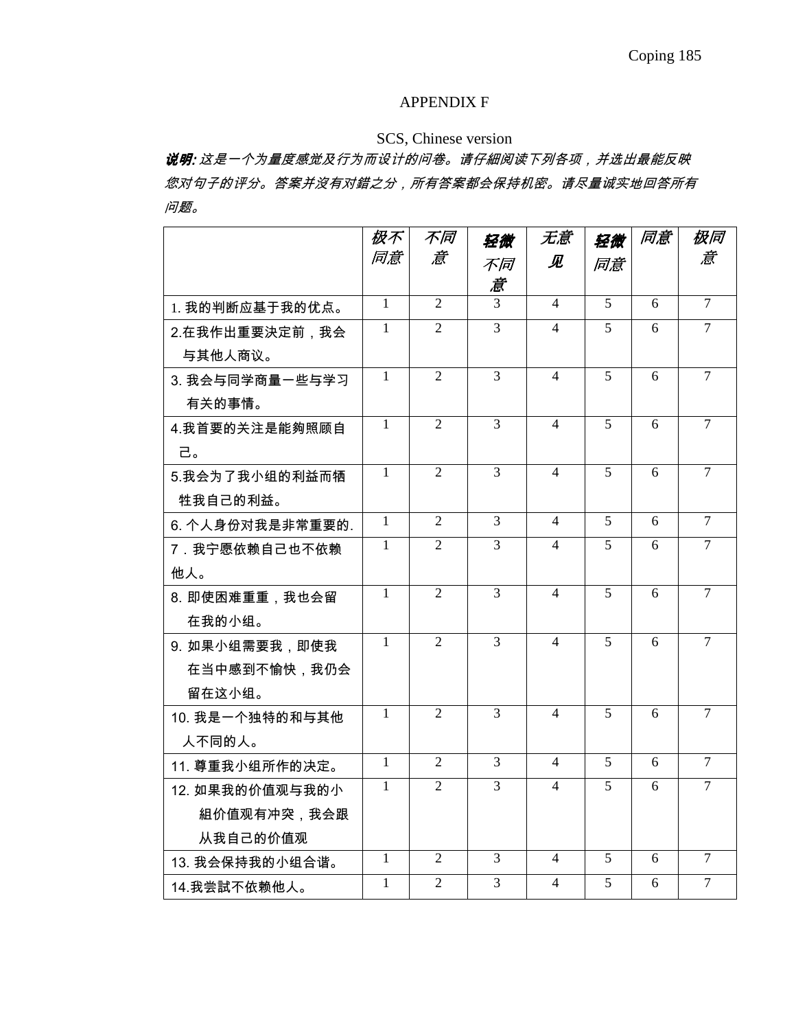APPENDIX F

SCS, Chinese version

***说明:*** *这是一个为量度感觉及行为而设计的问卷。请仔細阅读下列各项，并选出最能反映您对句子的评分。答案并沒有对錯之分，所有答案都会保持机密。请尽量诚实地回答所有问题。*

| | *极不同意* | *不同意* | ***轻微**不同意* | *无意**见*** | ***轻微**同意* | *同意* | *极同意* |
|---|---|---|---|---|---|---|---|
| 1. 我的判断应基于我的优点。 | 1 | 2 | 3 | 4 | 5 | 6 | 7 |
| 2.在我作出重要决定前，我会与其他人商议。 | 1 | 2 | 3 | 4 | 5 | 6 | 7 |
| 3. 我会与同学商量一些与学习有关的事情。 | 1 | 2 | 3 | 4 | 5 | 6 | 7 |
| 4.我首要的关注是能夠照顾自己。 | 1 | 2 | 3 | 4 | 5 | 6 | 7 |
| 5.我会为了我小组的利益而牺牲我自己的利益。 | 1 | 2 | 3 | 4 | 5 | 6 | 7 |
| 6. 个人身份对我是非常重要的. | 1 | 2 | 3 | 4 | 5 | 6 | 7 |
| 7．我宁愿依赖自己也不依赖他人。 | 1 | 2 | 3 | 4 | 5 | 6 | 7 |
| 8. 即使困难重重，我也会留在我的小组。 | 1 | 2 | 3 | 4 | 5 | 6 | 7 |
| 9. 如果小组需要我，即使我在当中感到不愉快，我仍会留在这小组。 | 1 | 2 | 3 | 4 | 5 | 6 | 7 |
| 10. 我是一个独特的和与其他人不同的人。 | 1 | 2 | 3 | 4 | 5 | 6 | 7 |
| 11. 尊重我小组所作的决定。 | 1 | 2 | 3 | 4 | 5 | 6 | 7 |
| 12. 如果我的价值观与我的小組价值观有冲突，我会跟从我自己的价值观 | 1 | 2 | 3 | 4 | 5 | 6 | 7 |
| 13. 我会保持我的小组合谐。 | 1 | 2 | 3 | 4 | 5 | 6 | 7 |
| 14.我尝試不依赖他人。 | 1 | 2 | 3 | 4 | 5 | 6 | 7 |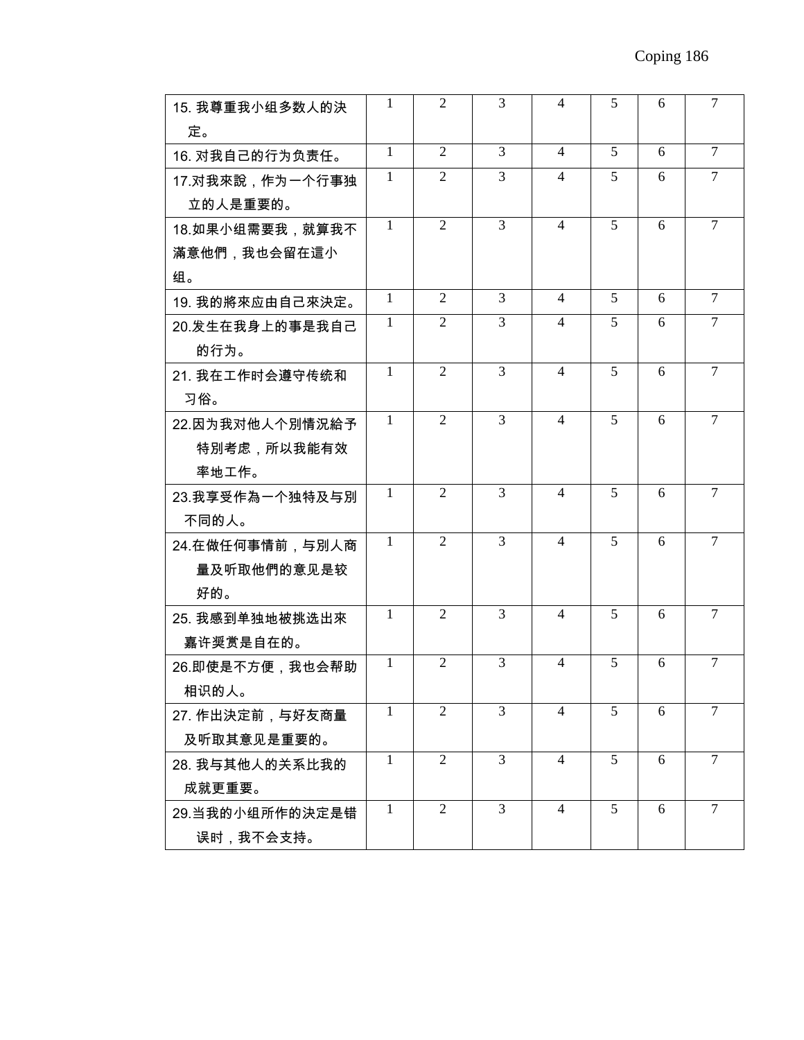| | | | | | | | |
|---|---|---|---|---|---|---|---|
| 15. 我尊重我小组多数人的决定。 | 1 | 2 | 3 | 4 | 5 | 6 | 7 |
| 16. 对我自己的行为负责任。 | 1 | 2 | 3 | 4 | 5 | 6 | 7 |
| 17.对我來說，作为一个行事独立的人是重要的。 | 1 | 2 | 3 | 4 | 5 | 6 | 7 |
| 18.如果小组需要我，就算我不满意他們，我也会留在這小组。 | 1 | 2 | 3 | 4 | 5 | 6 | 7 |
| 19. 我的將來应由自己來決定。 | 1 | 2 | 3 | 4 | 5 | 6 | 7 |
| 20.发生在我身上的事是我自己的行为。 | 1 | 2 | 3 | 4 | 5 | 6 | 7 |
| 21. 我在工作时会遵守传统和习俗。 | 1 | 2 | 3 | 4 | 5 | 6 | 7 |
| 22.因为我对他人个别情況給予特别考虑，所以我能有效率地工作。 | 1 | 2 | 3 | 4 | 5 | 6 | 7 |
| 23.我享受作為一个独特及与別不同的人。 | 1 | 2 | 3 | 4 | 5 | 6 | 7 |
| 24.在做任何事情前，与别人商量及听取他們的意见是较好的。 | 1 | 2 | 3 | 4 | 5 | 6 | 7 |
| 25. 我感到单独地被挑选出來嘉许奨赏是自在的。 | 1 | 2 | 3 | 4 | 5 | 6 | 7 |
| 26.即使是不方便，我也会帮助相识的人。 | 1 | 2 | 3 | 4 | 5 | 6 | 7 |
| 27. 作出决定前，与好友商量及听取其意见是重要的。 | 1 | 2 | 3 | 4 | 5 | 6 | 7 |
| 28. 我与其他人的关系比我的成就更重要。 | 1 | 2 | 3 | 4 | 5 | 6 | 7 |
| 29.当我的小组所作的决定是错误时，我不会支持。 | 1 | 2 | 3 | 4 | 5 | 6 | 7 |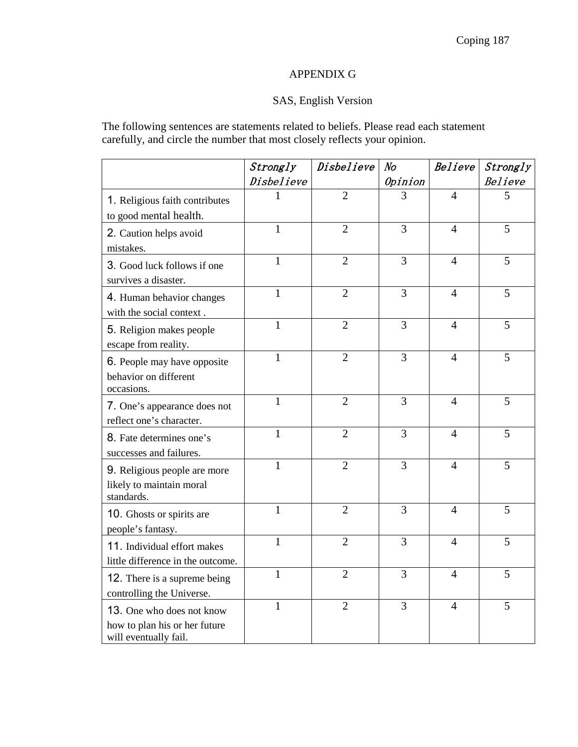# APPENDIX G

## SAS, English Version

The following sentences are statements related to beliefs. Please read each statement carefully, and circle the number that most closely reflects your opinion.

| | *Strongly Disbelieve* | *Disbelieve* | *No Opinion* | *Believe* | *Strongly Believe* |
|---|---|---|---|---|---|
| 1. Religious faith contributes to good mental health. | 1 | 2 | 3 | 4 | 5 |
| 2. Caution helps avoid mistakes. | 1 | 2 | 3 | 4 | 5 |
| 3. Good luck follows if one survives a disaster. | 1 | 2 | 3 | 4 | 5 |
| 4. Human behavior changes with the social context . | 1 | 2 | 3 | 4 | 5 |
| 5. Religion makes people escape from reality. | 1 | 2 | 3 | 4 | 5 |
| 6. People may have opposite behavior on different occasions. | 1 | 2 | 3 | 4 | 5 |
| 7. One's appearance does not reflect one's character. | 1 | 2 | 3 | 4 | 5 |
| 8. Fate determines one's successes and failures. | 1 | 2 | 3 | 4 | 5 |
| 9. Religious people are more likely to maintain moral standards. | 1 | 2 | 3 | 4 | 5 |
| 10. Ghosts or spirits are people's fantasy. | 1 | 2 | 3 | 4 | 5 |
| 11. Individual effort makes little difference in the outcome. | 1 | 2 | 3 | 4 | 5 |
| 12. There is a supreme being controlling the Universe. | 1 | 2 | 3 | 4 | 5 |
| 13. One who does not know how to plan his or her future will eventually fail. | 1 | 2 | 3 | 4 | 5 |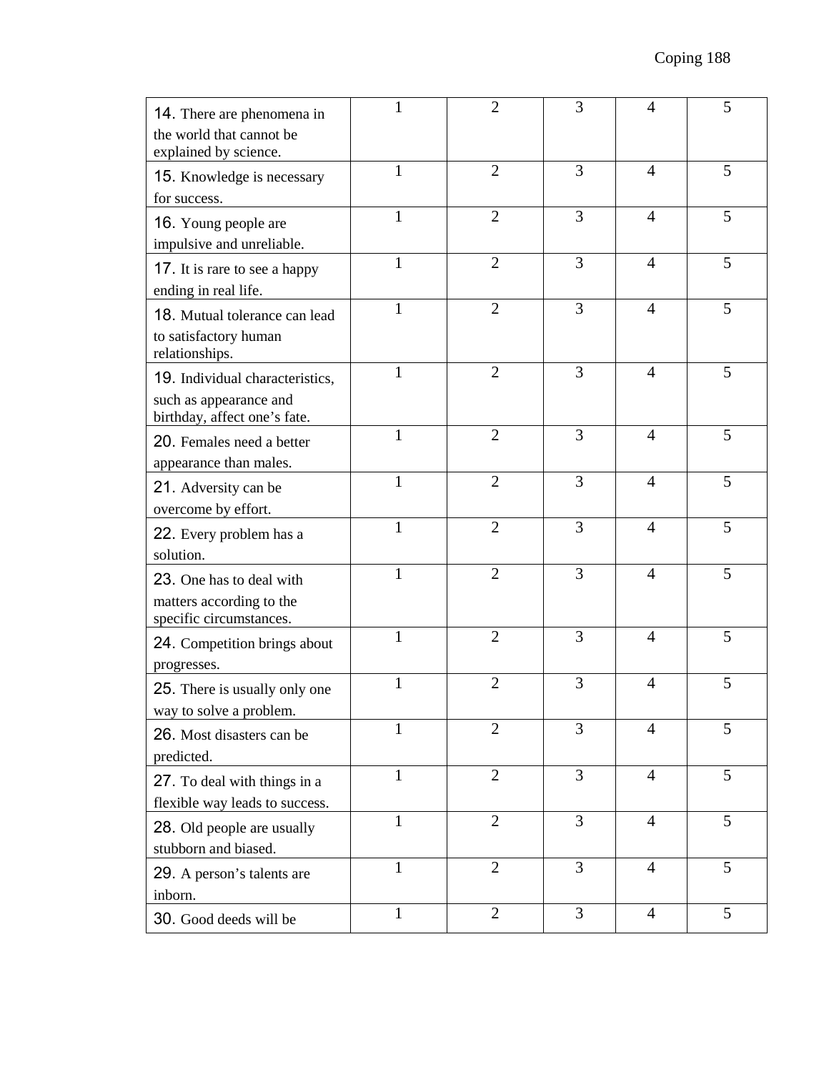| | | | | | |
|---|---|---|---|---|---|
| 14. There are phenomena in the world that cannot be explained by science. | 1 | 2 | 3 | 4 | 5 |
| 15. Knowledge is necessary for success. | 1 | 2 | 3 | 4 | 5 |
| 16. Young people are impulsive and unreliable. | 1 | 2 | 3 | 4 | 5 |
| 17. It is rare to see a happy ending in real life. | 1 | 2 | 3 | 4 | 5 |
| 18. Mutual tolerance can lead to satisfactory human relationships. | 1 | 2 | 3 | 4 | 5 |
| 19. Individual characteristics, such as appearance and birthday, affect one's fate. | 1 | 2 | 3 | 4 | 5 |
| 20. Females need a better appearance than males. | 1 | 2 | 3 | 4 | 5 |
| 21. Adversity can be overcome by effort. | 1 | 2 | 3 | 4 | 5 |
| 22. Every problem has a solution. | 1 | 2 | 3 | 4 | 5 |
| 23. One has to deal with matters according to the specific circumstances. | 1 | 2 | 3 | 4 | 5 |
| 24. Competition brings about progresses. | 1 | 2 | 3 | 4 | 5 |
| 25. There is usually only one way to solve a problem. | 1 | 2 | 3 | 4 | 5 |
| 26. Most disasters can be predicted. | 1 | 2 | 3 | 4 | 5 |
| 27. To deal with things in a flexible way leads to success. | 1 | 2 | 3 | 4 | 5 |
| 28. Old people are usually stubborn and biased. | 1 | 2 | 3 | 4 | 5 |
| 29. A person's talents are inborn. | 1 | 2 | 3 | 4 | 5 |
| 30. Good deeds will be | 1 | 2 | 3 | 4 | 5 |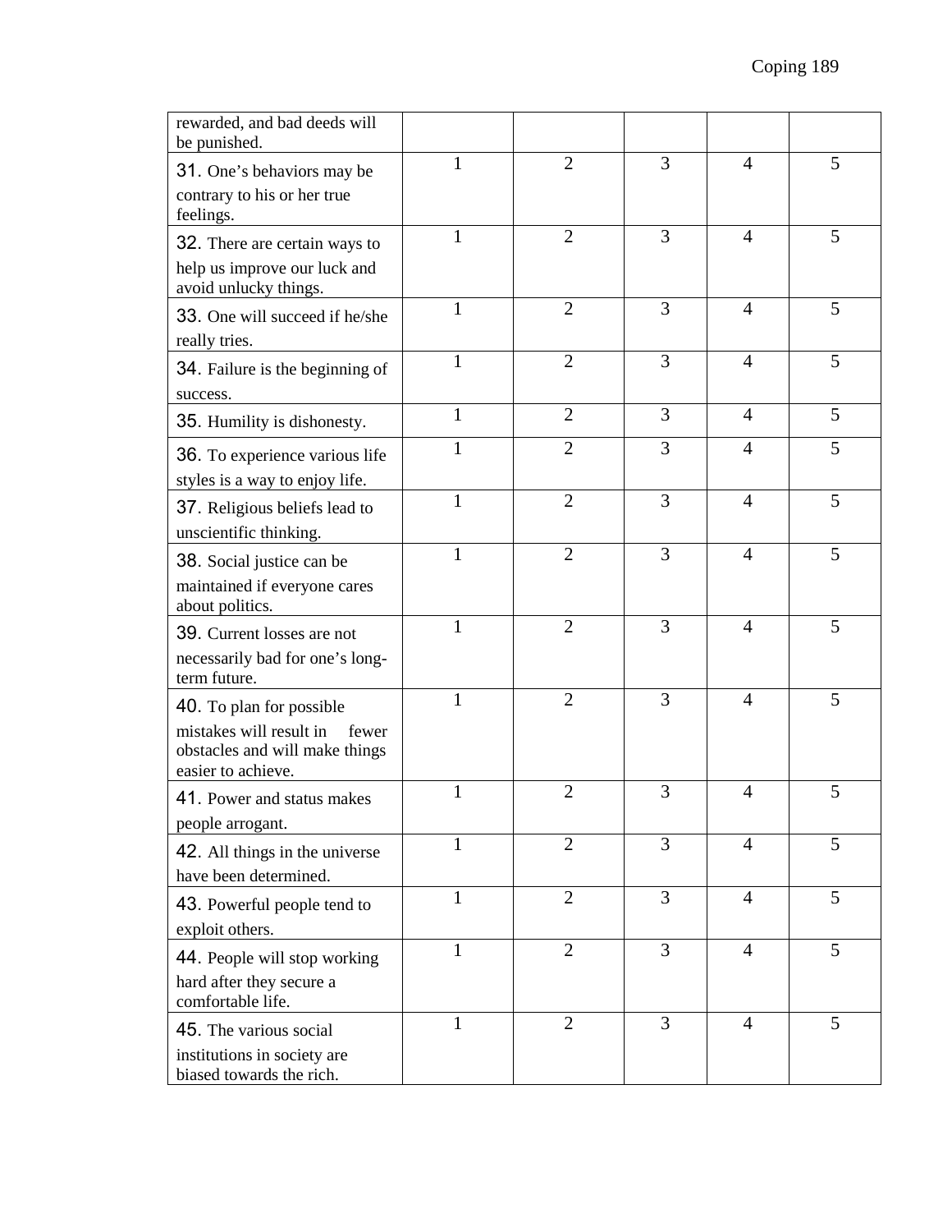| | | | | | |
|---|---|---|---|---|---|
| rewarded, and bad deeds will be punished. | | | | | |
| 31. One's behaviors may be contrary to his or her true feelings. | 1 | 2 | 3 | 4 | 5 |
| 32. There are certain ways to help us improve our luck and avoid unlucky things. | 1 | 2 | 3 | 4 | 5 |
| 33. One will succeed if he/she really tries. | 1 | 2 | 3 | 4 | 5 |
| 34. Failure is the beginning of success. | 1 | 2 | 3 | 4 | 5 |
| 35. Humility is dishonesty. | 1 | 2 | 3 | 4 | 5 |
| 36. To experience various life styles is a way to enjoy life. | 1 | 2 | 3 | 4 | 5 |
| 37. Religious beliefs lead to unscientific thinking. | 1 | 2 | 3 | 4 | 5 |
| 38. Social justice can be maintained if everyone cares about politics. | 1 | 2 | 3 | 4 | 5 |
| 39. Current losses are not necessarily bad for one's long-term future. | 1 | 2 | 3 | 4 | 5 |
| 40. To plan for possible mistakes will result in fewer obstacles and will make things easier to achieve. | 1 | 2 | 3 | 4 | 5 |
| 41. Power and status makes people arrogant. | 1 | 2 | 3 | 4 | 5 |
| 42. All things in the universe have been determined. | 1 | 2 | 3 | 4 | 5 |
| 43. Powerful people tend to exploit others. | 1 | 2 | 3 | 4 | 5 |
| 44. People will stop working hard after they secure a comfortable life. | 1 | 2 | 3 | 4 | 5 |
| 45. The various social institutions in society are biased towards the rich. | 1 | 2 | 3 | 4 | 5 |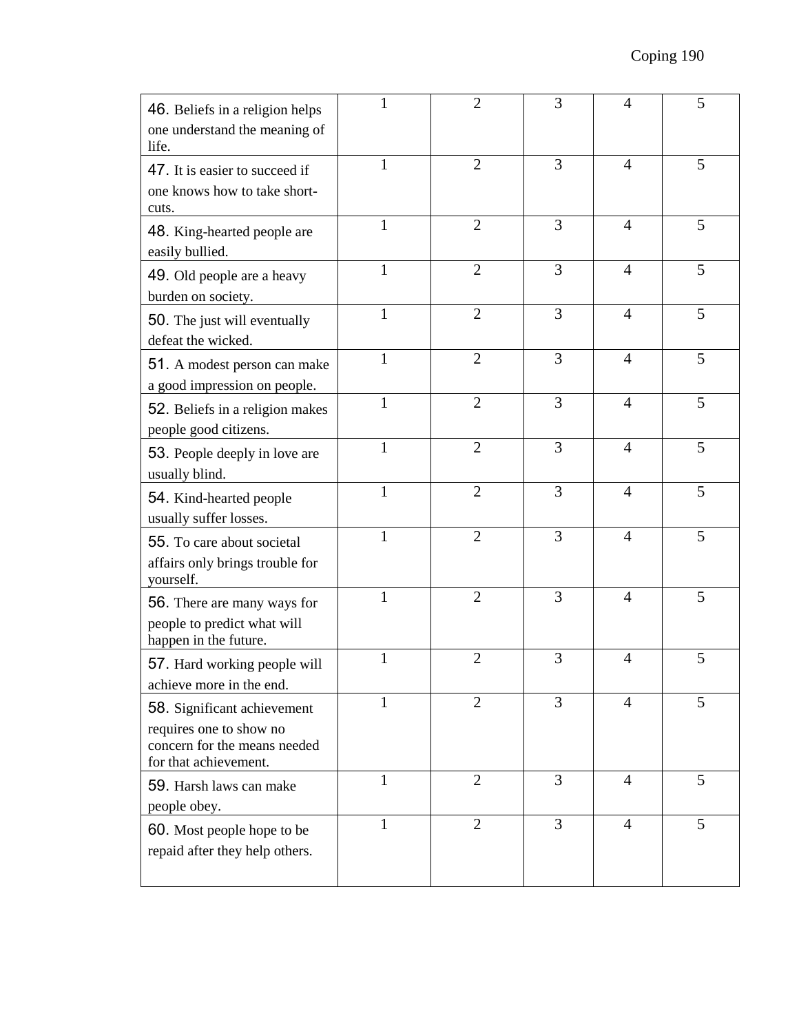| | | | | | |
|---|---|---|---|---|---|
| 46. Beliefs in a religion helps one understand the meaning of life. | 1 | 2 | 3 | 4 | 5 |
| 47. It is easier to succeed if one knows how to take short-cuts. | 1 | 2 | 3 | 4 | 5 |
| 48. King-hearted people are easily bullied. | 1 | 2 | 3 | 4 | 5 |
| 49. Old people are a heavy burden on society. | 1 | 2 | 3 | 4 | 5 |
| 50. The just will eventually defeat the wicked. | 1 | 2 | 3 | 4 | 5 |
| 51. A modest person can make a good impression on people. | 1 | 2 | 3 | 4 | 5 |
| 52. Beliefs in a religion makes people good citizens. | 1 | 2 | 3 | 4 | 5 |
| 53. People deeply in love are usually blind. | 1 | 2 | 3 | 4 | 5 |
| 54. Kind-hearted people usually suffer losses. | 1 | 2 | 3 | 4 | 5 |
| 55. To care about societal affairs only brings trouble for yourself. | 1 | 2 | 3 | 4 | 5 |
| 56. There are many ways for people to predict what will happen in the future. | 1 | 2 | 3 | 4 | 5 |
| 57. Hard working people will achieve more in the end. | 1 | 2 | 3 | 4 | 5 |
| 58. Significant achievement requires one to show no concern for the means needed for that achievement. | 1 | 2 | 3 | 4 | 5 |
| 59. Harsh laws can make people obey. | 1 | 2 | 3 | 4 | 5 |
| 60. Most people hope to be repaid after they help others. | 1 | 2 | 3 | 4 | 5 |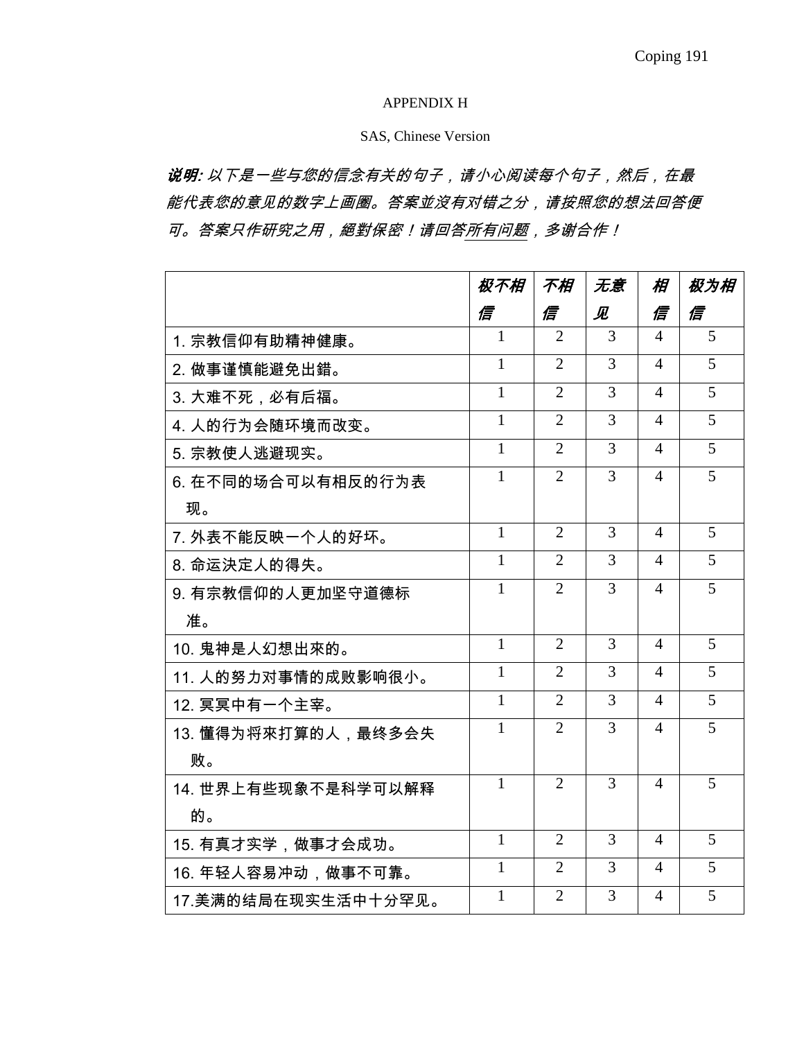APPENDIX H

SAS, Chinese Version

***说明:*** *以下是一些与您的信念有关的句子，请小心阅读每个句子，然后，在最能代表您的意见的数字上画圈。答案並沒有对错之分，请按照您的想法回答便可。答案只作研究之用，絕對保密！请回答所有问题，多谢合作！*

| | ***极不相信*** | ***不相信*** | ***无意见*** | ***相信*** | ***极为相信*** |
|---|---|---|---|---|---|
| 1. 宗教信仰有助精神健康。 | 1 | 2 | 3 | 4 | 5 |
| 2. 做事谨慎能避免出錯。 | 1 | 2 | 3 | 4 | 5 |
| 3. 大难不死，必有后福。 | 1 | 2 | 3 | 4 | 5 |
| 4. 人的行为会随环境而改变。 | 1 | 2 | 3 | 4 | 5 |
| 5. 宗教使人逃避现实。 | 1 | 2 | 3 | 4 | 5 |
| 6. 在不同的场合可以有相反的行为表现。 | 1 | 2 | 3 | 4 | 5 |
| 7. 外表不能反映一个人的好坏。 | 1 | 2 | 3 | 4 | 5 |
| 8. 命运决定人的得失。 | 1 | 2 | 3 | 4 | 5 |
| 9. 有宗教信仰的人更加坚守道德标准。 | 1 | 2 | 3 | 4 | 5 |
| 10. 鬼神是人幻想出來的。 | 1 | 2 | 3 | 4 | 5 |
| 11. 人的努力对事情的成败影响很小。 | 1 | 2 | 3 | 4 | 5 |
| 12. 冥冥中有一个主宰。 | 1 | 2 | 3 | 4 | 5 |
| 13. 懂得为将來打算的人，最终多会失败。 | 1 | 2 | 3 | 4 | 5 |
| 14. 世界上有些现象不是科学可以解释的。 | 1 | 2 | 3 | 4 | 5 |
| 15. 有真才实学，做事才会成功。 | 1 | 2 | 3 | 4 | 5 |
| 16. 年轻人容易冲动，做事不可靠。 | 1 | 2 | 3 | 4 | 5 |
| 17.美满的结局在现实生活中十分罕见。 | 1 | 2 | 3 | 4 | 5 |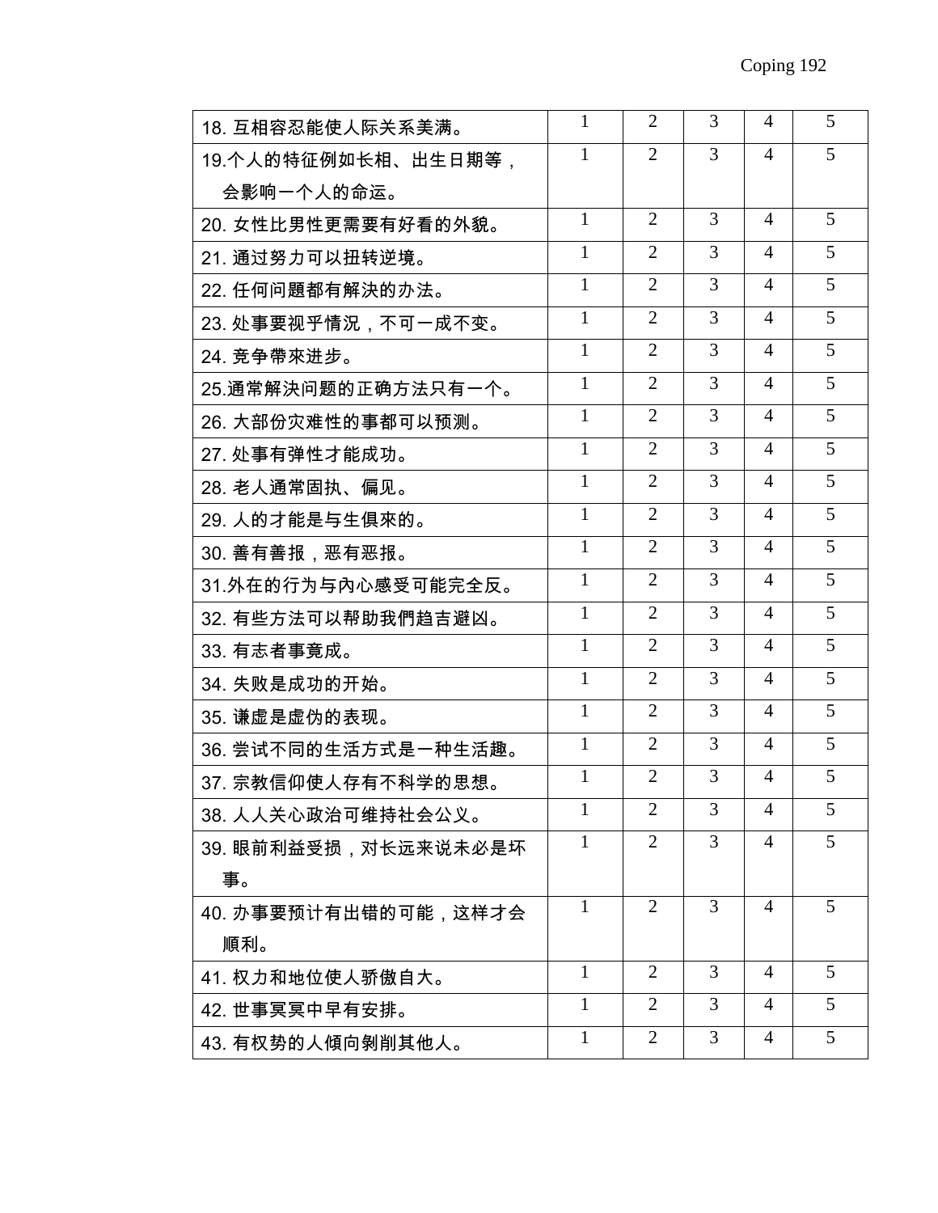| | | | | | |
|---|---|---|---|---|---|
| 18. 互相容忍能使人际关系美满。 | 1 | 2 | 3 | 4 | 5 |
| 19.个人的特征例如长相、出生日期等，会影响一个人的命运。 | 1 | 2 | 3 | 4 | 5 |
| 20. 女性比男性更需要有好看的外貌。 | 1 | 2 | 3 | 4 | 5 |
| 21. 通过努力可以扭转逆境。 | 1 | 2 | 3 | 4 | 5 |
| 22. 任何问题都有解決的办法。 | 1 | 2 | 3 | 4 | 5 |
| 23. 处事要视乎情况，不可一成不变。 | 1 | 2 | 3 | 4 | 5 |
| 24. 竞争帶來进步。 | 1 | 2 | 3 | 4 | 5 |
| 25.通常解決问题的正确方法只有一个。 | 1 | 2 | 3 | 4 | 5 |
| 26. 大部份灾难性的事都可以预测。 | 1 | 2 | 3 | 4 | 5 |
| 27. 处事有弹性才能成功。 | 1 | 2 | 3 | 4 | 5 |
| 28. 老人通常固执、偏见。 | 1 | 2 | 3 | 4 | 5 |
| 29. 人的才能是与生俱來的。 | 1 | 2 | 3 | 4 | 5 |
| 30. 善有善报，恶有恶报。 | 1 | 2 | 3 | 4 | 5 |
| 31.外在的行为与內心感受可能完全反。 | 1 | 2 | 3 | 4 | 5 |
| 32. 有些方法可以帮助我們趋吉避凶。 | 1 | 2 | 3 | 4 | 5 |
| 33. 有志者事竟成。 | 1 | 2 | 3 | 4 | 5 |
| 34. 失败是成功的开始。 | 1 | 2 | 3 | 4 | 5 |
| 35. 谦虚是虚伪的表现。 | 1 | 2 | 3 | 4 | 5 |
| 36. 尝试不同的生活方式是一种生活趣。 | 1 | 2 | 3 | 4 | 5 |
| 37. 宗教信仰使人存有不科学的思想。 | 1 | 2 | 3 | 4 | 5 |
| 38. 人人关心政治可维持社会公义。 | 1 | 2 | 3 | 4 | 5 |
| 39. 眼前利益受损，对长远来说未必是坏事。 | 1 | 2 | 3 | 4 | 5 |
| 40. 办事要预计有出错的可能，这样才会顺利。 | 1 | 2 | 3 | 4 | 5 |
| 41. 权力和地位使人骄傲自大。 | 1 | 2 | 3 | 4 | 5 |
| 42. 世事冥冥中早有安排。 | 1 | 2 | 3 | 4 | 5 |
| 43. 有权势的人倾向剝削其他人。 | 1 | 2 | 3 | 4 | 5 |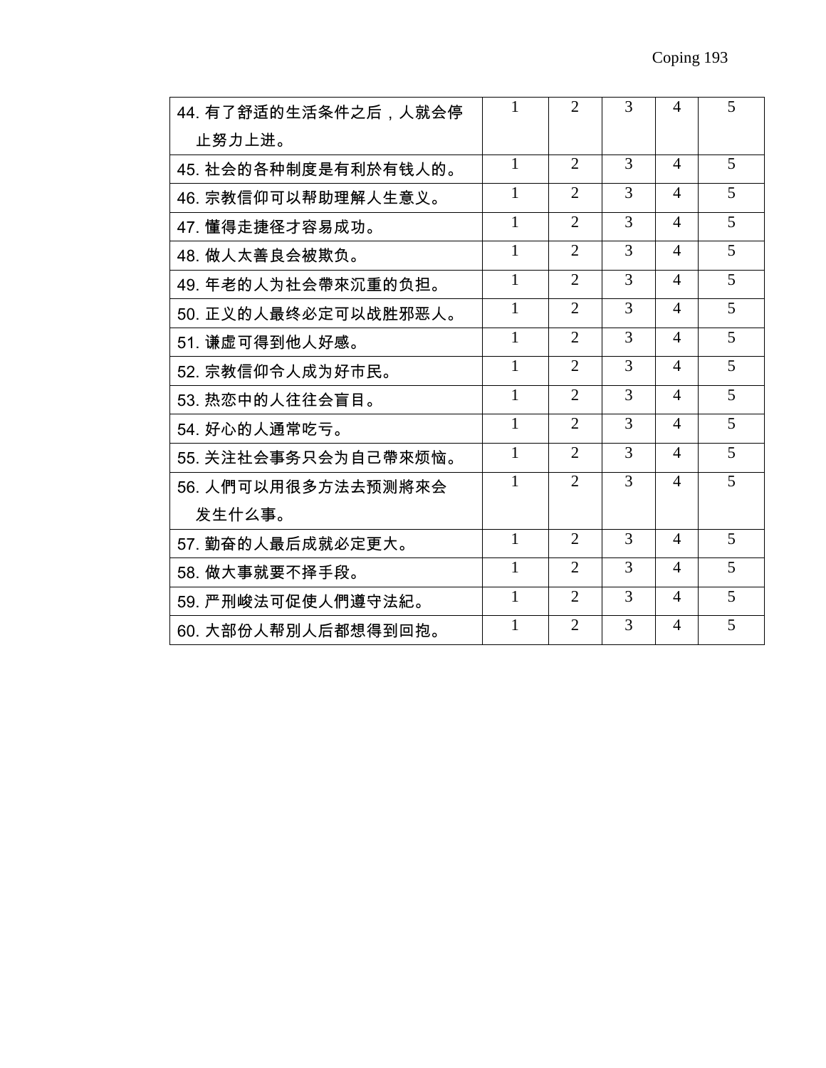| 44. 有了舒适的生活条件之后，人就会停止努力上进。 | 1 | 2 | 3 | 4 | 5 |
|---|---|---|---|---|---|
| 45. 社会的各种制度是有利於有钱人的。 | 1 | 2 | 3 | 4 | 5 |
| 46. 宗教信仰可以帮助理解人生意义。 | 1 | 2 | 3 | 4 | 5 |
| 47. 懂得走捷径才容易成功。 | 1 | 2 | 3 | 4 | 5 |
| 48. 做人太善良会被欺负。 | 1 | 2 | 3 | 4 | 5 |
| 49. 年老的人为社会帶來沉重的负担。 | 1 | 2 | 3 | 4 | 5 |
| 50. 正义的人最终必定可以战胜邪恶人。 | 1 | 2 | 3 | 4 | 5 |
| 51. 谦虚可得到他人好感。 | 1 | 2 | 3 | 4 | 5 |
| 52. 宗教信仰令人成为好市民。 | 1 | 2 | 3 | 4 | 5 |
| 53. 热恋中的人往往会盲目。 | 1 | 2 | 3 | 4 | 5 |
| 54. 好心的人通常吃亏。 | 1 | 2 | 3 | 4 | 5 |
| 55. 关注社会事务只会为自己帶來烦恼。 | 1 | 2 | 3 | 4 | 5 |
| 56. 人們可以用很多方法去预测將來会发生什么事。 | 1 | 2 | 3 | 4 | 5 |
| 57. 勤奋的人最后成就必定更大。 | 1 | 2 | 3 | 4 | 5 |
| 58. 做大事就要不择手段。 | 1 | 2 | 3 | 4 | 5 |
| 59. 严刑峻法可促使人們遵守法紀。 | 1 | 2 | 3 | 4 | 5 |
| 60. 大部份人帮别人后都想得到回抱。 | 1 | 2 | 3 | 4 | 5 |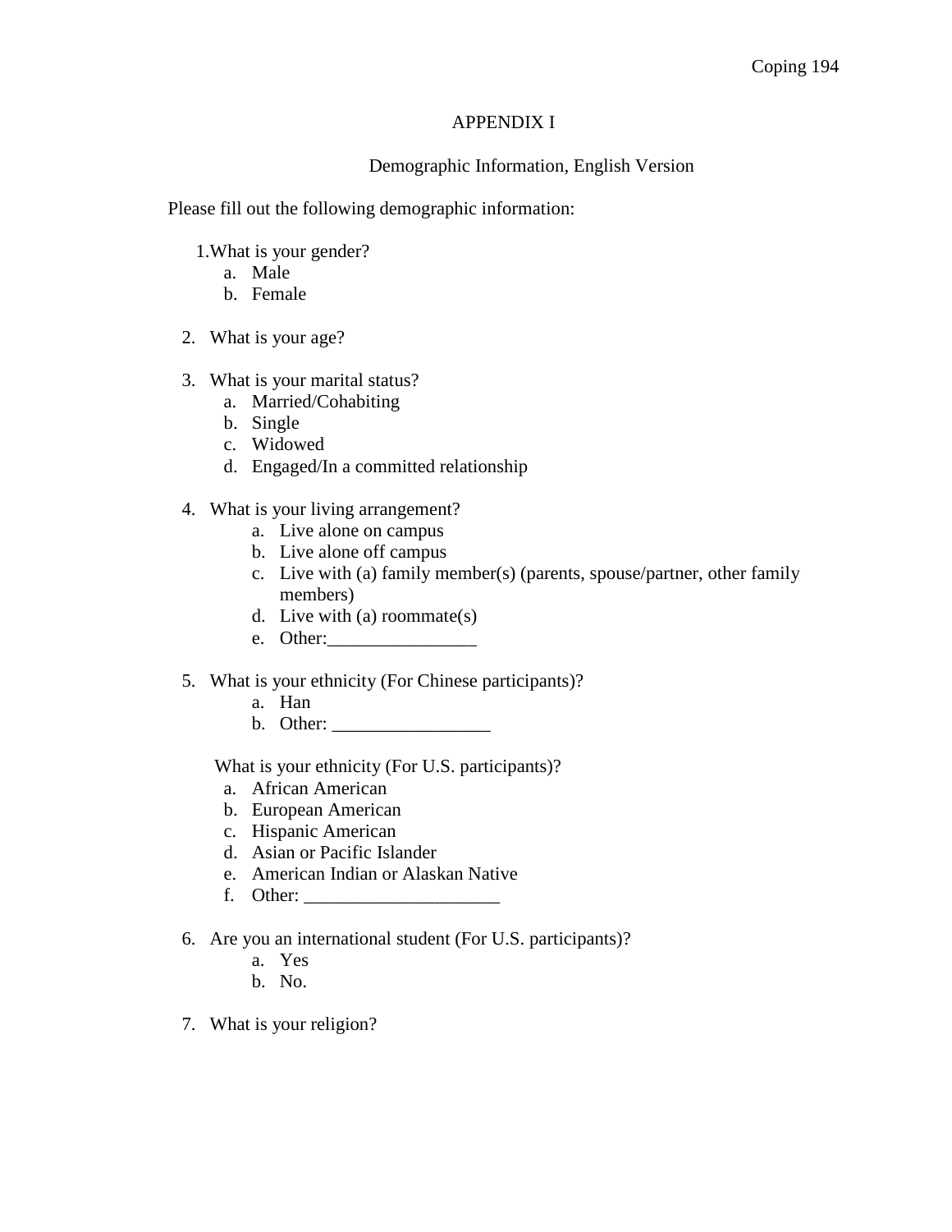# APPENDIX I

## Demographic Information, English Version

Please fill out the following demographic information:

1. What is your gender?
   a. Male
   b. Female

2. What is your age?

3. What is your marital status?
   a. Married/Cohabiting
   b. Single
   c. Widowed
   d. Engaged/In a committed relationship

4. What is your living arrangement?
   a. Live alone on campus
   b. Live alone off campus
   c. Live with (a) family member(s) (parents, spouse/partner, other family members)
   d. Live with (a) roommate(s)
   e. Other:________________

5. What is your ethnicity (For Chinese participants)?
   a. Han
   b. Other: _________________

   What is your ethnicity (For U.S. participants)?
   a. African American
   b. European American
   c. Hispanic American
   d. Asian or Pacific Islander
   e. American Indian or Alaskan Native
   f. Other: _____________________

6. Are you an international student (For U.S. participants)?
   a. Yes
   b. No.

7. What is your religion?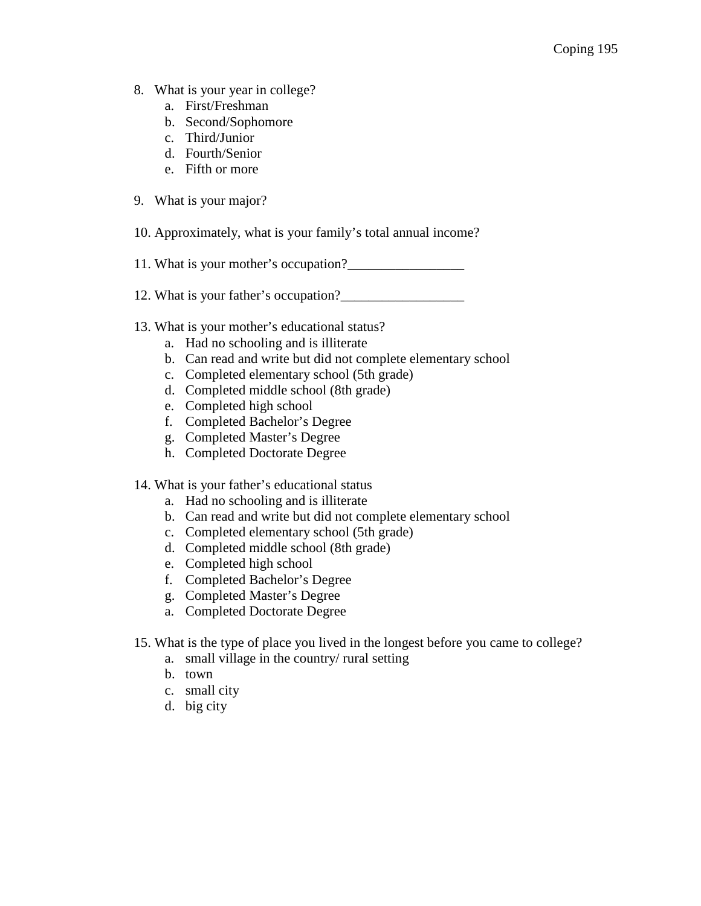8. What is your year in college?
   a. First/Freshman
   b. Second/Sophomore
   c. Third/Junior
   d. Fourth/Senior
   e. Fifth or more

9. What is your major?

10. Approximately, what is your family's total annual income?

11. What is your mother's occupation?_________________

12. What is your father's occupation?__________________

13. What is your mother's educational status?
    a. Had no schooling and is illiterate
    b. Can read and write but did not complete elementary school
    c. Completed elementary school (5th grade)
    d. Completed middle school (8th grade)
    e. Completed high school
    f. Completed Bachelor's Degree
    g. Completed Master's Degree
    h. Completed Doctorate Degree

14. What is your father's educational status
    a. Had no schooling and is illiterate
    b. Can read and write but did not complete elementary school
    c. Completed elementary school (5th grade)
    d. Completed middle school (8th grade)
    e. Completed high school
    f. Completed Bachelor's Degree
    g. Completed Master's Degree
    a. Completed Doctorate Degree

15. What is the type of place you lived in the longest before you came to college?
    a. small village in the country/ rural setting
    b. town
    c. small city
    d. big city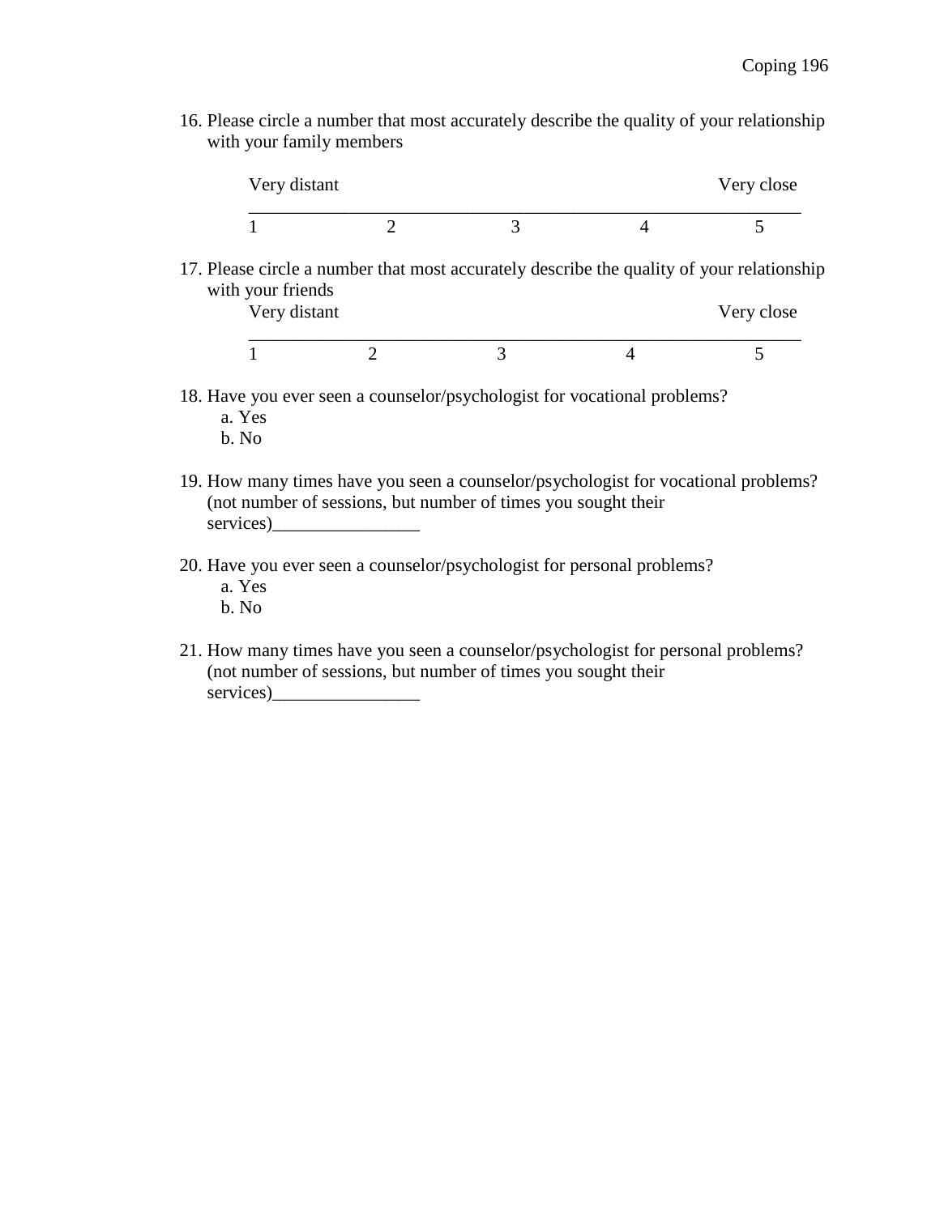16. Please circle a number that most accurately describe the quality of your relationship with your family members

| Very distant | | | | Very close |
|---|---|---|---|---|
| 1 | 2 | 3 | 4 | 5 |

17. Please circle a number that most accurately describe the quality of your relationship with your friends

| Very distant | | | | Very close |
|---|---|---|---|---|
| 1 | 2 | 3 | 4 | 5 |

18. Have you ever seen a counselor/psychologist for vocational problems?
    a. Yes
    b. No

19. How many times have you seen a counselor/psychologist for vocational problems? (not number of sessions, but number of times you sought their services)________________

20. Have you ever seen a counselor/psychologist for personal problems?
    a. Yes
    b. No

21. How many times have you seen a counselor/psychologist for personal problems? (not number of sessions, but number of times you sought their services)________________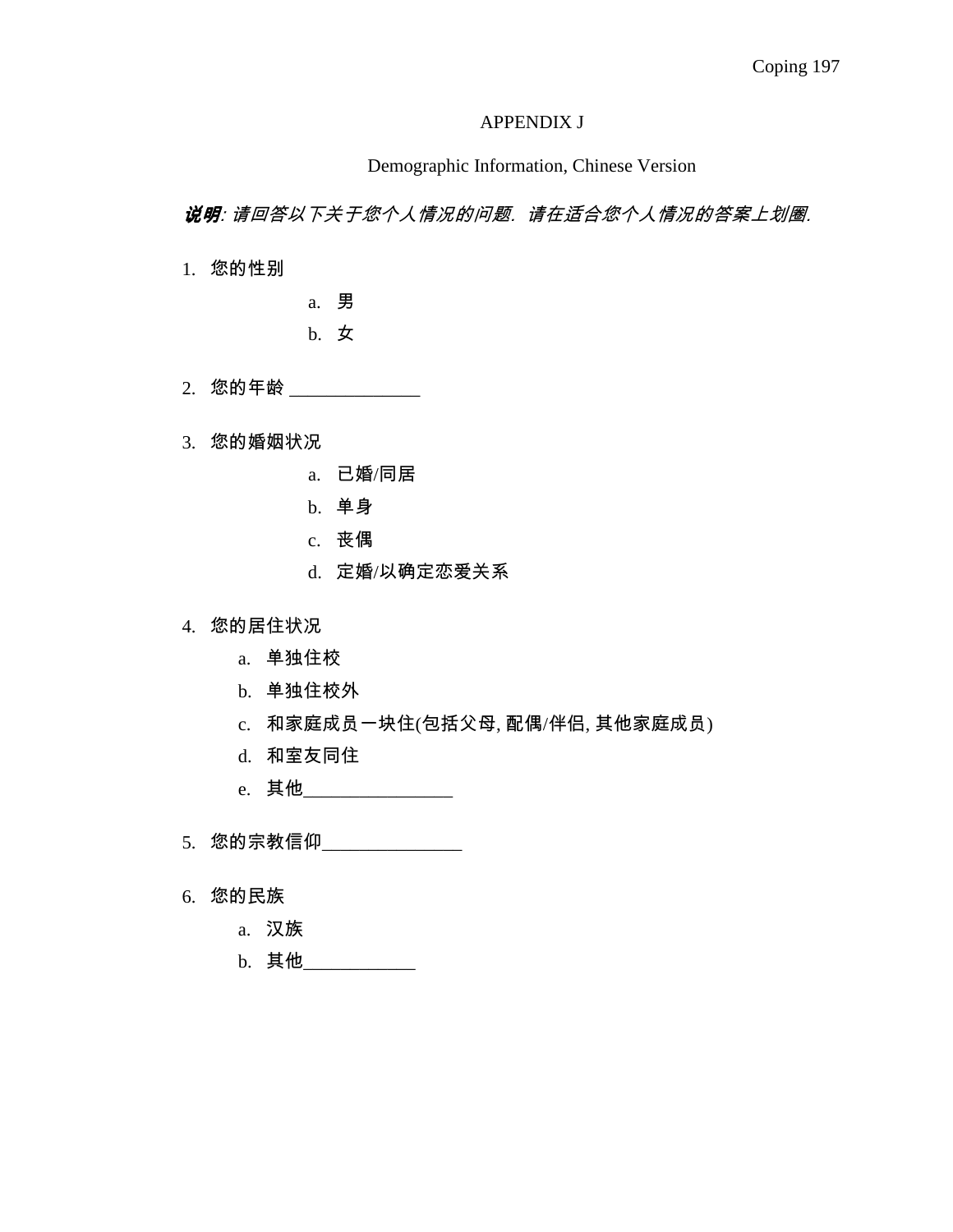# APPENDIX J

## Demographic Information, Chinese Version

***说明**: 请回答以下关于您个人情况的问题. 请在适合您个人情况的答案上划圈.*

1. 您的性别
   a. 男
   b. 女

2. 您的年龄 _____________

3. 您的婚姻状况
   a. 已婚/同居
   b. 单身
   c. 丧偶
   d. 定婚/以确定恋爱关系

4. 您的居住状况
   a. 单独住校
   b. 单独住校外
   c. 和家庭成员一块住(包括父母, 配偶/伴侣, 其他家庭成员)
   d. 和室友同住
   e. 其他_______________

5. 您的宗教信仰_______________

6. 您的民族
   a. 汉族
   b. 其他____________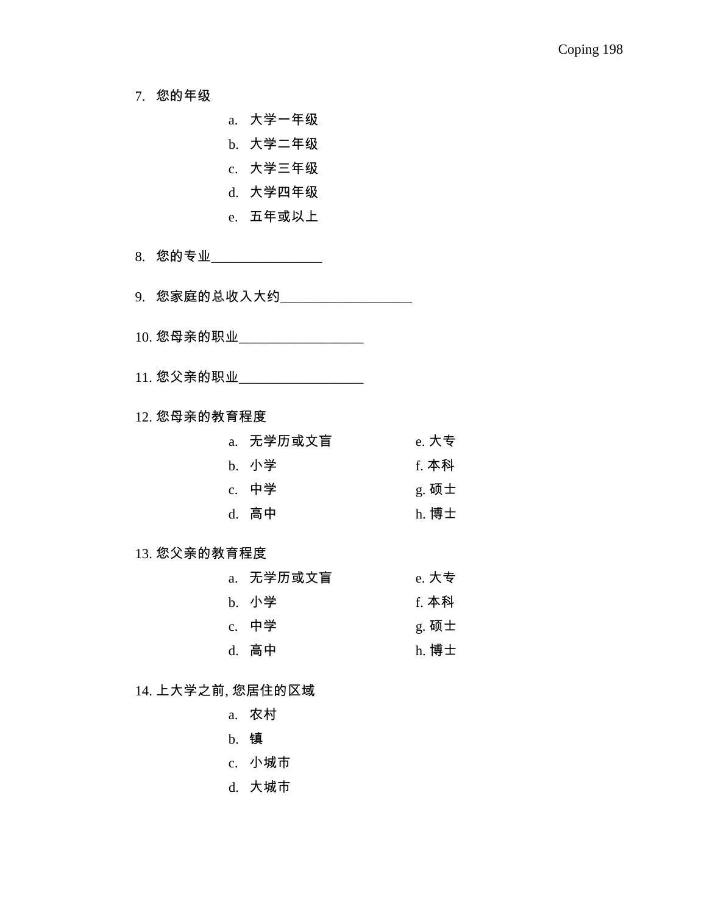7. 您的年级

   a. 大学一年级
   b. 大学二年级
   c. 大学三年级
   d. 大学四年级
   e. 五年或以上

8. 您的专业________________

9. 您家庭的总收入大约___________________

10. 您母亲的职业__________________

11. 您父亲的职业__________________

12. 您母亲的教育程度

   a. 无学历或文盲
   b. 小学
   c. 中学
   d. 高中
   e. 大专
   f. 本科
   g. 硕士
   h. 博士

13. 您父亲的教育程度

   a. 无学历或文盲
   b. 小学
   c. 中学
   d. 高中
   e. 大专
   f. 本科
   g. 硕士
   h. 博士

14. 上大学之前, 您居住的区域

   a. 农村
   b. 镇
   c. 小城市
   d. 大城市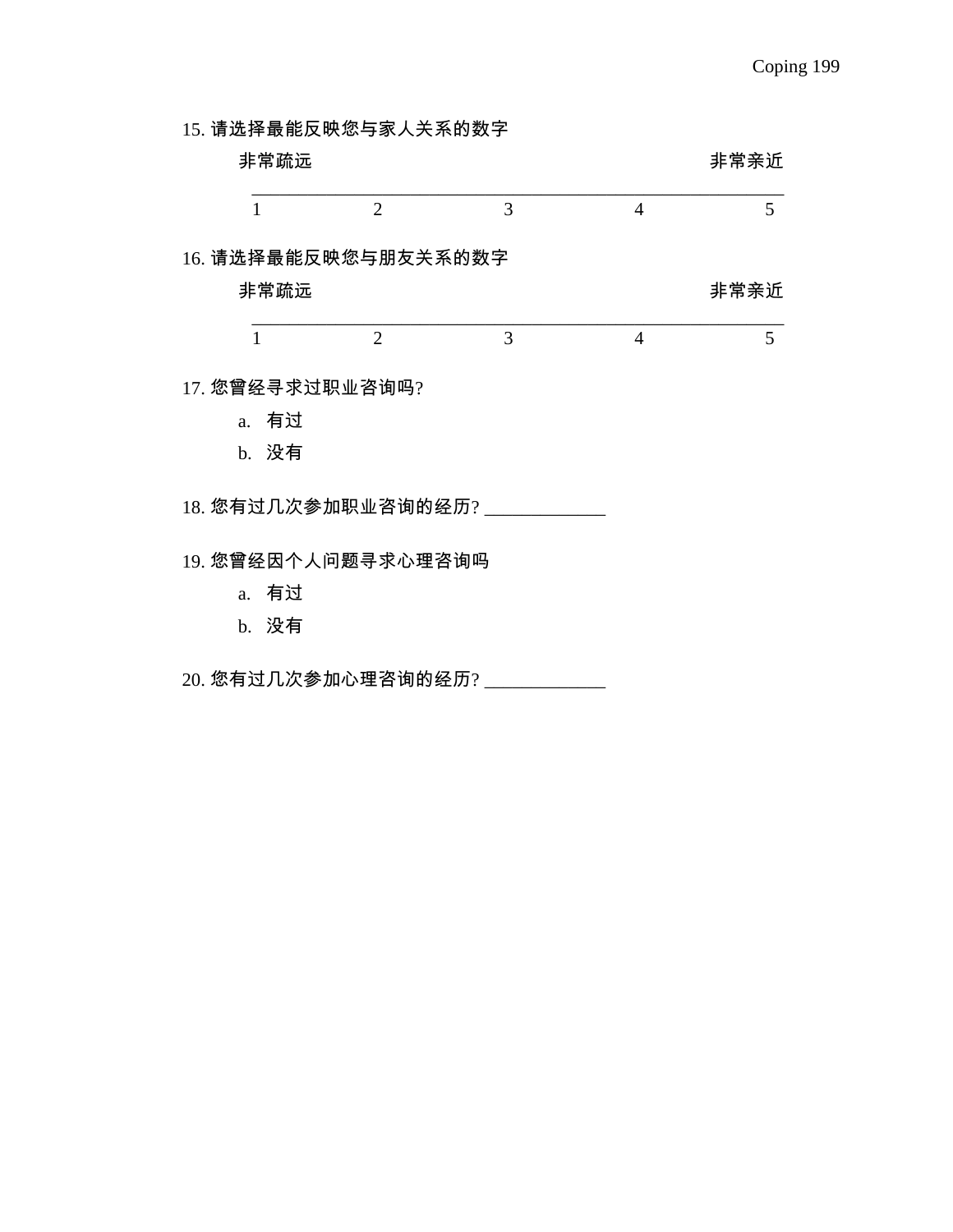15. 请选择最能反映您与家人关系的数字

非常疏远　　　　　　　　　　　　　　　　　　　　非常亲近

| 1 | 2 | 3 | 4 | 5 |
|---|---|---|---|---|

16. 请选择最能反映您与朋友关系的数字

非常疏远　　　　　　　　　　　　　　　　　　　　非常亲近

| 1 | 2 | 3 | 4 | 5 |
|---|---|---|---|---|

17. 您曾经寻求过职业咨询吗?

    a. 有过
    b. 没有

18. 您有过几次参加职业咨询的经历? _____________

19. 您曾经因个人问题寻求心理咨询吗

    a. 有过
    b. 没有

20. 您有过几次参加心理咨询的经历? _____________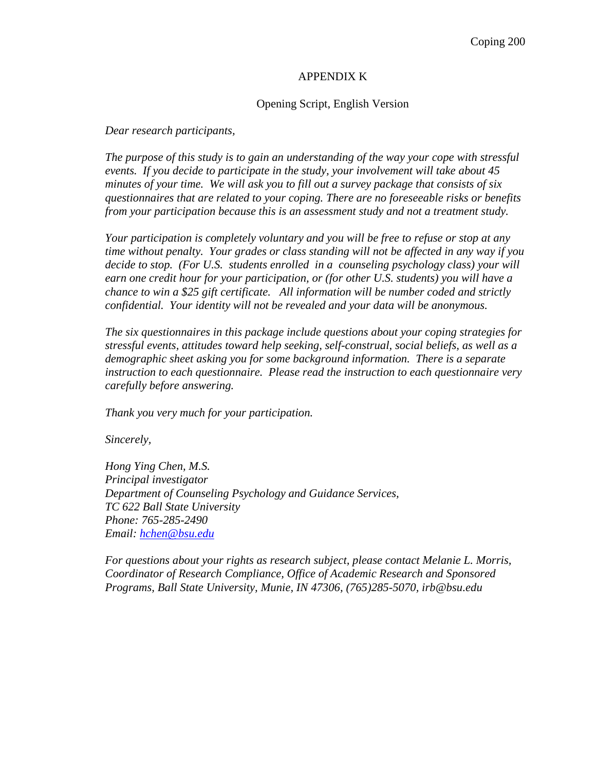# APPENDIX K

## Opening Script, English Version

*Dear research participants,*

*The purpose of this study is to gain an understanding of the way your cope with stressful events. If you decide to participate in the study, your involvement will take about 45 minutes of your time. We will ask you to fill out a survey package that consists of six questionnaires that are related to your coping. There are no foreseeable risks or benefits from your participation because this is an assessment study and not a treatment study.*

*Your participation is completely voluntary and you will be free to refuse or stop at any time without penalty. Your grades or class standing will not be affected in any way if you decide to stop. (For U.S. students enrolled in a counseling psychology class) your will earn one credit hour for your participation, or (for other U.S. students) you will have a chance to win a $25 gift certificate. All information will be number coded and strictly confidential. Your identity will not be revealed and your data will be anonymous.*

*The six questionnaires in this package include questions about your coping strategies for stressful events, attitudes toward help seeking, self-construal, social beliefs, as well as a demographic sheet asking you for some background information. There is a separate instruction to each questionnaire. Please read the instruction to each questionnaire very carefully before answering.*

*Thank you very much for your participation.*

*Sincerely,*

*Hong Ying Chen, M.S.*
*Principal investigator*
*Department of Counseling Psychology and Guidance Services,*
*TC 622 Ball State University*
*Phone: 765-285-2490*
*Email: hchen@bsu.edu*

*For questions about your rights as research subject, please contact Melanie L. Morris, Coordinator of Research Compliance, Office of Academic Research and Sponsored Programs, Ball State University, Munie, IN 47306, (765)285-5070, irb@bsu.edu*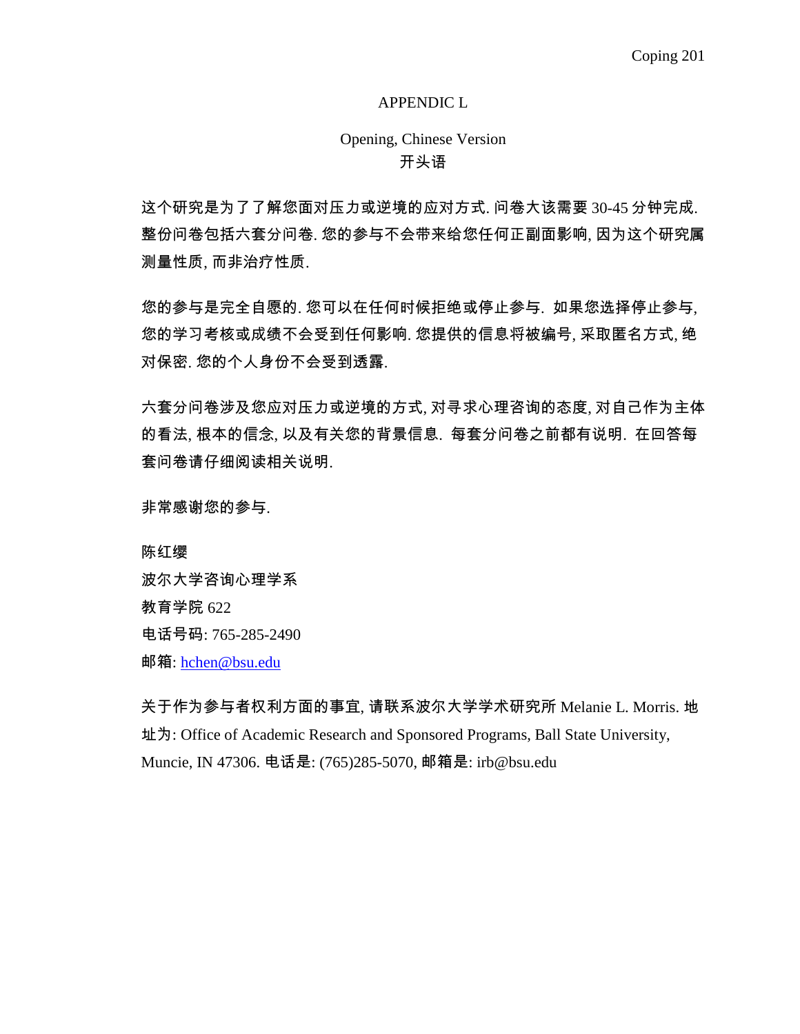# APPENDIC L

## Opening, Chinese Version
## 开头语

这个研究是为了了解您面对压力或逆境的应对方式. 问卷大该需要 30-45 分钟完成. 整份问卷包括六套分问卷. 您的参与不会带来给您任何正副面影响, 因为这个研究属测量性质, 而非治疗性质.

您的参与是完全自愿的. 您可以在任何时候拒绝或停止参与. 如果您选择停止参与, 您的学习考核或成绩不会受到任何影响. 您提供的信息将被编号, 采取匿名方式, 绝对保密. 您的个人身份不会受到透露.

六套分问卷涉及您应对压力或逆境的方式, 对寻求心理咨询的态度, 对自己作为主体的看法, 根本的信念, 以及有关您的背景信息. 每套分问卷之前都有说明. 在回答每套问卷请仔细阅读相关说明.

非常感谢您的参与.

陈红缨
波尔大学咨询心理学系
教育学院 622
电话号码: 765-285-2490
邮箱: hchen@bsu.edu

关于作为参与者权利方面的事宜, 请联系波尔大学学术研究所 Melanie L. Morris. 地址为: Office of Academic Research and Sponsored Programs, Ball State University, Muncie, IN 47306. 电话是: (765)285-5070, 邮箱是: irb@bsu.edu